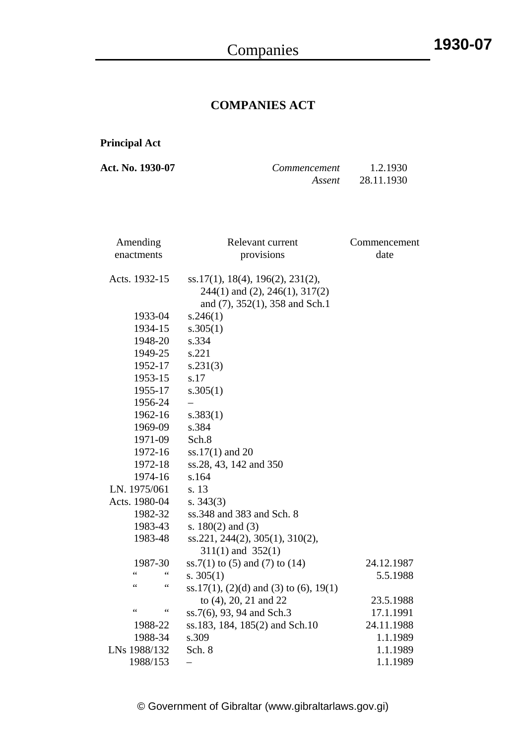# COMPANIES ACT

**Principal Act**

| | | |
|---|---|---|
| **Act. No. 1930-07** | *Commencement* | 1.2.1930 |
| | *Assent* | 28.11.1930 |

| Amending enactments | Relevant current provisions | Commencement date |
|---|---|---|
| Acts. 1932-15 | ss.17(1), 18(4), 196(2), 231(2), 244(1) and (2), 246(1), 317(2) and (7), 352(1), 358 and Sch.1 | |
| 1933-04 | s.246(1) | |
| 1934-15 | s.305(1) | |
| 1948-20 | s.334 | |
| 1949-25 | s.221 | |
| 1952-17 | s.231(3) | |
| 1953-15 | s.17 | |
| 1955-17 | s.305(1) | |
| 1956-24 | – | |
| 1962-16 | s.383(1) | |
| 1969-09 | s.384 | |
| 1971-09 | Sch.8 | |
| 1972-16 | ss.17(1) and 20 | |
| 1972-18 | ss.28, 43, 142 and 350 | |
| 1974-16 | s.164 | |
| LN. 1975/061 | s. 13 | |
| Acts. 1980-04 | s. 343(3) | |
| 1982-32 | ss.348 and 383 and Sch. 8 | |
| 1983-43 | s. 180(2) and (3) | |
| 1983-48 | ss.221, 244(2), 305(1), 310(2), 311(1) and 352(1) | |
| 1987-30 | ss.7(1) to (5) and (7) to (14) | 24.12.1987 |
| " " | s. 305(1) | 5.5.1988 |
| " " | ss.17(1), (2)(d) and (3) to (6), 19(1) to (4), 20, 21 and 22 | 23.5.1988 |
| " " | ss.7(6), 93, 94 and Sch.3 | 17.1.1991 |
| 1988-22 | ss.183, 184, 185(2) and Sch.10 | 24.11.1988 |
| 1988-34 | s.309 | 1.1.1989 |
| LNs 1988/132 | Sch. 8 | 1.1.1989 |
| 1988/153 | – | 1.1.1989 |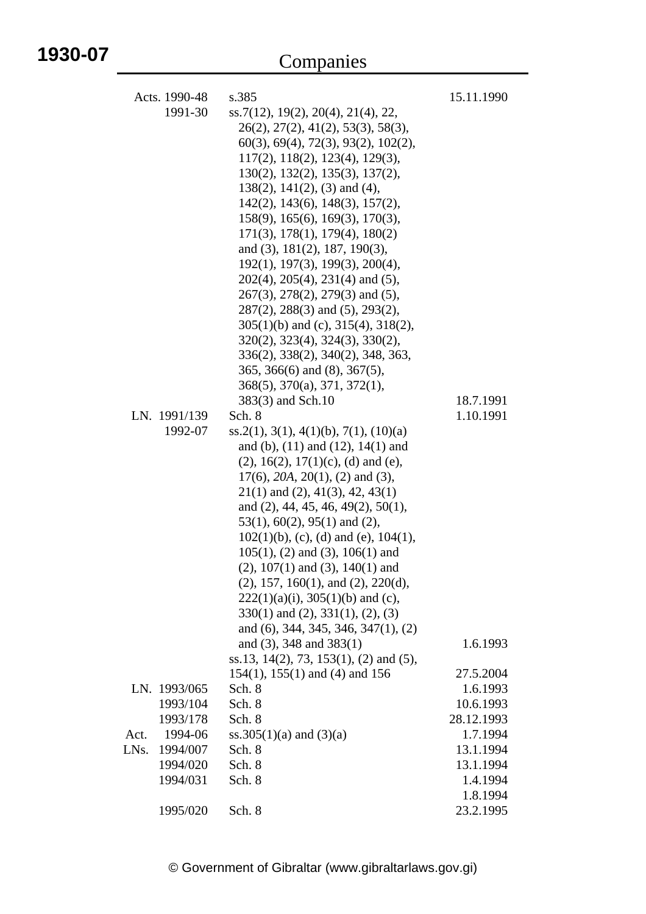| | | | |
|---|---|---|---|
| Acts. | 1990-48 | s.385 | 15.11.1990 |
| | 1991-30 | ss.7(12), 19(2), 20(4), 21(4), 22, 26(2), 27(2), 41(2), 53(3), 58(3), 60(3), 69(4), 72(3), 93(2), 102(2), 117(2), 118(2), 123(4), 129(3), 130(2), 132(2), 135(3), 137(2), 138(2), 141(2), (3) and (4), 142(2), 143(6), 148(3), 157(2), 158(9), 165(6), 169(3), 170(3), 171(3), 178(1), 179(4), 180(2) and (3), 181(2), 187, 190(3), 192(1), 197(3), 199(3), 200(4), 202(4), 205(4), 231(4) and (5), 267(3), 278(2), 279(3) and (5), 287(2), 288(3) and (5), 293(2), 305(1)(b) and (c), 315(4), 318(2), 320(2), 323(4), 324(3), 330(2), 336(2), 338(2), 340(2), 348, 363, 365, 366(6) and (8), 367(5), 368(5), 370(a), 371, 372(1), 383(3) and Sch.10 | 18.7.1991 |
| LN. | 1991/139 | Sch. 8 | 1.10.1991 |
| | 1992-07 | ss.2(1), 3(1), 4(1)(b), 7(1), (10)(a) and (b), (11) and (12), 14(1) and (2), 16(2), 17(1)(c), (d) and (e), 17(6), *20A*, 20(1), (2) and (3), 21(1) and (2), 41(3), 42, 43(1) and (2), 44, 45, 46, 49(2), 50(1), 53(1), 60(2), 95(1) and (2), 102(1)(b), (c), (d) and (e), 104(1), 105(1), (2) and (3), 106(1) and (2), 107(1) and (3), 140(1) and (2), 157, 160(1), and (2), 220(d), 222(1)(a)(i), 305(1)(b) and (c), 330(1) and (2), 331(1), (2), (3) and (6), 344, 345, 346, 347(1), (2) and (3), 348 and 383(1) | 1.6.1993 |
| | | ss.13, 14(2), 73, 153(1), (2) and (5), 154(1), 155(1) and (4) and 156 | 27.5.2004 |
| LN. | 1993/065 | Sch. 8 | 1.6.1993 |
| | 1993/104 | Sch. 8 | 10.6.1993 |
| | 1993/178 | Sch. 8 | 28.12.1993 |
| Act. | 1994-06 | ss.305(1)(a) and (3)(a) | 1.7.1994 |
| LNs. | 1994/007 | Sch. 8 | 13.1.1994 |
| | 1994/020 | Sch. 8 | 13.1.1994 |
| | 1994/031 | Sch. 8 | 1.4.1994<br>1.8.1994 |
| | 1995/020 | Sch. 8 | 23.2.1995 |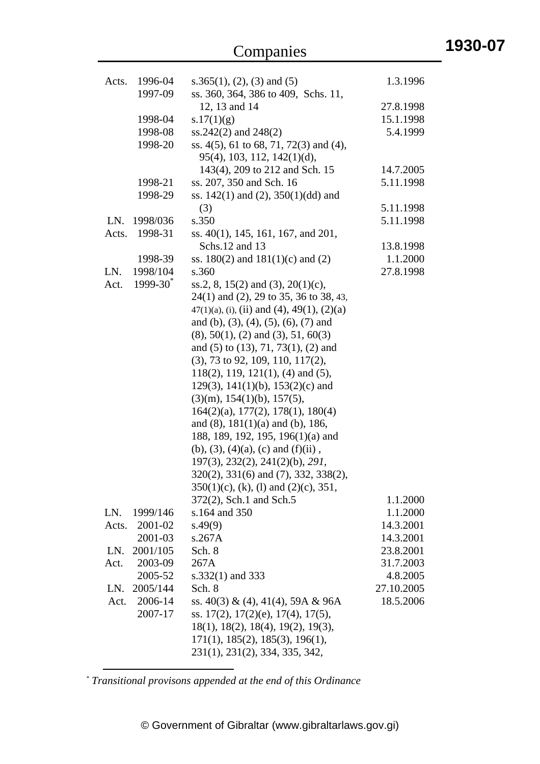| | | | |
|---|---|---|---|
| Acts. | 1996-04 | s.365(1), (2), (3) and (5) | 1.3.1996 |
| | 1997-09 | ss. 360, 364, 386 to 409, Schs. 11, 12, 13 and 14 | 27.8.1998 |
| | 1998-04 | s.17(1)(g) | 15.1.1998 |
| | 1998-08 | ss.242(2) and 248(2) | 5.4.1999 |
| | 1998-20 | ss. 4(5), 61 to 68, 71, 72(3) and (4), 95(4), 103, 112, 142(1)(d), 143(4), 209 to 212 and Sch. 15 | 14.7.2005 |
| | 1998-21 | ss. 207, 350 and Sch. 16 | 5.11.1998 |
| | 1998-29 | ss. 142(1) and (2), 350(1)(dd) and (3) | 5.11.1998 |
| LN. | 1998/036 | s.350 | 5.11.1998 |
| Acts. | 1998-31 | ss. 40(1), 145, 161, 167, and 201, Schs.12 and 13 | 13.8.1998 |
| | 1998-39 | ss. 180(2) and 181(1)(c) and (2) | 1.1.2000 |
| LN. | 1998/104 | s.360 | 27.8.1998 |
| Act. | 1999-30* | ss.2, 8, 15(2) and (3), 20(1)(c), 24(1) and (2), 29 to 35, 36 to 38, 43, 47(1)(a), (i), (ii) and (4), 49(1), (2)(a) and (b), (3), (4), (5), (6), (7) and (8), 50(1), (2) and (3), 51, 60(3) and (5) to (13), 71, 73(1), (2) and (3), 73 to 92, 109, 110, 117(2), 118(2), 119, 121(1), (4) and (5), 129(3), 141(1)(b), 153(2)(c) and (3)(m), 154(1)(b), 157(5), 164(2)(a), 177(2), 178(1), 180(4) and (8), 181(1)(a) and (b), 186, 188, 189, 192, 195, 196(1)(a) and (b), (3), (4)(a), (c) and (f)(ii) , 197(3), 232(2), 241(2)(b), *291*, 320(2), 331(6) and (7), 332, 338(2), 350(1)(c), (k), (l) and (2)(c), 351, 372(2), Sch.1 and Sch.5 | 1.1.2000 |
| LN. | 1999/146 | s.164 and 350 | 1.1.2000 |
| Acts. | 2001-02 | s.49(9) | 14.3.2001 |
| | 2001-03 | s.267A | 14.3.2001 |
| LN. | 2001/105 | Sch. 8 | 23.8.2001 |
| Act. | 2003-09 | 267A | 31.7.2003 |
| | 2005-52 | s.332(1) and 333 | 4.8.2005 |
| LN. | 2005/144 | Sch. 8 | 27.10.2005 |
| Act. | 2006-14 | ss. 40(3) & (4), 41(4), 59A & 96A | 18.5.2006 |
| | 2007-17 | ss. 17(2), 17(2)(e), 17(4), 17(5), 18(1), 18(2), 18(4), 19(2), 19(3), 171(1), 185(2), 185(3), 196(1), 231(1), 231(2), 334, 335, 342, | |

\* *Transitional provisons appended at the end of this Ordinance*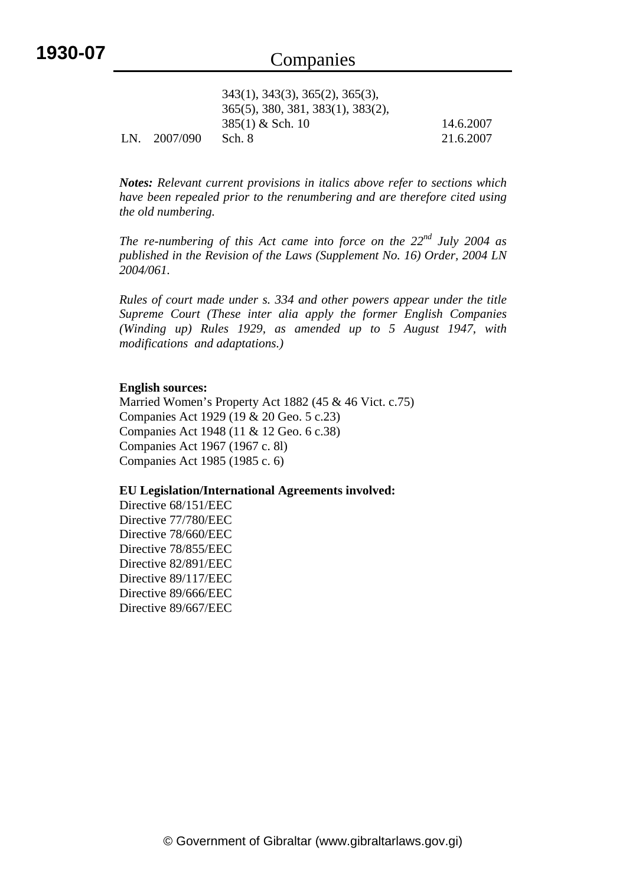| | | | |
|---|---|---|---|
| | | 343(1), 343(3), 365(2), 365(3), 365(5), 380, 381, 383(1), 383(2), 385(1) & Sch. 10 | 14.6.2007 |
| LN. | 2007/090 | Sch. 8 | 21.6.2007 |

***Notes:*** *Relevant current provisions in italics above refer to sections which have been repealed prior to the renumbering and are therefore cited using the old numbering.*

*The re-numbering of this Act came into force on the 22nd July 2004 as published in the Revision of the Laws (Supplement No. 16) Order, 2004 LN 2004/061.*

*Rules of court made under s. 334 and other powers appear under the title Supreme Court (These inter alia apply the former English Companies (Winding up) Rules 1929, as amended up to 5 August 1947, with modifications and adaptations.)*

**English sources:**

Married Women's Property Act 1882 (45 & 46 Vict. c.75)
Companies Act 1929 (19 & 20 Geo. 5 c.23)
Companies Act 1948 (11 & 12 Geo. 6 c.38)
Companies Act 1967 (1967 c. 8l)
Companies Act 1985 (1985 c. 6)

**EU Legislation/International Agreements involved:**

Directive 68/151/EEC
Directive 77/780/EEC
Directive 78/660/EEC
Directive 78/855/EEC
Directive 82/891/EEC
Directive 89/117/EEC
Directive 89/666/EEC
Directive 89/667/EEC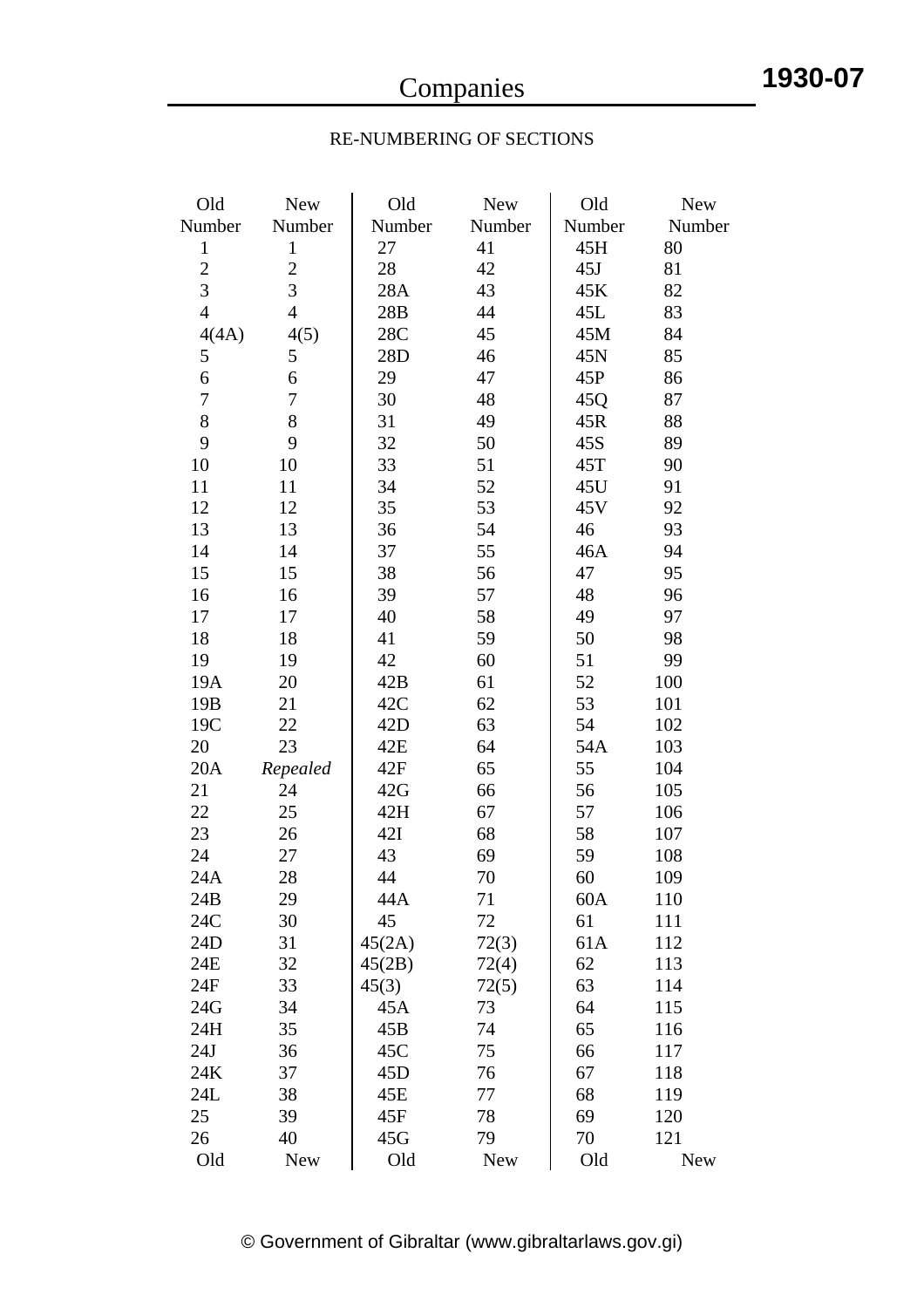RE-NUMBERING OF SECTIONS

| Old Number | New Number | Old Number | New Number | Old Number | New Number |
|---|---|---|---|---|---|
| 1 | 1 | 27 | 41 | 45H | 80 |
| 2 | 2 | 28 | 42 | 45J | 81 |
| 3 | 3 | 28A | 43 | 45K | 82 |
| 4 | 4 | 28B | 44 | 45L | 83 |
| 4(4A) | 4(5) | 28C | 45 | 45M | 84 |
| 5 | 5 | 28D | 46 | 45N | 85 |
| 6 | 6 | 29 | 47 | 45P | 86 |
| 7 | 7 | 30 | 48 | 45Q | 87 |
| 8 | 8 | 31 | 49 | 45R | 88 |
| 9 | 9 | 32 | 50 | 45S | 89 |
| 10 | 10 | 33 | 51 | 45T | 90 |
| 11 | 11 | 34 | 52 | 45U | 91 |
| 12 | 12 | 35 | 53 | 45V | 92 |
| 13 | 13 | 36 | 54 | 46 | 93 |
| 14 | 14 | 37 | 55 | 46A | 94 |
| 15 | 15 | 38 | 56 | 47 | 95 |
| 16 | 16 | 39 | 57 | 48 | 96 |
| 17 | 17 | 40 | 58 | 49 | 97 |
| 18 | 18 | 41 | 59 | 50 | 98 |
| 19 | 19 | 42 | 60 | 51 | 99 |
| 19A | 20 | 42B | 61 | 52 | 100 |
| 19B | 21 | 42C | 62 | 53 | 101 |
| 19C | 22 | 42D | 63 | 54 | 102 |
| 20 | 23 | 42E | 64 | 54A | 103 |
| 20A | *Repealed* | 42F | 65 | 55 | 104 |
| 21 | 24 | 42G | 66 | 56 | 105 |
| 22 | 25 | 42H | 67 | 57 | 106 |
| 23 | 26 | 42I | 68 | 58 | 107 |
| 24 | 27 | 43 | 69 | 59 | 108 |
| 24A | 28 | 44 | 70 | 60 | 109 |
| 24B | 29 | 44A | 71 | 60A | 110 |
| 24C | 30 | 45 | 72 | 61 | 111 |
| 24D | 31 | 45(2A) | 72(3) | 61A | 112 |
| 24E | 32 | 45(2B) | 72(4) | 62 | 113 |
| 24F | 33 | 45(3) | 72(5) | 63 | 114 |
| 24G | 34 | 45A | 73 | 64 | 115 |
| 24H | 35 | 45B | 74 | 65 | 116 |
| 24J | 36 | 45C | 75 | 66 | 117 |
| 24K | 37 | 45D | 76 | 67 | 118 |
| 24L | 38 | 45E | 77 | 68 | 119 |
| 25 | 39 | 45F | 78 | 69 | 120 |
| 26 | 40 | 45G | 79 | 70 | 121 |
| Old | New | Old | New | Old | New |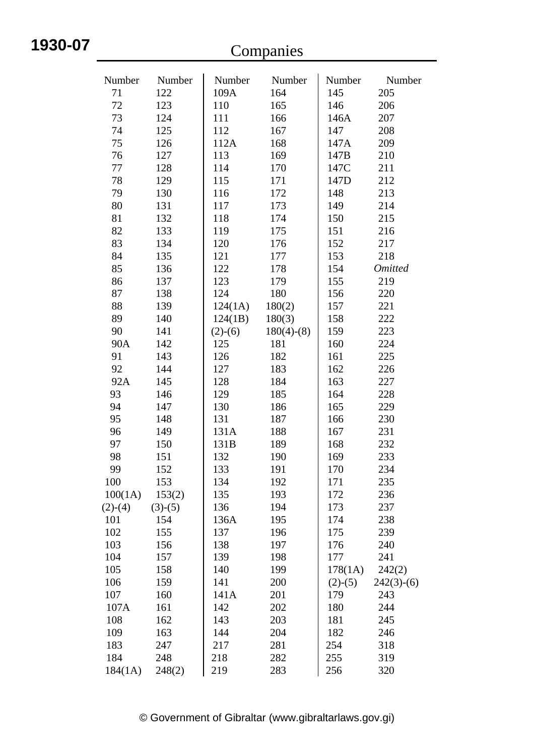| Number | Number | Number | Number | Number | Number |
|---|---|---|---|---|---|
| 71 | 122 | 109A | 164 | 145 | 205 |
| 72 | 123 | 110 | 165 | 146 | 206 |
| 73 | 124 | 111 | 166 | 146A | 207 |
| 74 | 125 | 112 | 167 | 147 | 208 |
| 75 | 126 | 112A | 168 | 147A | 209 |
| 76 | 127 | 113 | 169 | 147B | 210 |
| 77 | 128 | 114 | 170 | 147C | 211 |
| 78 | 129 | 115 | 171 | 147D | 212 |
| 79 | 130 | 116 | 172 | 148 | 213 |
| 80 | 131 | 117 | 173 | 149 | 214 |
| 81 | 132 | 118 | 174 | 150 | 215 |
| 82 | 133 | 119 | 175 | 151 | 216 |
| 83 | 134 | 120 | 176 | 152 | 217 |
| 84 | 135 | 121 | 177 | 153 | 218 |
| 85 | 136 | 122 | 178 | 154 | *Omitted* |
| 86 | 137 | 123 | 179 | 155 | 219 |
| 87 | 138 | 124 | 180 | 156 | 220 |
| 88 | 139 | 124(1A) | 180(2) | 157 | 221 |
| 89 | 140 | 124(1B) | 180(3) | 158 | 222 |
| 90 | 141 | (2)-(6) | 180(4)-(8) | 159 | 223 |
| 90A | 142 | 125 | 181 | 160 | 224 |
| 91 | 143 | 126 | 182 | 161 | 225 |
| 92 | 144 | 127 | 183 | 162 | 226 |
| 92A | 145 | 128 | 184 | 163 | 227 |
| 93 | 146 | 129 | 185 | 164 | 228 |
| 94 | 147 | 130 | 186 | 165 | 229 |
| 95 | 148 | 131 | 187 | 166 | 230 |
| 96 | 149 | 131A | 188 | 167 | 231 |
| 97 | 150 | 131B | 189 | 168 | 232 |
| 98 | 151 | 132 | 190 | 169 | 233 |
| 99 | 152 | 133 | 191 | 170 | 234 |
| 100 | 153 | 134 | 192 | 171 | 235 |
| 100(1A) | 153(2) | 135 | 193 | 172 | 236 |
| (2)-(4) | (3)-(5) | 136 | 194 | 173 | 237 |
| 101 | 154 | 136A | 195 | 174 | 238 |
| 102 | 155 | 137 | 196 | 175 | 239 |
| 103 | 156 | 138 | 197 | 176 | 240 |
| 104 | 157 | 139 | 198 | 177 | 241 |
| 105 | 158 | 140 | 199 | 178(1A) | 242(2) |
| 106 | 159 | 141 | 200 | (2)-(5) | 242(3)-(6) |
| 107 | 160 | 141A | 201 | 179 | 243 |
| 107A | 161 | 142 | 202 | 180 | 244 |
| 108 | 162 | 143 | 203 | 181 | 245 |
| 109 | 163 | 144 | 204 | 182 | 246 |
| 183 | 247 | 217 | 281 | 254 | 318 |
| 184 | 248 | 218 | 282 | 255 | 319 |
| 184(1A) | 248(2) | 219 | 283 | 256 | 320 |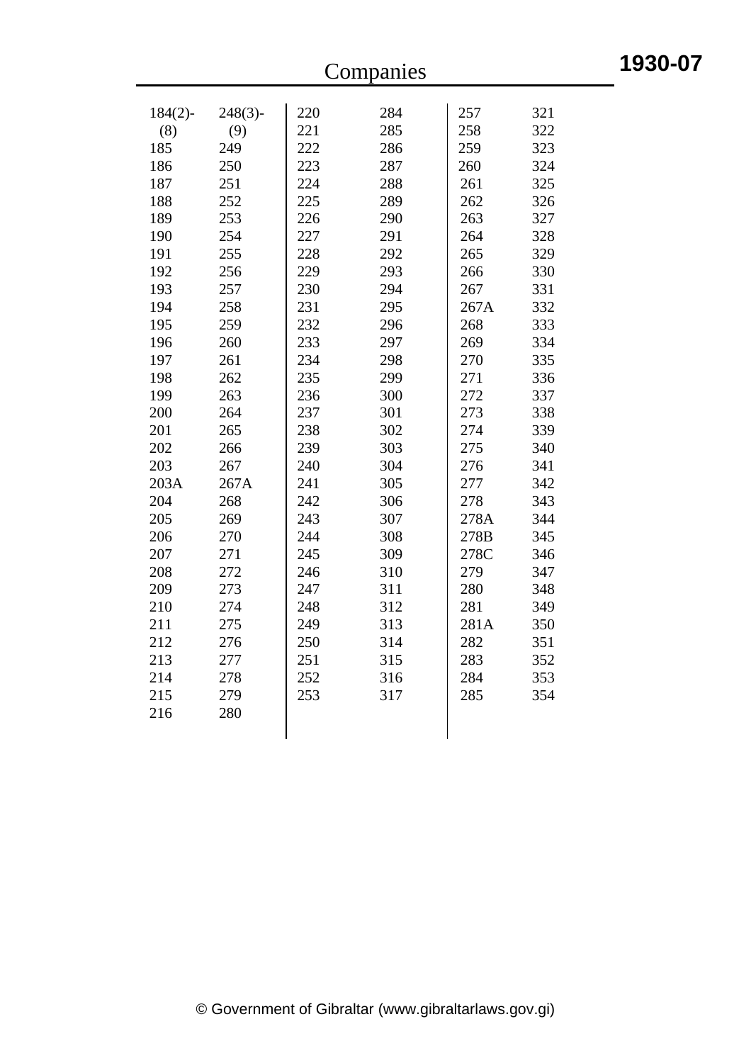| | | | | | |
|---|---|---|---|---|---|
| 184(2)-(8) | 248(3)-(9) | 220 | 284 | 257 | 321 |
| 185 | 249 | 221 | 285 | 258 | 322 |
| 186 | 250 | 222 | 286 | 259 | 323 |
| 187 | 251 | 223 | 287 | 260 | 324 |
| 188 | 252 | 224 | 288 | 261 | 325 |
| 189 | 253 | 225 | 289 | 262 | 326 |
| 190 | 254 | 226 | 290 | 263 | 327 |
| 191 | 255 | 227 | 291 | 264 | 328 |
| 192 | 256 | 228 | 292 | 265 | 329 |
| 193 | 257 | 229 | 293 | 266 | 330 |
| 194 | 258 | 230 | 294 | 267 | 331 |
| 195 | 259 | 231 | 295 | 267A | 332 |
| 196 | 260 | 232 | 296 | 268 | 333 |
| 197 | 261 | 233 | 297 | 269 | 334 |
| 198 | 262 | 234 | 298 | 270 | 335 |
| 199 | 263 | 235 | 299 | 271 | 336 |
| 200 | 264 | 236 | 300 | 272 | 337 |
| 201 | 265 | 237 | 301 | 273 | 338 |
| 202 | 266 | 238 | 302 | 274 | 339 |
| 203 | 267 | 239 | 303 | 275 | 340 |
| 203A | 267A | 240 | 304 | 276 | 341 |
| 204 | 268 | 241 | 305 | 277 | 342 |
| 205 | 269 | 242 | 306 | 278 | 343 |
| 206 | 270 | 243 | 307 | 278A | 344 |
| 207 | 271 | 244 | 308 | 278B | 345 |
| 208 | 272 | 245 | 309 | 278C | 346 |
| 209 | 273 | 246 | 310 | 279 | 347 |
| 210 | 274 | 247 | 311 | 280 | 348 |
| 211 | 275 | 248 | 312 | 281 | 349 |
| 212 | 276 | 249 | 313 | 281A | 350 |
| 213 | 277 | 250 | 314 | 282 | 351 |
| 214 | 278 | 251 | 315 | 283 | 352 |
| 215 | 279 | 252 | 316 | 284 | 353 |
| 216 | 280 | 253 | 317 | 285 | 354 |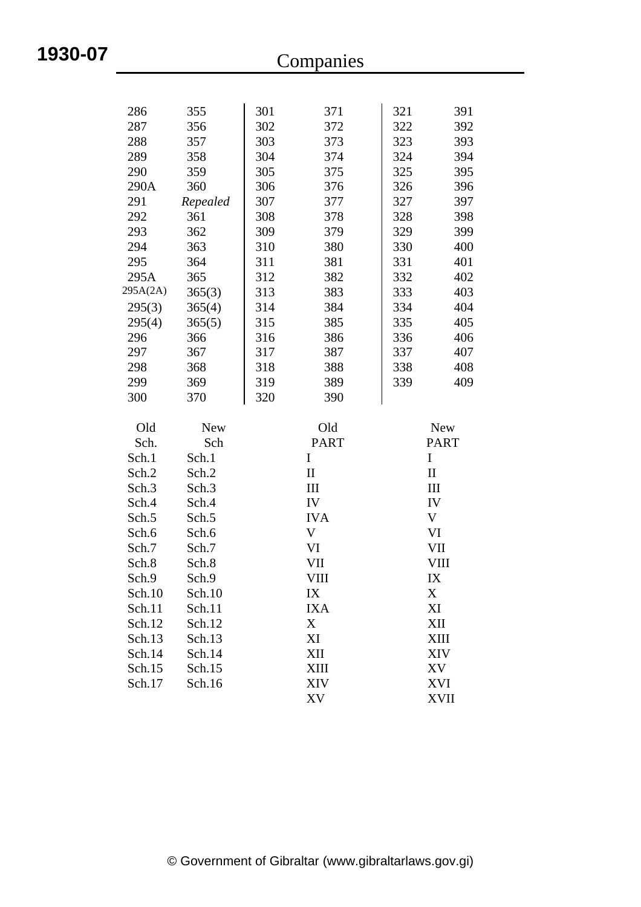| | | | | | |
|---|---|---|---|---|---|
| 286 | 355 | 301 | 371 | 321 | 391 |
| 287 | 356 | 302 | 372 | 322 | 392 |
| 288 | 357 | 303 | 373 | 323 | 393 |
| 289 | 358 | 304 | 374 | 324 | 394 |
| 290 | 359 | 305 | 375 | 325 | 395 |
| 290A | 360 | 306 | 376 | 326 | 396 |
| 291 | *Repealed* | 307 | 377 | 327 | 397 |
| 292 | 361 | 308 | 378 | 328 | 398 |
| 293 | 362 | 309 | 379 | 329 | 399 |
| 294 | 363 | 310 | 380 | 330 | 400 |
| 295 | 364 | 311 | 381 | 331 | 401 |
| 295A | 365 | 312 | 382 | 332 | 402 |
| 295A(2A) | 365(3) | 313 | 383 | 333 | 403 |
| 295(3) | 365(4) | 314 | 384 | 334 | 404 |
| 295(4) | 365(5) | 315 | 385 | 335 | 405 |
| 296 | 366 | 316 | 386 | 336 | 406 |
| 297 | 367 | 317 | 387 | 337 | 407 |
| 298 | 368 | 318 | 388 | 338 | 408 |
| 299 | 369 | 319 | 389 | 339 | 409 |
| 300 | 370 | 320 | 390 | | |

| Old Sch. | New Sch | Old PART | New PART |
|---|---|---|---|
| Sch.1 | Sch.1 | I | I |
| Sch.2 | Sch.2 | II | II |
| Sch.3 | Sch.3 | III | III |
| Sch.4 | Sch.4 | IV | IV |
| Sch.5 | Sch.5 | IVA | V |
| Sch.6 | Sch.6 | V | VI |
| Sch.7 | Sch.7 | VI | VII |
| Sch.8 | Sch.8 | VII | VIII |
| Sch.9 | Sch.9 | VIII | IX |
| Sch.10 | Sch.10 | IX | X |
| Sch.11 | Sch.11 | IXA | XI |
| Sch.12 | Sch.12 | X | XII |
| Sch.13 | Sch.13 | XI | XIII |
| Sch.14 | Sch.14 | XII | XIV |
| Sch.15 | Sch.15 | XIII | XV |
| Sch.17 | Sch.16 | XIV | XVI |
| | | XV | XVII |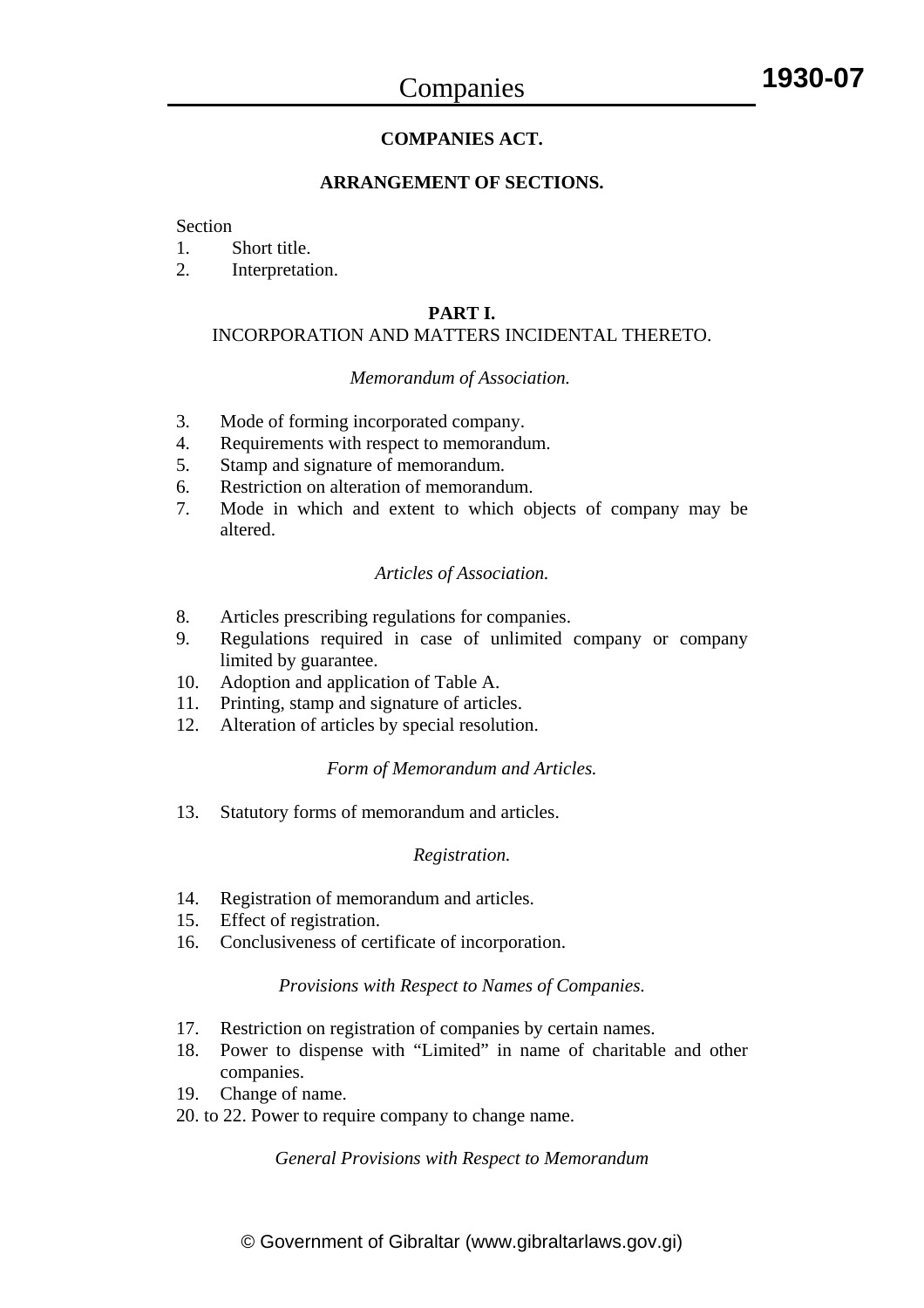**COMPANIES ACT.**

**ARRANGEMENT OF SECTIONS.**

Section

1. Short title.
2. Interpretation.

**PART I.**

INCORPORATION AND MATTERS INCIDENTAL THERETO.

*Memorandum of Association.*

3. Mode of forming incorporated company.
4. Requirements with respect to memorandum.
5. Stamp and signature of memorandum.
6. Restriction on alteration of memorandum.
7. Mode in which and extent to which objects of company may be altered.

*Articles of Association.*

8. Articles prescribing regulations for companies.
9. Regulations required in case of unlimited company or company limited by guarantee.
10. Adoption and application of Table A.
11. Printing, stamp and signature of articles.
12. Alteration of articles by special resolution.

*Form of Memorandum and Articles.*

13. Statutory forms of memorandum and articles.

*Registration.*

14. Registration of memorandum and articles.
15. Effect of registration.
16. Conclusiveness of certificate of incorporation.

*Provisions with Respect to Names of Companies.*

17. Restriction on registration of companies by certain names.
18. Power to dispense with "Limited" in name of charitable and other companies.
19. Change of name.

20. to 22. Power to require company to change name.

*General Provisions with Respect to Memorandum*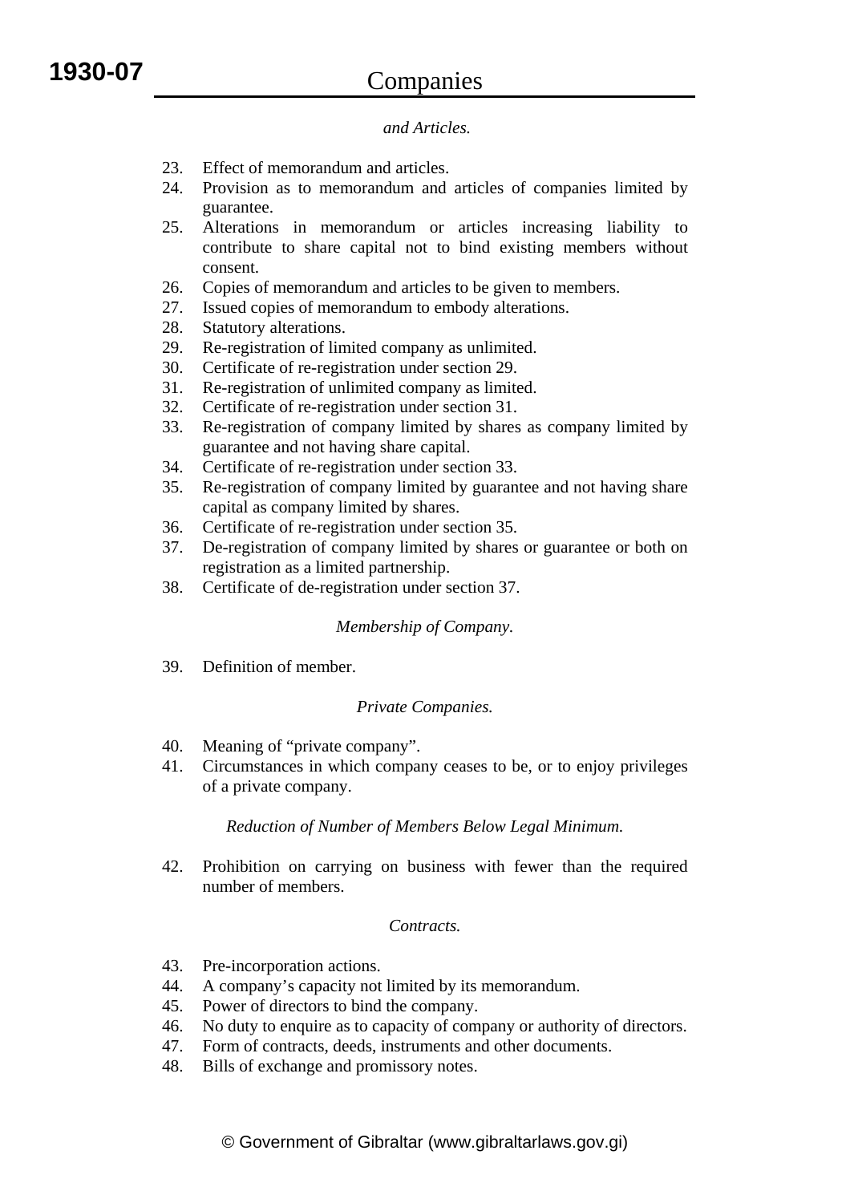*and Articles.*

23. Effect of memorandum and articles.
24. Provision as to memorandum and articles of companies limited by guarantee.
25. Alterations in memorandum or articles increasing liability to contribute to share capital not to bind existing members without consent.
26. Copies of memorandum and articles to be given to members.
27. Issued copies of memorandum to embody alterations.
28. Statutory alterations.
29. Re-registration of limited company as unlimited.
30. Certificate of re-registration under section 29.
31. Re-registration of unlimited company as limited.
32. Certificate of re-registration under section 31.
33. Re-registration of company limited by shares as company limited by guarantee and not having share capital.
34. Certificate of re-registration under section 33.
35. Re-registration of company limited by guarantee and not having share capital as company limited by shares.
36. Certificate of re-registration under section 35.
37. De-registration of company limited by shares or guarantee or both on registration as a limited partnership.
38. Certificate of de-registration under section 37.

*Membership of Company.*

39. Definition of member.

*Private Companies.*

40. Meaning of "private company".
41. Circumstances in which company ceases to be, or to enjoy privileges of a private company.

*Reduction of Number of Members Below Legal Minimum.*

42. Prohibition on carrying on business with fewer than the required number of members.

*Contracts.*

43. Pre-incorporation actions.
44. A company's capacity not limited by its memorandum.
45. Power of directors to bind the company.
46. No duty to enquire as to capacity of company or authority of directors.
47. Form of contracts, deeds, instruments and other documents.
48. Bills of exchange and promissory notes.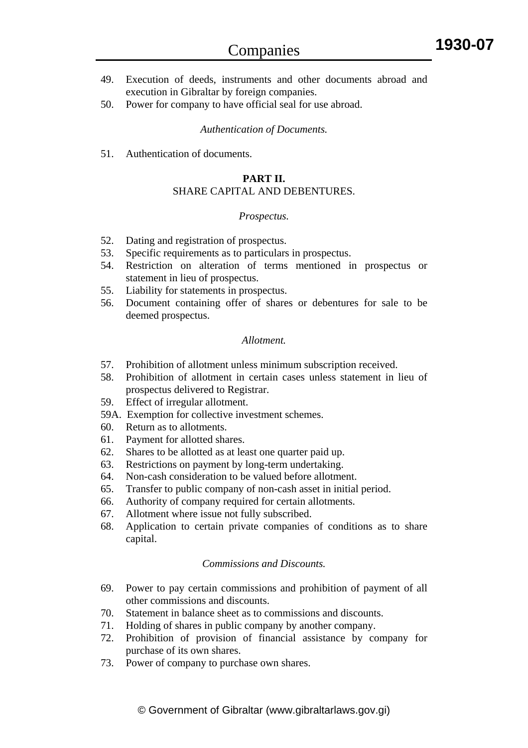49. Execution of deeds, instruments and other documents abroad and execution in Gibraltar by foreign companies.
50. Power for company to have official seal for use abroad.

*Authentication of Documents.*

51. Authentication of documents.

**PART II.**
SHARE CAPITAL AND DEBENTURES.

*Prospectus.*

52. Dating and registration of prospectus.
53. Specific requirements as to particulars in prospectus.
54. Restriction on alteration of terms mentioned in prospectus or statement in lieu of prospectus.
55. Liability for statements in prospectus.
56. Document containing offer of shares or debentures for sale to be deemed prospectus.

*Allotment.*

57. Prohibition of allotment unless minimum subscription received.
58. Prohibition of allotment in certain cases unless statement in lieu of prospectus delivered to Registrar.
59. Effect of irregular allotment.
59A. Exemption for collective investment schemes.
60. Return as to allotments.
61. Payment for allotted shares.
62. Shares to be allotted as at least one quarter paid up.
63. Restrictions on payment by long-term undertaking.
64. Non-cash consideration to be valued before allotment.
65. Transfer to public company of non-cash asset in initial period.
66. Authority of company required for certain allotments.
67. Allotment where issue not fully subscribed.
68. Application to certain private companies of conditions as to share capital.

*Commissions and Discounts.*

69. Power to pay certain commissions and prohibition of payment of all other commissions and discounts.
70. Statement in balance sheet as to commissions and discounts.
71. Holding of shares in public company by another company.
72. Prohibition of provision of financial assistance by company for purchase of its own shares.
73. Power of company to purchase own shares.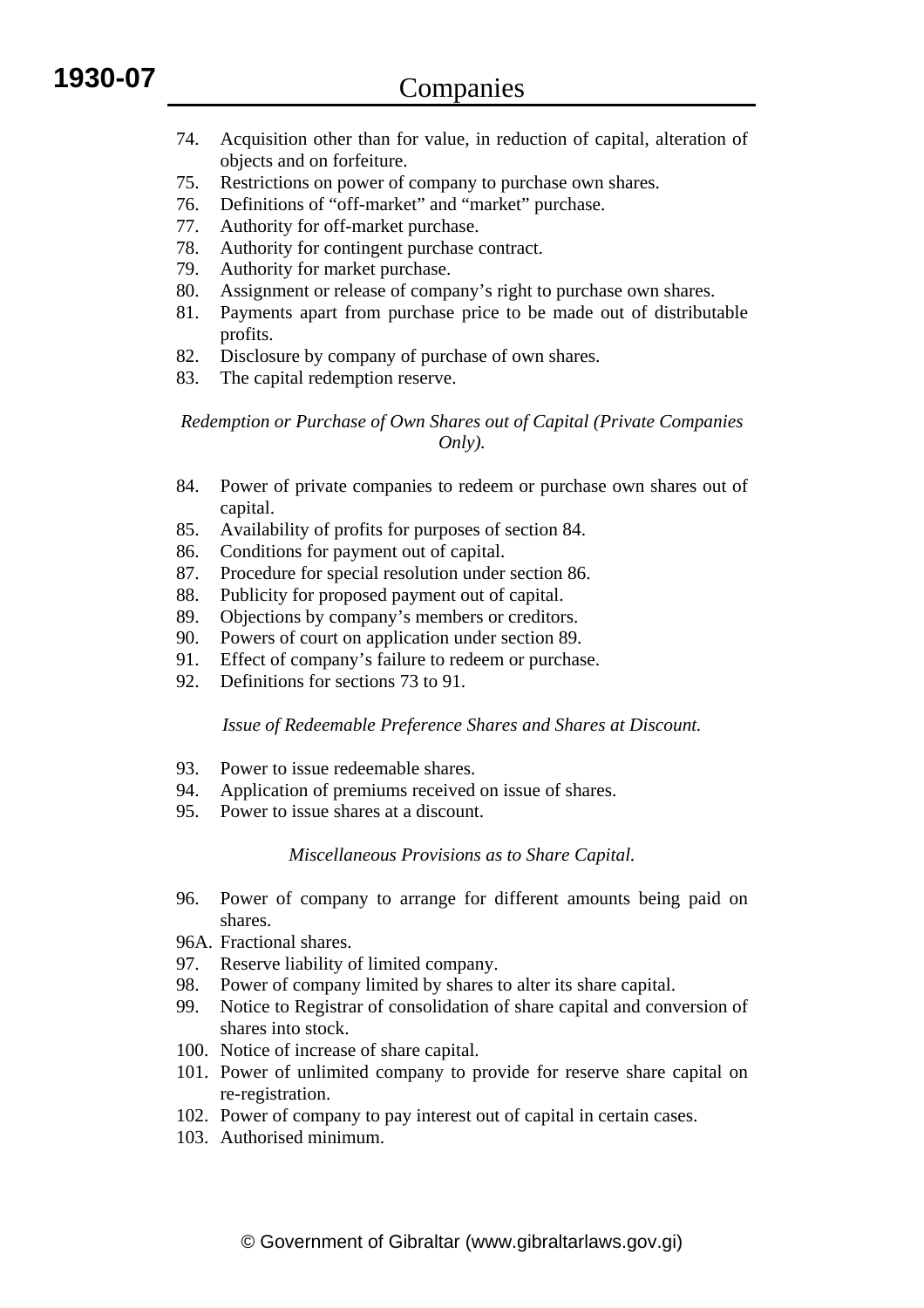74. Acquisition other than for value, in reduction of capital, alteration of objects and on forfeiture.
75. Restrictions on power of company to purchase own shares.
76. Definitions of “off-market” and “market” purchase.
77. Authority for off-market purchase.
78. Authority for contingent purchase contract.
79. Authority for market purchase.
80. Assignment or release of company’s right to purchase own shares.
81. Payments apart from purchase price to be made out of distributable profits.
82. Disclosure by company of purchase of own shares.
83. The capital redemption reserve.

*Redemption or Purchase of Own Shares out of Capital (Private Companies Only).*

84. Power of private companies to redeem or purchase own shares out of capital.
85. Availability of profits for purposes of section 84.
86. Conditions for payment out of capital.
87. Procedure for special resolution under section 86.
88. Publicity for proposed payment out of capital.
89. Objections by company’s members or creditors.
90. Powers of court on application under section 89.
91. Effect of company’s failure to redeem or purchase.
92. Definitions for sections 73 to 91.

*Issue of Redeemable Preference Shares and Shares at Discount.*

93. Power to issue redeemable shares.
94. Application of premiums received on issue of shares.
95. Power to issue shares at a discount.

*Miscellaneous Provisions as to Share Capital.*

96. Power of company to arrange for different amounts being paid on shares.

96A. Fractional shares.

97. Reserve liability of limited company.
98. Power of company limited by shares to alter its share capital.
99. Notice to Registrar of consolidation of share capital and conversion of shares into stock.
100. Notice of increase of share capital.
101. Power of unlimited company to provide for reserve share capital on re-registration.
102. Power of company to pay interest out of capital in certain cases.
103. Authorised minimum.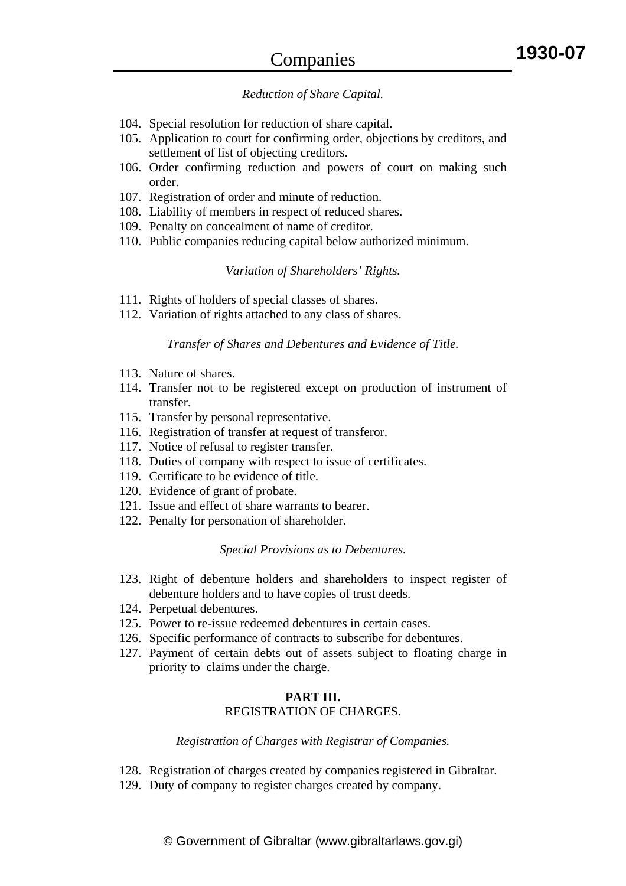*Reduction of Share Capital.*

104. Special resolution for reduction of share capital.
105. Application to court for confirming order, objections by creditors, and settlement of list of objecting creditors.
106. Order confirming reduction and powers of court on making such order.
107. Registration of order and minute of reduction.
108. Liability of members in respect of reduced shares.
109. Penalty on concealment of name of creditor.
110. Public companies reducing capital below authorized minimum.

*Variation of Shareholders' Rights.*

111. Rights of holders of special classes of shares.
112. Variation of rights attached to any class of shares.

*Transfer of Shares and Debentures and Evidence of Title.*

113. Nature of shares.
114. Transfer not to be registered except on production of instrument of transfer.
115. Transfer by personal representative.
116. Registration of transfer at request of transferor.
117. Notice of refusal to register transfer.
118. Duties of company with respect to issue of certificates.
119. Certificate to be evidence of title.
120. Evidence of grant of probate.
121. Issue and effect of share warrants to bearer.
122. Penalty for personation of shareholder.

*Special Provisions as to Debentures.*

123. Right of debenture holders and shareholders to inspect register of debenture holders and to have copies of trust deeds.
124. Perpetual debentures.
125. Power to re-issue redeemed debentures in certain cases.
126. Specific performance of contracts to subscribe for debentures.
127. Payment of certain debts out of assets subject to floating charge in priority to claims under the charge.

## PART III.
## REGISTRATION OF CHARGES.

*Registration of Charges with Registrar of Companies.*

128. Registration of charges created by companies registered in Gibraltar.
129. Duty of company to register charges created by company.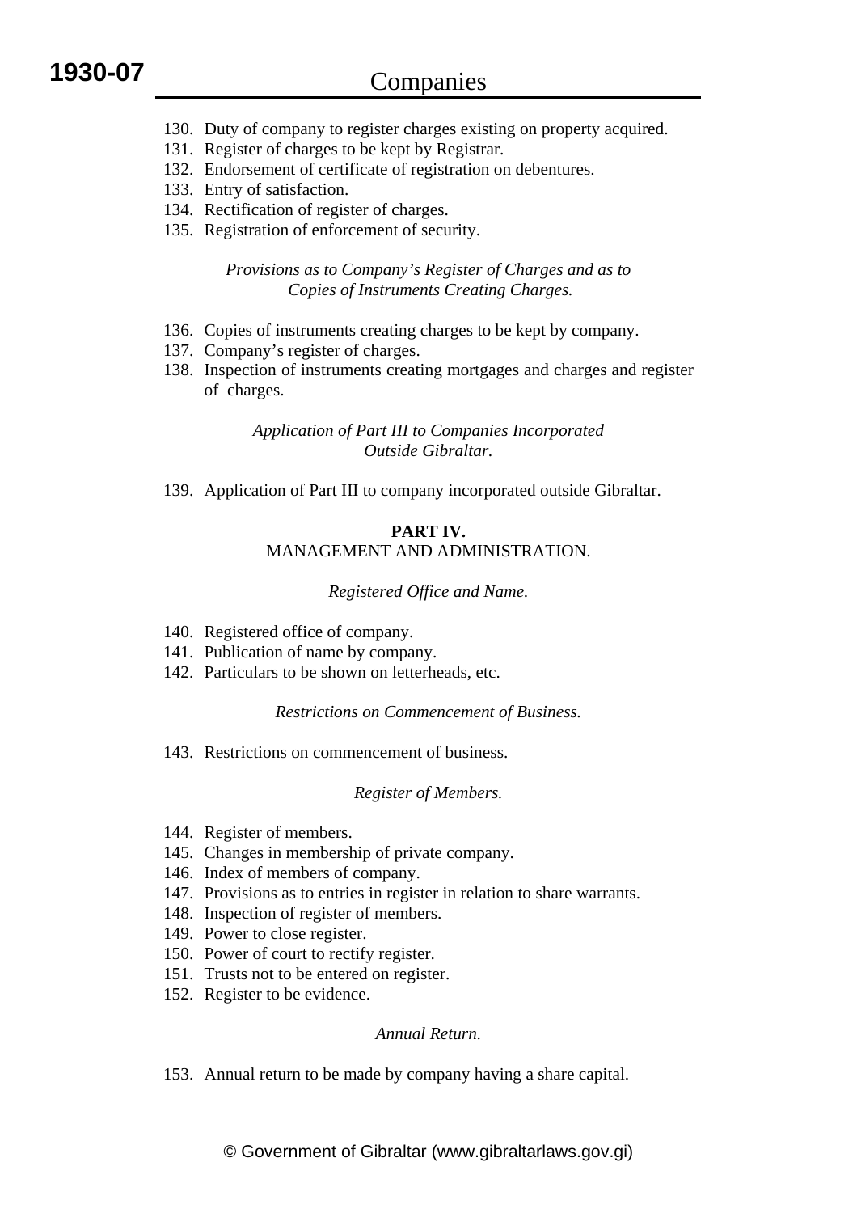130. Duty of company to register charges existing on property acquired.
131. Register of charges to be kept by Registrar.
132. Endorsement of certificate of registration on debentures.
133. Entry of satisfaction.
134. Rectification of register of charges.
135. Registration of enforcement of security.

*Provisions as to Company's Register of Charges and as to Copies of Instruments Creating Charges.*

136. Copies of instruments creating charges to be kept by company.
137. Company's register of charges.
138. Inspection of instruments creating mortgages and charges and register of charges.

*Application of Part III to Companies Incorporated Outside Gibraltar.*

139. Application of Part III to company incorporated outside Gibraltar.

**PART IV.**

MANAGEMENT AND ADMINISTRATION.

*Registered Office and Name.*

140. Registered office of company.
141. Publication of name by company.
142. Particulars to be shown on letterheads, etc.

*Restrictions on Commencement of Business.*

143. Restrictions on commencement of business.

*Register of Members.*

144. Register of members.
145. Changes in membership of private company.
146. Index of members of company.
147. Provisions as to entries in register in relation to share warrants.
148. Inspection of register of members.
149. Power to close register.
150. Power of court to rectify register.
151. Trusts not to be entered on register.
152. Register to be evidence.

*Annual Return.*

153. Annual return to be made by company having a share capital.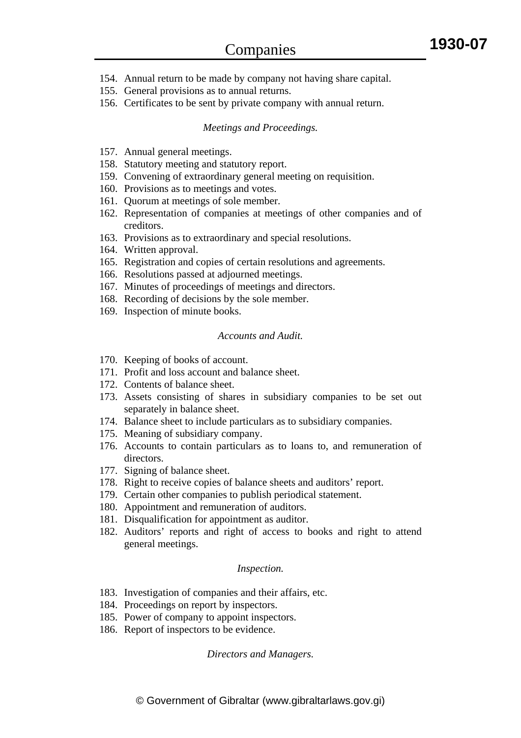154. Annual return to be made by company not having share capital.
155. General provisions as to annual returns.
156. Certificates to be sent by private company with annual return.

*Meetings and Proceedings.*

157. Annual general meetings.
158. Statutory meeting and statutory report.
159. Convening of extraordinary general meeting on requisition.
160. Provisions as to meetings and votes.
161. Quorum at meetings of sole member.
162. Representation of companies at meetings of other companies and of creditors.
163. Provisions as to extraordinary and special resolutions.
164. Written approval.
165. Registration and copies of certain resolutions and agreements.
166. Resolutions passed at adjourned meetings.
167. Minutes of proceedings of meetings and directors.
168. Recording of decisions by the sole member.
169. Inspection of minute books.

*Accounts and Audit.*

170. Keeping of books of account.
171. Profit and loss account and balance sheet.
172. Contents of balance sheet.
173. Assets consisting of shares in subsidiary companies to be set out separately in balance sheet.
174. Balance sheet to include particulars as to subsidiary companies.
175. Meaning of subsidiary company.
176. Accounts to contain particulars as to loans to, and remuneration of directors.
177. Signing of balance sheet.
178. Right to receive copies of balance sheets and auditors' report.
179. Certain other companies to publish periodical statement.
180. Appointment and remuneration of auditors.
181. Disqualification for appointment as auditor.
182. Auditors' reports and right of access to books and right to attend general meetings.

*Inspection.*

183. Investigation of companies and their affairs, etc.
184. Proceedings on report by inspectors.
185. Power of company to appoint inspectors.
186. Report of inspectors to be evidence.

*Directors and Managers.*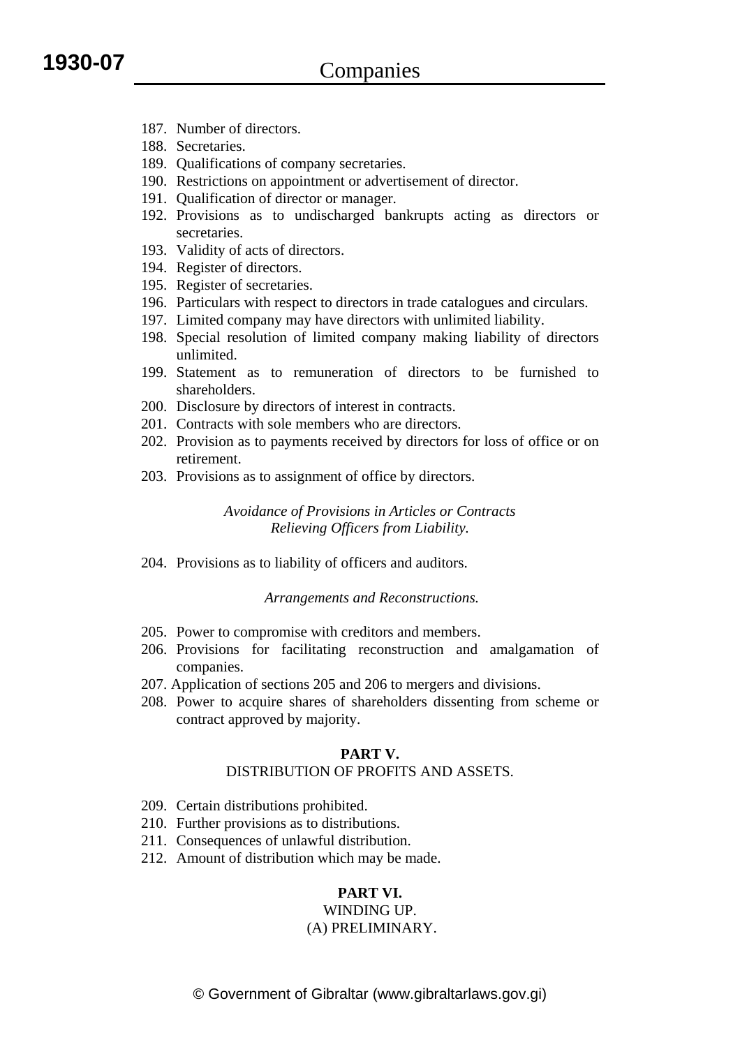187. Number of directors.
188. Secretaries.
189. Qualifications of company secretaries.
190. Restrictions on appointment or advertisement of director.
191. Qualification of director or manager.
192. Provisions as to undischarged bankrupts acting as directors or secretaries.
193. Validity of acts of directors.
194. Register of directors.
195. Register of secretaries.
196. Particulars with respect to directors in trade catalogues and circulars.
197. Limited company may have directors with unlimited liability.
198. Special resolution of limited company making liability of directors unlimited.
199. Statement as to remuneration of directors to be furnished to shareholders.
200. Disclosure by directors of interest in contracts.
201. Contracts with sole members who are directors.
202. Provision as to payments received by directors for loss of office or on retirement.
203. Provisions as to assignment of office by directors.

*Avoidance of Provisions in Articles or Contracts Relieving Officers from Liability.*

204. Provisions as to liability of officers and auditors.

*Arrangements and Reconstructions.*

205. Power to compromise with creditors and members.
206. Provisions for facilitating reconstruction and amalgamation of companies.
207. Application of sections 205 and 206 to mergers and divisions.
208. Power to acquire shares of shareholders dissenting from scheme or contract approved by majority.

## PART V.
DISTRIBUTION OF PROFITS AND ASSETS.

209. Certain distributions prohibited.
210. Further provisions as to distributions.
211. Consequences of unlawful distribution.
212. Amount of distribution which may be made.

## PART VI.
WINDING UP.
(A) PRELIMINARY.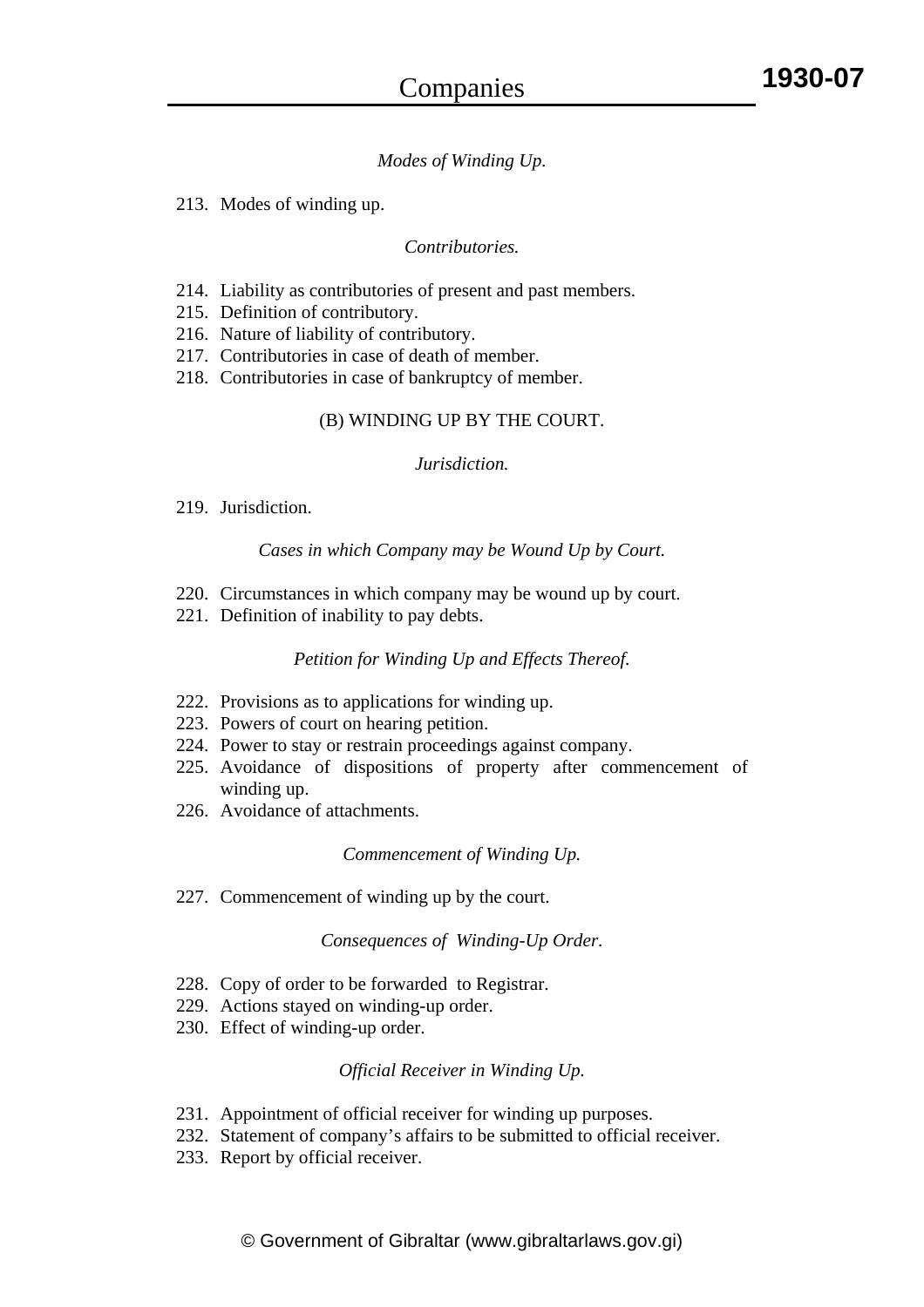*Modes of Winding Up.*

213. Modes of winding up.

*Contributories.*

214. Liability as contributories of present and past members.
215. Definition of contributory.
216. Nature of liability of contributory.
217. Contributories in case of death of member.
218. Contributories in case of bankruptcy of member.

(B) WINDING UP BY THE COURT.

*Jurisdiction.*

219. Jurisdiction.

*Cases in which Company may be Wound Up by Court.*

220. Circumstances in which company may be wound up by court.
221. Definition of inability to pay debts.

*Petition for Winding Up and Effects Thereof.*

222. Provisions as to applications for winding up.
223. Powers of court on hearing petition.
224. Power to stay or restrain proceedings against company.
225. Avoidance of dispositions of property after commencement of winding up.
226. Avoidance of attachments.

*Commencement of Winding Up.*

227. Commencement of winding up by the court.

*Consequences of Winding-Up Order.*

228. Copy of order to be forwarded to Registrar.
229. Actions stayed on winding-up order.
230. Effect of winding-up order.

*Official Receiver in Winding Up.*

231. Appointment of official receiver for winding up purposes.
232. Statement of company's affairs to be submitted to official receiver.
233. Report by official receiver.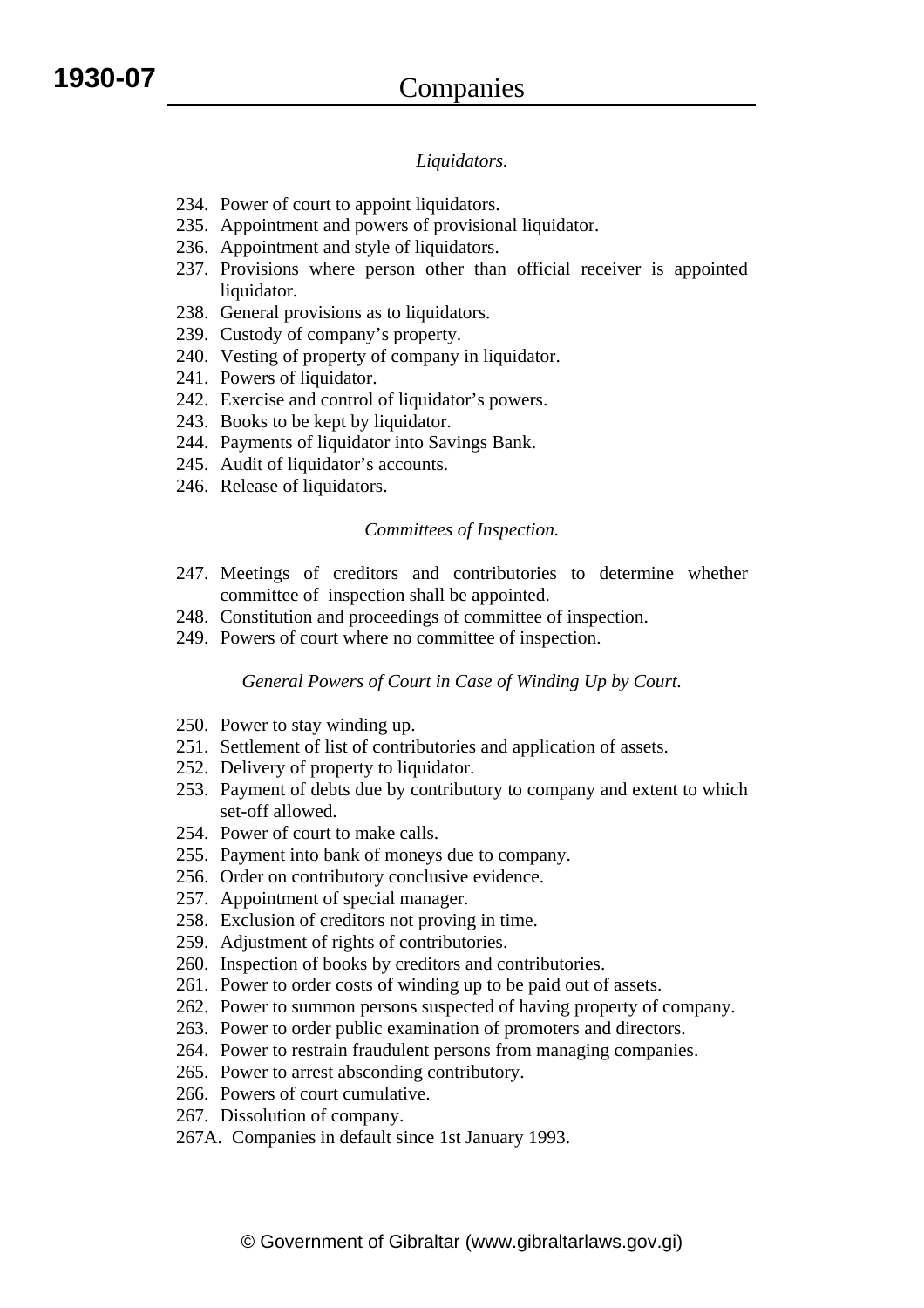*Liquidators.*

234. Power of court to appoint liquidators.
235. Appointment and powers of provisional liquidator.
236. Appointment and style of liquidators.
237. Provisions where person other than official receiver is appointed liquidator.
238. General provisions as to liquidators.
239. Custody of company's property.
240. Vesting of property of company in liquidator.
241. Powers of liquidator.
242. Exercise and control of liquidator's powers.
243. Books to be kept by liquidator.
244. Payments of liquidator into Savings Bank.
245. Audit of liquidator's accounts.
246. Release of liquidators.

*Committees of Inspection.*

247. Meetings of creditors and contributories to determine whether committee of inspection shall be appointed.
248. Constitution and proceedings of committee of inspection.
249. Powers of court where no committee of inspection.

*General Powers of Court in Case of Winding Up by Court.*

250. Power to stay winding up.
251. Settlement of list of contributories and application of assets.
252. Delivery of property to liquidator.
253. Payment of debts due by contributory to company and extent to which set-off allowed.
254. Power of court to make calls.
255. Payment into bank of moneys due to company.
256. Order on contributory conclusive evidence.
257. Appointment of special manager.
258. Exclusion of creditors not proving in time.
259. Adjustment of rights of contributories.
260. Inspection of books by creditors and contributories.
261. Power to order costs of winding up to be paid out of assets.
262. Power to summon persons suspected of having property of company.
263. Power to order public examination of promoters and directors.
264. Power to restrain fraudulent persons from managing companies.
265. Power to arrest absconding contributory.
266. Powers of court cumulative.
267. Dissolution of company.

267A. Companies in default since 1st January 1993.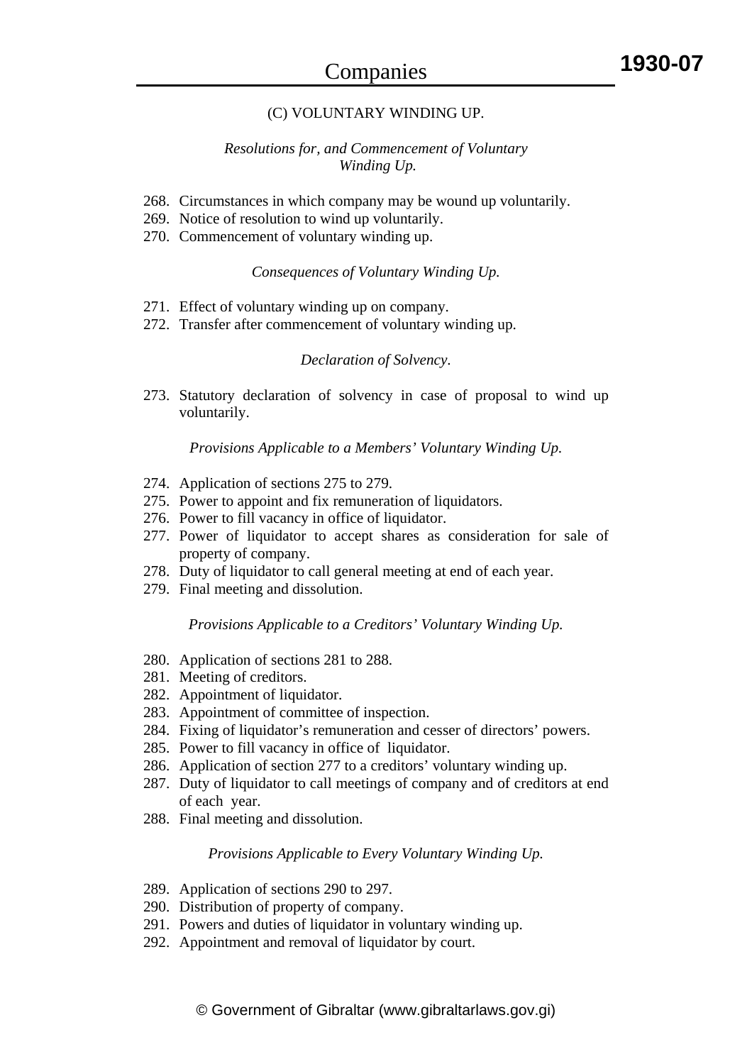(C) VOLUNTARY WINDING UP.

*Resolutions for, and Commencement of Voluntary Winding Up.*

268. Circumstances in which company may be wound up voluntarily.
269. Notice of resolution to wind up voluntarily.
270. Commencement of voluntary winding up.

*Consequences of Voluntary Winding Up.*

271. Effect of voluntary winding up on company.
272. Transfer after commencement of voluntary winding up.

*Declaration of Solvency.*

273. Statutory declaration of solvency in case of proposal to wind up voluntarily.

*Provisions Applicable to a Members' Voluntary Winding Up.*

274. Application of sections 275 to 279.
275. Power to appoint and fix remuneration of liquidators.
276. Power to fill vacancy in office of liquidator.
277. Power of liquidator to accept shares as consideration for sale of property of company.
278. Duty of liquidator to call general meeting at end of each year.
279. Final meeting and dissolution.

*Provisions Applicable to a Creditors' Voluntary Winding Up.*

280. Application of sections 281 to 288.
281. Meeting of creditors.
282. Appointment of liquidator.
283. Appointment of committee of inspection.
284. Fixing of liquidator's remuneration and cesser of directors' powers.
285. Power to fill vacancy in office of liquidator.
286. Application of section 277 to a creditors' voluntary winding up.
287. Duty of liquidator to call meetings of company and of creditors at end of each year.
288. Final meeting and dissolution.

*Provisions Applicable to Every Voluntary Winding Up.*

289. Application of sections 290 to 297.
290. Distribution of property of company.
291. Powers and duties of liquidator in voluntary winding up.
292. Appointment and removal of liquidator by court.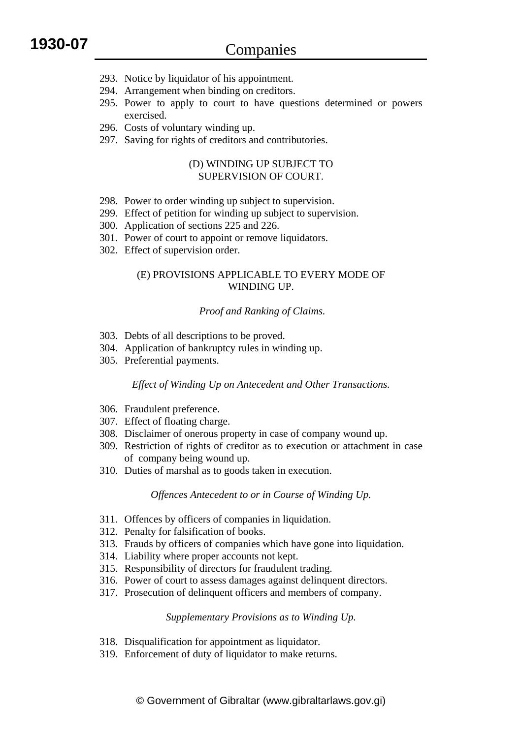293. Notice by liquidator of his appointment.
294. Arrangement when binding on creditors.
295. Power to apply to court to have questions determined or powers exercised.
296. Costs of voluntary winding up.
297. Saving for rights of creditors and contributories.

### (D) WINDING UP SUBJECT TO SUPERVISION OF COURT.

298. Power to order winding up subject to supervision.
299. Effect of petition for winding up subject to supervision.
300. Application of sections 225 and 226.
301. Power of court to appoint or remove liquidators.
302. Effect of supervision order.

### (E) PROVISIONS APPLICABLE TO EVERY MODE OF WINDING UP.

*Proof and Ranking of Claims.*

303. Debts of all descriptions to be proved.
304. Application of bankruptcy rules in winding up.
305. Preferential payments.

*Effect of Winding Up on Antecedent and Other Transactions.*

306. Fraudulent preference.
307. Effect of floating charge.
308. Disclaimer of onerous property in case of company wound up.
309. Restriction of rights of creditor as to execution or attachment in case of company being wound up.
310. Duties of marshal as to goods taken in execution.

*Offences Antecedent to or in Course of Winding Up.*

311. Offences by officers of companies in liquidation.
312. Penalty for falsification of books.
313. Frauds by officers of companies which have gone into liquidation.
314. Liability where proper accounts not kept.
315. Responsibility of directors for fraudulent trading.
316. Power of court to assess damages against delinquent directors.
317. Prosecution of delinquent officers and members of company.

*Supplementary Provisions as to Winding Up.*

318. Disqualification for appointment as liquidator.
319. Enforcement of duty of liquidator to make returns.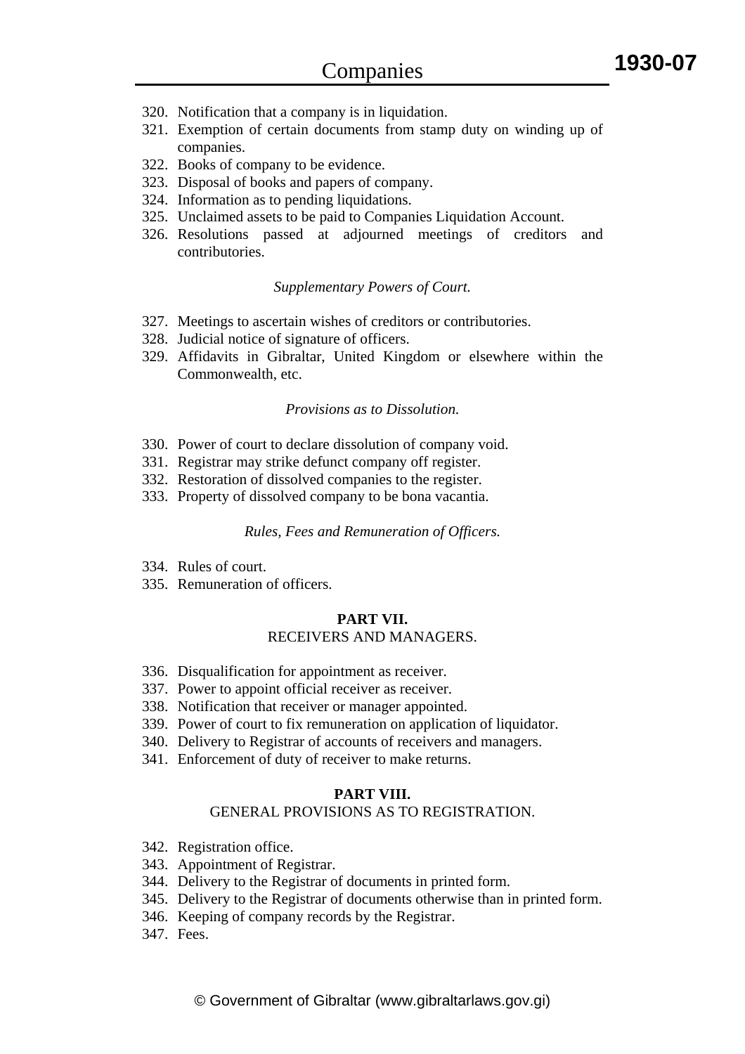320. Notification that a company is in liquidation.
321. Exemption of certain documents from stamp duty on winding up of companies.
322. Books of company to be evidence.
323. Disposal of books and papers of company.
324. Information as to pending liquidations.
325. Unclaimed assets to be paid to Companies Liquidation Account.
326. Resolutions passed at adjourned meetings of creditors and contributories.

*Supplementary Powers of Court.*

327. Meetings to ascertain wishes of creditors or contributories.
328. Judicial notice of signature of officers.
329. Affidavits in Gibraltar, United Kingdom or elsewhere within the Commonwealth, etc.

*Provisions as to Dissolution.*

330. Power of court to declare dissolution of company void.
331. Registrar may strike defunct company off register.
332. Restoration of dissolved companies to the register.
333. Property of dissolved company to be bona vacantia.

*Rules, Fees and Remuneration of Officers.*

334. Rules of court.
335. Remuneration of officers.

**PART VII.**
RECEIVERS AND MANAGERS.

336. Disqualification for appointment as receiver.
337. Power to appoint official receiver as receiver.
338. Notification that receiver or manager appointed.
339. Power of court to fix remuneration on application of liquidator.
340. Delivery to Registrar of accounts of receivers and managers.
341. Enforcement of duty of receiver to make returns.

**PART VIII.**
GENERAL PROVISIONS AS TO REGISTRATION.

342. Registration office.
343. Appointment of Registrar.
344. Delivery to the Registrar of documents in printed form.
345. Delivery to the Registrar of documents otherwise than in printed form.
346. Keeping of company records by the Registrar.
347. Fees.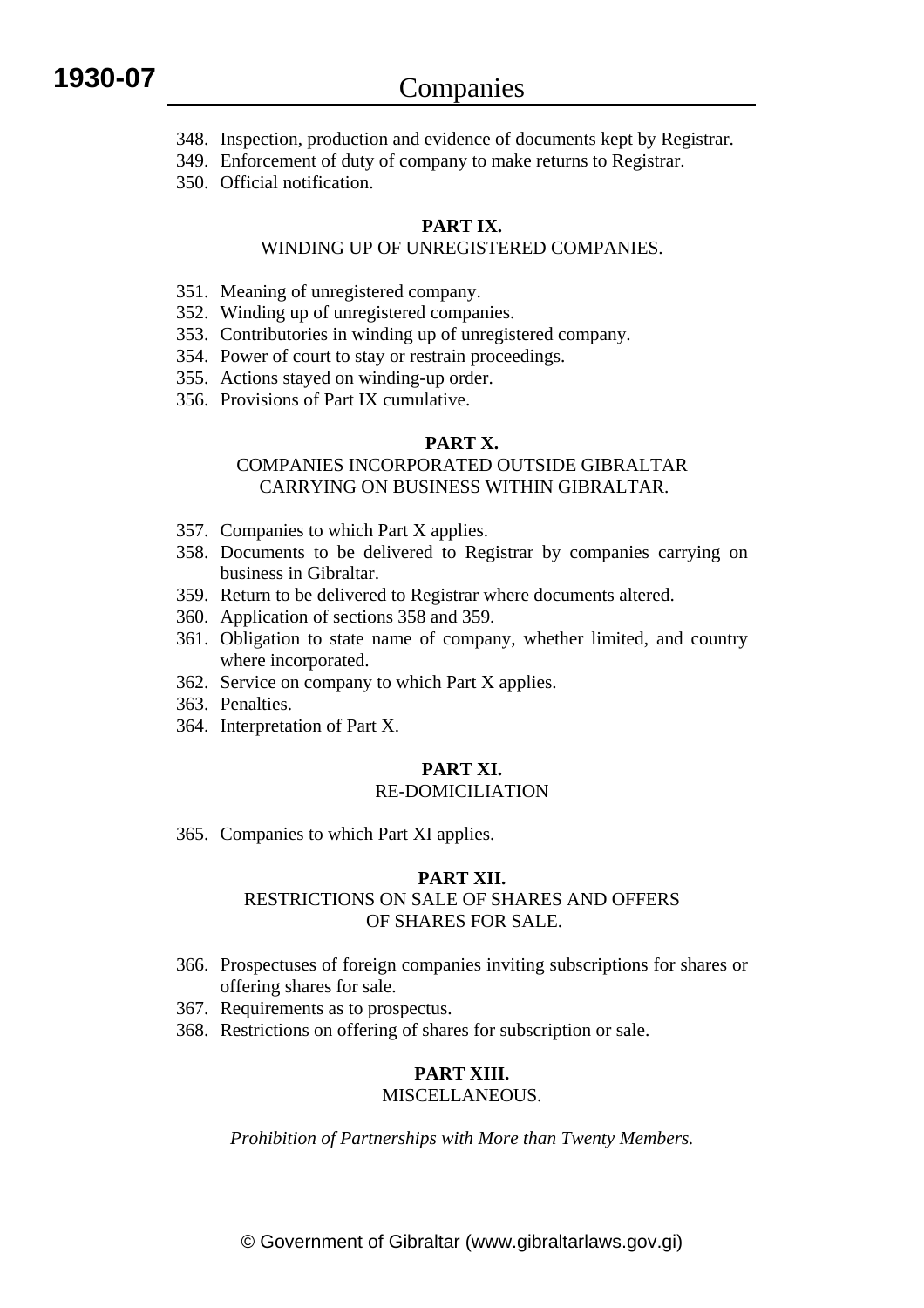348. Inspection, production and evidence of documents kept by Registrar.
349. Enforcement of duty of company to make returns to Registrar.
350. Official notification.

**PART IX.**
WINDING UP OF UNREGISTERED COMPANIES.

351. Meaning of unregistered company.
352. Winding up of unregistered companies.
353. Contributories in winding up of unregistered company.
354. Power of court to stay or restrain proceedings.
355. Actions stayed on winding-up order.
356. Provisions of Part IX cumulative.

**PART X.**
COMPANIES INCORPORATED OUTSIDE GIBRALTAR CARRYING ON BUSINESS WITHIN GIBRALTAR.

357. Companies to which Part X applies.
358. Documents to be delivered to Registrar by companies carrying on business in Gibraltar.
359. Return to be delivered to Registrar where documents altered.
360. Application of sections 358 and 359.
361. Obligation to state name of company, whether limited, and country where incorporated.
362. Service on company to which Part X applies.
363. Penalties.
364. Interpretation of Part X.

**PART XI.**
RE-DOMICILIATION

365. Companies to which Part XI applies.

**PART XII.**
RESTRICTIONS ON SALE OF SHARES AND OFFERS OF SHARES FOR SALE.

366. Prospectuses of foreign companies inviting subscriptions for shares or offering shares for sale.
367. Requirements as to prospectus.
368. Restrictions on offering of shares for subscription or sale.

**PART XIII.**
MISCELLANEOUS.

*Prohibition of Partnerships with More than Twenty Members.*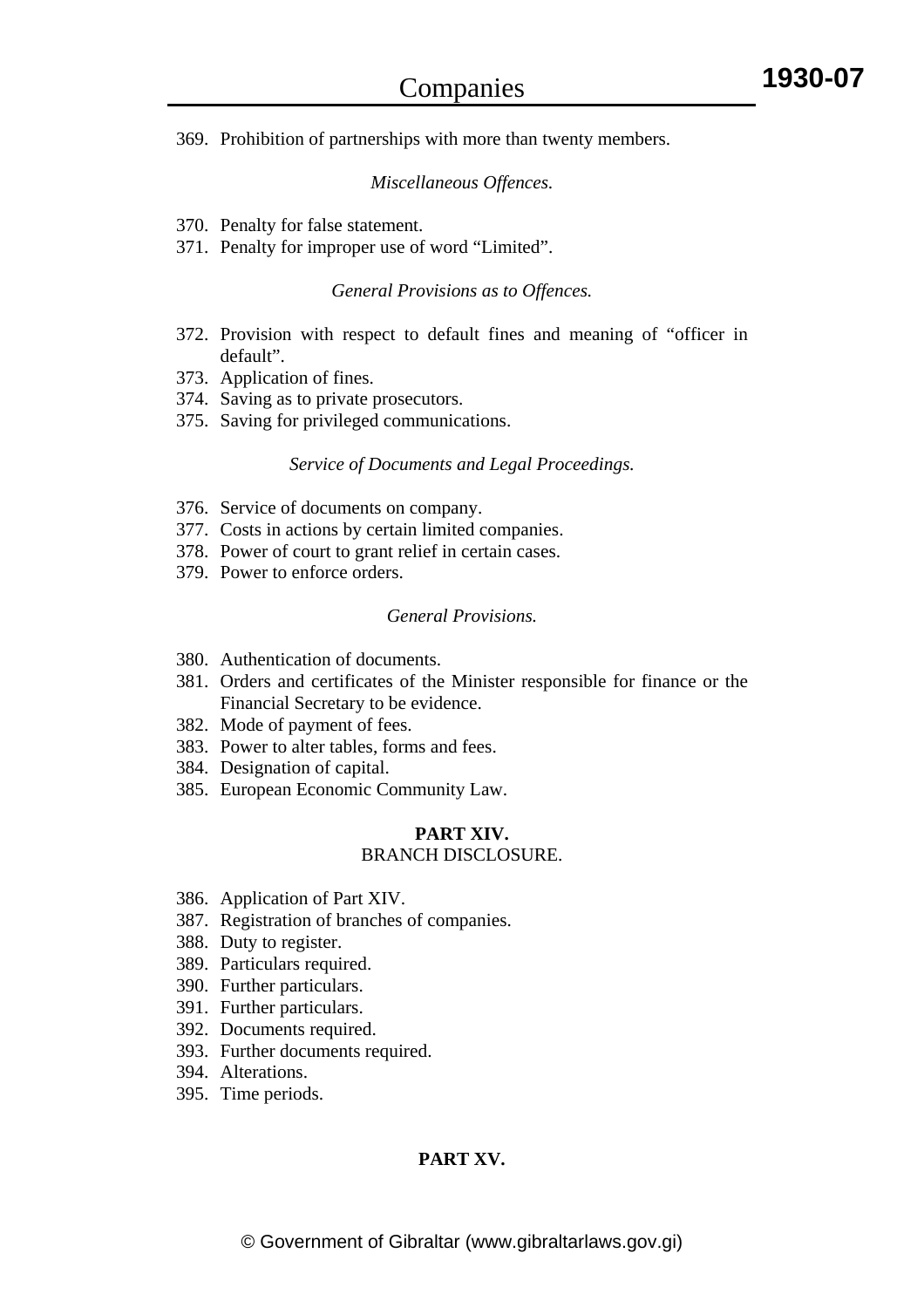369. Prohibition of partnerships with more than twenty members.

*Miscellaneous Offences.*

370. Penalty for false statement.
371. Penalty for improper use of word "Limited".

*General Provisions as to Offences.*

372. Provision with respect to default fines and meaning of "officer in default".
373. Application of fines.
374. Saving as to private prosecutors.
375. Saving for privileged communications.

*Service of Documents and Legal Proceedings.*

376. Service of documents on company.
377. Costs in actions by certain limited companies.
378. Power of court to grant relief in certain cases.
379. Power to enforce orders.

*General Provisions.*

380. Authentication of documents.
381. Orders and certificates of the Minister responsible for finance or the Financial Secretary to be evidence.
382. Mode of payment of fees.
383. Power to alter tables, forms and fees.
384. Designation of capital.
385. European Economic Community Law.

**PART XIV.**
BRANCH DISCLOSURE.

386. Application of Part XIV.
387. Registration of branches of companies.
388. Duty to register.
389. Particulars required.
390. Further particulars.
391. Further particulars.
392. Documents required.
393. Further documents required.
394. Alterations.
395. Time periods.

**PART XV.**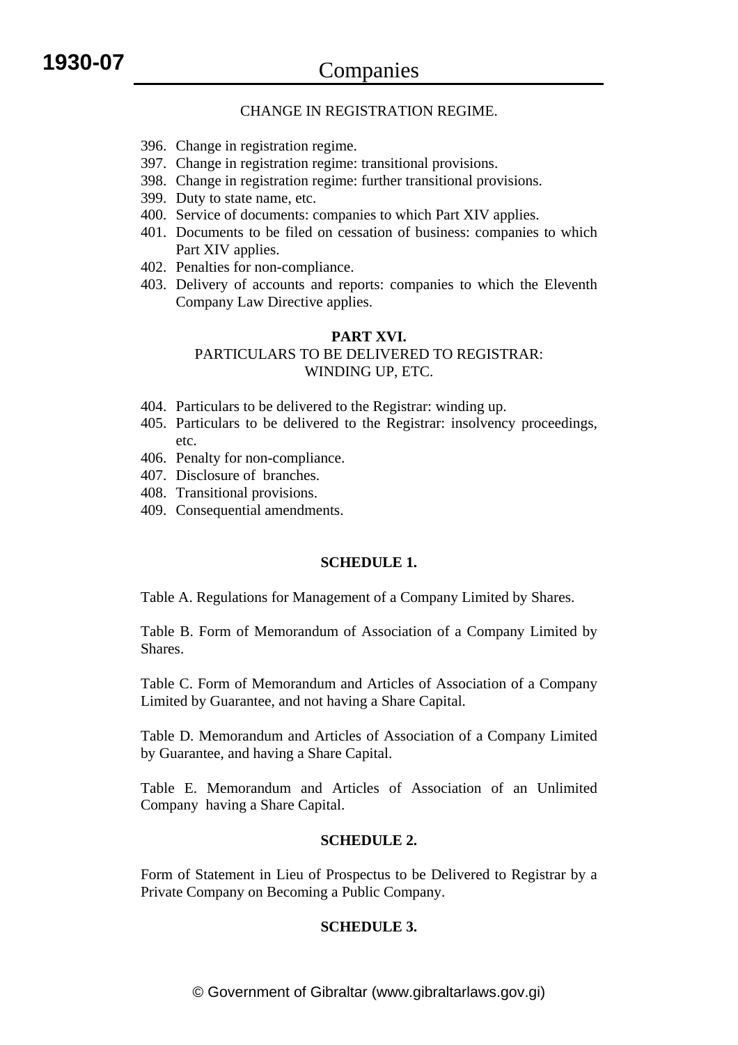CHANGE IN REGISTRATION REGIME.

396. Change in registration regime.
397. Change in registration regime: transitional provisions.
398. Change in registration regime: further transitional provisions.
399. Duty to state name, etc.
400. Service of documents: companies to which Part XIV applies.
401. Documents to be filed on cessation of business: companies to which Part XIV applies.
402. Penalties for non-compliance.
403. Delivery of accounts and reports: companies to which the Eleventh Company Law Directive applies.

**PART XVI.**

PARTICULARS TO BE DELIVERED TO REGISTRAR: WINDING UP, ETC.

404. Particulars to be delivered to the Registrar: winding up.
405. Particulars to be delivered to the Registrar: insolvency proceedings, etc.
406. Penalty for non-compliance.
407. Disclosure of branches.
408. Transitional provisions.
409. Consequential amendments.

**SCHEDULE 1.**

Table A. Regulations for Management of a Company Limited by Shares.

Table B. Form of Memorandum of Association of a Company Limited by Shares.

Table C. Form of Memorandum and Articles of Association of a Company Limited by Guarantee, and not having a Share Capital.

Table D. Memorandum and Articles of Association of a Company Limited by Guarantee, and having a Share Capital.

Table E. Memorandum and Articles of Association of an Unlimited Company having a Share Capital.

**SCHEDULE 2.**

Form of Statement in Lieu of Prospectus to be Delivered to Registrar by a Private Company on Becoming a Public Company.

**SCHEDULE 3.**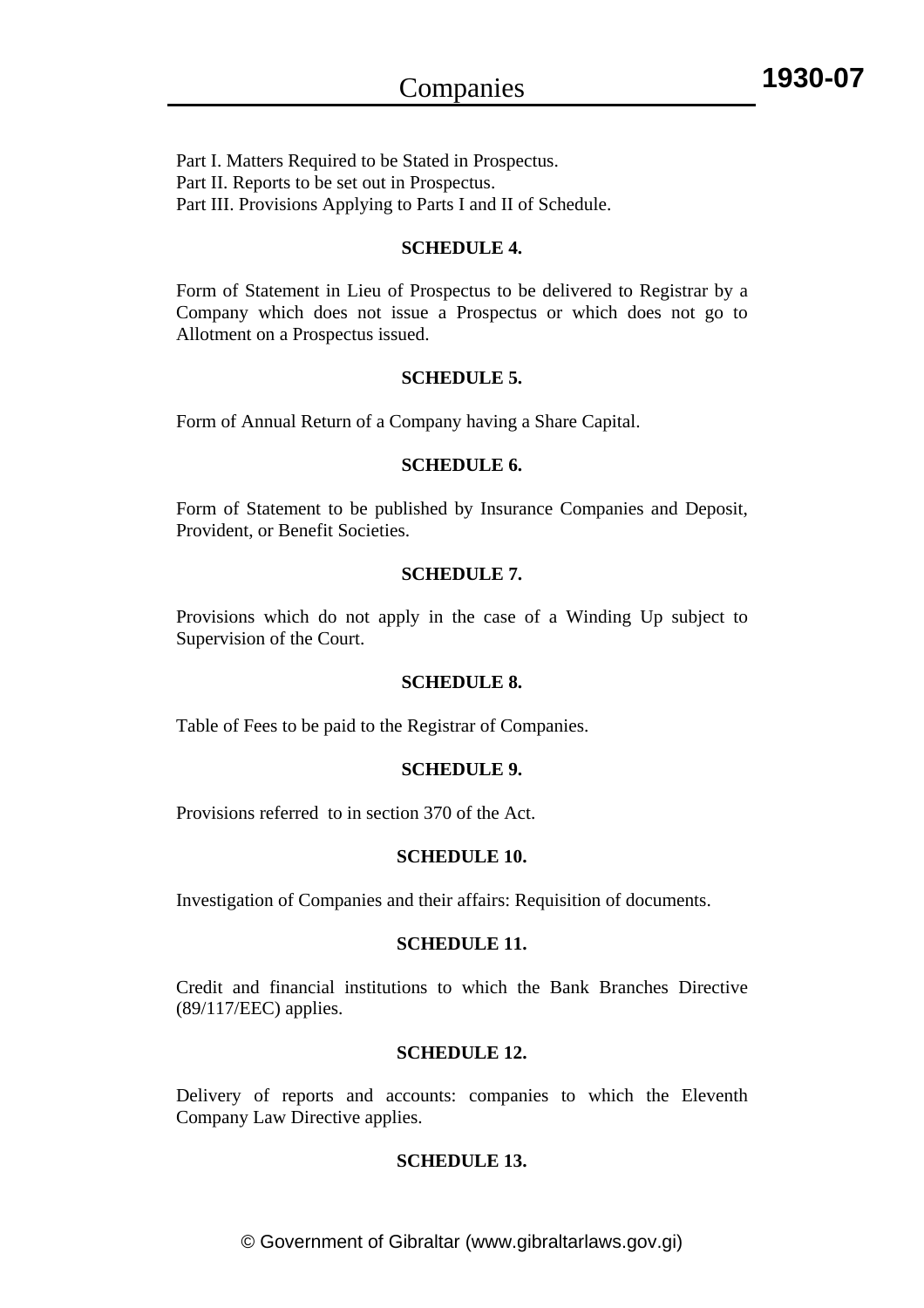Part I. Matters Required to be Stated in Prospectus.
Part II. Reports to be set out in Prospectus.
Part III. Provisions Applying to Parts I and II of Schedule.

**SCHEDULE 4.**

Form of Statement in Lieu of Prospectus to be delivered to Registrar by a Company which does not issue a Prospectus or which does not go to Allotment on a Prospectus issued.

**SCHEDULE 5.**

Form of Annual Return of a Company having a Share Capital.

**SCHEDULE 6.**

Form of Statement to be published by Insurance Companies and Deposit, Provident, or Benefit Societies.

**SCHEDULE 7.**

Provisions which do not apply in the case of a Winding Up subject to Supervision of the Court.

**SCHEDULE 8.**

Table of Fees to be paid to the Registrar of Companies.

**SCHEDULE 9.**

Provisions referred to in section 370 of the Act.

**SCHEDULE 10.**

Investigation of Companies and their affairs: Requisition of documents.

**SCHEDULE 11.**

Credit and financial institutions to which the Bank Branches Directive (89/117/EEC) applies.

**SCHEDULE 12.**

Delivery of reports and accounts: companies to which the Eleventh Company Law Directive applies.

**SCHEDULE 13.**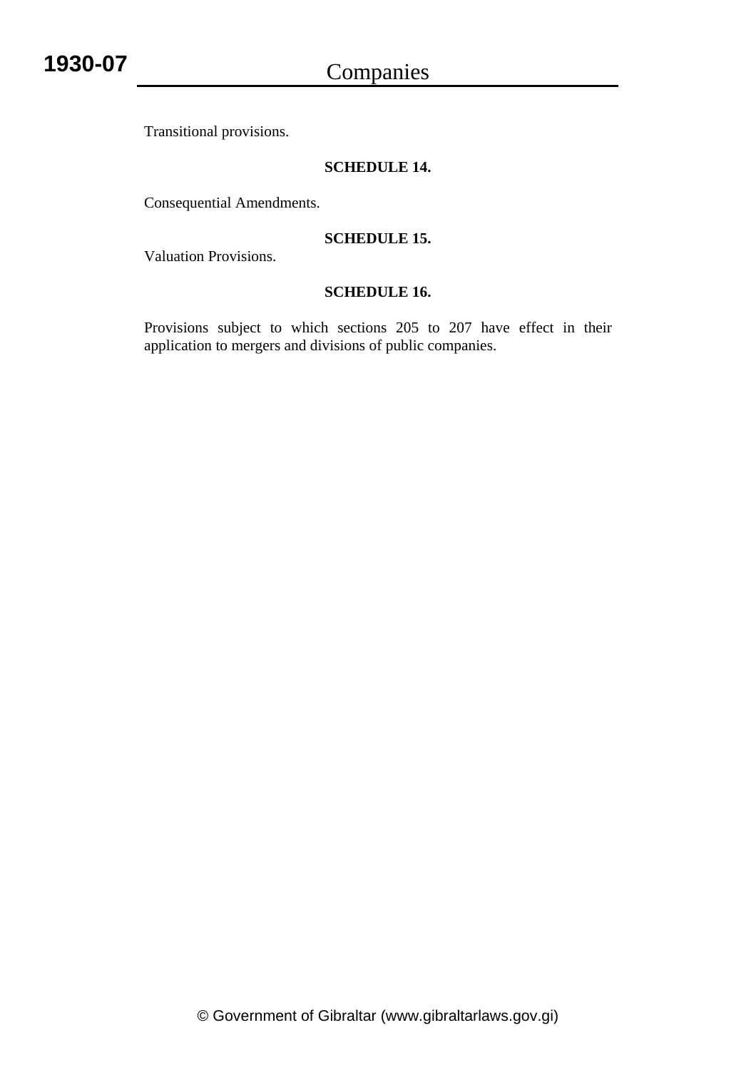Transitional provisions.

**SCHEDULE 14.**

Consequential Amendments.

**SCHEDULE 15.**

Valuation Provisions.

**SCHEDULE 16.**

Provisions subject to which sections 205 to 207 have effect in their application to mergers and divisions of public companies.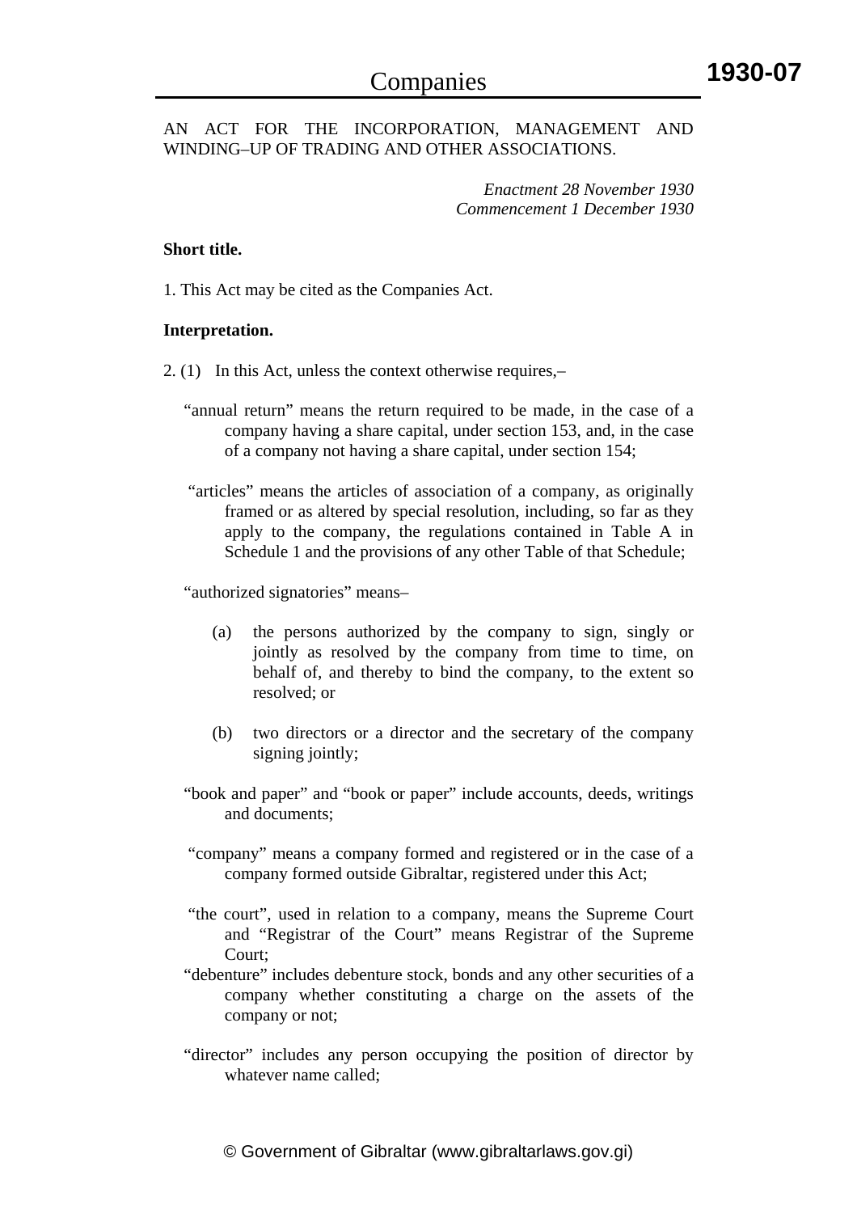AN ACT FOR THE INCORPORATION, MANAGEMENT AND WINDING–UP OF TRADING AND OTHER ASSOCIATIONS.

*Enactment 28 November 1930*
*Commencement 1 December 1930*

**Short title.**

1. This Act may be cited as the Companies Act.

**Interpretation.**

2. (1) In this Act, unless the context otherwise requires,–

"annual return" means the return required to be made, in the case of a company having a share capital, under section 153, and, in the case of a company not having a share capital, under section 154;

"articles" means the articles of association of a company, as originally framed or as altered by special resolution, including, so far as they apply to the company, the regulations contained in Table A in Schedule 1 and the provisions of any other Table of that Schedule;

"authorized signatories" means–

(a) the persons authorized by the company to sign, singly or jointly as resolved by the company from time to time, on behalf of, and thereby to bind the company, to the extent so resolved; or

(b) two directors or a director and the secretary of the company signing jointly;

"book and paper" and "book or paper" include accounts, deeds, writings and documents;

"company" means a company formed and registered or in the case of a company formed outside Gibraltar, registered under this Act;

"the court", used in relation to a company, means the Supreme Court and "Registrar of the Court" means Registrar of the Supreme Court;

"debenture" includes debenture stock, bonds and any other securities of a company whether constituting a charge on the assets of the company or not;

"director" includes any person occupying the position of director by whatever name called;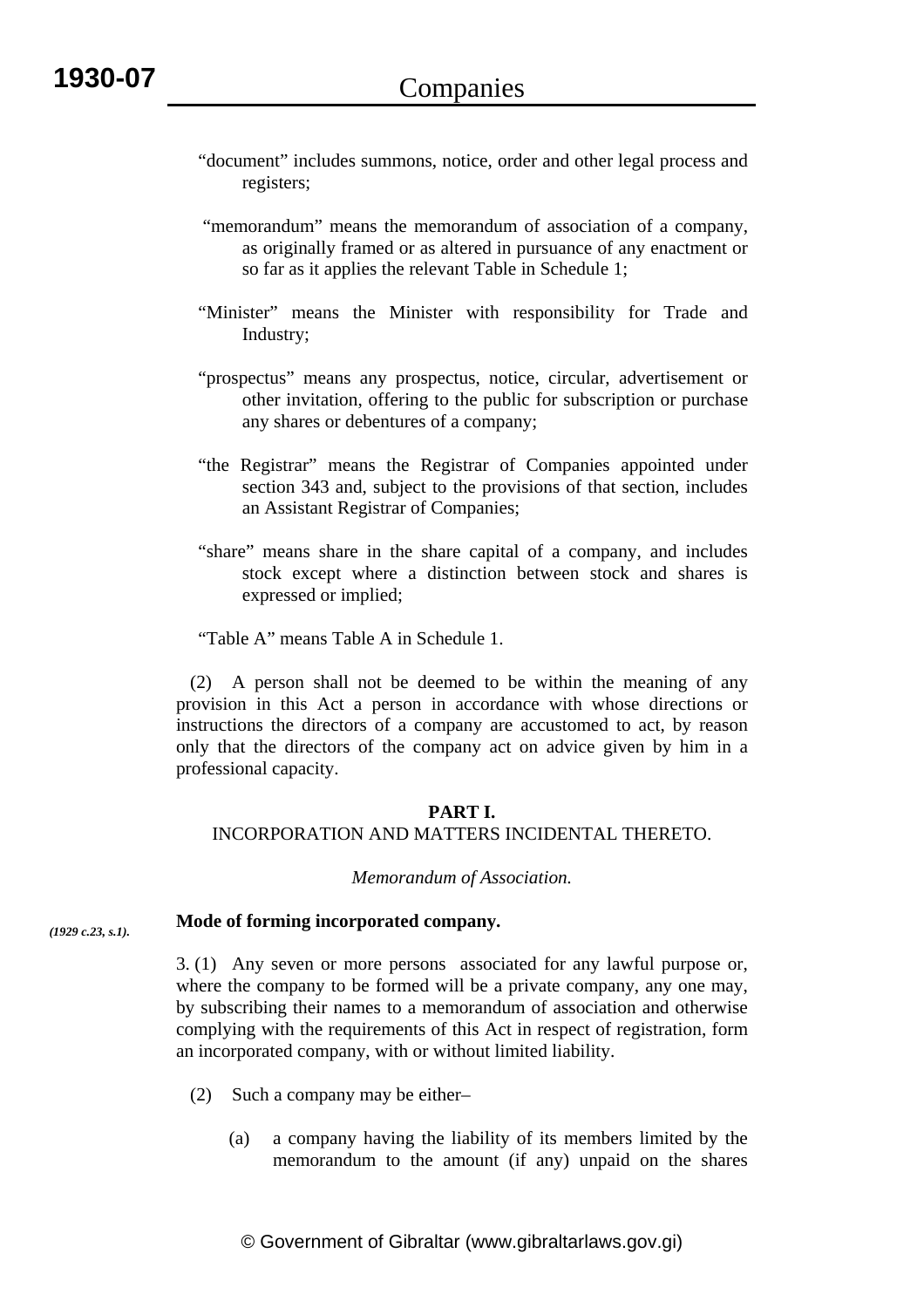"document" includes summons, notice, order and other legal process and registers;

"memorandum" means the memorandum of association of a company, as originally framed or as altered in pursuance of any enactment or so far as it applies the relevant Table in Schedule 1;

"Minister" means the Minister with responsibility for Trade and Industry;

"prospectus" means any prospectus, notice, circular, advertisement or other invitation, offering to the public for subscription or purchase any shares or debentures of a company;

"the Registrar" means the Registrar of Companies appointed under section 343 and, subject to the provisions of that section, includes an Assistant Registrar of Companies;

"share" means share in the share capital of a company, and includes stock except where a distinction between stock and shares is expressed or implied;

"Table A" means Table A in Schedule 1.

(2) A person shall not be deemed to be within the meaning of any provision in this Act a person in accordance with whose directions or instructions the directors of a company are accustomed to act, by reason only that the directors of the company act on advice given by him in a professional capacity.

## PART I.
## INCORPORATION AND MATTERS INCIDENTAL THERETO.

*Memorandum of Association.*

***(1929 c.23, s.1).***

**Mode of forming incorporated company.**

3. (1) Any seven or more persons associated for any lawful purpose or, where the company to be formed will be a private company, any one may, by subscribing their names to a memorandum of association and otherwise complying with the requirements of this Act in respect of registration, form an incorporated company, with or without limited liability.

(2) Such a company may be either–

(a) a company having the liability of its members limited by the memorandum to the amount (if any) unpaid on the shares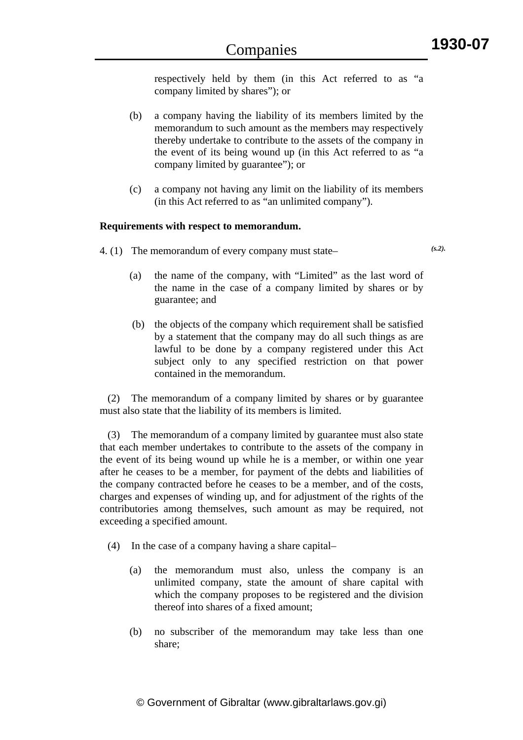respectively held by them (in this Act referred to as "a company limited by shares"); or

(b) a company having the liability of its members limited by the memorandum to such amount as the members may respectively thereby undertake to contribute to the assets of the company in the event of its being wound up (in this Act referred to as "a company limited by guarantee"); or

(c) a company not having any limit on the liability of its members (in this Act referred to as "an unlimited company").

**Requirements with respect to memorandum.**

4. (1) The memorandum of every company must state– ***(s.2).***

(a) the name of the company, with "Limited" as the last word of the name in the case of a company limited by shares or by guarantee; and

(b) the objects of the company which requirement shall be satisfied by a statement that the company may do all such things as are lawful to be done by a company registered under this Act subject only to any specified restriction on that power contained in the memorandum.

(2) The memorandum of a company limited by shares or by guarantee must also state that the liability of its members is limited.

(3) The memorandum of a company limited by guarantee must also state that each member undertakes to contribute to the assets of the company in the event of its being wound up while he is a member, or within one year after he ceases to be a member, for payment of the debts and liabilities of the company contracted before he ceases to be a member, and of the costs, charges and expenses of winding up, and for adjustment of the rights of the contributories among themselves, such amount as may be required, not exceeding a specified amount.

(4) In the case of a company having a share capital–

(a) the memorandum must also, unless the company is an unlimited company, state the amount of share capital with which the company proposes to be registered and the division thereof into shares of a fixed amount;

(b) no subscriber of the memorandum may take less than one share;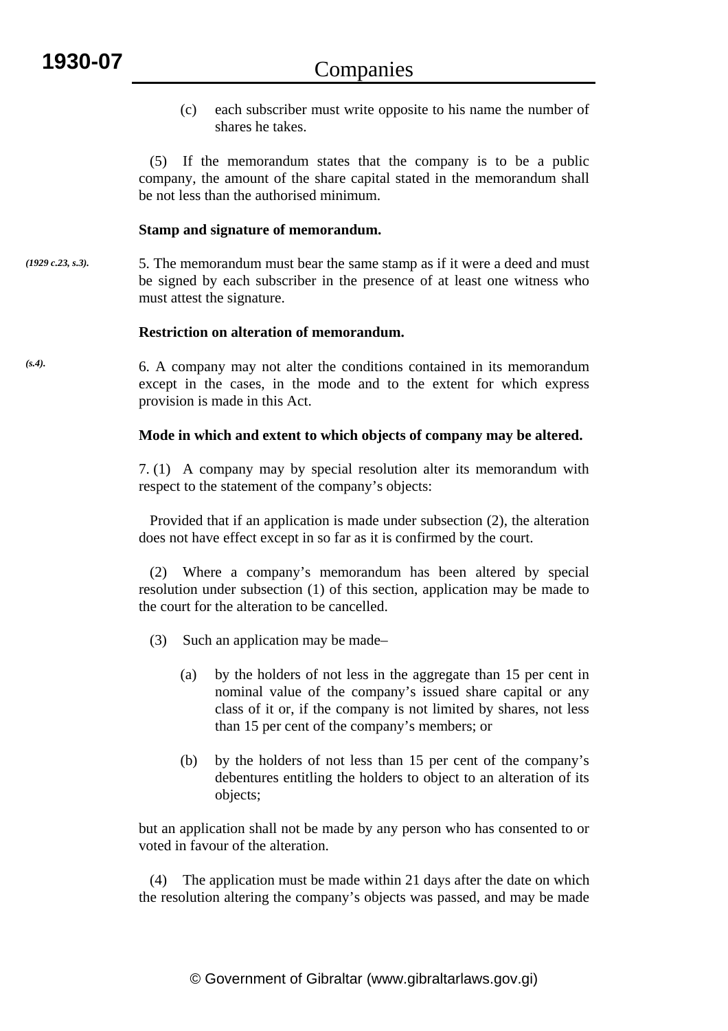(c) each subscriber must write opposite to his name the number of shares he takes.

(5) If the memorandum states that the company is to be a public company, the amount of the share capital stated in the memorandum shall be not less than the authorised minimum.

**Stamp and signature of memorandum.**

*(1929 c.23, s.3).*

5. The memorandum must bear the same stamp as if it were a deed and must be signed by each subscriber in the presence of at least one witness who must attest the signature.

**Restriction on alteration of memorandum.**

*(s.4).*

6. A company may not alter the conditions contained in its memorandum except in the cases, in the mode and to the extent for which express provision is made in this Act.

**Mode in which and extent to which objects of company may be altered.**

7. (1) A company may by special resolution alter its memorandum with respect to the statement of the company's objects:

Provided that if an application is made under subsection (2), the alteration does not have effect except in so far as it is confirmed by the court.

(2) Where a company's memorandum has been altered by special resolution under subsection (1) of this section, application may be made to the court for the alteration to be cancelled.

(3) Such an application may be made–

(a) by the holders of not less in the aggregate than 15 per cent in nominal value of the company's issued share capital or any class of it or, if the company is not limited by shares, not less than 15 per cent of the company's members; or

(b) by the holders of not less than 15 per cent of the company's debentures entitling the holders to object to an alteration of its objects;

but an application shall not be made by any person who has consented to or voted in favour of the alteration.

(4) The application must be made within 21 days after the date on which the resolution altering the company's objects was passed, and may be made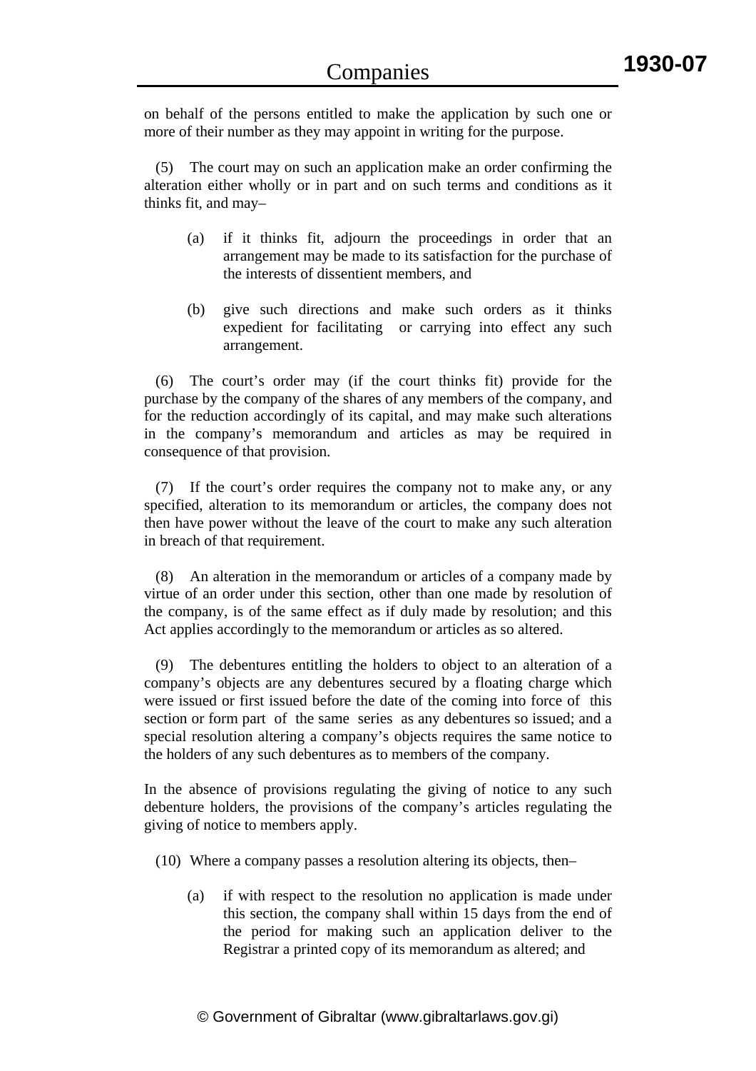on behalf of the persons entitled to make the application by such one or more of their number as they may appoint in writing for the purpose.

(5) The court may on such an application make an order confirming the alteration either wholly or in part and on such terms and conditions as it thinks fit, and may–

(a) if it thinks fit, adjourn the proceedings in order that an arrangement may be made to its satisfaction for the purchase of the interests of dissentient members, and

(b) give such directions and make such orders as it thinks expedient for facilitating or carrying into effect any such arrangement.

(6) The court's order may (if the court thinks fit) provide for the purchase by the company of the shares of any members of the company, and for the reduction accordingly of its capital, and may make such alterations in the company's memorandum and articles as may be required in consequence of that provision.

(7) If the court's order requires the company not to make any, or any specified, alteration to its memorandum or articles, the company does not then have power without the leave of the court to make any such alteration in breach of that requirement.

(8) An alteration in the memorandum or articles of a company made by virtue of an order under this section, other than one made by resolution of the company, is of the same effect as if duly made by resolution; and this Act applies accordingly to the memorandum or articles as so altered.

(9) The debentures entitling the holders to object to an alteration of a company's objects are any debentures secured by a floating charge which were issued or first issued before the date of the coming into force of this section or form part of the same series as any debentures so issued; and a special resolution altering a company's objects requires the same notice to the holders of any such debentures as to members of the company.

In the absence of provisions regulating the giving of notice to any such debenture holders, the provisions of the company's articles regulating the giving of notice to members apply.

(10) Where a company passes a resolution altering its objects, then–

(a) if with respect to the resolution no application is made under this section, the company shall within 15 days from the end of the period for making such an application deliver to the Registrar a printed copy of its memorandum as altered; and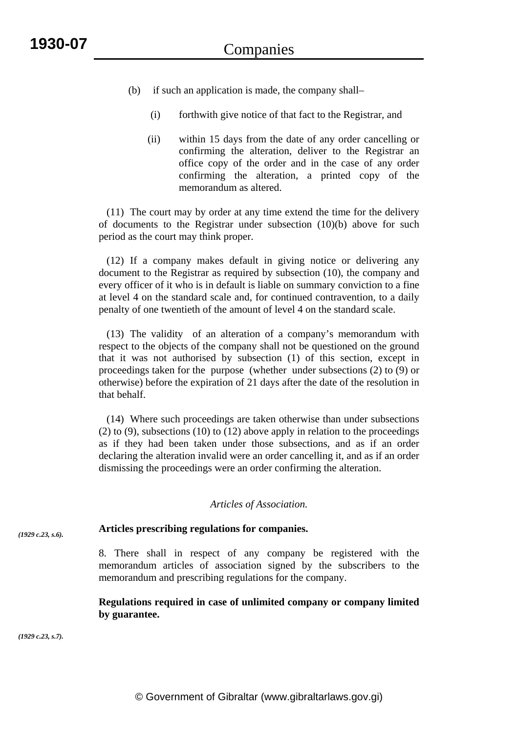(b) if such an application is made, the company shall–

(i) forthwith give notice of that fact to the Registrar, and

(ii) within 15 days from the date of any order cancelling or confirming the alteration, deliver to the Registrar an office copy of the order and in the case of any order confirming the alteration, a printed copy of the memorandum as altered.

(11) The court may by order at any time extend the time for the delivery of documents to the Registrar under subsection (10)(b) above for such period as the court may think proper.

(12) If a company makes default in giving notice or delivering any document to the Registrar as required by subsection (10), the company and every officer of it who is in default is liable on summary conviction to a fine at level 4 on the standard scale and, for continued contravention, to a daily penalty of one twentieth of the amount of level 4 on the standard scale.

(13) The validity of an alteration of a company's memorandum with respect to the objects of the company shall not be questioned on the ground that it was not authorised by subsection (1) of this section, except in proceedings taken for the purpose (whether under subsections (2) to (9) or otherwise) before the expiration of 21 days after the date of the resolution in that behalf.

(14) Where such proceedings are taken otherwise than under subsections (2) to (9), subsections (10) to (12) above apply in relation to the proceedings as if they had been taken under those subsections, and as if an order declaring the alteration invalid were an order cancelling it, and as if an order dismissing the proceedings were an order confirming the alteration.

*Articles of Association.*

***(1929 c.23, s.6).***

**Articles prescribing regulations for companies.**

8. There shall in respect of any company be registered with the memorandum articles of association signed by the subscribers to the memorandum and prescribing regulations for the company.

**Regulations required in case of unlimited company or company limited by guarantee.**

***(1929 c.23, s.7).***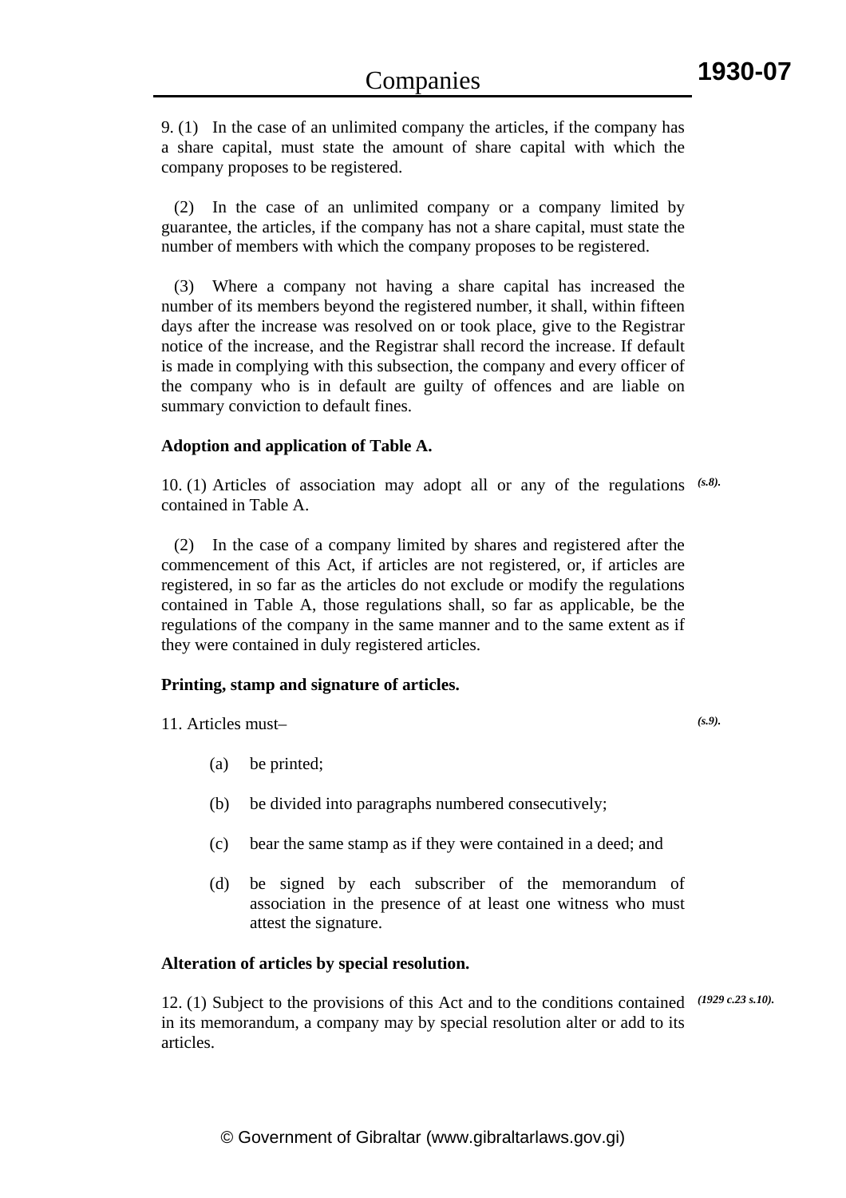9. (1) In the case of an unlimited company the articles, if the company has a share capital, must state the amount of share capital with which the company proposes to be registered.

(2) In the case of an unlimited company or a company limited by guarantee, the articles, if the company has not a share capital, must state the number of members with which the company proposes to be registered.

(3) Where a company not having a share capital has increased the number of its members beyond the registered number, it shall, within fifteen days after the increase was resolved on or took place, give to the Registrar notice of the increase, and the Registrar shall record the increase. If default is made in complying with this subsection, the company and every officer of the company who is in default are guilty of offences and are liable on summary conviction to default fines.

**Adoption and application of Table A.**

10. (1) Articles of association may adopt all or any of the regulations contained in Table A. *(s.8).*

(2) In the case of a company limited by shares and registered after the commencement of this Act, if articles are not registered, or, if articles are registered, in so far as the articles do not exclude or modify the regulations contained in Table A, those regulations shall, so far as applicable, be the regulations of the company in the same manner and to the same extent as if they were contained in duly registered articles.

**Printing, stamp and signature of articles.**

11. Articles must– *(s.9).*

(a) be printed;

(b) be divided into paragraphs numbered consecutively;

(c) bear the same stamp as if they were contained in a deed; and

(d) be signed by each subscriber of the memorandum of association in the presence of at least one witness who must attest the signature.

**Alteration of articles by special resolution.**

12. (1) Subject to the provisions of this Act and to the conditions contained in its memorandum, a company may by special resolution alter or add to its articles. *(1929 c.23 s.10).*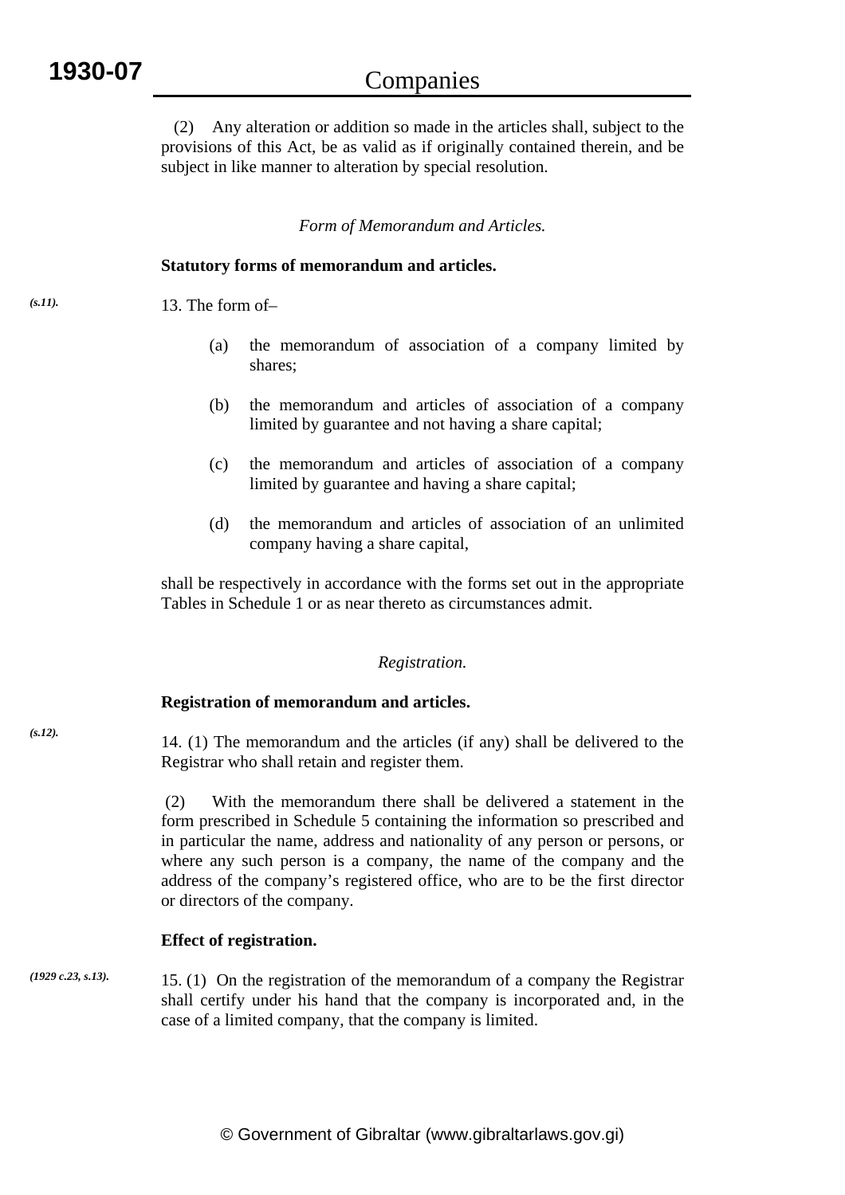(2) Any alteration or addition so made in the articles shall, subject to the provisions of this Act, be as valid as if originally contained therein, and be subject in like manner to alteration by special resolution.

*Form of Memorandum and Articles.*

**Statutory forms of memorandum and articles.**

*(s.11).*

13. The form of–

(a) the memorandum of association of a company limited by shares;

(b) the memorandum and articles of association of a company limited by guarantee and not having a share capital;

(c) the memorandum and articles of association of a company limited by guarantee and having a share capital;

(d) the memorandum and articles of association of an unlimited company having a share capital,

shall be respectively in accordance with the forms set out in the appropriate Tables in Schedule 1 or as near thereto as circumstances admit.

*Registration.*

**Registration of memorandum and articles.**

*(s.12).*

14. (1) The memorandum and the articles (if any) shall be delivered to the Registrar who shall retain and register them.

(2) With the memorandum there shall be delivered a statement in the form prescribed in Schedule 5 containing the information so prescribed and in particular the name, address and nationality of any person or persons, or where any such person is a company, the name of the company and the address of the company's registered office, who are to be the first director or directors of the company.

**Effect of registration.**

*(1929 c.23, s.13).*

15. (1) On the registration of the memorandum of a company the Registrar shall certify under his hand that the company is incorporated and, in the case of a limited company, that the company is limited.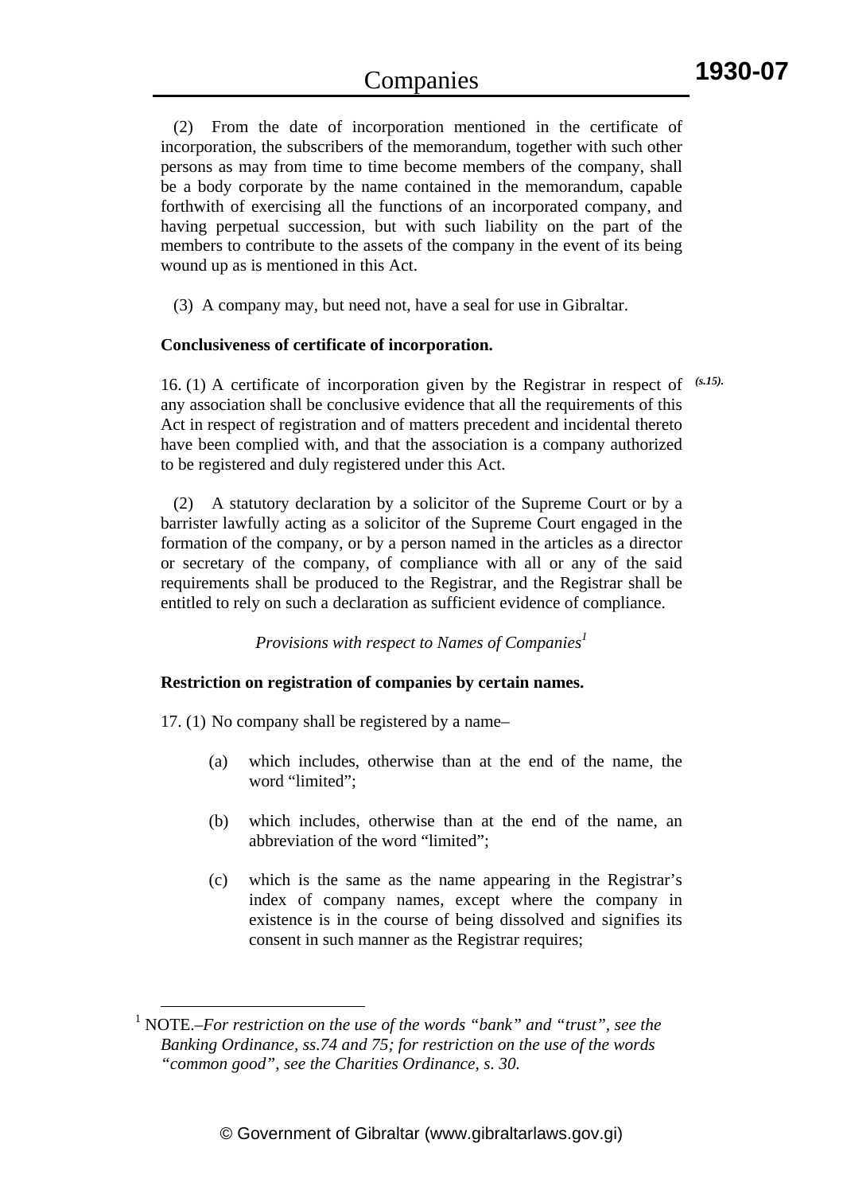(2) From the date of incorporation mentioned in the certificate of incorporation, the subscribers of the memorandum, together with such other persons as may from time to time become members of the company, shall be a body corporate by the name contained in the memorandum, capable forthwith of exercising all the functions of an incorporated company, and having perpetual succession, but with such liability on the part of the members to contribute to the assets of the company in the event of its being wound up as is mentioned in this Act.

(3) A company may, but need not, have a seal for use in Gibraltar.

**Conclusiveness of certificate of incorporation.**

16. (1) A certificate of incorporation given by the Registrar in respect of any association shall be conclusive evidence that all the requirements of this Act in respect of registration and of matters precedent and incidental thereto have been complied with, and that the association is a company authorized to be registered and duly registered under this Act. ***(s.15).***

(2) A statutory declaration by a solicitor of the Supreme Court or by a barrister lawfully acting as a solicitor of the Supreme Court engaged in the formation of the company, or by a person named in the articles as a director or secretary of the company, of compliance with all or any of the said requirements shall be produced to the Registrar, and the Registrar shall be entitled to rely on such a declaration as sufficient evidence of compliance.

*Provisions with respect to Names of Companies*[1]

**Restriction on registration of companies by certain names.**

17. (1) No company shall be registered by a name–

(a) which includes, otherwise than at the end of the name, the word "limited";

(b) which includes, otherwise than at the end of the name, an abbreviation of the word "limited";

(c) which is the same as the name appearing in the Registrar's index of company names, except where the company in existence is in the course of being dissolved and signifies its consent in such manner as the Registrar requires;

---

[1] NOTE.–*For restriction on the use of the words "bank" and "trust", see the Banking Ordinance, ss.74 and 75; for restriction on the use of the words "common good", see the Charities Ordinance, s. 30.*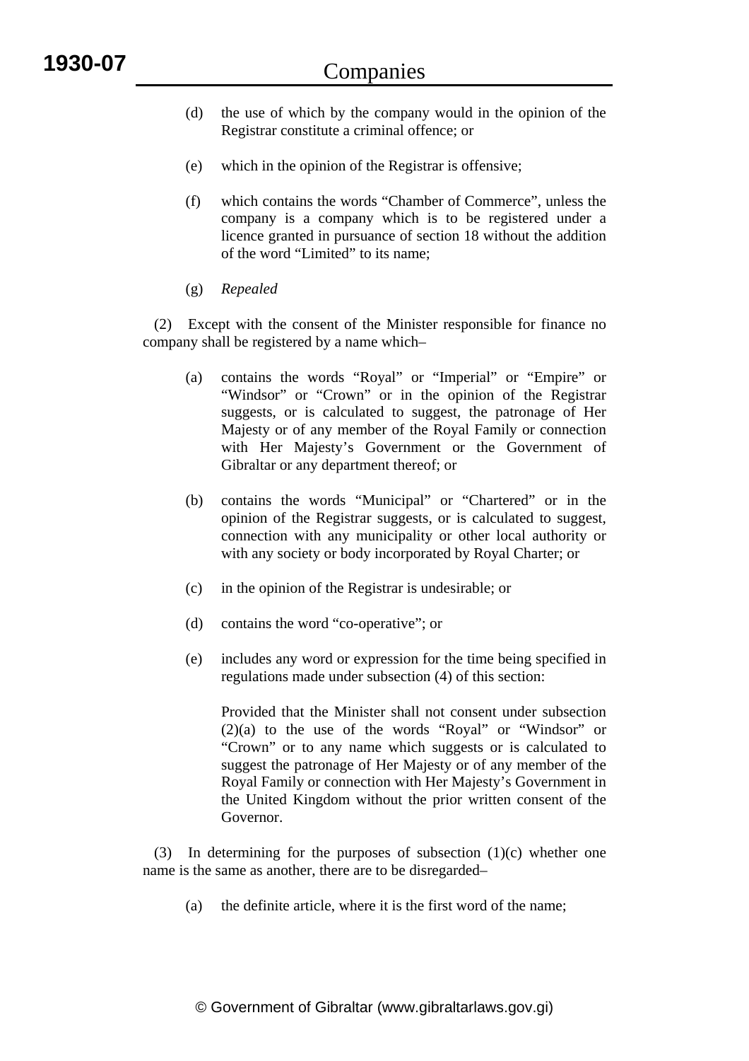(d) the use of which by the company would in the opinion of the Registrar constitute a criminal offence; or

(e) which in the opinion of the Registrar is offensive;

(f) which contains the words "Chamber of Commerce", unless the company is a company which is to be registered under a licence granted in pursuance of section 18 without the addition of the word "Limited" to its name;

(g) *Repealed*

(2) Except with the consent of the Minister responsible for finance no company shall be registered by a name which–

(a) contains the words "Royal" or "Imperial" or "Empire" or "Windsor" or "Crown" or in the opinion of the Registrar suggests, or is calculated to suggest, the patronage of Her Majesty or of any member of the Royal Family or connection with Her Majesty's Government or the Government of Gibraltar or any department thereof; or

(b) contains the words "Municipal" or "Chartered" or in the opinion of the Registrar suggests, or is calculated to suggest, connection with any municipality or other local authority or with any society or body incorporated by Royal Charter; or

(c) in the opinion of the Registrar is undesirable; or

(d) contains the word "co-operative"; or

(e) includes any word or expression for the time being specified in regulations made under subsection (4) of this section:

Provided that the Minister shall not consent under subsection (2)(a) to the use of the words "Royal" or "Windsor" or "Crown" or to any name which suggests or is calculated to suggest the patronage of Her Majesty or of any member of the Royal Family or connection with Her Majesty's Government in the United Kingdom without the prior written consent of the Governor.

(3) In determining for the purposes of subsection (1)(c) whether one name is the same as another, there are to be disregarded–

(a) the definite article, where it is the first word of the name;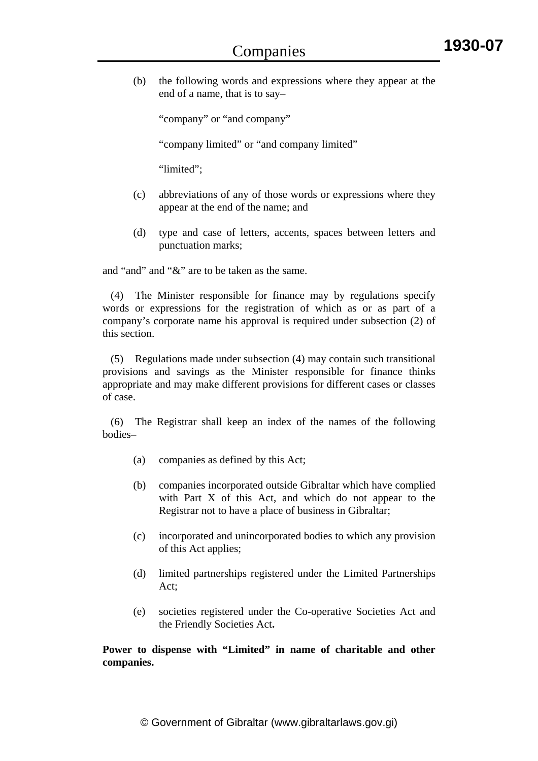(b) the following words and expressions where they appear at the end of a name, that is to say–

"company" or "and company"

"company limited" or "and company limited"

"limited";

(c) abbreviations of any of those words or expressions where they appear at the end of the name; and

(d) type and case of letters, accents, spaces between letters and punctuation marks;

and "and" and "&" are to be taken as the same.

(4) The Minister responsible for finance may by regulations specify words or expressions for the registration of which as or as part of a company's corporate name his approval is required under subsection (2) of this section.

(5) Regulations made under subsection (4) may contain such transitional provisions and savings as the Minister responsible for finance thinks appropriate and may make different provisions for different cases or classes of case.

(6) The Registrar shall keep an index of the names of the following bodies–

(a) companies as defined by this Act;

(b) companies incorporated outside Gibraltar which have complied with Part X of this Act, and which do not appear to the Registrar not to have a place of business in Gibraltar;

(c) incorporated and unincorporated bodies to which any provision of this Act applies;

(d) limited partnerships registered under the Limited Partnerships Act;

(e) societies registered under the Co-operative Societies Act and the Friendly Societies Act.

**Power to dispense with "Limited" in name of charitable and other companies.**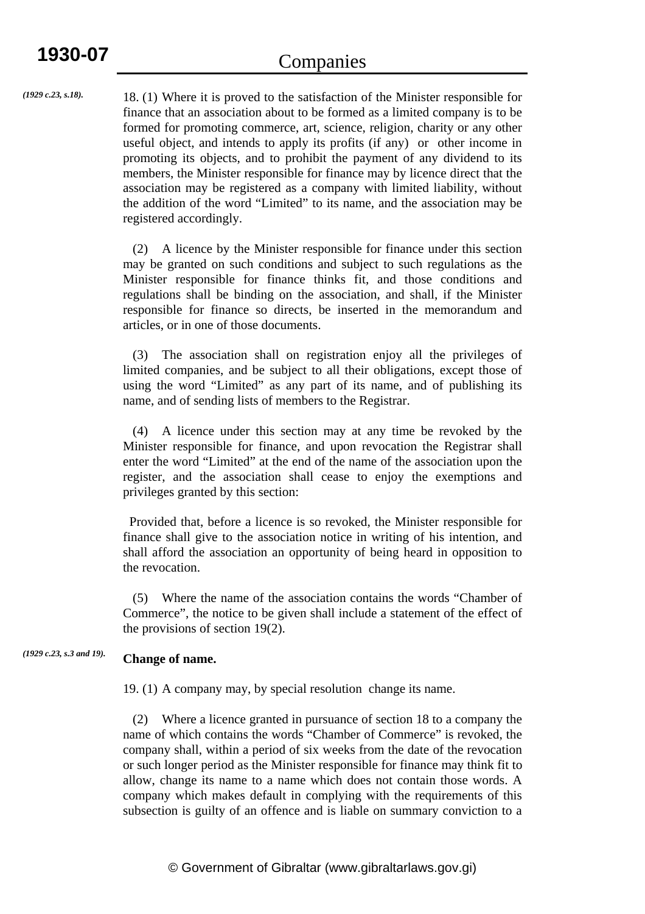*(1929 c.23, s.18).*

18. (1) Where it is proved to the satisfaction of the Minister responsible for finance that an association about to be formed as a limited company is to be formed for promoting commerce, art, science, religion, charity or any other useful object, and intends to apply its profits (if any) or other income in promoting its objects, and to prohibit the payment of any dividend to its members, the Minister responsible for finance may by licence direct that the association may be registered as a company with limited liability, without the addition of the word "Limited" to its name, and the association may be registered accordingly.

(2) A licence by the Minister responsible for finance under this section may be granted on such conditions and subject to such regulations as the Minister responsible for finance thinks fit, and those conditions and regulations shall be binding on the association, and shall, if the Minister responsible for finance so directs, be inserted in the memorandum and articles, or in one of those documents.

(3) The association shall on registration enjoy all the privileges of limited companies, and be subject to all their obligations, except those of using the word "Limited" as any part of its name, and of publishing its name, and of sending lists of members to the Registrar.

(4) A licence under this section may at any time be revoked by the Minister responsible for finance, and upon revocation the Registrar shall enter the word "Limited" at the end of the name of the association upon the register, and the association shall cease to enjoy the exemptions and privileges granted by this section:

Provided that, before a licence is so revoked, the Minister responsible for finance shall give to the association notice in writing of his intention, and shall afford the association an opportunity of being heard in opposition to the revocation.

(5) Where the name of the association contains the words "Chamber of Commerce", the notice to be given shall include a statement of the effect of the provisions of section 19(2).

*(1929 c.23, s.3 and 19).*

**Change of name.**

19. (1) A company may, by special resolution change its name.

(2) Where a licence granted in pursuance of section 18 to a company the name of which contains the words "Chamber of Commerce" is revoked, the company shall, within a period of six weeks from the date of the revocation or such longer period as the Minister responsible for finance may think fit to allow, change its name to a name which does not contain those words. A company which makes default in complying with the requirements of this subsection is guilty of an offence and is liable on summary conviction to a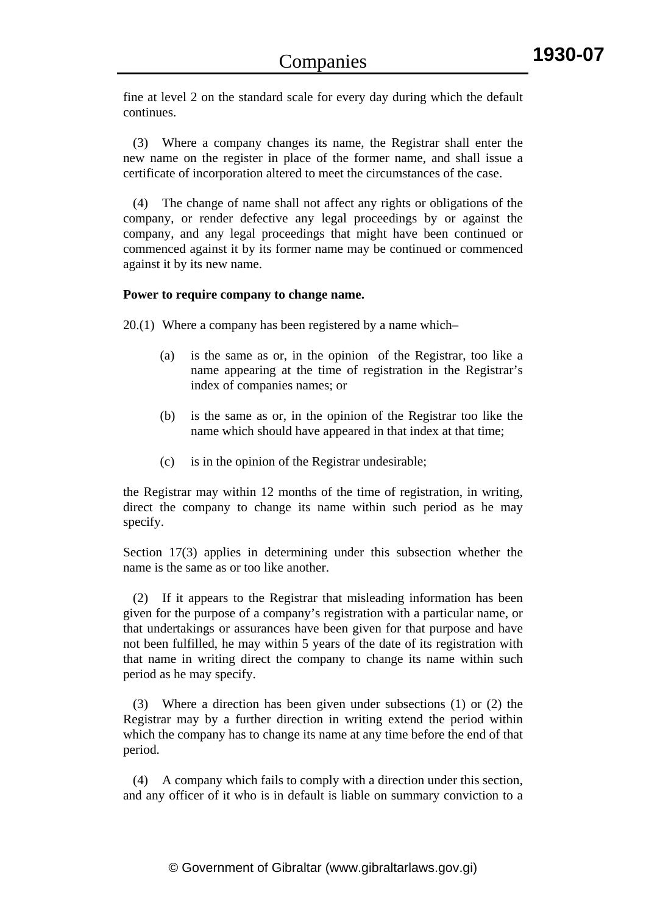fine at level 2 on the standard scale for every day during which the default continues.

(3) Where a company changes its name, the Registrar shall enter the new name on the register in place of the former name, and shall issue a certificate of incorporation altered to meet the circumstances of the case.

(4) The change of name shall not affect any rights or obligations of the company, or render defective any legal proceedings by or against the company, and any legal proceedings that might have been continued or commenced against it by its former name may be continued or commenced against it by its new name.

**Power to require company to change name.**

20.(1) Where a company has been registered by a name which–

(a) is the same as or, in the opinion of the Registrar, too like a name appearing at the time of registration in the Registrar's index of companies names; or

(b) is the same as or, in the opinion of the Registrar too like the name which should have appeared in that index at that time;

(c) is in the opinion of the Registrar undesirable;

the Registrar may within 12 months of the time of registration, in writing, direct the company to change its name within such period as he may specify.

Section 17(3) applies in determining under this subsection whether the name is the same as or too like another.

(2) If it appears to the Registrar that misleading information has been given for the purpose of a company's registration with a particular name, or that undertakings or assurances have been given for that purpose and have not been fulfilled, he may within 5 years of the date of its registration with that name in writing direct the company to change its name within such period as he may specify.

(3) Where a direction has been given under subsections (1) or (2) the Registrar may by a further direction in writing extend the period within which the company has to change its name at any time before the end of that period.

(4) A company which fails to comply with a direction under this section, and any officer of it who is in default is liable on summary conviction to a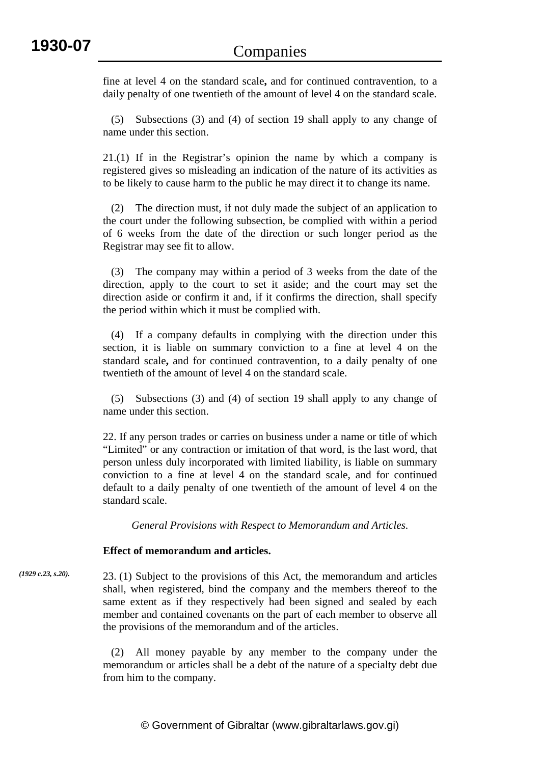fine at level 4 on the standard scale**,** and for continued contravention, to a daily penalty of one twentieth of the amount of level 4 on the standard scale.

(5) Subsections (3) and (4) of section 19 shall apply to any change of name under this section.

21.(1) If in the Registrar's opinion the name by which a company is registered gives so misleading an indication of the nature of its activities as to be likely to cause harm to the public he may direct it to change its name.

(2) The direction must, if not duly made the subject of an application to the court under the following subsection, be complied with within a period of 6 weeks from the date of the direction or such longer period as the Registrar may see fit to allow.

(3) The company may within a period of 3 weeks from the date of the direction, apply to the court to set it aside; and the court may set the direction aside or confirm it and, if it confirms the direction, shall specify the period within which it must be complied with.

(4) If a company defaults in complying with the direction under this section, it is liable on summary conviction to a fine at level 4 on the standard scale**,** and for continued contravention, to a daily penalty of one twentieth of the amount of level 4 on the standard scale.

(5) Subsections (3) and (4) of section 19 shall apply to any change of name under this section.

22. If any person trades or carries on business under a name or title of which "Limited" or any contraction or imitation of that word, is the last word, that person unless duly incorporated with limited liability, is liable on summary conviction to a fine at level 4 on the standard scale, and for continued default to a daily penalty of one twentieth of the amount of level 4 on the standard scale.

*General Provisions with Respect to Memorandum and Articles.*

**Effect of memorandum and articles.**

*(1929 c.23, s.20).*

23. (1) Subject to the provisions of this Act, the memorandum and articles shall, when registered, bind the company and the members thereof to the same extent as if they respectively had been signed and sealed by each member and contained covenants on the part of each member to observe all the provisions of the memorandum and of the articles.

(2) All money payable by any member to the company under the memorandum or articles shall be a debt of the nature of a specialty debt due from him to the company.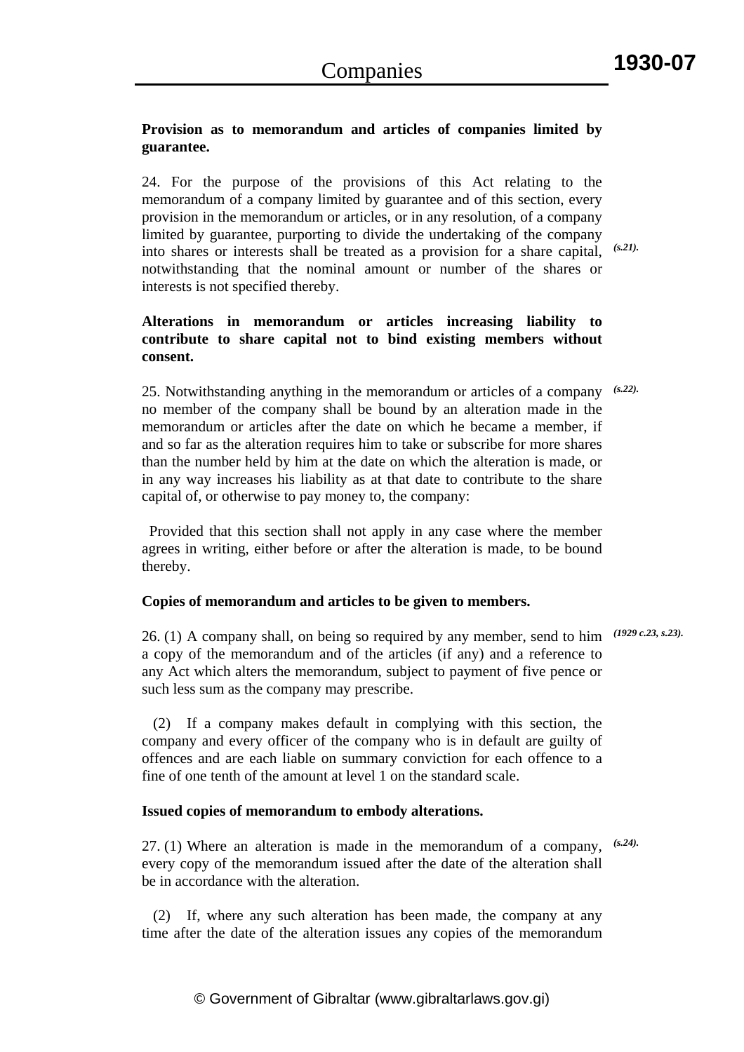**Provision as to memorandum and articles of companies limited by guarantee.**

24. For the purpose of the provisions of this Act relating to the memorandum of a company limited by guarantee and of this section, every provision in the memorandum or articles, or in any resolution, of a company limited by guarantee, purporting to divide the undertaking of the company into shares or interests shall be treated as a provision for a share capital, notwithstanding that the nominal amount or number of the shares or interests is not specified thereby. *(s.21).*

**Alterations in memorandum or articles increasing liability to contribute to share capital not to bind existing members without consent.**

25. Notwithstanding anything in the memorandum or articles of a company no member of the company shall be bound by an alteration made in the memorandum or articles after the date on which he became a member, if and so far as the alteration requires him to take or subscribe for more shares than the number held by him at the date on which the alteration is made, or in any way increases his liability as at that date to contribute to the share capital of, or otherwise to pay money to, the company: *(s.22).*

Provided that this section shall not apply in any case where the member agrees in writing, either before or after the alteration is made, to be bound thereby.

**Copies of memorandum and articles to be given to members.**

26. (1) A company shall, on being so required by any member, send to him a copy of the memorandum and of the articles (if any) and a reference to any Act which alters the memorandum, subject to payment of five pence or such less sum as the company may prescribe. *(1929 c.23, s.23).*

(2) If a company makes default in complying with this section, the company and every officer of the company who is in default are guilty of offences and are each liable on summary conviction for each offence to a fine of one tenth of the amount at level 1 on the standard scale.

**Issued copies of memorandum to embody alterations.**

27. (1) Where an alteration is made in the memorandum of a company, every copy of the memorandum issued after the date of the alteration shall be in accordance with the alteration. *(s.24).*

(2) If, where any such alteration has been made, the company at any time after the date of the alteration issues any copies of the memorandum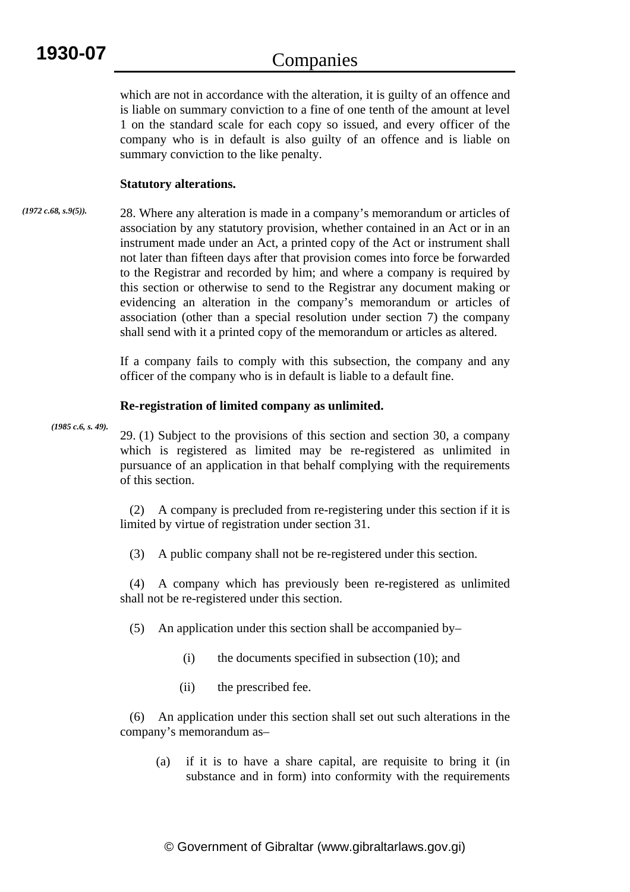which are not in accordance with the alteration, it is guilty of an offence and is liable on summary conviction to a fine of one tenth of the amount at level 1 on the standard scale for each copy so issued, and every officer of the company who is in default is also guilty of an offence and is liable on summary conviction to the like penalty.

**Statutory alterations.**

*(1972 c.68, s.9(5)).*

28. Where any alteration is made in a company's memorandum or articles of association by any statutory provision, whether contained in an Act or in an instrument made under an Act, a printed copy of the Act or instrument shall not later than fifteen days after that provision comes into force be forwarded to the Registrar and recorded by him; and where a company is required by this section or otherwise to send to the Registrar any document making or evidencing an alteration in the company's memorandum or articles of association (other than a special resolution under section 7) the company shall send with it a printed copy of the memorandum or articles as altered.

If a company fails to comply with this subsection, the company and any officer of the company who is in default is liable to a default fine.

**Re-registration of limited company as unlimited.**

*(1985 c.6, s. 49).*

29. (1) Subject to the provisions of this section and section 30, a company which is registered as limited may be re-registered as unlimited in pursuance of an application in that behalf complying with the requirements of this section.

(2) A company is precluded from re-registering under this section if it is limited by virtue of registration under section 31.

(3) A public company shall not be re-registered under this section.

(4) A company which has previously been re-registered as unlimited shall not be re-registered under this section.

(5) An application under this section shall be accompanied by–

(i) the documents specified in subsection (10); and

(ii) the prescribed fee.

(6) An application under this section shall set out such alterations in the company's memorandum as–

(a) if it is to have a share capital, are requisite to bring it (in substance and in form) into conformity with the requirements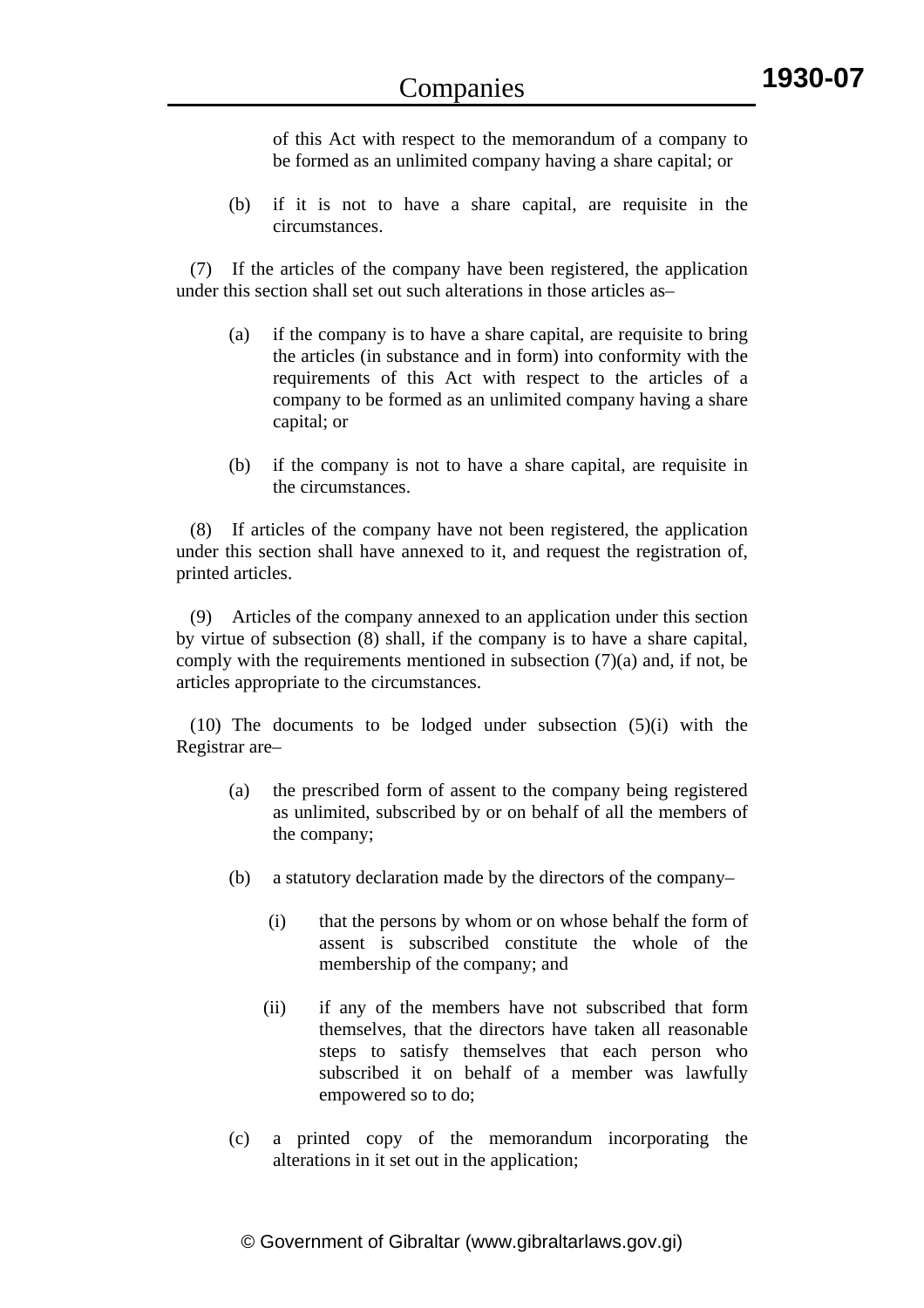of this Act with respect to the memorandum of a company to be formed as an unlimited company having a share capital; or

(b) if it is not to have a share capital, are requisite in the circumstances.

(7) If the articles of the company have been registered, the application under this section shall set out such alterations in those articles as–

(a) if the company is to have a share capital, are requisite to bring the articles (in substance and in form) into conformity with the requirements of this Act with respect to the articles of a company to be formed as an unlimited company having a share capital; or

(b) if the company is not to have a share capital, are requisite in the circumstances.

(8) If articles of the company have not been registered, the application under this section shall have annexed to it, and request the registration of, printed articles.

(9) Articles of the company annexed to an application under this section by virtue of subsection (8) shall, if the company is to have a share capital, comply with the requirements mentioned in subsection (7)(a) and, if not, be articles appropriate to the circumstances.

(10) The documents to be lodged under subsection (5)(i) with the Registrar are–

(a) the prescribed form of assent to the company being registered as unlimited, subscribed by or on behalf of all the members of the company;

(b) a statutory declaration made by the directors of the company–

(i) that the persons by whom or on whose behalf the form of assent is subscribed constitute the whole of the membership of the company; and

(ii) if any of the members have not subscribed that form themselves, that the directors have taken all reasonable steps to satisfy themselves that each person who subscribed it on behalf of a member was lawfully empowered so to do;

(c) a printed copy of the memorandum incorporating the alterations in it set out in the application;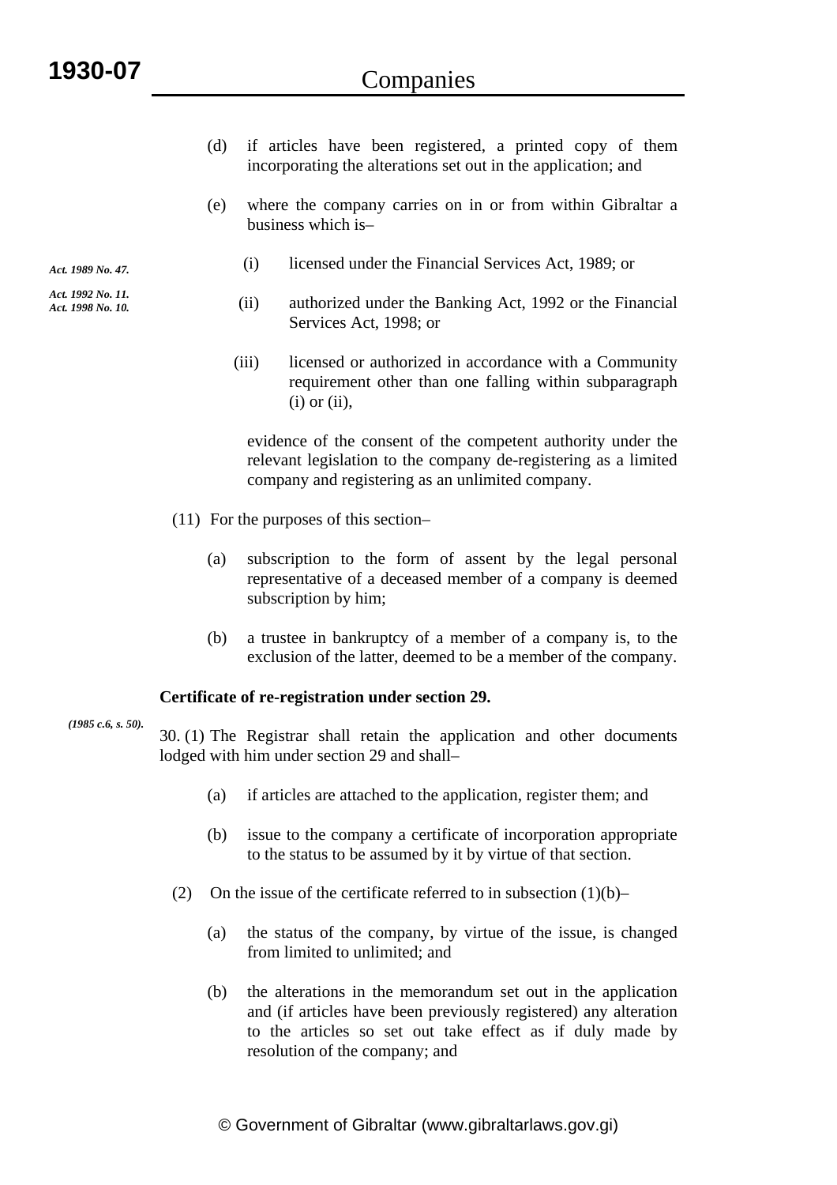(d) if articles have been registered, a printed copy of them incorporating the alterations set out in the application; and

(e) where the company carries on in or from within Gibraltar a business which is–

*Act. 1989 No. 47.*

(i) licensed under the Financial Services Act, 1989; or

*Act. 1992 No. 11.*
*Act. 1998 No. 10.*

(ii) authorized under the Banking Act, 1992 or the Financial Services Act, 1998; or

(iii) licensed or authorized in accordance with a Community requirement other than one falling within subparagraph (i) or (ii),

evidence of the consent of the competent authority under the relevant legislation to the company de-registering as a limited company and registering as an unlimited company.

(11) For the purposes of this section–

(a) subscription to the form of assent by the legal personal representative of a deceased member of a company is deemed subscription by him;

(b) a trustee in bankruptcy of a member of a company is, to the exclusion of the latter, deemed to be a member of the company.

**Certificate of re-registration under section 29.**

*(1985 c.6, s. 50).*

30. (1) The Registrar shall retain the application and other documents lodged with him under section 29 and shall–

(a) if articles are attached to the application, register them; and

(b) issue to the company a certificate of incorporation appropriate to the status to be assumed by it by virtue of that section.

(2) On the issue of the certificate referred to in subsection (1)(b)–

(a) the status of the company, by virtue of the issue, is changed from limited to unlimited; and

(b) the alterations in the memorandum set out in the application and (if articles have been previously registered) any alteration to the articles so set out take effect as if duly made by resolution of the company; and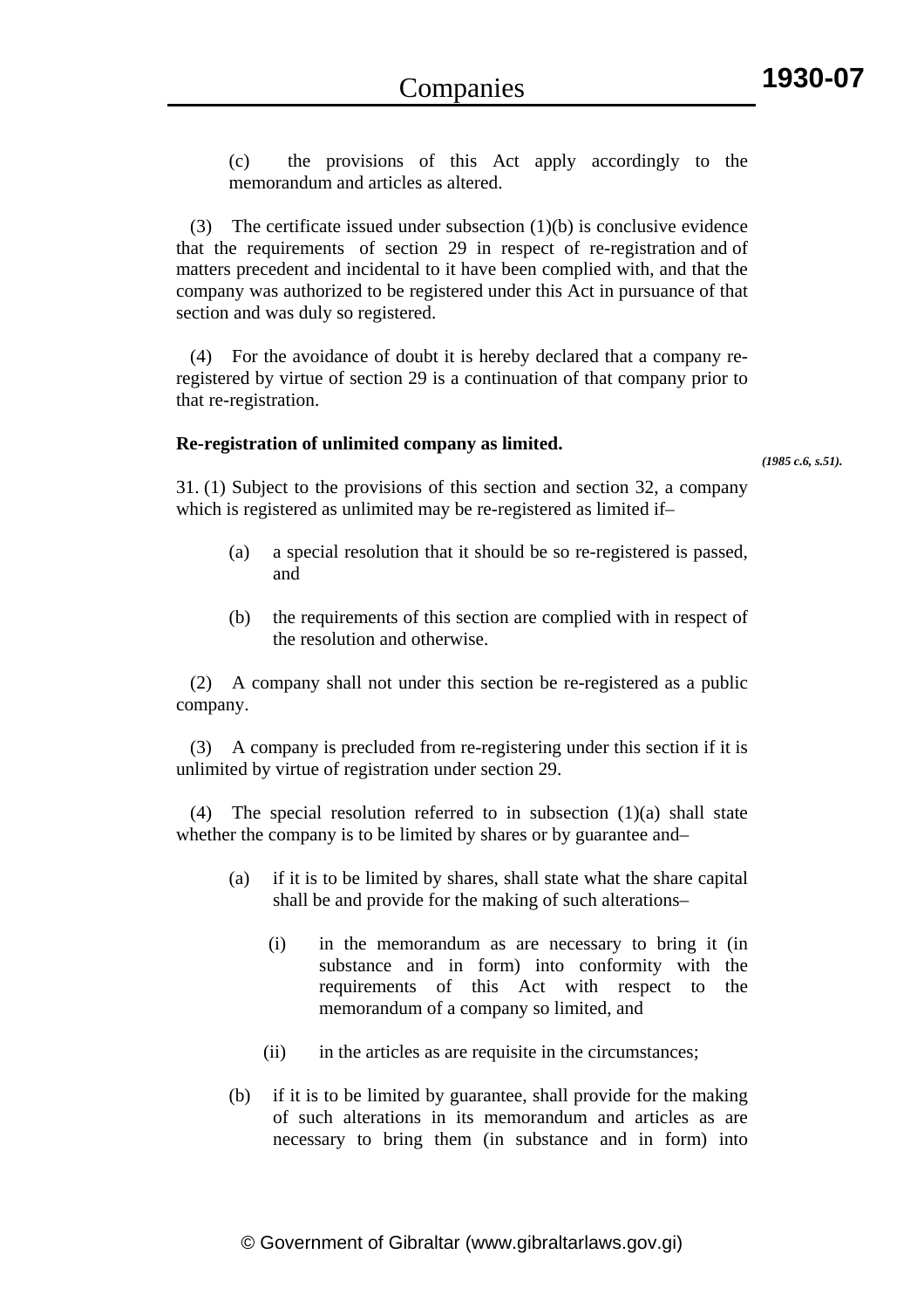(c) the provisions of this Act apply accordingly to the memorandum and articles as altered.

(3) The certificate issued under subsection (1)(b) is conclusive evidence that the requirements of section 29 in respect of re-registration and of matters precedent and incidental to it have been complied with, and that the company was authorized to be registered under this Act in pursuance of that section and was duly so registered.

(4) For the avoidance of doubt it is hereby declared that a company re-registered by virtue of section 29 is a continuation of that company prior to that re-registration.

**Re-registration of unlimited company as limited.**

*(1985 c.6, s.51).*

31. (1) Subject to the provisions of this section and section 32, a company which is registered as unlimited may be re-registered as limited if–

(a) a special resolution that it should be so re-registered is passed, and

(b) the requirements of this section are complied with in respect of the resolution and otherwise.

(2) A company shall not under this section be re-registered as a public company.

(3) A company is precluded from re-registering under this section if it is unlimited by virtue of registration under section 29.

(4) The special resolution referred to in subsection (1)(a) shall state whether the company is to be limited by shares or by guarantee and–

(a) if it is to be limited by shares, shall state what the share capital shall be and provide for the making of such alterations–

(i) in the memorandum as are necessary to bring it (in substance and in form) into conformity with the requirements of this Act with respect to the memorandum of a company so limited, and

(ii) in the articles as are requisite in the circumstances;

(b) if it is to be limited by guarantee, shall provide for the making of such alterations in its memorandum and articles as are necessary to bring them (in substance and in form) into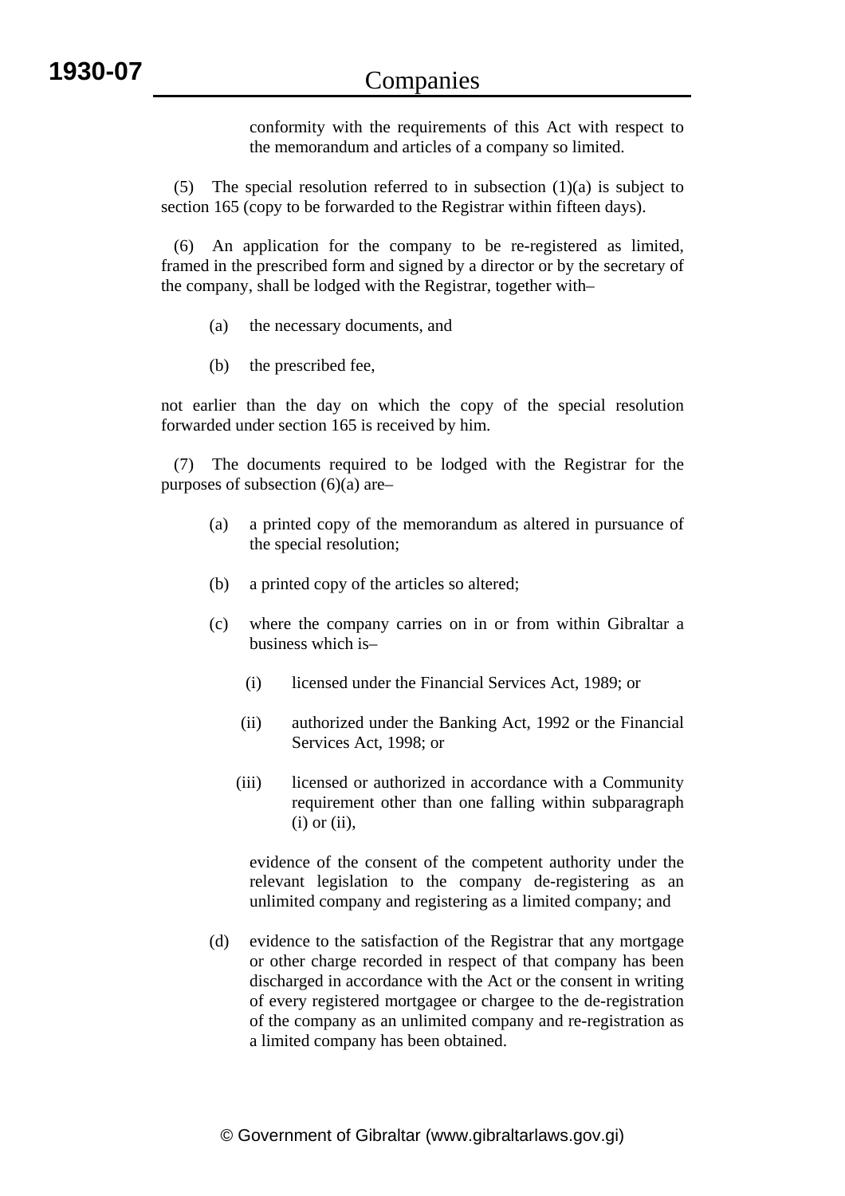conformity with the requirements of this Act with respect to the memorandum and articles of a company so limited.

(5) The special resolution referred to in subsection (1)(a) is subject to section 165 (copy to be forwarded to the Registrar within fifteen days).

(6) An application for the company to be re-registered as limited, framed in the prescribed form and signed by a director or by the secretary of the company, shall be lodged with the Registrar, together with–

(a) the necessary documents, and

(b) the prescribed fee,

not earlier than the day on which the copy of the special resolution forwarded under section 165 is received by him.

(7) The documents required to be lodged with the Registrar for the purposes of subsection (6)(a) are–

(a) a printed copy of the memorandum as altered in pursuance of the special resolution;

(b) a printed copy of the articles so altered;

(c) where the company carries on in or from within Gibraltar a business which is–

(i) licensed under the Financial Services Act, 1989; or

(ii) authorized under the Banking Act, 1992 or the Financial Services Act, 1998; or

(iii) licensed or authorized in accordance with a Community requirement other than one falling within subparagraph (i) or (ii),

evidence of the consent of the competent authority under the relevant legislation to the company de-registering as an unlimited company and registering as a limited company; and

(d) evidence to the satisfaction of the Registrar that any mortgage or other charge recorded in respect of that company has been discharged in accordance with the Act or the consent in writing of every registered mortgagee or chargee to the de-registration of the company as an unlimited company and re-registration as a limited company has been obtained.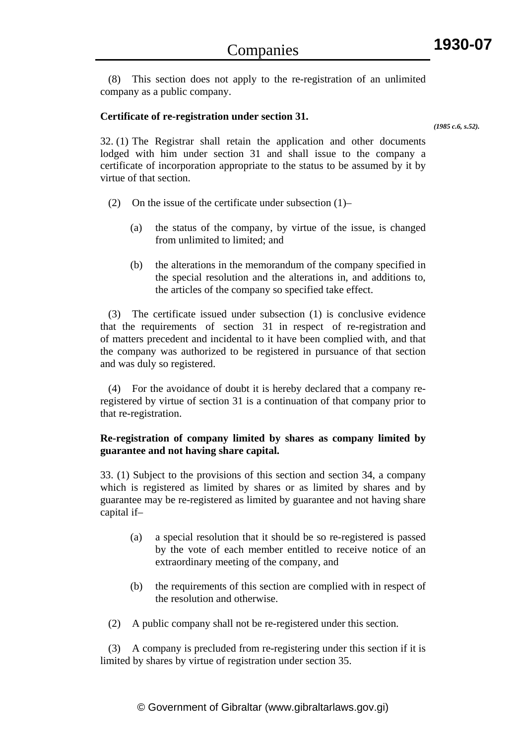(8) This section does not apply to the re-registration of an unlimited company as a public company.

**Certificate of re-registration under section 31.**

*(1985 c.6, s.52).*

32. (1) The Registrar shall retain the application and other documents lodged with him under section 31 and shall issue to the company a certificate of incorporation appropriate to the status to be assumed by it by virtue of that section.

(2) On the issue of the certificate under subsection (1)–

(a) the status of the company, by virtue of the issue, is changed from unlimited to limited; and

(b) the alterations in the memorandum of the company specified in the special resolution and the alterations in, and additions to, the articles of the company so specified take effect.

(3) The certificate issued under subsection (1) is conclusive evidence that the requirements of section 31 in respect of re-registration and of matters precedent and incidental to it have been complied with, and that the company was authorized to be registered in pursuance of that section and was duly so registered.

(4) For the avoidance of doubt it is hereby declared that a company re-registered by virtue of section 31 is a continuation of that company prior to that re-registration.

**Re-registration of company limited by shares as company limited by guarantee and not having share capital.**

33. (1) Subject to the provisions of this section and section 34, a company which is registered as limited by shares or as limited by shares and by guarantee may be re-registered as limited by guarantee and not having share capital if–

(a) a special resolution that it should be so re-registered is passed by the vote of each member entitled to receive notice of an extraordinary meeting of the company, and

(b) the requirements of this section are complied with in respect of the resolution and otherwise.

(2) A public company shall not be re-registered under this section.

(3) A company is precluded from re-registering under this section if it is limited by shares by virtue of registration under section 35.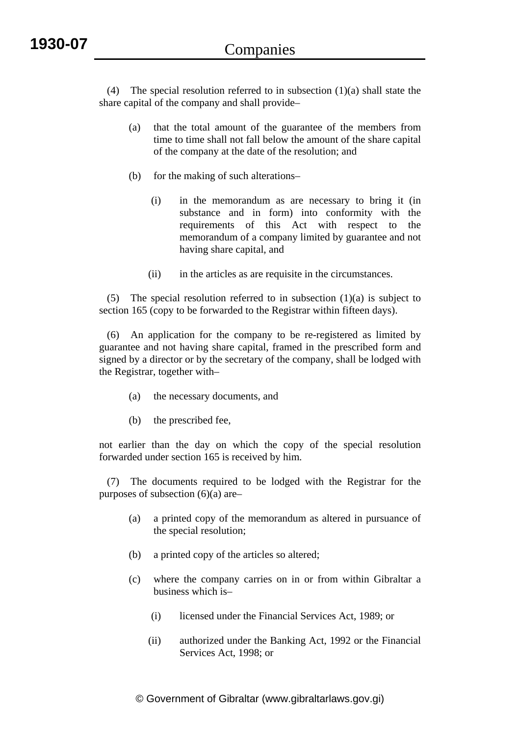(4) The special resolution referred to in subsection (1)(a) shall state the share capital of the company and shall provide–

(a) that the total amount of the guarantee of the members from time to time shall not fall below the amount of the share capital of the company at the date of the resolution; and

(b) for the making of such alterations–

(i) in the memorandum as are necessary to bring it (in substance and in form) into conformity with the requirements of this Act with respect to the memorandum of a company limited by guarantee and not having share capital, and

(ii) in the articles as are requisite in the circumstances.

(5) The special resolution referred to in subsection (1)(a) is subject to section 165 (copy to be forwarded to the Registrar within fifteen days).

(6) An application for the company to be re-registered as limited by guarantee and not having share capital, framed in the prescribed form and signed by a director or by the secretary of the company, shall be lodged with the Registrar, together with–

(a) the necessary documents, and

(b) the prescribed fee,

not earlier than the day on which the copy of the special resolution forwarded under section 165 is received by him.

(7) The documents required to be lodged with the Registrar for the purposes of subsection (6)(a) are–

(a) a printed copy of the memorandum as altered in pursuance of the special resolution;

(b) a printed copy of the articles so altered;

(c) where the company carries on in or from within Gibraltar a business which is–

(i) licensed under the Financial Services Act, 1989; or

(ii) authorized under the Banking Act, 1992 or the Financial Services Act, 1998; or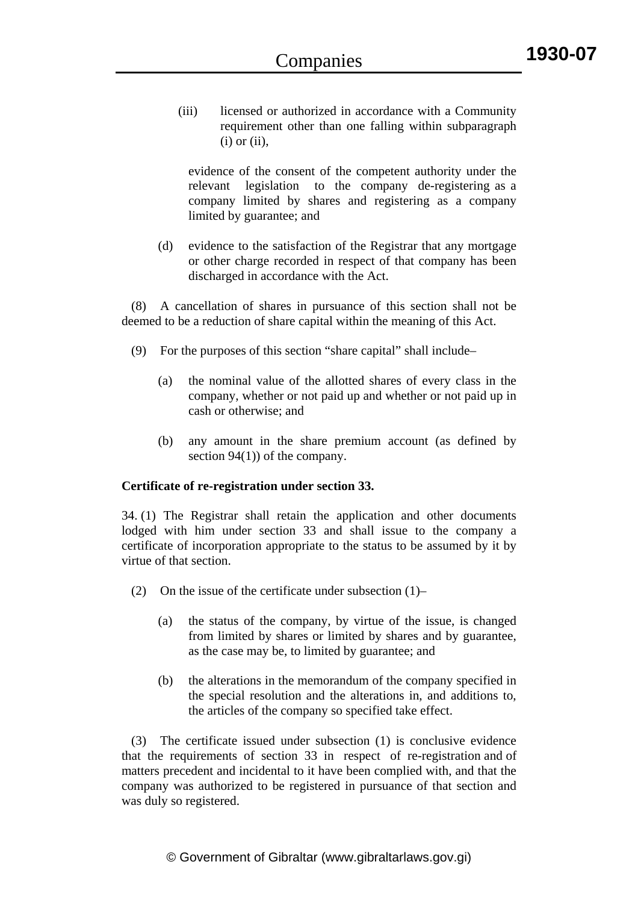(iii) licensed or authorized in accordance with a Community requirement other than one falling within subparagraph (i) or (ii),

evidence of the consent of the competent authority under the relevant legislation to the company de-registering as a company limited by shares and registering as a company limited by guarantee; and

(d) evidence to the satisfaction of the Registrar that any mortgage or other charge recorded in respect of that company has been discharged in accordance with the Act.

(8) A cancellation of shares in pursuance of this section shall not be deemed to be a reduction of share capital within the meaning of this Act.

(9) For the purposes of this section "share capital" shall include–

(a) the nominal value of the allotted shares of every class in the company, whether or not paid up and whether or not paid up in cash or otherwise; and

(b) any amount in the share premium account (as defined by section 94(1)) of the company.

**Certificate of re-registration under section 33.**

34. (1) The Registrar shall retain the application and other documents lodged with him under section 33 and shall issue to the company a certificate of incorporation appropriate to the status to be assumed by it by virtue of that section.

(2) On the issue of the certificate under subsection (1)–

(a) the status of the company, by virtue of the issue, is changed from limited by shares or limited by shares and by guarantee, as the case may be, to limited by guarantee; and

(b) the alterations in the memorandum of the company specified in the special resolution and the alterations in, and additions to, the articles of the company so specified take effect.

(3) The certificate issued under subsection (1) is conclusive evidence that the requirements of section 33 in respect of re-registration and of matters precedent and incidental to it have been complied with, and that the company was authorized to be registered in pursuance of that section and was duly so registered.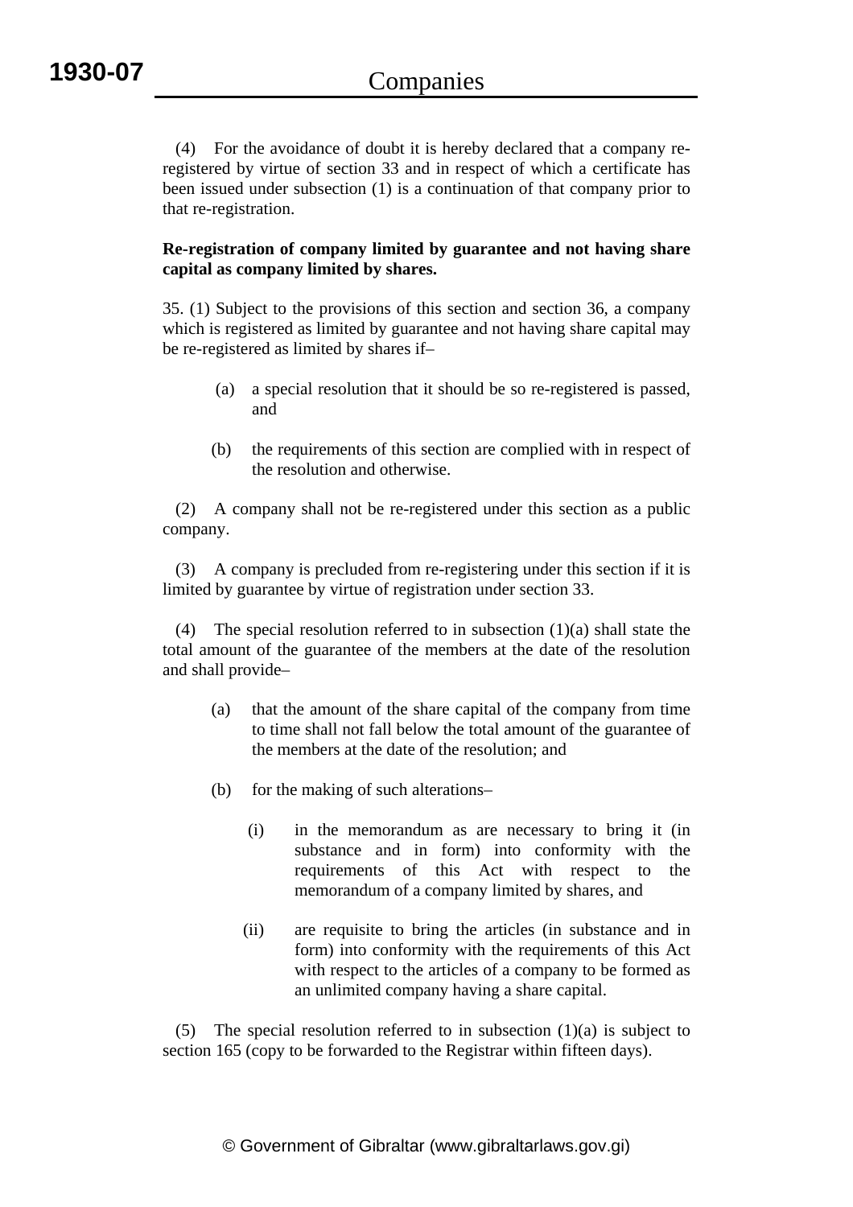(4) For the avoidance of doubt it is hereby declared that a company re-registered by virtue of section 33 and in respect of which a certificate has been issued under subsection (1) is a continuation of that company prior to that re-registration.

**Re-registration of company limited by guarantee and not having share capital as company limited by shares.**

35. (1) Subject to the provisions of this section and section 36, a company which is registered as limited by guarantee and not having share capital may be re-registered as limited by shares if–

(a) a special resolution that it should be so re-registered is passed, and

(b) the requirements of this section are complied with in respect of the resolution and otherwise.

(2) A company shall not be re-registered under this section as a public company.

(3) A company is precluded from re-registering under this section if it is limited by guarantee by virtue of registration under section 33.

(4) The special resolution referred to in subsection (1)(a) shall state the total amount of the guarantee of the members at the date of the resolution and shall provide–

(a) that the amount of the share capital of the company from time to time shall not fall below the total amount of the guarantee of the members at the date of the resolution; and

(b) for the making of such alterations–

(i) in the memorandum as are necessary to bring it (in substance and in form) into conformity with the requirements of this Act with respect to the memorandum of a company limited by shares, and

(ii) are requisite to bring the articles (in substance and in form) into conformity with the requirements of this Act with respect to the articles of a company to be formed as an unlimited company having a share capital.

(5) The special resolution referred to in subsection (1)(a) is subject to section 165 (copy to be forwarded to the Registrar within fifteen days).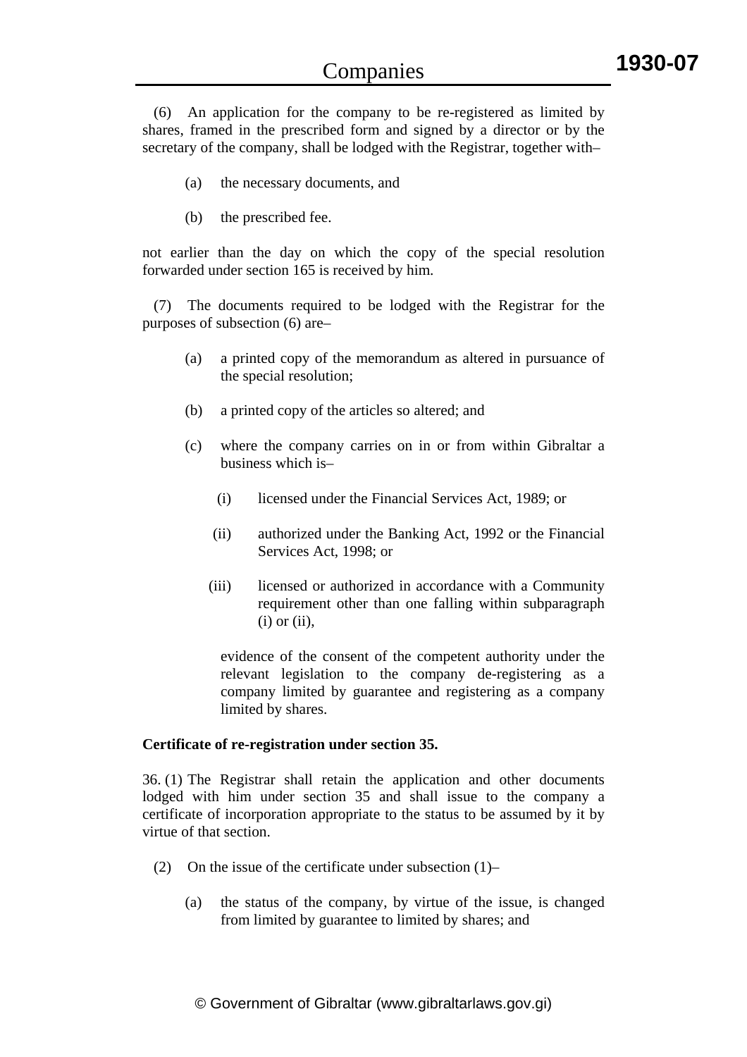(6) An application for the company to be re-registered as limited by shares, framed in the prescribed form and signed by a director or by the secretary of the company, shall be lodged with the Registrar, together with–

(a) the necessary documents, and

(b) the prescribed fee.

not earlier than the day on which the copy of the special resolution forwarded under section 165 is received by him.

(7) The documents required to be lodged with the Registrar for the purposes of subsection (6) are–

(a) a printed copy of the memorandum as altered in pursuance of the special resolution;

(b) a printed copy of the articles so altered; and

(c) where the company carries on in or from within Gibraltar a business which is–

(i) licensed under the Financial Services Act, 1989; or

(ii) authorized under the Banking Act, 1992 or the Financial Services Act, 1998; or

(iii) licensed or authorized in accordance with a Community requirement other than one falling within subparagraph (i) or (ii),

evidence of the consent of the competent authority under the relevant legislation to the company de-registering as a company limited by guarantee and registering as a company limited by shares.

**Certificate of re-registration under section 35.**

36. (1) The Registrar shall retain the application and other documents lodged with him under section 35 and shall issue to the company a certificate of incorporation appropriate to the status to be assumed by it by virtue of that section.

(2) On the issue of the certificate under subsection (1)–

(a) the status of the company, by virtue of the issue, is changed from limited by guarantee to limited by shares; and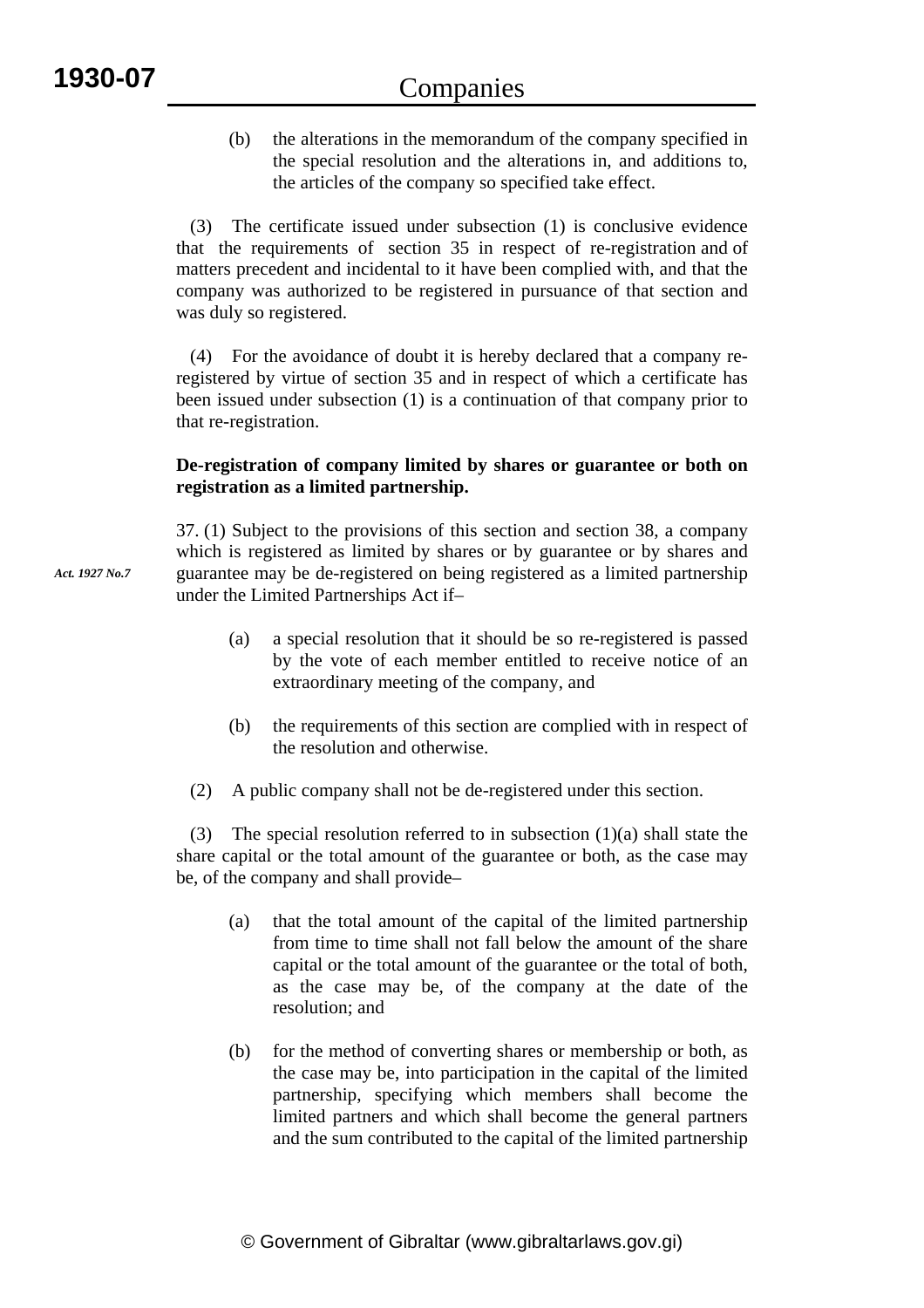(b) the alterations in the memorandum of the company specified in the special resolution and the alterations in, and additions to, the articles of the company so specified take effect.

(3) The certificate issued under subsection (1) is conclusive evidence that the requirements of section 35 in respect of re-registration and of matters precedent and incidental to it have been complied with, and that the company was authorized to be registered in pursuance of that section and was duly so registered.

(4) For the avoidance of doubt it is hereby declared that a company re-registered by virtue of section 35 and in respect of which a certificate has been issued under subsection (1) is a continuation of that company prior to that re-registration.

**De-registration of company limited by shares or guarantee or both on registration as a limited partnership.**

37. (1) Subject to the provisions of this section and section 38, a company which is registered as limited by shares or by guarantee or by shares and guarantee may be de-registered on being registered as a limited partnership under the Limited Partnerships Act if–

*Act. 1927 No.7*

(a) a special resolution that it should be so re-registered is passed by the vote of each member entitled to receive notice of an extraordinary meeting of the company, and

(b) the requirements of this section are complied with in respect of the resolution and otherwise.

(2) A public company shall not be de-registered under this section.

(3) The special resolution referred to in subsection (1)(a) shall state the share capital or the total amount of the guarantee or both, as the case may be, of the company and shall provide–

(a) that the total amount of the capital of the limited partnership from time to time shall not fall below the amount of the share capital or the total amount of the guarantee or the total of both, as the case may be, of the company at the date of the resolution; and

(b) for the method of converting shares or membership or both, as the case may be, into participation in the capital of the limited partnership, specifying which members shall become the limited partners and which shall become the general partners and the sum contributed to the capital of the limited partnership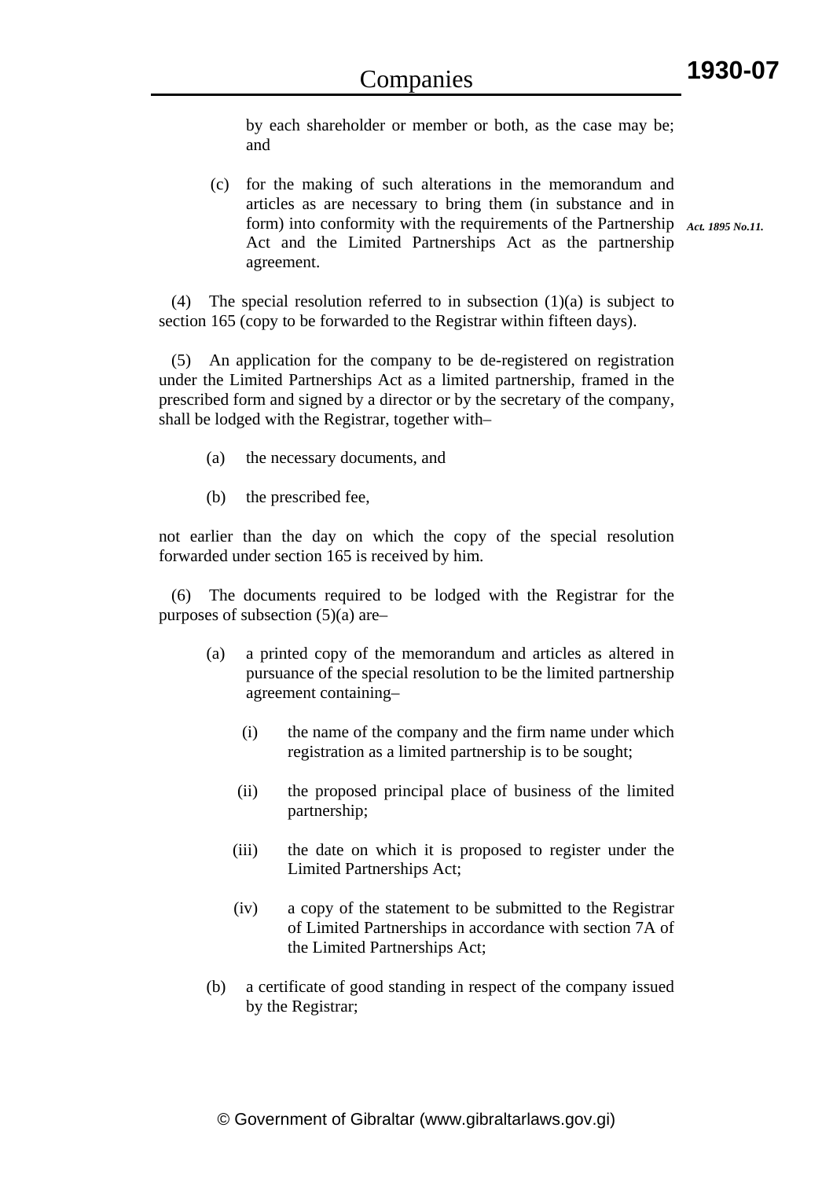by each shareholder or member or both, as the case may be; and

(c) for the making of such alterations in the memorandum and articles as are necessary to bring them (in substance and in form) into conformity with the requirements of the Partnership Act and the Limited Partnerships Act as the partnership agreement.

*Act. 1895 No.11.*

(4) The special resolution referred to in subsection (1)(a) is subject to section 165 (copy to be forwarded to the Registrar within fifteen days).

(5) An application for the company to be de-registered on registration under the Limited Partnerships Act as a limited partnership, framed in the prescribed form and signed by a director or by the secretary of the company, shall be lodged with the Registrar, together with–

(a) the necessary documents, and

(b) the prescribed fee,

not earlier than the day on which the copy of the special resolution forwarded under section 165 is received by him.

(6) The documents required to be lodged with the Registrar for the purposes of subsection (5)(a) are–

(a) a printed copy of the memorandum and articles as altered in pursuance of the special resolution to be the limited partnership agreement containing–

(i) the name of the company and the firm name under which registration as a limited partnership is to be sought;

(ii) the proposed principal place of business of the limited partnership;

(iii) the date on which it is proposed to register under the Limited Partnerships Act;

(iv) a copy of the statement to be submitted to the Registrar of Limited Partnerships in accordance with section 7A of the Limited Partnerships Act;

(b) a certificate of good standing in respect of the company issued by the Registrar;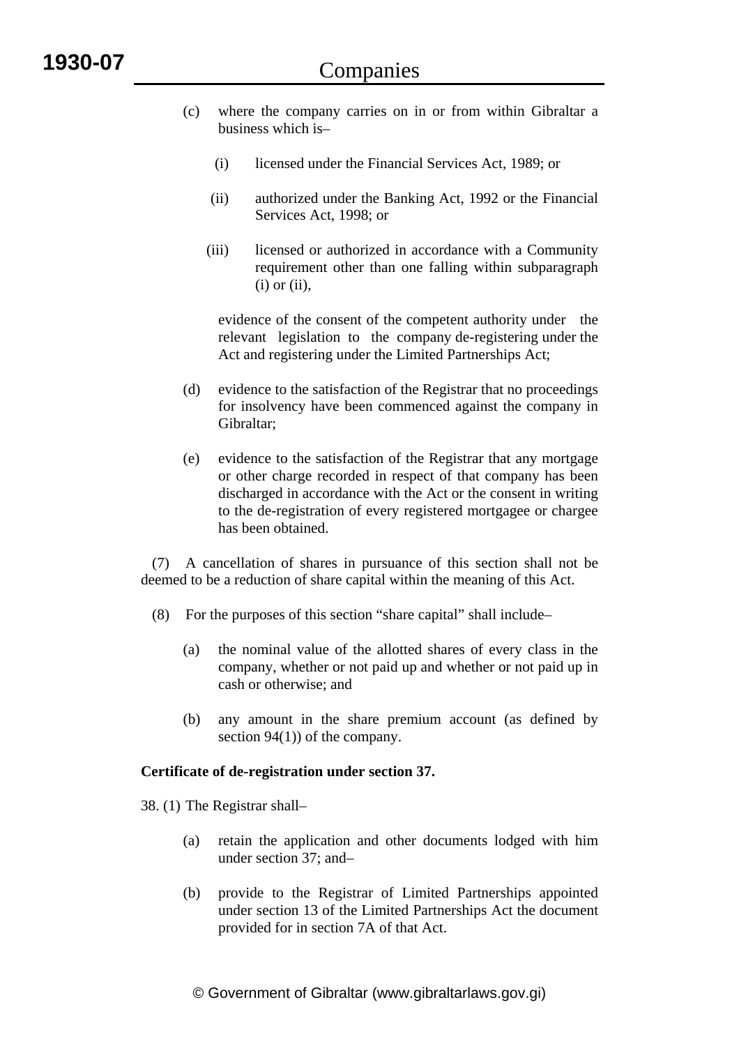(c) where the company carries on in or from within Gibraltar a business which is–

  (i) licensed under the Financial Services Act, 1989; or

  (ii) authorized under the Banking Act, 1992 or the Financial Services Act, 1998; or

  (iii) licensed or authorized in accordance with a Community requirement other than one falling within subparagraph (i) or (ii),

  evidence of the consent of the competent authority under the relevant legislation to the company de-registering under the Act and registering under the Limited Partnerships Act;

(d) evidence to the satisfaction of the Registrar that no proceedings for insolvency have been commenced against the company in Gibraltar;

(e) evidence to the satisfaction of the Registrar that any mortgage or other charge recorded in respect of that company has been discharged in accordance with the Act or the consent in writing to the de-registration of every registered mortgagee or chargee has been obtained.

(7) A cancellation of shares in pursuance of this section shall not be deemed to be a reduction of share capital within the meaning of this Act.

(8) For the purposes of this section "share capital" shall include–

(a) the nominal value of the allotted shares of every class in the company, whether or not paid up and whether or not paid up in cash or otherwise; and

(b) any amount in the share premium account (as defined by section 94(1)) of the company.

**Certificate of de-registration under section 37.**

38. (1) The Registrar shall–

(a) retain the application and other documents lodged with him under section 37; and–

(b) provide to the Registrar of Limited Partnerships appointed under section 13 of the Limited Partnerships Act the document provided for in section 7A of that Act.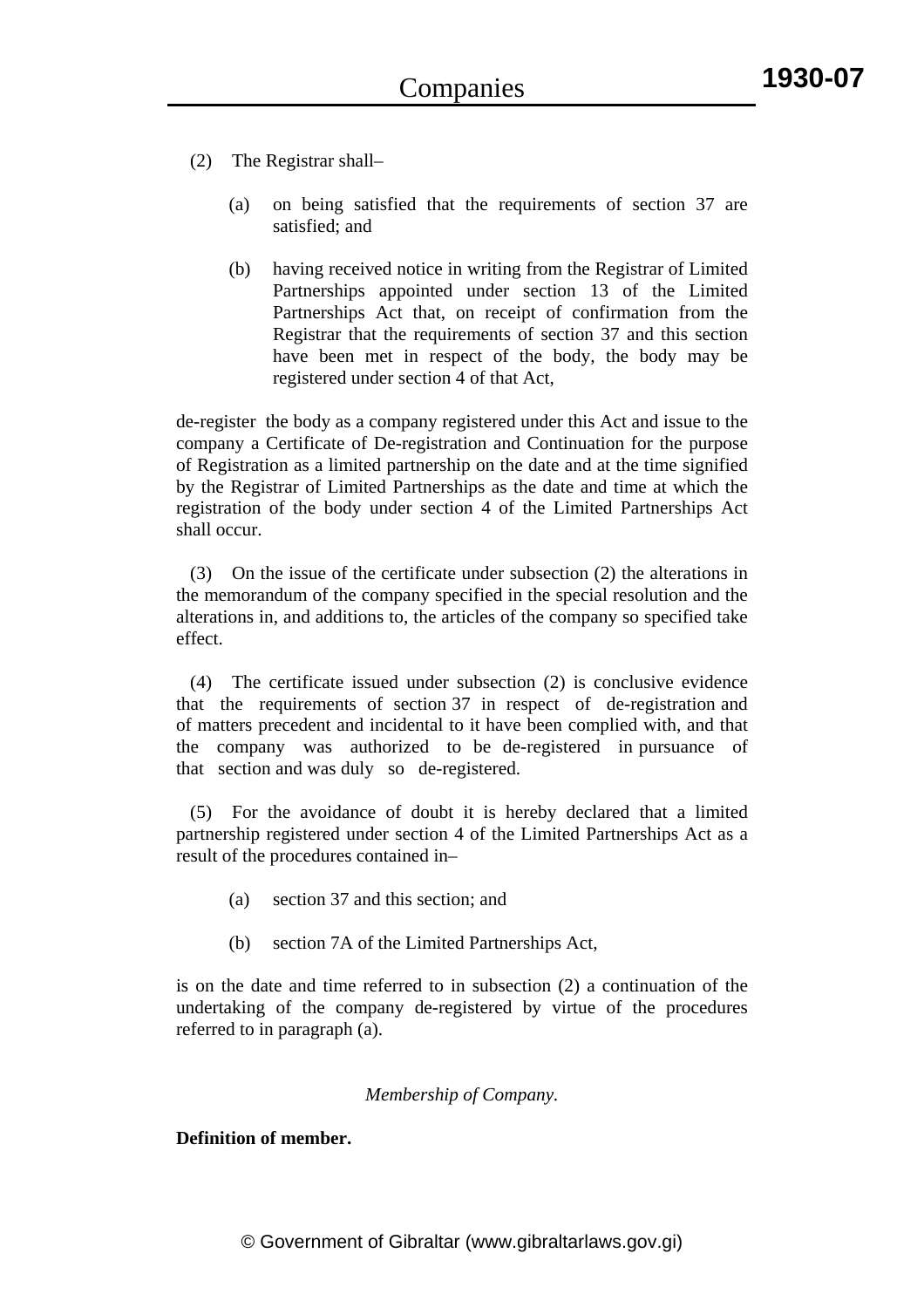(2) The Registrar shall–

(a) on being satisfied that the requirements of section 37 are satisfied; and

(b) having received notice in writing from the Registrar of Limited Partnerships appointed under section 13 of the Limited Partnerships Act that, on receipt of confirmation from the Registrar that the requirements of section 37 and this section have been met in respect of the body, the body may be registered under section 4 of that Act,

de-register the body as a company registered under this Act and issue to the company a Certificate of De-registration and Continuation for the purpose of Registration as a limited partnership on the date and at the time signified by the Registrar of Limited Partnerships as the date and time at which the registration of the body under section 4 of the Limited Partnerships Act shall occur.

(3) On the issue of the certificate under subsection (2) the alterations in the memorandum of the company specified in the special resolution and the alterations in, and additions to, the articles of the company so specified take effect.

(4) The certificate issued under subsection (2) is conclusive evidence that the requirements of section 37 in respect of de-registration and of matters precedent and incidental to it have been complied with, and that the company was authorized to be de-registered in pursuance of that section and was duly so de-registered.

(5) For the avoidance of doubt it is hereby declared that a limited partnership registered under section 4 of the Limited Partnerships Act as a result of the procedures contained in–

(a) section 37 and this section; and

(b) section 7A of the Limited Partnerships Act,

is on the date and time referred to in subsection (2) a continuation of the undertaking of the company de-registered by virtue of the procedures referred to in paragraph (a).

*Membership of Company.*

**Definition of member.**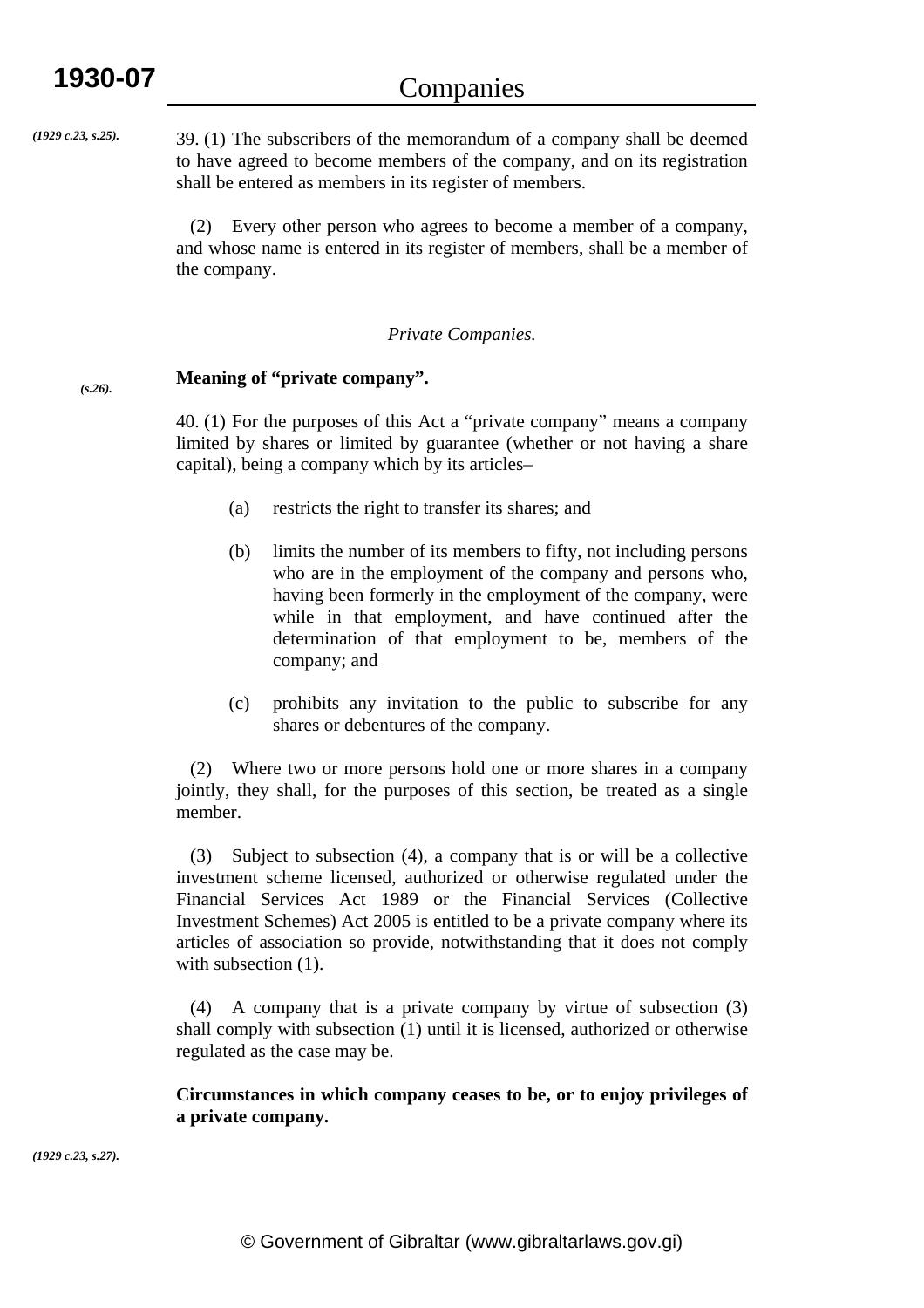(1929 c.23, s.25).

39. (1) The subscribers of the memorandum of a company shall be deemed to have agreed to become members of the company, and on its registration shall be entered as members in its register of members.

(2) Every other person who agrees to become a member of a company, and whose name is entered in its register of members, shall be a member of the company.

*Private Companies.*

(s.26).

**Meaning of "private company".**

40. (1) For the purposes of this Act a "private company" means a company limited by shares or limited by guarantee (whether or not having a share capital), being a company which by its articles–

(a) restricts the right to transfer its shares; and

(b) limits the number of its members to fifty, not including persons who are in the employment of the company and persons who, having been formerly in the employment of the company, were while in that employment, and have continued after the determination of that employment to be, members of the company; and

(c) prohibits any invitation to the public to subscribe for any shares or debentures of the company.

(2) Where two or more persons hold one or more shares in a company jointly, they shall, for the purposes of this section, be treated as a single member.

(3) Subject to subsection (4), a company that is or will be a collective investment scheme licensed, authorized or otherwise regulated under the Financial Services Act 1989 or the Financial Services (Collective Investment Schemes) Act 2005 is entitled to be a private company where its articles of association so provide, notwithstanding that it does not comply with subsection (1).

(4) A company that is a private company by virtue of subsection (3) shall comply with subsection (1) until it is licensed, authorized or otherwise regulated as the case may be.

**Circumstances in which company ceases to be, or to enjoy privileges of a private company.**

(1929 c.23, s.27).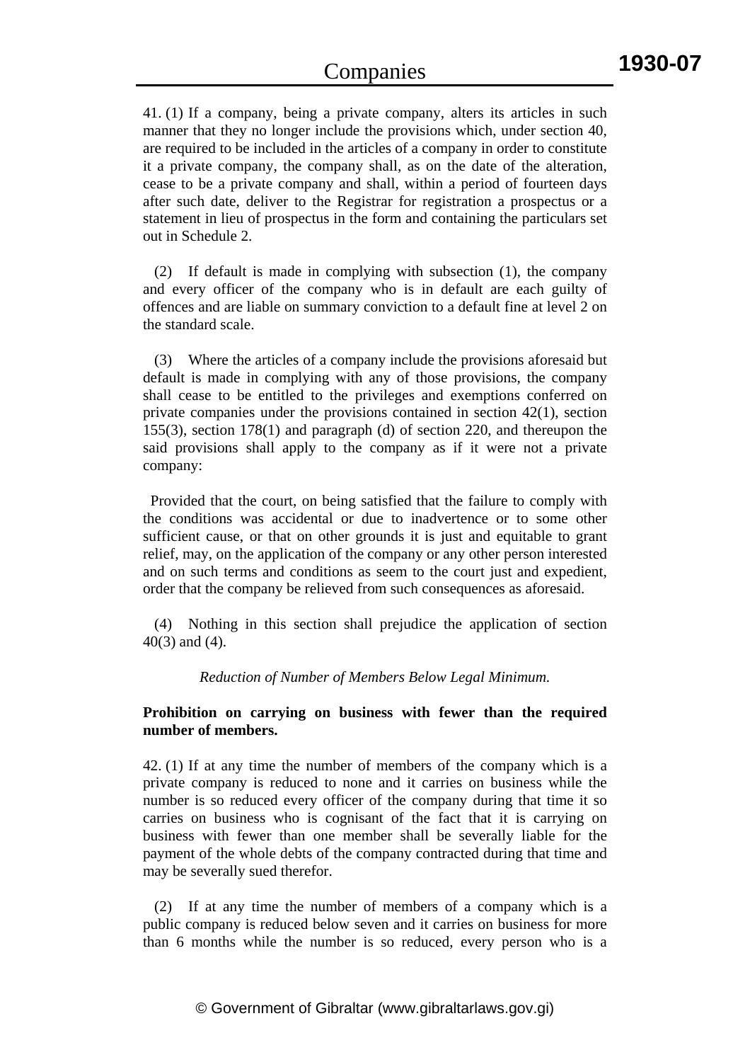41. (1) If a company, being a private company, alters its articles in such manner that they no longer include the provisions which, under section 40, are required to be included in the articles of a company in order to constitute it a private company, the company shall, as on the date of the alteration, cease to be a private company and shall, within a period of fourteen days after such date, deliver to the Registrar for registration a prospectus or a statement in lieu of prospectus in the form and containing the particulars set out in Schedule 2.

(2) If default is made in complying with subsection (1), the company and every officer of the company who is in default are each guilty of offences and are liable on summary conviction to a default fine at level 2 on the standard scale.

(3) Where the articles of a company include the provisions aforesaid but default is made in complying with any of those provisions, the company shall cease to be entitled to the privileges and exemptions conferred on private companies under the provisions contained in section 42(1), section 155(3), section 178(1) and paragraph (d) of section 220, and thereupon the said provisions shall apply to the company as if it were not a private company:

Provided that the court, on being satisfied that the failure to comply with the conditions was accidental or due to inadvertence or to some other sufficient cause, or that on other grounds it is just and equitable to grant relief, may, on the application of the company or any other person interested and on such terms and conditions as seem to the court just and expedient, order that the company be relieved from such consequences as aforesaid.

(4) Nothing in this section shall prejudice the application of section 40(3) and (4).

*Reduction of Number of Members Below Legal Minimum.*

**Prohibition on carrying on business with fewer than the required number of members.**

42. (1) If at any time the number of members of the company which is a private company is reduced to none and it carries on business while the number is so reduced every officer of the company during that time it so carries on business who is cognisant of the fact that it is carrying on business with fewer than one member shall be severally liable for the payment of the whole debts of the company contracted during that time and may be severally sued therefor.

(2) If at any time the number of members of a company which is a public company is reduced below seven and it carries on business for more than 6 months while the number is so reduced, every person who is a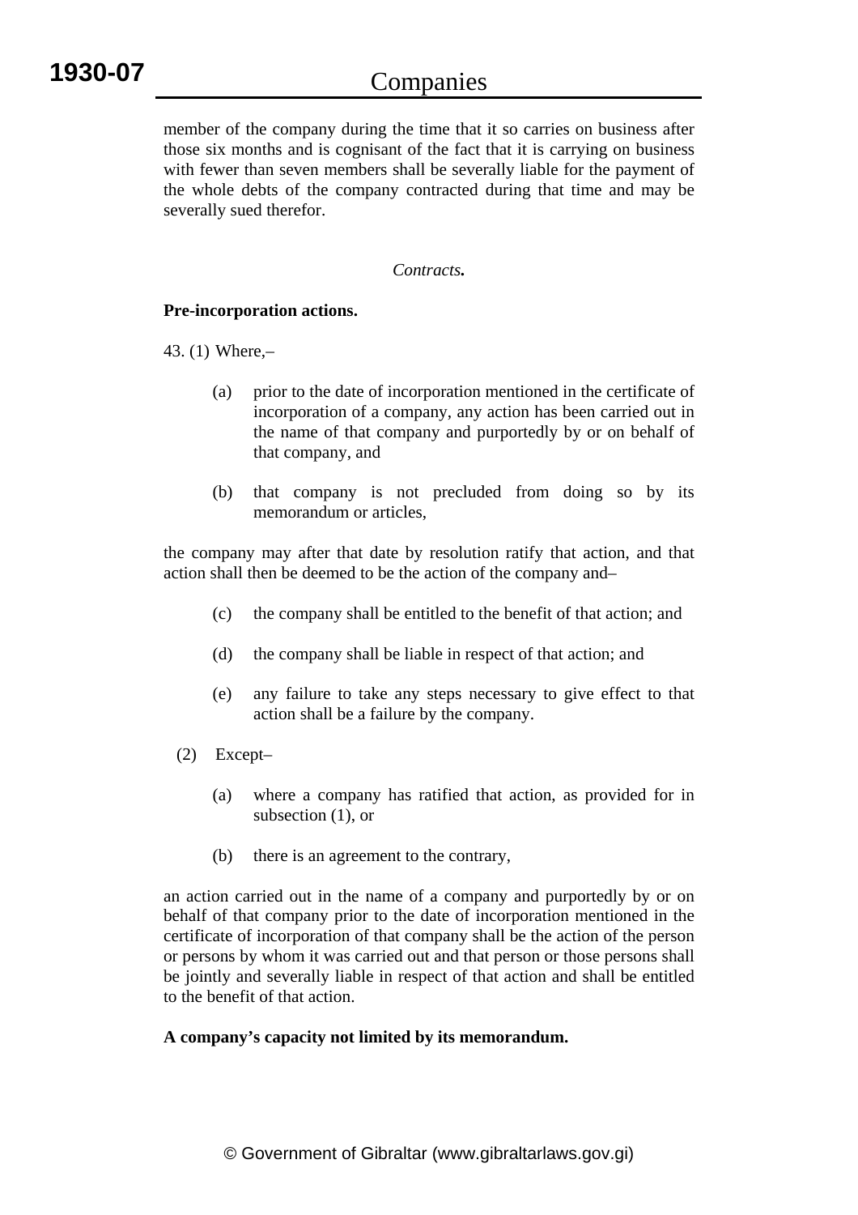member of the company during the time that it so carries on business after those six months and is cognisant of the fact that it is carrying on business with fewer than seven members shall be severally liable for the payment of the whole debts of the company contracted during that time and may be severally sued therefor.

*Contracts.*

**Pre-incorporation actions.**

43. (1) Where,–

(a) prior to the date of incorporation mentioned in the certificate of incorporation of a company, any action has been carried out in the name of that company and purportedly by or on behalf of that company, and

(b) that company is not precluded from doing so by its memorandum or articles,

the company may after that date by resolution ratify that action, and that action shall then be deemed to be the action of the company and–

(c) the company shall be entitled to the benefit of that action; and

(d) the company shall be liable in respect of that action; and

(e) any failure to take any steps necessary to give effect to that action shall be a failure by the company.

(2) Except–

(a) where a company has ratified that action, as provided for in subsection (1), or

(b) there is an agreement to the contrary,

an action carried out in the name of a company and purportedly by or on behalf of that company prior to the date of incorporation mentioned in the certificate of incorporation of that company shall be the action of the person or persons by whom it was carried out and that person or those persons shall be jointly and severally liable in respect of that action and shall be entitled to the benefit of that action.

**A company's capacity not limited by its memorandum.**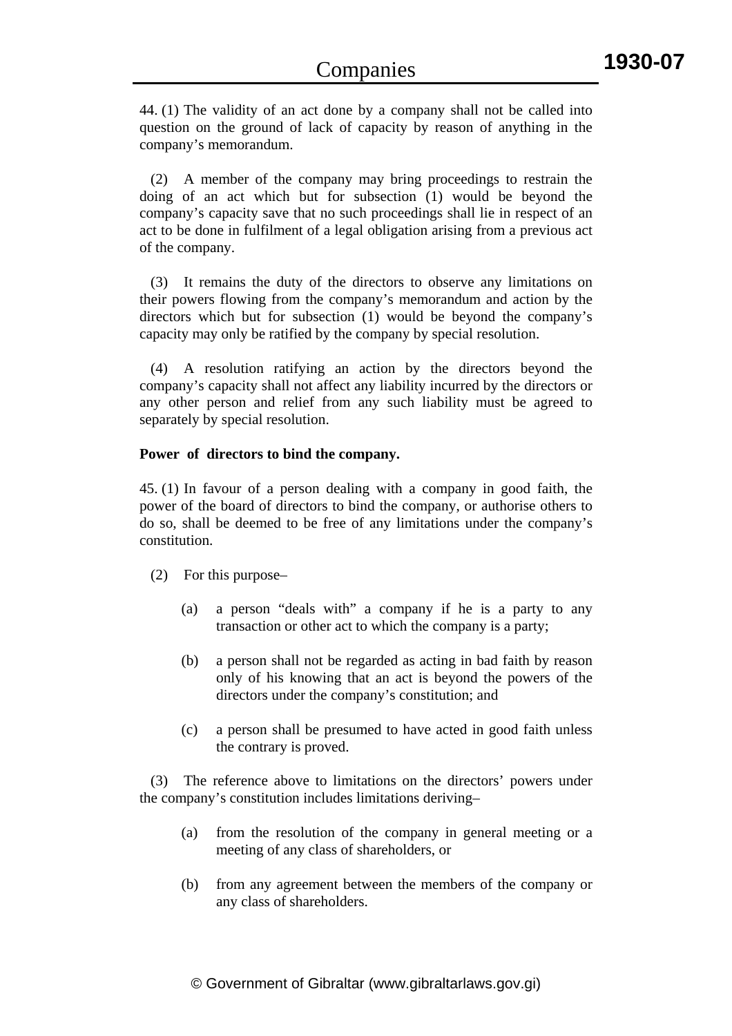44. (1) The validity of an act done by a company shall not be called into question on the ground of lack of capacity by reason of anything in the company's memorandum.

(2) A member of the company may bring proceedings to restrain the doing of an act which but for subsection (1) would be beyond the company's capacity save that no such proceedings shall lie in respect of an act to be done in fulfilment of a legal obligation arising from a previous act of the company.

(3) It remains the duty of the directors to observe any limitations on their powers flowing from the company's memorandum and action by the directors which but for subsection (1) would be beyond the company's capacity may only be ratified by the company by special resolution.

(4) A resolution ratifying an action by the directors beyond the company's capacity shall not affect any liability incurred by the directors or any other person and relief from any such liability must be agreed to separately by special resolution.

**Power of directors to bind the company.**

45. (1) In favour of a person dealing with a company in good faith, the power of the board of directors to bind the company, or authorise others to do so, shall be deemed to be free of any limitations under the company's constitution.

(2) For this purpose–

(a) a person "deals with" a company if he is a party to any transaction or other act to which the company is a party;

(b) a person shall not be regarded as acting in bad faith by reason only of his knowing that an act is beyond the powers of the directors under the company's constitution; and

(c) a person shall be presumed to have acted in good faith unless the contrary is proved.

(3) The reference above to limitations on the directors' powers under the company's constitution includes limitations deriving–

(a) from the resolution of the company in general meeting or a meeting of any class of shareholders, or

(b) from any agreement between the members of the company or any class of shareholders.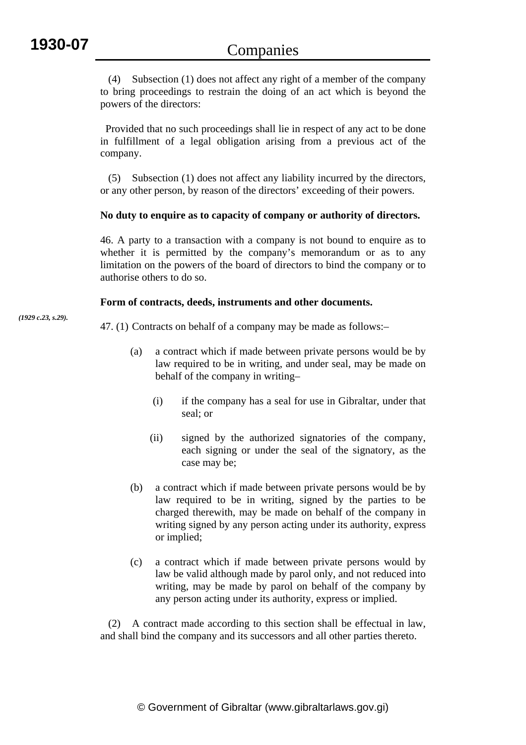(4) Subsection (1) does not affect any right of a member of the company to bring proceedings to restrain the doing of an act which is beyond the powers of the directors:

Provided that no such proceedings shall lie in respect of any act to be done in fulfillment of a legal obligation arising from a previous act of the company.

(5) Subsection (1) does not affect any liability incurred by the directors, or any other person, by reason of the directors' exceeding of their powers.

**No duty to enquire as to capacity of company or authority of directors.**

46. A party to a transaction with a company is not bound to enquire as to whether it is permitted by the company's memorandum or as to any limitation on the powers of the board of directors to bind the company or to authorise others to do so.

**Form of contracts, deeds, instruments and other documents.**

*(1929 c.23, s.29).*

47. (1) Contracts on behalf of a company may be made as follows:–

(a) a contract which if made between private persons would be by law required to be in writing, and under seal, may be made on behalf of the company in writing–

(i) if the company has a seal for use in Gibraltar, under that seal; or

(ii) signed by the authorized signatories of the company, each signing or under the seal of the signatory, as the case may be;

(b) a contract which if made between private persons would be by law required to be in writing, signed by the parties to be charged therewith, may be made on behalf of the company in writing signed by any person acting under its authority, express or implied;

(c) a contract which if made between private persons would by law be valid although made by parol only, and not reduced into writing, may be made by parol on behalf of the company by any person acting under its authority, express or implied.

(2) A contract made according to this section shall be effectual in law, and shall bind the company and its successors and all other parties thereto.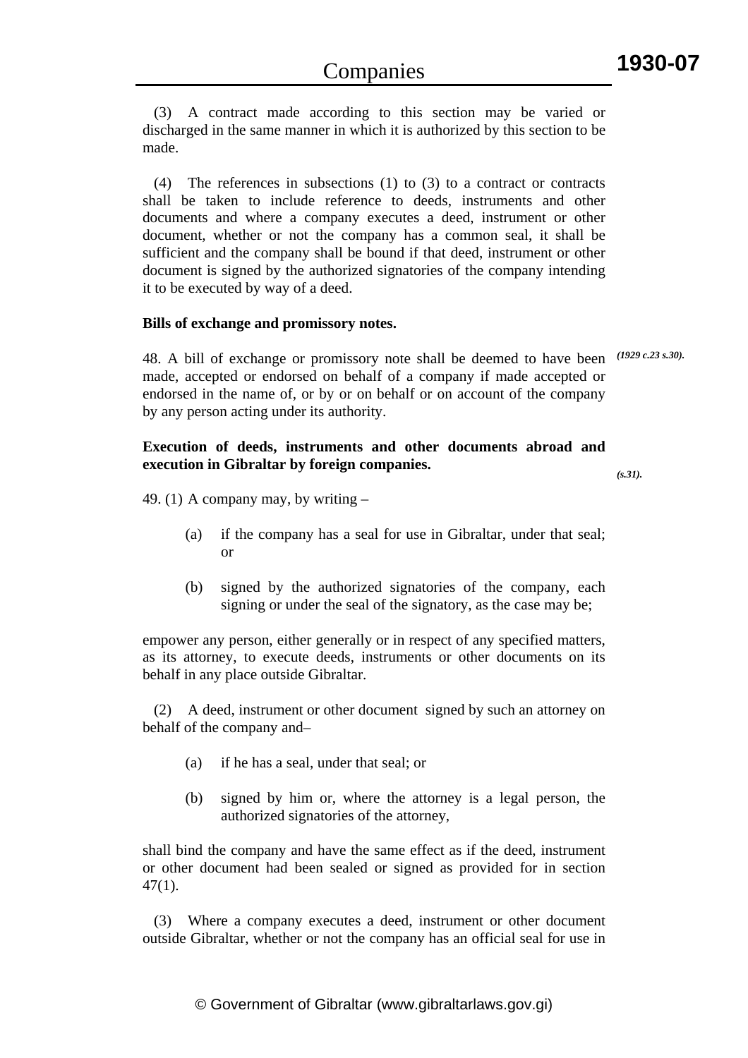(3) A contract made according to this section may be varied or discharged in the same manner in which it is authorized by this section to be made.

(4) The references in subsections (1) to (3) to a contract or contracts shall be taken to include reference to deeds, instruments and other documents and where a company executes a deed, instrument or other document, whether or not the company has a common seal, it shall be sufficient and the company shall be bound if that deed, instrument or other document is signed by the authorized signatories of the company intending it to be executed by way of a deed.

**Bills of exchange and promissory notes.**

48. A bill of exchange or promissory note shall be deemed to have been made, accepted or endorsed on behalf of a company if made accepted or endorsed in the name of, or by or on behalf or on account of the company by any person acting under its authority. ***(1929 c.23 s.30).***

**Execution of deeds, instruments and other documents abroad and execution in Gibraltar by foreign companies.**

***(s.31).***

49. (1) A company may, by writing –

(a) if the company has a seal for use in Gibraltar, under that seal; or

(b) signed by the authorized signatories of the company, each signing or under the seal of the signatory, as the case may be;

empower any person, either generally or in respect of any specified matters, as its attorney, to execute deeds, instruments or other documents on its behalf in any place outside Gibraltar.

(2) A deed, instrument or other document signed by such an attorney on behalf of the company and–

(a) if he has a seal, under that seal; or

(b) signed by him or, where the attorney is a legal person, the authorized signatories of the attorney,

shall bind the company and have the same effect as if the deed, instrument or other document had been sealed or signed as provided for in section 47(1).

(3) Where a company executes a deed, instrument or other document outside Gibraltar, whether or not the company has an official seal for use in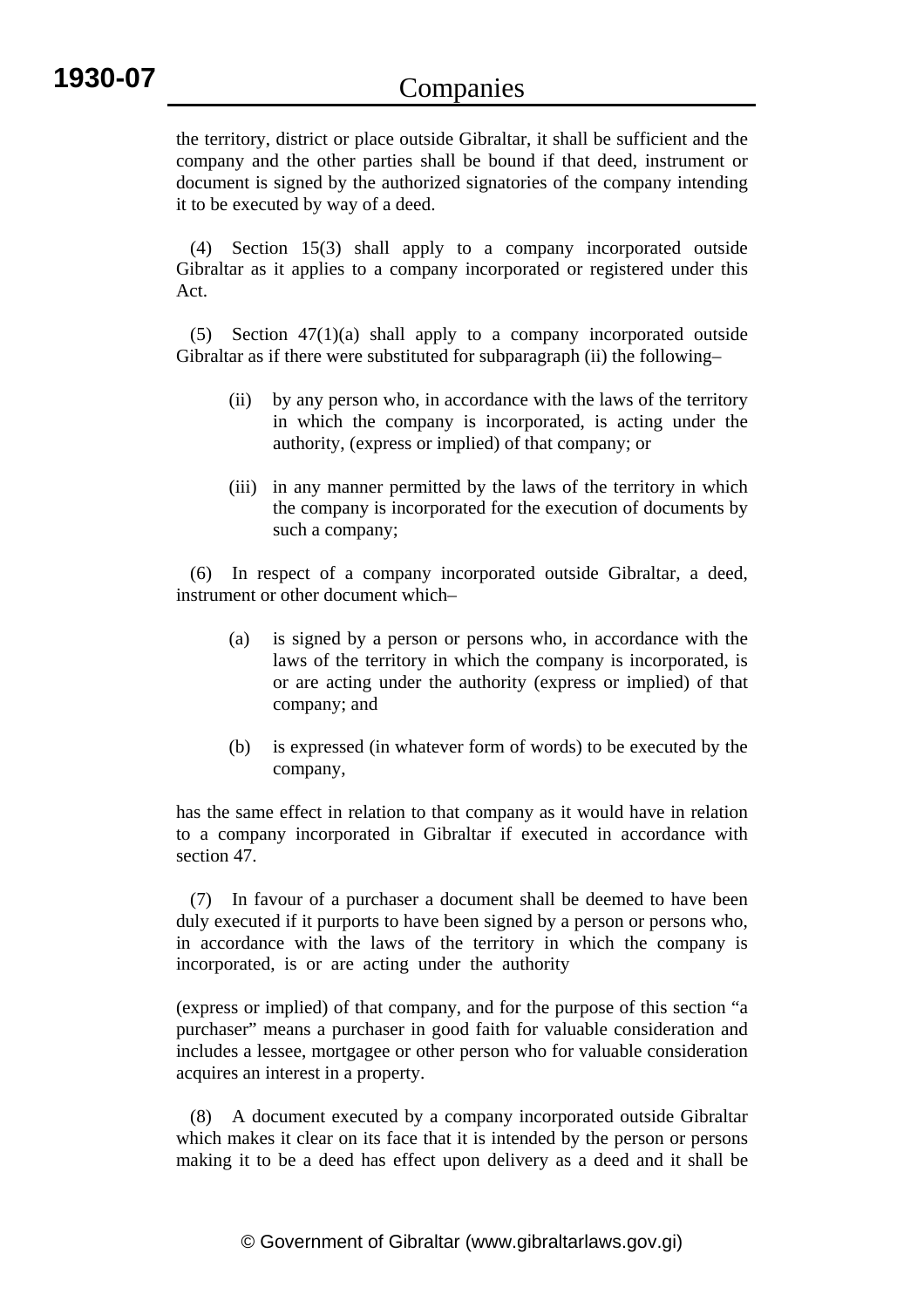the territory, district or place outside Gibraltar, it shall be sufficient and the company and the other parties shall be bound if that deed, instrument or document is signed by the authorized signatories of the company intending it to be executed by way of a deed.

(4) Section 15(3) shall apply to a company incorporated outside Gibraltar as it applies to a company incorporated or registered under this Act.

(5) Section 47(1)(a) shall apply to a company incorporated outside Gibraltar as if there were substituted for subparagraph (ii) the following–

(ii) by any person who, in accordance with the laws of the territory in which the company is incorporated, is acting under the authority, (express or implied) of that company; or

(iii) in any manner permitted by the laws of the territory in which the company is incorporated for the execution of documents by such a company;

(6) In respect of a company incorporated outside Gibraltar, a deed, instrument or other document which–

(a) is signed by a person or persons who, in accordance with the laws of the territory in which the company is incorporated, is or are acting under the authority (express or implied) of that company; and

(b) is expressed (in whatever form of words) to be executed by the company,

has the same effect in relation to that company as it would have in relation to a company incorporated in Gibraltar if executed in accordance with section 47.

(7) In favour of a purchaser a document shall be deemed to have been duly executed if it purports to have been signed by a person or persons who, in accordance with the laws of the territory in which the company is incorporated, is or are acting under the authority (express or implied) of that company, and for the purpose of this section "a purchaser" means a purchaser in good faith for valuable consideration and includes a lessee, mortgagee or other person who for valuable consideration acquires an interest in a property.

(8) A document executed by a company incorporated outside Gibraltar which makes it clear on its face that it is intended by the person or persons making it to be a deed has effect upon delivery as a deed and it shall be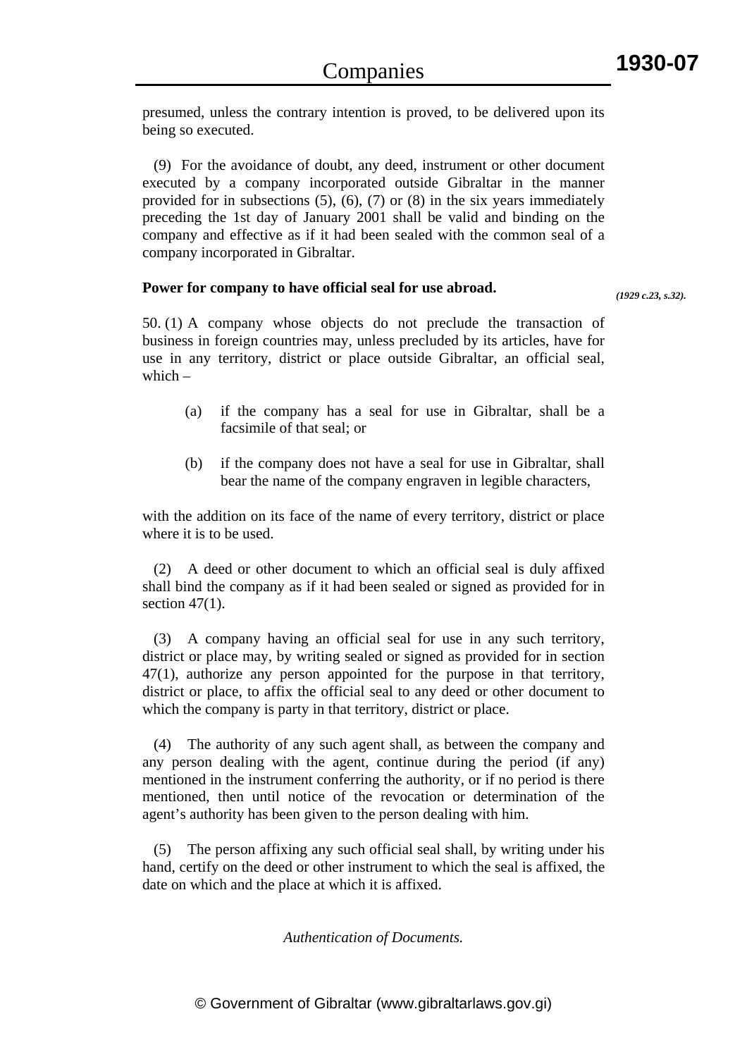presumed, unless the contrary intention is proved, to be delivered upon its being so executed.

(9) For the avoidance of doubt, any deed, instrument or other document executed by a company incorporated outside Gibraltar in the manner provided for in subsections (5), (6), (7) or (8) in the six years immediately preceding the 1st day of January 2001 shall be valid and binding on the company and effective as if it had been sealed with the common seal of a company incorporated in Gibraltar.

**Power for company to have official seal for use abroad.**

*(1929 c.23, s.32).*

50. (1) A company whose objects do not preclude the transaction of business in foreign countries may, unless precluded by its articles, have for use in any territory, district or place outside Gibraltar, an official seal, which –

(a) if the company has a seal for use in Gibraltar, shall be a facsimile of that seal; or

(b) if the company does not have a seal for use in Gibraltar, shall bear the name of the company engraven in legible characters,

with the addition on its face of the name of every territory, district or place where it is to be used.

(2) A deed or other document to which an official seal is duly affixed shall bind the company as if it had been sealed or signed as provided for in section 47(1).

(3) A company having an official seal for use in any such territory, district or place may, by writing sealed or signed as provided for in section 47(1), authorize any person appointed for the purpose in that territory, district or place, to affix the official seal to any deed or other document to which the company is party in that territory, district or place.

(4) The authority of any such agent shall, as between the company and any person dealing with the agent, continue during the period (if any) mentioned in the instrument conferring the authority, or if no period is there mentioned, then until notice of the revocation or determination of the agent's authority has been given to the person dealing with him.

(5) The person affixing any such official seal shall, by writing under his hand, certify on the deed or other instrument to which the seal is affixed, the date on which and the place at which it is affixed.

*Authentication of Documents.*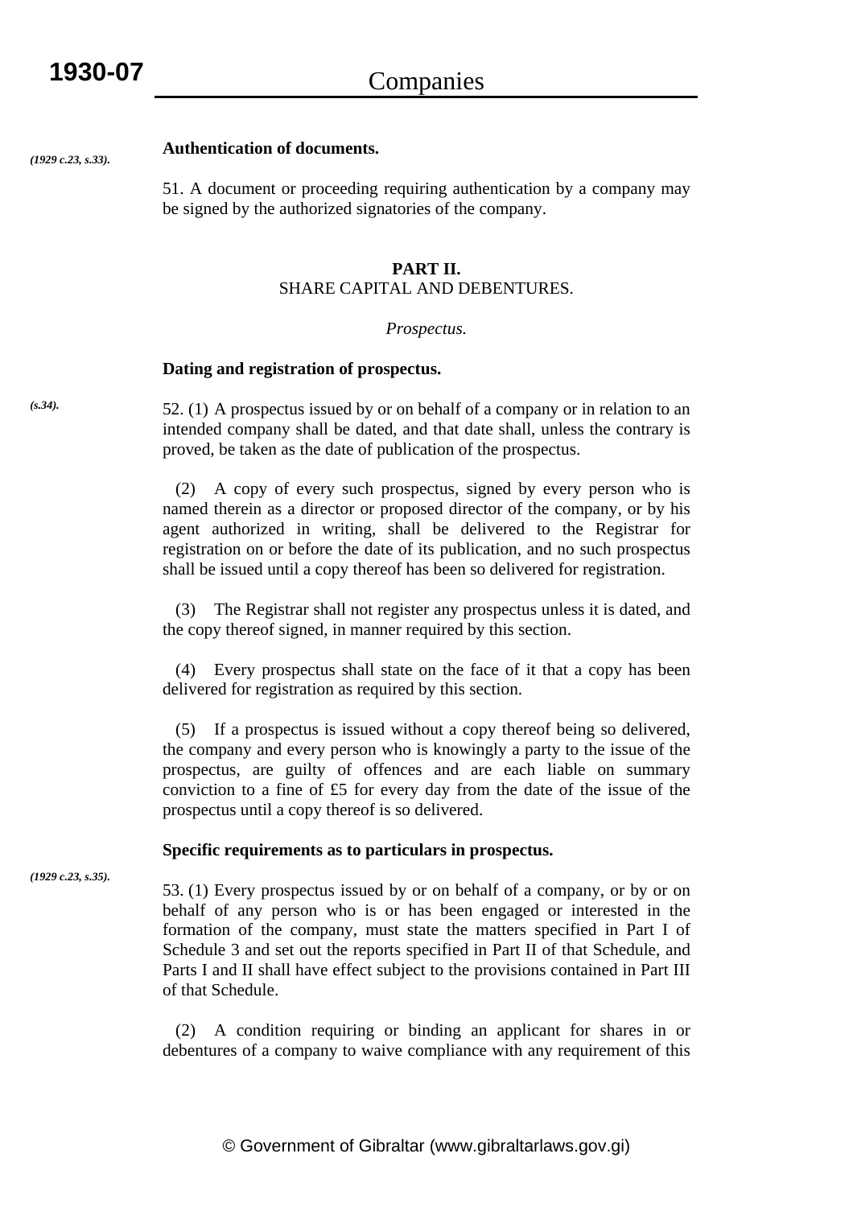**Authentication of documents.**

*(1929 c.23, s.33).*

51. A document or proceeding requiring authentication by a company may be signed by the authorized signatories of the company.

## PART II.
## SHARE CAPITAL AND DEBENTURES.

*Prospectus.*

**Dating and registration of prospectus.**

*(s.34).*

52. (1) A prospectus issued by or on behalf of a company or in relation to an intended company shall be dated, and that date shall, unless the contrary is proved, be taken as the date of publication of the prospectus.

(2) A copy of every such prospectus, signed by every person who is named therein as a director or proposed director of the company, or by his agent authorized in writing, shall be delivered to the Registrar for registration on or before the date of its publication, and no such prospectus shall be issued until a copy thereof has been so delivered for registration.

(3) The Registrar shall not register any prospectus unless it is dated, and the copy thereof signed, in manner required by this section.

(4) Every prospectus shall state on the face of it that a copy has been delivered for registration as required by this section.

(5) If a prospectus is issued without a copy thereof being so delivered, the company and every person who is knowingly a party to the issue of the prospectus, are guilty of offences and are each liable on summary conviction to a fine of £5 for every day from the date of the issue of the prospectus until a copy thereof is so delivered.

**Specific requirements as to particulars in prospectus.**

*(1929 c.23, s.35).*

53. (1) Every prospectus issued by or on behalf of a company, or by or on behalf of any person who is or has been engaged or interested in the formation of the company, must state the matters specified in Part I of Schedule 3 and set out the reports specified in Part II of that Schedule, and Parts I and II shall have effect subject to the provisions contained in Part III of that Schedule.

(2) A condition requiring or binding an applicant for shares in or debentures of a company to waive compliance with any requirement of this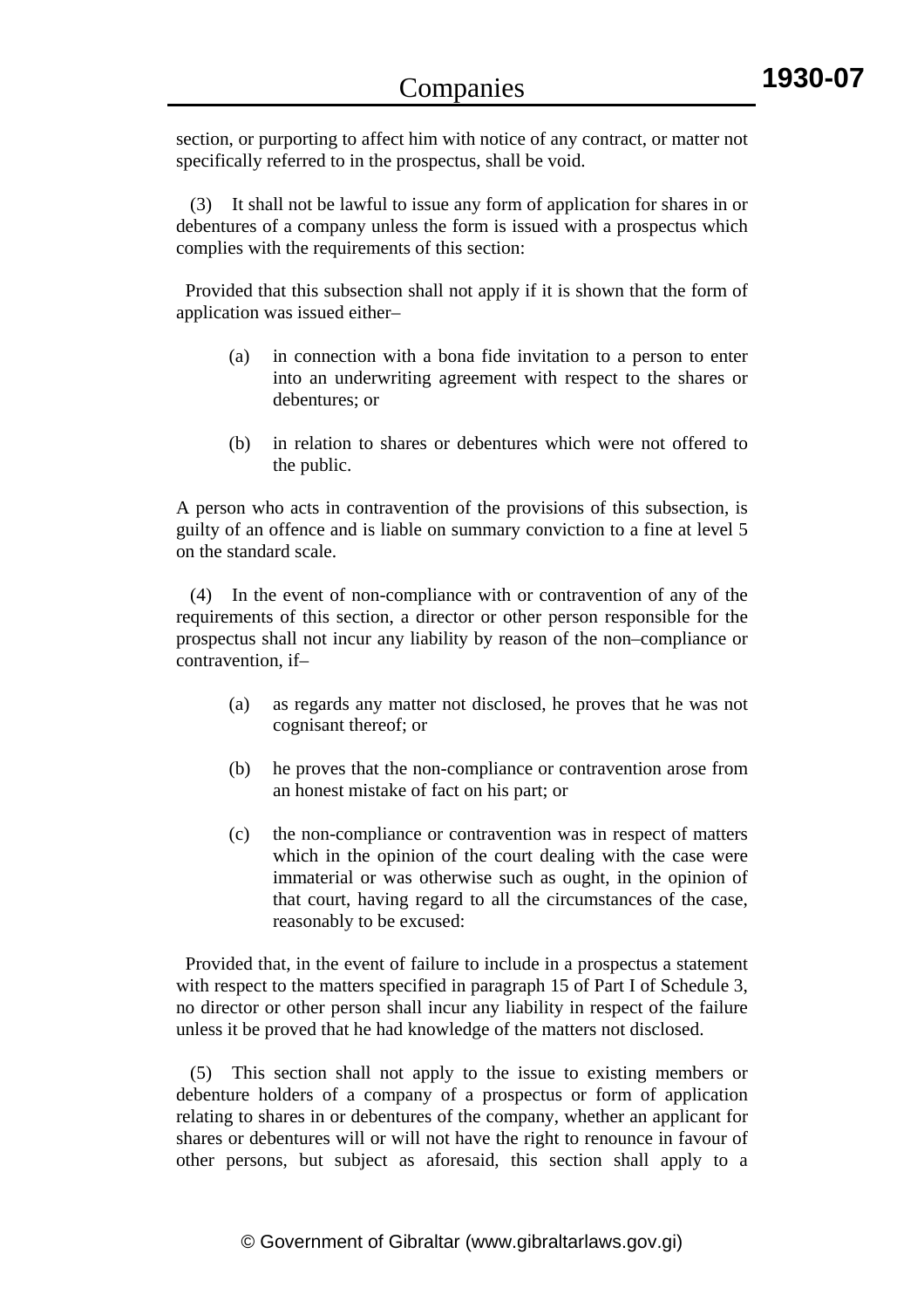section, or purporting to affect him with notice of any contract, or matter not specifically referred to in the prospectus, shall be void.

(3) It shall not be lawful to issue any form of application for shares in or debentures of a company unless the form is issued with a prospectus which complies with the requirements of this section:

Provided that this subsection shall not apply if it is shown that the form of application was issued either–

(a) in connection with a bona fide invitation to a person to enter into an underwriting agreement with respect to the shares or debentures; or

(b) in relation to shares or debentures which were not offered to the public.

A person who acts in contravention of the provisions of this subsection, is guilty of an offence and is liable on summary conviction to a fine at level 5 on the standard scale.

(4) In the event of non-compliance with or contravention of any of the requirements of this section, a director or other person responsible for the prospectus shall not incur any liability by reason of the non–compliance or contravention, if–

(a) as regards any matter not disclosed, he proves that he was not cognisant thereof; or

(b) he proves that the non-compliance or contravention arose from an honest mistake of fact on his part; or

(c) the non-compliance or contravention was in respect of matters which in the opinion of the court dealing with the case were immaterial or was otherwise such as ought, in the opinion of that court, having regard to all the circumstances of the case, reasonably to be excused:

Provided that, in the event of failure to include in a prospectus a statement with respect to the matters specified in paragraph 15 of Part I of Schedule 3, no director or other person shall incur any liability in respect of the failure unless it be proved that he had knowledge of the matters not disclosed.

(5) This section shall not apply to the issue to existing members or debenture holders of a company of a prospectus or form of application relating to shares in or debentures of the company, whether an applicant for shares or debentures will or will not have the right to renounce in favour of other persons, but subject as aforesaid, this section shall apply to a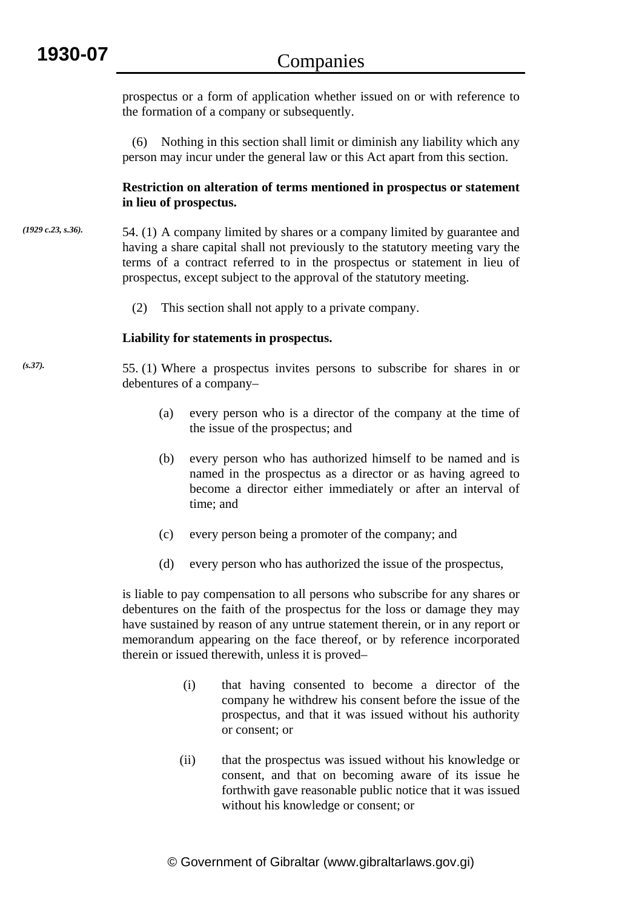prospectus or a form of application whether issued on or with reference to the formation of a company or subsequently.

(6) Nothing in this section shall limit or diminish any liability which any person may incur under the general law or this Act apart from this section.

**Restriction on alteration of terms mentioned in prospectus or statement in lieu of prospectus.**

*(1929 c.23, s.36).*

54. (1) A company limited by shares or a company limited by guarantee and having a share capital shall not previously to the statutory meeting vary the terms of a contract referred to in the prospectus or statement in lieu of prospectus, except subject to the approval of the statutory meeting.

(2) This section shall not apply to a private company.

**Liability for statements in prospectus.**

*(s.37).*

55. (1) Where a prospectus invites persons to subscribe for shares in or debentures of a company–

(a) every person who is a director of the company at the time of the issue of the prospectus; and

(b) every person who has authorized himself to be named and is named in the prospectus as a director or as having agreed to become a director either immediately or after an interval of time; and

(c) every person being a promoter of the company; and

(d) every person who has authorized the issue of the prospectus,

is liable to pay compensation to all persons who subscribe for any shares or debentures on the faith of the prospectus for the loss or damage they may have sustained by reason of any untrue statement therein, or in any report or memorandum appearing on the face thereof, or by reference incorporated therein or issued therewith, unless it is proved–

(i) that having consented to become a director of the company he withdrew his consent before the issue of the prospectus, and that it was issued without his authority or consent; or

(ii) that the prospectus was issued without his knowledge or consent, and that on becoming aware of its issue he forthwith gave reasonable public notice that it was issued without his knowledge or consent; or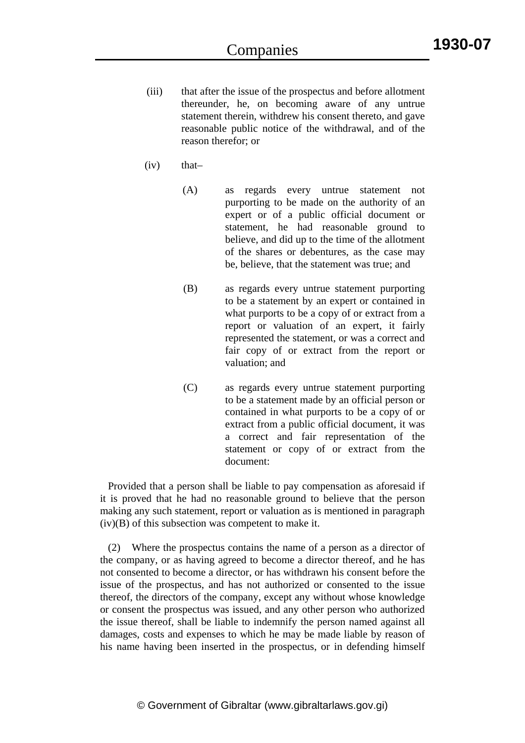(iii) that after the issue of the prospectus and before allotment thereunder, he, on becoming aware of any untrue statement therein, withdrew his consent thereto, and gave reasonable public notice of the withdrawal, and of the reason therefor; or

(iv) that–

(A) as regards every untrue statement not purporting to be made on the authority of an expert or of a public official document or statement, he had reasonable ground to believe, and did up to the time of the allotment of the shares or debentures, as the case may be, believe, that the statement was true; and

(B) as regards every untrue statement purporting to be a statement by an expert or contained in what purports to be a copy of or extract from a report or valuation of an expert, it fairly represented the statement, or was a correct and fair copy of or extract from the report or valuation; and

(C) as regards every untrue statement purporting to be a statement made by an official person or contained in what purports to be a copy of or extract from a public official document, it was a correct and fair representation of the statement or copy of or extract from the document:

Provided that a person shall be liable to pay compensation as aforesaid if it is proved that he had no reasonable ground to believe that the person making any such statement, report or valuation as is mentioned in paragraph (iv)(B) of this subsection was competent to make it.

(2) Where the prospectus contains the name of a person as a director of the company, or as having agreed to become a director thereof, and he has not consented to become a director, or has withdrawn his consent before the issue of the prospectus, and has not authorized or consented to the issue thereof, the directors of the company, except any without whose knowledge or consent the prospectus was issued, and any other person who authorized the issue thereof, shall be liable to indemnify the person named against all damages, costs and expenses to which he may be made liable by reason of his name having been inserted in the prospectus, or in defending himself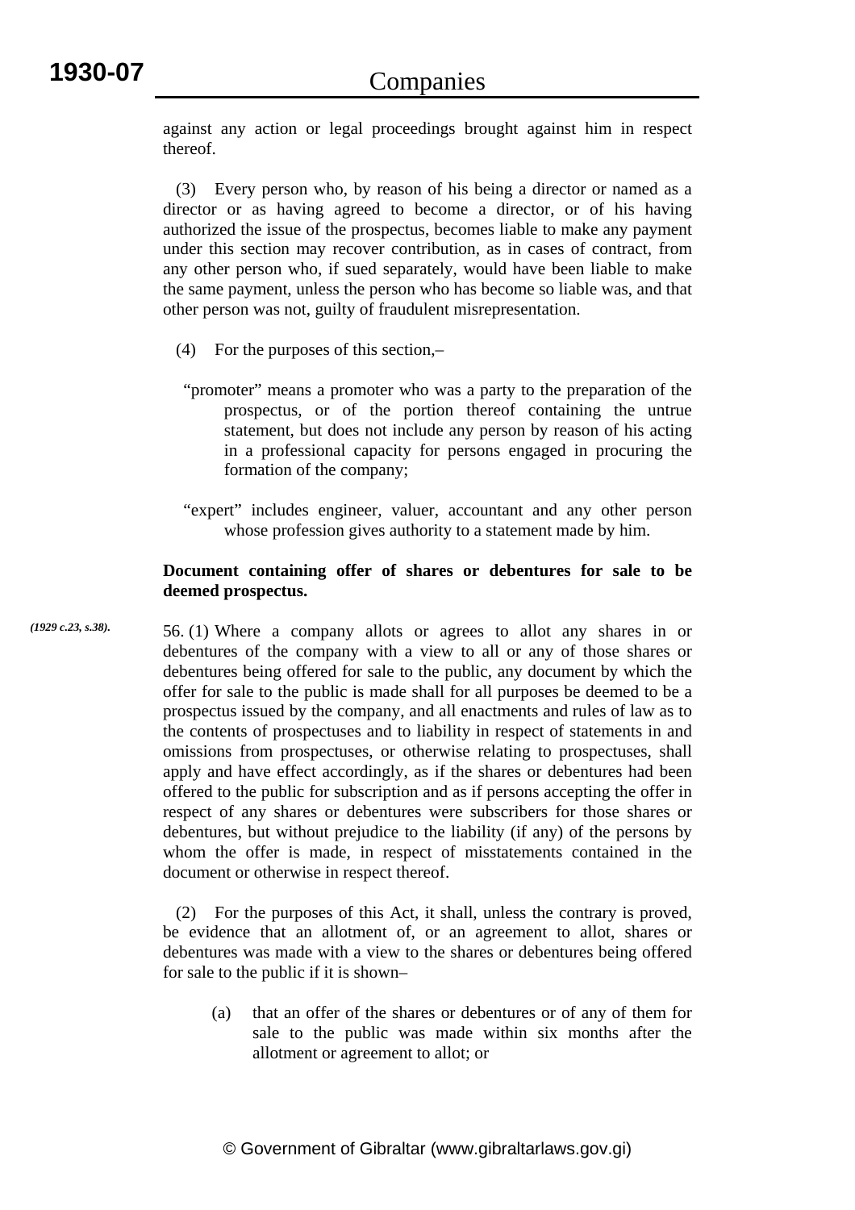against any action or legal proceedings brought against him in respect thereof.

(3) Every person who, by reason of his being a director or named as a director or as having agreed to become a director, or of his having authorized the issue of the prospectus, becomes liable to make any payment under this section may recover contribution, as in cases of contract, from any other person who, if sued separately, would have been liable to make the same payment, unless the person who has become so liable was, and that other person was not, guilty of fraudulent misrepresentation.

(4) For the purposes of this section,–

"promoter" means a promoter who was a party to the preparation of the prospectus, or of the portion thereof containing the untrue statement, but does not include any person by reason of his acting in a professional capacity for persons engaged in procuring the formation of the company;

"expert" includes engineer, valuer, accountant and any other person whose profession gives authority to a statement made by him.

**Document containing offer of shares or debentures for sale to be deemed prospectus.**

*(1929 c.23, s.38).*

56. (1) Where a company allots or agrees to allot any shares in or debentures of the company with a view to all or any of those shares or debentures being offered for sale to the public, any document by which the offer for sale to the public is made shall for all purposes be deemed to be a prospectus issued by the company, and all enactments and rules of law as to the contents of prospectuses and to liability in respect of statements in and omissions from prospectuses, or otherwise relating to prospectuses, shall apply and have effect accordingly, as if the shares or debentures had been offered to the public for subscription and as if persons accepting the offer in respect of any shares or debentures were subscribers for those shares or debentures, but without prejudice to the liability (if any) of the persons by whom the offer is made, in respect of misstatements contained in the document or otherwise in respect thereof.

(2) For the purposes of this Act, it shall, unless the contrary is proved, be evidence that an allotment of, or an agreement to allot, shares or debentures was made with a view to the shares or debentures being offered for sale to the public if it is shown–

(a) that an offer of the shares or debentures or of any of them for sale to the public was made within six months after the allotment or agreement to allot; or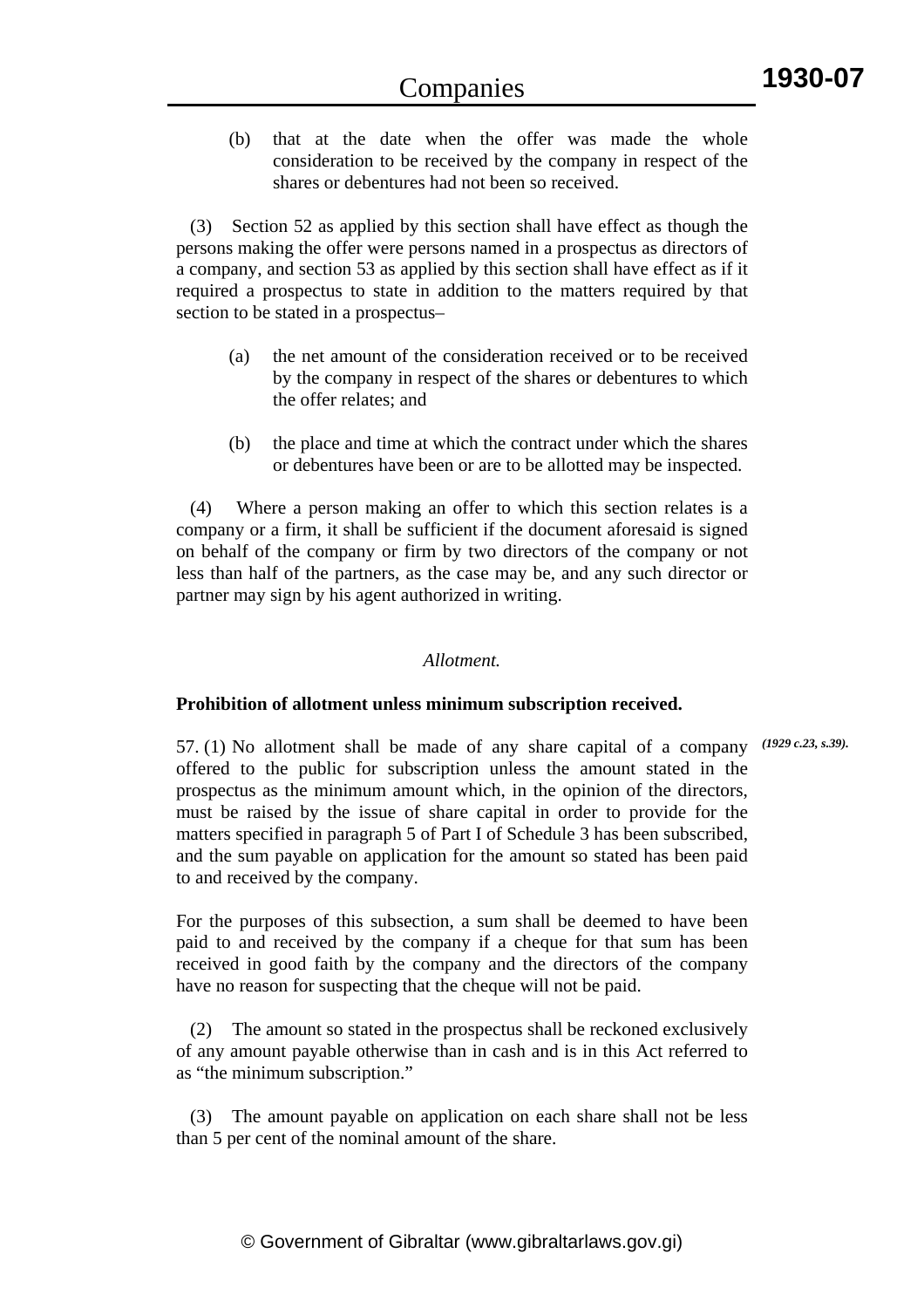(b) that at the date when the offer was made the whole consideration to be received by the company in respect of the shares or debentures had not been so received.

(3) Section 52 as applied by this section shall have effect as though the persons making the offer were persons named in a prospectus as directors of a company, and section 53 as applied by this section shall have effect as if it required a prospectus to state in addition to the matters required by that section to be stated in a prospectus–

(a) the net amount of the consideration received or to be received by the company in respect of the shares or debentures to which the offer relates; and

(b) the place and time at which the contract under which the shares or debentures have been or are to be allotted may be inspected.

(4) Where a person making an offer to which this section relates is a company or a firm, it shall be sufficient if the document aforesaid is signed on behalf of the company or firm by two directors of the company or not less than half of the partners, as the case may be, and any such director or partner may sign by his agent authorized in writing.

*Allotment.*

**Prohibition of allotment unless minimum subscription received.**

57. (1) No allotment shall be made of any share capital of a company offered to the public for subscription unless the amount stated in the prospectus as the minimum amount which, in the opinion of the directors, must be raised by the issue of share capital in order to provide for the matters specified in paragraph 5 of Part I of Schedule 3 has been subscribed, and the sum payable on application for the amount so stated has been paid to and received by the company.

***(1929 c.23, s.39).***

For the purposes of this subsection, a sum shall be deemed to have been paid to and received by the company if a cheque for that sum has been received in good faith by the company and the directors of the company have no reason for suspecting that the cheque will not be paid.

(2) The amount so stated in the prospectus shall be reckoned exclusively of any amount payable otherwise than in cash and is in this Act referred to as "the minimum subscription."

(3) The amount payable on application on each share shall not be less than 5 per cent of the nominal amount of the share.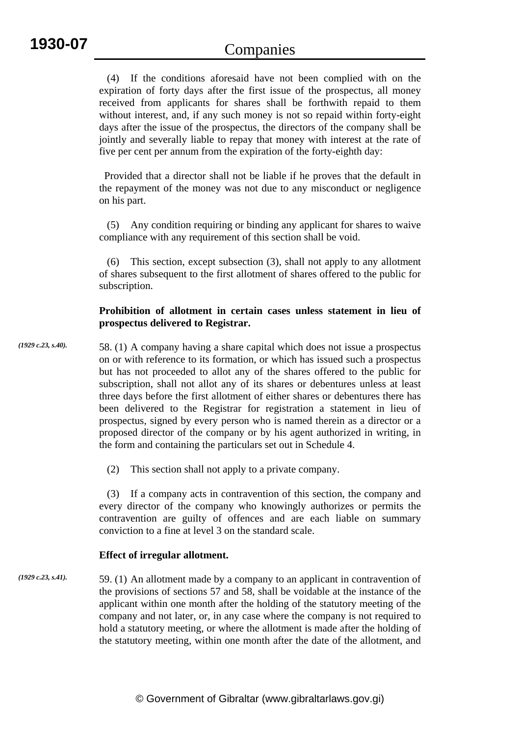(4) If the conditions aforesaid have not been complied with on the expiration of forty days after the first issue of the prospectus, all money received from applicants for shares shall be forthwith repaid to them without interest, and, if any such money is not so repaid within forty-eight days after the issue of the prospectus, the directors of the company shall be jointly and severally liable to repay that money with interest at the rate of five per cent per annum from the expiration of the forty-eighth day:

Provided that a director shall not be liable if he proves that the default in the repayment of the money was not due to any misconduct or negligence on his part.

(5) Any condition requiring or binding any applicant for shares to waive compliance with any requirement of this section shall be void.

(6) This section, except subsection (3), shall not apply to any allotment of shares subsequent to the first allotment of shares offered to the public for subscription.

**Prohibition of allotment in certain cases unless statement in lieu of prospectus delivered to Registrar.**

*(1929 c.23, s.40).*

58. (1) A company having a share capital which does not issue a prospectus on or with reference to its formation, or which has issued such a prospectus but has not proceeded to allot any of the shares offered to the public for subscription, shall not allot any of its shares or debentures unless at least three days before the first allotment of either shares or debentures there has been delivered to the Registrar for registration a statement in lieu of prospectus, signed by every person who is named therein as a director or a proposed director of the company or by his agent authorized in writing, in the form and containing the particulars set out in Schedule 4.

(2) This section shall not apply to a private company.

(3) If a company acts in contravention of this section, the company and every director of the company who knowingly authorizes or permits the contravention are guilty of offences and are each liable on summary conviction to a fine at level 3 on the standard scale.

**Effect of irregular allotment.**

*(1929 c.23, s.41).*

59. (1) An allotment made by a company to an applicant in contravention of the provisions of sections 57 and 58, shall be voidable at the instance of the applicant within one month after the holding of the statutory meeting of the company and not later, or, in any case where the company is not required to hold a statutory meeting, or where the allotment is made after the holding of the statutory meeting, within one month after the date of the allotment, and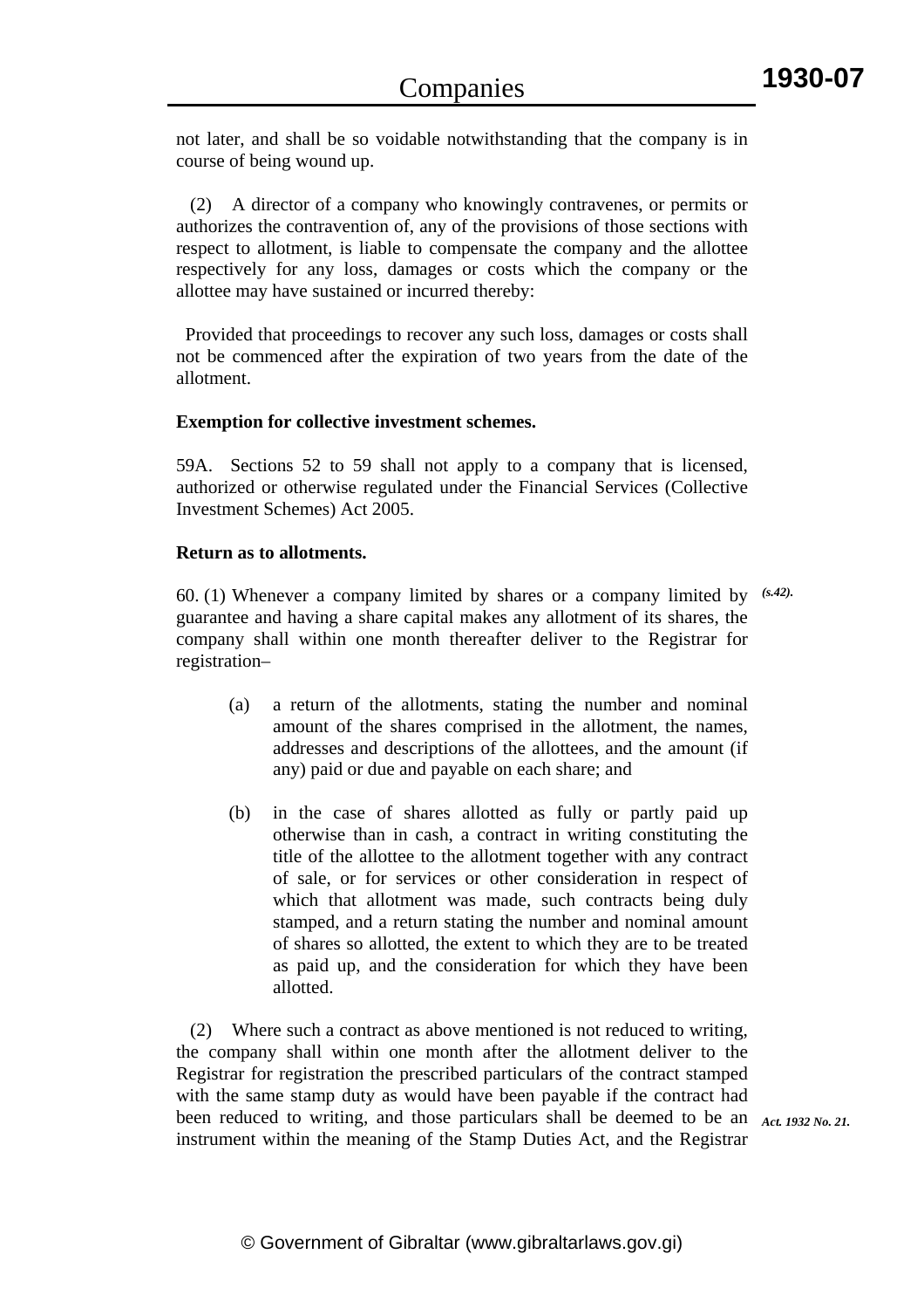not later, and shall be so voidable notwithstanding that the company is in course of being wound up.

(2) A director of a company who knowingly contravenes, or permits or authorizes the contravention of, any of the provisions of those sections with respect to allotment, is liable to compensate the company and the allottee respectively for any loss, damages or costs which the company or the allottee may have sustained or incurred thereby:

Provided that proceedings to recover any such loss, damages or costs shall not be commenced after the expiration of two years from the date of the allotment.

**Exemption for collective investment schemes.**

59A. Sections 52 to 59 shall not apply to a company that is licensed, authorized or otherwise regulated under the Financial Services (Collective Investment Schemes) Act 2005.

**Return as to allotments.**

*(s.42).*

60. (1) Whenever a company limited by shares or a company limited by guarantee and having a share capital makes any allotment of its shares, the company shall within one month thereafter deliver to the Registrar for registration–

(a) a return of the allotments, stating the number and nominal amount of the shares comprised in the allotment, the names, addresses and descriptions of the allottees, and the amount (if any) paid or due and payable on each share; and

(b) in the case of shares allotted as fully or partly paid up otherwise than in cash, a contract in writing constituting the title of the allottee to the allotment together with any contract of sale, or for services or other consideration in respect of which that allotment was made, such contracts being duly stamped, and a return stating the number and nominal amount of shares so allotted, the extent to which they are to be treated as paid up, and the consideration for which they have been allotted.

(2) Where such a contract as above mentioned is not reduced to writing, the company shall within one month after the allotment deliver to the Registrar for registration the prescribed particulars of the contract stamped with the same stamp duty as would have been payable if the contract had been reduced to writing, and those particulars shall be deemed to be an instrument within the meaning of the Stamp Duties Act, and the Registrar

*Act. 1932 No. 21.*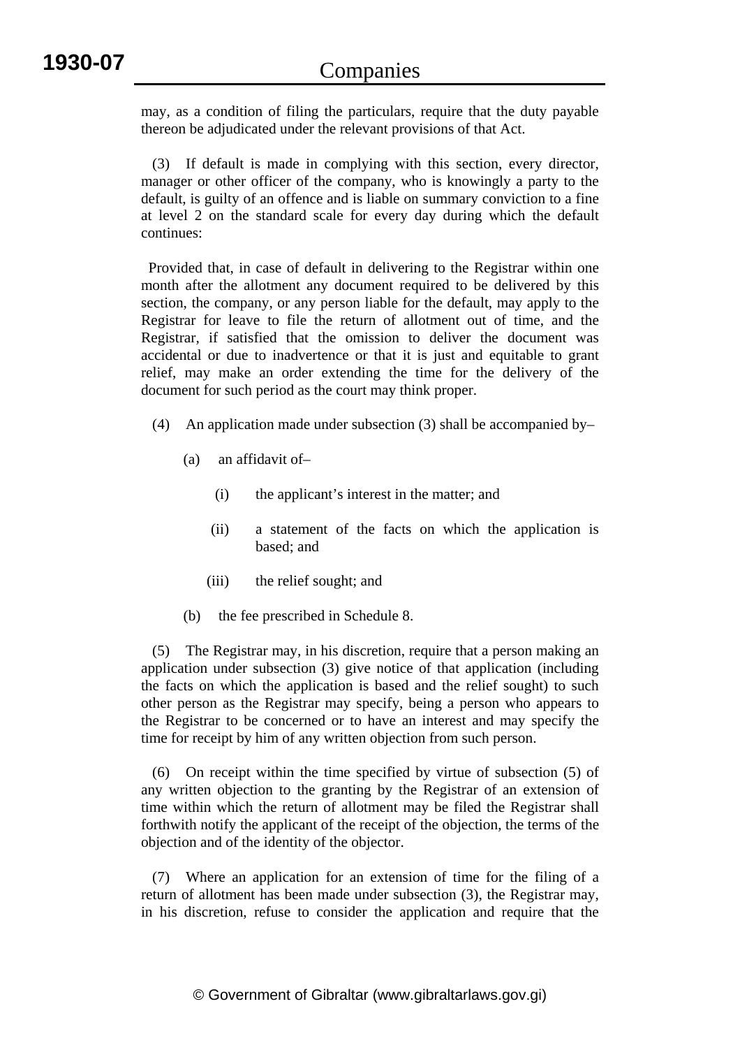may, as a condition of filing the particulars, require that the duty payable thereon be adjudicated under the relevant provisions of that Act.

(3) If default is made in complying with this section, every director, manager or other officer of the company, who is knowingly a party to the default, is guilty of an offence and is liable on summary conviction to a fine at level 2 on the standard scale for every day during which the default continues:

Provided that, in case of default in delivering to the Registrar within one month after the allotment any document required to be delivered by this section, the company, or any person liable for the default, may apply to the Registrar for leave to file the return of allotment out of time, and the Registrar, if satisfied that the omission to deliver the document was accidental or due to inadvertence or that it is just and equitable to grant relief, may make an order extending the time for the delivery of the document for such period as the court may think proper.

(4) An application made under subsection (3) shall be accompanied by–

(a) an affidavit of–

(i) the applicant's interest in the matter; and

(ii) a statement of the facts on which the application is based; and

(iii) the relief sought; and

(b) the fee prescribed in Schedule 8.

(5) The Registrar may, in his discretion, require that a person making an application under subsection (3) give notice of that application (including the facts on which the application is based and the relief sought) to such other person as the Registrar may specify, being a person who appears to the Registrar to be concerned or to have an interest and may specify the time for receipt by him of any written objection from such person.

(6) On receipt within the time specified by virtue of subsection (5) of any written objection to the granting by the Registrar of an extension of time within which the return of allotment may be filed the Registrar shall forthwith notify the applicant of the receipt of the objection, the terms of the objection and of the identity of the objector.

(7) Where an application for an extension of time for the filing of a return of allotment has been made under subsection (3), the Registrar may, in his discretion, refuse to consider the application and require that the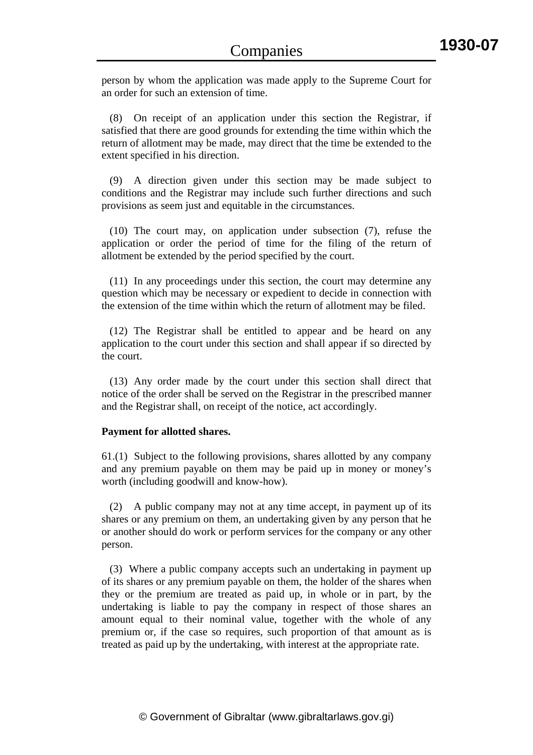person by whom the application was made apply to the Supreme Court for an order for such an extension of time.

(8) On receipt of an application under this section the Registrar, if satisfied that there are good grounds for extending the time within which the return of allotment may be made, may direct that the time be extended to the extent specified in his direction.

(9) A direction given under this section may be made subject to conditions and the Registrar may include such further directions and such provisions as seem just and equitable in the circumstances.

(10) The court may, on application under subsection (7), refuse the application or order the period of time for the filing of the return of allotment be extended by the period specified by the court.

(11) In any proceedings under this section, the court may determine any question which may be necessary or expedient to decide in connection with the extension of the time within which the return of allotment may be filed.

(12) The Registrar shall be entitled to appear and be heard on any application to the court under this section and shall appear if so directed by the court.

(13) Any order made by the court under this section shall direct that notice of the order shall be served on the Registrar in the prescribed manner and the Registrar shall, on receipt of the notice, act accordingly.

**Payment for allotted shares.**

61.(1) Subject to the following provisions, shares allotted by any company and any premium payable on them may be paid up in money or money's worth (including goodwill and know-how).

(2) A public company may not at any time accept, in payment up of its shares or any premium on them, an undertaking given by any person that he or another should do work or perform services for the company or any other person.

(3) Where a public company accepts such an undertaking in payment up of its shares or any premium payable on them, the holder of the shares when they or the premium are treated as paid up, in whole or in part, by the undertaking is liable to pay the company in respect of those shares an amount equal to their nominal value, together with the whole of any premium or, if the case so requires, such proportion of that amount as is treated as paid up by the undertaking, with interest at the appropriate rate.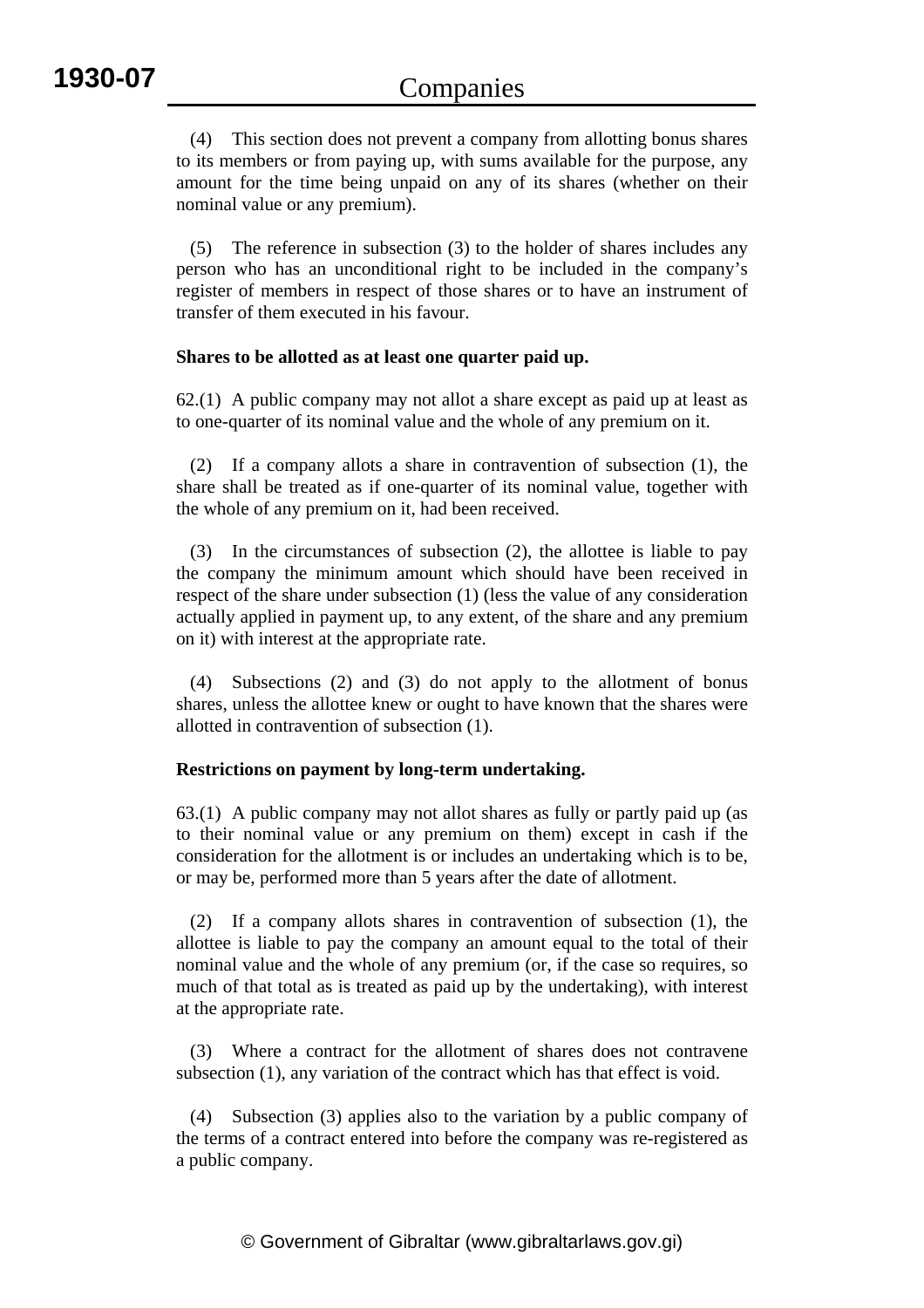(4) This section does not prevent a company from allotting bonus shares to its members or from paying up, with sums available for the purpose, any amount for the time being unpaid on any of its shares (whether on their nominal value or any premium).

(5) The reference in subsection (3) to the holder of shares includes any person who has an unconditional right to be included in the company's register of members in respect of those shares or to have an instrument of transfer of them executed in his favour.

**Shares to be allotted as at least one quarter paid up.**

62.(1) A public company may not allot a share except as paid up at least as to one-quarter of its nominal value and the whole of any premium on it.

(2) If a company allots a share in contravention of subsection (1), the share shall be treated as if one-quarter of its nominal value, together with the whole of any premium on it, had been received.

(3) In the circumstances of subsection (2), the allottee is liable to pay the company the minimum amount which should have been received in respect of the share under subsection (1) (less the value of any consideration actually applied in payment up, to any extent, of the share and any premium on it) with interest at the appropriate rate.

(4) Subsections (2) and (3) do not apply to the allotment of bonus shares, unless the allottee knew or ought to have known that the shares were allotted in contravention of subsection (1).

**Restrictions on payment by long-term undertaking.**

63.(1) A public company may not allot shares as fully or partly paid up (as to their nominal value or any premium on them) except in cash if the consideration for the allotment is or includes an undertaking which is to be, or may be, performed more than 5 years after the date of allotment.

(2) If a company allots shares in contravention of subsection (1), the allottee is liable to pay the company an amount equal to the total of their nominal value and the whole of any premium (or, if the case so requires, so much of that total as is treated as paid up by the undertaking), with interest at the appropriate rate.

(3) Where a contract for the allotment of shares does not contravene subsection (1), any variation of the contract which has that effect is void.

(4) Subsection (3) applies also to the variation by a public company of the terms of a contract entered into before the company was re-registered as a public company.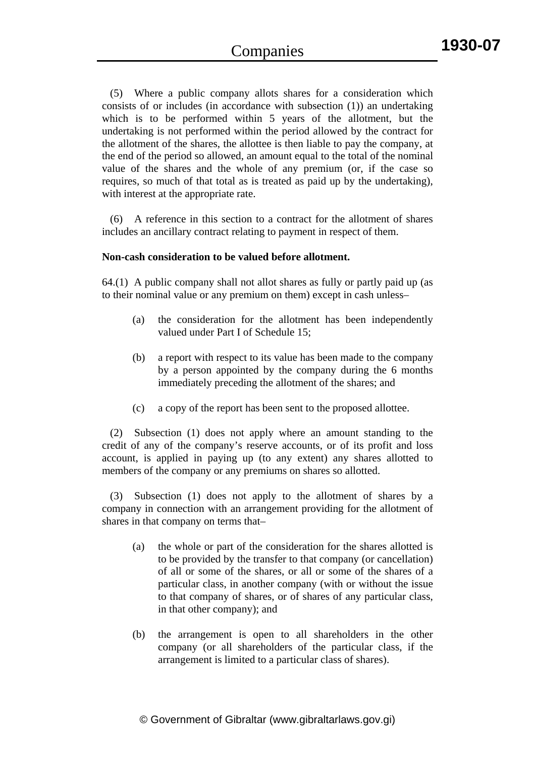(5) Where a public company allots shares for a consideration which consists of or includes (in accordance with subsection (1)) an undertaking which is to be performed within 5 years of the allotment, but the undertaking is not performed within the period allowed by the contract for the allotment of the shares, the allottee is then liable to pay the company, at the end of the period so allowed, an amount equal to the total of the nominal value of the shares and the whole of any premium (or, if the case so requires, so much of that total as is treated as paid up by the undertaking), with interest at the appropriate rate.

(6) A reference in this section to a contract for the allotment of shares includes an ancillary contract relating to payment in respect of them.

**Non-cash consideration to be valued before allotment.**

64.(1) A public company shall not allot shares as fully or partly paid up (as to their nominal value or any premium on them) except in cash unless–

(a) the consideration for the allotment has been independently valued under Part I of Schedule 15;

(b) a report with respect to its value has been made to the company by a person appointed by the company during the 6 months immediately preceding the allotment of the shares; and

(c) a copy of the report has been sent to the proposed allottee.

(2) Subsection (1) does not apply where an amount standing to the credit of any of the company's reserve accounts, or of its profit and loss account, is applied in paying up (to any extent) any shares allotted to members of the company or any premiums on shares so allotted.

(3) Subsection (1) does not apply to the allotment of shares by a company in connection with an arrangement providing for the allotment of shares in that company on terms that–

(a) the whole or part of the consideration for the shares allotted is to be provided by the transfer to that company (or cancellation) of all or some of the shares, or all or some of the shares of a particular class, in another company (with or without the issue to that company of shares, or of shares of any particular class, in that other company); and

(b) the arrangement is open to all shareholders in the other company (or all shareholders of the particular class, if the arrangement is limited to a particular class of shares).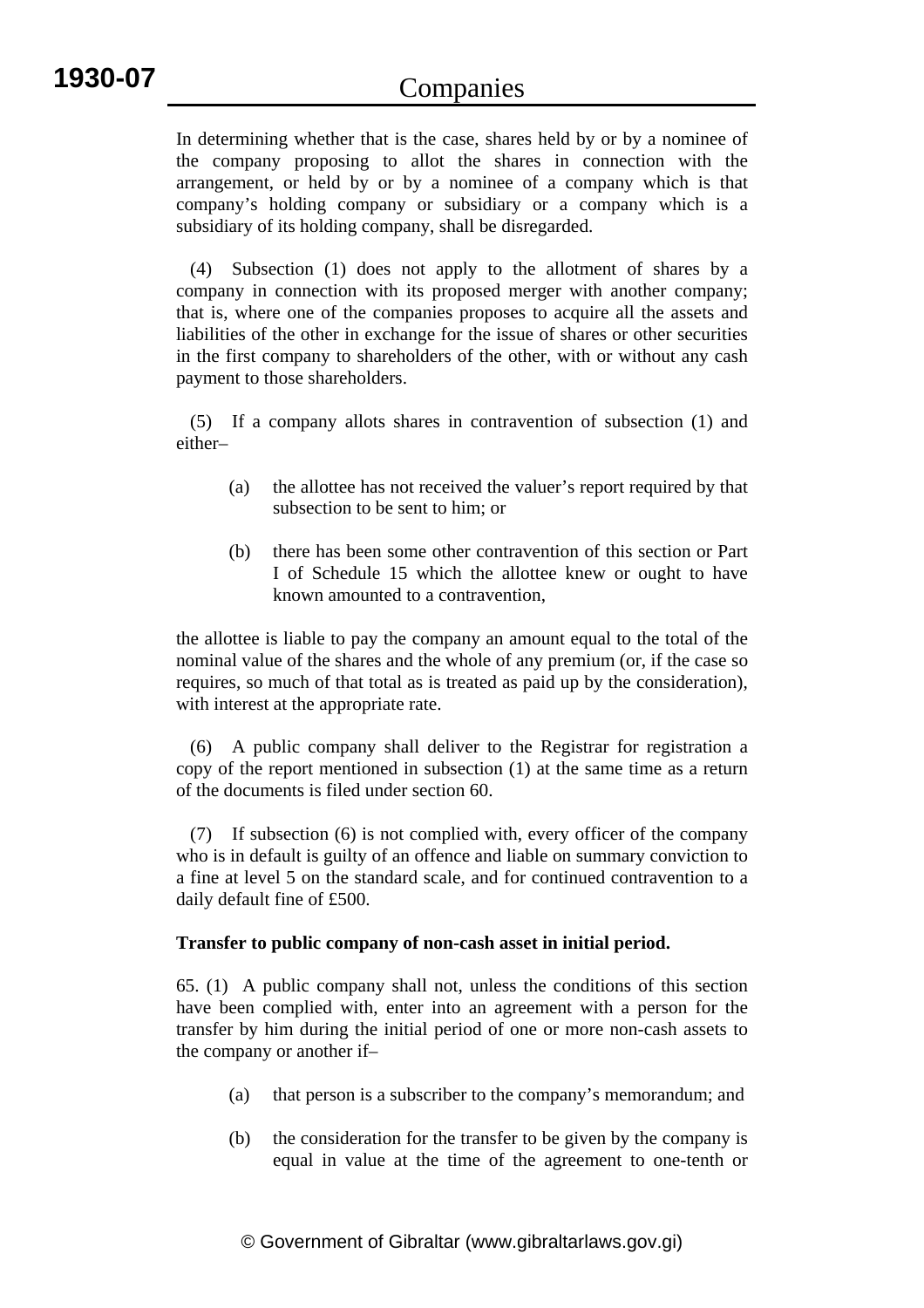In determining whether that is the case, shares held by or by a nominee of the company proposing to allot the shares in connection with the arrangement, or held by or by a nominee of a company which is that company's holding company or subsidiary or a company which is a subsidiary of its holding company, shall be disregarded.

(4) Subsection (1) does not apply to the allotment of shares by a company in connection with its proposed merger with another company; that is, where one of the companies proposes to acquire all the assets and liabilities of the other in exchange for the issue of shares or other securities in the first company to shareholders of the other, with or without any cash payment to those shareholders.

(5) If a company allots shares in contravention of subsection (1) and either–

- (a) the allottee has not received the valuer's report required by that subsection to be sent to him; or
- (b) there has been some other contravention of this section or Part I of Schedule 15 which the allottee knew or ought to have known amounted to a contravention,

the allottee is liable to pay the company an amount equal to the total of the nominal value of the shares and the whole of any premium (or, if the case so requires, so much of that total as is treated as paid up by the consideration), with interest at the appropriate rate.

(6) A public company shall deliver to the Registrar for registration a copy of the report mentioned in subsection (1) at the same time as a return of the documents is filed under section 60.

(7) If subsection (6) is not complied with, every officer of the company who is in default is guilty of an offence and liable on summary conviction to a fine at level 5 on the standard scale, and for continued contravention to a daily default fine of £500.

**Transfer to public company of non-cash asset in initial period.**

65. (1) A public company shall not, unless the conditions of this section have been complied with, enter into an agreement with a person for the transfer by him during the initial period of one or more non-cash assets to the company or another if–

- (a) that person is a subscriber to the company's memorandum; and
- (b) the consideration for the transfer to be given by the company is equal in value at the time of the agreement to one-tenth or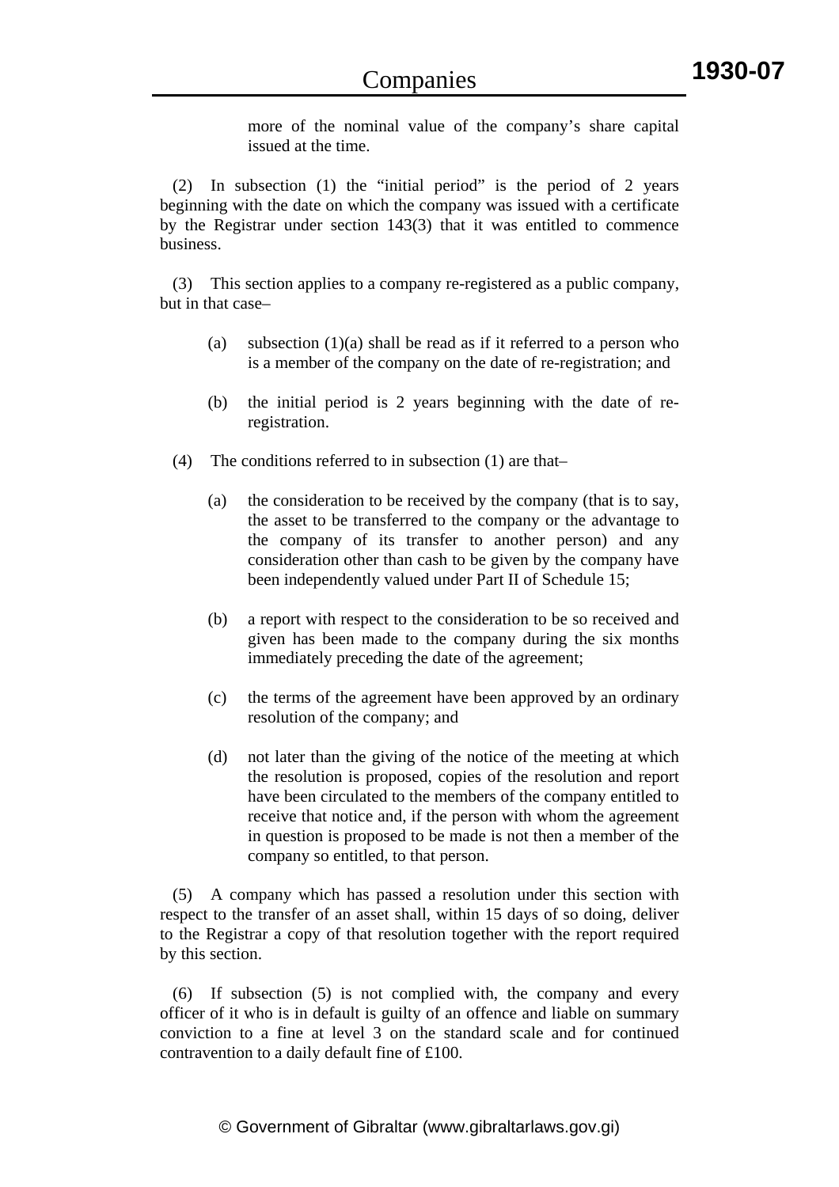more of the nominal value of the company's share capital issued at the time.

(2) In subsection (1) the "initial period" is the period of 2 years beginning with the date on which the company was issued with a certificate by the Registrar under section 143(3) that it was entitled to commence business.

(3) This section applies to a company re-registered as a public company, but in that case–

(a) subsection (1)(a) shall be read as if it referred to a person who is a member of the company on the date of re-registration; and

(b) the initial period is 2 years beginning with the date of re-registration.

(4) The conditions referred to in subsection (1) are that–

(a) the consideration to be received by the company (that is to say, the asset to be transferred to the company or the advantage to the company of its transfer to another person) and any consideration other than cash to be given by the company have been independently valued under Part II of Schedule 15;

(b) a report with respect to the consideration to be so received and given has been made to the company during the six months immediately preceding the date of the agreement;

(c) the terms of the agreement have been approved by an ordinary resolution of the company; and

(d) not later than the giving of the notice of the meeting at which the resolution is proposed, copies of the resolution and report have been circulated to the members of the company entitled to receive that notice and, if the person with whom the agreement in question is proposed to be made is not then a member of the company so entitled, to that person.

(5) A company which has passed a resolution under this section with respect to the transfer of an asset shall, within 15 days of so doing, deliver to the Registrar a copy of that resolution together with the report required by this section.

(6) If subsection (5) is not complied with, the company and every officer of it who is in default is guilty of an offence and liable on summary conviction to a fine at level 3 on the standard scale and for continued contravention to a daily default fine of £100.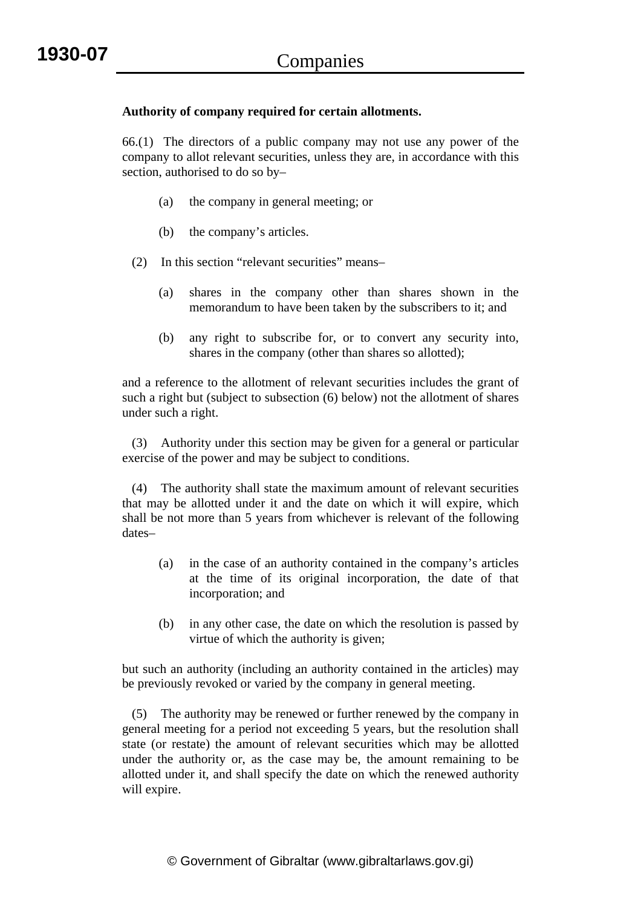**Authority of company required for certain allotments.**

66.(1) The directors of a public company may not use any power of the company to allot relevant securities, unless they are, in accordance with this section, authorised to do so by–

(a) the company in general meeting; or

(b) the company's articles.

(2) In this section "relevant securities" means–

(a) shares in the company other than shares shown in the memorandum to have been taken by the subscribers to it; and

(b) any right to subscribe for, or to convert any security into, shares in the company (other than shares so allotted);

and a reference to the allotment of relevant securities includes the grant of such a right but (subject to subsection (6) below) not the allotment of shares under such a right.

(3) Authority under this section may be given for a general or particular exercise of the power and may be subject to conditions.

(4) The authority shall state the maximum amount of relevant securities that may be allotted under it and the date on which it will expire, which shall be not more than 5 years from whichever is relevant of the following dates–

(a) in the case of an authority contained in the company's articles at the time of its original incorporation, the date of that incorporation; and

(b) in any other case, the date on which the resolution is passed by virtue of which the authority is given;

but such an authority (including an authority contained in the articles) may be previously revoked or varied by the company in general meeting.

(5) The authority may be renewed or further renewed by the company in general meeting for a period not exceeding 5 years, but the resolution shall state (or restate) the amount of relevant securities which may be allotted under the authority or, as the case may be, the amount remaining to be allotted under it, and shall specify the date on which the renewed authority will expire.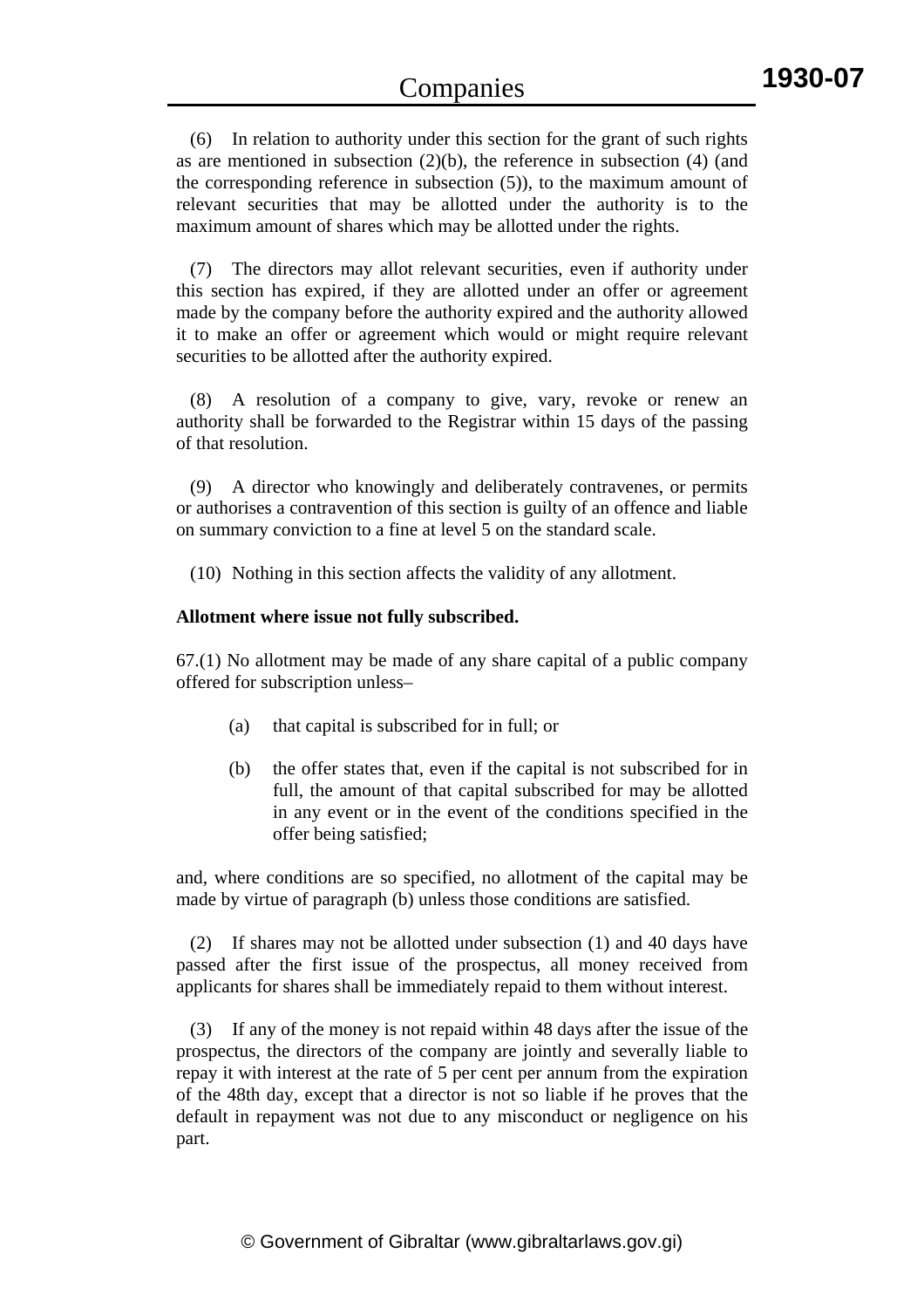(6) In relation to authority under this section for the grant of such rights as are mentioned in subsection (2)(b), the reference in subsection (4) (and the corresponding reference in subsection (5)), to the maximum amount of relevant securities that may be allotted under the authority is to the maximum amount of shares which may be allotted under the rights.

(7) The directors may allot relevant securities, even if authority under this section has expired, if they are allotted under an offer or agreement made by the company before the authority expired and the authority allowed it to make an offer or agreement which would or might require relevant securities to be allotted after the authority expired.

(8) A resolution of a company to give, vary, revoke or renew an authority shall be forwarded to the Registrar within 15 days of the passing of that resolution.

(9) A director who knowingly and deliberately contravenes, or permits or authorises a contravention of this section is guilty of an offence and liable on summary conviction to a fine at level 5 on the standard scale.

(10) Nothing in this section affects the validity of any allotment.

**Allotment where issue not fully subscribed.**

67.(1) No allotment may be made of any share capital of a public company offered for subscription unless–

(a) that capital is subscribed for in full; or

(b) the offer states that, even if the capital is not subscribed for in full, the amount of that capital subscribed for may be allotted in any event or in the event of the conditions specified in the offer being satisfied;

and, where conditions are so specified, no allotment of the capital may be made by virtue of paragraph (b) unless those conditions are satisfied.

(2) If shares may not be allotted under subsection (1) and 40 days have passed after the first issue of the prospectus, all money received from applicants for shares shall be immediately repaid to them without interest.

(3) If any of the money is not repaid within 48 days after the issue of the prospectus, the directors of the company are jointly and severally liable to repay it with interest at the rate of 5 per cent per annum from the expiration of the 48th day, except that a director is not so liable if he proves that the default in repayment was not due to any misconduct or negligence on his part.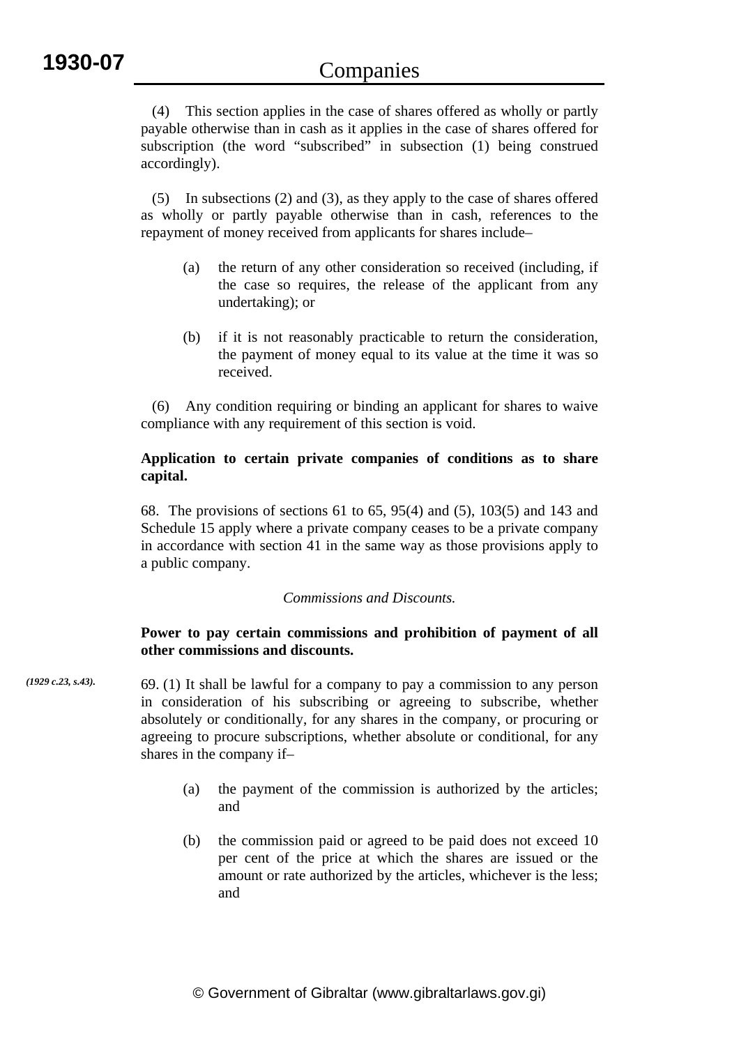(4) This section applies in the case of shares offered as wholly or partly payable otherwise than in cash as it applies in the case of shares offered for subscription (the word "subscribed" in subsection (1) being construed accordingly).

(5) In subsections (2) and (3), as they apply to the case of shares offered as wholly or partly payable otherwise than in cash, references to the repayment of money received from applicants for shares include–

(a) the return of any other consideration so received (including, if the case so requires, the release of the applicant from any undertaking); or

(b) if it is not reasonably practicable to return the consideration, the payment of money equal to its value at the time it was so received.

(6) Any condition requiring or binding an applicant for shares to waive compliance with any requirement of this section is void.

**Application to certain private companies of conditions as to share capital.**

68. The provisions of sections 61 to 65, 95(4) and (5), 103(5) and 143 and Schedule 15 apply where a private company ceases to be a private company in accordance with section 41 in the same way as those provisions apply to a public company.

*Commissions and Discounts.*

**Power to pay certain commissions and prohibition of payment of all other commissions and discounts.**

*(1929 c.23, s.43).*

69. (1) It shall be lawful for a company to pay a commission to any person in consideration of his subscribing or agreeing to subscribe, whether absolutely or conditionally, for any shares in the company, or procuring or agreeing to procure subscriptions, whether absolute or conditional, for any shares in the company if–

(a) the payment of the commission is authorized by the articles; and

(b) the commission paid or agreed to be paid does not exceed 10 per cent of the price at which the shares are issued or the amount or rate authorized by the articles, whichever is the less; and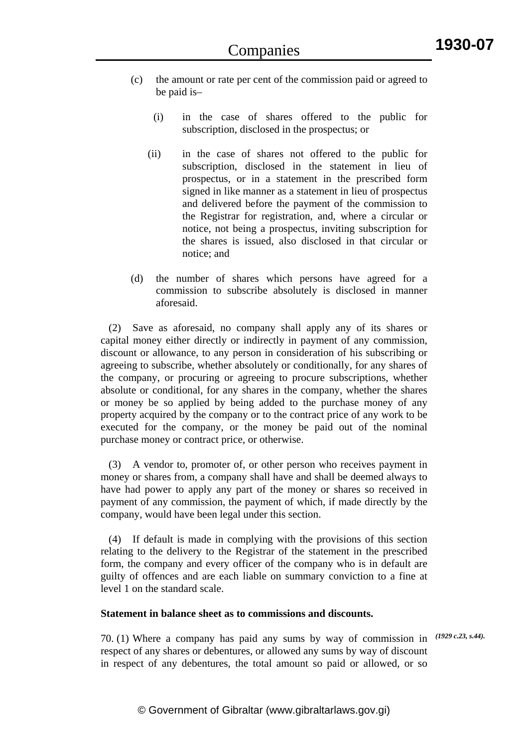(c) the amount or rate per cent of the commission paid or agreed to be paid is–

(i) in the case of shares offered to the public for subscription, disclosed in the prospectus; or

(ii) in the case of shares not offered to the public for subscription, disclosed in the statement in lieu of prospectus, or in a statement in the prescribed form signed in like manner as a statement in lieu of prospectus and delivered before the payment of the commission to the Registrar for registration, and, where a circular or notice, not being a prospectus, inviting subscription for the shares is issued, also disclosed in that circular or notice; and

(d) the number of shares which persons have agreed for a commission to subscribe absolutely is disclosed in manner aforesaid.

(2) Save as aforesaid, no company shall apply any of its shares or capital money either directly or indirectly in payment of any commission, discount or allowance, to any person in consideration of his subscribing or agreeing to subscribe, whether absolutely or conditionally, for any shares of the company, or procuring or agreeing to procure subscriptions, whether absolute or conditional, for any shares in the company, whether the shares or money be so applied by being added to the purchase money of any property acquired by the company or to the contract price of any work to be executed for the company, or the money be paid out of the nominal purchase money or contract price, or otherwise.

(3) A vendor to, promoter of, or other person who receives payment in money or shares from, a company shall have and shall be deemed always to have had power to apply any part of the money or shares so received in payment of any commission, the payment of which, if made directly by the company, would have been legal under this section.

(4) If default is made in complying with the provisions of this section relating to the delivery to the Registrar of the statement in the prescribed form, the company and every officer of the company who is in default are guilty of offences and are each liable on summary conviction to a fine at level 1 on the standard scale.

**Statement in balance sheet as to commissions and discounts.**

*(1929 c.23, s.44).*

70. (1) Where a company has paid any sums by way of commission in respect of any shares or debentures, or allowed any sums by way of discount in respect of any debentures, the total amount so paid or allowed, or so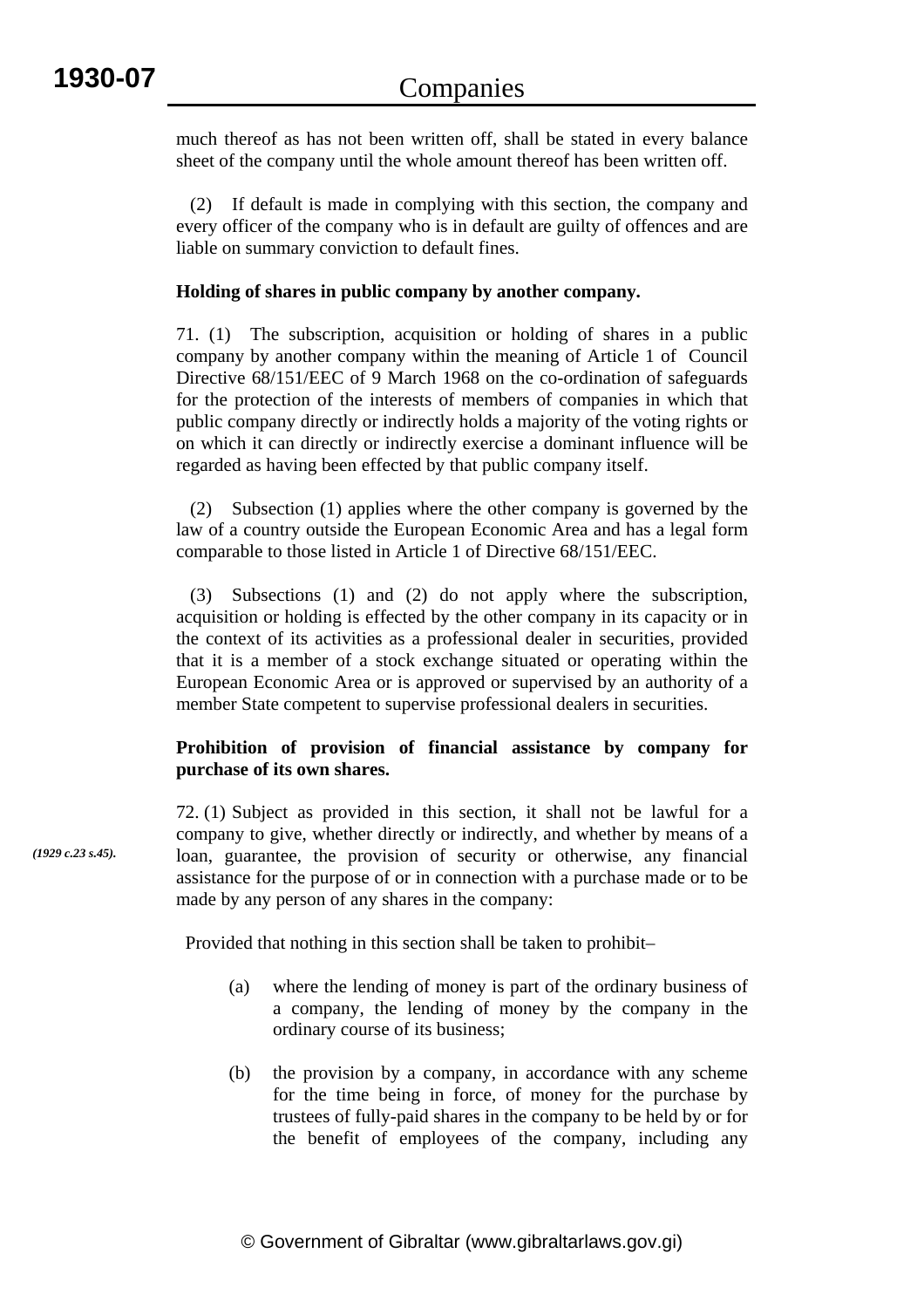much thereof as has not been written off, shall be stated in every balance sheet of the company until the whole amount thereof has been written off.

(2) If default is made in complying with this section, the company and every officer of the company who is in default are guilty of offences and are liable on summary conviction to default fines.

**Holding of shares in public company by another company.**

71. (1) The subscription, acquisition or holding of shares in a public company by another company within the meaning of Article 1 of Council Directive 68/151/EEC of 9 March 1968 on the co-ordination of safeguards for the protection of the interests of members of companies in which that public company directly or indirectly holds a majority of the voting rights or on which it can directly or indirectly exercise a dominant influence will be regarded as having been effected by that public company itself.

(2) Subsection (1) applies where the other company is governed by the law of a country outside the European Economic Area and has a legal form comparable to those listed in Article 1 of Directive 68/151/EEC.

(3) Subsections (1) and (2) do not apply where the subscription, acquisition or holding is effected by the other company in its capacity or in the context of its activities as a professional dealer in securities, provided that it is a member of a stock exchange situated or operating within the European Economic Area or is approved or supervised by an authority of a member State competent to supervise professional dealers in securities.

**Prohibition of provision of financial assistance by company for purchase of its own shares.**

*(1929 c.23 s.45).*

72. (1) Subject as provided in this section, it shall not be lawful for a company to give, whether directly or indirectly, and whether by means of a loan, guarantee, the provision of security or otherwise, any financial assistance for the purpose of or in connection with a purchase made or to be made by any person of any shares in the company:

Provided that nothing in this section shall be taken to prohibit–

(a) where the lending of money is part of the ordinary business of a company, the lending of money by the company in the ordinary course of its business;

(b) the provision by a company, in accordance with any scheme for the time being in force, of money for the purchase by trustees of fully-paid shares in the company to be held by or for the benefit of employees of the company, including any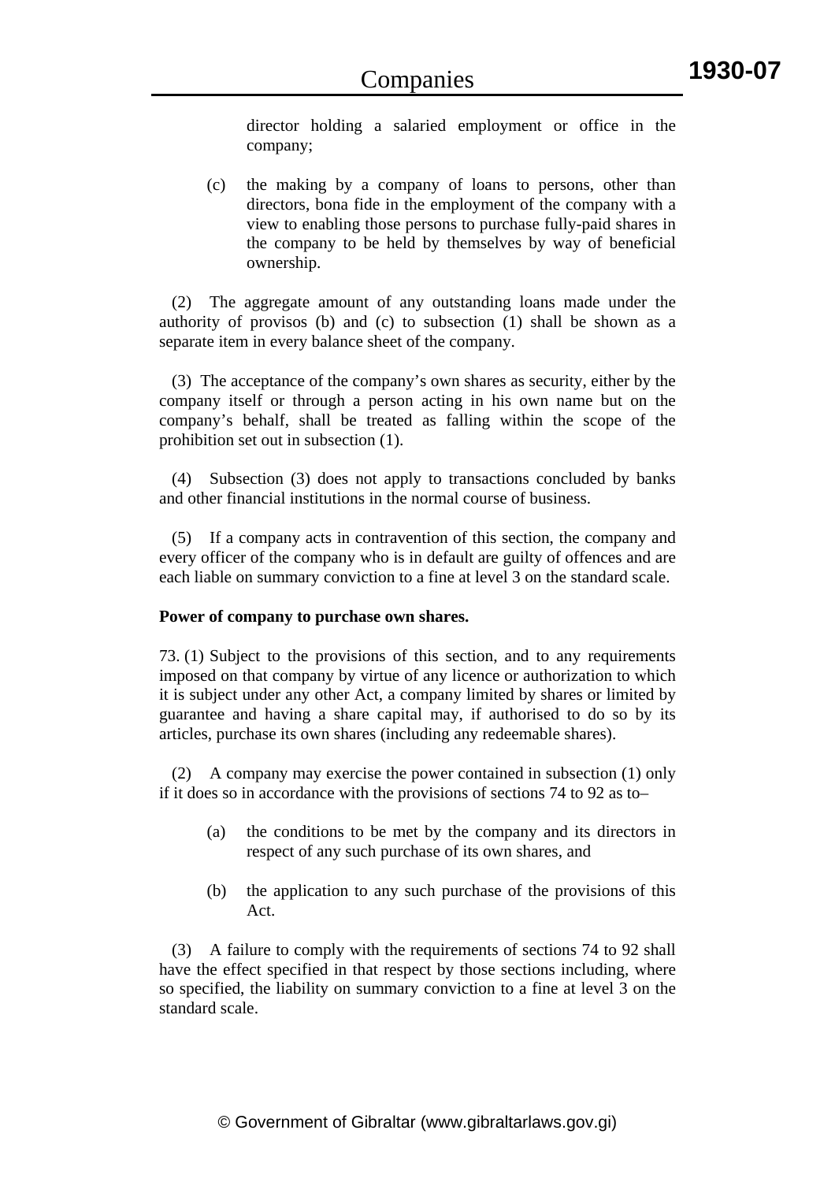director holding a salaried employment or office in the company;

(c) the making by a company of loans to persons, other than directors, bona fide in the employment of the company with a view to enabling those persons to purchase fully-paid shares in the company to be held by themselves by way of beneficial ownership.

(2) The aggregate amount of any outstanding loans made under the authority of provisos (b) and (c) to subsection (1) shall be shown as a separate item in every balance sheet of the company.

(3) The acceptance of the company's own shares as security, either by the company itself or through a person acting in his own name but on the company's behalf, shall be treated as falling within the scope of the prohibition set out in subsection (1).

(4) Subsection (3) does not apply to transactions concluded by banks and other financial institutions in the normal course of business.

(5) If a company acts in contravention of this section, the company and every officer of the company who is in default are guilty of offences and are each liable on summary conviction to a fine at level 3 on the standard scale.

**Power of company to purchase own shares.**

73. (1) Subject to the provisions of this section, and to any requirements imposed on that company by virtue of any licence or authorization to which it is subject under any other Act, a company limited by shares or limited by guarantee and having a share capital may, if authorised to do so by its articles, purchase its own shares (including any redeemable shares).

(2) A company may exercise the power contained in subsection (1) only if it does so in accordance with the provisions of sections 74 to 92 as to–

(a) the conditions to be met by the company and its directors in respect of any such purchase of its own shares, and

(b) the application to any such purchase of the provisions of this Act.

(3) A failure to comply with the requirements of sections 74 to 92 shall have the effect specified in that respect by those sections including, where so specified, the liability on summary conviction to a fine at level 3 on the standard scale.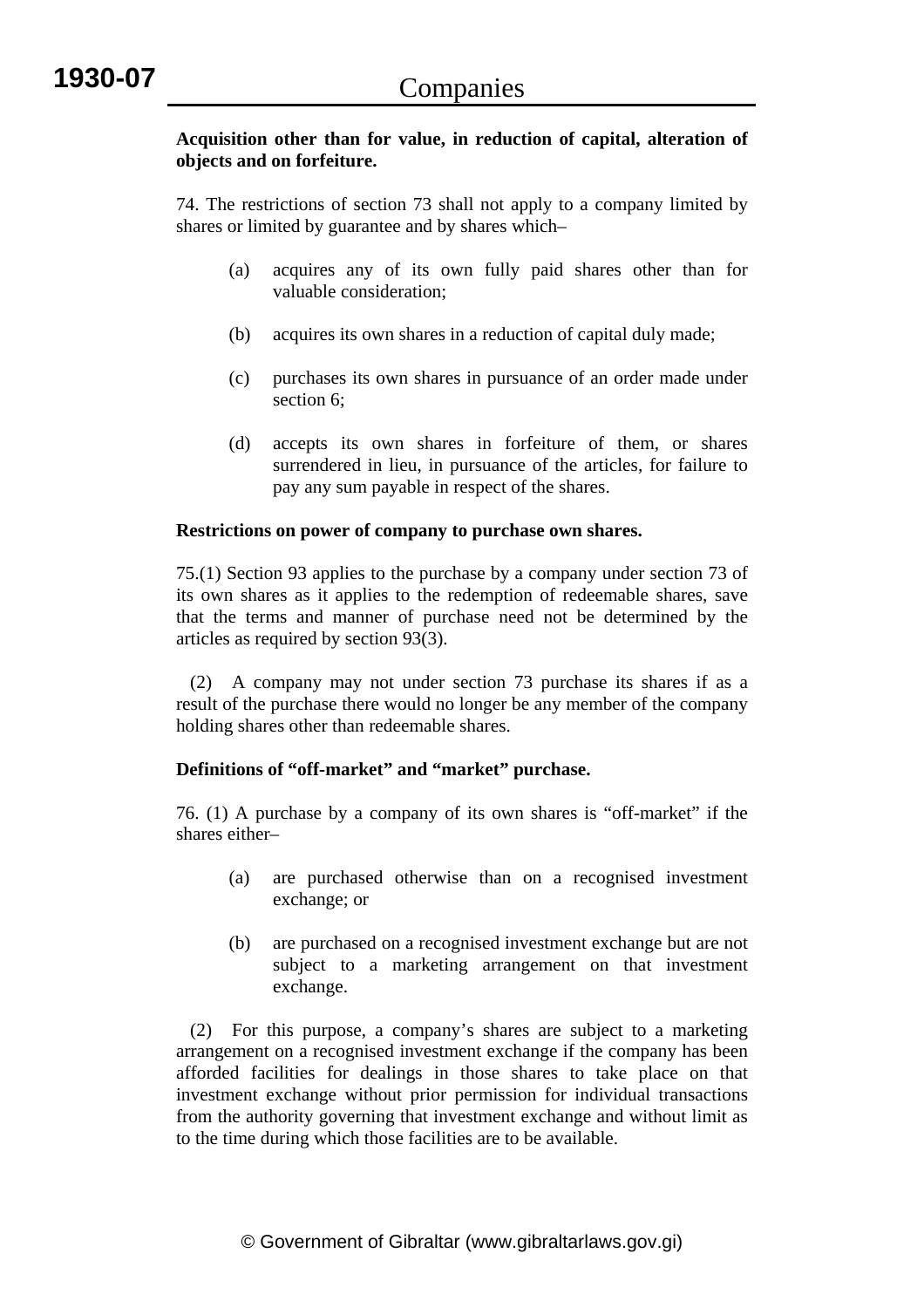**Acquisition other than for value, in reduction of capital, alteration of objects and on forfeiture.**

74. The restrictions of section 73 shall not apply to a company limited by shares or limited by guarantee and by shares which–

(a) acquires any of its own fully paid shares other than for valuable consideration;

(b) acquires its own shares in a reduction of capital duly made;

(c) purchases its own shares in pursuance of an order made under section 6;

(d) accepts its own shares in forfeiture of them, or shares surrendered in lieu, in pursuance of the articles, for failure to pay any sum payable in respect of the shares.

**Restrictions on power of company to purchase own shares.**

75.(1) Section 93 applies to the purchase by a company under section 73 of its own shares as it applies to the redemption of redeemable shares, save that the terms and manner of purchase need not be determined by the articles as required by section 93(3).

(2) A company may not under section 73 purchase its shares if as a result of the purchase there would no longer be any member of the company holding shares other than redeemable shares.

**Definitions of "off-market" and "market" purchase.**

76. (1) A purchase by a company of its own shares is "off-market" if the shares either–

(a) are purchased otherwise than on a recognised investment exchange; or

(b) are purchased on a recognised investment exchange but are not subject to a marketing arrangement on that investment exchange.

(2) For this purpose, a company's shares are subject to a marketing arrangement on a recognised investment exchange if the company has been afforded facilities for dealings in those shares to take place on that investment exchange without prior permission for individual transactions from the authority governing that investment exchange and without limit as to the time during which those facilities are to be available.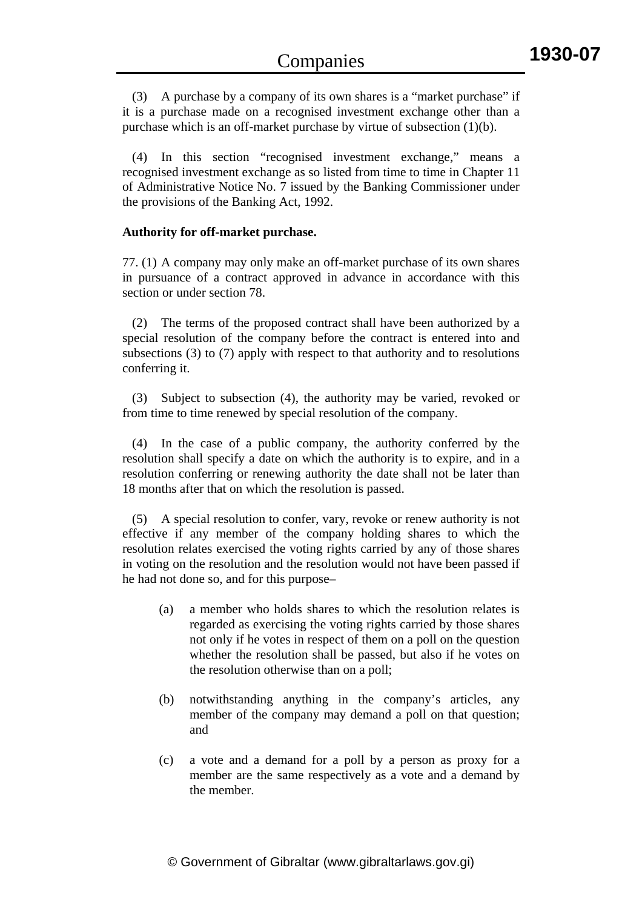(3) A purchase by a company of its own shares is a "market purchase" if it is a purchase made on a recognised investment exchange other than a purchase which is an off-market purchase by virtue of subsection (1)(b).

(4) In this section "recognised investment exchange," means a recognised investment exchange as so listed from time to time in Chapter 11 of Administrative Notice No. 7 issued by the Banking Commissioner under the provisions of the Banking Act, 1992.

**Authority for off-market purchase.**

77. (1) A company may only make an off-market purchase of its own shares in pursuance of a contract approved in advance in accordance with this section or under section 78.

(2) The terms of the proposed contract shall have been authorized by a special resolution of the company before the contract is entered into and subsections (3) to (7) apply with respect to that authority and to resolutions conferring it.

(3) Subject to subsection (4), the authority may be varied, revoked or from time to time renewed by special resolution of the company.

(4) In the case of a public company, the authority conferred by the resolution shall specify a date on which the authority is to expire, and in a resolution conferring or renewing authority the date shall not be later than 18 months after that on which the resolution is passed.

(5) A special resolution to confer, vary, revoke or renew authority is not effective if any member of the company holding shares to which the resolution relates exercised the voting rights carried by any of those shares in voting on the resolution and the resolution would not have been passed if he had not done so, and for this purpose–

(a) a member who holds shares to which the resolution relates is regarded as exercising the voting rights carried by those shares not only if he votes in respect of them on a poll on the question whether the resolution shall be passed, but also if he votes on the resolution otherwise than on a poll;

(b) notwithstanding anything in the company's articles, any member of the company may demand a poll on that question; and

(c) a vote and a demand for a poll by a person as proxy for a member are the same respectively as a vote and a demand by the member.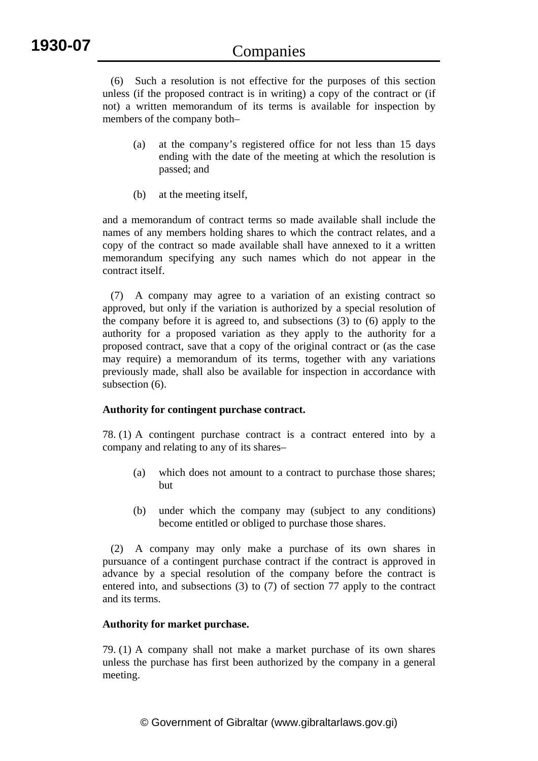(6) Such a resolution is not effective for the purposes of this section unless (if the proposed contract is in writing) a copy of the contract or (if not) a written memorandum of its terms is available for inspection by members of the company both–

(a) at the company's registered office for not less than 15 days ending with the date of the meeting at which the resolution is passed; and

(b) at the meeting itself,

and a memorandum of contract terms so made available shall include the names of any members holding shares to which the contract relates, and a copy of the contract so made available shall have annexed to it a written memorandum specifying any such names which do not appear in the contract itself.

(7) A company may agree to a variation of an existing contract so approved, but only if the variation is authorized by a special resolution of the company before it is agreed to, and subsections (3) to (6) apply to the authority for a proposed variation as they apply to the authority for a proposed contract, save that a copy of the original contract or (as the case may require) a memorandum of its terms, together with any variations previously made, shall also be available for inspection in accordance with subsection (6).

**Authority for contingent purchase contract.**

78. (1) A contingent purchase contract is a contract entered into by a company and relating to any of its shares–

(a) which does not amount to a contract to purchase those shares; but

(b) under which the company may (subject to any conditions) become entitled or obliged to purchase those shares.

(2) A company may only make a purchase of its own shares in pursuance of a contingent purchase contract if the contract is approved in advance by a special resolution of the company before the contract is entered into, and subsections (3) to (7) of section 77 apply to the contract and its terms.

**Authority for market purchase.**

79. (1) A company shall not make a market purchase of its own shares unless the purchase has first been authorized by the company in a general meeting.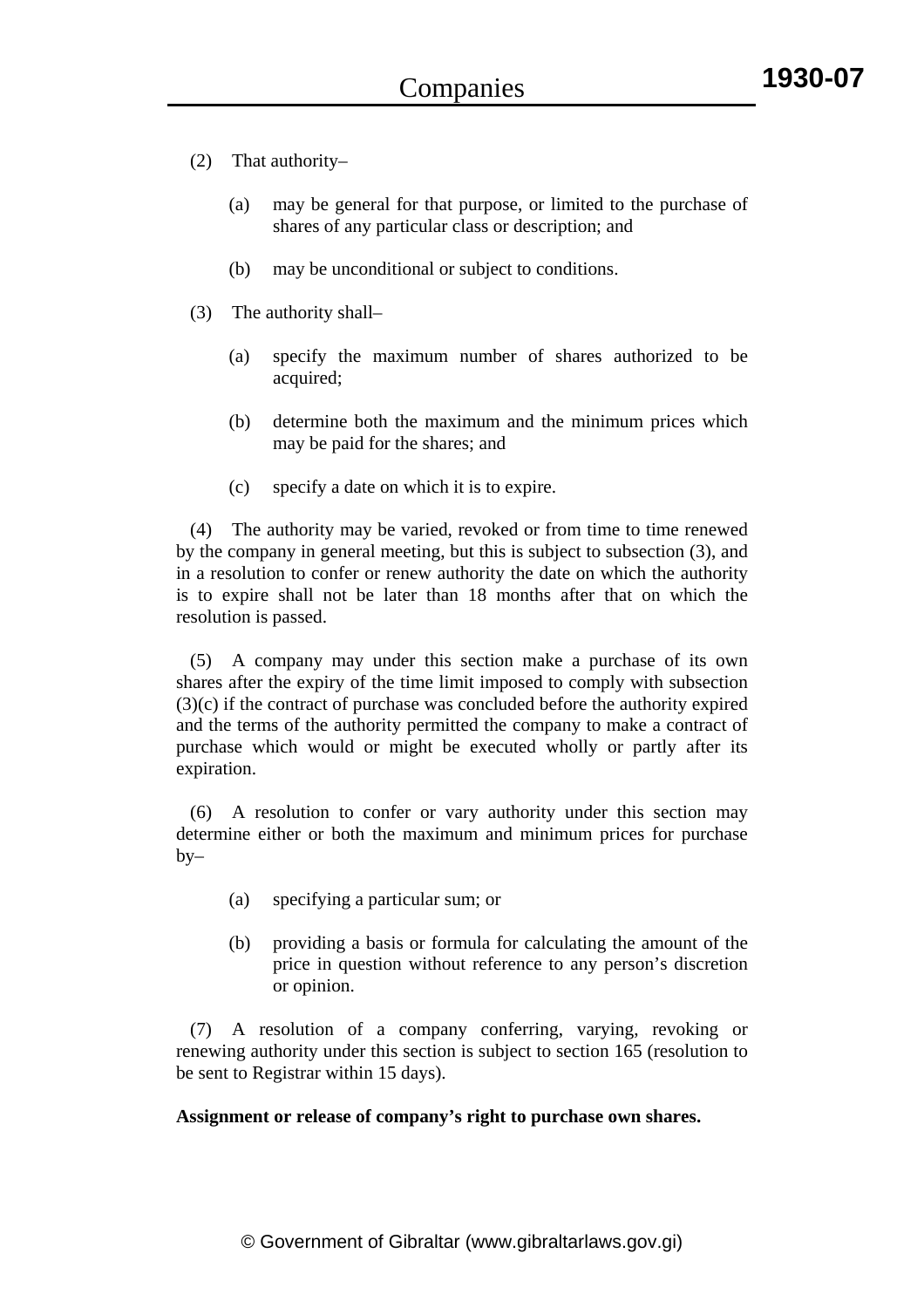(2) That authority–

(a) may be general for that purpose, or limited to the purchase of shares of any particular class or description; and

(b) may be unconditional or subject to conditions.

(3) The authority shall–

(a) specify the maximum number of shares authorized to be acquired;

(b) determine both the maximum and the minimum prices which may be paid for the shares; and

(c) specify a date on which it is to expire.

(4) The authority may be varied, revoked or from time to time renewed by the company in general meeting, but this is subject to subsection (3), and in a resolution to confer or renew authority the date on which the authority is to expire shall not be later than 18 months after that on which the resolution is passed.

(5) A company may under this section make a purchase of its own shares after the expiry of the time limit imposed to comply with subsection (3)(c) if the contract of purchase was concluded before the authority expired and the terms of the authority permitted the company to make a contract of purchase which would or might be executed wholly or partly after its expiration.

(6) A resolution to confer or vary authority under this section may determine either or both the maximum and minimum prices for purchase by–

(a) specifying a particular sum; or

(b) providing a basis or formula for calculating the amount of the price in question without reference to any person's discretion or opinion.

(7) A resolution of a company conferring, varying, revoking or renewing authority under this section is subject to section 165 (resolution to be sent to Registrar within 15 days).

**Assignment or release of company's right to purchase own shares.**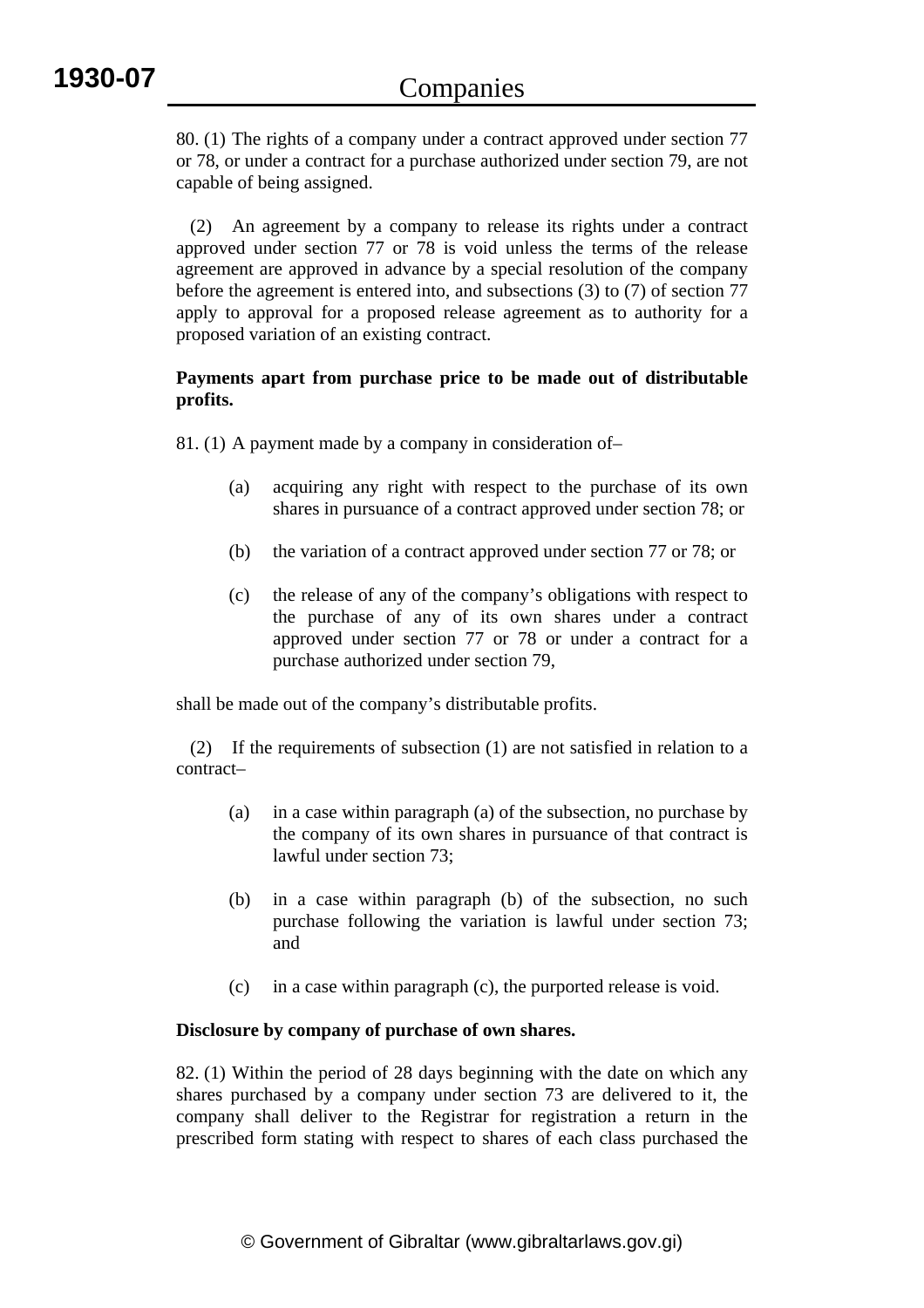80. (1) The rights of a company under a contract approved under section 77 or 78, or under a contract for a purchase authorized under section 79, are not capable of being assigned.

(2) An agreement by a company to release its rights under a contract approved under section 77 or 78 is void unless the terms of the release agreement are approved in advance by a special resolution of the company before the agreement is entered into, and subsections (3) to (7) of section 77 apply to approval for a proposed release agreement as to authority for a proposed variation of an existing contract.

**Payments apart from purchase price to be made out of distributable profits.**

81. (1) A payment made by a company in consideration of–

(a) acquiring any right with respect to the purchase of its own shares in pursuance of a contract approved under section 78; or

(b) the variation of a contract approved under section 77 or 78; or

(c) the release of any of the company's obligations with respect to the purchase of any of its own shares under a contract approved under section 77 or 78 or under a contract for a purchase authorized under section 79,

shall be made out of the company's distributable profits.

(2) If the requirements of subsection (1) are not satisfied in relation to a contract–

(a) in a case within paragraph (a) of the subsection, no purchase by the company of its own shares in pursuance of that contract is lawful under section 73;

(b) in a case within paragraph (b) of the subsection, no such purchase following the variation is lawful under section 73; and

(c) in a case within paragraph (c), the purported release is void.

**Disclosure by company of purchase of own shares.**

82. (1) Within the period of 28 days beginning with the date on which any shares purchased by a company under section 73 are delivered to it, the company shall deliver to the Registrar for registration a return in the prescribed form stating with respect to shares of each class purchased the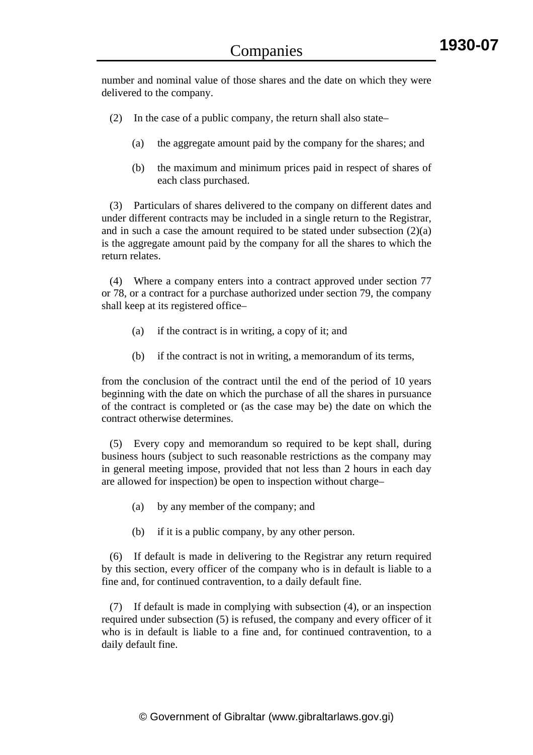number and nominal value of those shares and the date on which they were delivered to the company.

(2) In the case of a public company, the return shall also state–

(a) the aggregate amount paid by the company for the shares; and

(b) the maximum and minimum prices paid in respect of shares of each class purchased.

(3) Particulars of shares delivered to the company on different dates and under different contracts may be included in a single return to the Registrar, and in such a case the amount required to be stated under subsection (2)(a) is the aggregate amount paid by the company for all the shares to which the return relates.

(4) Where a company enters into a contract approved under section 77 or 78, or a contract for a purchase authorized under section 79, the company shall keep at its registered office–

(a) if the contract is in writing, a copy of it; and

(b) if the contract is not in writing, a memorandum of its terms,

from the conclusion of the contract until the end of the period of 10 years beginning with the date on which the purchase of all the shares in pursuance of the contract is completed or (as the case may be) the date on which the contract otherwise determines.

(5) Every copy and memorandum so required to be kept shall, during business hours (subject to such reasonable restrictions as the company may in general meeting impose, provided that not less than 2 hours in each day are allowed for inspection) be open to inspection without charge–

(a) by any member of the company; and

(b) if it is a public company, by any other person.

(6) If default is made in delivering to the Registrar any return required by this section, every officer of the company who is in default is liable to a fine and, for continued contravention, to a daily default fine.

(7) If default is made in complying with subsection (4), or an inspection required under subsection (5) is refused, the company and every officer of it who is in default is liable to a fine and, for continued contravention, to a daily default fine.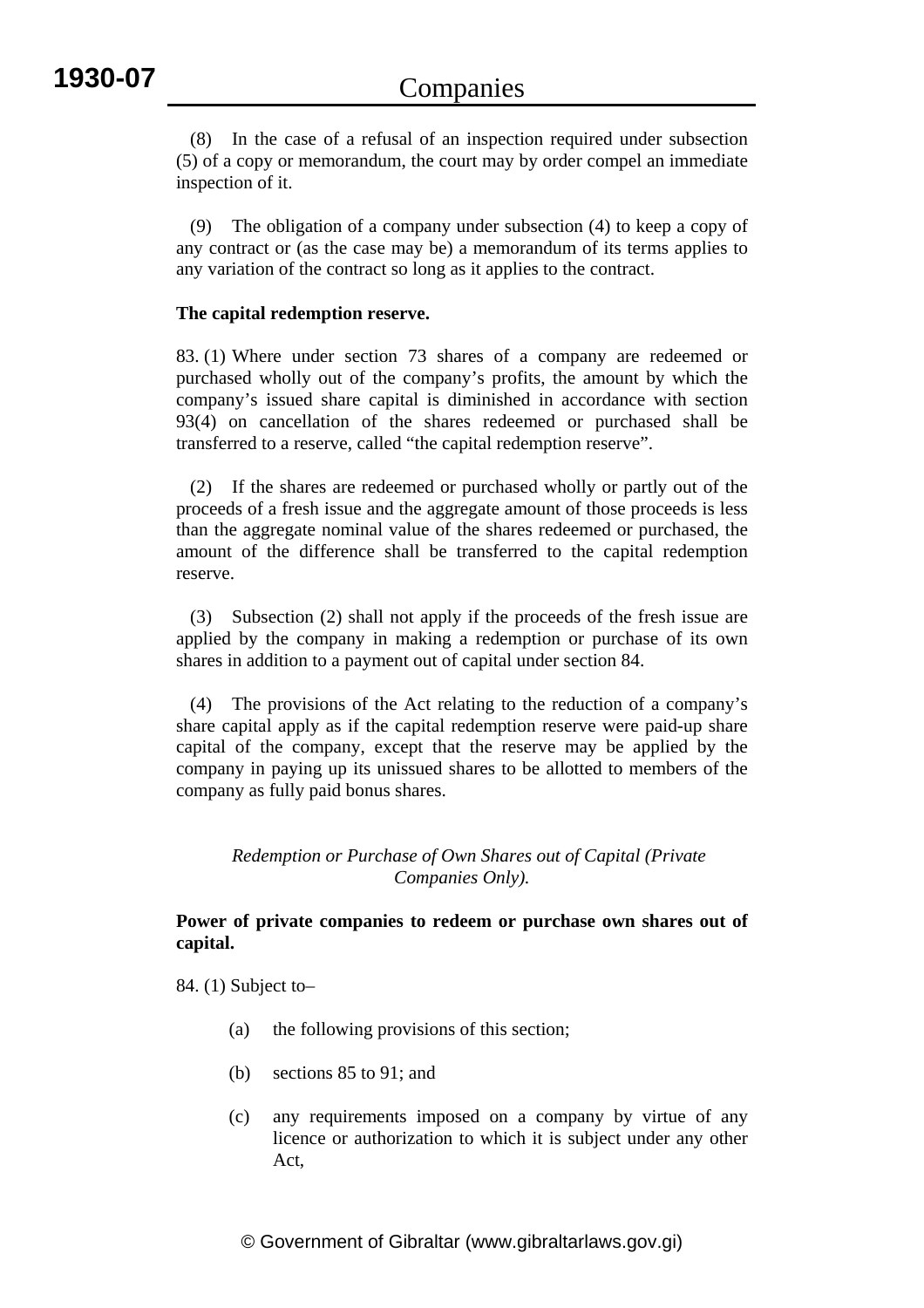(8) In the case of a refusal of an inspection required under subsection (5) of a copy or memorandum, the court may by order compel an immediate inspection of it.

(9) The obligation of a company under subsection (4) to keep a copy of any contract or (as the case may be) a memorandum of its terms applies to any variation of the contract so long as it applies to the contract.

**The capital redemption reserve.**

83. (1) Where under section 73 shares of a company are redeemed or purchased wholly out of the company's profits, the amount by which the company's issued share capital is diminished in accordance with section 93(4) on cancellation of the shares redeemed or purchased shall be transferred to a reserve, called "the capital redemption reserve".

(2) If the shares are redeemed or purchased wholly or partly out of the proceeds of a fresh issue and the aggregate amount of those proceeds is less than the aggregate nominal value of the shares redeemed or purchased, the amount of the difference shall be transferred to the capital redemption reserve.

(3) Subsection (2) shall not apply if the proceeds of the fresh issue are applied by the company in making a redemption or purchase of its own shares in addition to a payment out of capital under section 84.

(4) The provisions of the Act relating to the reduction of a company's share capital apply as if the capital redemption reserve were paid-up share capital of the company, except that the reserve may be applied by the company in paying up its unissued shares to be allotted to members of the company as fully paid bonus shares.

*Redemption or Purchase of Own Shares out of Capital (Private Companies Only).*

**Power of private companies to redeem or purchase own shares out of capital.**

84. (1) Subject to–

(a) the following provisions of this section;

(b) sections 85 to 91; and

(c) any requirements imposed on a company by virtue of any licence or authorization to which it is subject under any other Act,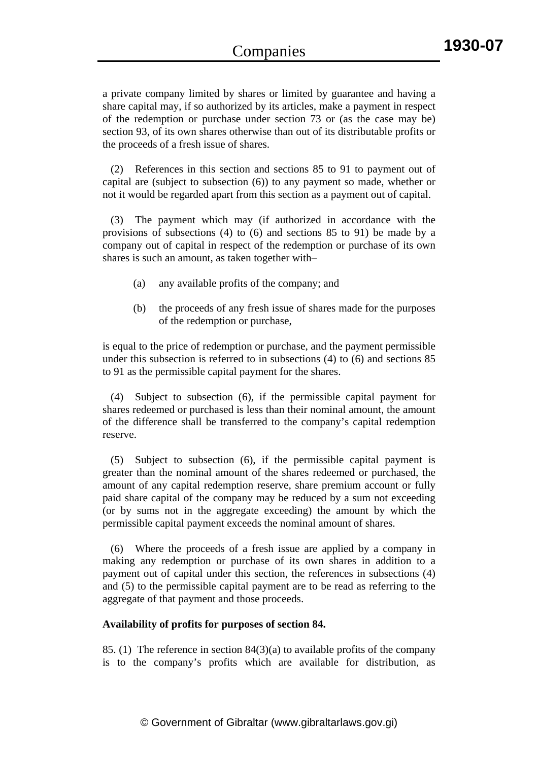a private company limited by shares or limited by guarantee and having a share capital may, if so authorized by its articles, make a payment in respect of the redemption or purchase under section 73 or (as the case may be) section 93, of its own shares otherwise than out of its distributable profits or the proceeds of a fresh issue of shares.

(2) References in this section and sections 85 to 91 to payment out of capital are (subject to subsection (6)) to any payment so made, whether or not it would be regarded apart from this section as a payment out of capital.

(3) The payment which may (if authorized in accordance with the provisions of subsections (4) to (6) and sections 85 to 91) be made by a company out of capital in respect of the redemption or purchase of its own shares is such an amount, as taken together with–

(a) any available profits of the company; and

(b) the proceeds of any fresh issue of shares made for the purposes of the redemption or purchase,

is equal to the price of redemption or purchase, and the payment permissible under this subsection is referred to in subsections (4) to (6) and sections 85 to 91 as the permissible capital payment for the shares.

(4) Subject to subsection (6), if the permissible capital payment for shares redeemed or purchased is less than their nominal amount, the amount of the difference shall be transferred to the company's capital redemption reserve.

(5) Subject to subsection (6), if the permissible capital payment is greater than the nominal amount of the shares redeemed or purchased, the amount of any capital redemption reserve, share premium account or fully paid share capital of the company may be reduced by a sum not exceeding (or by sums not in the aggregate exceeding) the amount by which the permissible capital payment exceeds the nominal amount of shares.

(6) Where the proceeds of a fresh issue are applied by a company in making any redemption or purchase of its own shares in addition to a payment out of capital under this section, the references in subsections (4) and (5) to the permissible capital payment are to be read as referring to the aggregate of that payment and those proceeds.

**Availability of profits for purposes of section 84.**

85. (1) The reference in section 84(3)(a) to available profits of the company is to the company's profits which are available for distribution, as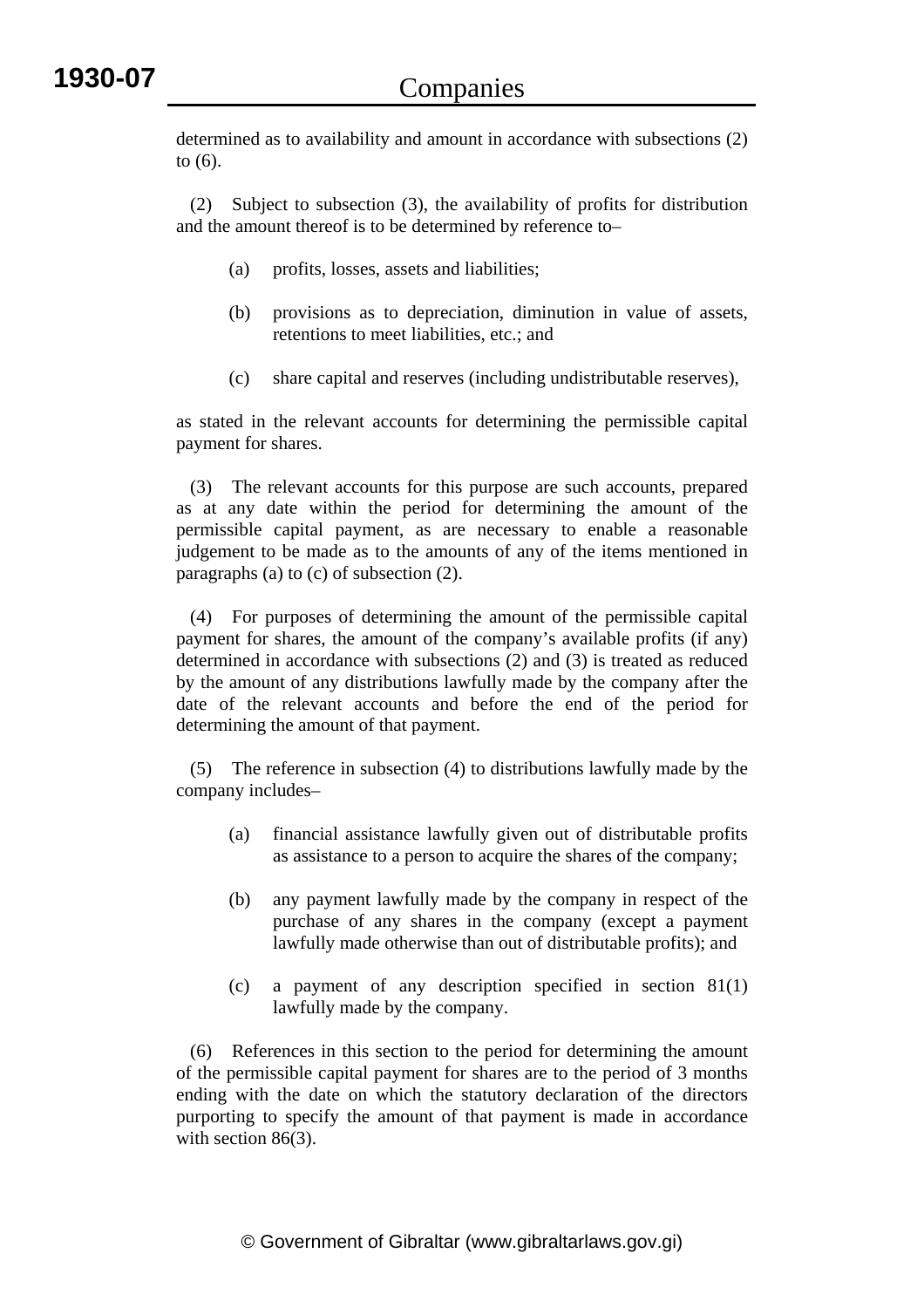determined as to availability and amount in accordance with subsections (2) to (6).

(2) Subject to subsection (3), the availability of profits for distribution and the amount thereof is to be determined by reference to–

(a) profits, losses, assets and liabilities;

(b) provisions as to depreciation, diminution in value of assets, retentions to meet liabilities, etc.; and

(c) share capital and reserves (including undistributable reserves),

as stated in the relevant accounts for determining the permissible capital payment for shares.

(3) The relevant accounts for this purpose are such accounts, prepared as at any date within the period for determining the amount of the permissible capital payment, as are necessary to enable a reasonable judgement to be made as to the amounts of any of the items mentioned in paragraphs (a) to (c) of subsection (2).

(4) For purposes of determining the amount of the permissible capital payment for shares, the amount of the company's available profits (if any) determined in accordance with subsections (2) and (3) is treated as reduced by the amount of any distributions lawfully made by the company after the date of the relevant accounts and before the end of the period for determining the amount of that payment.

(5) The reference in subsection (4) to distributions lawfully made by the company includes–

(a) financial assistance lawfully given out of distributable profits as assistance to a person to acquire the shares of the company;

(b) any payment lawfully made by the company in respect of the purchase of any shares in the company (except a payment lawfully made otherwise than out of distributable profits); and

(c) a payment of any description specified in section 81(1) lawfully made by the company.

(6) References in this section to the period for determining the amount of the permissible capital payment for shares are to the period of 3 months ending with the date on which the statutory declaration of the directors purporting to specify the amount of that payment is made in accordance with section 86(3).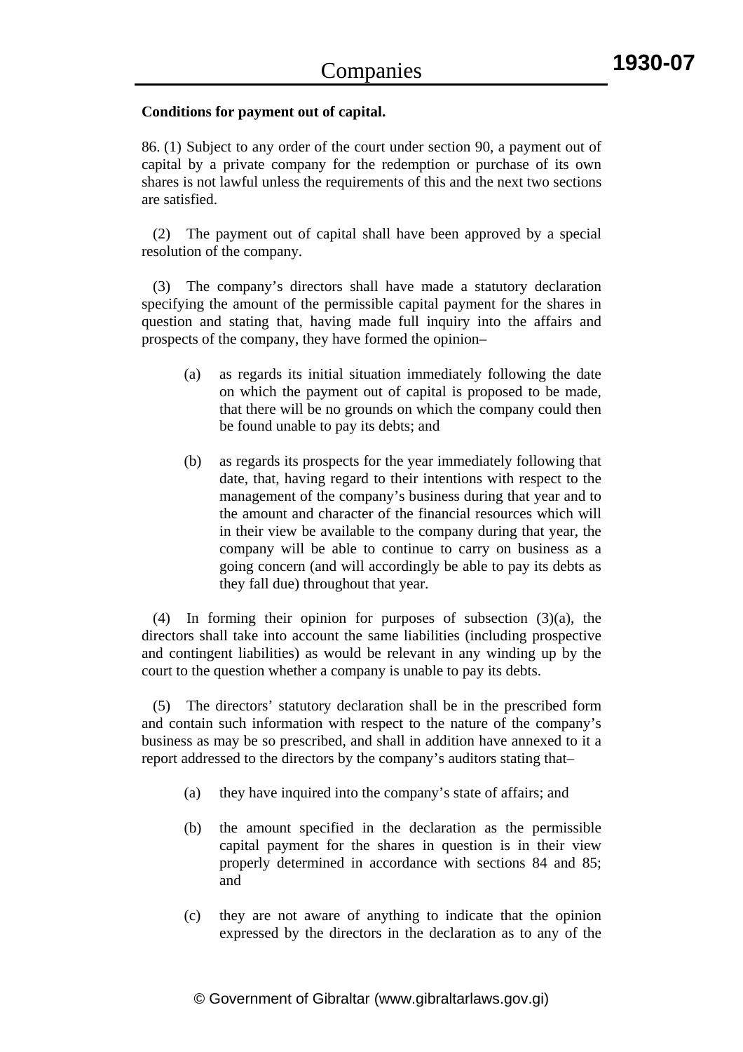**Conditions for payment out of capital.**

86. (1) Subject to any order of the court under section 90, a payment out of capital by a private company for the redemption or purchase of its own shares is not lawful unless the requirements of this and the next two sections are satisfied.

(2) The payment out of capital shall have been approved by a special resolution of the company.

(3) The company's directors shall have made a statutory declaration specifying the amount of the permissible capital payment for the shares in question and stating that, having made full inquiry into the affairs and prospects of the company, they have formed the opinion–

(a) as regards its initial situation immediately following the date on which the payment out of capital is proposed to be made, that there will be no grounds on which the company could then be found unable to pay its debts; and

(b) as regards its prospects for the year immediately following that date, that, having regard to their intentions with respect to the management of the company's business during that year and to the amount and character of the financial resources which will in their view be available to the company during that year, the company will be able to continue to carry on business as a going concern (and will accordingly be able to pay its debts as they fall due) throughout that year.

(4) In forming their opinion for purposes of subsection (3)(a), the directors shall take into account the same liabilities (including prospective and contingent liabilities) as would be relevant in any winding up by the court to the question whether a company is unable to pay its debts.

(5) The directors' statutory declaration shall be in the prescribed form and contain such information with respect to the nature of the company's business as may be so prescribed, and shall in addition have annexed to it a report addressed to the directors by the company's auditors stating that–

(a) they have inquired into the company's state of affairs; and

(b) the amount specified in the declaration as the permissible capital payment for the shares in question is in their view properly determined in accordance with sections 84 and 85; and

(c) they are not aware of anything to indicate that the opinion expressed by the directors in the declaration as to any of the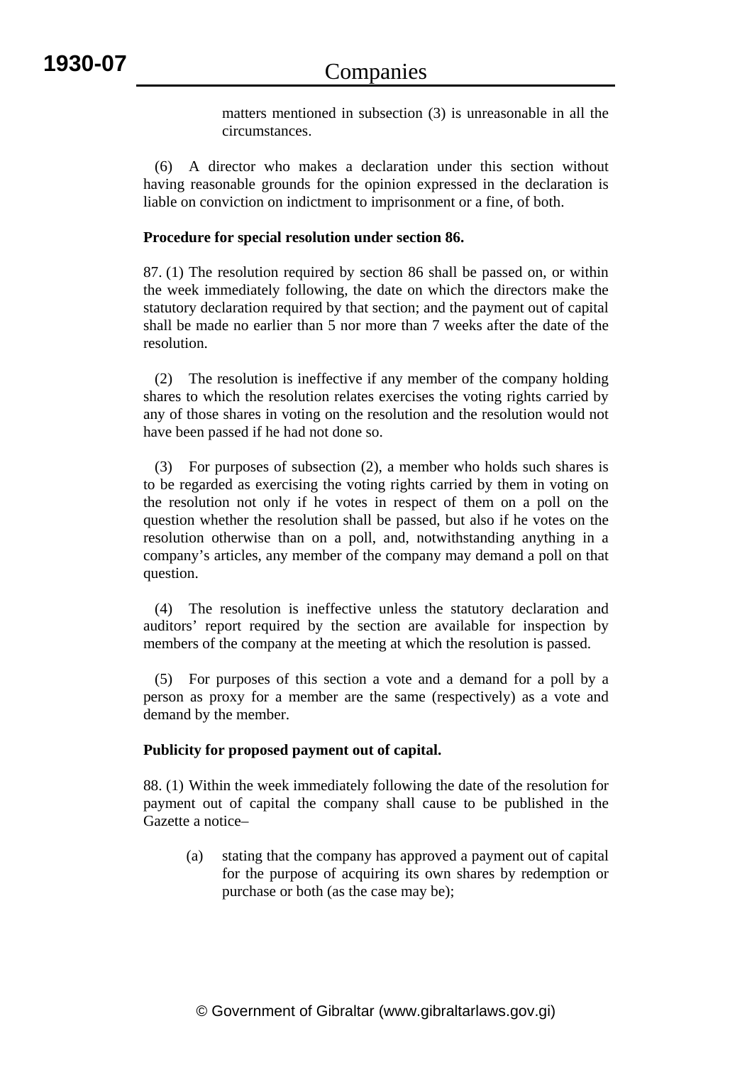matters mentioned in subsection (3) is unreasonable in all the circumstances.

(6) A director who makes a declaration under this section without having reasonable grounds for the opinion expressed in the declaration is liable on conviction on indictment to imprisonment or a fine, of both.

**Procedure for special resolution under section 86.**

87. (1) The resolution required by section 86 shall be passed on, or within the week immediately following, the date on which the directors make the statutory declaration required by that section; and the payment out of capital shall be made no earlier than 5 nor more than 7 weeks after the date of the resolution.

(2) The resolution is ineffective if any member of the company holding shares to which the resolution relates exercises the voting rights carried by any of those shares in voting on the resolution and the resolution would not have been passed if he had not done so.

(3) For purposes of subsection (2), a member who holds such shares is to be regarded as exercising the voting rights carried by them in voting on the resolution not only if he votes in respect of them on a poll on the question whether the resolution shall be passed, but also if he votes on the resolution otherwise than on a poll, and, notwithstanding anything in a company's articles, any member of the company may demand a poll on that question.

(4) The resolution is ineffective unless the statutory declaration and auditors' report required by the section are available for inspection by members of the company at the meeting at which the resolution is passed.

(5) For purposes of this section a vote and a demand for a poll by a person as proxy for a member are the same (respectively) as a vote and demand by the member.

**Publicity for proposed payment out of capital.**

88. (1) Within the week immediately following the date of the resolution for payment out of capital the company shall cause to be published in the Gazette a notice–

(a) stating that the company has approved a payment out of capital for the purpose of acquiring its own shares by redemption or purchase or both (as the case may be);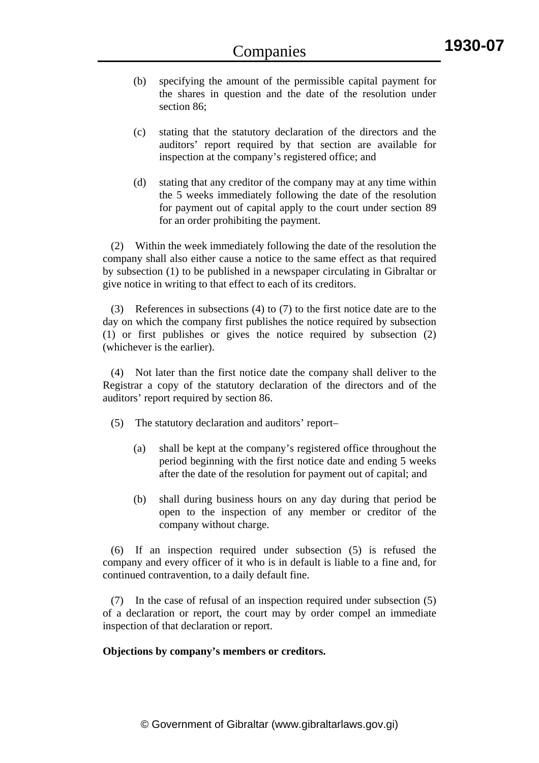(b) specifying the amount of the permissible capital payment for the shares in question and the date of the resolution under section 86;

(c) stating that the statutory declaration of the directors and the auditors' report required by that section are available for inspection at the company's registered office; and

(d) stating that any creditor of the company may at any time within the 5 weeks immediately following the date of the resolution for payment out of capital apply to the court under section 89 for an order prohibiting the payment.

(2) Within the week immediately following the date of the resolution the company shall also either cause a notice to the same effect as that required by subsection (1) to be published in a newspaper circulating in Gibraltar or give notice in writing to that effect to each of its creditors.

(3) References in subsections (4) to (7) to the first notice date are to the day on which the company first publishes the notice required by subsection (1) or first publishes or gives the notice required by subsection (2) (whichever is the earlier).

(4) Not later than the first notice date the company shall deliver to the Registrar a copy of the statutory declaration of the directors and of the auditors' report required by section 86.

(5) The statutory declaration and auditors' report–

(a) shall be kept at the company's registered office throughout the period beginning with the first notice date and ending 5 weeks after the date of the resolution for payment out of capital; and

(b) shall during business hours on any day during that period be open to the inspection of any member or creditor of the company without charge.

(6) If an inspection required under subsection (5) is refused the company and every officer of it who is in default is liable to a fine and, for continued contravention, to a daily default fine.

(7) In the case of refusal of an inspection required under subsection (5) of a declaration or report, the court may by order compel an immediate inspection of that declaration or report.

**Objections by company's members or creditors.**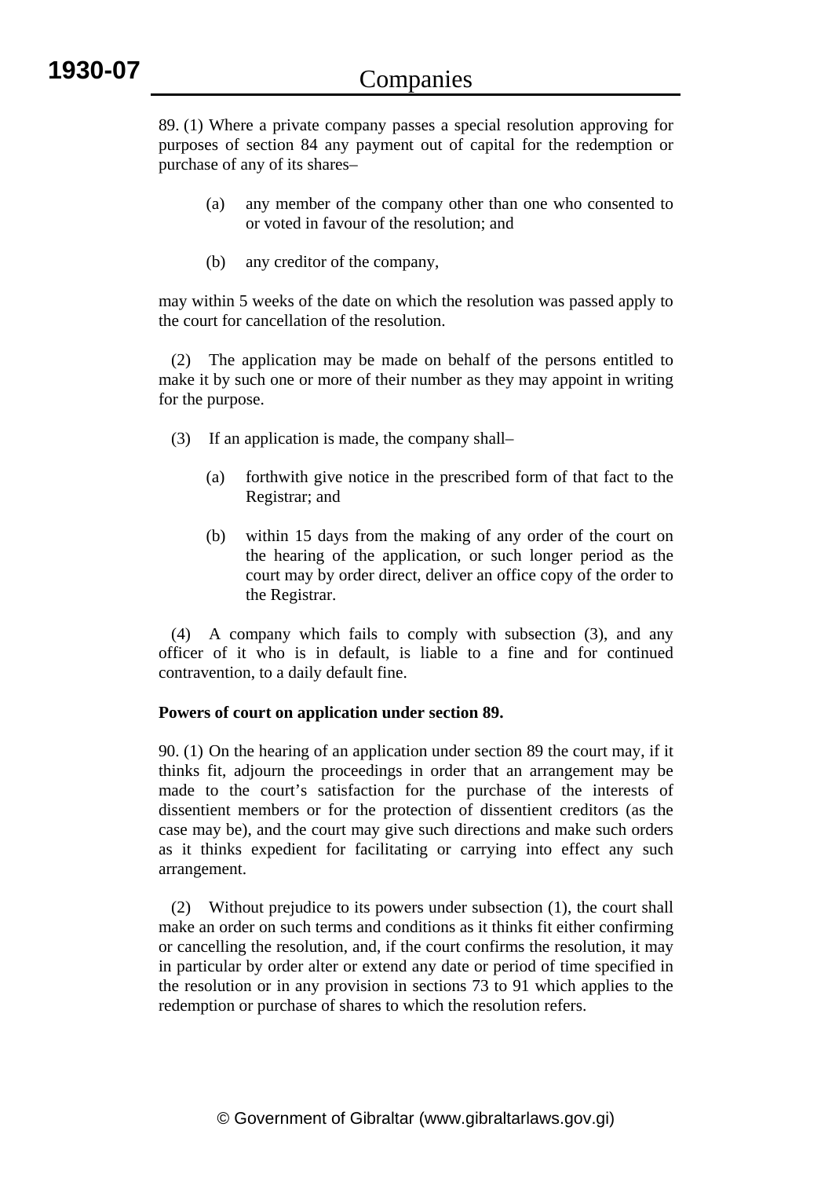89. (1) Where a private company passes a special resolution approving for purposes of section 84 any payment out of capital for the redemption or purchase of any of its shares–

(a) any member of the company other than one who consented to or voted in favour of the resolution; and

(b) any creditor of the company,

may within 5 weeks of the date on which the resolution was passed apply to the court for cancellation of the resolution.

(2) The application may be made on behalf of the persons entitled to make it by such one or more of their number as they may appoint in writing for the purpose.

(3) If an application is made, the company shall–

(a) forthwith give notice in the prescribed form of that fact to the Registrar; and

(b) within 15 days from the making of any order of the court on the hearing of the application, or such longer period as the court may by order direct, deliver an office copy of the order to the Registrar.

(4) A company which fails to comply with subsection (3), and any officer of it who is in default, is liable to a fine and for continued contravention, to a daily default fine.

**Powers of court on application under section 89.**

90. (1) On the hearing of an application under section 89 the court may, if it thinks fit, adjourn the proceedings in order that an arrangement may be made to the court's satisfaction for the purchase of the interests of dissentient members or for the protection of dissentient creditors (as the case may be), and the court may give such directions and make such orders as it thinks expedient for facilitating or carrying into effect any such arrangement.

(2) Without prejudice to its powers under subsection (1), the court shall make an order on such terms and conditions as it thinks fit either confirming or cancelling the resolution, and, if the court confirms the resolution, it may in particular by order alter or extend any date or period of time specified in the resolution or in any provision in sections 73 to 91 which applies to the redemption or purchase of shares to which the resolution refers.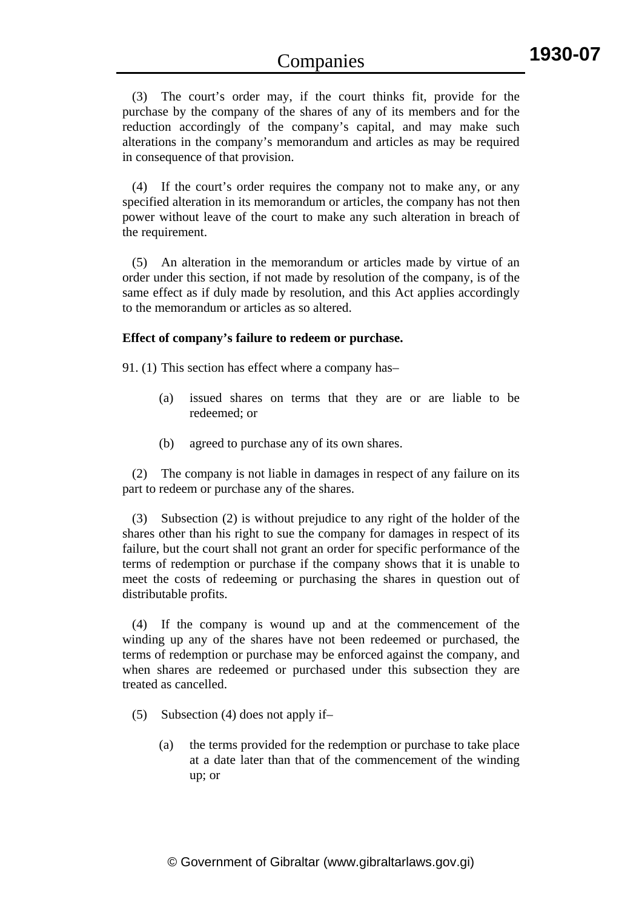(3) The court's order may, if the court thinks fit, provide for the purchase by the company of the shares of any of its members and for the reduction accordingly of the company's capital, and may make such alterations in the company's memorandum and articles as may be required in consequence of that provision.

(4) If the court's order requires the company not to make any, or any specified alteration in its memorandum or articles, the company has not then power without leave of the court to make any such alteration in breach of the requirement.

(5) An alteration in the memorandum or articles made by virtue of an order under this section, if not made by resolution of the company, is of the same effect as if duly made by resolution, and this Act applies accordingly to the memorandum or articles as so altered.

**Effect of company's failure to redeem or purchase.**

91. (1) This section has effect where a company has–

(a) issued shares on terms that they are or are liable to be redeemed; or

(b) agreed to purchase any of its own shares.

(2) The company is not liable in damages in respect of any failure on its part to redeem or purchase any of the shares.

(3) Subsection (2) is without prejudice to any right of the holder of the shares other than his right to sue the company for damages in respect of its failure, but the court shall not grant an order for specific performance of the terms of redemption or purchase if the company shows that it is unable to meet the costs of redeeming or purchasing the shares in question out of distributable profits.

(4) If the company is wound up and at the commencement of the winding up any of the shares have not been redeemed or purchased, the terms of redemption or purchase may be enforced against the company, and when shares are redeemed or purchased under this subsection they are treated as cancelled.

(5) Subsection (4) does not apply if–

(a) the terms provided for the redemption or purchase to take place at a date later than that of the commencement of the winding up; or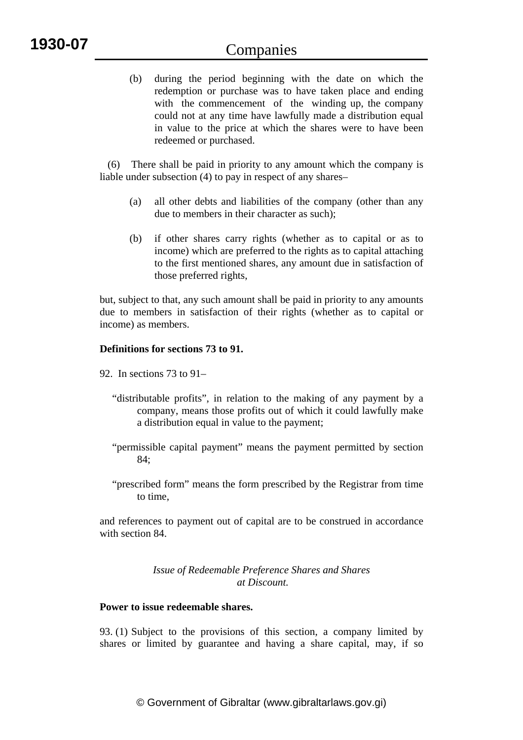(b) during the period beginning with the date on which the redemption or purchase was to have taken place and ending with the commencement of the winding up, the company could not at any time have lawfully made a distribution equal in value to the price at which the shares were to have been redeemed or purchased.

(6) There shall be paid in priority to any amount which the company is liable under subsection (4) to pay in respect of any shares–

(a) all other debts and liabilities of the company (other than any due to members in their character as such);

(b) if other shares carry rights (whether as to capital or as to income) which are preferred to the rights as to capital attaching to the first mentioned shares, any amount due in satisfaction of those preferred rights,

but, subject to that, any such amount shall be paid in priority to any amounts due to members in satisfaction of their rights (whether as to capital or income) as members.

**Definitions for sections 73 to 91.**

92. In sections 73 to 91–

"distributable profits", in relation to the making of any payment by a company, means those profits out of which it could lawfully make a distribution equal in value to the payment;

"permissible capital payment" means the payment permitted by section 84;

"prescribed form" means the form prescribed by the Registrar from time to time,

and references to payment out of capital are to be construed in accordance with section 84.

*Issue of Redeemable Preference Shares and Shares at Discount.*

**Power to issue redeemable shares.**

93. (1) Subject to the provisions of this section, a company limited by shares or limited by guarantee and having a share capital, may, if so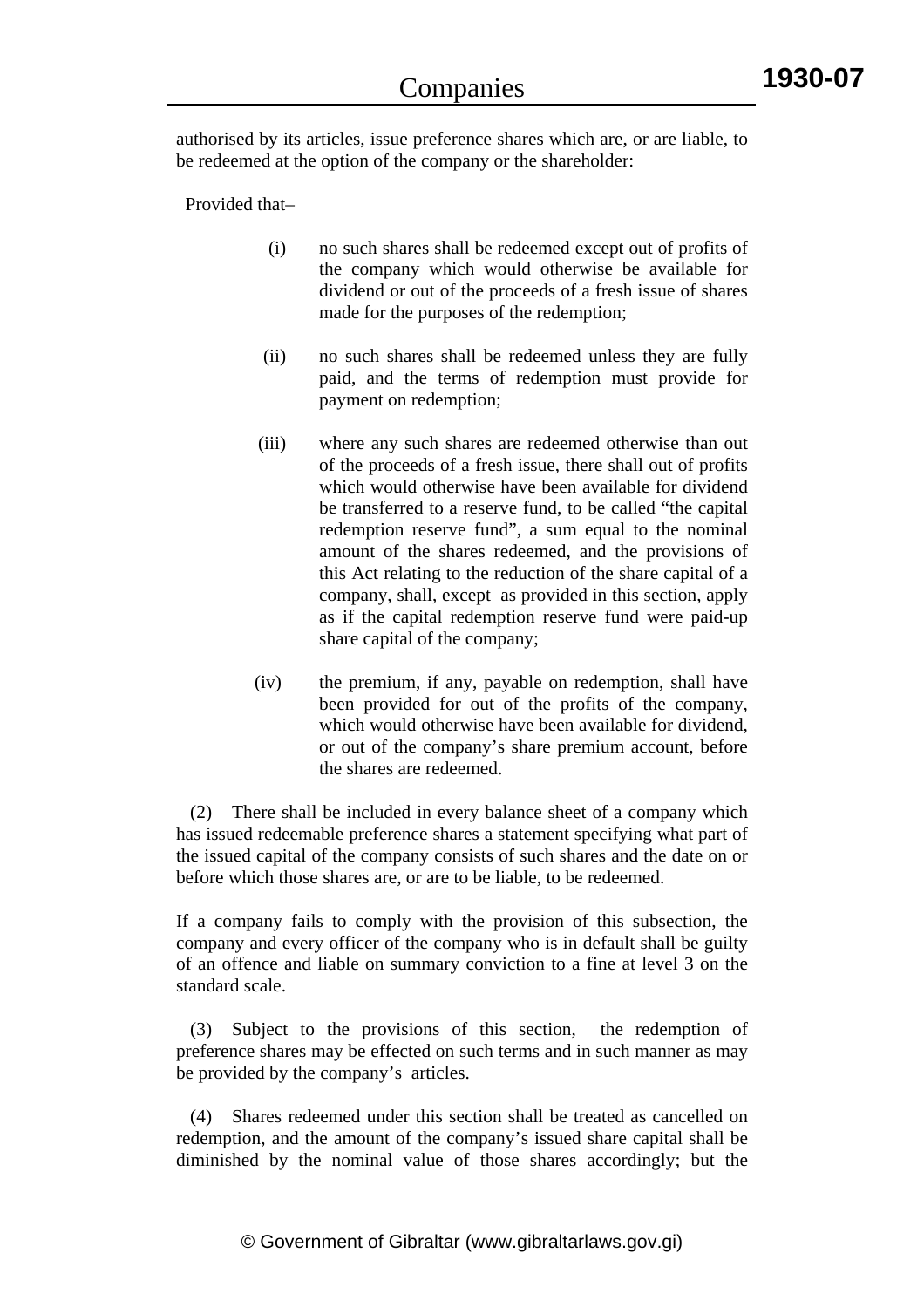authorised by its articles, issue preference shares which are, or are liable, to be redeemed at the option of the company or the shareholder:

Provided that–

(i) no such shares shall be redeemed except out of profits of the company which would otherwise be available for dividend or out of the proceeds of a fresh issue of shares made for the purposes of the redemption;

(ii) no such shares shall be redeemed unless they are fully paid, and the terms of redemption must provide for payment on redemption;

(iii) where any such shares are redeemed otherwise than out of the proceeds of a fresh issue, there shall out of profits which would otherwise have been available for dividend be transferred to a reserve fund, to be called "the capital redemption reserve fund", a sum equal to the nominal amount of the shares redeemed, and the provisions of this Act relating to the reduction of the share capital of a company, shall, except as provided in this section, apply as if the capital redemption reserve fund were paid-up share capital of the company;

(iv) the premium, if any, payable on redemption, shall have been provided for out of the profits of the company, which would otherwise have been available for dividend, or out of the company's share premium account, before the shares are redeemed.

(2) There shall be included in every balance sheet of a company which has issued redeemable preference shares a statement specifying what part of the issued capital of the company consists of such shares and the date on or before which those shares are, or are to be liable, to be redeemed.

If a company fails to comply with the provision of this subsection, the company and every officer of the company who is in default shall be guilty of an offence and liable on summary conviction to a fine at level 3 on the standard scale.

(3) Subject to the provisions of this section, the redemption of preference shares may be effected on such terms and in such manner as may be provided by the company's articles.

(4) Shares redeemed under this section shall be treated as cancelled on redemption, and the amount of the company's issued share capital shall be diminished by the nominal value of those shares accordingly; but the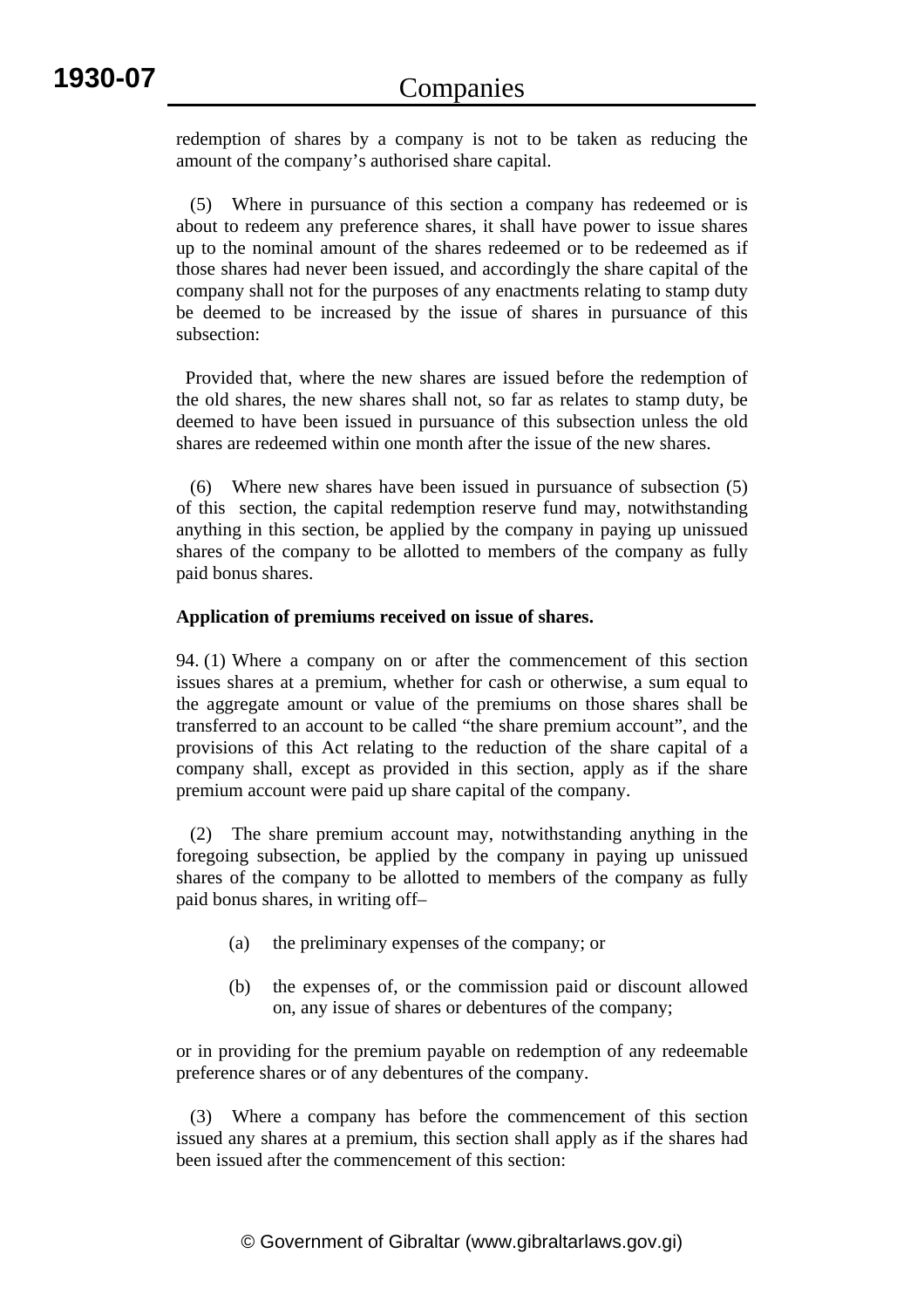redemption of shares by a company is not to be taken as reducing the amount of the company's authorised share capital.

(5) Where in pursuance of this section a company has redeemed or is about to redeem any preference shares, it shall have power to issue shares up to the nominal amount of the shares redeemed or to be redeemed as if those shares had never been issued, and accordingly the share capital of the company shall not for the purposes of any enactments relating to stamp duty be deemed to be increased by the issue of shares in pursuance of this subsection:

Provided that, where the new shares are issued before the redemption of the old shares, the new shares shall not, so far as relates to stamp duty, be deemed to have been issued in pursuance of this subsection unless the old shares are redeemed within one month after the issue of the new shares.

(6) Where new shares have been issued in pursuance of subsection (5) of this section, the capital redemption reserve fund may, notwithstanding anything in this section, be applied by the company in paying up unissued shares of the company to be allotted to members of the company as fully paid bonus shares.

**Application of premiums received on issue of shares.**

94. (1) Where a company on or after the commencement of this section issues shares at a premium, whether for cash or otherwise, a sum equal to the aggregate amount or value of the premiums on those shares shall be transferred to an account to be called "the share premium account", and the provisions of this Act relating to the reduction of the share capital of a company shall, except as provided in this section, apply as if the share premium account were paid up share capital of the company.

(2) The share premium account may, notwithstanding anything in the foregoing subsection, be applied by the company in paying up unissued shares of the company to be allotted to members of the company as fully paid bonus shares, in writing off–

(a) the preliminary expenses of the company; or

(b) the expenses of, or the commission paid or discount allowed on, any issue of shares or debentures of the company;

or in providing for the premium payable on redemption of any redeemable preference shares or of any debentures of the company.

(3) Where a company has before the commencement of this section issued any shares at a premium, this section shall apply as if the shares had been issued after the commencement of this section: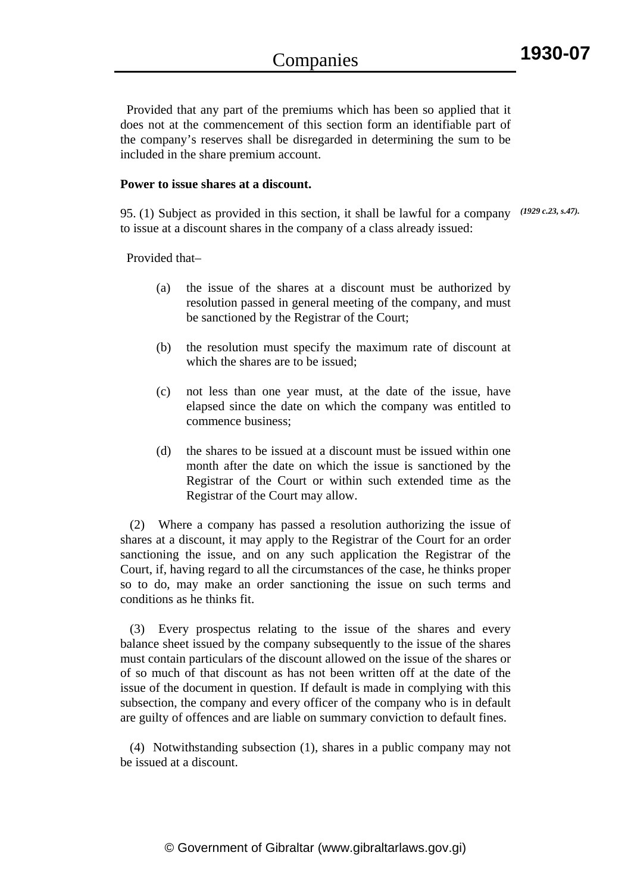Provided that any part of the premiums which has been so applied that it does not at the commencement of this section form an identifiable part of the company's reserves shall be disregarded in determining the sum to be included in the share premium account.

**Power to issue shares at a discount.**

95. (1) Subject as provided in this section, it shall be lawful for a company to issue at a discount shares in the company of a class already issued: *(1929 c.23, s.47).*

Provided that–

(a) the issue of the shares at a discount must be authorized by resolution passed in general meeting of the company, and must be sanctioned by the Registrar of the Court;

(b) the resolution must specify the maximum rate of discount at which the shares are to be issued;

(c) not less than one year must, at the date of the issue, have elapsed since the date on which the company was entitled to commence business;

(d) the shares to be issued at a discount must be issued within one month after the date on which the issue is sanctioned by the Registrar of the Court or within such extended time as the Registrar of the Court may allow.

(2) Where a company has passed a resolution authorizing the issue of shares at a discount, it may apply to the Registrar of the Court for an order sanctioning the issue, and on any such application the Registrar of the Court, if, having regard to all the circumstances of the case, he thinks proper so to do, may make an order sanctioning the issue on such terms and conditions as he thinks fit.

(3) Every prospectus relating to the issue of the shares and every balance sheet issued by the company subsequently to the issue of the shares must contain particulars of the discount allowed on the issue of the shares or of so much of that discount as has not been written off at the date of the issue of the document in question. If default is made in complying with this subsection, the company and every officer of the company who is in default are guilty of offences and are liable on summary conviction to default fines.

(4) Notwithstanding subsection (1), shares in a public company may not be issued at a discount.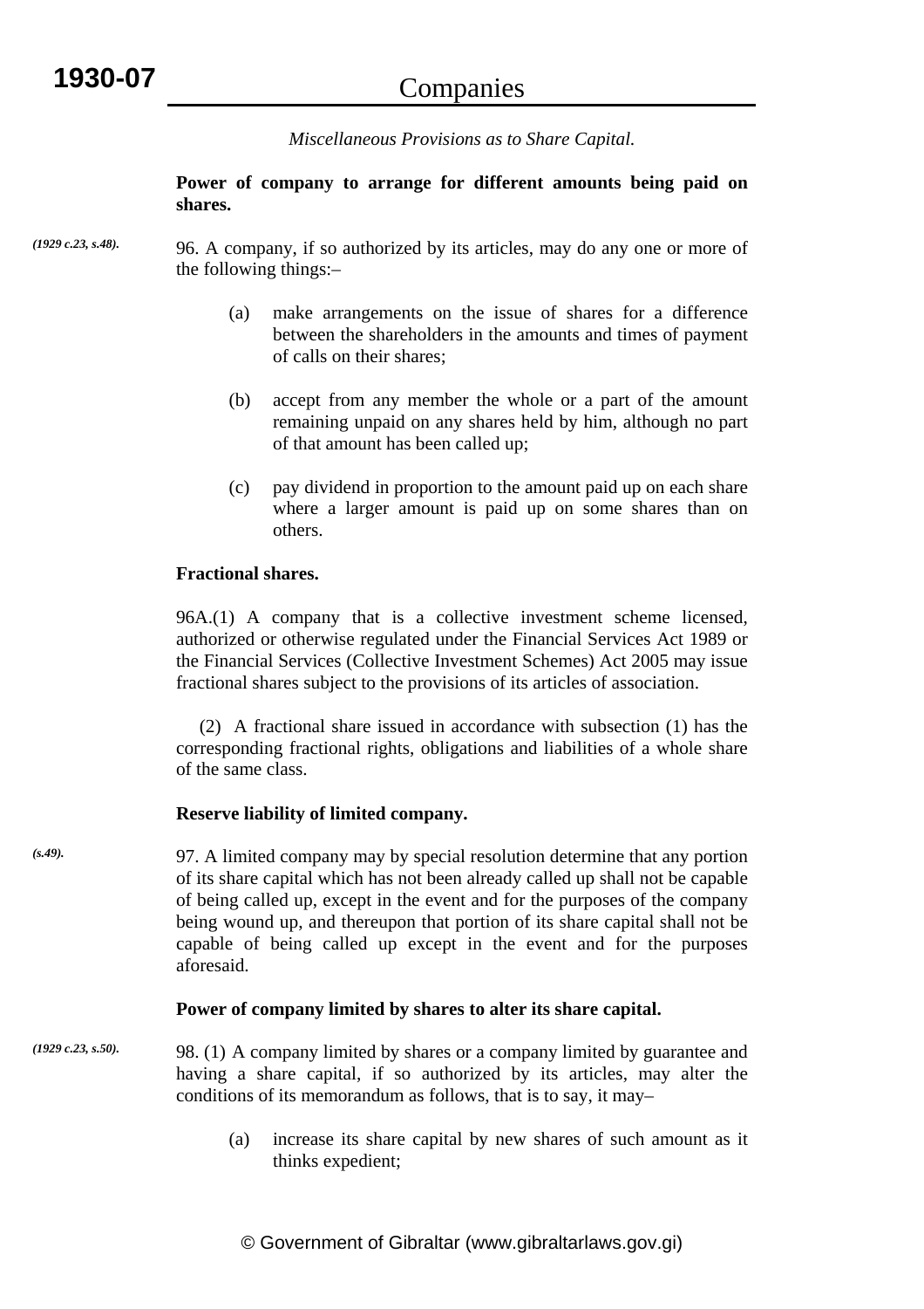*Miscellaneous Provisions as to Share Capital.*

**Power of company to arrange for different amounts being paid on shares.**

*(1929 c.23, s.48).*

96. A company, if so authorized by its articles, may do any one or more of the following things:–

(a) make arrangements on the issue of shares for a difference between the shareholders in the amounts and times of payment of calls on their shares;

(b) accept from any member the whole or a part of the amount remaining unpaid on any shares held by him, although no part of that amount has been called up;

(c) pay dividend in proportion to the amount paid up on each share where a larger amount is paid up on some shares than on others.

**Fractional shares.**

96A.(1) A company that is a collective investment scheme licensed, authorized or otherwise regulated under the Financial Services Act 1989 or the Financial Services (Collective Investment Schemes) Act 2005 may issue fractional shares subject to the provisions of its articles of association.

(2) A fractional share issued in accordance with subsection (1) has the corresponding fractional rights, obligations and liabilities of a whole share of the same class.

**Reserve liability of limited company.**

*(s.49).*

97. A limited company may by special resolution determine that any portion of its share capital which has not been already called up shall not be capable of being called up, except in the event and for the purposes of the company being wound up, and thereupon that portion of its share capital shall not be capable of being called up except in the event and for the purposes aforesaid.

**Power of company limited by shares to alter its share capital.**

*(1929 c.23, s.50).*

98. (1) A company limited by shares or a company limited by guarantee and having a share capital, if so authorized by its articles, may alter the conditions of its memorandum as follows, that is to say, it may–

(a) increase its share capital by new shares of such amount as it thinks expedient;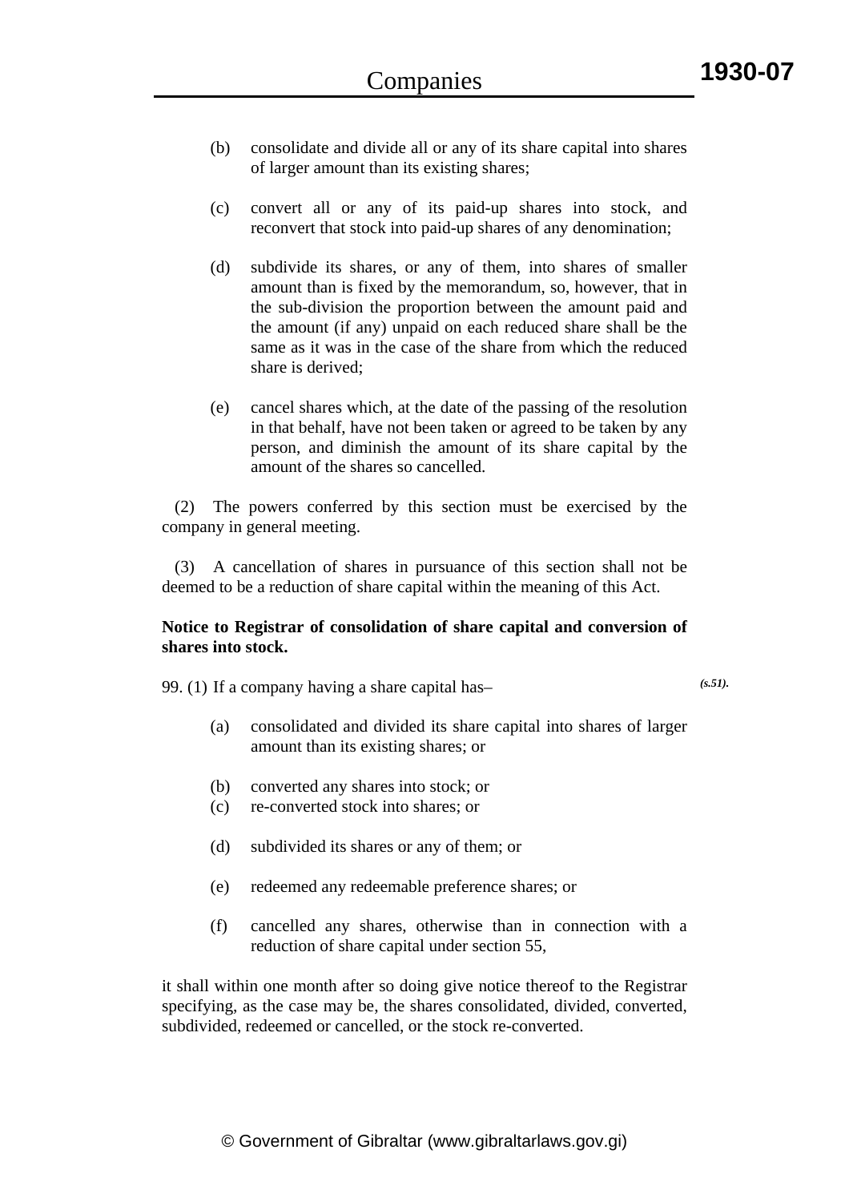(b) consolidate and divide all or any of its share capital into shares of larger amount than its existing shares;

(c) convert all or any of its paid-up shares into stock, and reconvert that stock into paid-up shares of any denomination;

(d) subdivide its shares, or any of them, into shares of smaller amount than is fixed by the memorandum, so, however, that in the sub-division the proportion between the amount paid and the amount (if any) unpaid on each reduced share shall be the same as it was in the case of the share from which the reduced share is derived;

(e) cancel shares which, at the date of the passing of the resolution in that behalf, have not been taken or agreed to be taken by any person, and diminish the amount of its share capital by the amount of the shares so cancelled.

(2) The powers conferred by this section must be exercised by the company in general meeting.

(3) A cancellation of shares in pursuance of this section shall not be deemed to be a reduction of share capital within the meaning of this Act.

**Notice to Registrar of consolidation of share capital and conversion of shares into stock.**

99. (1) If a company having a share capital has– *(s.51).*

(a) consolidated and divided its share capital into shares of larger amount than its existing shares; or

(b) converted any shares into stock; or

(c) re-converted stock into shares; or

(d) subdivided its shares or any of them; or

(e) redeemed any redeemable preference shares; or

(f) cancelled any shares, otherwise than in connection with a reduction of share capital under section 55,

it shall within one month after so doing give notice thereof to the Registrar specifying, as the case may be, the shares consolidated, divided, converted, subdivided, redeemed or cancelled, or the stock re-converted.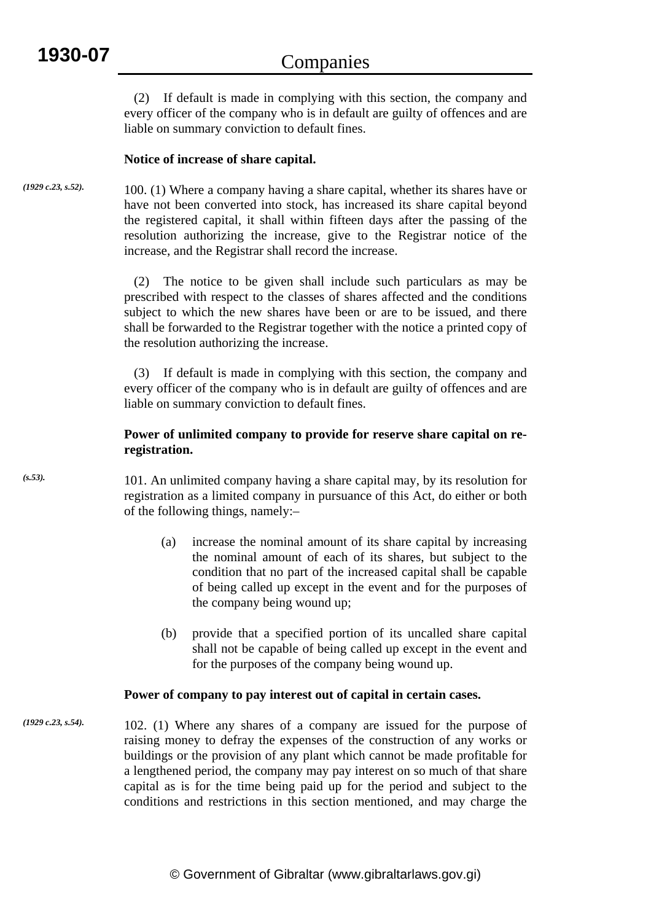(2) If default is made in complying with this section, the company and every officer of the company who is in default are guilty of offences and are liable on summary conviction to default fines.

**Notice of increase of share capital.**

*(1929 c.23, s.52).*

100. (1) Where a company having a share capital, whether its shares have or have not been converted into stock, has increased its share capital beyond the registered capital, it shall within fifteen days after the passing of the resolution authorizing the increase, give to the Registrar notice of the increase, and the Registrar shall record the increase.

(2) The notice to be given shall include such particulars as may be prescribed with respect to the classes of shares affected and the conditions subject to which the new shares have been or are to be issued, and there shall be forwarded to the Registrar together with the notice a printed copy of the resolution authorizing the increase.

(3) If default is made in complying with this section, the company and every officer of the company who is in default are guilty of offences and are liable on summary conviction to default fines.

**Power of unlimited company to provide for reserve share capital on re-registration.**

*(s.53).*

101. An unlimited company having a share capital may, by its resolution for registration as a limited company in pursuance of this Act, do either or both of the following things, namely:–

(a) increase the nominal amount of its share capital by increasing the nominal amount of each of its shares, but subject to the condition that no part of the increased capital shall be capable of being called up except in the event and for the purposes of the company being wound up;

(b) provide that a specified portion of its uncalled share capital shall not be capable of being called up except in the event and for the purposes of the company being wound up.

**Power of company to pay interest out of capital in certain cases.**

*(1929 c.23, s.54).*

102. (1) Where any shares of a company are issued for the purpose of raising money to defray the expenses of the construction of any works or buildings or the provision of any plant which cannot be made profitable for a lengthened period, the company may pay interest on so much of that share capital as is for the time being paid up for the period and subject to the conditions and restrictions in this section mentioned, and may charge the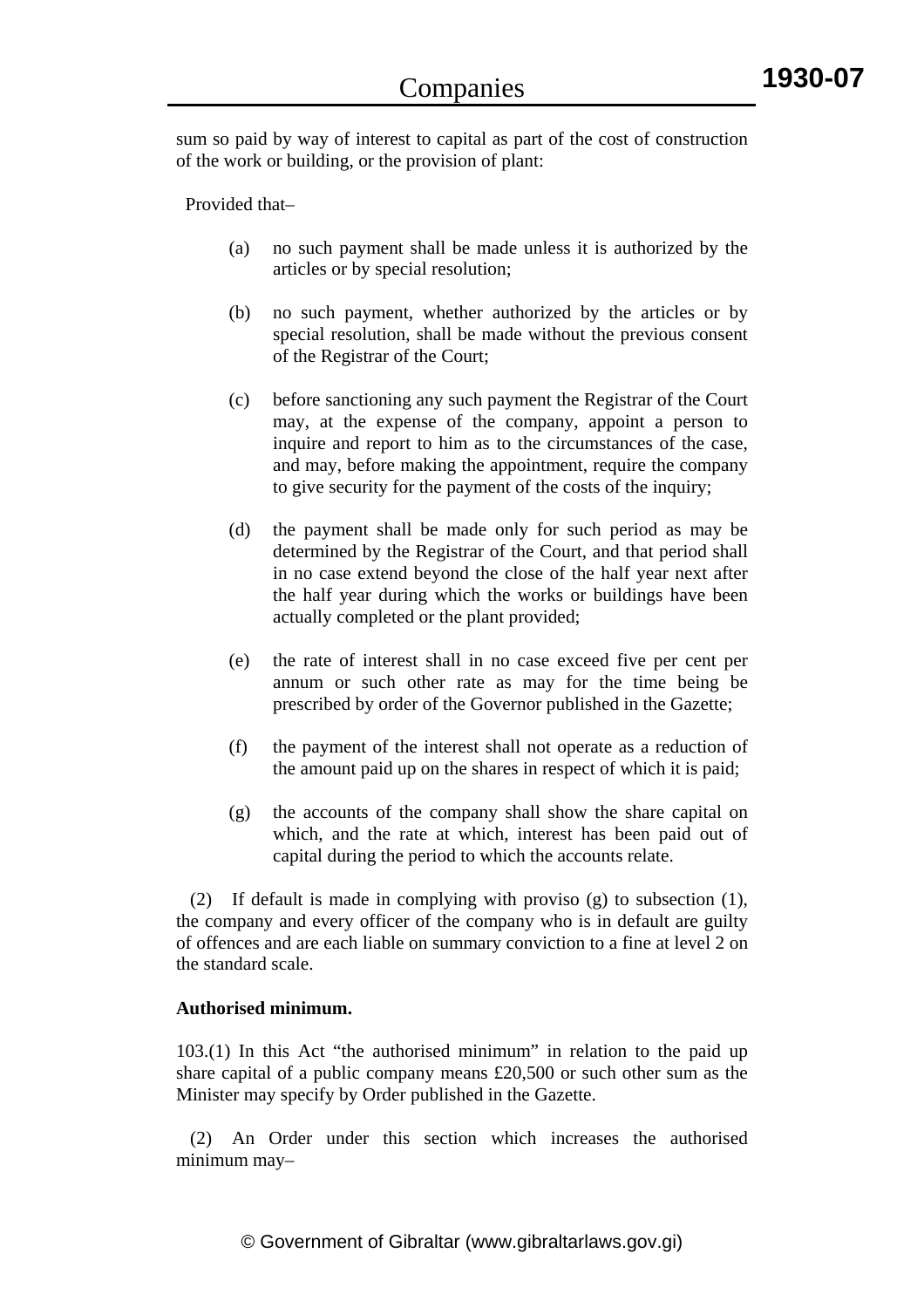sum so paid by way of interest to capital as part of the cost of construction of the work or building, or the provision of plant:

Provided that–

(a) no such payment shall be made unless it is authorized by the articles or by special resolution;

(b) no such payment, whether authorized by the articles or by special resolution, shall be made without the previous consent of the Registrar of the Court;

(c) before sanctioning any such payment the Registrar of the Court may, at the expense of the company, appoint a person to inquire and report to him as to the circumstances of the case, and may, before making the appointment, require the company to give security for the payment of the costs of the inquiry;

(d) the payment shall be made only for such period as may be determined by the Registrar of the Court, and that period shall in no case extend beyond the close of the half year next after the half year during which the works or buildings have been actually completed or the plant provided;

(e) the rate of interest shall in no case exceed five per cent per annum or such other rate as may for the time being be prescribed by order of the Governor published in the Gazette;

(f) the payment of the interest shall not operate as a reduction of the amount paid up on the shares in respect of which it is paid;

(g) the accounts of the company shall show the share capital on which, and the rate at which, interest has been paid out of capital during the period to which the accounts relate.

(2) If default is made in complying with proviso (g) to subsection (1), the company and every officer of the company who is in default are guilty of offences and are each liable on summary conviction to a fine at level 2 on the standard scale.

**Authorised minimum.**

103.(1) In this Act "the authorised minimum" in relation to the paid up share capital of a public company means £20,500 or such other sum as the Minister may specify by Order published in the Gazette.

(2) An Order under this section which increases the authorised minimum may–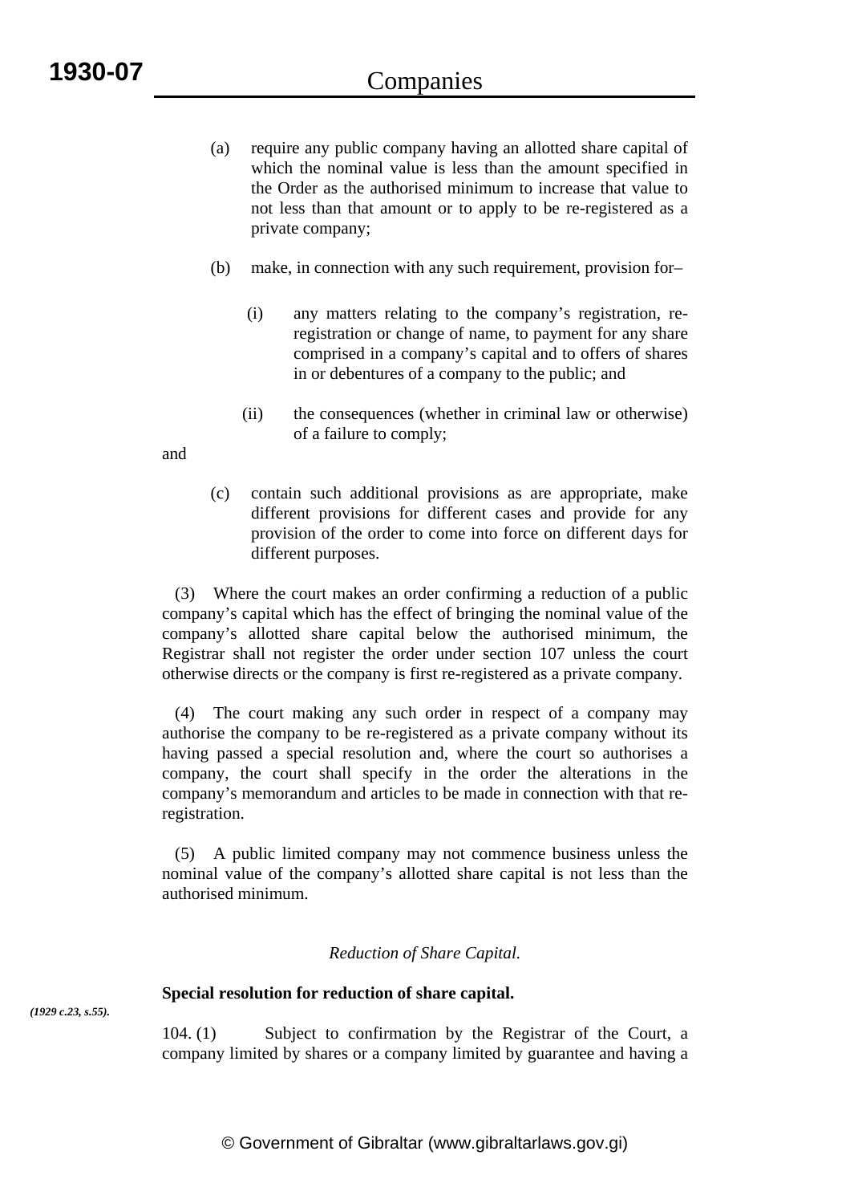(a) require any public company having an allotted share capital of which the nominal value is less than the amount specified in the Order as the authorised minimum to increase that value to not less than that amount or to apply to be re-registered as a private company;

(b) make, in connection with any such requirement, provision for–

(i) any matters relating to the company's registration, re-registration or change of name, to payment for any share comprised in a company's capital and to offers of shares in or debentures of a company to the public; and

(ii) the consequences (whether in criminal law or otherwise) of a failure to comply;

and

(c) contain such additional provisions as are appropriate, make different provisions for different cases and provide for any provision of the order to come into force on different days for different purposes.

(3) Where the court makes an order confirming a reduction of a public company's capital which has the effect of bringing the nominal value of the company's allotted share capital below the authorised minimum, the Registrar shall not register the order under section 107 unless the court otherwise directs or the company is first re-registered as a private company.

(4) The court making any such order in respect of a company may authorise the company to be re-registered as a private company without its having passed a special resolution and, where the court so authorises a company, the court shall specify in the order the alterations in the company's memorandum and articles to be made in connection with that re-registration.

(5) A public limited company may not commence business unless the nominal value of the company's allotted share capital is not less than the authorised minimum.

*Reduction of Share Capital.*

**Special resolution for reduction of share capital.**

*(1929 c.23, s.55).*

104. (1) Subject to confirmation by the Registrar of the Court, a company limited by shares or a company limited by guarantee and having a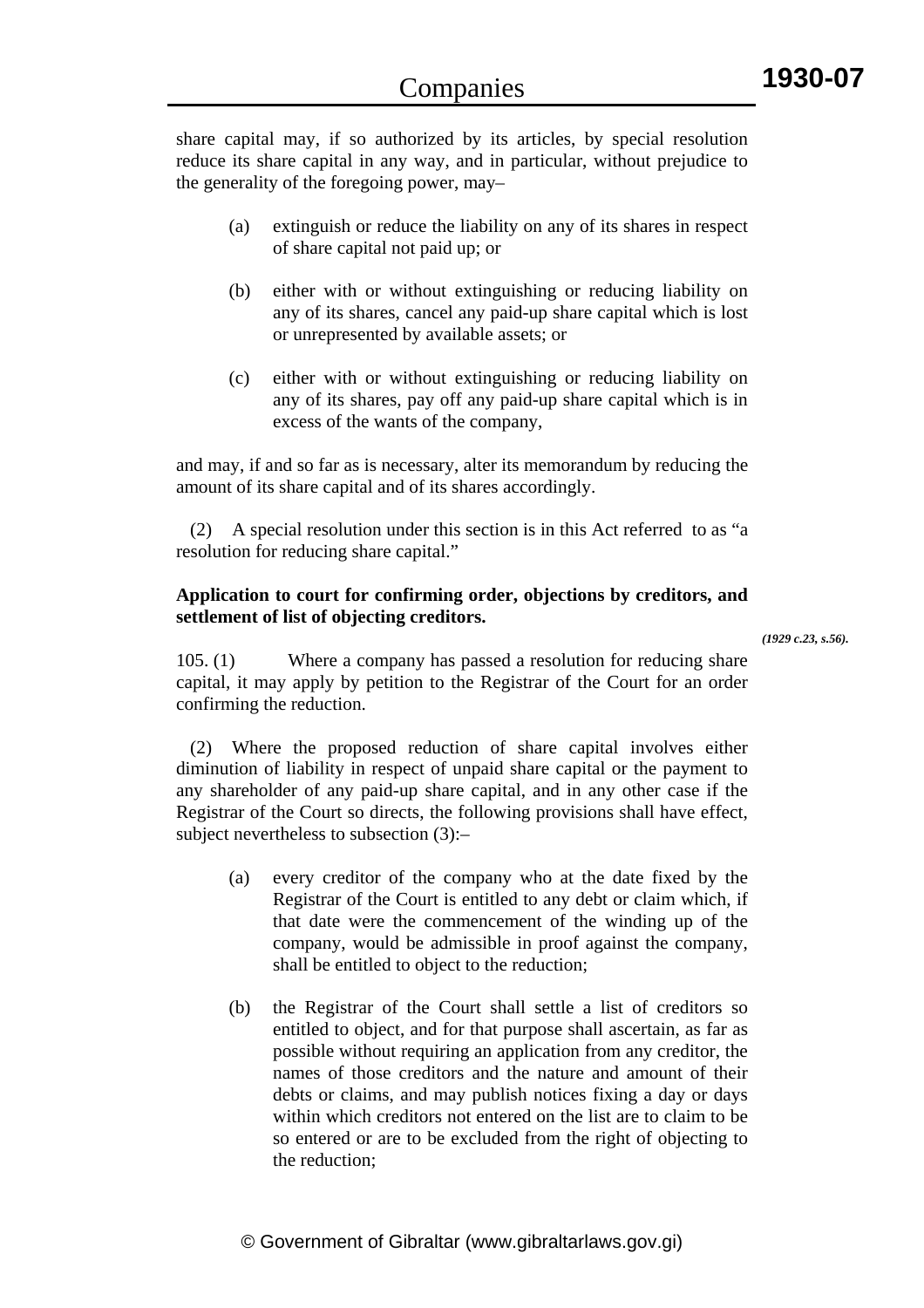share capital may, if so authorized by its articles, by special resolution reduce its share capital in any way, and in particular, without prejudice to the generality of the foregoing power, may–

(a) extinguish or reduce the liability on any of its shares in respect of share capital not paid up; or

(b) either with or without extinguishing or reducing liability on any of its shares, cancel any paid-up share capital which is lost or unrepresented by available assets; or

(c) either with or without extinguishing or reducing liability on any of its shares, pay off any paid-up share capital which is in excess of the wants of the company,

and may, if and so far as is necessary, alter its memorandum by reducing the amount of its share capital and of its shares accordingly.

(2) A special resolution under this section is in this Act referred to as "a resolution for reducing share capital."

**Application to court for confirming order, objections by creditors, and settlement of list of objecting creditors.**

*(1929 c.23, s.56).*

105. (1) Where a company has passed a resolution for reducing share capital, it may apply by petition to the Registrar of the Court for an order confirming the reduction.

(2) Where the proposed reduction of share capital involves either diminution of liability in respect of unpaid share capital or the payment to any shareholder of any paid-up share capital, and in any other case if the Registrar of the Court so directs, the following provisions shall have effect, subject nevertheless to subsection (3):–

(a) every creditor of the company who at the date fixed by the Registrar of the Court is entitled to any debt or claim which, if that date were the commencement of the winding up of the company, would be admissible in proof against the company, shall be entitled to object to the reduction;

(b) the Registrar of the Court shall settle a list of creditors so entitled to object, and for that purpose shall ascertain, as far as possible without requiring an application from any creditor, the names of those creditors and the nature and amount of their debts or claims, and may publish notices fixing a day or days within which creditors not entered on the list are to claim to be so entered or are to be excluded from the right of objecting to the reduction;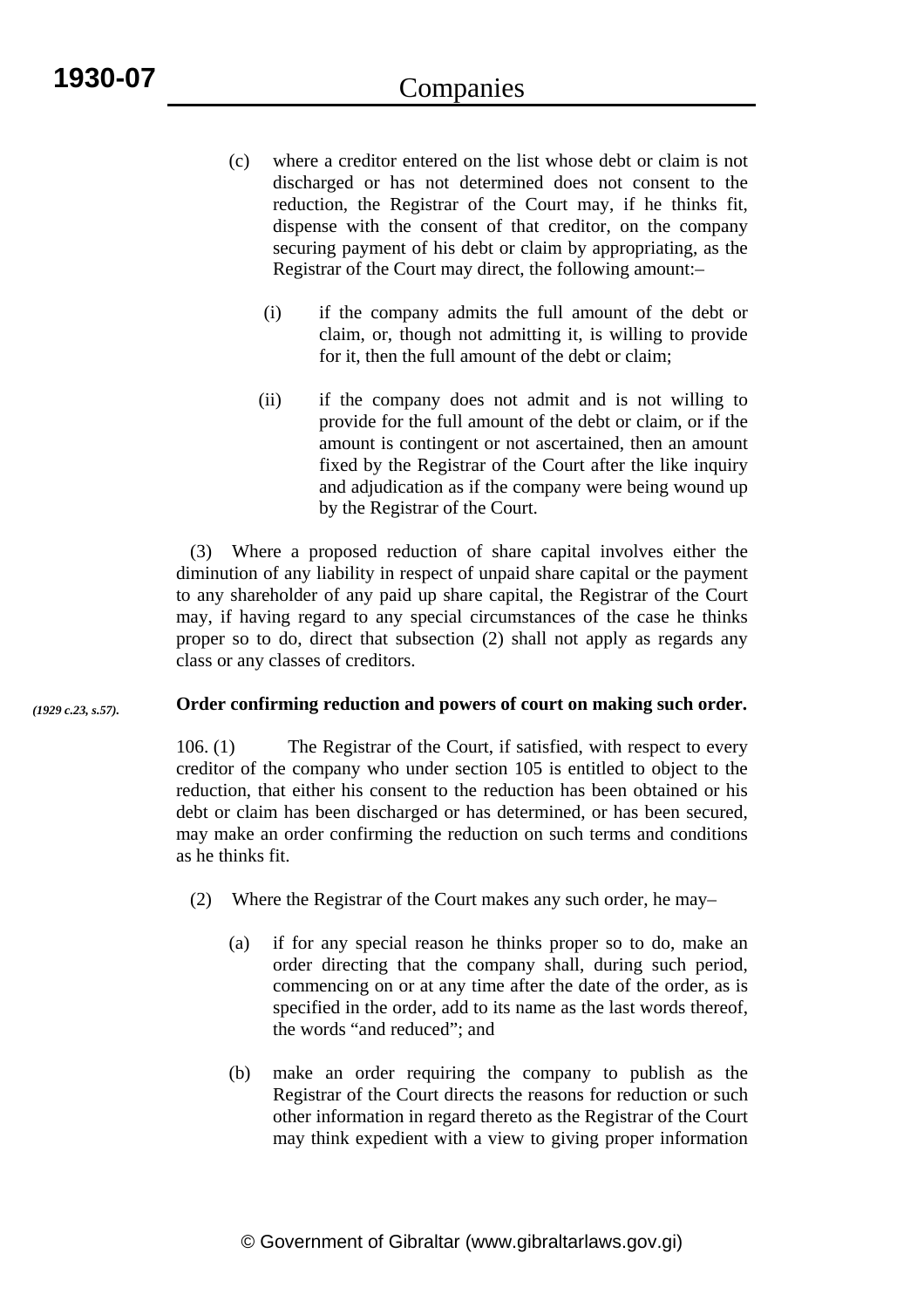(c) where a creditor entered on the list whose debt or claim is not discharged or has not determined does not consent to the reduction, the Registrar of the Court may, if he thinks fit, dispense with the consent of that creditor, on the company securing payment of his debt or claim by appropriating, as the Registrar of the Court may direct, the following amount:–

(i) if the company admits the full amount of the debt or claim, or, though not admitting it, is willing to provide for it, then the full amount of the debt or claim;

(ii) if the company does not admit and is not willing to provide for the full amount of the debt or claim, or if the amount is contingent or not ascertained, then an amount fixed by the Registrar of the Court after the like inquiry and adjudication as if the company were being wound up by the Registrar of the Court.

(3) Where a proposed reduction of share capital involves either the diminution of any liability in respect of unpaid share capital or the payment to any shareholder of any paid up share capital, the Registrar of the Court may, if having regard to any special circumstances of the case he thinks proper so to do, direct that subsection (2) shall not apply as regards any class or any classes of creditors.

*(1929 c.23, s.57).*

**Order confirming reduction and powers of court on making such order.**

106. (1) The Registrar of the Court, if satisfied, with respect to every creditor of the company who under section 105 is entitled to object to the reduction, that either his consent to the reduction has been obtained or his debt or claim has been discharged or has determined, or has been secured, may make an order confirming the reduction on such terms and conditions as he thinks fit.

(2) Where the Registrar of the Court makes any such order, he may–

(a) if for any special reason he thinks proper so to do, make an order directing that the company shall, during such period, commencing on or at any time after the date of the order, as is specified in the order, add to its name as the last words thereof, the words "and reduced"; and

(b) make an order requiring the company to publish as the Registrar of the Court directs the reasons for reduction or such other information in regard thereto as the Registrar of the Court may think expedient with a view to giving proper information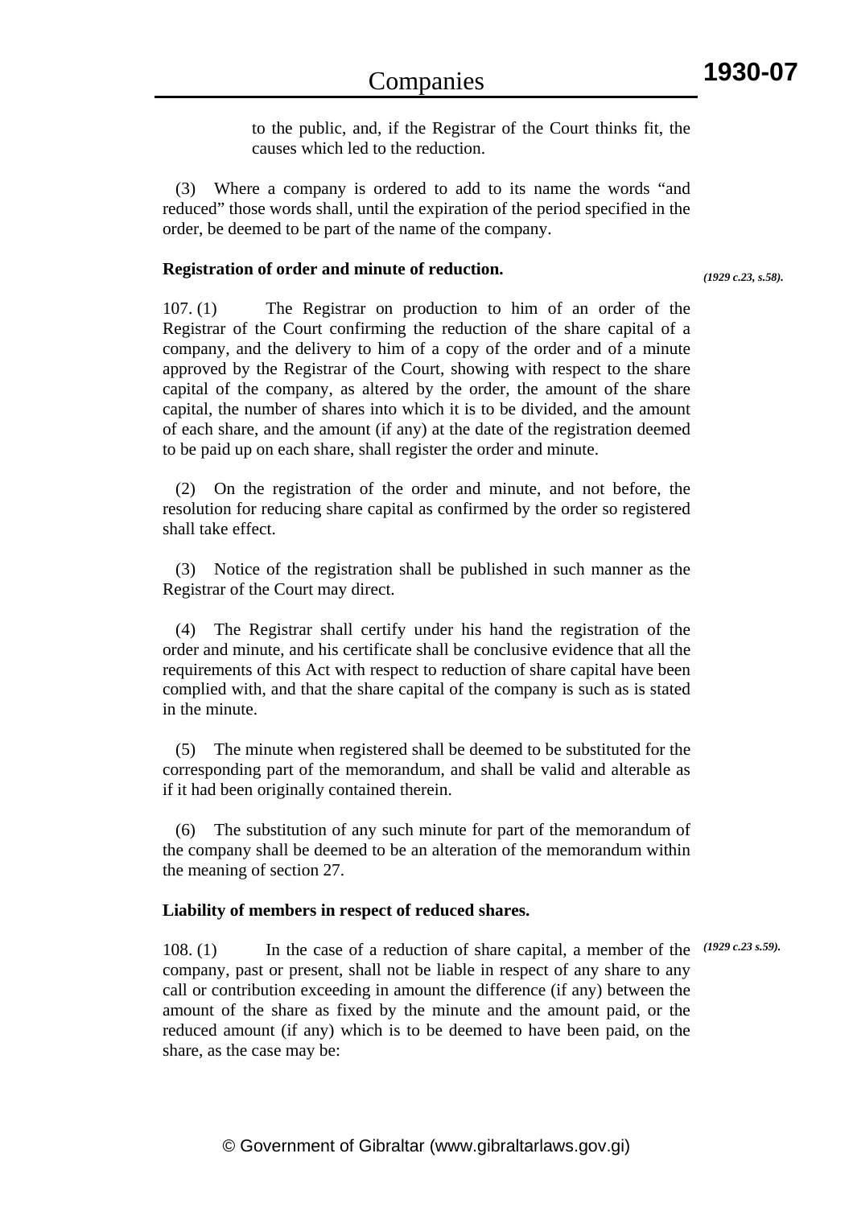to the public, and, if the Registrar of the Court thinks fit, the causes which led to the reduction.

(3) Where a company is ordered to add to its name the words "and reduced" those words shall, until the expiration of the period specified in the order, be deemed to be part of the name of the company.

**Registration of order and minute of reduction.**

*(1929 c.23, s.58).*

107. (1) The Registrar on production to him of an order of the Registrar of the Court confirming the reduction of the share capital of a company, and the delivery to him of a copy of the order and of a minute approved by the Registrar of the Court, showing with respect to the share capital of the company, as altered by the order, the amount of the share capital, the number of shares into which it is to be divided, and the amount of each share, and the amount (if any) at the date of the registration deemed to be paid up on each share, shall register the order and minute.

(2) On the registration of the order and minute, and not before, the resolution for reducing share capital as confirmed by the order so registered shall take effect.

(3) Notice of the registration shall be published in such manner as the Registrar of the Court may direct.

(4) The Registrar shall certify under his hand the registration of the order and minute, and his certificate shall be conclusive evidence that all the requirements of this Act with respect to reduction of share capital have been complied with, and that the share capital of the company is such as is stated in the minute.

(5) The minute when registered shall be deemed to be substituted for the corresponding part of the memorandum, and shall be valid and alterable as if it had been originally contained therein.

(6) The substitution of any such minute for part of the memorandum of the company shall be deemed to be an alteration of the memorandum within the meaning of section 27.

**Liability of members in respect of reduced shares.**

*(1929 c.23 s.59).*

108. (1) In the case of a reduction of share capital, a member of the company, past or present, shall not be liable in respect of any share to any call or contribution exceeding in amount the difference (if any) between the amount of the share as fixed by the minute and the amount paid, or the reduced amount (if any) which is to be deemed to have been paid, on the share, as the case may be: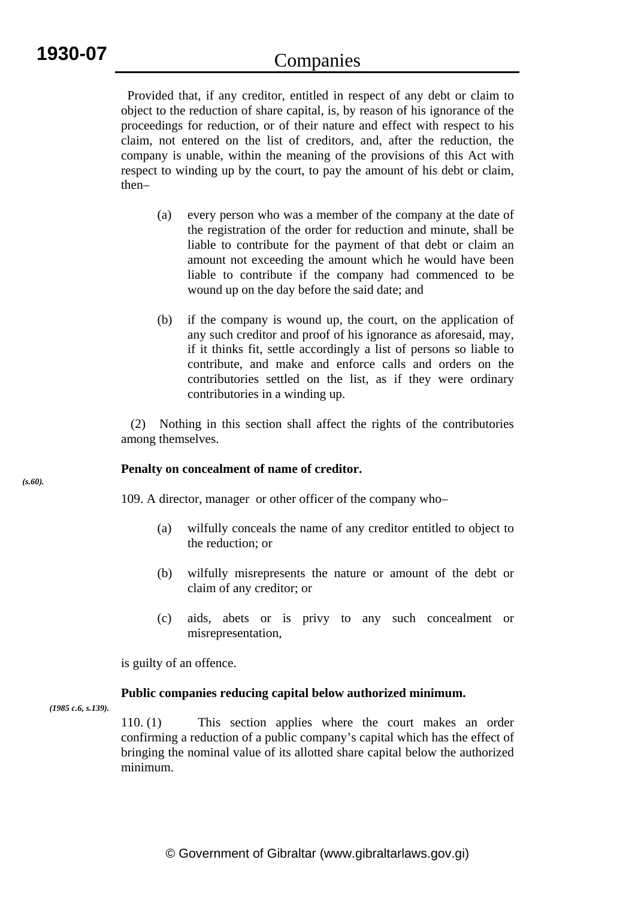Provided that, if any creditor, entitled in respect of any debt or claim to object to the reduction of share capital, is, by reason of his ignorance of the proceedings for reduction, or of their nature and effect with respect to his claim, not entered on the list of creditors, and, after the reduction, the company is unable, within the meaning of the provisions of this Act with respect to winding up by the court, to pay the amount of his debt or claim, then–

(a) every person who was a member of the company at the date of the registration of the order for reduction and minute, shall be liable to contribute for the payment of that debt or claim an amount not exceeding the amount which he would have been liable to contribute if the company had commenced to be wound up on the day before the said date; and

(b) if the company is wound up, the court, on the application of any such creditor and proof of his ignorance as aforesaid, may, if it thinks fit, settle accordingly a list of persons so liable to contribute, and make and enforce calls and orders on the contributories settled on the list, as if they were ordinary contributories in a winding up.

(2) Nothing in this section shall affect the rights of the contributories among themselves.

**Penalty on concealment of name of creditor.**

*(s.60).*

109. A director, manager or other officer of the company who–

(a) wilfully conceals the name of any creditor entitled to object to the reduction; or

(b) wilfully misrepresents the nature or amount of the debt or claim of any creditor; or

(c) aids, abets or is privy to any such concealment or misrepresentation,

is guilty of an offence.

**Public companies reducing capital below authorized minimum.**

*(1985 c.6, s.139).*

110. (1) This section applies where the court makes an order confirming a reduction of a public company's capital which has the effect of bringing the nominal value of its allotted share capital below the authorized minimum.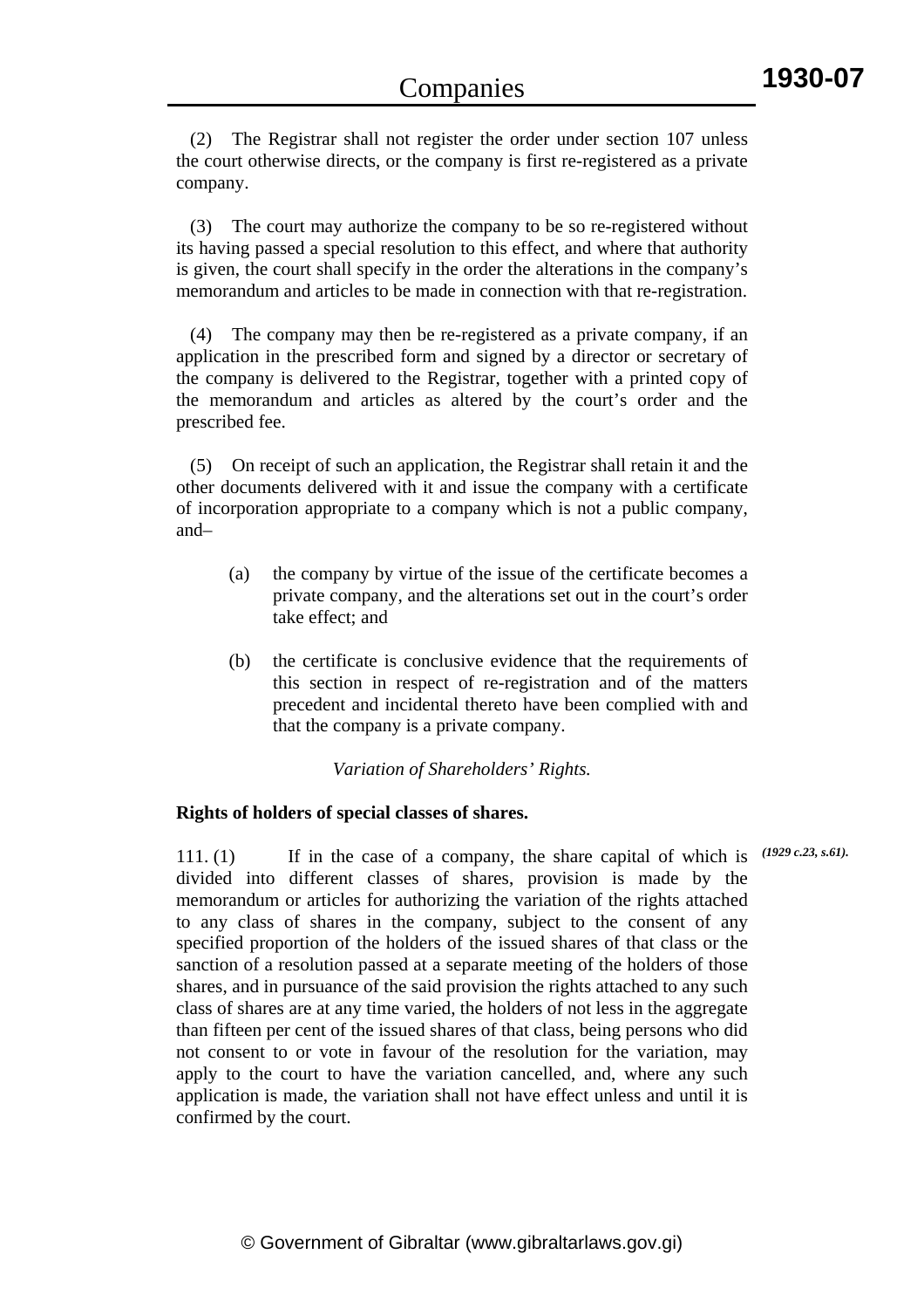(2) The Registrar shall not register the order under section 107 unless the court otherwise directs, or the company is first re-registered as a private company.

(3) The court may authorize the company to be so re-registered without its having passed a special resolution to this effect, and where that authority is given, the court shall specify in the order the alterations in the company's memorandum and articles to be made in connection with that re-registration.

(4) The company may then be re-registered as a private company, if an application in the prescribed form and signed by a director or secretary of the company is delivered to the Registrar, together with a printed copy of the memorandum and articles as altered by the court's order and the prescribed fee.

(5) On receipt of such an application, the Registrar shall retain it and the other documents delivered with it and issue the company with a certificate of incorporation appropriate to a company which is not a public company, and–

(a) the company by virtue of the issue of the certificate becomes a private company, and the alterations set out in the court's order take effect; and

(b) the certificate is conclusive evidence that the requirements of this section in respect of re-registration and of the matters precedent and incidental thereto have been complied with and that the company is a private company.

*Variation of Shareholders' Rights.*

**Rights of holders of special classes of shares.**

*(1929 c.23, s.61).*

111. (1) If in the case of a company, the share capital of which is divided into different classes of shares, provision is made by the memorandum or articles for authorizing the variation of the rights attached to any class of shares in the company, subject to the consent of any specified proportion of the holders of the issued shares of that class or the sanction of a resolution passed at a separate meeting of the holders of those shares, and in pursuance of the said provision the rights attached to any such class of shares are at any time varied, the holders of not less in the aggregate than fifteen per cent of the issued shares of that class, being persons who did not consent to or vote in favour of the resolution for the variation, may apply to the court to have the variation cancelled, and, where any such application is made, the variation shall not have effect unless and until it is confirmed by the court.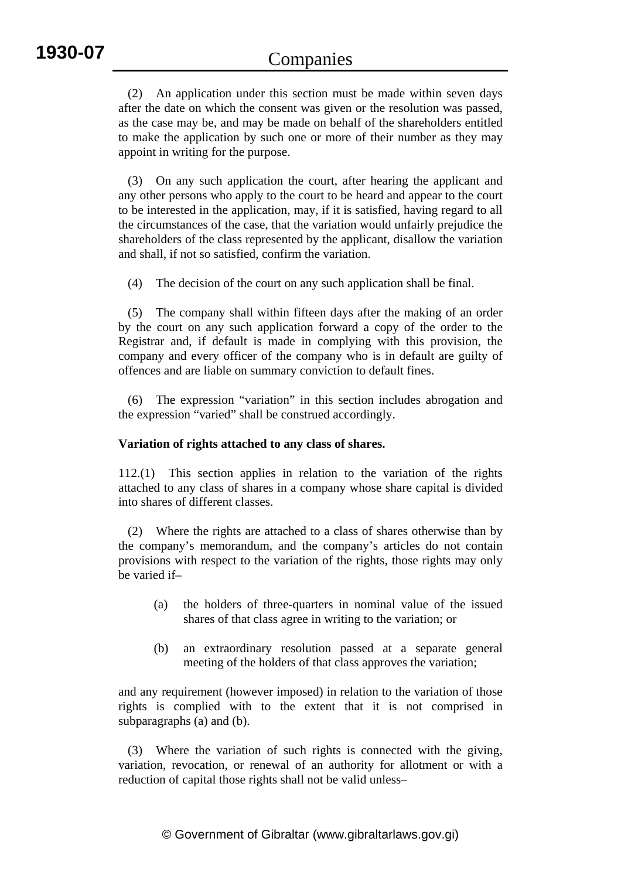(2) An application under this section must be made within seven days after the date on which the consent was given or the resolution was passed, as the case may be, and may be made on behalf of the shareholders entitled to make the application by such one or more of their number as they may appoint in writing for the purpose.

(3) On any such application the court, after hearing the applicant and any other persons who apply to the court to be heard and appear to the court to be interested in the application, may, if it is satisfied, having regard to all the circumstances of the case, that the variation would unfairly prejudice the shareholders of the class represented by the applicant, disallow the variation and shall, if not so satisfied, confirm the variation.

(4) The decision of the court on any such application shall be final.

(5) The company shall within fifteen days after the making of an order by the court on any such application forward a copy of the order to the Registrar and, if default is made in complying with this provision, the company and every officer of the company who is in default are guilty of offences and are liable on summary conviction to default fines.

(6) The expression "variation" in this section includes abrogation and the expression "varied" shall be construed accordingly.

**Variation of rights attached to any class of shares.**

112.(1) This section applies in relation to the variation of the rights attached to any class of shares in a company whose share capital is divided into shares of different classes.

(2) Where the rights are attached to a class of shares otherwise than by the company's memorandum, and the company's articles do not contain provisions with respect to the variation of the rights, those rights may only be varied if–

(a) the holders of three-quarters in nominal value of the issued shares of that class agree in writing to the variation; or

(b) an extraordinary resolution passed at a separate general meeting of the holders of that class approves the variation;

and any requirement (however imposed) in relation to the variation of those rights is complied with to the extent that it is not comprised in subparagraphs (a) and (b).

(3) Where the variation of such rights is connected with the giving, variation, revocation, or renewal of an authority for allotment or with a reduction of capital those rights shall not be valid unless–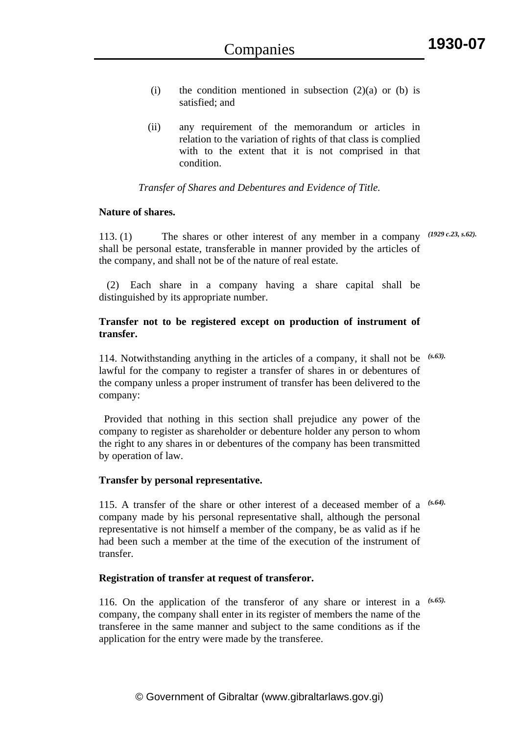(i) the condition mentioned in subsection (2)(a) or (b) is satisfied; and

(ii) any requirement of the memorandum or articles in relation to the variation of rights of that class is complied with to the extent that it is not comprised in that condition.

*Transfer of Shares and Debentures and Evidence of Title.*

**Nature of shares.**

113. (1) The shares or other interest of any member in a company shall be personal estate, transferable in manner provided by the articles of the company, and shall not be of the nature of real estate. *(1929 c.23, s.62).*

(2) Each share in a company having a share capital shall be distinguished by its appropriate number.

**Transfer not to be registered except on production of instrument of transfer.**

114. Notwithstanding anything in the articles of a company, it shall not be lawful for the company to register a transfer of shares in or debentures of the company unless a proper instrument of transfer has been delivered to the company: *(s.63).*

Provided that nothing in this section shall prejudice any power of the company to register as shareholder or debenture holder any person to whom the right to any shares in or debentures of the company has been transmitted by operation of law.

**Transfer by personal representative.**

115. A transfer of the share or other interest of a deceased member of a company made by his personal representative shall, although the personal representative is not himself a member of the company, be as valid as if he had been such a member at the time of the execution of the instrument of transfer. *(s.64).*

**Registration of transfer at request of transferor.**

116. On the application of the transferor of any share or interest in a company, the company shall enter in its register of members the name of the transferee in the same manner and subject to the same conditions as if the application for the entry were made by the transferee. *(s.65).*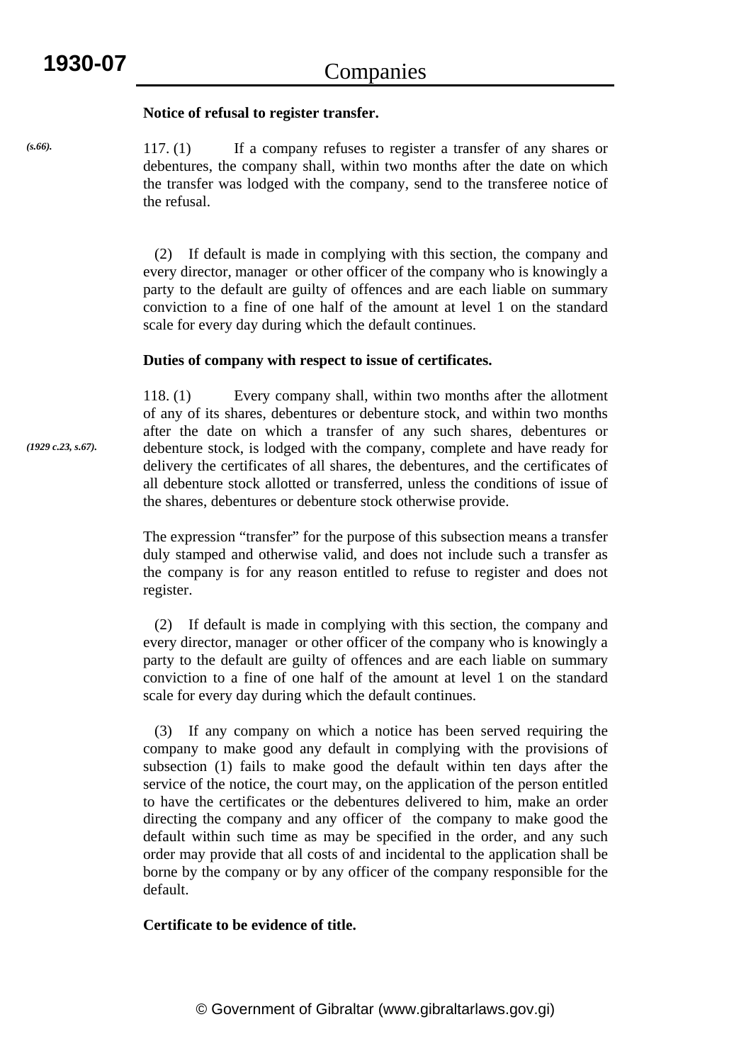**Notice of refusal to register transfer.**

*(s.66).*

117. (1) If a company refuses to register a transfer of any shares or debentures, the company shall, within two months after the date on which the transfer was lodged with the company, send to the transferee notice of the refusal.

(2) If default is made in complying with this section, the company and every director, manager or other officer of the company who is knowingly a party to the default are guilty of offences and are each liable on summary conviction to a fine of one half of the amount at level 1 on the standard scale for every day during which the default continues.

**Duties of company with respect to issue of certificates.**

*(1929 c.23, s.67).*

118. (1) Every company shall, within two months after the allotment of any of its shares, debentures or debenture stock, and within two months after the date on which a transfer of any such shares, debentures or debenture stock, is lodged with the company, complete and have ready for delivery the certificates of all shares, the debentures, and the certificates of all debenture stock allotted or transferred, unless the conditions of issue of the shares, debentures or debenture stock otherwise provide.

The expression "transfer" for the purpose of this subsection means a transfer duly stamped and otherwise valid, and does not include such a transfer as the company is for any reason entitled to refuse to register and does not register.

(2) If default is made in complying with this section, the company and every director, manager or other officer of the company who is knowingly a party to the default are guilty of offences and are each liable on summary conviction to a fine of one half of the amount at level 1 on the standard scale for every day during which the default continues.

(3) If any company on which a notice has been served requiring the company to make good any default in complying with the provisions of subsection (1) fails to make good the default within ten days after the service of the notice, the court may, on the application of the person entitled to have the certificates or the debentures delivered to him, make an order directing the company and any officer of the company to make good the default within such time as may be specified in the order, and any such order may provide that all costs of and incidental to the application shall be borne by the company or by any officer of the company responsible for the default.

**Certificate to be evidence of title.**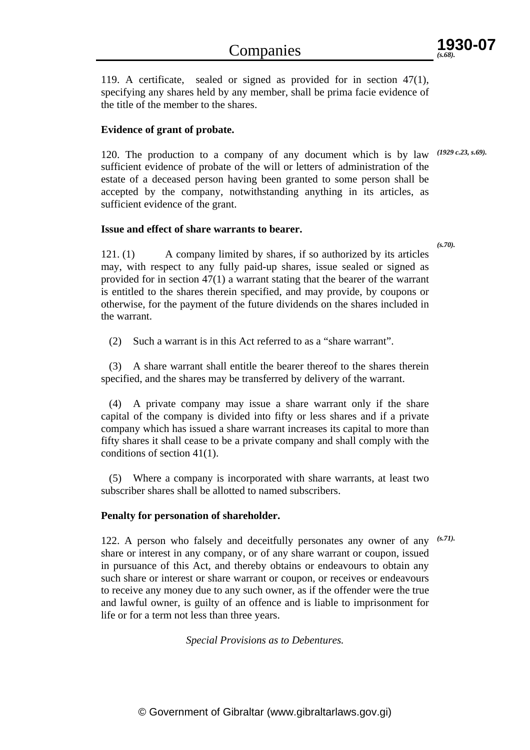119. A certificate, sealed or signed as provided for in section 47(1), specifying any shares held by any member, shall be prima facie evidence of the title of the member to the shares.

**Evidence of grant of probate.**

*(1929 c.23, s.69).*

120. The production to a company of any document which is by law sufficient evidence of probate of the will or letters of administration of the estate of a deceased person having been granted to some person shall be accepted by the company, notwithstanding anything in its articles, as sufficient evidence of the grant.

**Issue and effect of share warrants to bearer.**

*(s.70).*

121. (1) A company limited by shares, if so authorized by its articles may, with respect to any fully paid-up shares, issue sealed or signed as provided for in section 47(1) a warrant stating that the bearer of the warrant is entitled to the shares therein specified, and may provide, by coupons or otherwise, for the payment of the future dividends on the shares included in the warrant.

(2) Such a warrant is in this Act referred to as a "share warrant".

(3) A share warrant shall entitle the bearer thereof to the shares therein specified, and the shares may be transferred by delivery of the warrant.

(4) A private company may issue a share warrant only if the share capital of the company is divided into fifty or less shares and if a private company which has issued a share warrant increases its capital to more than fifty shares it shall cease to be a private company and shall comply with the conditions of section 41(1).

(5) Where a company is incorporated with share warrants, at least two subscriber shares shall be allotted to named subscribers.

**Penalty for personation of shareholder.**

*(s.71).*

122. A person who falsely and deceitfully personates any owner of any share or interest in any company, or of any share warrant or coupon, issued in pursuance of this Act, and thereby obtains or endeavours to obtain any such share or interest or share warrant or coupon, or receives or endeavours to receive any money due to any such owner, as if the offender were the true and lawful owner, is guilty of an offence and is liable to imprisonment for life or for a term not less than three years.

*Special Provisions as to Debentures.*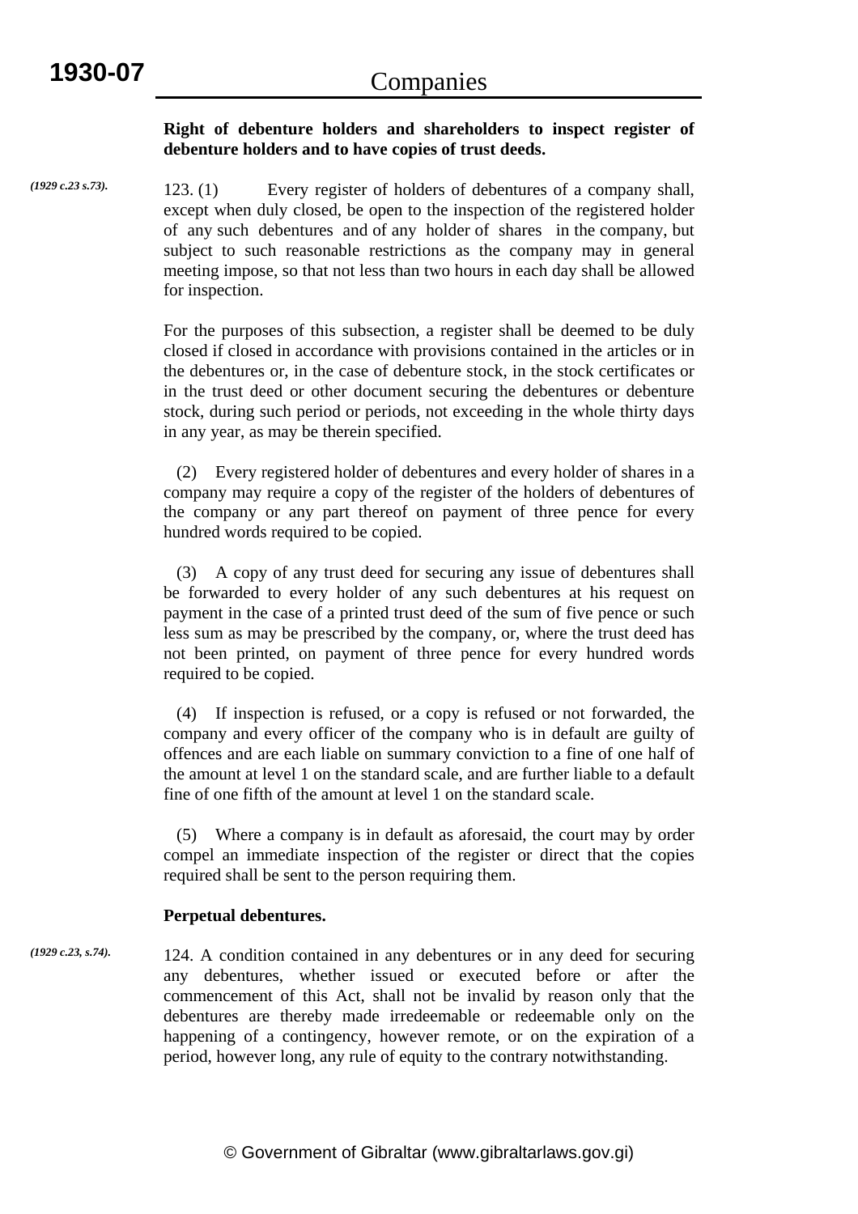**Right of debenture holders and shareholders to inspect register of debenture holders and to have copies of trust deeds.**

*(1929 c.23 s.73).*

123. (1) Every register of holders of debentures of a company shall, except when duly closed, be open to the inspection of the registered holder of any such debentures and of any holder of shares in the company, but subject to such reasonable restrictions as the company may in general meeting impose, so that not less than two hours in each day shall be allowed for inspection.

For the purposes of this subsection, a register shall be deemed to be duly closed if closed in accordance with provisions contained in the articles or in the debentures or, in the case of debenture stock, in the stock certificates or in the trust deed or other document securing the debentures or debenture stock, during such period or periods, not exceeding in the whole thirty days in any year, as may be therein specified.

(2) Every registered holder of debentures and every holder of shares in a company may require a copy of the register of the holders of debentures of the company or any part thereof on payment of three pence for every hundred words required to be copied.

(3) A copy of any trust deed for securing any issue of debentures shall be forwarded to every holder of any such debentures at his request on payment in the case of a printed trust deed of the sum of five pence or such less sum as may be prescribed by the company, or, where the trust deed has not been printed, on payment of three pence for every hundred words required to be copied.

(4) If inspection is refused, or a copy is refused or not forwarded, the company and every officer of the company who is in default are guilty of offences and are each liable on summary conviction to a fine of one half of the amount at level 1 on the standard scale, and are further liable to a default fine of one fifth of the amount at level 1 on the standard scale.

(5) Where a company is in default as aforesaid, the court may by order compel an immediate inspection of the register or direct that the copies required shall be sent to the person requiring them.

**Perpetual debentures.**

*(1929 c.23, s.74).*

124. A condition contained in any debentures or in any deed for securing any debentures, whether issued or executed before or after the commencement of this Act, shall not be invalid by reason only that the debentures are thereby made irredeemable or redeemable only on the happening of a contingency, however remote, or on the expiration of a period, however long, any rule of equity to the contrary notwithstanding.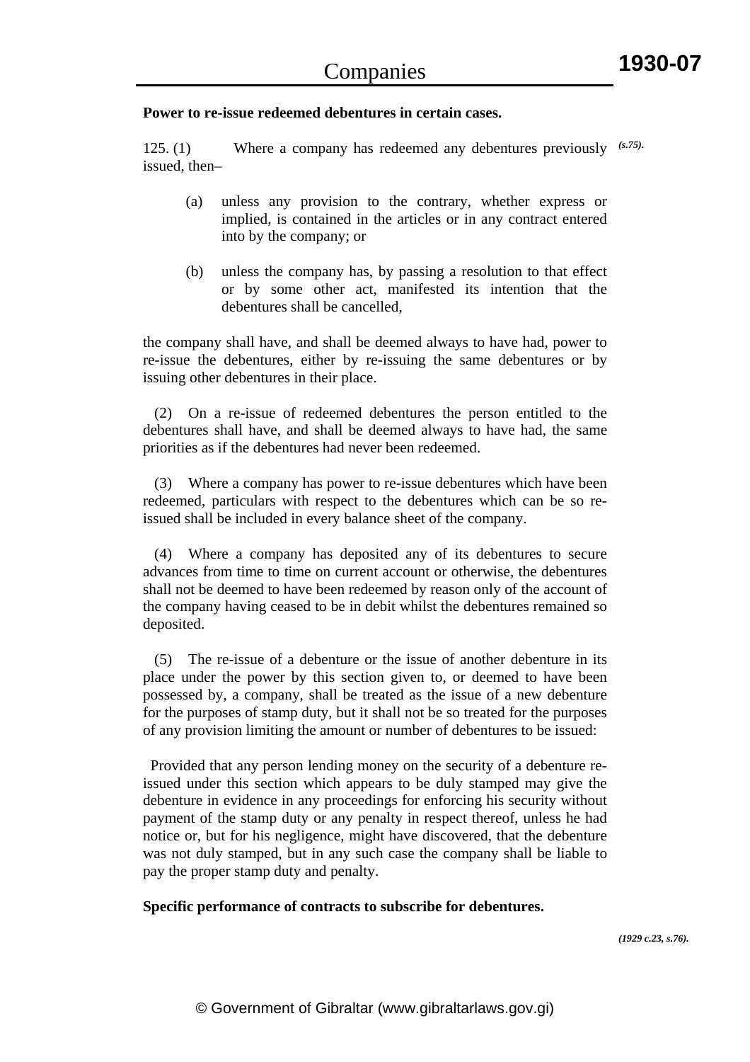**Power to re-issue redeemed debentures in certain cases.**

125. (1) Where a company has redeemed any debentures previously issued, then– *(s.75).*

(a) unless any provision to the contrary, whether express or implied, is contained in the articles or in any contract entered into by the company; or

(b) unless the company has, by passing a resolution to that effect or by some other act, manifested its intention that the debentures shall be cancelled,

the company shall have, and shall be deemed always to have had, power to re-issue the debentures, either by re-issuing the same debentures or by issuing other debentures in their place.

(2) On a re-issue of redeemed debentures the person entitled to the debentures shall have, and shall be deemed always to have had, the same priorities as if the debentures had never been redeemed.

(3) Where a company has power to re-issue debentures which have been redeemed, particulars with respect to the debentures which can be so re-issued shall be included in every balance sheet of the company.

(4) Where a company has deposited any of its debentures to secure advances from time to time on current account or otherwise, the debentures shall not be deemed to have been redeemed by reason only of the account of the company having ceased to be in debit whilst the debentures remained so deposited.

(5) The re-issue of a debenture or the issue of another debenture in its place under the power by this section given to, or deemed to have been possessed by, a company, shall be treated as the issue of a new debenture for the purposes of stamp duty, but it shall not be so treated for the purposes of any provision limiting the amount or number of debentures to be issued:

Provided that any person lending money on the security of a debenture re-issued under this section which appears to be duly stamped may give the debenture in evidence in any proceedings for enforcing his security without payment of the stamp duty or any penalty in respect thereof, unless he had notice or, but for his negligence, might have discovered, that the debenture was not duly stamped, but in any such case the company shall be liable to pay the proper stamp duty and penalty.

**Specific performance of contracts to subscribe for debentures.**

*(1929 c.23, s.76).*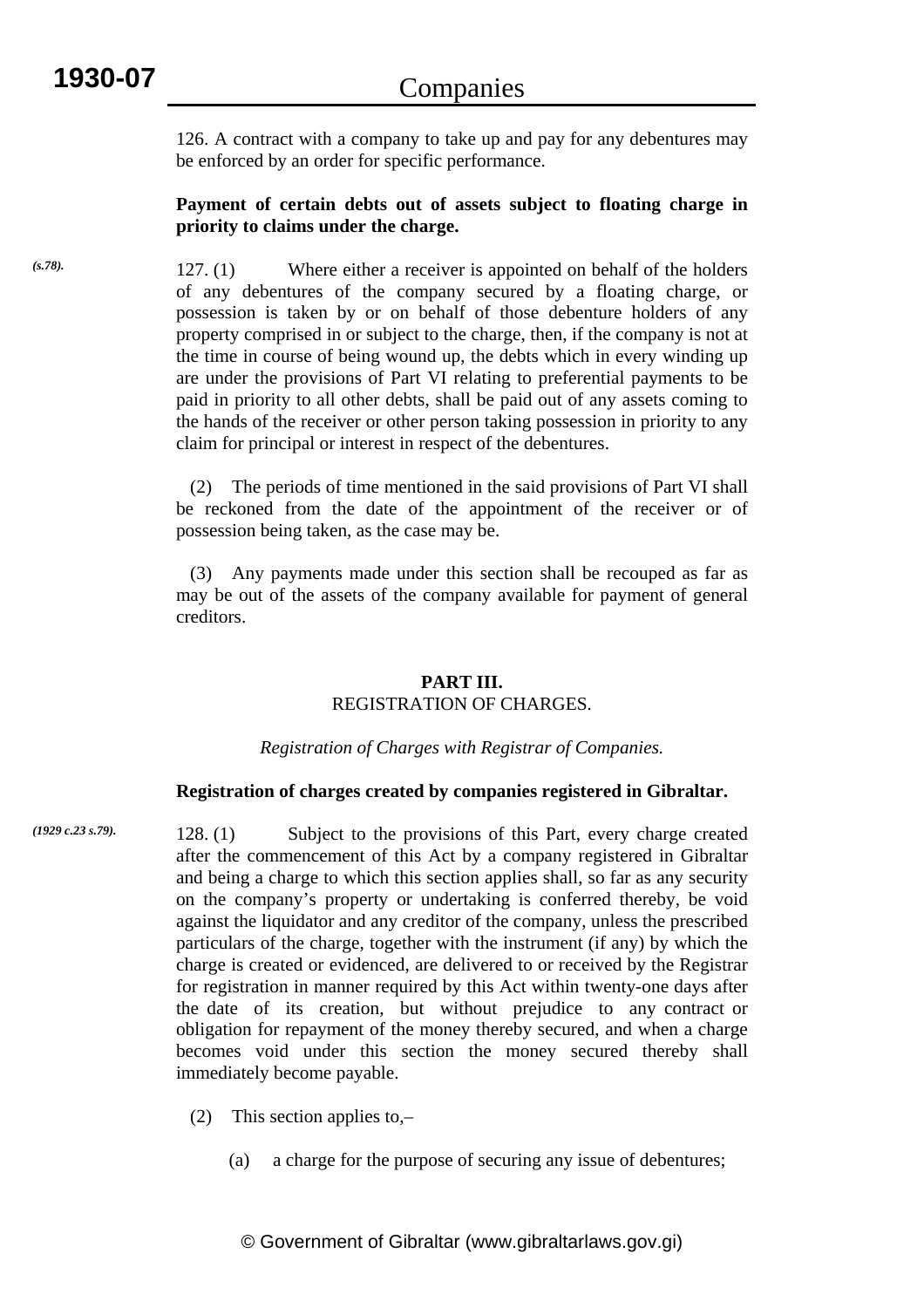126. A contract with a company to take up and pay for any debentures may be enforced by an order for specific performance.

**Payment of certain debts out of assets subject to floating charge in priority to claims under the charge.**

*(s.78).*

127. (1) Where either a receiver is appointed on behalf of the holders of any debentures of the company secured by a floating charge, or possession is taken by or on behalf of those debenture holders of any property comprised in or subject to the charge, then, if the company is not at the time in course of being wound up, the debts which in every winding up are under the provisions of Part VI relating to preferential payments to be paid in priority to all other debts, shall be paid out of any assets coming to the hands of the receiver or other person taking possession in priority to any claim for principal or interest in respect of the debentures.

(2) The periods of time mentioned in the said provisions of Part VI shall be reckoned from the date of the appointment of the receiver or of possession being taken, as the case may be.

(3) Any payments made under this section shall be recouped as far as may be out of the assets of the company available for payment of general creditors.

## PART III.
## REGISTRATION OF CHARGES.

*Registration of Charges with Registrar of Companies.*

**Registration of charges created by companies registered in Gibraltar.**

*(1929 c.23 s.79).*

128. (1) Subject to the provisions of this Part, every charge created after the commencement of this Act by a company registered in Gibraltar and being a charge to which this section applies shall, so far as any security on the company's property or undertaking is conferred thereby, be void against the liquidator and any creditor of the company, unless the prescribed particulars of the charge, together with the instrument (if any) by which the charge is created or evidenced, are delivered to or received by the Registrar for registration in manner required by this Act within twenty-one days after the date of its creation, but without prejudice to any contract or obligation for repayment of the money thereby secured, and when a charge becomes void under this section the money secured thereby shall immediately become payable.

(2) This section applies to,–

(a) a charge for the purpose of securing any issue of debentures;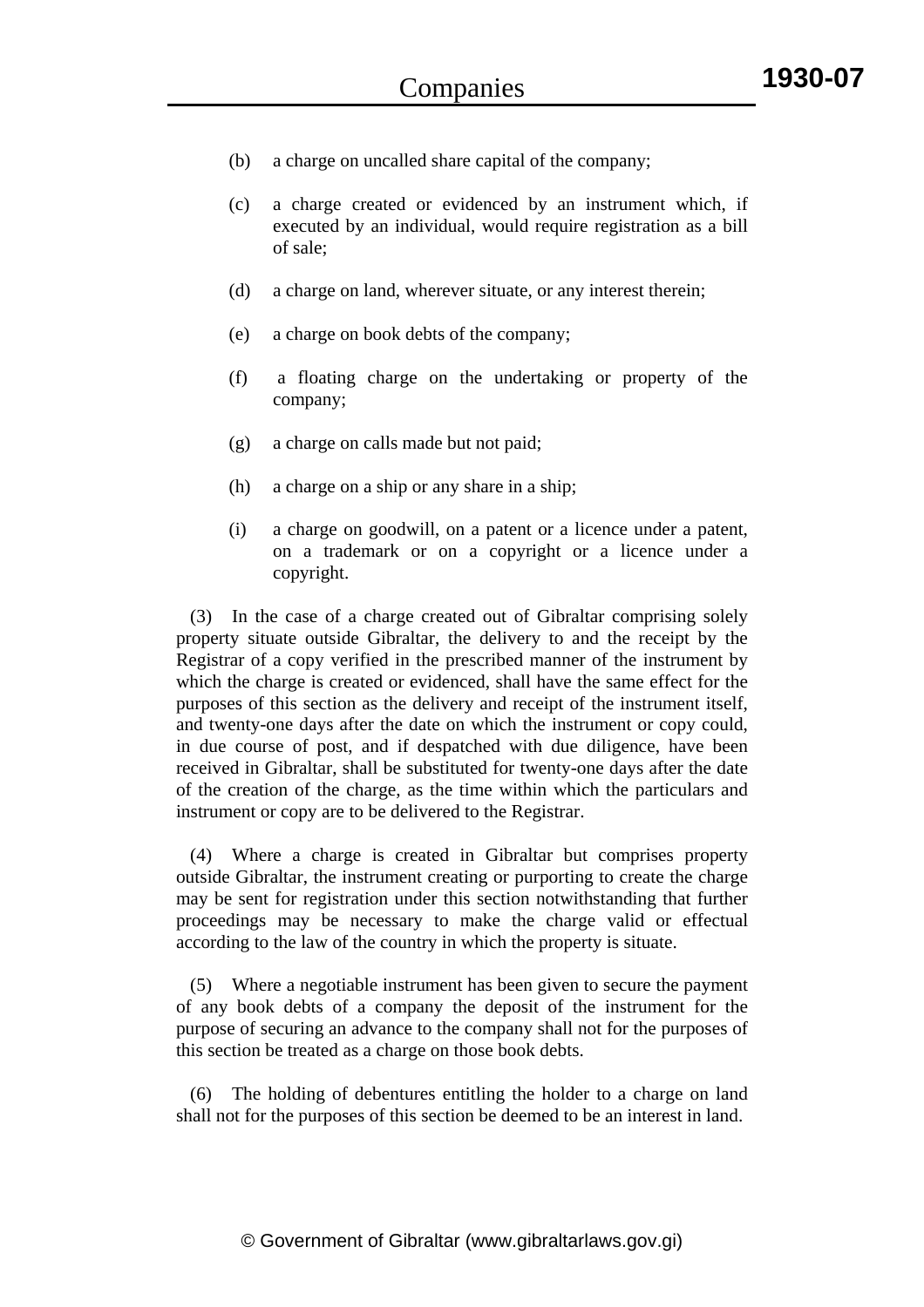(b) a charge on uncalled share capital of the company;

(c) a charge created or evidenced by an instrument which, if executed by an individual, would require registration as a bill of sale;

(d) a charge on land, wherever situate, or any interest therein;

(e) a charge on book debts of the company;

(f) a floating charge on the undertaking or property of the company;

(g) a charge on calls made but not paid;

(h) a charge on a ship or any share in a ship;

(i) a charge on goodwill, on a patent or a licence under a patent, on a trademark or on a copyright or a licence under a copyright.

(3) In the case of a charge created out of Gibraltar comprising solely property situate outside Gibraltar, the delivery to and the receipt by the Registrar of a copy verified in the prescribed manner of the instrument by which the charge is created or evidenced, shall have the same effect for the purposes of this section as the delivery and receipt of the instrument itself, and twenty-one days after the date on which the instrument or copy could, in due course of post, and if despatched with due diligence, have been received in Gibraltar, shall be substituted for twenty-one days after the date of the creation of the charge, as the time within which the particulars and instrument or copy are to be delivered to the Registrar.

(4) Where a charge is created in Gibraltar but comprises property outside Gibraltar, the instrument creating or purporting to create the charge may be sent for registration under this section notwithstanding that further proceedings may be necessary to make the charge valid or effectual according to the law of the country in which the property is situate.

(5) Where a negotiable instrument has been given to secure the payment of any book debts of a company the deposit of the instrument for the purpose of securing an advance to the company shall not for the purposes of this section be treated as a charge on those book debts.

(6) The holding of debentures entitling the holder to a charge on land shall not for the purposes of this section be deemed to be an interest in land.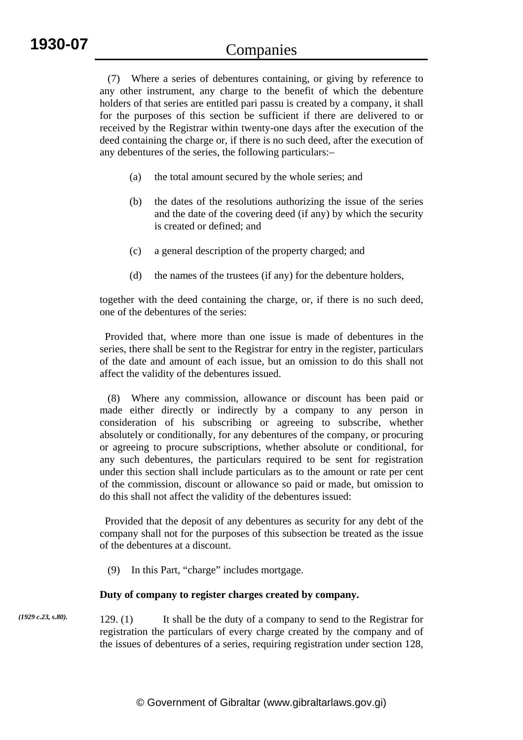(7) Where a series of debentures containing, or giving by reference to any other instrument, any charge to the benefit of which the debenture holders of that series are entitled pari passu is created by a company, it shall for the purposes of this section be sufficient if there are delivered to or received by the Registrar within twenty-one days after the execution of the deed containing the charge or, if there is no such deed, after the execution of any debentures of the series, the following particulars:–

(a) the total amount secured by the whole series; and

(b) the dates of the resolutions authorizing the issue of the series and the date of the covering deed (if any) by which the security is created or defined; and

(c) a general description of the property charged; and

(d) the names of the trustees (if any) for the debenture holders,

together with the deed containing the charge, or, if there is no such deed, one of the debentures of the series:

Provided that, where more than one issue is made of debentures in the series, there shall be sent to the Registrar for entry in the register, particulars of the date and amount of each issue, but an omission to do this shall not affect the validity of the debentures issued.

(8) Where any commission, allowance or discount has been paid or made either directly or indirectly by a company to any person in consideration of his subscribing or agreeing to subscribe, whether absolutely or conditionally, for any debentures of the company, or procuring or agreeing to procure subscriptions, whether absolute or conditional, for any such debentures, the particulars required to be sent for registration under this section shall include particulars as to the amount or rate per cent of the commission, discount or allowance so paid or made, but omission to do this shall not affect the validity of the debentures issued:

Provided that the deposit of any debentures as security for any debt of the company shall not for the purposes of this subsection be treated as the issue of the debentures at a discount.

(9) In this Part, "charge" includes mortgage.

**Duty of company to register charges created by company.**

*(1929 c.23, s.80).*

129. (1) It shall be the duty of a company to send to the Registrar for registration the particulars of every charge created by the company and of the issues of debentures of a series, requiring registration under section 128,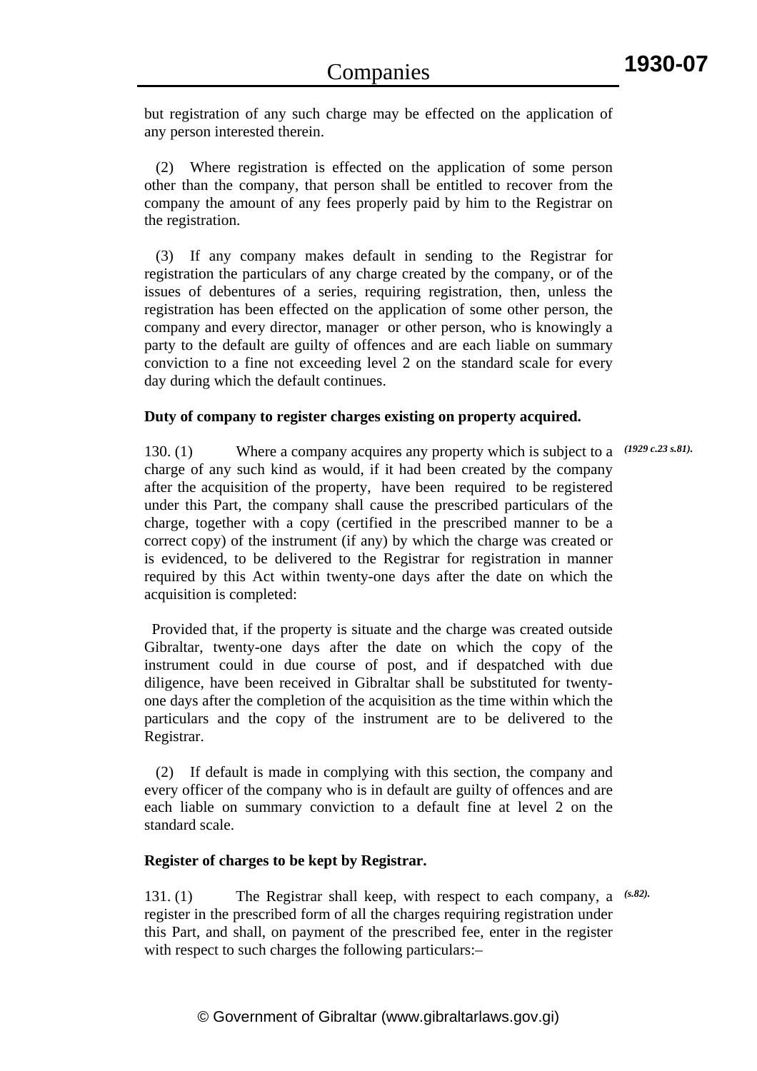but registration of any such charge may be effected on the application of any person interested therein.

(2) Where registration is effected on the application of some person other than the company, that person shall be entitled to recover from the company the amount of any fees properly paid by him to the Registrar on the registration.

(3) If any company makes default in sending to the Registrar for registration the particulars of any charge created by the company, or of the issues of debentures of a series, requiring registration, then, unless the registration has been effected on the application of some other person, the company and every director, manager or other person, who is knowingly a party to the default are guilty of offences and are each liable on summary conviction to a fine not exceeding level 2 on the standard scale for every day during which the default continues.

**Duty of company to register charges existing on property acquired.**

130. (1) Where a company acquires any property which is subject to a charge of any such kind as would, if it had been created by the company after the acquisition of the property, have been required to be registered under this Part, the company shall cause the prescribed particulars of the charge, together with a copy (certified in the prescribed manner to be a correct copy) of the instrument (if any) by which the charge was created or is evidenced, to be delivered to the Registrar for registration in manner required by this Act within twenty-one days after the date on which the acquisition is completed: ***(1929 c.23 s.81).***

Provided that, if the property is situate and the charge was created outside Gibraltar, twenty-one days after the date on which the copy of the instrument could in due course of post, and if despatched with due diligence, have been received in Gibraltar shall be substituted for twenty-one days after the completion of the acquisition as the time within which the particulars and the copy of the instrument are to be delivered to the Registrar.

(2) If default is made in complying with this section, the company and every officer of the company who is in default are guilty of offences and are each liable on summary conviction to a default fine at level 2 on the standard scale.

**Register of charges to be kept by Registrar.**

131. (1) The Registrar shall keep, with respect to each company, a register in the prescribed form of all the charges requiring registration under this Part, and shall, on payment of the prescribed fee, enter in the register with respect to such charges the following particulars:– ***(s.82).***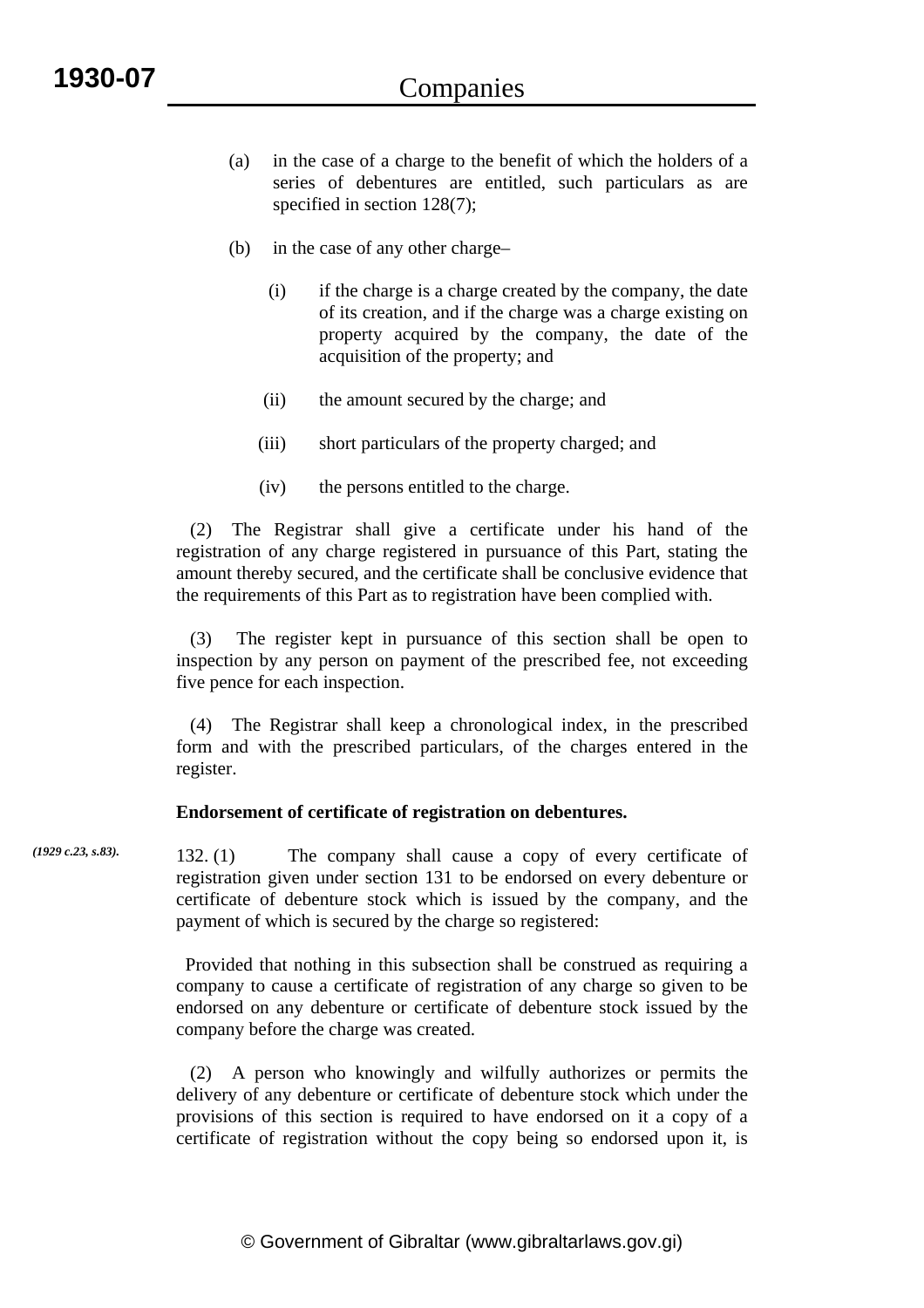(a) in the case of a charge to the benefit of which the holders of a series of debentures are entitled, such particulars as are specified in section 128(7);

(b) in the case of any other charge–

(i) if the charge is a charge created by the company, the date of its creation, and if the charge was a charge existing on property acquired by the company, the date of the acquisition of the property; and

(ii) the amount secured by the charge; and

(iii) short particulars of the property charged; and

(iv) the persons entitled to the charge.

(2) The Registrar shall give a certificate under his hand of the registration of any charge registered in pursuance of this Part, stating the amount thereby secured, and the certificate shall be conclusive evidence that the requirements of this Part as to registration have been complied with.

(3) The register kept in pursuance of this section shall be open to inspection by any person on payment of the prescribed fee, not exceeding five pence for each inspection.

(4) The Registrar shall keep a chronological index, in the prescribed form and with the prescribed particulars, of the charges entered in the register.

**Endorsement of certificate of registration on debentures.**

*(1929 c.23, s.83).*

132. (1) The company shall cause a copy of every certificate of registration given under section 131 to be endorsed on every debenture or certificate of debenture stock which is issued by the company, and the payment of which is secured by the charge so registered:

Provided that nothing in this subsection shall be construed as requiring a company to cause a certificate of registration of any charge so given to be endorsed on any debenture or certificate of debenture stock issued by the company before the charge was created.

(2) A person who knowingly and wilfully authorizes or permits the delivery of any debenture or certificate of debenture stock which under the provisions of this section is required to have endorsed on it a copy of a certificate of registration without the copy being so endorsed upon it, is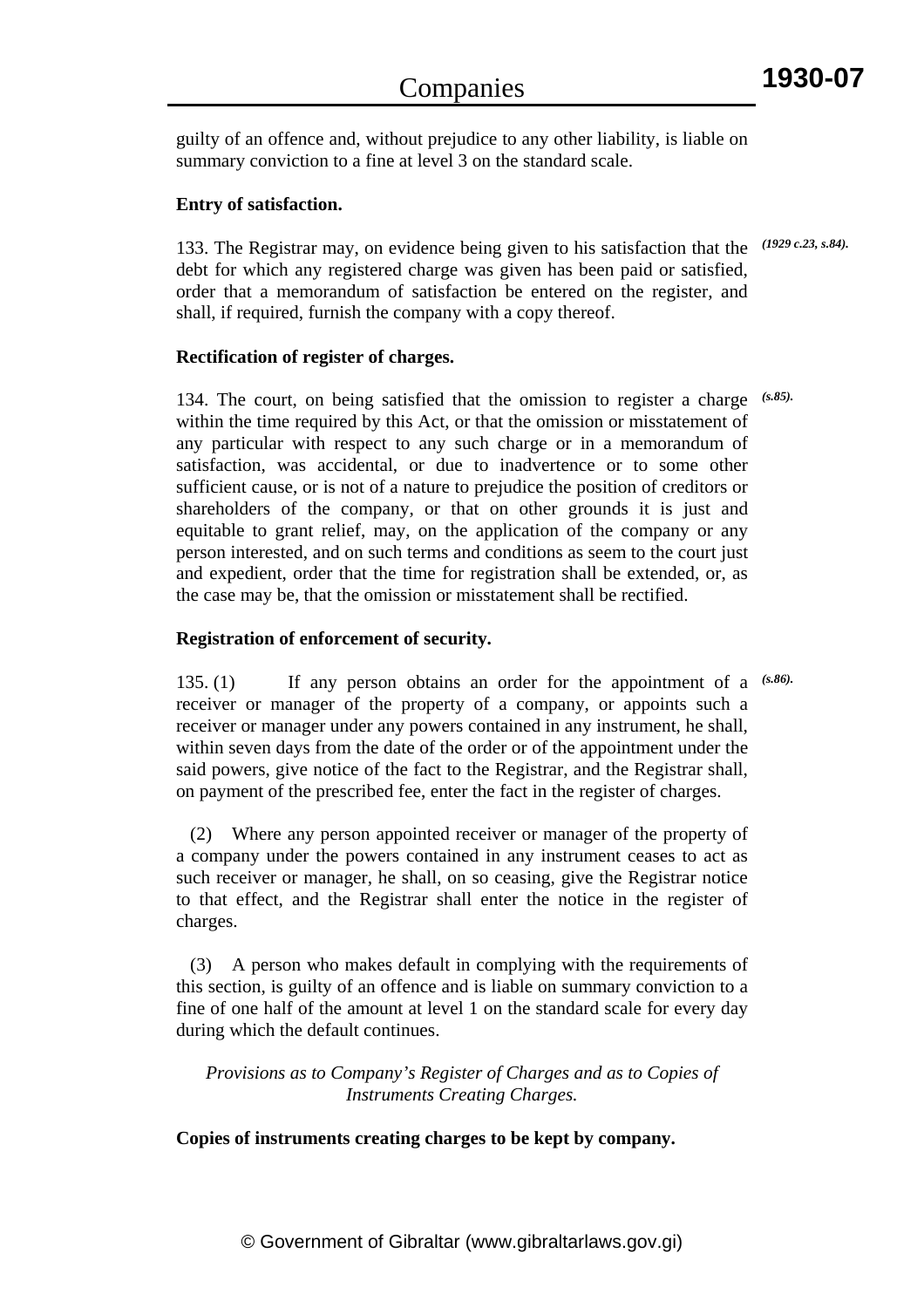guilty of an offence and, without prejudice to any other liability, is liable on summary conviction to a fine at level 3 on the standard scale.

**Entry of satisfaction.**

133. The Registrar may, on evidence being given to his satisfaction that the debt for which any registered charge was given has been paid or satisfied, order that a memorandum of satisfaction be entered on the register, and shall, if required, furnish the company with a copy thereof. *(1929 c.23, s.84).*

**Rectification of register of charges.**

134. The court, on being satisfied that the omission to register a charge within the time required by this Act, or that the omission or misstatement of any particular with respect to any such charge or in a memorandum of satisfaction, was accidental, or due to inadvertence or to some other sufficient cause, or is not of a nature to prejudice the position of creditors or shareholders of the company, or that on other grounds it is just and equitable to grant relief, may, on the application of the company or any person interested, and on such terms and conditions as seem to the court just and expedient, order that the time for registration shall be extended, or, as the case may be, that the omission or misstatement shall be rectified. *(s.85).*

**Registration of enforcement of security.**

135. (1) If any person obtains an order for the appointment of a receiver or manager of the property of a company, or appoints such a receiver or manager under any powers contained in any instrument, he shall, within seven days from the date of the order or of the appointment under the said powers, give notice of the fact to the Registrar, and the Registrar shall, on payment of the prescribed fee, enter the fact in the register of charges. *(s.86).*

(2) Where any person appointed receiver or manager of the property of a company under the powers contained in any instrument ceases to act as such receiver or manager, he shall, on so ceasing, give the Registrar notice to that effect, and the Registrar shall enter the notice in the register of charges.

(3) A person who makes default in complying with the requirements of this section, is guilty of an offence and is liable on summary conviction to a fine of one half of the amount at level 1 on the standard scale for every day during which the default continues.

*Provisions as to Company's Register of Charges and as to Copies of Instruments Creating Charges.*

**Copies of instruments creating charges to be kept by company.**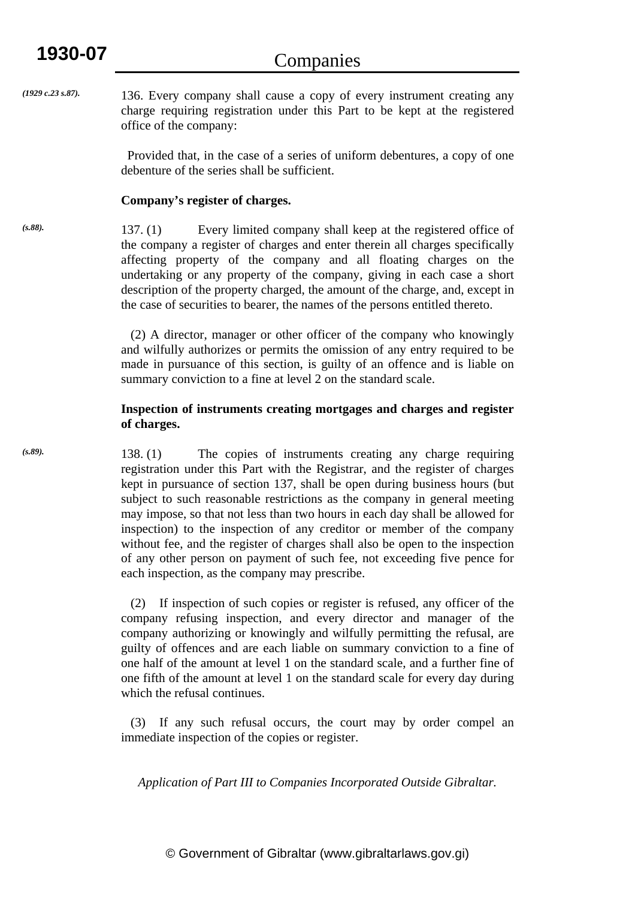(1929 c.23 s.87).

136. Every company shall cause a copy of every instrument creating any charge requiring registration under this Part to be kept at the registered office of the company:

Provided that, in the case of a series of uniform debentures, a copy of one debenture of the series shall be sufficient.

**Company's register of charges.**

(s.88).

137. (1) Every limited company shall keep at the registered office of the company a register of charges and enter therein all charges specifically affecting property of the company and all floating charges on the undertaking or any property of the company, giving in each case a short description of the property charged, the amount of the charge, and, except in the case of securities to bearer, the names of the persons entitled thereto.

(2) A director, manager or other officer of the company who knowingly and wilfully authorizes or permits the omission of any entry required to be made in pursuance of this section, is guilty of an offence and is liable on summary conviction to a fine at level 2 on the standard scale.

**Inspection of instruments creating mortgages and charges and register of charges.**

(s.89).

138. (1) The copies of instruments creating any charge requiring registration under this Part with the Registrar, and the register of charges kept in pursuance of section 137, shall be open during business hours (but subject to such reasonable restrictions as the company in general meeting may impose, so that not less than two hours in each day shall be allowed for inspection) to the inspection of any creditor or member of the company without fee, and the register of charges shall also be open to the inspection of any other person on payment of such fee, not exceeding five pence for each inspection, as the company may prescribe.

(2) If inspection of such copies or register is refused, any officer of the company refusing inspection, and every director and manager of the company authorizing or knowingly and wilfully permitting the refusal, are guilty of offences and are each liable on summary conviction to a fine of one half of the amount at level 1 on the standard scale, and a further fine of one fifth of the amount at level 1 on the standard scale for every day during which the refusal continues.

(3) If any such refusal occurs, the court may by order compel an immediate inspection of the copies or register.

*Application of Part III to Companies Incorporated Outside Gibraltar.*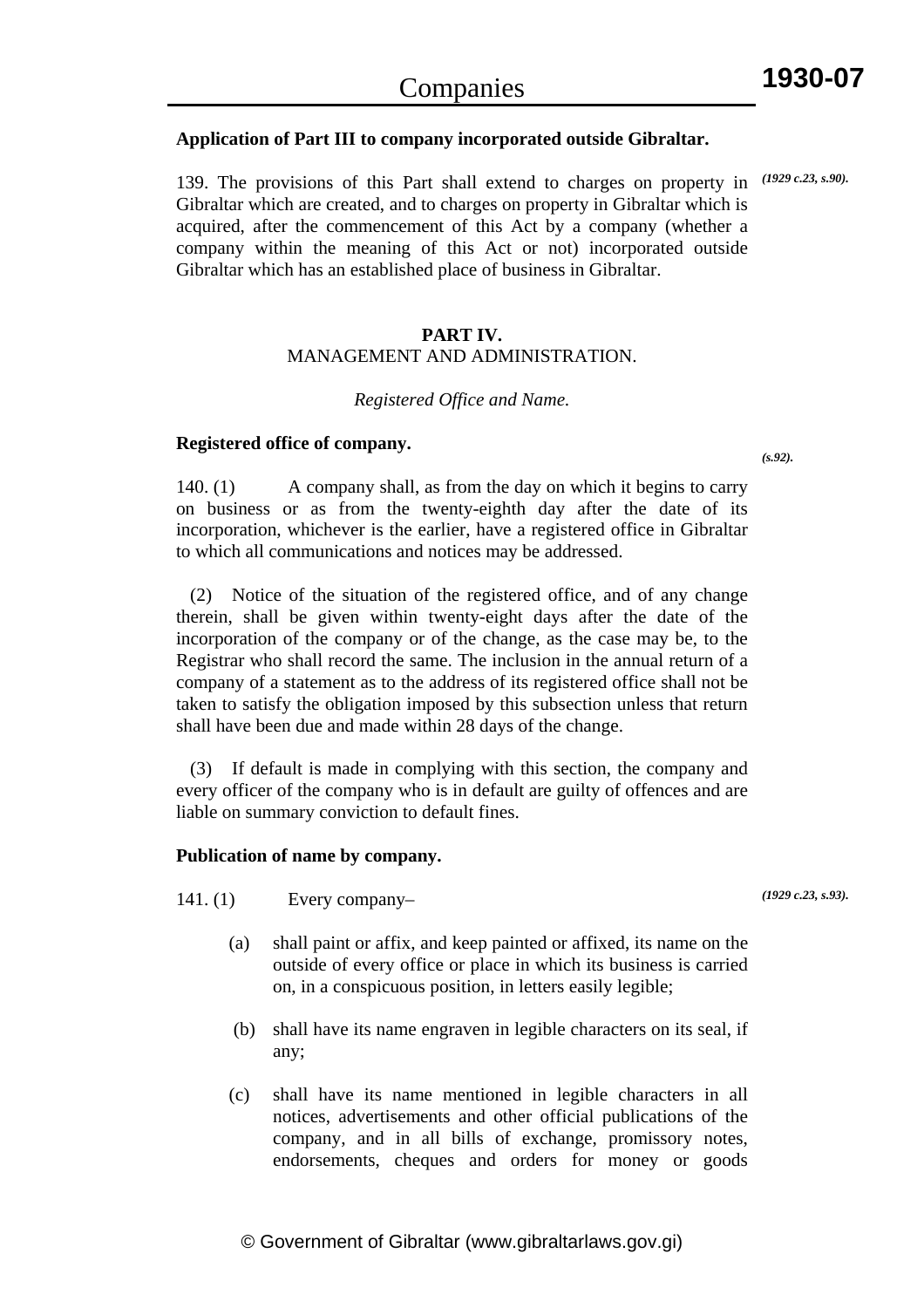**Application of Part III to company incorporated outside Gibraltar.**

139. The provisions of this Part shall extend to charges on property in Gibraltar which are created, and to charges on property in Gibraltar which is acquired, after the commencement of this Act by a company (whether a company within the meaning of this Act or not) incorporated outside Gibraltar which has an established place of business in Gibraltar. *(1929 c.23, s.90).*

## PART IV.
## MANAGEMENT AND ADMINISTRATION.

*Registered Office and Name.*

**Registered office of company.**

*(s.92).*

140. (1) A company shall, as from the day on which it begins to carry on business or as from the twenty-eighth day after the date of its incorporation, whichever is the earlier, have a registered office in Gibraltar to which all communications and notices may be addressed.

(2) Notice of the situation of the registered office, and of any change therein, shall be given within twenty-eight days after the date of the incorporation of the company or of the change, as the case may be, to the Registrar who shall record the same. The inclusion in the annual return of a company of a statement as to the address of its registered office shall not be taken to satisfy the obligation imposed by this subsection unless that return shall have been due and made within 28 days of the change.

(3) If default is made in complying with this section, the company and every officer of the company who is in default are guilty of offences and are liable on summary conviction to default fines.

**Publication of name by company.**

141. (1) Every company– *(1929 c.23, s.93).*

(a) shall paint or affix, and keep painted or affixed, its name on the outside of every office or place in which its business is carried on, in a conspicuous position, in letters easily legible;

(b) shall have its name engraven in legible characters on its seal, if any;

(c) shall have its name mentioned in legible characters in all notices, advertisements and other official publications of the company, and in all bills of exchange, promissory notes, endorsements, cheques and orders for money or goods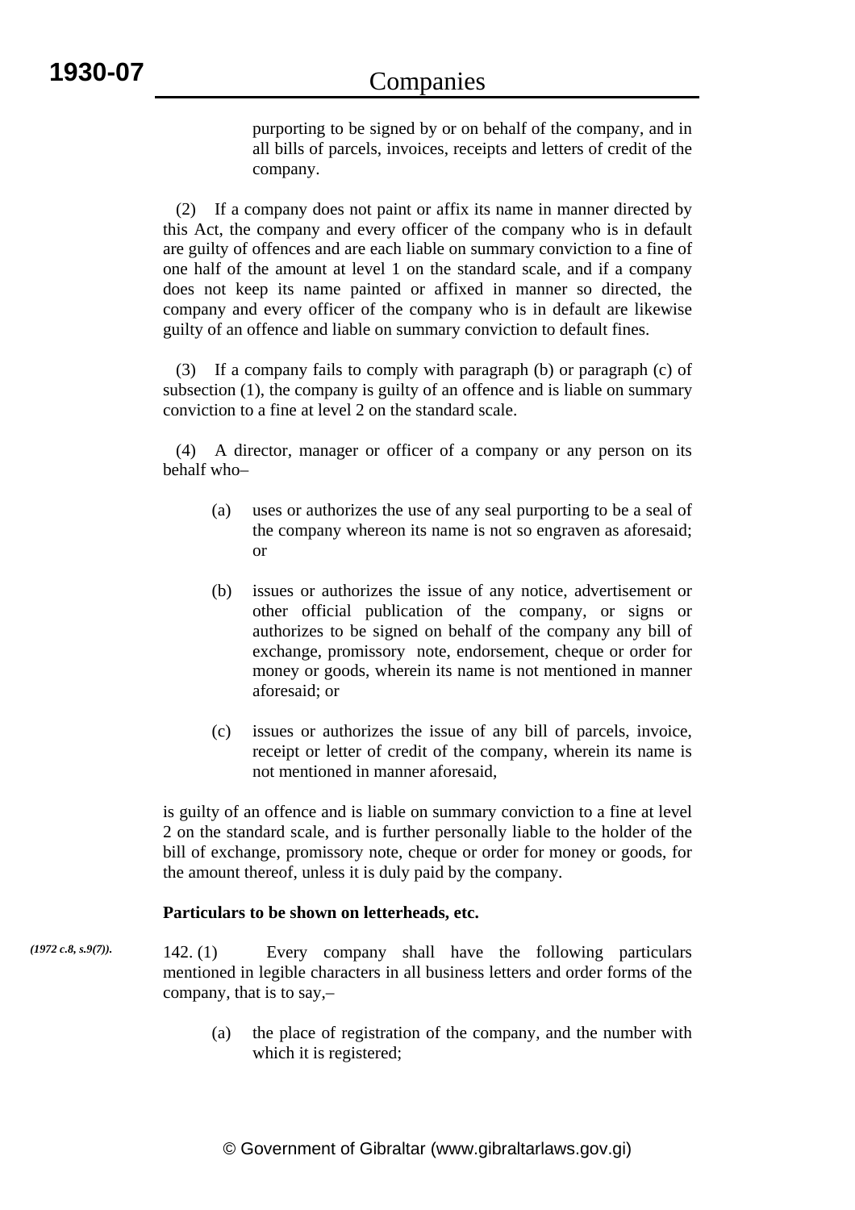purporting to be signed by or on behalf of the company, and in all bills of parcels, invoices, receipts and letters of credit of the company.

(2) If a company does not paint or affix its name in manner directed by this Act, the company and every officer of the company who is in default are guilty of offences and are each liable on summary conviction to a fine of one half of the amount at level 1 on the standard scale, and if a company does not keep its name painted or affixed in manner so directed, the company and every officer of the company who is in default are likewise guilty of an offence and liable on summary conviction to default fines.

(3) If a company fails to comply with paragraph (b) or paragraph (c) of subsection (1), the company is guilty of an offence and is liable on summary conviction to a fine at level 2 on the standard scale.

(4) A director, manager or officer of a company or any person on its behalf who–

(a) uses or authorizes the use of any seal purporting to be a seal of the company whereon its name is not so engraven as aforesaid; or

(b) issues or authorizes the issue of any notice, advertisement or other official publication of the company, or signs or authorizes to be signed on behalf of the company any bill of exchange, promissory note, endorsement, cheque or order for money or goods, wherein its name is not mentioned in manner aforesaid; or

(c) issues or authorizes the issue of any bill of parcels, invoice, receipt or letter of credit of the company, wherein its name is not mentioned in manner aforesaid,

is guilty of an offence and is liable on summary conviction to a fine at level 2 on the standard scale, and is further personally liable to the holder of the bill of exchange, promissory note, cheque or order for money or goods, for the amount thereof, unless it is duly paid by the company.

**Particulars to be shown on letterheads, etc.**

*(1972 c.8, s.9(7)).*

142. (1) Every company shall have the following particulars mentioned in legible characters in all business letters and order forms of the company, that is to say,–

(a) the place of registration of the company, and the number with which it is registered;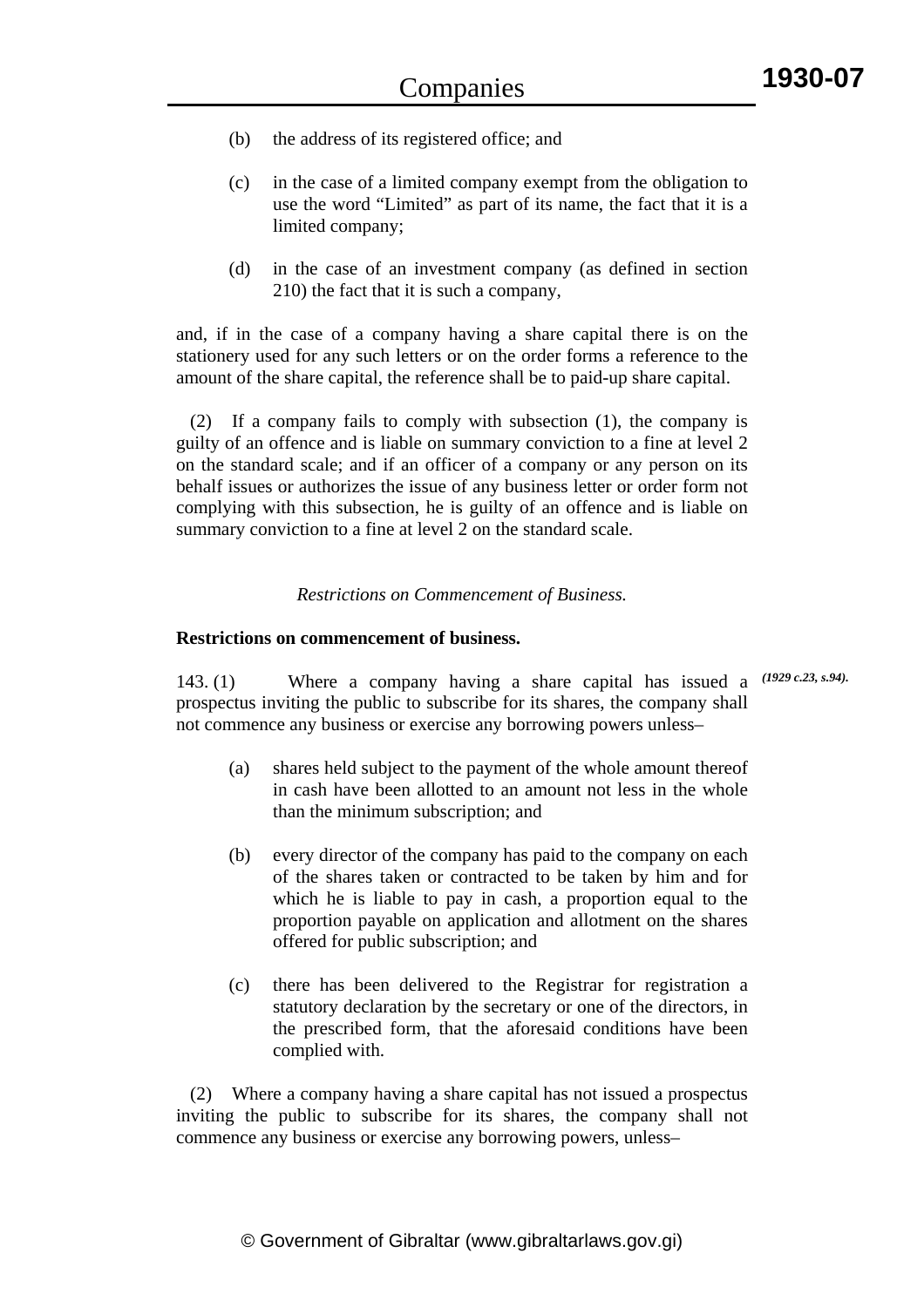(b) the address of its registered office; and

(c) in the case of a limited company exempt from the obligation to use the word “Limited” as part of its name, the fact that it is a limited company;

(d) in the case of an investment company (as defined in section 210) the fact that it is such a company,

and, if in the case of a company having a share capital there is on the stationery used for any such letters or on the order forms a reference to the amount of the share capital, the reference shall be to paid-up share capital.

(2) If a company fails to comply with subsection (1), the company is guilty of an offence and is liable on summary conviction to a fine at level 2 on the standard scale; and if an officer of a company or any person on its behalf issues or authorizes the issue of any business letter or order form not complying with this subsection, he is guilty of an offence and is liable on summary conviction to a fine at level 2 on the standard scale.

*Restrictions on Commencement of Business.*

**Restrictions on commencement of business.**

*(1929 c.23, s.94).*

143. (1) Where a company having a share capital has issued a prospectus inviting the public to subscribe for its shares, the company shall not commence any business or exercise any borrowing powers unless–

(a) shares held subject to the payment of the whole amount thereof in cash have been allotted to an amount not less in the whole than the minimum subscription; and

(b) every director of the company has paid to the company on each of the shares taken or contracted to be taken by him and for which he is liable to pay in cash, a proportion equal to the proportion payable on application and allotment on the shares offered for public subscription; and

(c) there has been delivered to the Registrar for registration a statutory declaration by the secretary or one of the directors, in the prescribed form, that the aforesaid conditions have been complied with.

(2) Where a company having a share capital has not issued a prospectus inviting the public to subscribe for its shares, the company shall not commence any business or exercise any borrowing powers, unless–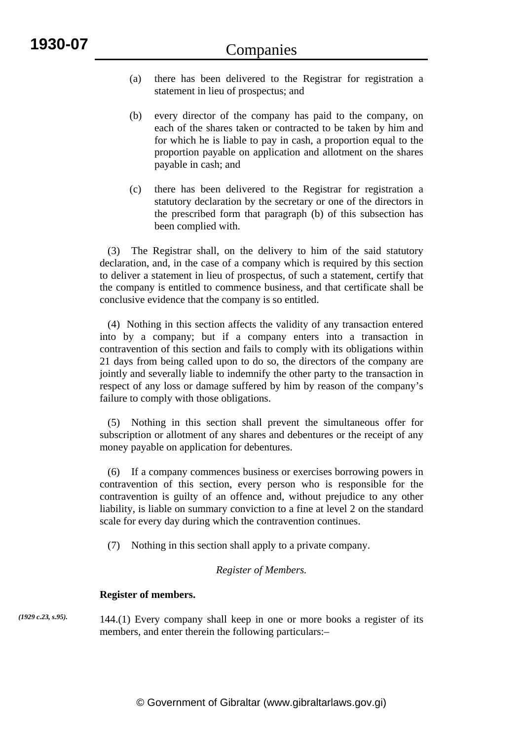(a) there has been delivered to the Registrar for registration a statement in lieu of prospectus; and

(b) every director of the company has paid to the company, on each of the shares taken or contracted to be taken by him and for which he is liable to pay in cash, a proportion equal to the proportion payable on application and allotment on the shares payable in cash; and

(c) there has been delivered to the Registrar for registration a statutory declaration by the secretary or one of the directors in the prescribed form that paragraph (b) of this subsection has been complied with.

(3) The Registrar shall, on the delivery to him of the said statutory declaration, and, in the case of a company which is required by this section to deliver a statement in lieu of prospectus, of such a statement, certify that the company is entitled to commence business, and that certificate shall be conclusive evidence that the company is so entitled.

(4) Nothing in this section affects the validity of any transaction entered into by a company; but if a company enters into a transaction in contravention of this section and fails to comply with its obligations within 21 days from being called upon to do so, the directors of the company are jointly and severally liable to indemnify the other party to the transaction in respect of any loss or damage suffered by him by reason of the company's failure to comply with those obligations.

(5) Nothing in this section shall prevent the simultaneous offer for subscription or allotment of any shares and debentures or the receipt of any money payable on application for debentures.

(6) If a company commences business or exercises borrowing powers in contravention of this section, every person who is responsible for the contravention is guilty of an offence and, without prejudice to any other liability, is liable on summary conviction to a fine at level 2 on the standard scale for every day during which the contravention continues.

(7) Nothing in this section shall apply to a private company.

*Register of Members.*

**Register of members.**

*(1929 c.23, s.95).*

144.(1) Every company shall keep in one or more books a register of its members, and enter therein the following particulars:–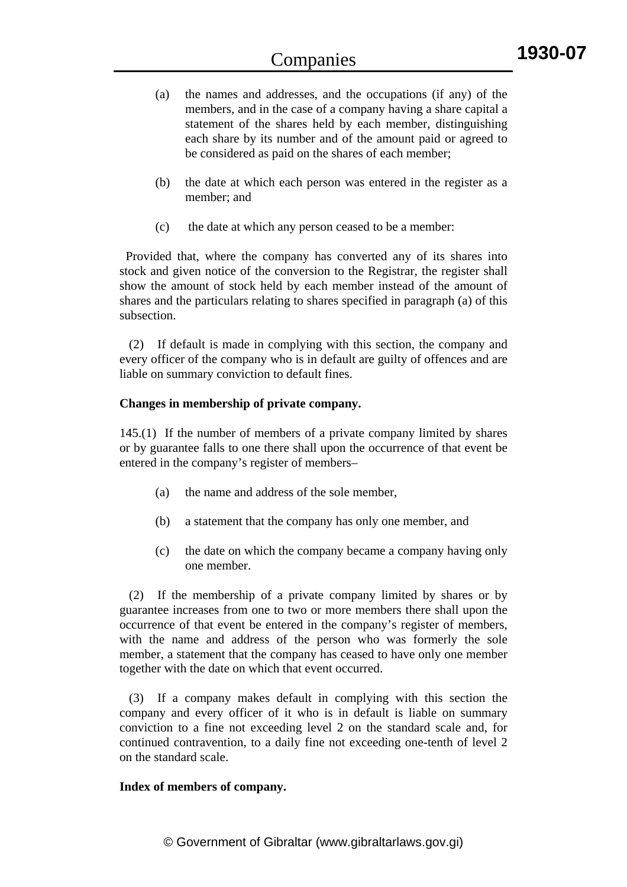(a) the names and addresses, and the occupations (if any) of the members, and in the case of a company having a share capital a statement of the shares held by each member, distinguishing each share by its number and of the amount paid or agreed to be considered as paid on the shares of each member;

(b) the date at which each person was entered in the register as a member; and

(c) the date at which any person ceased to be a member:

Provided that, where the company has converted any of its shares into stock and given notice of the conversion to the Registrar, the register shall show the amount of stock held by each member instead of the amount of shares and the particulars relating to shares specified in paragraph (a) of this subsection.

(2) If default is made in complying with this section, the company and every officer of the company who is in default are guilty of offences and are liable on summary conviction to default fines.

**Changes in membership of private company.**

145.(1) If the number of members of a private company limited by shares or by guarantee falls to one there shall upon the occurrence of that event be entered in the company's register of members–

(a) the name and address of the sole member,

(b) a statement that the company has only one member, and

(c) the date on which the company became a company having only one member.

(2) If the membership of a private company limited by shares or by guarantee increases from one to two or more members there shall upon the occurrence of that event be entered in the company's register of members, with the name and address of the person who was formerly the sole member, a statement that the company has ceased to have only one member together with the date on which that event occurred.

(3) If a company makes default in complying with this section the company and every officer of it who is in default is liable on summary conviction to a fine not exceeding level 2 on the standard scale and, for continued contravention, to a daily fine not exceeding one-tenth of level 2 on the standard scale.

**Index of members of company.**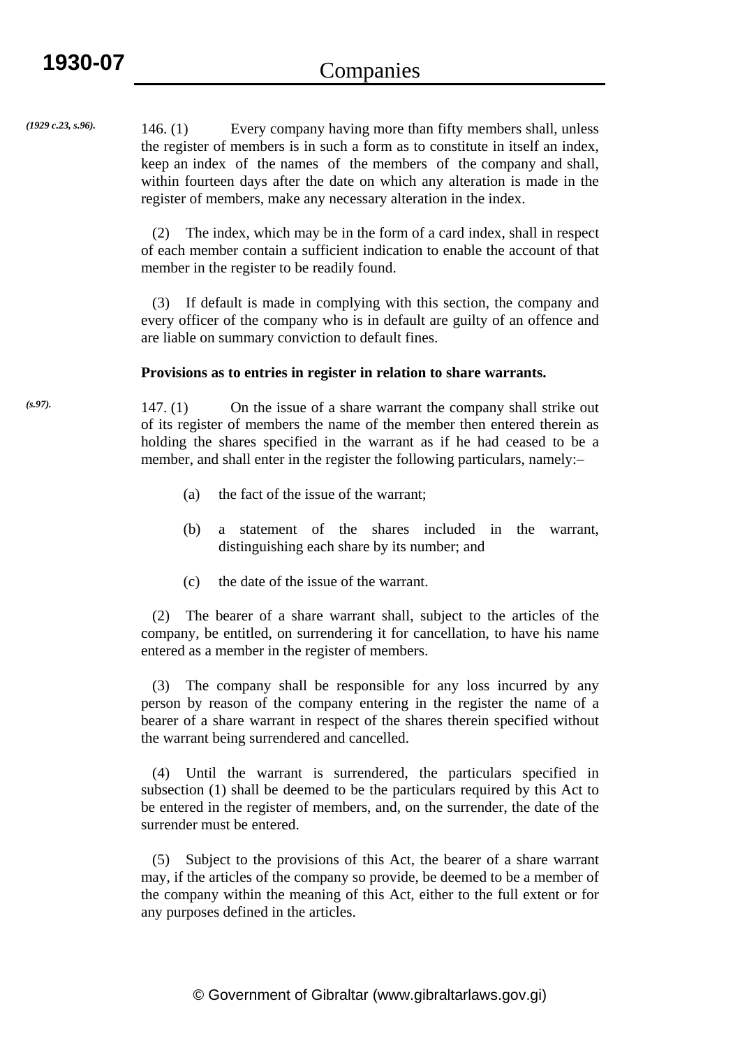*(1929 c.23, s.96).*

146. (1) Every company having more than fifty members shall, unless the register of members is in such a form as to constitute in itself an index, keep an index of the names of the members of the company and shall, within fourteen days after the date on which any alteration is made in the register of members, make any necessary alteration in the index.

(2) The index, which may be in the form of a card index, shall in respect of each member contain a sufficient indication to enable the account of that member in the register to be readily found.

(3) If default is made in complying with this section, the company and every officer of the company who is in default are guilty of an offence and are liable on summary conviction to default fines.

**Provisions as to entries in register in relation to share warrants.**

*(s.97).*

147. (1) On the issue of a share warrant the company shall strike out of its register of members the name of the member then entered therein as holding the shares specified in the warrant as if he had ceased to be a member, and shall enter in the register the following particulars, namely:–

(a) the fact of the issue of the warrant;

(b) a statement of the shares included in the warrant, distinguishing each share by its number; and

(c) the date of the issue of the warrant.

(2) The bearer of a share warrant shall, subject to the articles of the company, be entitled, on surrendering it for cancellation, to have his name entered as a member in the register of members.

(3) The company shall be responsible for any loss incurred by any person by reason of the company entering in the register the name of a bearer of a share warrant in respect of the shares therein specified without the warrant being surrendered and cancelled.

(4) Until the warrant is surrendered, the particulars specified in subsection (1) shall be deemed to be the particulars required by this Act to be entered in the register of members, and, on the surrender, the date of the surrender must be entered.

(5) Subject to the provisions of this Act, the bearer of a share warrant may, if the articles of the company so provide, be deemed to be a member of the company within the meaning of this Act, either to the full extent or for any purposes defined in the articles.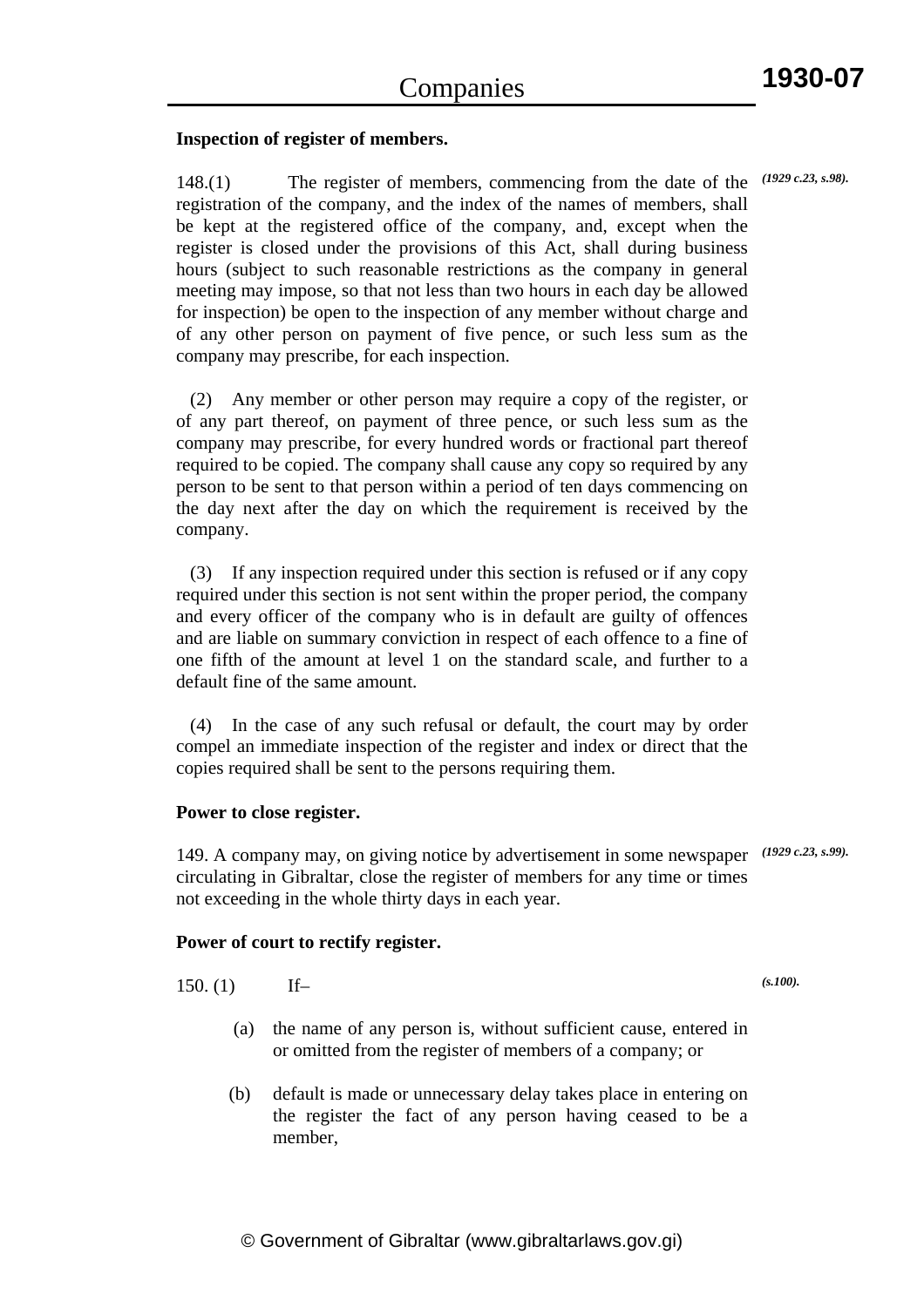**Inspection of register of members.**

148.(1) The register of members, commencing from the date of the registration of the company, and the index of the names of members, shall be kept at the registered office of the company, and, except when the register is closed under the provisions of this Act, shall during business hours (subject to such reasonable restrictions as the company in general meeting may impose, so that not less than two hours in each day be allowed for inspection) be open to the inspection of any member without charge and of any other person on payment of five pence, or such less sum as the company may prescribe, for each inspection.

*(1929 c.23, s.98).*

(2) Any member or other person may require a copy of the register, or of any part thereof, on payment of three pence, or such less sum as the company may prescribe, for every hundred words or fractional part thereof required to be copied. The company shall cause any copy so required by any person to be sent to that person within a period of ten days commencing on the day next after the day on which the requirement is received by the company.

(3) If any inspection required under this section is refused or if any copy required under this section is not sent within the proper period, the company and every officer of the company who is in default are guilty of offences and are liable on summary conviction in respect of each offence to a fine of one fifth of the amount at level 1 on the standard scale, and further to a default fine of the same amount.

(4) In the case of any such refusal or default, the court may by order compel an immediate inspection of the register and index or direct that the copies required shall be sent to the persons requiring them.

**Power to close register.**

149. A company may, on giving notice by advertisement in some newspaper circulating in Gibraltar, close the register of members for any time or times not exceeding in the whole thirty days in each year.

*(1929 c.23, s.99).*

**Power of court to rectify register.**

150. (1) If–

*(s.100).*

(a) the name of any person is, without sufficient cause, entered in or omitted from the register of members of a company; or

(b) default is made or unnecessary delay takes place in entering on the register the fact of any person having ceased to be a member,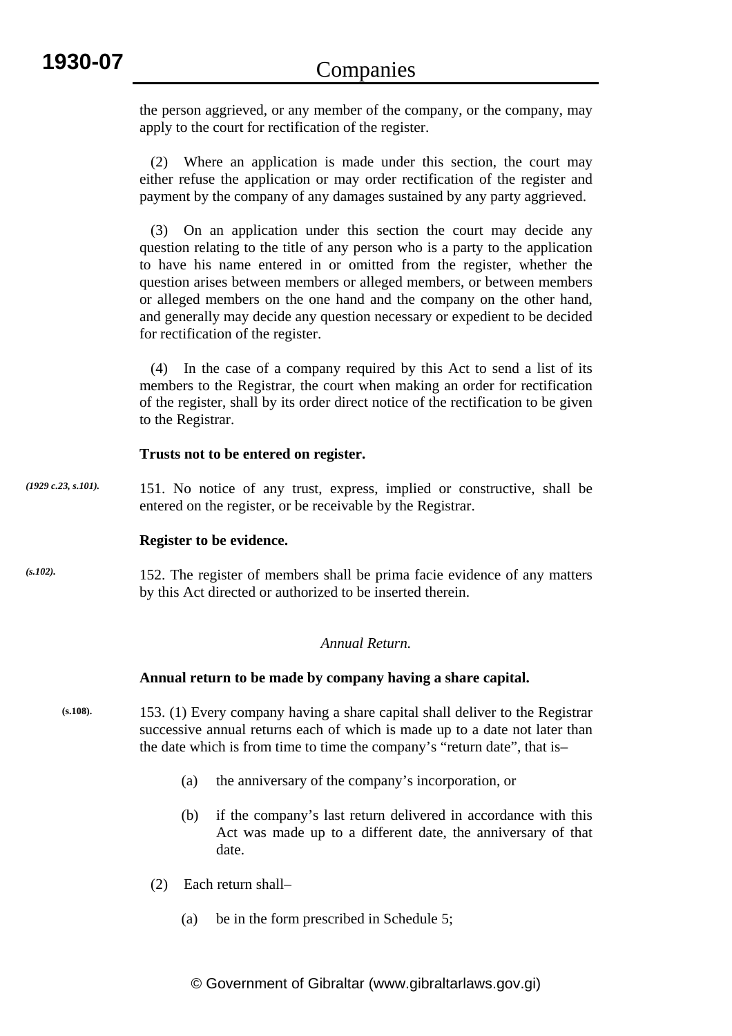the person aggrieved, or any member of the company, or the company, may apply to the court for rectification of the register.

(2) Where an application is made under this section, the court may either refuse the application or may order rectification of the register and payment by the company of any damages sustained by any party aggrieved.

(3) On an application under this section the court may decide any question relating to the title of any person who is a party to the application to have his name entered in or omitted from the register, whether the question arises between members or alleged members, or between members or alleged members on the one hand and the company on the other hand, and generally may decide any question necessary or expedient to be decided for rectification of the register.

(4) In the case of a company required by this Act to send a list of its members to the Registrar, the court when making an order for rectification of the register, shall by its order direct notice of the rectification to be given to the Registrar.

**Trusts not to be entered on register.**

*(1929 c.23, s.101).*

151. No notice of any trust, express, implied or constructive, shall be entered on the register, or be receivable by the Registrar.

**Register to be evidence.**

*(s.102).*

152. The register of members shall be prima facie evidence of any matters by this Act directed or authorized to be inserted therein.

*Annual Return.*

**Annual return to be made by company having a share capital.**

**(s.108).**

153. (1) Every company having a share capital shall deliver to the Registrar successive annual returns each of which is made up to a date not later than the date which is from time to time the company's "return date", that is–

(a) the anniversary of the company's incorporation, or

(b) if the company's last return delivered in accordance with this Act was made up to a different date, the anniversary of that date.

(2) Each return shall–

(a) be in the form prescribed in Schedule 5;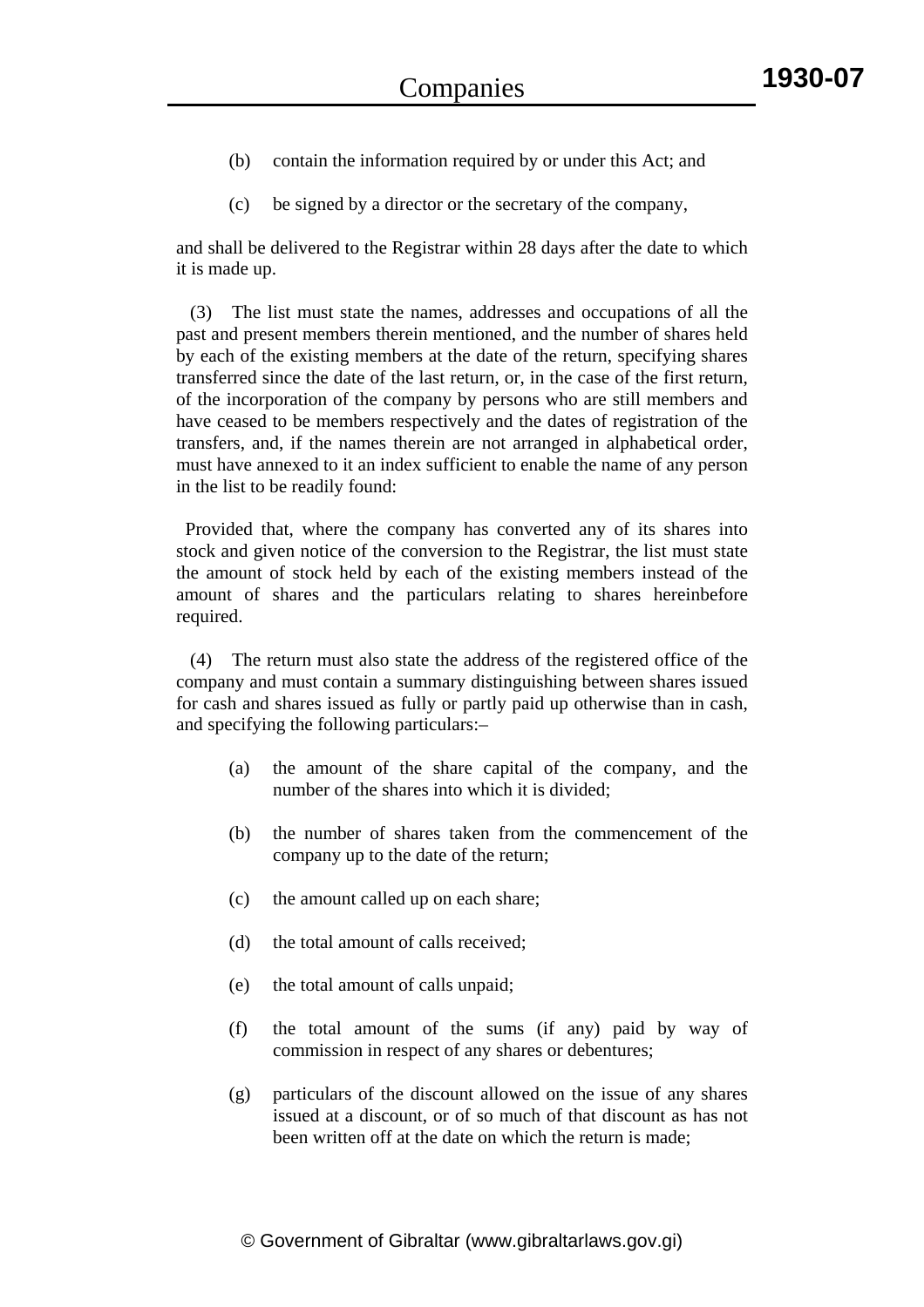(b) contain the information required by or under this Act; and

(c) be signed by a director or the secretary of the company,

and shall be delivered to the Registrar within 28 days after the date to which it is made up.

(3) The list must state the names, addresses and occupations of all the past and present members therein mentioned, and the number of shares held by each of the existing members at the date of the return, specifying shares transferred since the date of the last return, or, in the case of the first return, of the incorporation of the company by persons who are still members and have ceased to be members respectively and the dates of registration of the transfers, and, if the names therein are not arranged in alphabetical order, must have annexed to it an index sufficient to enable the name of any person in the list to be readily found:

Provided that, where the company has converted any of its shares into stock and given notice of the conversion to the Registrar, the list must state the amount of stock held by each of the existing members instead of the amount of shares and the particulars relating to shares hereinbefore required.

(4) The return must also state the address of the registered office of the company and must contain a summary distinguishing between shares issued for cash and shares issued as fully or partly paid up otherwise than in cash, and specifying the following particulars:–

(a) the amount of the share capital of the company, and the number of the shares into which it is divided;

(b) the number of shares taken from the commencement of the company up to the date of the return;

(c) the amount called up on each share;

(d) the total amount of calls received;

(e) the total amount of calls unpaid;

(f) the total amount of the sums (if any) paid by way of commission in respect of any shares or debentures;

(g) particulars of the discount allowed on the issue of any shares issued at a discount, or of so much of that discount as has not been written off at the date on which the return is made;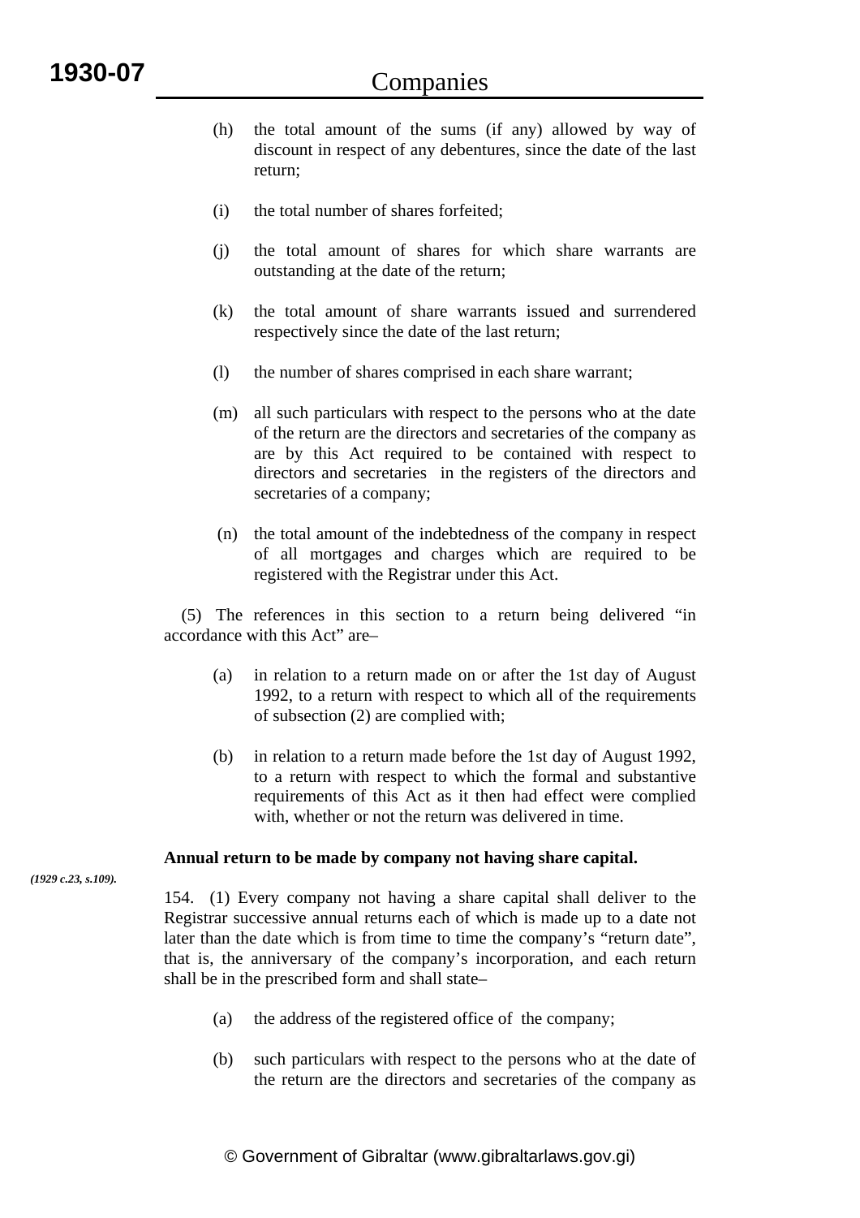(h) the total amount of the sums (if any) allowed by way of discount in respect of any debentures, since the date of the last return;

(i) the total number of shares forfeited;

(j) the total amount of shares for which share warrants are outstanding at the date of the return;

(k) the total amount of share warrants issued and surrendered respectively since the date of the last return;

(l) the number of shares comprised in each share warrant;

(m) all such particulars with respect to the persons who at the date of the return are the directors and secretaries of the company as are by this Act required to be contained with respect to directors and secretaries in the registers of the directors and secretaries of a company;

(n) the total amount of the indebtedness of the company in respect of all mortgages and charges which are required to be registered with the Registrar under this Act.

(5) The references in this section to a return being delivered "in accordance with this Act" are–

(a) in relation to a return made on or after the 1st day of August 1992, to a return with respect to which all of the requirements of subsection (2) are complied with;

(b) in relation to a return made before the 1st day of August 1992, to a return with respect to which the formal and substantive requirements of this Act as it then had effect were complied with, whether or not the return was delivered in time.

**Annual return to be made by company not having share capital.**

*(1929 c.23, s.109).*

154. (1) Every company not having a share capital shall deliver to the Registrar successive annual returns each of which is made up to a date not later than the date which is from time to time the company's "return date", that is, the anniversary of the company's incorporation, and each return shall be in the prescribed form and shall state–

(a) the address of the registered office of the company;

(b) such particulars with respect to the persons who at the date of the return are the directors and secretaries of the company as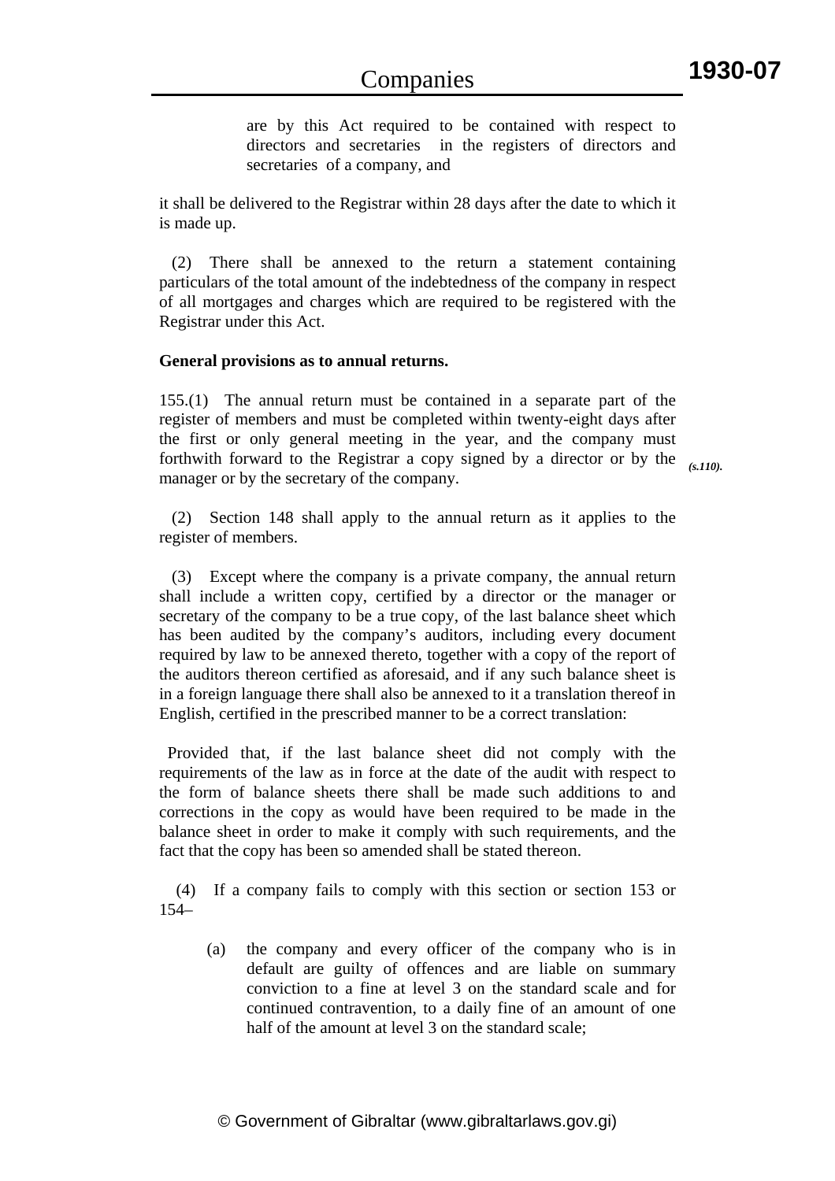are by this Act required to be contained with respect to directors and secretaries in the registers of directors and secretaries of a company, and

it shall be delivered to the Registrar within 28 days after the date to which it is made up.

(2) There shall be annexed to the return a statement containing particulars of the total amount of the indebtedness of the company in respect of all mortgages and charges which are required to be registered with the Registrar under this Act.

**General provisions as to annual returns.**

155.(1) The annual return must be contained in a separate part of the register of members and must be completed within twenty-eight days after the first or only general meeting in the year, and the company must forthwith forward to the Registrar a copy signed by a director or by the manager or by the secretary of the company. *(s.110).*

(2) Section 148 shall apply to the annual return as it applies to the register of members.

(3) Except where the company is a private company, the annual return shall include a written copy, certified by a director or the manager or secretary of the company to be a true copy, of the last balance sheet which has been audited by the company's auditors, including every document required by law to be annexed thereto, together with a copy of the report of the auditors thereon certified as aforesaid, and if any such balance sheet is in a foreign language there shall also be annexed to it a translation thereof in English, certified in the prescribed manner to be a correct translation:

Provided that, if the last balance sheet did not comply with the requirements of the law as in force at the date of the audit with respect to the form of balance sheets there shall be made such additions to and corrections in the copy as would have been required to be made in the balance sheet in order to make it comply with such requirements, and the fact that the copy has been so amended shall be stated thereon.

(4) If a company fails to comply with this section or section 153 or 154–

(a) the company and every officer of the company who is in default are guilty of offences and are liable on summary conviction to a fine at level 3 on the standard scale and for continued contravention, to a daily fine of an amount of one half of the amount at level 3 on the standard scale;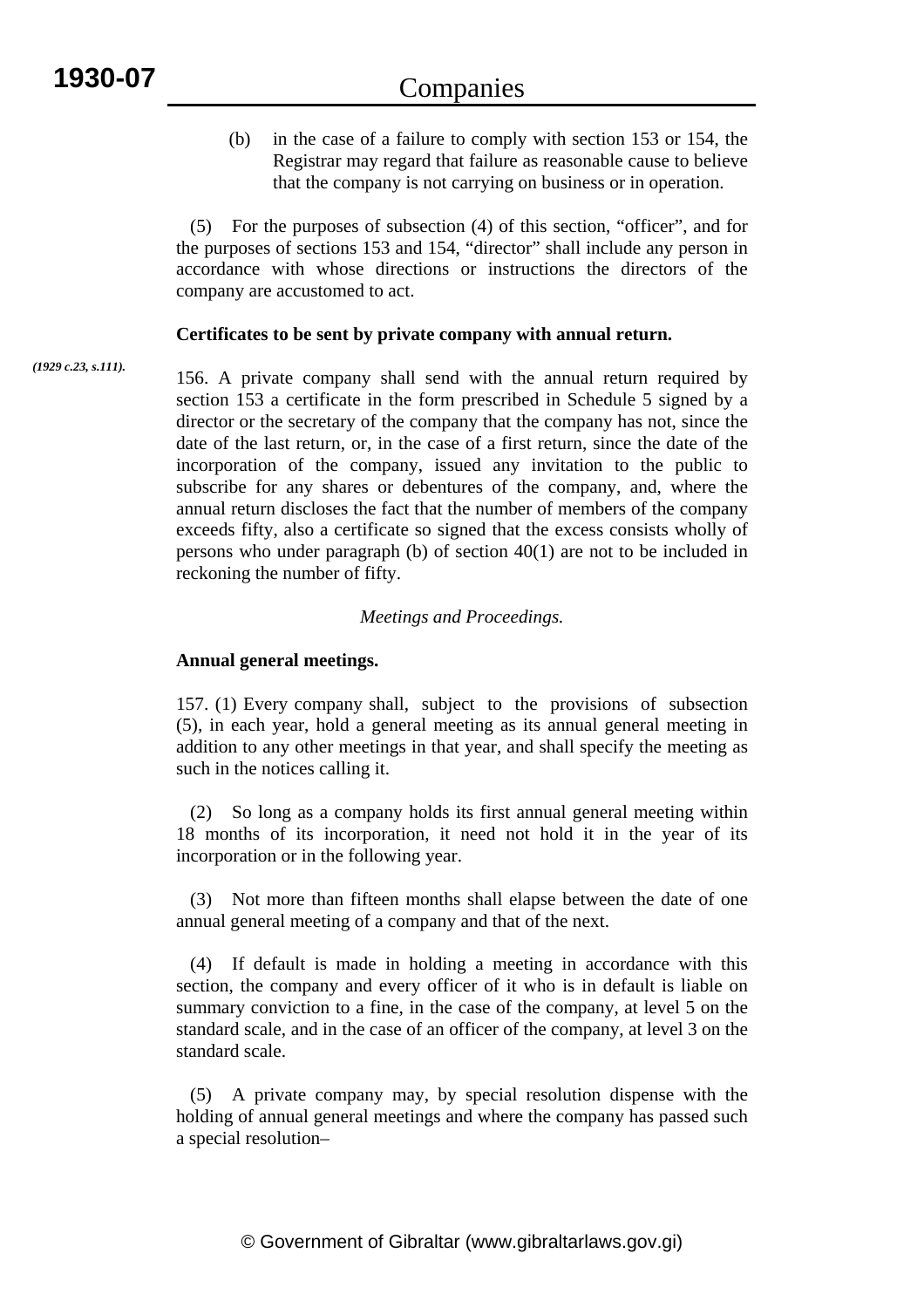(b) in the case of a failure to comply with section 153 or 154, the Registrar may regard that failure as reasonable cause to believe that the company is not carrying on business or in operation.

(5) For the purposes of subsection (4) of this section, "officer", and for the purposes of sections 153 and 154, "director" shall include any person in accordance with whose directions or instructions the directors of the company are accustomed to act.

**Certificates to be sent by private company with annual return.**

*(1929 c.23, s.111).*

156. A private company shall send with the annual return required by section 153 a certificate in the form prescribed in Schedule 5 signed by a director or the secretary of the company that the company has not, since the date of the last return, or, in the case of a first return, since the date of the incorporation of the company, issued any invitation to the public to subscribe for any shares or debentures of the company, and, where the annual return discloses the fact that the number of members of the company exceeds fifty, also a certificate so signed that the excess consists wholly of persons who under paragraph (b) of section 40(1) are not to be included in reckoning the number of fifty.

*Meetings and Proceedings.*

**Annual general meetings.**

157. (1) Every company shall, subject to the provisions of subsection (5), in each year, hold a general meeting as its annual general meeting in addition to any other meetings in that year, and shall specify the meeting as such in the notices calling it.

(2) So long as a company holds its first annual general meeting within 18 months of its incorporation, it need not hold it in the year of its incorporation or in the following year.

(3) Not more than fifteen months shall elapse between the date of one annual general meeting of a company and that of the next.

(4) If default is made in holding a meeting in accordance with this section, the company and every officer of it who is in default is liable on summary conviction to a fine, in the case of the company, at level 5 on the standard scale, and in the case of an officer of the company, at level 3 on the standard scale.

(5) A private company may, by special resolution dispense with the holding of annual general meetings and where the company has passed such a special resolution–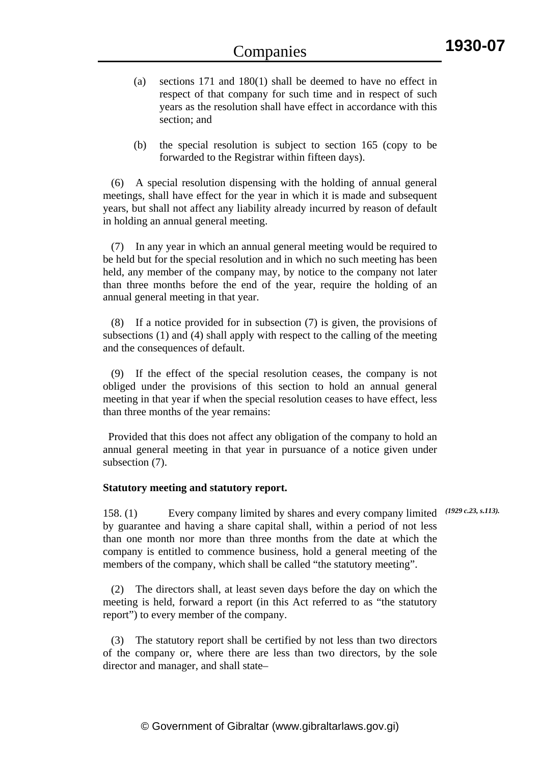(a) sections 171 and 180(1) shall be deemed to have no effect in respect of that company for such time and in respect of such years as the resolution shall have effect in accordance with this section; and

(b) the special resolution is subject to section 165 (copy to be forwarded to the Registrar within fifteen days).

(6) A special resolution dispensing with the holding of annual general meetings, shall have effect for the year in which it is made and subsequent years, but shall not affect any liability already incurred by reason of default in holding an annual general meeting.

(7) In any year in which an annual general meeting would be required to be held but for the special resolution and in which no such meeting has been held, any member of the company may, by notice to the company not later than three months before the end of the year, require the holding of an annual general meeting in that year.

(8) If a notice provided for in subsection (7) is given, the provisions of subsections (1) and (4) shall apply with respect to the calling of the meeting and the consequences of default.

(9) If the effect of the special resolution ceases, the company is not obliged under the provisions of this section to hold an annual general meeting in that year if when the special resolution ceases to have effect, less than three months of the year remains:

Provided that this does not affect any obligation of the company to hold an annual general meeting in that year in pursuance of a notice given under subsection (7).

**Statutory meeting and statutory report.**

*(1929 c.23, s.113).*

158. (1) Every company limited by shares and every company limited by guarantee and having a share capital shall, within a period of not less than one month nor more than three months from the date at which the company is entitled to commence business, hold a general meeting of the members of the company, which shall be called "the statutory meeting".

(2) The directors shall, at least seven days before the day on which the meeting is held, forward a report (in this Act referred to as "the statutory report") to every member of the company.

(3) The statutory report shall be certified by not less than two directors of the company or, where there are less than two directors, by the sole director and manager, and shall state–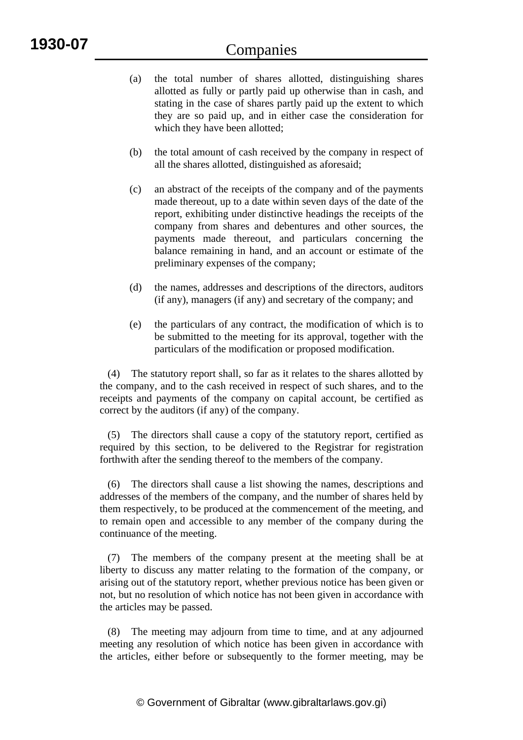(a) the total number of shares allotted, distinguishing shares allotted as fully or partly paid up otherwise than in cash, and stating in the case of shares partly paid up the extent to which they are so paid up, and in either case the consideration for which they have been allotted;

(b) the total amount of cash received by the company in respect of all the shares allotted, distinguished as aforesaid;

(c) an abstract of the receipts of the company and of the payments made thereout, up to a date within seven days of the date of the report, exhibiting under distinctive headings the receipts of the company from shares and debentures and other sources, the payments made thereout, and particulars concerning the balance remaining in hand, and an account or estimate of the preliminary expenses of the company;

(d) the names, addresses and descriptions of the directors, auditors (if any), managers (if any) and secretary of the company; and

(e) the particulars of any contract, the modification of which is to be submitted to the meeting for its approval, together with the particulars of the modification or proposed modification.

(4) The statutory report shall, so far as it relates to the shares allotted by the company, and to the cash received in respect of such shares, and to the receipts and payments of the company on capital account, be certified as correct by the auditors (if any) of the company.

(5) The directors shall cause a copy of the statutory report, certified as required by this section, to be delivered to the Registrar for registration forthwith after the sending thereof to the members of the company.

(6) The directors shall cause a list showing the names, descriptions and addresses of the members of the company, and the number of shares held by them respectively, to be produced at the commencement of the meeting, and to remain open and accessible to any member of the company during the continuance of the meeting.

(7) The members of the company present at the meeting shall be at liberty to discuss any matter relating to the formation of the company, or arising out of the statutory report, whether previous notice has been given or not, but no resolution of which notice has not been given in accordance with the articles may be passed.

(8) The meeting may adjourn from time to time, and at any adjourned meeting any resolution of which notice has been given in accordance with the articles, either before or subsequently to the former meeting, may be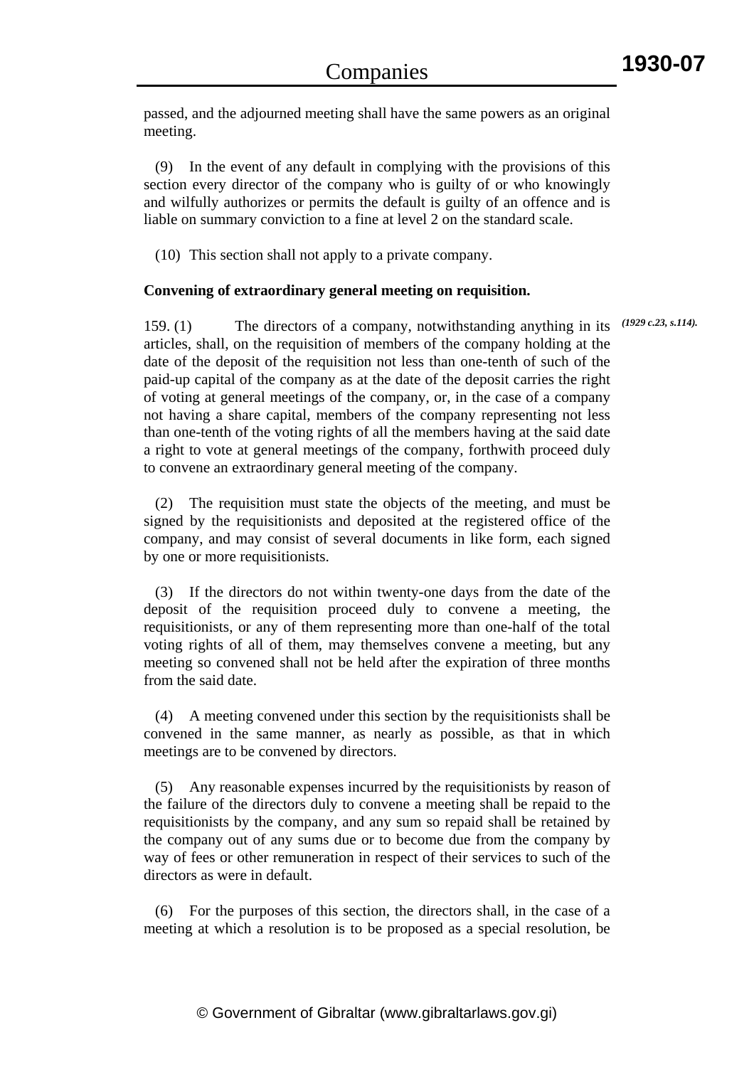passed, and the adjourned meeting shall have the same powers as an original meeting.

(9) In the event of any default in complying with the provisions of this section every director of the company who is guilty of or who knowingly and wilfully authorizes or permits the default is guilty of an offence and is liable on summary conviction to a fine at level 2 on the standard scale.

(10) This section shall not apply to a private company.

**Convening of extraordinary general meeting on requisition.**

159. (1) The directors of a company, notwithstanding anything in its articles, shall, on the requisition of members of the company holding at the date of the deposit of the requisition not less than one-tenth of such of the paid-up capital of the company as at the date of the deposit carries the right of voting at general meetings of the company, or, in the case of a company not having a share capital, members of the company representing not less than one-tenth of the voting rights of all the members having at the said date a right to vote at general meetings of the company, forthwith proceed duly to convene an extraordinary general meeting of the company.

***(1929 c.23, s.114).***

(2) The requisition must state the objects of the meeting, and must be signed by the requisitionists and deposited at the registered office of the company, and may consist of several documents in like form, each signed by one or more requisitionists.

(3) If the directors do not within twenty-one days from the date of the deposit of the requisition proceed duly to convene a meeting, the requisitionists, or any of them representing more than one-half of the total voting rights of all of them, may themselves convene a meeting, but any meeting so convened shall not be held after the expiration of three months from the said date.

(4) A meeting convened under this section by the requisitionists shall be convened in the same manner, as nearly as possible, as that in which meetings are to be convened by directors.

(5) Any reasonable expenses incurred by the requisitionists by reason of the failure of the directors duly to convene a meeting shall be repaid to the requisitionists by the company, and any sum so repaid shall be retained by the company out of any sums due or to become due from the company by way of fees or other remuneration in respect of their services to such of the directors as were in default.

(6) For the purposes of this section, the directors shall, in the case of a meeting at which a resolution is to be proposed as a special resolution, be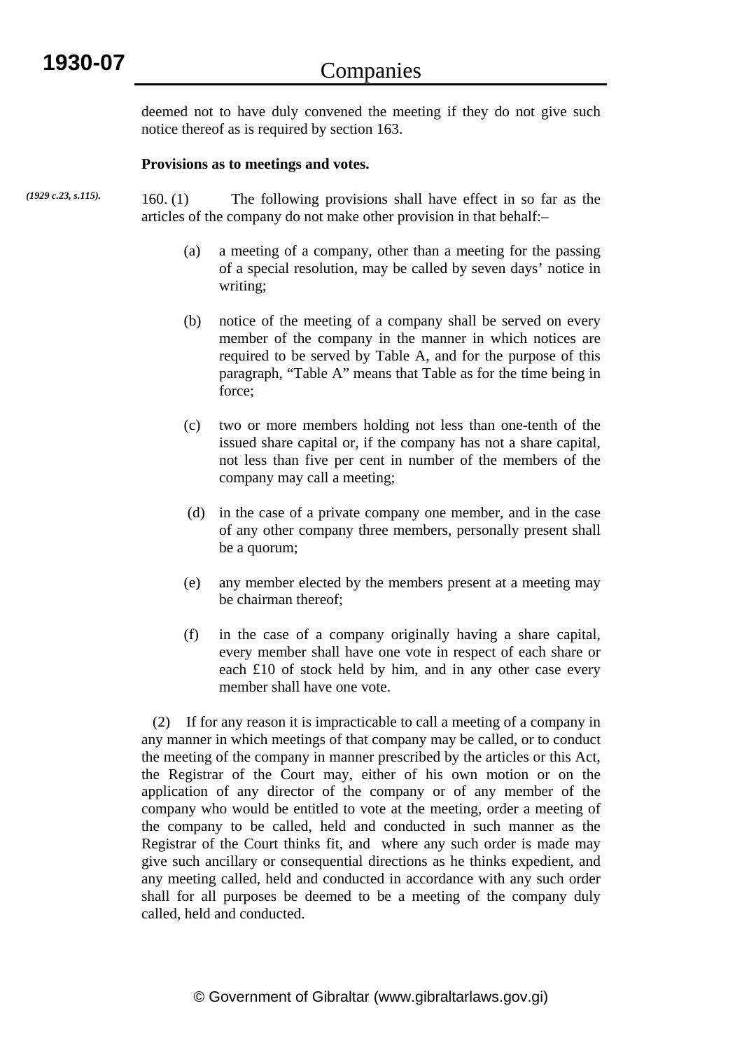deemed not to have duly convened the meeting if they do not give such notice thereof as is required by section 163.

**Provisions as to meetings and votes.**

*(1929 c.23, s.115).*

160. (1) The following provisions shall have effect in so far as the articles of the company do not make other provision in that behalf:–

(a) a meeting of a company, other than a meeting for the passing of a special resolution, may be called by seven days' notice in writing;

(b) notice of the meeting of a company shall be served on every member of the company in the manner in which notices are required to be served by Table A, and for the purpose of this paragraph, "Table A" means that Table as for the time being in force;

(c) two or more members holding not less than one-tenth of the issued share capital or, if the company has not a share capital, not less than five per cent in number of the members of the company may call a meeting;

(d) in the case of a private company one member, and in the case of any other company three members, personally present shall be a quorum;

(e) any member elected by the members present at a meeting may be chairman thereof;

(f) in the case of a company originally having a share capital, every member shall have one vote in respect of each share or each £10 of stock held by him, and in any other case every member shall have one vote.

(2) If for any reason it is impracticable to call a meeting of a company in any manner in which meetings of that company may be called, or to conduct the meeting of the company in manner prescribed by the articles or this Act, the Registrar of the Court may, either of his own motion or on the application of any director of the company or of any member of the company who would be entitled to vote at the meeting, order a meeting of the company to be called, held and conducted in such manner as the Registrar of the Court thinks fit, and where any such order is made may give such ancillary or consequential directions as he thinks expedient, and any meeting called, held and conducted in accordance with any such order shall for all purposes be deemed to be a meeting of the company duly called, held and conducted.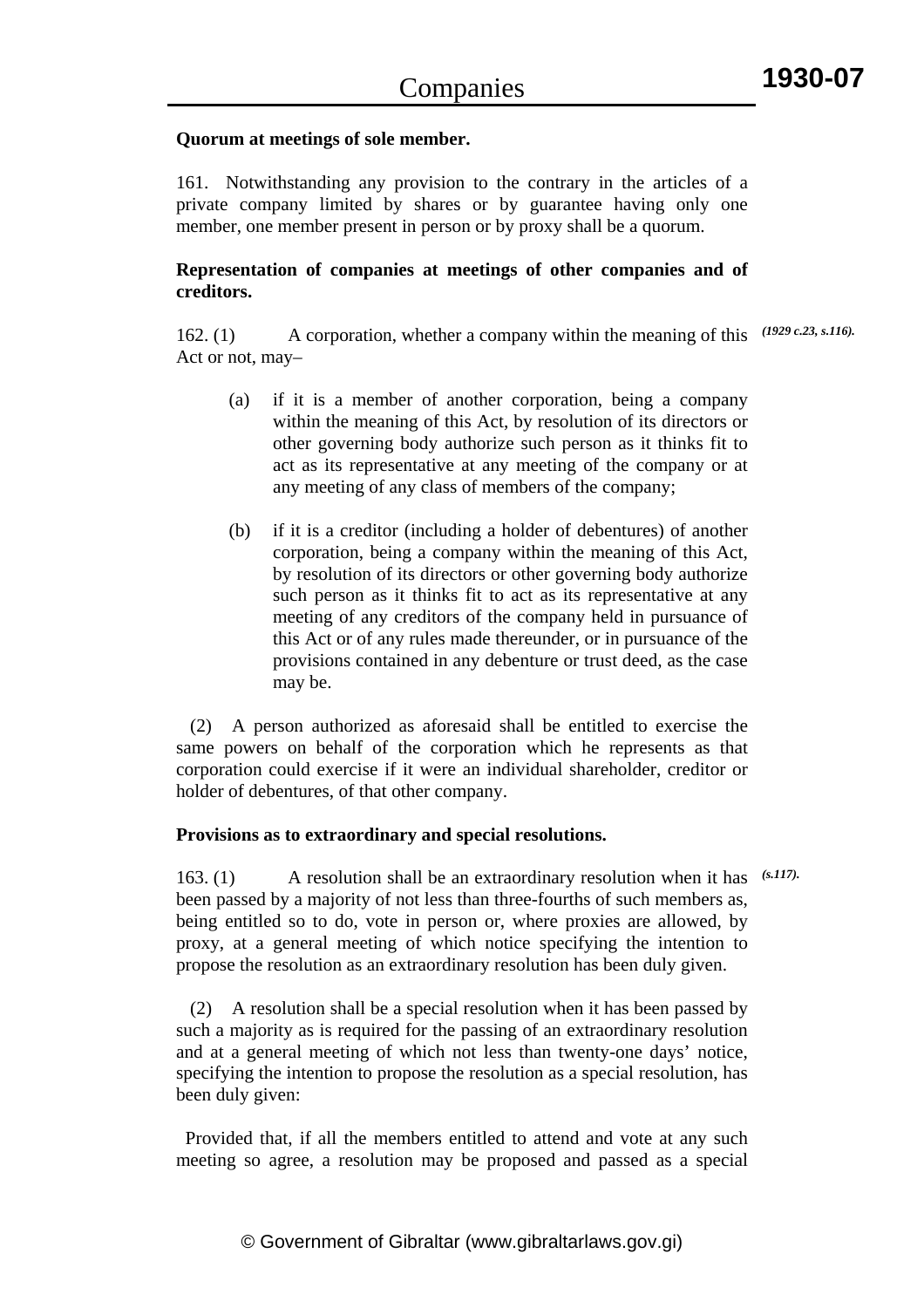**Quorum at meetings of sole member.**

161. Notwithstanding any provision to the contrary in the articles of a private company limited by shares or by guarantee having only one member, one member present in person or by proxy shall be a quorum.

**Representation of companies at meetings of other companies and of creditors.**

162. (1) A corporation, whether a company within the meaning of this Act or not, may– *(1929 c.23, s.116).*

(a) if it is a member of another corporation, being a company within the meaning of this Act, by resolution of its directors or other governing body authorize such person as it thinks fit to act as its representative at any meeting of the company or at any meeting of any class of members of the company;

(b) if it is a creditor (including a holder of debentures) of another corporation, being a company within the meaning of this Act, by resolution of its directors or other governing body authorize such person as it thinks fit to act as its representative at any meeting of any creditors of the company held in pursuance of this Act or of any rules made thereunder, or in pursuance of the provisions contained in any debenture or trust deed, as the case may be.

(2) A person authorized as aforesaid shall be entitled to exercise the same powers on behalf of the corporation which he represents as that corporation could exercise if it were an individual shareholder, creditor or holder of debentures, of that other company.

**Provisions as to extraordinary and special resolutions.**

163. (1) A resolution shall be an extraordinary resolution when it has been passed by a majority of not less than three-fourths of such members as, being entitled so to do, vote in person or, where proxies are allowed, by proxy, at a general meeting of which notice specifying the intention to propose the resolution as an extraordinary resolution has been duly given. *(s.117).*

(2) A resolution shall be a special resolution when it has been passed by such a majority as is required for the passing of an extraordinary resolution and at a general meeting of which not less than twenty-one days' notice, specifying the intention to propose the resolution as a special resolution, has been duly given:

Provided that, if all the members entitled to attend and vote at any such meeting so agree, a resolution may be proposed and passed as a special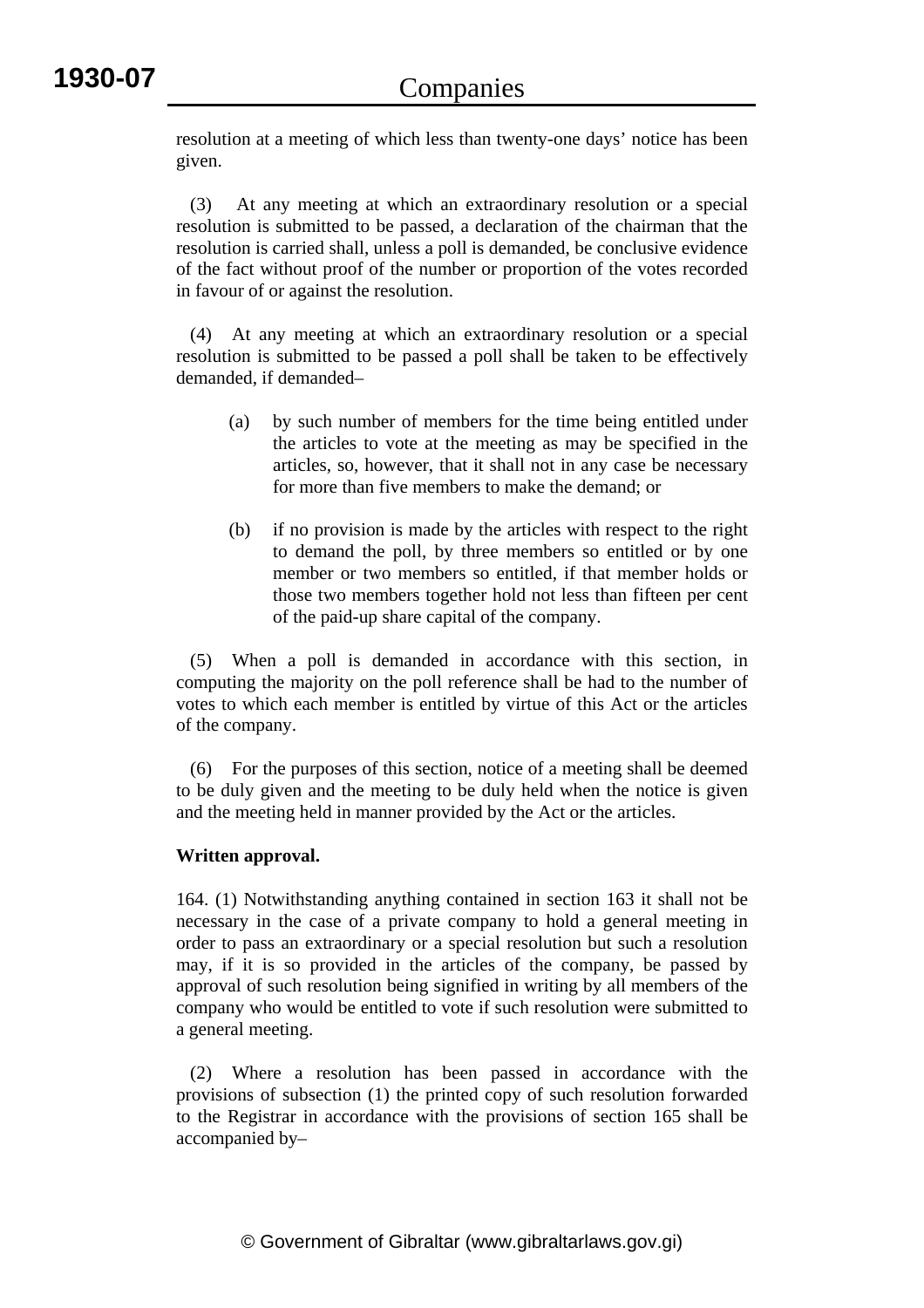resolution at a meeting of which less than twenty-one days' notice has been given.

(3) At any meeting at which an extraordinary resolution or a special resolution is submitted to be passed, a declaration of the chairman that the resolution is carried shall, unless a poll is demanded, be conclusive evidence of the fact without proof of the number or proportion of the votes recorded in favour of or against the resolution.

(4) At any meeting at which an extraordinary resolution or a special resolution is submitted to be passed a poll shall be taken to be effectively demanded, if demanded–

(a) by such number of members for the time being entitled under the articles to vote at the meeting as may be specified in the articles, so, however, that it shall not in any case be necessary for more than five members to make the demand; or

(b) if no provision is made by the articles with respect to the right to demand the poll, by three members so entitled or by one member or two members so entitled, if that member holds or those two members together hold not less than fifteen per cent of the paid-up share capital of the company.

(5) When a poll is demanded in accordance with this section, in computing the majority on the poll reference shall be had to the number of votes to which each member is entitled by virtue of this Act or the articles of the company.

(6) For the purposes of this section, notice of a meeting shall be deemed to be duly given and the meeting to be duly held when the notice is given and the meeting held in manner provided by the Act or the articles.

**Written approval.**

164. (1) Notwithstanding anything contained in section 163 it shall not be necessary in the case of a private company to hold a general meeting in order to pass an extraordinary or a special resolution but such a resolution may, if it is so provided in the articles of the company, be passed by approval of such resolution being signified in writing by all members of the company who would be entitled to vote if such resolution were submitted to a general meeting.

(2) Where a resolution has been passed in accordance with the provisions of subsection (1) the printed copy of such resolution forwarded to the Registrar in accordance with the provisions of section 165 shall be accompanied by–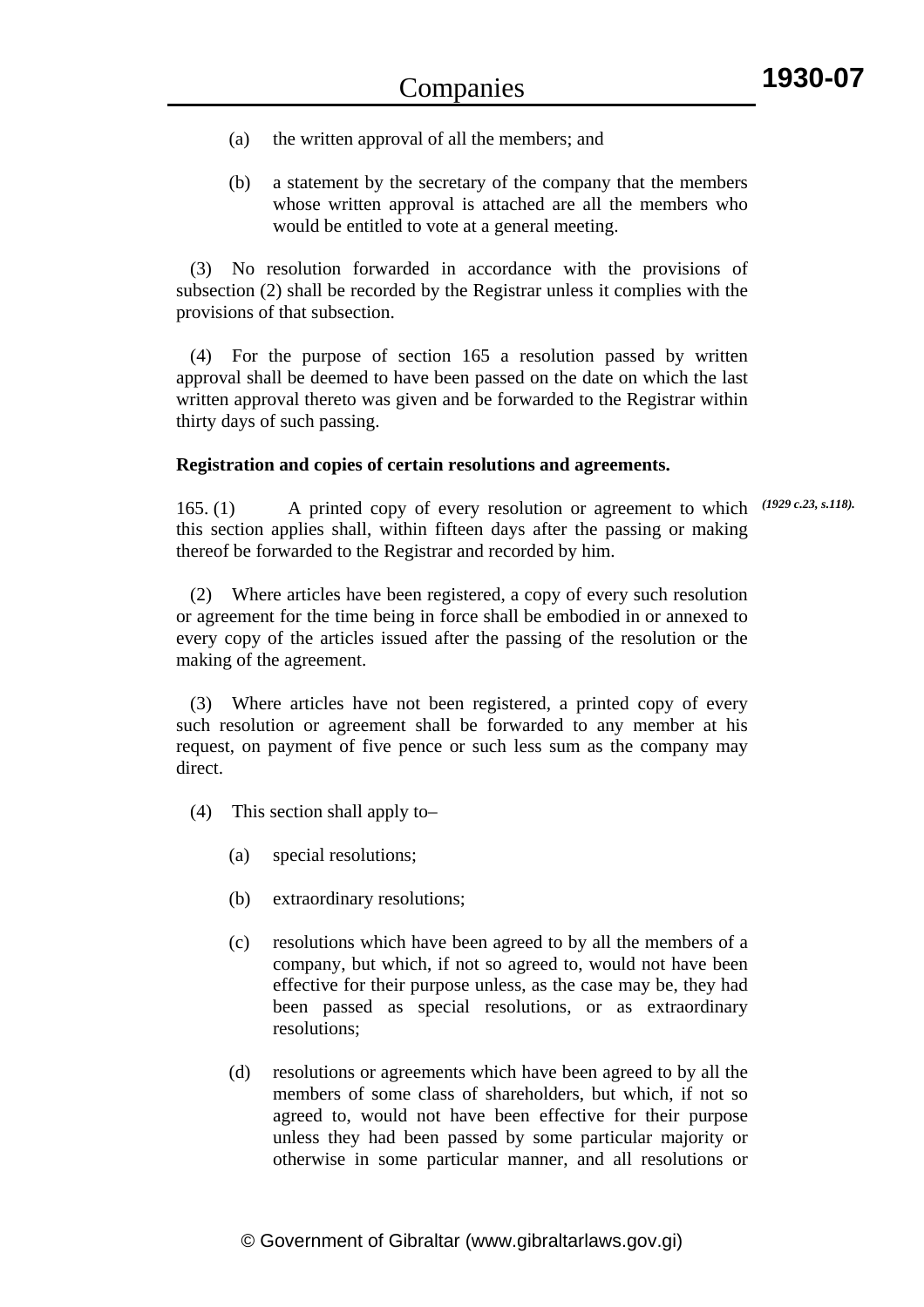(a) the written approval of all the members; and

(b) a statement by the secretary of the company that the members whose written approval is attached are all the members who would be entitled to vote at a general meeting.

(3) No resolution forwarded in accordance with the provisions of subsection (2) shall be recorded by the Registrar unless it complies with the provisions of that subsection.

(4) For the purpose of section 165 a resolution passed by written approval shall be deemed to have been passed on the date on which the last written approval thereto was given and be forwarded to the Registrar within thirty days of such passing.

**Registration and copies of certain resolutions and agreements.**

165. (1) A printed copy of every resolution or agreement to which this section applies shall, within fifteen days after the passing or making thereof be forwarded to the Registrar and recorded by him. ***(1929 c.23, s.118).***

(2) Where articles have been registered, a copy of every such resolution or agreement for the time being in force shall be embodied in or annexed to every copy of the articles issued after the passing of the resolution or the making of the agreement.

(3) Where articles have not been registered, a printed copy of every such resolution or agreement shall be forwarded to any member at his request, on payment of five pence or such less sum as the company may direct.

(4) This section shall apply to–

(a) special resolutions;

(b) extraordinary resolutions;

(c) resolutions which have been agreed to by all the members of a company, but which, if not so agreed to, would not have been effective for their purpose unless, as the case may be, they had been passed as special resolutions, or as extraordinary resolutions;

(d) resolutions or agreements which have been agreed to by all the members of some class of shareholders, but which, if not so agreed to, would not have been effective for their purpose unless they had been passed by some particular majority or otherwise in some particular manner, and all resolutions or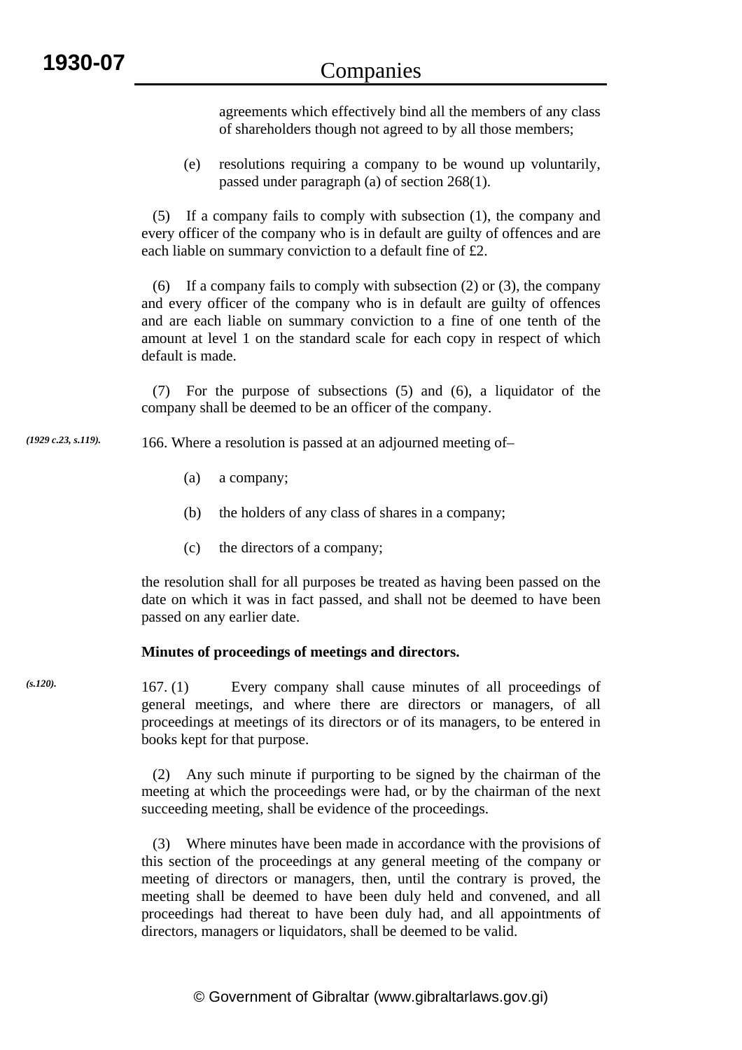agreements which effectively bind all the members of any class of shareholders though not agreed to by all those members;

(e) resolutions requiring a company to be wound up voluntarily, passed under paragraph (a) of section 268(1).

(5) If a company fails to comply with subsection (1), the company and every officer of the company who is in default are guilty of offences and are each liable on summary conviction to a default fine of £2.

(6) If a company fails to comply with subsection (2) or (3), the company and every officer of the company who is in default are guilty of offences and are each liable on summary conviction to a fine of one tenth of the amount at level 1 on the standard scale for each copy in respect of which default is made.

(7) For the purpose of subsections (5) and (6), a liquidator of the company shall be deemed to be an officer of the company.

*(1929 c.23, s.119).*

166. Where a resolution is passed at an adjourned meeting of–

(a) a company;

(b) the holders of any class of shares in a company;

(c) the directors of a company;

the resolution shall for all purposes be treated as having been passed on the date on which it was in fact passed, and shall not be deemed to have been passed on any earlier date.

**Minutes of proceedings of meetings and directors.**

*(s.120).*

167. (1) Every company shall cause minutes of all proceedings of general meetings, and where there are directors or managers, of all proceedings at meetings of its directors or of its managers, to be entered in books kept for that purpose.

(2) Any such minute if purporting to be signed by the chairman of the meeting at which the proceedings were had, or by the chairman of the next succeeding meeting, shall be evidence of the proceedings.

(3) Where minutes have been made in accordance with the provisions of this section of the proceedings at any general meeting of the company or meeting of directors or managers, then, until the contrary is proved, the meeting shall be deemed to have been duly held and convened, and all proceedings had thereat to have been duly had, and all appointments of directors, managers or liquidators, shall be deemed to be valid.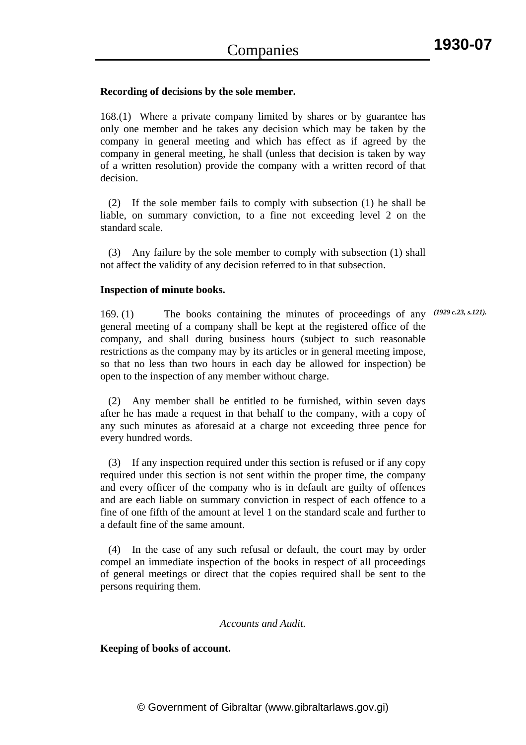**Recording of decisions by the sole member.**

168.(1) Where a private company limited by shares or by guarantee has only one member and he takes any decision which may be taken by the company in general meeting and which has effect as if agreed by the company in general meeting, he shall (unless that decision is taken by way of a written resolution) provide the company with a written record of that decision.

(2) If the sole member fails to comply with subsection (1) he shall be liable, on summary conviction, to a fine not exceeding level 2 on the standard scale.

(3) Any failure by the sole member to comply with subsection (1) shall not affect the validity of any decision referred to in that subsection.

**Inspection of minute books.**

*(1929 c.23, s.121).*

169. (1) The books containing the minutes of proceedings of any general meeting of a company shall be kept at the registered office of the company, and shall during business hours (subject to such reasonable restrictions as the company may by its articles or in general meeting impose, so that no less than two hours in each day be allowed for inspection) be open to the inspection of any member without charge.

(2) Any member shall be entitled to be furnished, within seven days after he has made a request in that behalf to the company, with a copy of any such minutes as aforesaid at a charge not exceeding three pence for every hundred words.

(3) If any inspection required under this section is refused or if any copy required under this section is not sent within the proper time, the company and every officer of the company who is in default are guilty of offences and are each liable on summary conviction in respect of each offence to a fine of one fifth of the amount at level 1 on the standard scale and further to a default fine of the same amount.

(4) In the case of any such refusal or default, the court may by order compel an immediate inspection of the books in respect of all proceedings of general meetings or direct that the copies required shall be sent to the persons requiring them.

*Accounts and Audit.*

**Keeping of books of account.**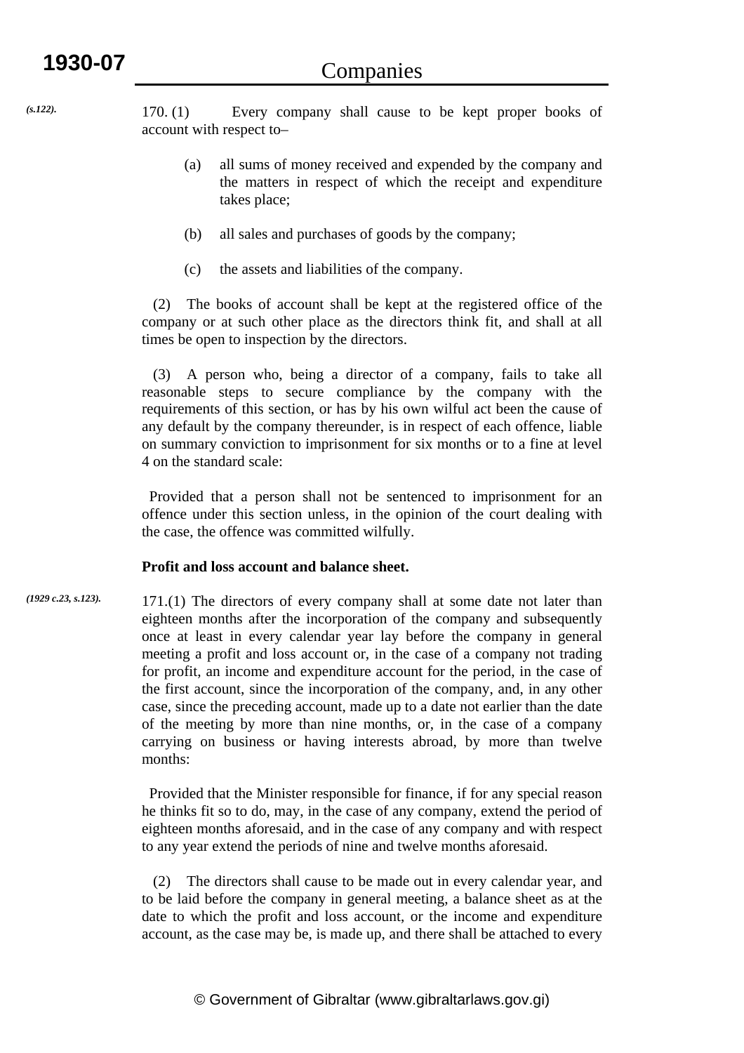(s.122).

170. (1) Every company shall cause to be kept proper books of account with respect to–

(a) all sums of money received and expended by the company and the matters in respect of which the receipt and expenditure takes place;

(b) all sales and purchases of goods by the company;

(c) the assets and liabilities of the company.

(2) The books of account shall be kept at the registered office of the company or at such other place as the directors think fit, and shall at all times be open to inspection by the directors.

(3) A person who, being a director of a company, fails to take all reasonable steps to secure compliance by the company with the requirements of this section, or has by his own wilful act been the cause of any default by the company thereunder, is in respect of each offence, liable on summary conviction to imprisonment for six months or to a fine at level 4 on the standard scale:

Provided that a person shall not be sentenced to imprisonment for an offence under this section unless, in the opinion of the court dealing with the case, the offence was committed wilfully.

**Profit and loss account and balance sheet.**

(1929 c.23, s.123).

171.(1) The directors of every company shall at some date not later than eighteen months after the incorporation of the company and subsequently once at least in every calendar year lay before the company in general meeting a profit and loss account or, in the case of a company not trading for profit, an income and expenditure account for the period, in the case of the first account, since the incorporation of the company, and, in any other case, since the preceding account, made up to a date not earlier than the date of the meeting by more than nine months, or, in the case of a company carrying on business or having interests abroad, by more than twelve months:

Provided that the Minister responsible for finance, if for any special reason he thinks fit so to do, may, in the case of any company, extend the period of eighteen months aforesaid, and in the case of any company and with respect to any year extend the periods of nine and twelve months aforesaid.

(2) The directors shall cause to be made out in every calendar year, and to be laid before the company in general meeting, a balance sheet as at the date to which the profit and loss account, or the income and expenditure account, as the case may be, is made up, and there shall be attached to every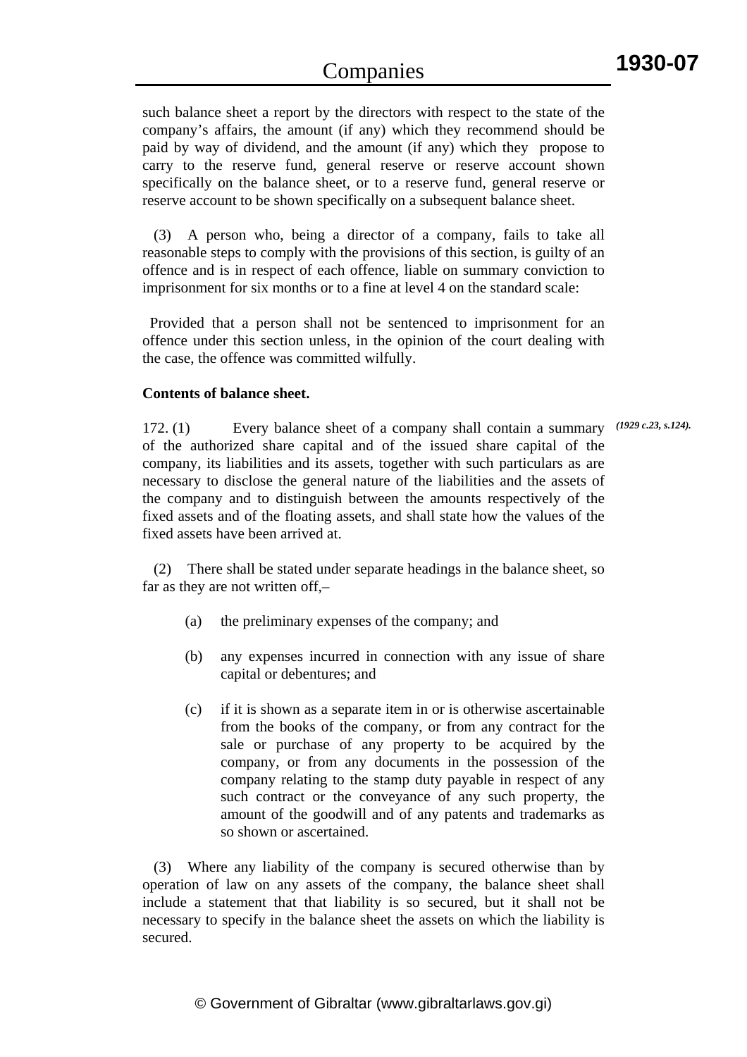such balance sheet a report by the directors with respect to the state of the company's affairs, the amount (if any) which they recommend should be paid by way of dividend, and the amount (if any) which they propose to carry to the reserve fund, general reserve or reserve account shown specifically on the balance sheet, or to a reserve fund, general reserve or reserve account to be shown specifically on a subsequent balance sheet.

(3) A person who, being a director of a company, fails to take all reasonable steps to comply with the provisions of this section, is guilty of an offence and is in respect of each offence, liable on summary conviction to imprisonment for six months or to a fine at level 4 on the standard scale:

Provided that a person shall not be sentenced to imprisonment for an offence under this section unless, in the opinion of the court dealing with the case, the offence was committed wilfully.

**Contents of balance sheet.**

172. (1) Every balance sheet of a company shall contain a summary of the authorized share capital and of the issued share capital of the company, its liabilities and its assets, together with such particulars as are necessary to disclose the general nature of the liabilities and the assets of the company and to distinguish between the amounts respectively of the fixed assets and of the floating assets, and shall state how the values of the fixed assets have been arrived at.

*(1929 c.23, s.124).*

(2) There shall be stated under separate headings in the balance sheet, so far as they are not written off,–

(a) the preliminary expenses of the company; and

(b) any expenses incurred in connection with any issue of share capital or debentures; and

(c) if it is shown as a separate item in or is otherwise ascertainable from the books of the company, or from any contract for the sale or purchase of any property to be acquired by the company, or from any documents in the possession of the company relating to the stamp duty payable in respect of any such contract or the conveyance of any such property, the amount of the goodwill and of any patents and trademarks as so shown or ascertained.

(3) Where any liability of the company is secured otherwise than by operation of law on any assets of the company, the balance sheet shall include a statement that that liability is so secured, but it shall not be necessary to specify in the balance sheet the assets on which the liability is secured.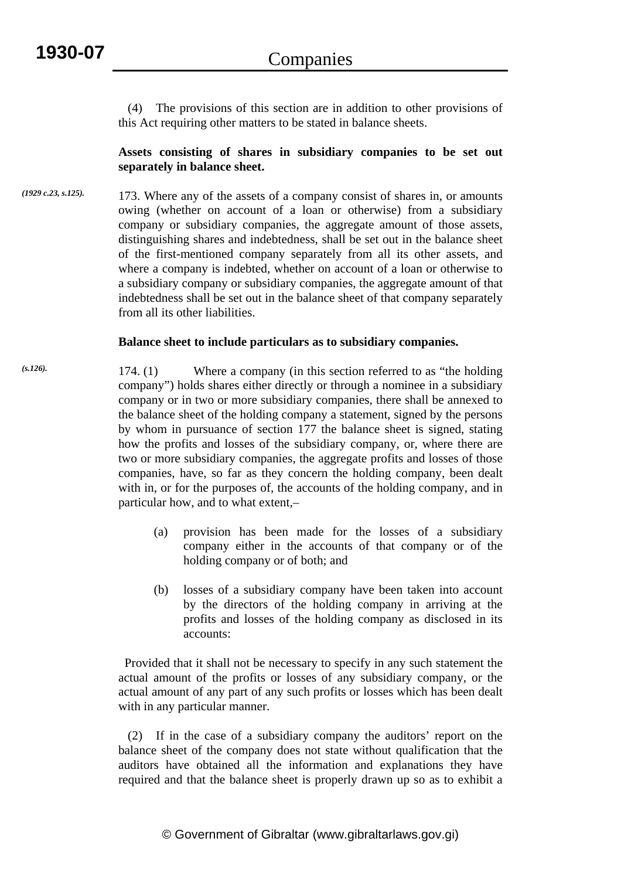(4) The provisions of this section are in addition to other provisions of this Act requiring other matters to be stated in balance sheets.

**Assets consisting of shares in subsidiary companies to be set out separately in balance sheet.**

*(1929 c.23, s.125).*

173. Where any of the assets of a company consist of shares in, or amounts owing (whether on account of a loan or otherwise) from a subsidiary company or subsidiary companies, the aggregate amount of those assets, distinguishing shares and indebtedness, shall be set out in the balance sheet of the first-mentioned company separately from all its other assets, and where a company is indebted, whether on account of a loan or otherwise to a subsidiary company or subsidiary companies, the aggregate amount of that indebtedness shall be set out in the balance sheet of that company separately from all its other liabilities.

**Balance sheet to include particulars as to subsidiary companies.**

*(s.126).*

174. (1) Where a company (in this section referred to as "the holding company") holds shares either directly or through a nominee in a subsidiary company or in two or more subsidiary companies, there shall be annexed to the balance sheet of the holding company a statement, signed by the persons by whom in pursuance of section 177 the balance sheet is signed, stating how the profits and losses of the subsidiary company, or, where there are two or more subsidiary companies, the aggregate profits and losses of those companies, have, so far as they concern the holding company, been dealt with in, or for the purposes of, the accounts of the holding company, and in particular how, and to what extent,–

(a) provision has been made for the losses of a subsidiary company either in the accounts of that company or of the holding company or of both; and

(b) losses of a subsidiary company have been taken into account by the directors of the holding company in arriving at the profits and losses of the holding company as disclosed in its accounts:

Provided that it shall not be necessary to specify in any such statement the actual amount of the profits or losses of any subsidiary company, or the actual amount of any part of any such profits or losses which has been dealt with in any particular manner.

(2) If in the case of a subsidiary company the auditors' report on the balance sheet of the company does not state without qualification that the auditors have obtained all the information and explanations they have required and that the balance sheet is properly drawn up so as to exhibit a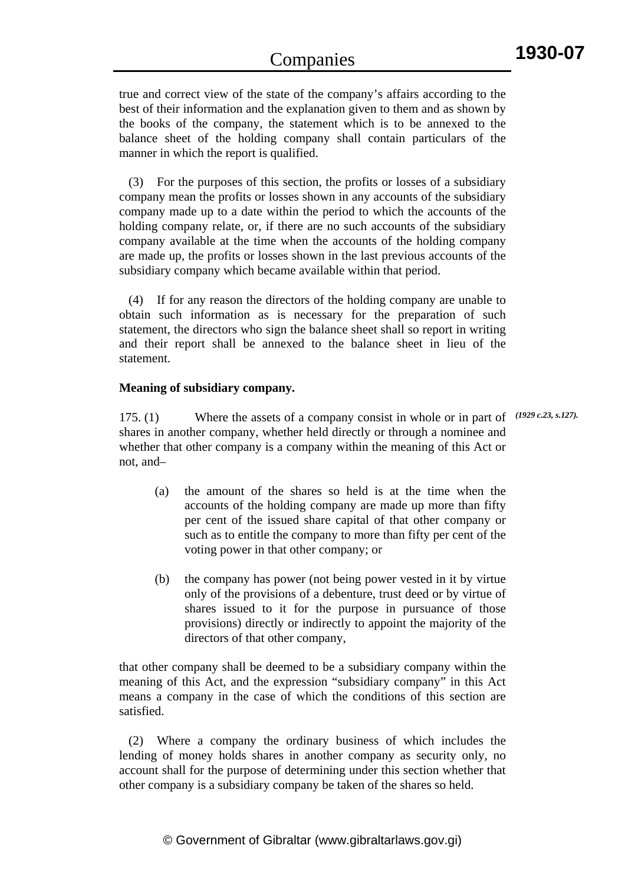true and correct view of the state of the company's affairs according to the best of their information and the explanation given to them and as shown by the books of the company, the statement which is to be annexed to the balance sheet of the holding company shall contain particulars of the manner in which the report is qualified.

(3) For the purposes of this section, the profits or losses of a subsidiary company mean the profits or losses shown in any accounts of the subsidiary company made up to a date within the period to which the accounts of the holding company relate, or, if there are no such accounts of the subsidiary company available at the time when the accounts of the holding company are made up, the profits or losses shown in the last previous accounts of the subsidiary company which became available within that period.

(4) If for any reason the directors of the holding company are unable to obtain such information as is necessary for the preparation of such statement, the directors who sign the balance sheet shall so report in writing and their report shall be annexed to the balance sheet in lieu of the statement.

**Meaning of subsidiary company.**

175. (1) Where the assets of a company consist in whole or in part of shares in another company, whether held directly or through a nominee and whether that other company is a company within the meaning of this Act or not, and– *(1929 c.23, s.127).*

(a) the amount of the shares so held is at the time when the accounts of the holding company are made up more than fifty per cent of the issued share capital of that other company or such as to entitle the company to more than fifty per cent of the voting power in that other company; or

(b) the company has power (not being power vested in it by virtue only of the provisions of a debenture, trust deed or by virtue of shares issued to it for the purpose in pursuance of those provisions) directly or indirectly to appoint the majority of the directors of that other company,

that other company shall be deemed to be a subsidiary company within the meaning of this Act, and the expression "subsidiary company" in this Act means a company in the case of which the conditions of this section are satisfied.

(2) Where a company the ordinary business of which includes the lending of money holds shares in another company as security only, no account shall for the purpose of determining under this section whether that other company is a subsidiary company be taken of the shares so held.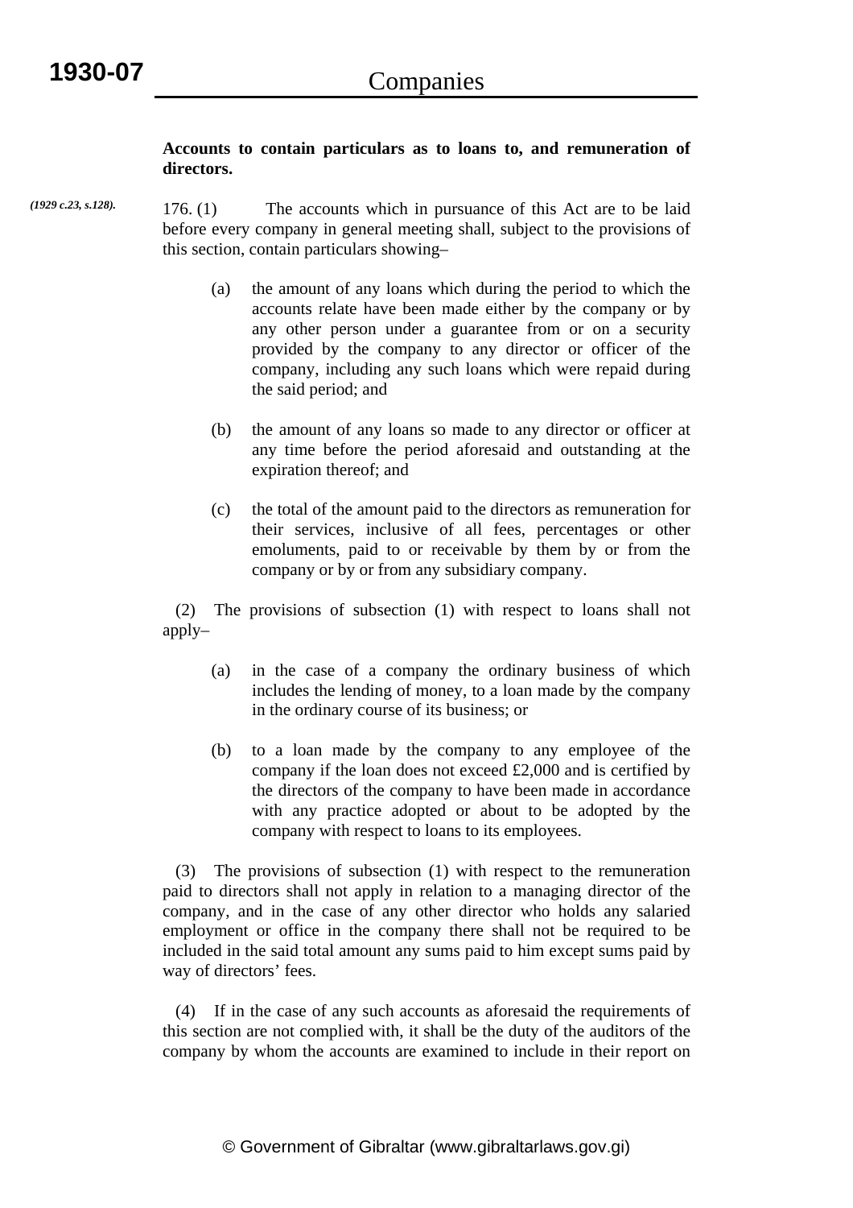**Accounts to contain particulars as to loans to, and remuneration of directors.**

*(1929 c.23, s.128).*

176. (1) The accounts which in pursuance of this Act are to be laid before every company in general meeting shall, subject to the provisions of this section, contain particulars showing–

(a) the amount of any loans which during the period to which the accounts relate have been made either by the company or by any other person under a guarantee from or on a security provided by the company to any director or officer of the company, including any such loans which were repaid during the said period; and

(b) the amount of any loans so made to any director or officer at any time before the period aforesaid and outstanding at the expiration thereof; and

(c) the total of the amount paid to the directors as remuneration for their services, inclusive of all fees, percentages or other emoluments, paid to or receivable by them by or from the company or by or from any subsidiary company.

(2) The provisions of subsection (1) with respect to loans shall not apply–

(a) in the case of a company the ordinary business of which includes the lending of money, to a loan made by the company in the ordinary course of its business; or

(b) to a loan made by the company to any employee of the company if the loan does not exceed £2,000 and is certified by the directors of the company to have been made in accordance with any practice adopted or about to be adopted by the company with respect to loans to its employees.

(3) The provisions of subsection (1) with respect to the remuneration paid to directors shall not apply in relation to a managing director of the company, and in the case of any other director who holds any salaried employment or office in the company there shall not be required to be included in the said total amount any sums paid to him except sums paid by way of directors' fees.

(4) If in the case of any such accounts as aforesaid the requirements of this section are not complied with, it shall be the duty of the auditors of the company by whom the accounts are examined to include in their report on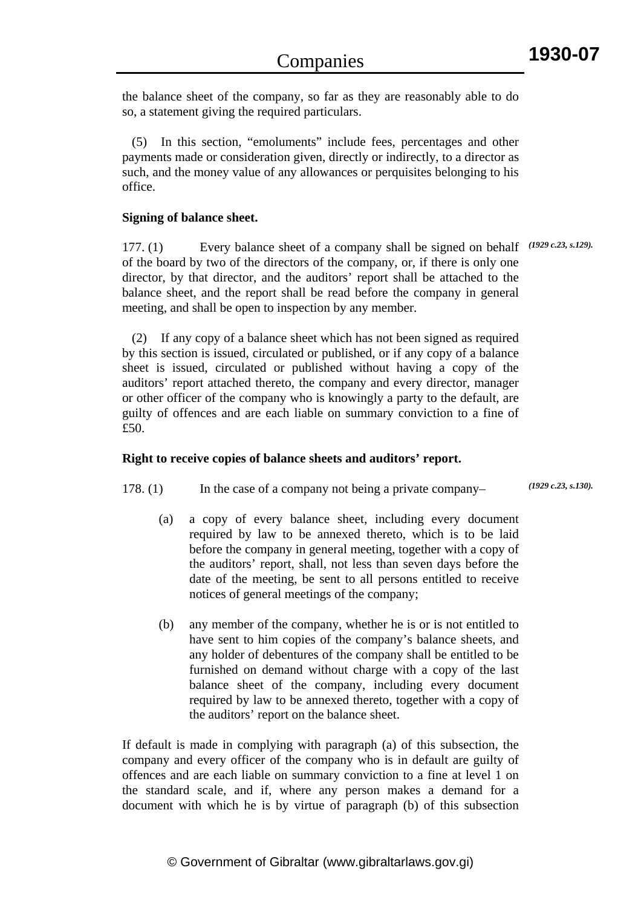the balance sheet of the company, so far as they are reasonably able to do so, a statement giving the required particulars.

(5) In this section, "emoluments" include fees, percentages and other payments made or consideration given, directly or indirectly, to a director as such, and the money value of any allowances or perquisites belonging to his office.

**Signing of balance sheet.**

177. (1) Every balance sheet of a company shall be signed on behalf of the board by two of the directors of the company, or, if there is only one director, by that director, and the auditors' report shall be attached to the balance sheet, and the report shall be read before the company in general meeting, and shall be open to inspection by any member.

*(1929 c.23, s.129).*

(2) If any copy of a balance sheet which has not been signed as required by this section is issued, circulated or published, or if any copy of a balance sheet is issued, circulated or published without having a copy of the auditors' report attached thereto, the company and every director, manager or other officer of the company who is knowingly a party to the default, are guilty of offences and are each liable on summary conviction to a fine of £50.

**Right to receive copies of balance sheets and auditors' report.**

178. (1) In the case of a company not being a private company–

*(1929 c.23, s.130).*

(a) a copy of every balance sheet, including every document required by law to be annexed thereto, which is to be laid before the company in general meeting, together with a copy of the auditors' report, shall, not less than seven days before the date of the meeting, be sent to all persons entitled to receive notices of general meetings of the company;

(b) any member of the company, whether he is or is not entitled to have sent to him copies of the company's balance sheets, and any holder of debentures of the company shall be entitled to be furnished on demand without charge with a copy of the last balance sheet of the company, including every document required by law to be annexed thereto, together with a copy of the auditors' report on the balance sheet.

If default is made in complying with paragraph (a) of this subsection, the company and every officer of the company who is in default are guilty of offences and are each liable on summary conviction to a fine at level 1 on the standard scale, and if, where any person makes a demand for a document with which he is by virtue of paragraph (b) of this subsection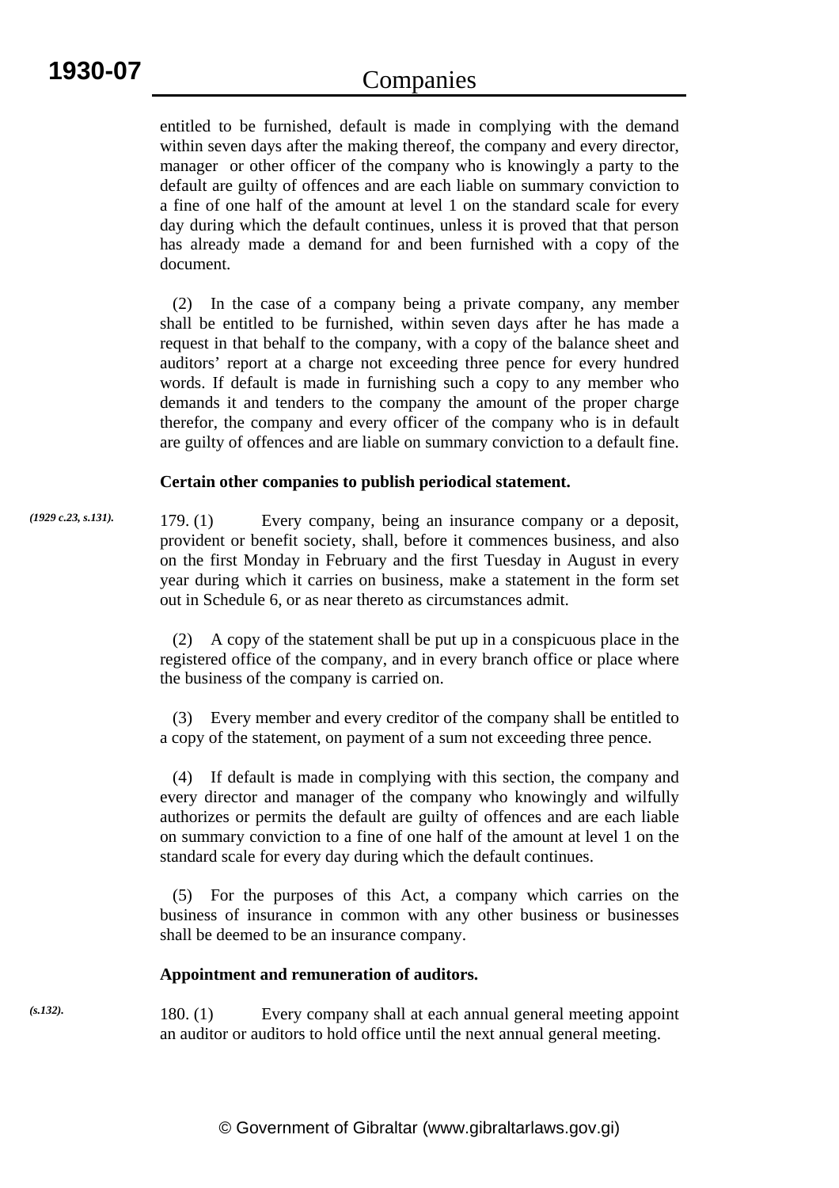entitled to be furnished, default is made in complying with the demand within seven days after the making thereof, the company and every director, manager or other officer of the company who is knowingly a party to the default are guilty of offences and are each liable on summary conviction to a fine of one half of the amount at level 1 on the standard scale for every day during which the default continues, unless it is proved that that person has already made a demand for and been furnished with a copy of the document.

(2) In the case of a company being a private company, any member shall be entitled to be furnished, within seven days after he has made a request in that behalf to the company, with a copy of the balance sheet and auditors' report at a charge not exceeding three pence for every hundred words. If default is made in furnishing such a copy to any member who demands it and tenders to the company the amount of the proper charge therefor, the company and every officer of the company who is in default are guilty of offences and are liable on summary conviction to a default fine.

**Certain other companies to publish periodical statement.**

*(1929 c.23, s.131).*

179. (1) Every company, being an insurance company or a deposit, provident or benefit society, shall, before it commences business, and also on the first Monday in February and the first Tuesday in August in every year during which it carries on business, make a statement in the form set out in Schedule 6, or as near thereto as circumstances admit.

(2) A copy of the statement shall be put up in a conspicuous place in the registered office of the company, and in every branch office or place where the business of the company is carried on.

(3) Every member and every creditor of the company shall be entitled to a copy of the statement, on payment of a sum not exceeding three pence.

(4) If default is made in complying with this section, the company and every director and manager of the company who knowingly and wilfully authorizes or permits the default are guilty of offences and are each liable on summary conviction to a fine of one half of the amount at level 1 on the standard scale for every day during which the default continues.

(5) For the purposes of this Act, a company which carries on the business of insurance in common with any other business or businesses shall be deemed to be an insurance company.

**Appointment and remuneration of auditors.**

*(s.132).*

180. (1) Every company shall at each annual general meeting appoint an auditor or auditors to hold office until the next annual general meeting.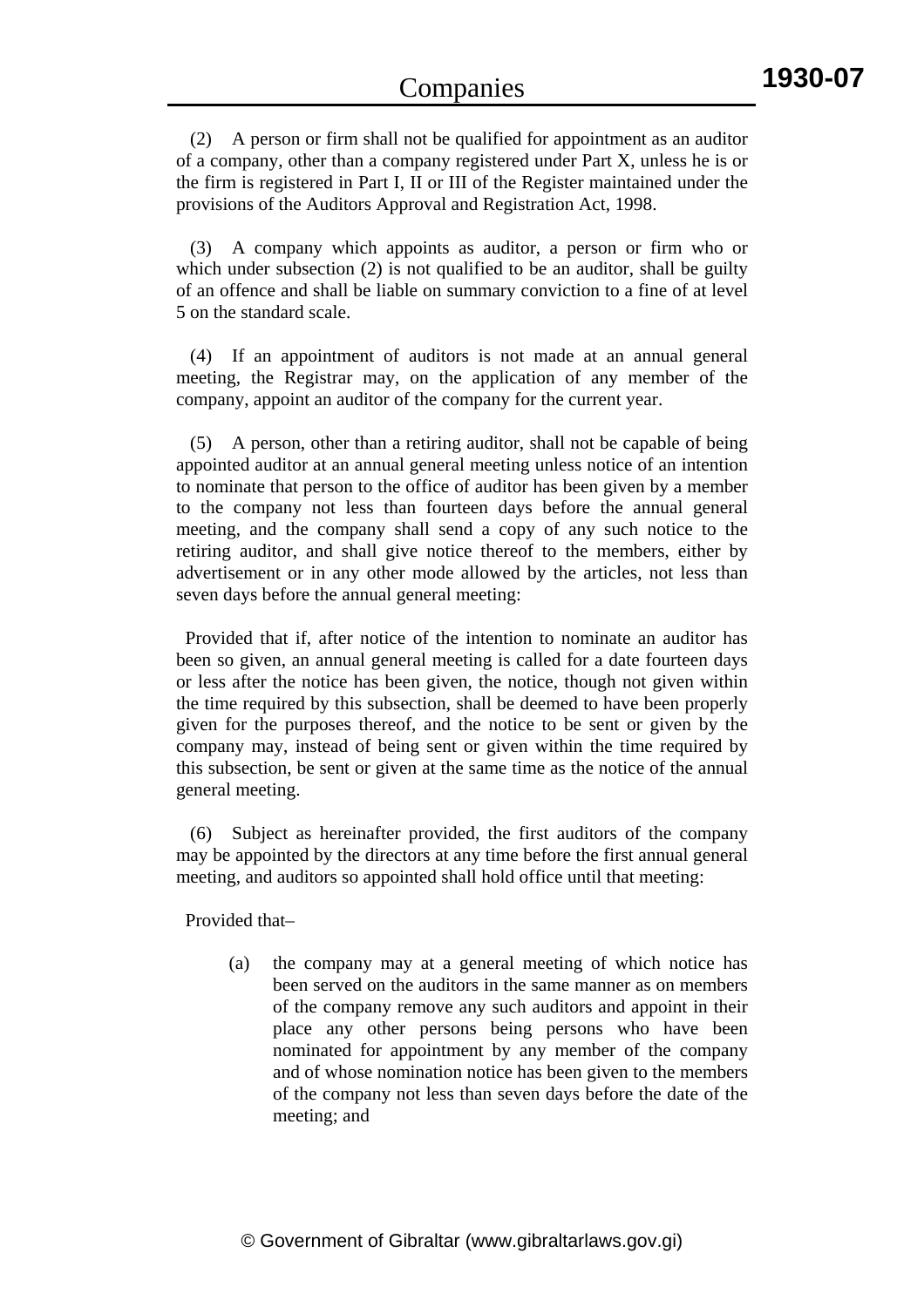(2) A person or firm shall not be qualified for appointment as an auditor of a company, other than a company registered under Part X, unless he is or the firm is registered in Part I, II or III of the Register maintained under the provisions of the Auditors Approval and Registration Act, 1998.

(3) A company which appoints as auditor, a person or firm who or which under subsection (2) is not qualified to be an auditor, shall be guilty of an offence and shall be liable on summary conviction to a fine of at level 5 on the standard scale.

(4) If an appointment of auditors is not made at an annual general meeting, the Registrar may, on the application of any member of the company, appoint an auditor of the company for the current year.

(5) A person, other than a retiring auditor, shall not be capable of being appointed auditor at an annual general meeting unless notice of an intention to nominate that person to the office of auditor has been given by a member to the company not less than fourteen days before the annual general meeting, and the company shall send a copy of any such notice to the retiring auditor, and shall give notice thereof to the members, either by advertisement or in any other mode allowed by the articles, not less than seven days before the annual general meeting:

Provided that if, after notice of the intention to nominate an auditor has been so given, an annual general meeting is called for a date fourteen days or less after the notice has been given, the notice, though not given within the time required by this subsection, shall be deemed to have been properly given for the purposes thereof, and the notice to be sent or given by the company may, instead of being sent or given within the time required by this subsection, be sent or given at the same time as the notice of the annual general meeting.

(6) Subject as hereinafter provided, the first auditors of the company may be appointed by the directors at any time before the first annual general meeting, and auditors so appointed shall hold office until that meeting:

Provided that–

(a) the company may at a general meeting of which notice has been served on the auditors in the same manner as on members of the company remove any such auditors and appoint in their place any other persons being persons who have been nominated for appointment by any member of the company and of whose nomination notice has been given to the members of the company not less than seven days before the date of the meeting; and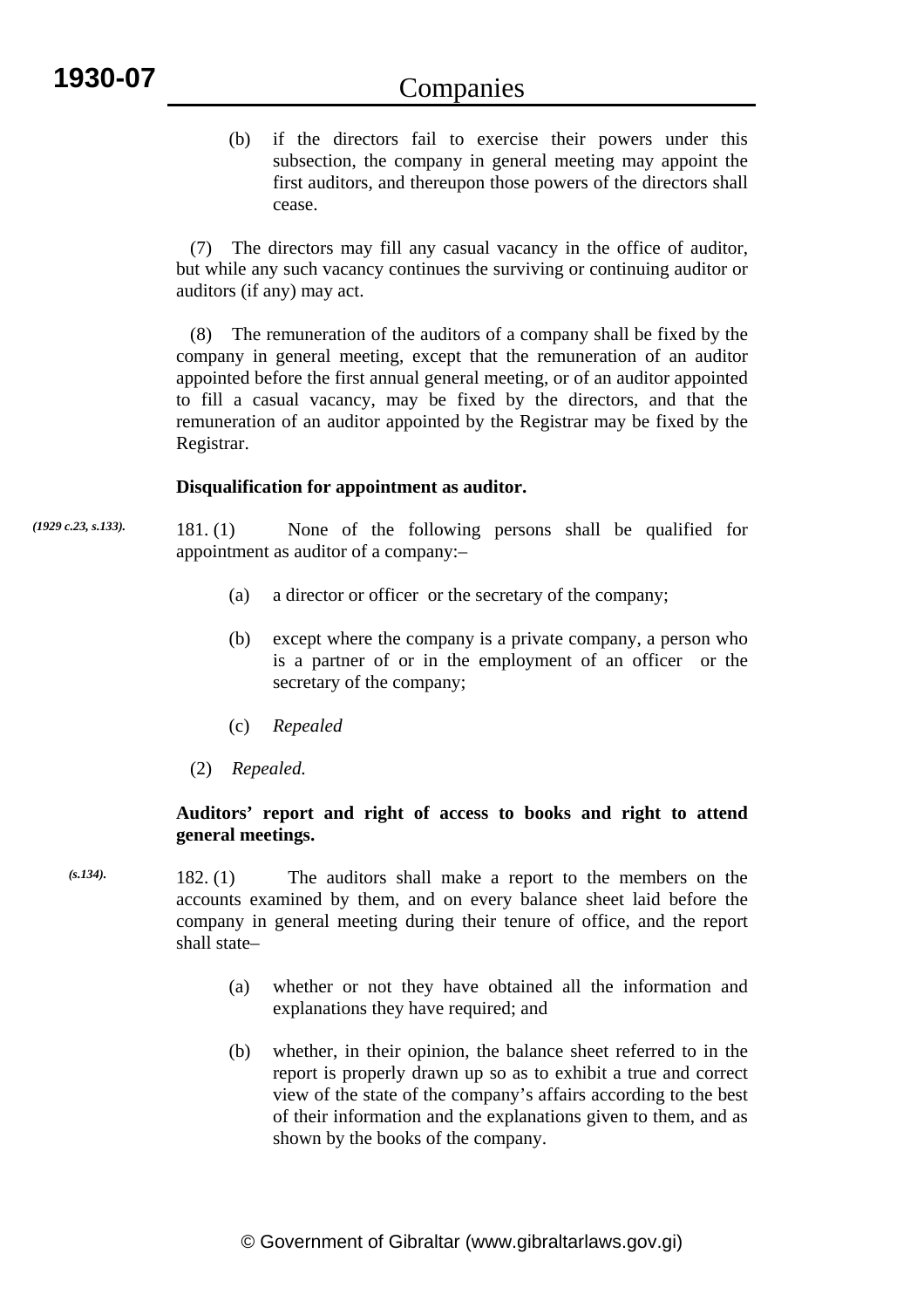(b) if the directors fail to exercise their powers under this subsection, the company in general meeting may appoint the first auditors, and thereupon those powers of the directors shall cease.

(7) The directors may fill any casual vacancy in the office of auditor, but while any such vacancy continues the surviving or continuing auditor or auditors (if any) may act.

(8) The remuneration of the auditors of a company shall be fixed by the company in general meeting, except that the remuneration of an auditor appointed before the first annual general meeting, or of an auditor appointed to fill a casual vacancy, may be fixed by the directors, and that the remuneration of an auditor appointed by the Registrar may be fixed by the Registrar.

**Disqualification for appointment as auditor.**

*(1929 c.23, s.133).*

181. (1) None of the following persons shall be qualified for appointment as auditor of a company:–

(a) a director or officer or the secretary of the company;

(b) except where the company is a private company, a person who is a partner of or in the employment of an officer or the secretary of the company;

(c) *Repealed*

(2) *Repealed.*

**Auditors' report and right of access to books and right to attend general meetings.**

*(s.134).*

182. (1) The auditors shall make a report to the members on the accounts examined by them, and on every balance sheet laid before the company in general meeting during their tenure of office, and the report shall state–

(a) whether or not they have obtained all the information and explanations they have required; and

(b) whether, in their opinion, the balance sheet referred to in the report is properly drawn up so as to exhibit a true and correct view of the state of the company's affairs according to the best of their information and the explanations given to them, and as shown by the books of the company.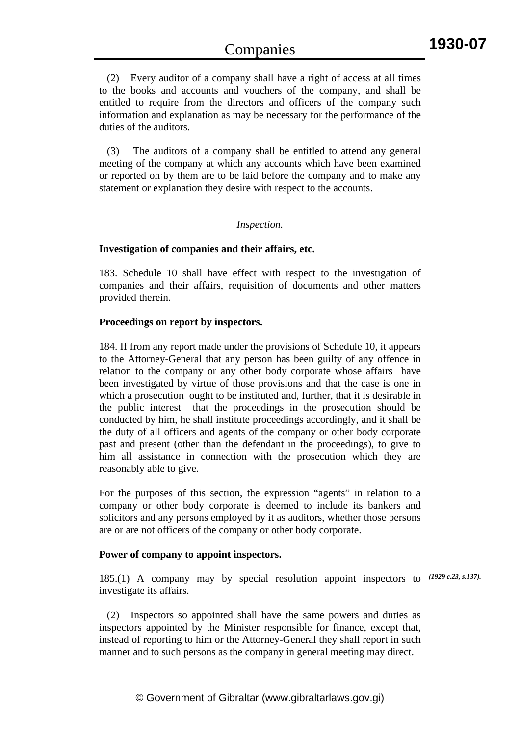(2) Every auditor of a company shall have a right of access at all times to the books and accounts and vouchers of the company, and shall be entitled to require from the directors and officers of the company such information and explanation as may be necessary for the performance of the duties of the auditors.

(3) The auditors of a company shall be entitled to attend any general meeting of the company at which any accounts which have been examined or reported on by them are to be laid before the company and to make any statement or explanation they desire with respect to the accounts.

*Inspection.*

**Investigation of companies and their affairs, etc.**

183. Schedule 10 shall have effect with respect to the investigation of companies and their affairs, requisition of documents and other matters provided therein.

**Proceedings on report by inspectors.**

184. If from any report made under the provisions of Schedule 10, it appears to the Attorney-General that any person has been guilty of any offence in relation to the company or any other body corporate whose affairs have been investigated by virtue of those provisions and that the case is one in which a prosecution ought to be instituted and, further, that it is desirable in the public interest that the proceedings in the prosecution should be conducted by him, he shall institute proceedings accordingly, and it shall be the duty of all officers and agents of the company or other body corporate past and present (other than the defendant in the proceedings), to give to him all assistance in connection with the prosecution which they are reasonably able to give.

For the purposes of this section, the expression "agents" in relation to a company or other body corporate is deemed to include its bankers and solicitors and any persons employed by it as auditors, whether those persons are or are not officers of the company or other body corporate.

**Power of company to appoint inspectors.**

185.(1) A company may by special resolution appoint inspectors to investigate its affairs. *(1929 c.23, s.137).*

(2) Inspectors so appointed shall have the same powers and duties as inspectors appointed by the Minister responsible for finance, except that, instead of reporting to him or the Attorney-General they shall report in such manner and to such persons as the company in general meeting may direct.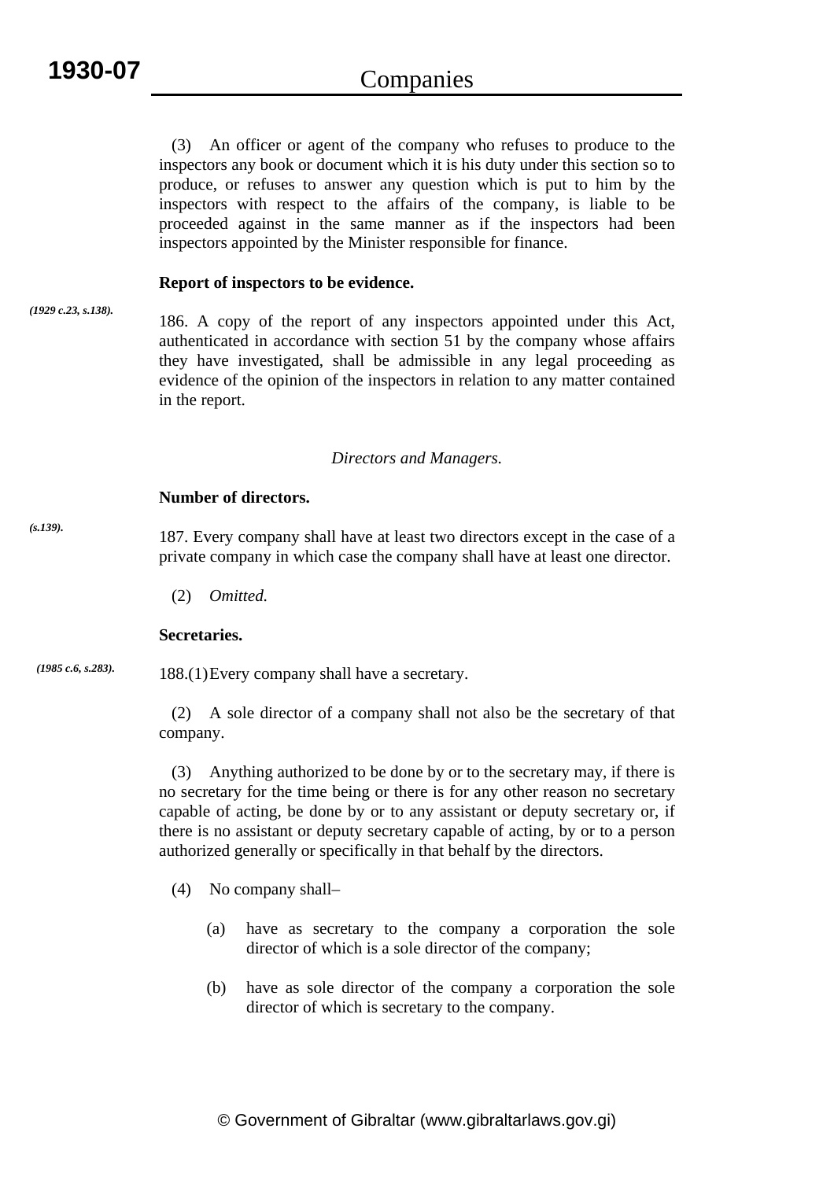(3) An officer or agent of the company who refuses to produce to the inspectors any book or document which it is his duty under this section so to produce, or refuses to answer any question which is put to him by the inspectors with respect to the affairs of the company, is liable to be proceeded against in the same manner as if the inspectors had been inspectors appointed by the Minister responsible for finance.

**Report of inspectors to be evidence.**

*(1929 c.23, s.138).*

186. A copy of the report of any inspectors appointed under this Act, authenticated in accordance with section 51 by the company whose affairs they have investigated, shall be admissible in any legal proceeding as evidence of the opinion of the inspectors in relation to any matter contained in the report.

*Directors and Managers.*

**Number of directors.**

*(s.139).*

187. Every company shall have at least two directors except in the case of a private company in which case the company shall have at least one director.

(2) *Omitted.*

**Secretaries.**

*(1985 c.6, s.283).*

188.(1) Every company shall have a secretary.

(2) A sole director of a company shall not also be the secretary of that company.

(3) Anything authorized to be done by or to the secretary may, if there is no secretary for the time being or there is for any other reason no secretary capable of acting, be done by or to any assistant or deputy secretary or, if there is no assistant or deputy secretary capable of acting, by or to a person authorized generally or specifically in that behalf by the directors.

(4) No company shall–

(a) have as secretary to the company a corporation the sole director of which is a sole director of the company;

(b) have as sole director of the company a corporation the sole director of which is secretary to the company.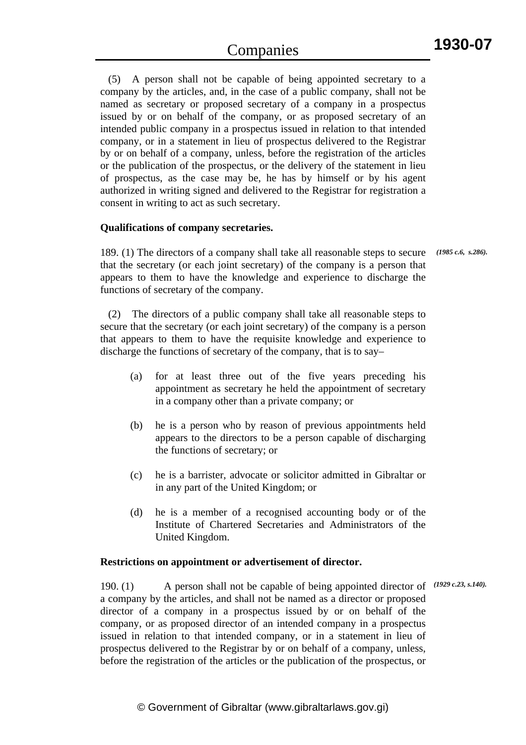(5) A person shall not be capable of being appointed secretary to a company by the articles, and, in the case of a public company, shall not be named as secretary or proposed secretary of a company in a prospectus issued by or on behalf of the company, or as proposed secretary of an intended public company in a prospectus issued in relation to that intended company, or in a statement in lieu of prospectus delivered to the Registrar by or on behalf of a company, unless, before the registration of the articles or the publication of the prospectus, or the delivery of the statement in lieu of prospectus, as the case may be, he has by himself or by his agent authorized in writing signed and delivered to the Registrar for registration a consent in writing to act as such secretary.

**Qualifications of company secretaries.**

189. (1) The directors of a company shall take all reasonable steps to secure that the secretary (or each joint secretary) of the company is a person that appears to them to have the knowledge and experience to discharge the functions of secretary of the company. *(1985 c.6, s.286).*

(2) The directors of a public company shall take all reasonable steps to secure that the secretary (or each joint secretary) of the company is a person that appears to them to have the requisite knowledge and experience to discharge the functions of secretary of the company, that is to say–

(a) for at least three out of the five years preceding his appointment as secretary he held the appointment of secretary in a company other than a private company; or

(b) he is a person who by reason of previous appointments held appears to the directors to be a person capable of discharging the functions of secretary; or

(c) he is a barrister, advocate or solicitor admitted in Gibraltar or in any part of the United Kingdom; or

(d) he is a member of a recognised accounting body or of the Institute of Chartered Secretaries and Administrators of the United Kingdom.

**Restrictions on appointment or advertisement of director.**

190. (1) A person shall not be capable of being appointed director of a company by the articles, and shall not be named as a director or proposed director of a company in a prospectus issued by or on behalf of the company, or as proposed director of an intended company in a prospectus issued in relation to that intended company, or in a statement in lieu of prospectus delivered to the Registrar by or on behalf of a company, unless, before the registration of the articles or the publication of the prospectus, or *(1929 c.23, s.140).*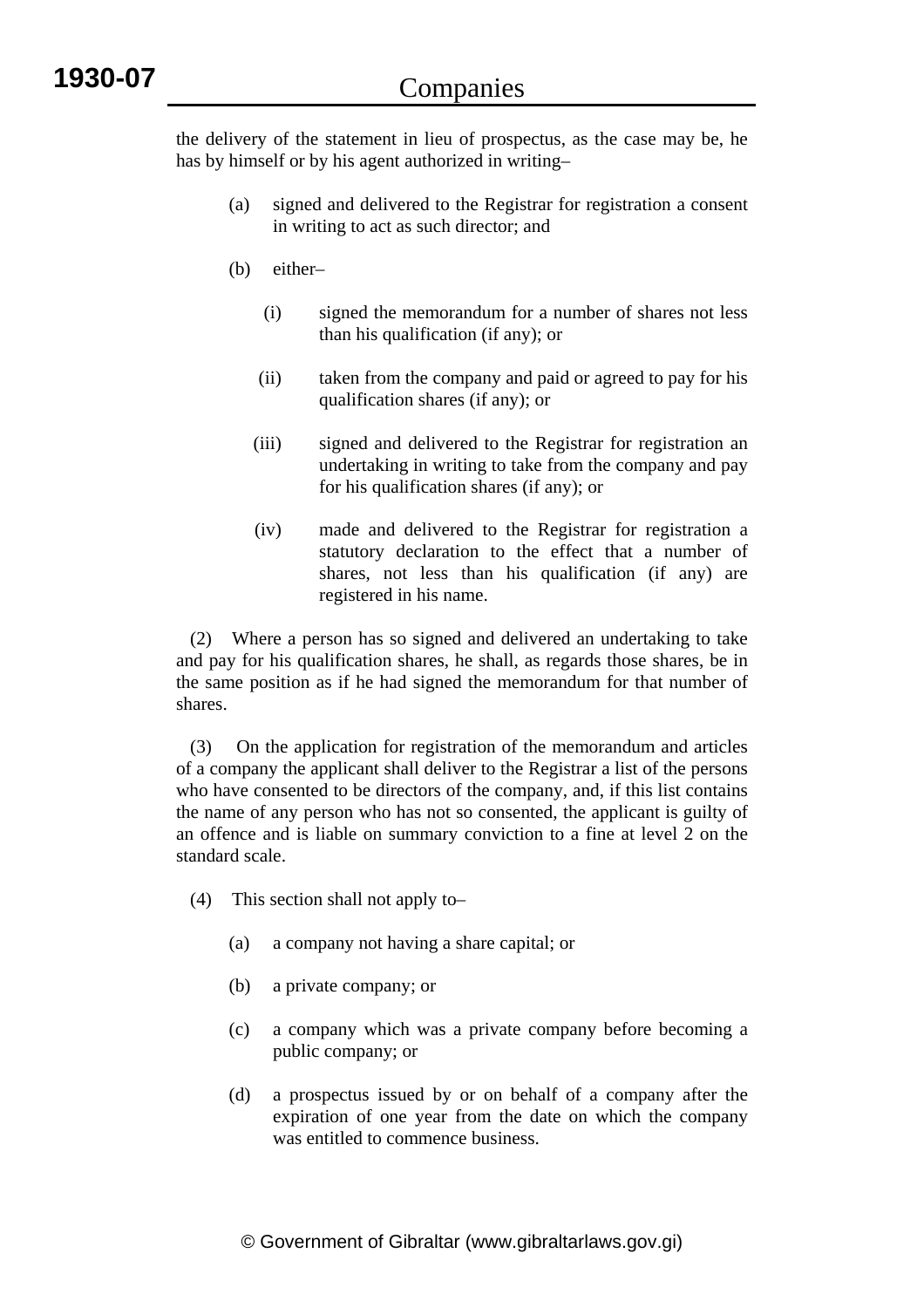the delivery of the statement in lieu of prospectus, as the case may be, he has by himself or by his agent authorized in writing–

(a) signed and delivered to the Registrar for registration a consent in writing to act as such director; and

(b) either–

(i) signed the memorandum for a number of shares not less than his qualification (if any); or

(ii) taken from the company and paid or agreed to pay for his qualification shares (if any); or

(iii) signed and delivered to the Registrar for registration an undertaking in writing to take from the company and pay for his qualification shares (if any); or

(iv) made and delivered to the Registrar for registration a statutory declaration to the effect that a number of shares, not less than his qualification (if any) are registered in his name.

(2) Where a person has so signed and delivered an undertaking to take and pay for his qualification shares, he shall, as regards those shares, be in the same position as if he had signed the memorandum for that number of shares.

(3) On the application for registration of the memorandum and articles of a company the applicant shall deliver to the Registrar a list of the persons who have consented to be directors of the company, and, if this list contains the name of any person who has not so consented, the applicant is guilty of an offence and is liable on summary conviction to a fine at level 2 on the standard scale.

(4) This section shall not apply to–

(a) a company not having a share capital; or

(b) a private company; or

(c) a company which was a private company before becoming a public company; or

(d) a prospectus issued by or on behalf of a company after the expiration of one year from the date on which the company was entitled to commence business.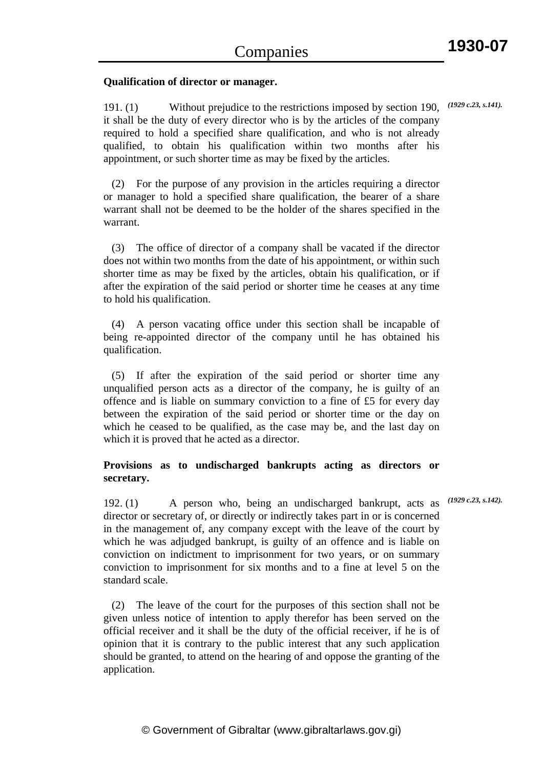**Qualification of director or manager.**

191. (1) Without prejudice to the restrictions imposed by section 190, it shall be the duty of every director who is by the articles of the company required to hold a specified share qualification, and who is not already qualified, to obtain his qualification within two months after his appointment, or such shorter time as may be fixed by the articles. *(1929 c.23, s.141).*

(2) For the purpose of any provision in the articles requiring a director or manager to hold a specified share qualification, the bearer of a share warrant shall not be deemed to be the holder of the shares specified in the warrant.

(3) The office of director of a company shall be vacated if the director does not within two months from the date of his appointment, or within such shorter time as may be fixed by the articles, obtain his qualification, or if after the expiration of the said period or shorter time he ceases at any time to hold his qualification.

(4) A person vacating office under this section shall be incapable of being re-appointed director of the company until he has obtained his qualification.

(5) If after the expiration of the said period or shorter time any unqualified person acts as a director of the company, he is guilty of an offence and is liable on summary conviction to a fine of £5 for every day between the expiration of the said period or shorter time or the day on which he ceased to be qualified, as the case may be, and the last day on which it is proved that he acted as a director.

**Provisions as to undischarged bankrupts acting as directors or secretary.**

192. (1) A person who, being an undischarged bankrupt, acts as director or secretary of, or directly or indirectly takes part in or is concerned in the management of, any company except with the leave of the court by which he was adjudged bankrupt, is guilty of an offence and is liable on conviction on indictment to imprisonment for two years, or on summary conviction to imprisonment for six months and to a fine at level 5 on the standard scale. *(1929 c.23, s.142).*

(2) The leave of the court for the purposes of this section shall not be given unless notice of intention to apply therefor has been served on the official receiver and it shall be the duty of the official receiver, if he is of opinion that it is contrary to the public interest that any such application should be granted, to attend on the hearing of and oppose the granting of the application.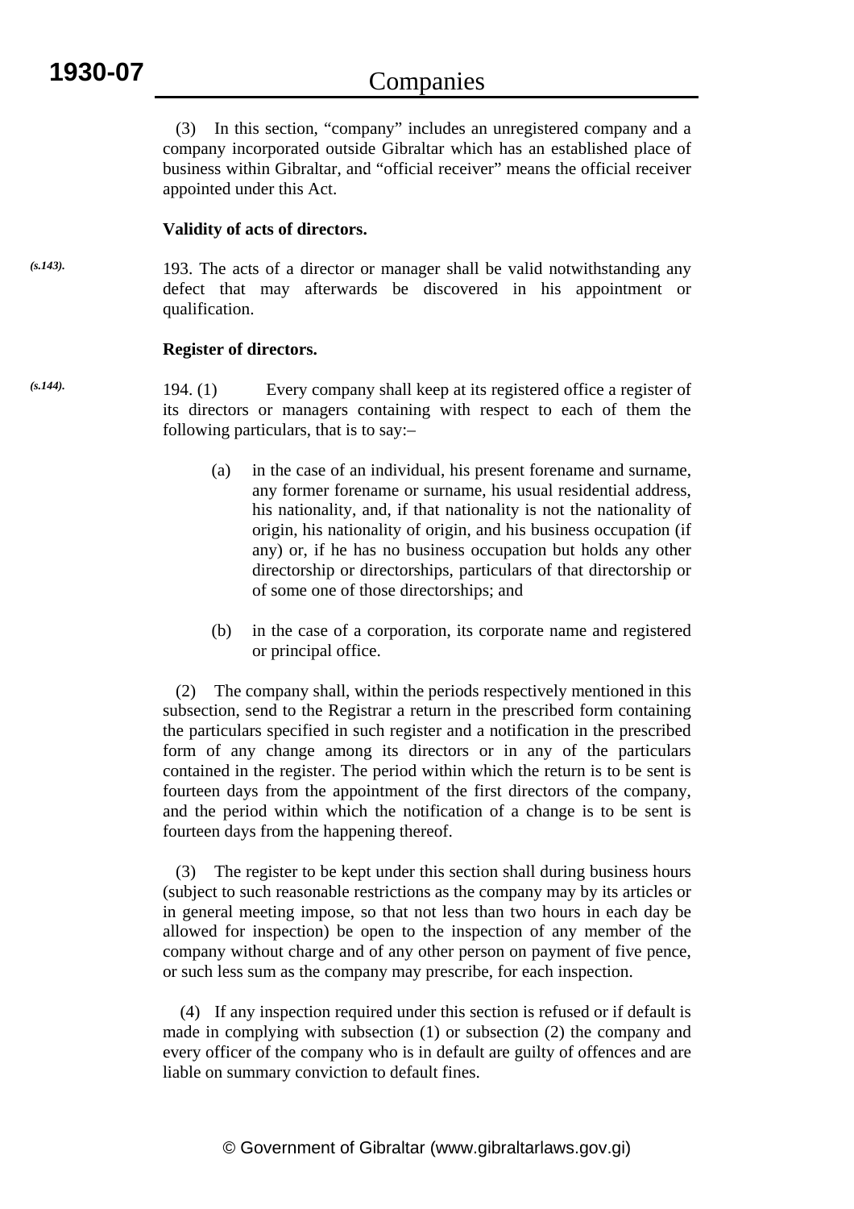(3) In this section, "company" includes an unregistered company and a company incorporated outside Gibraltar which has an established place of business within Gibraltar, and "official receiver" means the official receiver appointed under this Act.

**Validity of acts of directors.**

*(s.143).*

193. The acts of a director or manager shall be valid notwithstanding any defect that may afterwards be discovered in his appointment or qualification.

**Register of directors.**

*(s.144).*

194. (1) Every company shall keep at its registered office a register of its directors or managers containing with respect to each of them the following particulars, that is to say:–

(a) in the case of an individual, his present forename and surname, any former forename or surname, his usual residential address, his nationality, and, if that nationality is not the nationality of origin, his nationality of origin, and his business occupation (if any) or, if he has no business occupation but holds any other directorship or directorships, particulars of that directorship or of some one of those directorships; and

(b) in the case of a corporation, its corporate name and registered or principal office.

(2) The company shall, within the periods respectively mentioned in this subsection, send to the Registrar a return in the prescribed form containing the particulars specified in such register and a notification in the prescribed form of any change among its directors or in any of the particulars contained in the register. The period within which the return is to be sent is fourteen days from the appointment of the first directors of the company, and the period within which the notification of a change is to be sent is fourteen days from the happening thereof.

(3) The register to be kept under this section shall during business hours (subject to such reasonable restrictions as the company may by its articles or in general meeting impose, so that not less than two hours in each day be allowed for inspection) be open to the inspection of any member of the company without charge and of any other person on payment of five pence, or such less sum as the company may prescribe, for each inspection.

(4) If any inspection required under this section is refused or if default is made in complying with subsection (1) or subsection (2) the company and every officer of the company who is in default are guilty of offences and are liable on summary conviction to default fines.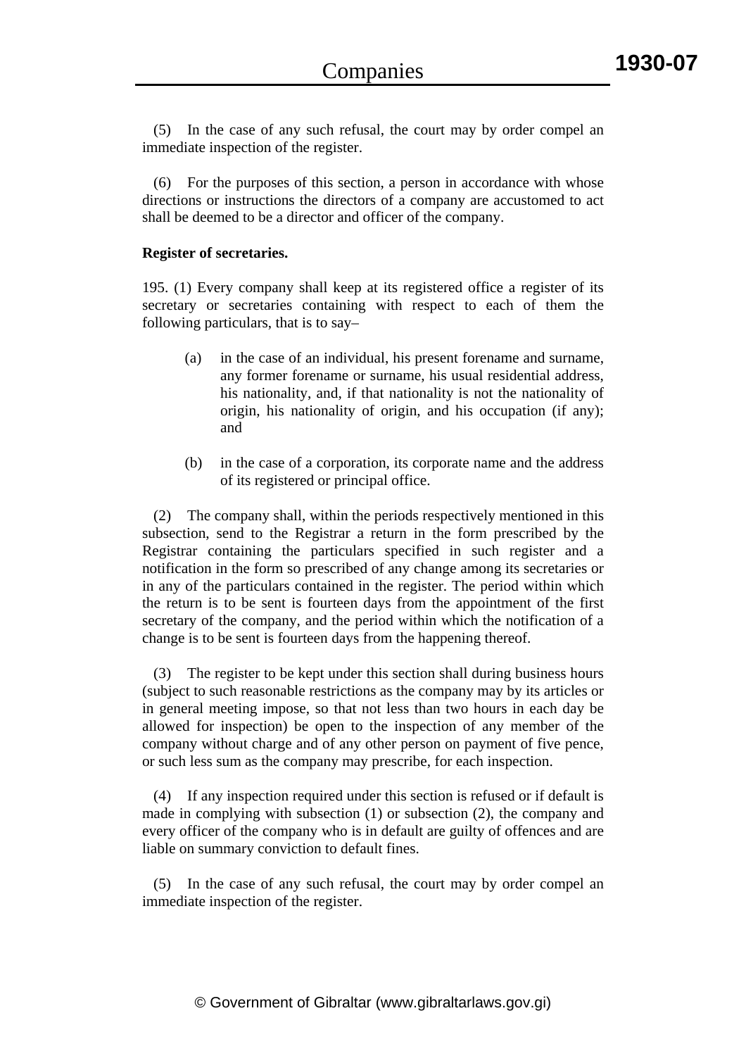(5) In the case of any such refusal, the court may by order compel an immediate inspection of the register.

(6) For the purposes of this section, a person in accordance with whose directions or instructions the directors of a company are accustomed to act shall be deemed to be a director and officer of the company.

**Register of secretaries.**

195. (1) Every company shall keep at its registered office a register of its secretary or secretaries containing with respect to each of them the following particulars, that is to say–

(a) in the case of an individual, his present forename and surname, any former forename or surname, his usual residential address, his nationality, and, if that nationality is not the nationality of origin, his nationality of origin, and his occupation (if any); and

(b) in the case of a corporation, its corporate name and the address of its registered or principal office.

(2) The company shall, within the periods respectively mentioned in this subsection, send to the Registrar a return in the form prescribed by the Registrar containing the particulars specified in such register and a notification in the form so prescribed of any change among its secretaries or in any of the particulars contained in the register. The period within which the return is to be sent is fourteen days from the appointment of the first secretary of the company, and the period within which the notification of a change is to be sent is fourteen days from the happening thereof.

(3) The register to be kept under this section shall during business hours (subject to such reasonable restrictions as the company may by its articles or in general meeting impose, so that not less than two hours in each day be allowed for inspection) be open to the inspection of any member of the company without charge and of any other person on payment of five pence, or such less sum as the company may prescribe, for each inspection.

(4) If any inspection required under this section is refused or if default is made in complying with subsection (1) or subsection (2), the company and every officer of the company who is in default are guilty of offences and are liable on summary conviction to default fines.

(5) In the case of any such refusal, the court may by order compel an immediate inspection of the register.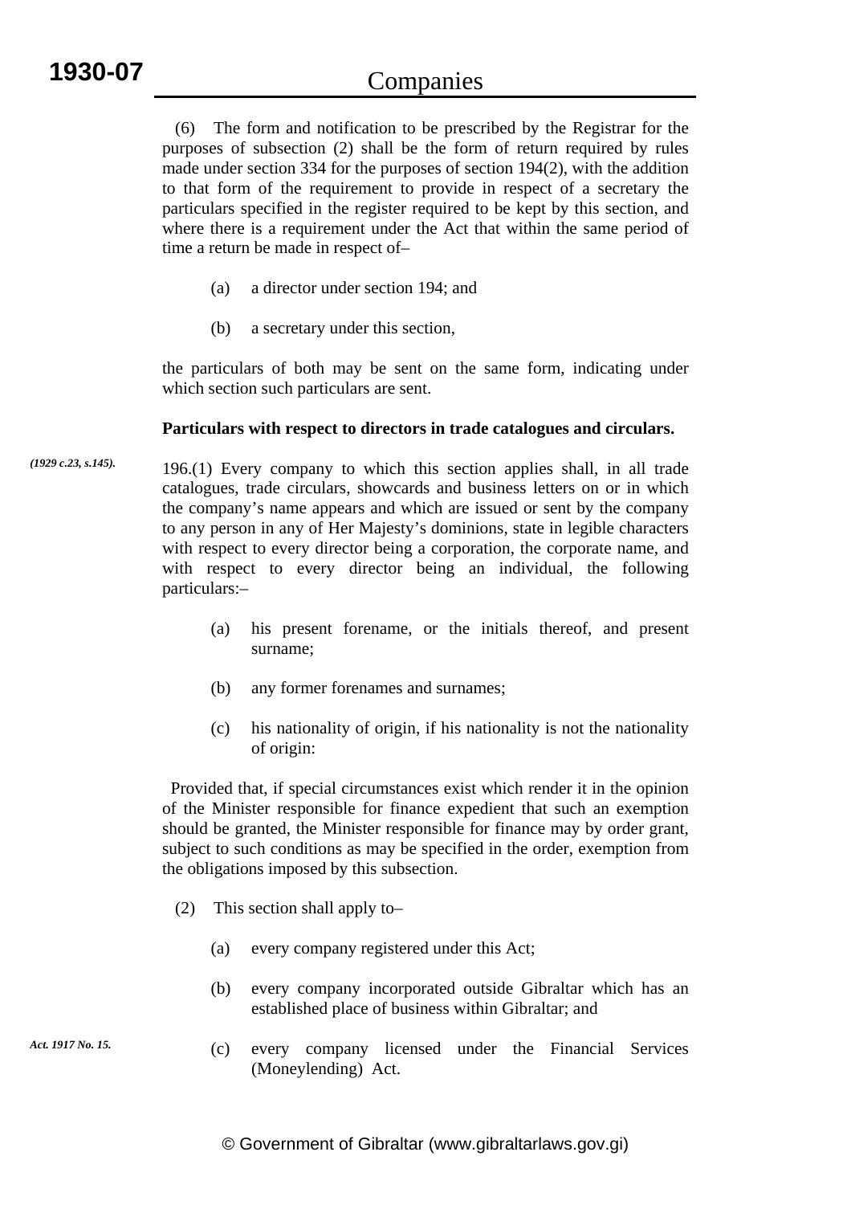(6) The form and notification to be prescribed by the Registrar for the purposes of subsection (2) shall be the form of return required by rules made under section 334 for the purposes of section 194(2), with the addition to that form of the requirement to provide in respect of a secretary the particulars specified in the register required to be kept by this section, and where there is a requirement under the Act that within the same period of time a return be made in respect of–

(a) a director under section 194; and

(b) a secretary under this section,

the particulars of both may be sent on the same form, indicating under which section such particulars are sent.

**Particulars with respect to directors in trade catalogues and circulars.**

*(1929 c.23, s.145).*

196.(1) Every company to which this section applies shall, in all trade catalogues, trade circulars, showcards and business letters on or in which the company's name appears and which are issued or sent by the company to any person in any of Her Majesty's dominions, state in legible characters with respect to every director being a corporation, the corporate name, and with respect to every director being an individual, the following particulars:–

(a) his present forename, or the initials thereof, and present surname;

(b) any former forenames and surnames;

(c) his nationality of origin, if his nationality is not the nationality of origin:

Provided that, if special circumstances exist which render it in the opinion of the Minister responsible for finance expedient that such an exemption should be granted, the Minister responsible for finance may by order grant, subject to such conditions as may be specified in the order, exemption from the obligations imposed by this subsection.

(2) This section shall apply to–

(a) every company registered under this Act;

(b) every company incorporated outside Gibraltar which has an established place of business within Gibraltar; and

*Act. 1917 No. 15.*

(c) every company licensed under the Financial Services (Moneylending) Act.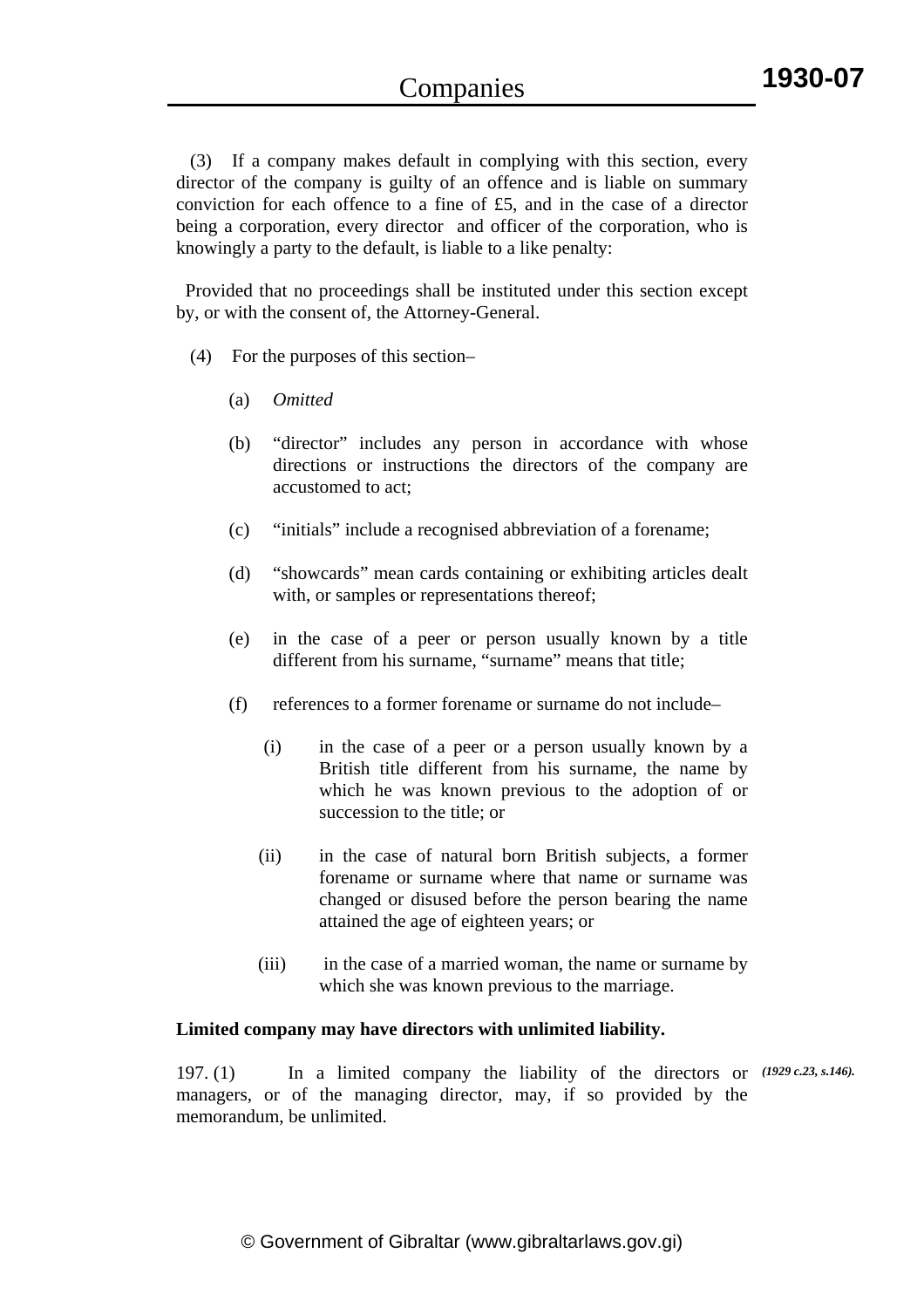(3) If a company makes default in complying with this section, every director of the company is guilty of an offence and is liable on summary conviction for each offence to a fine of £5, and in the case of a director being a corporation, every director and officer of the corporation, who is knowingly a party to the default, is liable to a like penalty:

Provided that no proceedings shall be instituted under this section except by, or with the consent of, the Attorney-General.

(4) For the purposes of this section–

(a) *Omitted*

(b) "director" includes any person in accordance with whose directions or instructions the directors of the company are accustomed to act;

(c) "initials" include a recognised abbreviation of a forename;

(d) "showcards" mean cards containing or exhibiting articles dealt with, or samples or representations thereof;

(e) in the case of a peer or person usually known by a title different from his surname, "surname" means that title;

(f) references to a former forename or surname do not include–

(i) in the case of a peer or a person usually known by a British title different from his surname, the name by which he was known previous to the adoption of or succession to the title; or

(ii) in the case of natural born British subjects, a former forename or surname where that name or surname was changed or disused before the person bearing the name attained the age of eighteen years; or

(iii) in the case of a married woman, the name or surname by which she was known previous to the marriage.

**Limited company may have directors with unlimited liability.**

*(1929 c.23, s.146).*

197. (1) In a limited company the liability of the directors or managers, or of the managing director, may, if so provided by the memorandum, be unlimited.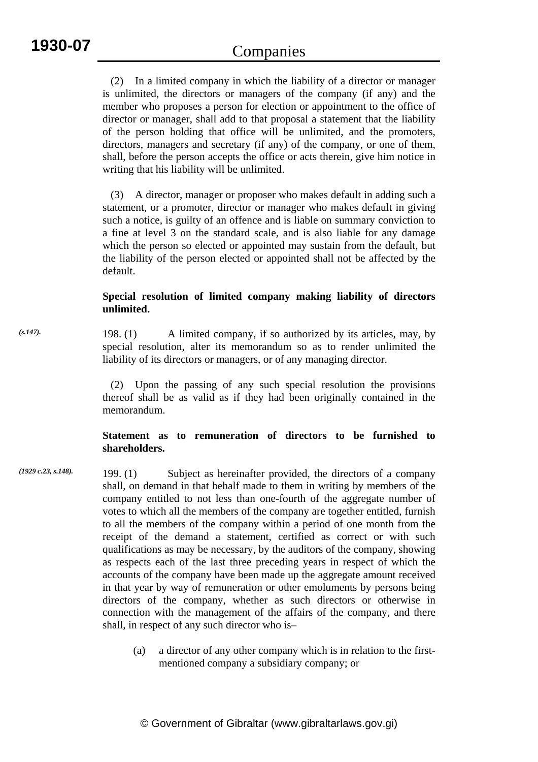(2) In a limited company in which the liability of a director or manager is unlimited, the directors or managers of the company (if any) and the member who proposes a person for election or appointment to the office of director or manager, shall add to that proposal a statement that the liability of the person holding that office will be unlimited, and the promoters, directors, managers and secretary (if any) of the company, or one of them, shall, before the person accepts the office or acts therein, give him notice in writing that his liability will be unlimited.

(3) A director, manager or proposer who makes default in adding such a statement, or a promoter, director or manager who makes default in giving such a notice, is guilty of an offence and is liable on summary conviction to a fine at level 3 on the standard scale, and is also liable for any damage which the person so elected or appointed may sustain from the default, but the liability of the person elected or appointed shall not be affected by the default.

**Special resolution of limited company making liability of directors unlimited.**

*(s.147).*

198. (1) A limited company, if so authorized by its articles, may, by special resolution, alter its memorandum so as to render unlimited the liability of its directors or managers, or of any managing director.

(2) Upon the passing of any such special resolution the provisions thereof shall be as valid as if they had been originally contained in the memorandum.

**Statement as to remuneration of directors to be furnished to shareholders.**

*(1929 c.23, s.148).*

199. (1) Subject as hereinafter provided, the directors of a company shall, on demand in that behalf made to them in writing by members of the company entitled to not less than one-fourth of the aggregate number of votes to which all the members of the company are together entitled, furnish to all the members of the company within a period of one month from the receipt of the demand a statement, certified as correct or with such qualifications as may be necessary, by the auditors of the company, showing as respects each of the last three preceding years in respect of which the accounts of the company have been made up the aggregate amount received in that year by way of remuneration or other emoluments by persons being directors of the company, whether as such directors or otherwise in connection with the management of the affairs of the company, and there shall, in respect of any such director who is–

(a) a director of any other company which is in relation to the first-mentioned company a subsidiary company; or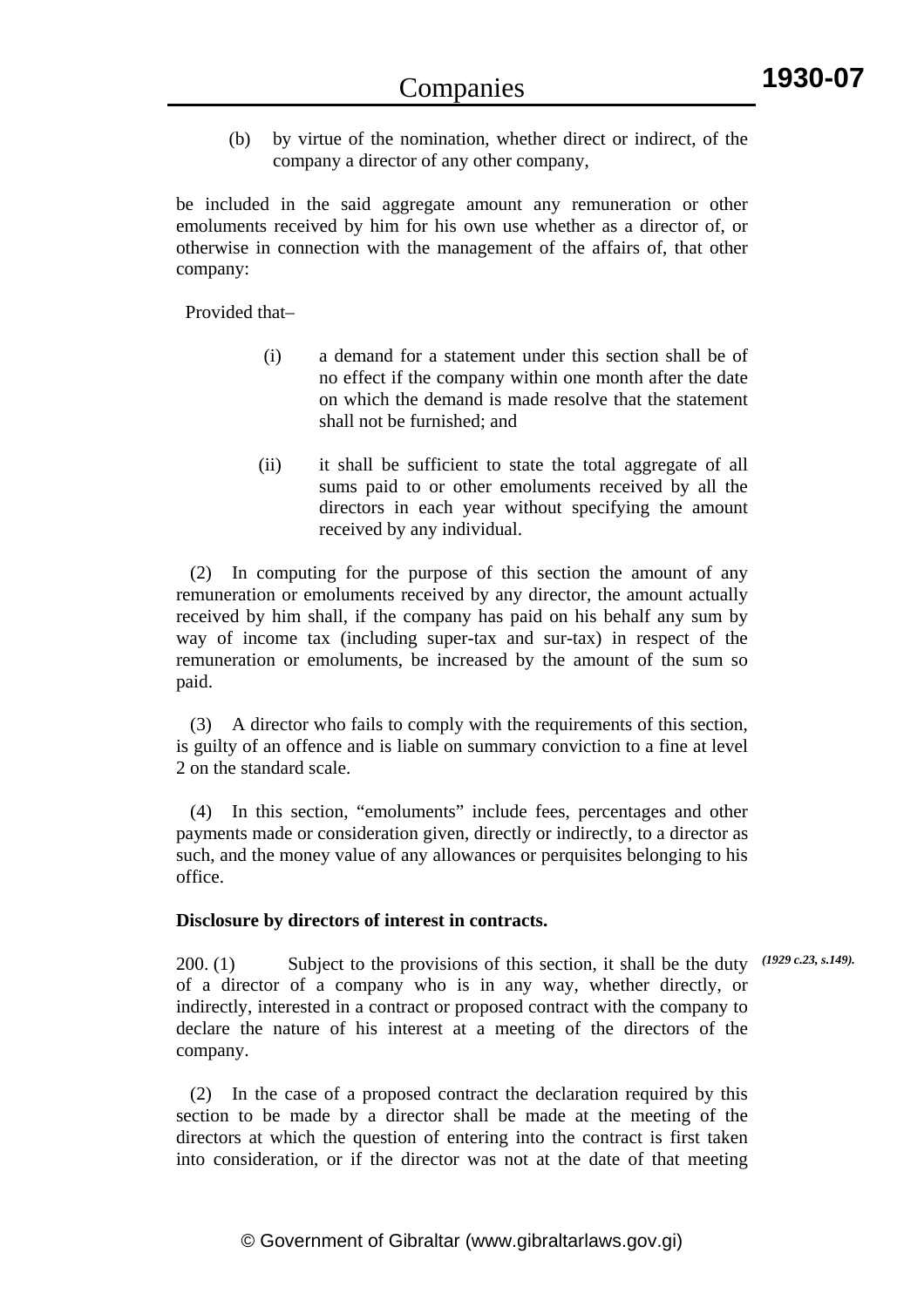(b) by virtue of the nomination, whether direct or indirect, of the company a director of any other company,

be included in the said aggregate amount any remuneration or other emoluments received by him for his own use whether as a director of, or otherwise in connection with the management of the affairs of, that other company:

Provided that–

(i) a demand for a statement under this section shall be of no effect if the company within one month after the date on which the demand is made resolve that the statement shall not be furnished; and

(ii) it shall be sufficient to state the total aggregate of all sums paid to or other emoluments received by all the directors in each year without specifying the amount received by any individual.

(2) In computing for the purpose of this section the amount of any remuneration or emoluments received by any director, the amount actually received by him shall, if the company has paid on his behalf any sum by way of income tax (including super-tax and sur-tax) in respect of the remuneration or emoluments, be increased by the amount of the sum so paid.

(3) A director who fails to comply with the requirements of this section, is guilty of an offence and is liable on summary conviction to a fine at level 2 on the standard scale.

(4) In this section, "emoluments" include fees, percentages and other payments made or consideration given, directly or indirectly, to a director as such, and the money value of any allowances or perquisites belonging to his office.

**Disclosure by directors of interest in contracts.**

*(1929 c.23, s.149).*

200. (1) Subject to the provisions of this section, it shall be the duty of a director of a company who is in any way, whether directly, or indirectly, interested in a contract or proposed contract with the company to declare the nature of his interest at a meeting of the directors of the company.

(2) In the case of a proposed contract the declaration required by this section to be made by a director shall be made at the meeting of the directors at which the question of entering into the contract is first taken into consideration, or if the director was not at the date of that meeting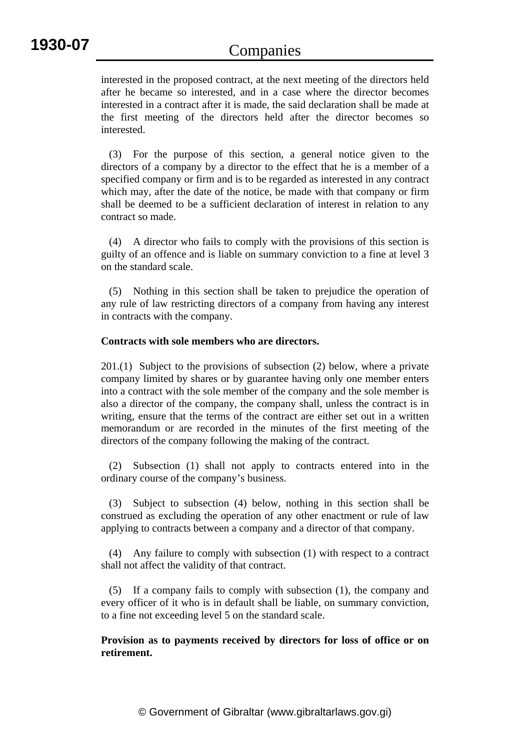interested in the proposed contract, at the next meeting of the directors held after he became so interested, and in a case where the director becomes interested in a contract after it is made, the said declaration shall be made at the first meeting of the directors held after the director becomes so interested.

(3) For the purpose of this section, a general notice given to the directors of a company by a director to the effect that he is a member of a specified company or firm and is to be regarded as interested in any contract which may, after the date of the notice, be made with that company or firm shall be deemed to be a sufficient declaration of interest in relation to any contract so made.

(4) A director who fails to comply with the provisions of this section is guilty of an offence and is liable on summary conviction to a fine at level 3 on the standard scale.

(5) Nothing in this section shall be taken to prejudice the operation of any rule of law restricting directors of a company from having any interest in contracts with the company.

**Contracts with sole members who are directors.**

201.(1) Subject to the provisions of subsection (2) below, where a private company limited by shares or by guarantee having only one member enters into a contract with the sole member of the company and the sole member is also a director of the company, the company shall, unless the contract is in writing, ensure that the terms of the contract are either set out in a written memorandum or are recorded in the minutes of the first meeting of the directors of the company following the making of the contract.

(2) Subsection (1) shall not apply to contracts entered into in the ordinary course of the company's business.

(3) Subject to subsection (4) below, nothing in this section shall be construed as excluding the operation of any other enactment or rule of law applying to contracts between a company and a director of that company.

(4) Any failure to comply with subsection (1) with respect to a contract shall not affect the validity of that contract.

(5) If a company fails to comply with subsection (1), the company and every officer of it who is in default shall be liable, on summary conviction, to a fine not exceeding level 5 on the standard scale.

**Provision as to payments received by directors for loss of office or on retirement.**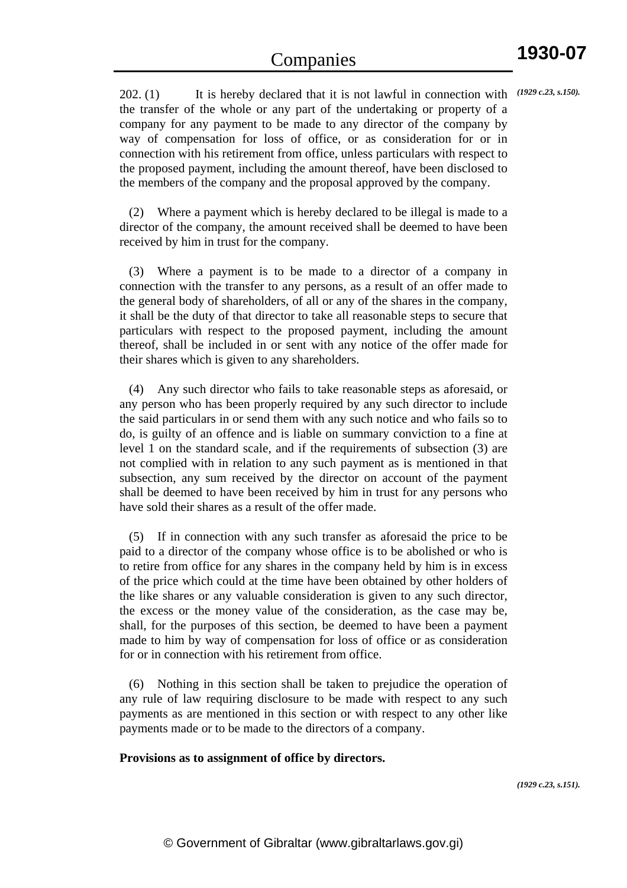202. (1) It is hereby declared that it is not lawful in connection with the transfer of the whole or any part of the undertaking or property of a company for any payment to be made to any director of the company by way of compensation for loss of office, or as consideration for or in connection with his retirement from office, unless particulars with respect to the proposed payment, including the amount thereof, have been disclosed to the members of the company and the proposal approved by the company.

*(1929 c.23, s.150).*

(2) Where a payment which is hereby declared to be illegal is made to a director of the company, the amount received shall be deemed to have been received by him in trust for the company.

(3) Where a payment is to be made to a director of a company in connection with the transfer to any persons, as a result of an offer made to the general body of shareholders, of all or any of the shares in the company, it shall be the duty of that director to take all reasonable steps to secure that particulars with respect to the proposed payment, including the amount thereof, shall be included in or sent with any notice of the offer made for their shares which is given to any shareholders.

(4) Any such director who fails to take reasonable steps as aforesaid, or any person who has been properly required by any such director to include the said particulars in or send them with any such notice and who fails so to do, is guilty of an offence and is liable on summary conviction to a fine at level 1 on the standard scale, and if the requirements of subsection (3) are not complied with in relation to any such payment as is mentioned in that subsection, any sum received by the director on account of the payment shall be deemed to have been received by him in trust for any persons who have sold their shares as a result of the offer made.

(5) If in connection with any such transfer as aforesaid the price to be paid to a director of the company whose office is to be abolished or who is to retire from office for any shares in the company held by him is in excess of the price which could at the time have been obtained by other holders of the like shares or any valuable consideration is given to any such director, the excess or the money value of the consideration, as the case may be, shall, for the purposes of this section, be deemed to have been a payment made to him by way of compensation for loss of office or as consideration for or in connection with his retirement from office.

(6) Nothing in this section shall be taken to prejudice the operation of any rule of law requiring disclosure to be made with respect to any such payments as are mentioned in this section or with respect to any other like payments made or to be made to the directors of a company.

**Provisions as to assignment of office by directors.**

*(1929 c.23, s.151).*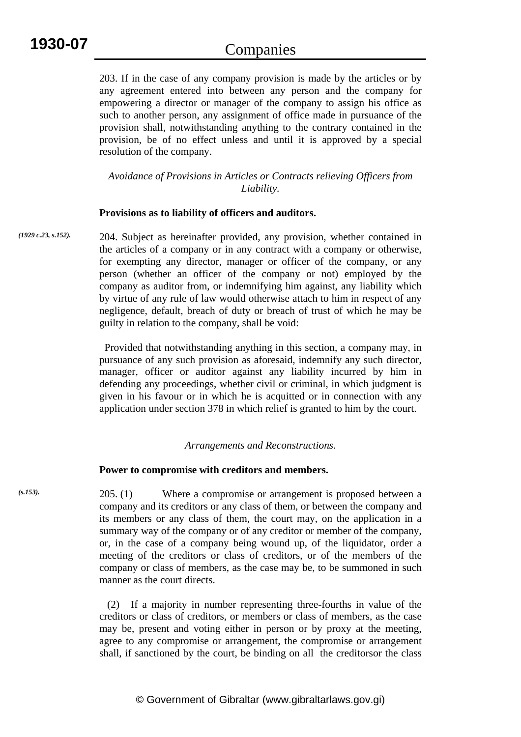203. If in the case of any company provision is made by the articles or by any agreement entered into between any person and the company for empowering a director or manager of the company to assign his office as such to another person, any assignment of office made in pursuance of the provision shall, notwithstanding anything to the contrary contained in the provision, be of no effect unless and until it is approved by a special resolution of the company.

*Avoidance of Provisions in Articles or Contracts relieving Officers from Liability.*

**Provisions as to liability of officers and auditors.**

*(1929 c.23, s.152).*

204. Subject as hereinafter provided, any provision, whether contained in the articles of a company or in any contract with a company or otherwise, for exempting any director, manager or officer of the company, or any person (whether an officer of the company or not) employed by the company as auditor from, or indemnifying him against, any liability which by virtue of any rule of law would otherwise attach to him in respect of any negligence, default, breach of duty or breach of trust of which he may be guilty in relation to the company, shall be void:

Provided that notwithstanding anything in this section, a company may, in pursuance of any such provision as aforesaid, indemnify any such director, manager, officer or auditor against any liability incurred by him in defending any proceedings, whether civil or criminal, in which judgment is given in his favour or in which he is acquitted or in connection with any application under section 378 in which relief is granted to him by the court.

*Arrangements and Reconstructions.*

**Power to compromise with creditors and members.**

*(s.153).*

205. (1) Where a compromise or arrangement is proposed between a company and its creditors or any class of them, or between the company and its members or any class of them, the court may, on the application in a summary way of the company or of any creditor or member of the company, or, in the case of a company being wound up, of the liquidator, order a meeting of the creditors or class of creditors, or of the members of the company or class of members, as the case may be, to be summoned in such manner as the court directs.

(2) If a majority in number representing three-fourths in value of the creditors or class of creditors, or members or class of members, as the case may be, present and voting either in person or by proxy at the meeting, agree to any compromise or arrangement, the compromise or arrangement shall, if sanctioned by the court, be binding on all the creditorsor the class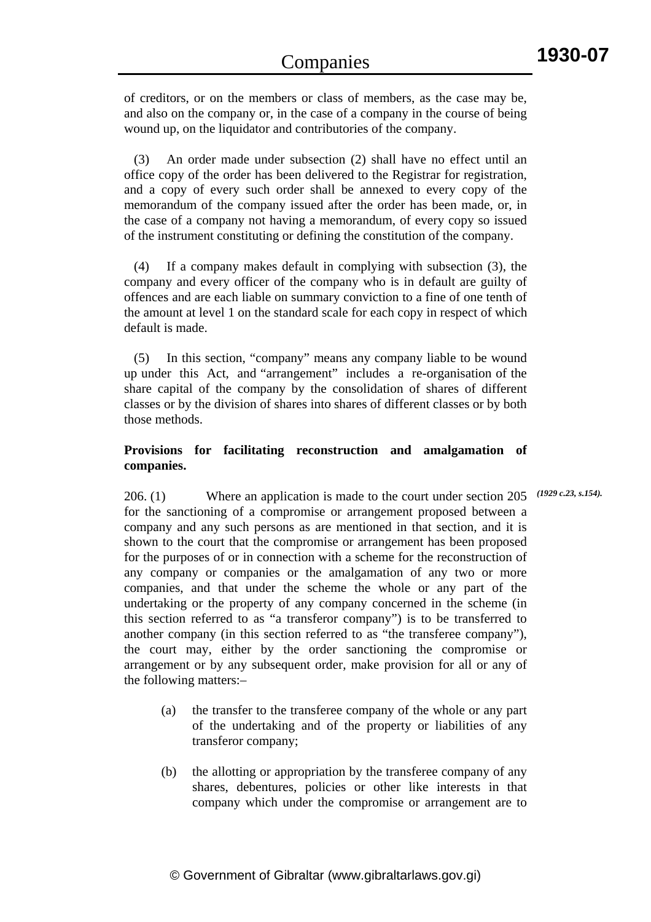of creditors, or on the members or class of members, as the case may be, and also on the company or, in the case of a company in the course of being wound up, on the liquidator and contributories of the company.

(3) An order made under subsection (2) shall have no effect until an office copy of the order has been delivered to the Registrar for registration, and a copy of every such order shall be annexed to every copy of the memorandum of the company issued after the order has been made, or, in the case of a company not having a memorandum, of every copy so issued of the instrument constituting or defining the constitution of the company.

(4) If a company makes default in complying with subsection (3), the company and every officer of the company who is in default are guilty of offences and are each liable on summary conviction to a fine of one tenth of the amount at level 1 on the standard scale for each copy in respect of which default is made.

(5) In this section, "company" means any company liable to be wound up under this Act, and "arrangement" includes a re-organisation of the share capital of the company by the consolidation of shares of different classes or by the division of shares into shares of different classes or by both those methods.

**Provisions for facilitating reconstruction and amalgamation of companies.**

206. (1) Where an application is made to the court under section 205 for the sanctioning of a compromise or arrangement proposed between a company and any such persons as are mentioned in that section, and it is shown to the court that the compromise or arrangement has been proposed for the purposes of or in connection with a scheme for the reconstruction of any company or companies or the amalgamation of any two or more companies, and that under the scheme the whole or any part of the undertaking or the property of any company concerned in the scheme (in this section referred to as "a transferor company") is to be transferred to another company (in this section referred to as "the transferee company"), the court may, either by the order sanctioning the compromise or arrangement or by any subsequent order, make provision for all or any of the following matters:–

*(1929 c.23, s.154).*

(a) the transfer to the transferee company of the whole or any part of the undertaking and of the property or liabilities of any transferor company;

(b) the allotting or appropriation by the transferee company of any shares, debentures, policies or other like interests in that company which under the compromise or arrangement are to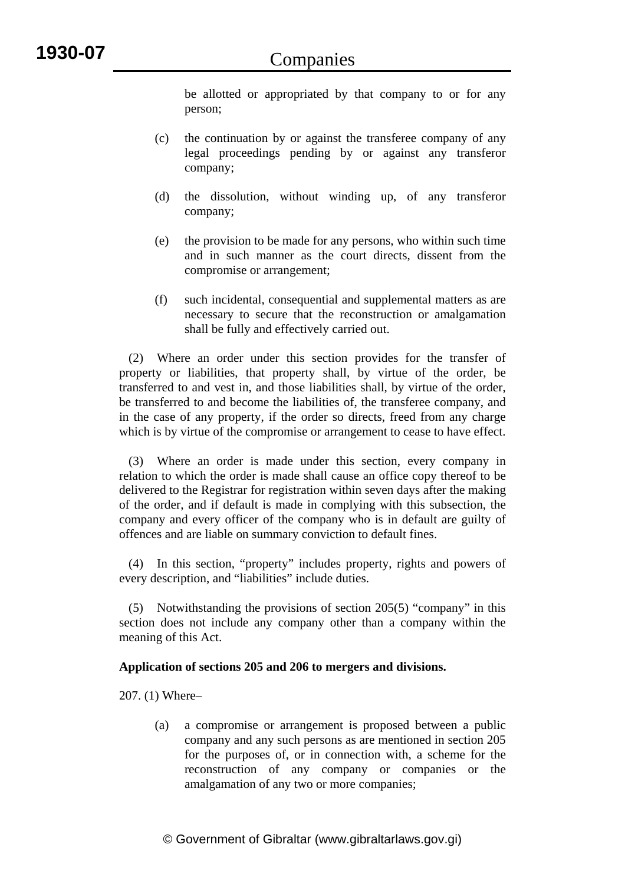be allotted or appropriated by that company to or for any person;

(c) the continuation by or against the transferee company of any legal proceedings pending by or against any transferor company;

(d) the dissolution, without winding up, of any transferor company;

(e) the provision to be made for any persons, who within such time and in such manner as the court directs, dissent from the compromise or arrangement;

(f) such incidental, consequential and supplemental matters as are necessary to secure that the reconstruction or amalgamation shall be fully and effectively carried out.

(2) Where an order under this section provides for the transfer of property or liabilities, that property shall, by virtue of the order, be transferred to and vest in, and those liabilities shall, by virtue of the order, be transferred to and become the liabilities of, the transferee company, and in the case of any property, if the order so directs, freed from any charge which is by virtue of the compromise or arrangement to cease to have effect.

(3) Where an order is made under this section, every company in relation to which the order is made shall cause an office copy thereof to be delivered to the Registrar for registration within seven days after the making of the order, and if default is made in complying with this subsection, the company and every officer of the company who is in default are guilty of offences and are liable on summary conviction to default fines.

(4) In this section, "property" includes property, rights and powers of every description, and "liabilities" include duties.

(5) Notwithstanding the provisions of section 205(5) "company" in this section does not include any company other than a company within the meaning of this Act.

**Application of sections 205 and 206 to mergers and divisions.**

207. (1) Where–

(a) a compromise or arrangement is proposed between a public company and any such persons as are mentioned in section 205 for the purposes of, or in connection with, a scheme for the reconstruction of any company or companies or the amalgamation of any two or more companies;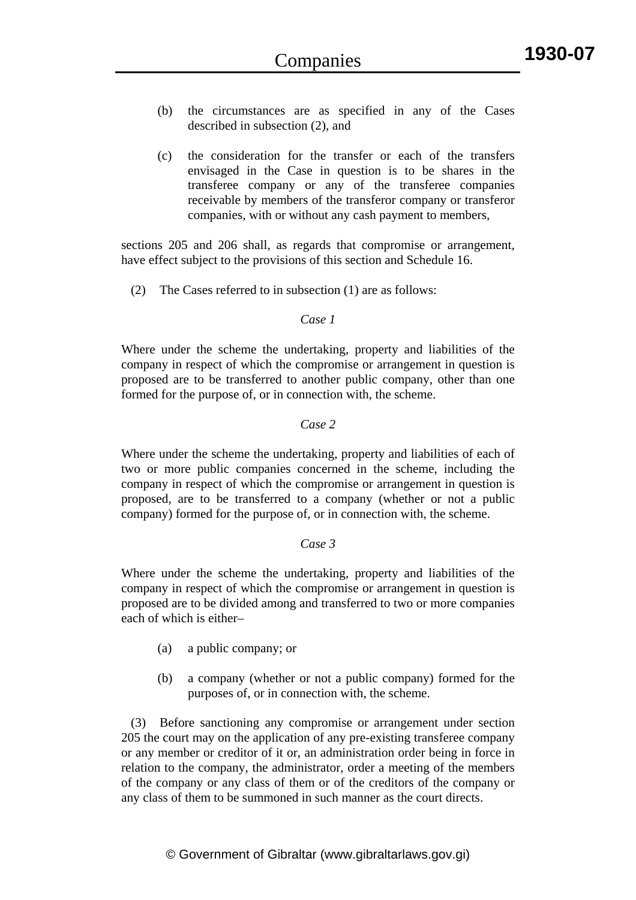(b) the circumstances are as specified in any of the Cases described in subsection (2), and

(c) the consideration for the transfer or each of the transfers envisaged in the Case in question is to be shares in the transferee company or any of the transferee companies receivable by members of the transferor company or transferor companies, with or without any cash payment to members,

sections 205 and 206 shall, as regards that compromise or arrangement, have effect subject to the provisions of this section and Schedule 16.

(2) The Cases referred to in subsection (1) are as follows:

*Case 1*

Where under the scheme the undertaking, property and liabilities of the company in respect of which the compromise or arrangement in question is proposed are to be transferred to another public company, other than one formed for the purpose of, or in connection with, the scheme.

*Case 2*

Where under the scheme the undertaking, property and liabilities of each of two or more public companies concerned in the scheme, including the company in respect of which the compromise or arrangement in question is proposed, are to be transferred to a company (whether or not a public company) formed for the purpose of, or in connection with, the scheme.

*Case 3*

Where under the scheme the undertaking, property and liabilities of the company in respect of which the compromise or arrangement in question is proposed are to be divided among and transferred to two or more companies each of which is either–

(a) a public company; or

(b) a company (whether or not a public company) formed for the purposes of, or in connection with, the scheme.

(3) Before sanctioning any compromise or arrangement under section 205 the court may on the application of any pre-existing transferee company or any member or creditor of it or, an administration order being in force in relation to the company, the administrator, order a meeting of the members of the company or any class of them or of the creditors of the company or any class of them to be summoned in such manner as the court directs.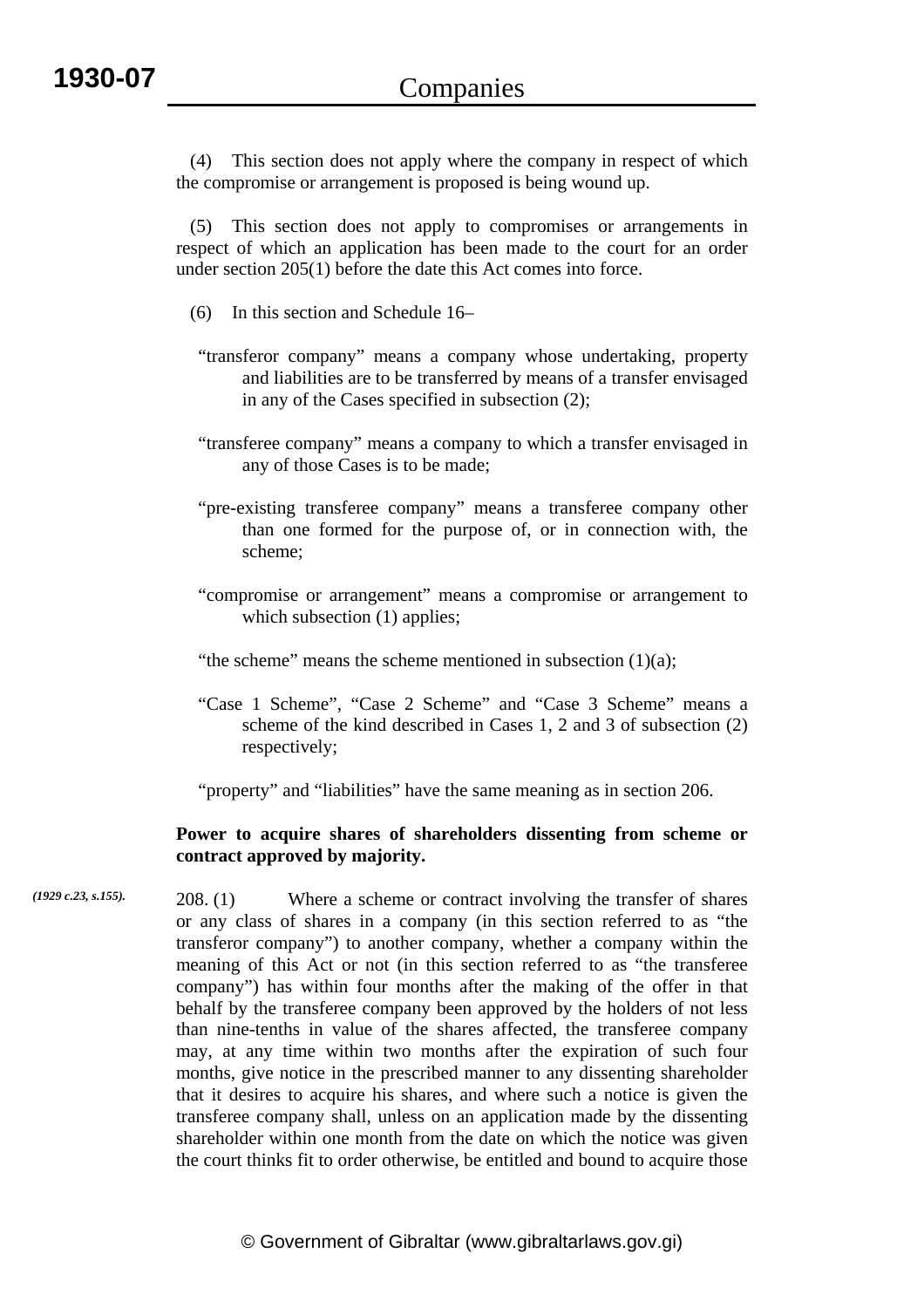(4) This section does not apply where the company in respect of which the compromise or arrangement is proposed is being wound up.

(5) This section does not apply to compromises or arrangements in respect of which an application has been made to the court for an order under section 205(1) before the date this Act comes into force.

(6) In this section and Schedule 16–

"transferor company" means a company whose undertaking, property and liabilities are to be transferred by means of a transfer envisaged in any of the Cases specified in subsection (2);

"transferee company" means a company to which a transfer envisaged in any of those Cases is to be made;

"pre-existing transferee company" means a transferee company other than one formed for the purpose of, or in connection with, the scheme;

"compromise or arrangement" means a compromise or arrangement to which subsection (1) applies;

"the scheme" means the scheme mentioned in subsection (1)(a);

"Case 1 Scheme", "Case 2 Scheme" and "Case 3 Scheme" means a scheme of the kind described in Cases 1, 2 and 3 of subsection (2) respectively;

"property" and "liabilities" have the same meaning as in section 206.

**Power to acquire shares of shareholders dissenting from scheme or contract approved by majority.**

*(1929 c.23, s.155).*

208. (1) Where a scheme or contract involving the transfer of shares or any class of shares in a company (in this section referred to as "the transferor company") to another company, whether a company within the meaning of this Act or not (in this section referred to as "the transferee company") has within four months after the making of the offer in that behalf by the transferee company been approved by the holders of not less than nine-tenths in value of the shares affected, the transferee company may, at any time within two months after the expiration of such four months, give notice in the prescribed manner to any dissenting shareholder that it desires to acquire his shares, and where such a notice is given the transferee company shall, unless on an application made by the dissenting shareholder within one month from the date on which the notice was given the court thinks fit to order otherwise, be entitled and bound to acquire those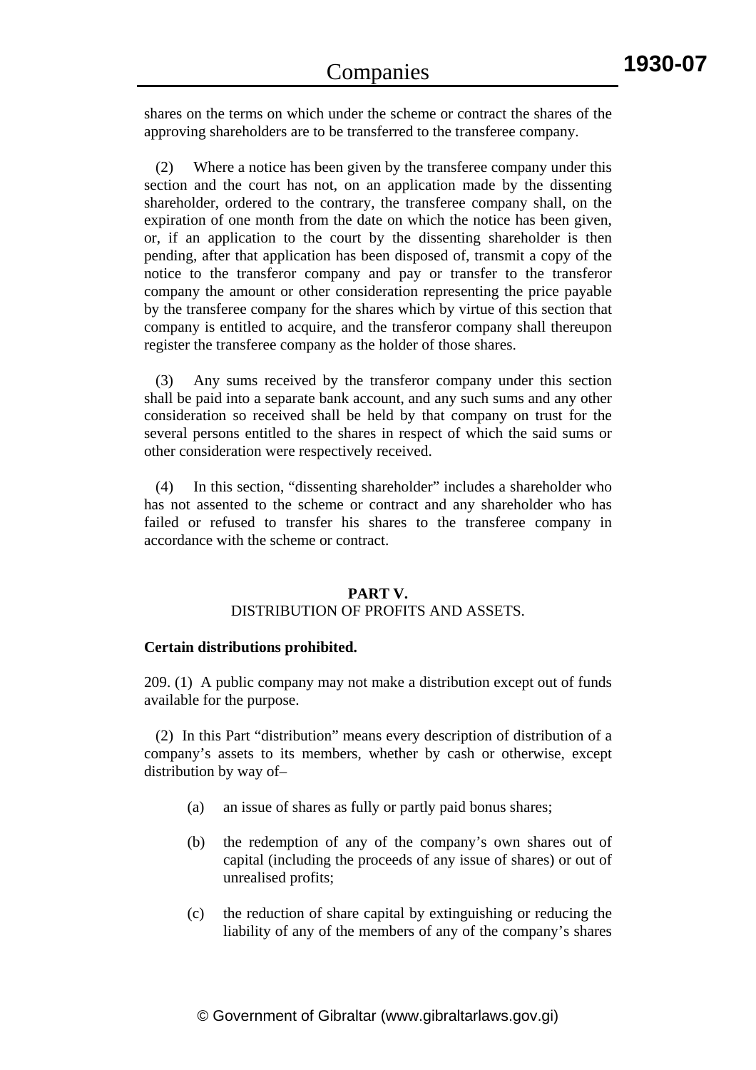shares on the terms on which under the scheme or contract the shares of the approving shareholders are to be transferred to the transferee company.

(2) Where a notice has been given by the transferee company under this section and the court has not, on an application made by the dissenting shareholder, ordered to the contrary, the transferee company shall, on the expiration of one month from the date on which the notice has been given, or, if an application to the court by the dissenting shareholder is then pending, after that application has been disposed of, transmit a copy of the notice to the transferor company and pay or transfer to the transferor company the amount or other consideration representing the price payable by the transferee company for the shares which by virtue of this section that company is entitled to acquire, and the transferor company shall thereupon register the transferee company as the holder of those shares.

(3) Any sums received by the transferor company under this section shall be paid into a separate bank account, and any such sums and any other consideration so received shall be held by that company on trust for the several persons entitled to the shares in respect of which the said sums or other consideration were respectively received.

(4) In this section, "dissenting shareholder" includes a shareholder who has not assented to the scheme or contract and any shareholder who has failed or refused to transfer his shares to the transferee company in accordance with the scheme or contract.

## PART V.
## DISTRIBUTION OF PROFITS AND ASSETS.

**Certain distributions prohibited.**

209. (1) A public company may not make a distribution except out of funds available for the purpose.

(2) In this Part "distribution" means every description of distribution of a company's assets to its members, whether by cash or otherwise, except distribution by way of–

(a) an issue of shares as fully or partly paid bonus shares;

(b) the redemption of any of the company's own shares out of capital (including the proceeds of any issue of shares) or out of unrealised profits;

(c) the reduction of share capital by extinguishing or reducing the liability of any of the members of any of the company's shares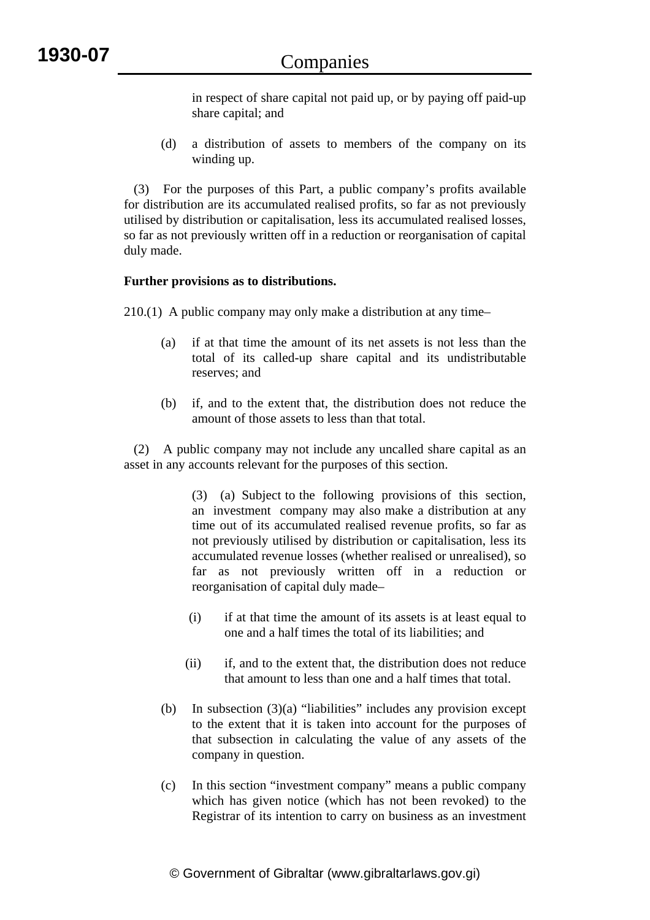in respect of share capital not paid up, or by paying off paid-up share capital; and

(d) a distribution of assets to members of the company on its winding up.

(3) For the purposes of this Part, a public company's profits available for distribution are its accumulated realised profits, so far as not previously utilised by distribution or capitalisation, less its accumulated realised losses, so far as not previously written off in a reduction or reorganisation of capital duly made.

**Further provisions as to distributions.**

210.(1) A public company may only make a distribution at any time–

(a) if at that time the amount of its net assets is not less than the total of its called-up share capital and its undistributable reserves; and

(b) if, and to the extent that, the distribution does not reduce the amount of those assets to less than that total.

(2) A public company may not include any uncalled share capital as an asset in any accounts relevant for the purposes of this section.

(3) (a) Subject to the following provisions of this section, an investment company may also make a distribution at any time out of its accumulated realised revenue profits, so far as not previously utilised by distribution or capitalisation, less its accumulated revenue losses (whether realised or unrealised), so far as not previously written off in a reduction or reorganisation of capital duly made–

(i) if at that time the amount of its assets is at least equal to one and a half times the total of its liabilities; and

(ii) if, and to the extent that, the distribution does not reduce that amount to less than one and a half times that total.

(b) In subsection (3)(a) "liabilities" includes any provision except to the extent that it is taken into account for the purposes of that subsection in calculating the value of any assets of the company in question.

(c) In this section "investment company" means a public company which has given notice (which has not been revoked) to the Registrar of its intention to carry on business as an investment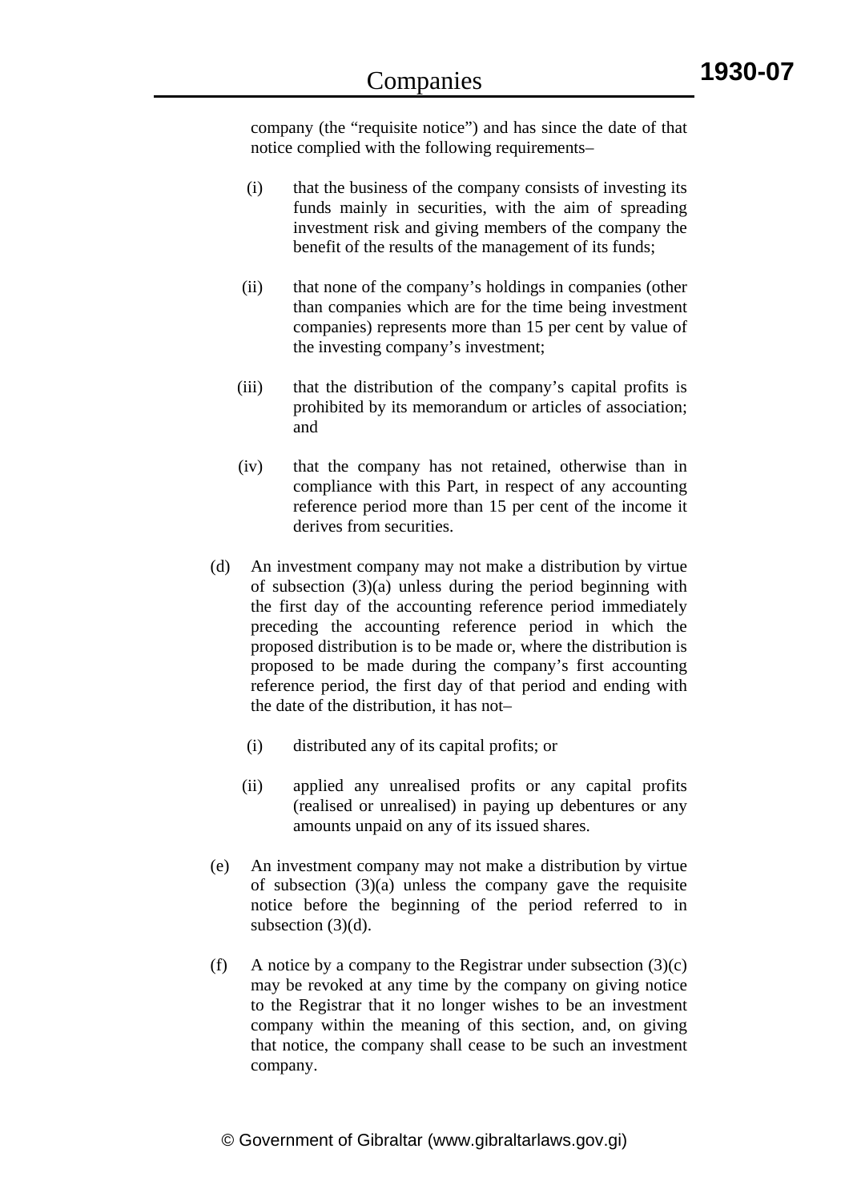company (the "requisite notice") and has since the date of that notice complied with the following requirements–

(i) that the business of the company consists of investing its funds mainly in securities, with the aim of spreading investment risk and giving members of the company the benefit of the results of the management of its funds;

(ii) that none of the company's holdings in companies (other than companies which are for the time being investment companies) represents more than 15 per cent by value of the investing company's investment;

(iii) that the distribution of the company's capital profits is prohibited by its memorandum or articles of association; and

(iv) that the company has not retained, otherwise than in compliance with this Part, in respect of any accounting reference period more than 15 per cent of the income it derives from securities.

(d) An investment company may not make a distribution by virtue of subsection (3)(a) unless during the period beginning with the first day of the accounting reference period immediately preceding the accounting reference period in which the proposed distribution is to be made or, where the distribution is proposed to be made during the company's first accounting reference period, the first day of that period and ending with the date of the distribution, it has not–

(i) distributed any of its capital profits; or

(ii) applied any unrealised profits or any capital profits (realised or unrealised) in paying up debentures or any amounts unpaid on any of its issued shares.

(e) An investment company may not make a distribution by virtue of subsection (3)(a) unless the company gave the requisite notice before the beginning of the period referred to in subsection (3)(d).

(f) A notice by a company to the Registrar under subsection (3)(c) may be revoked at any time by the company on giving notice to the Registrar that it no longer wishes to be an investment company within the meaning of this section, and, on giving that notice, the company shall cease to be such an investment company.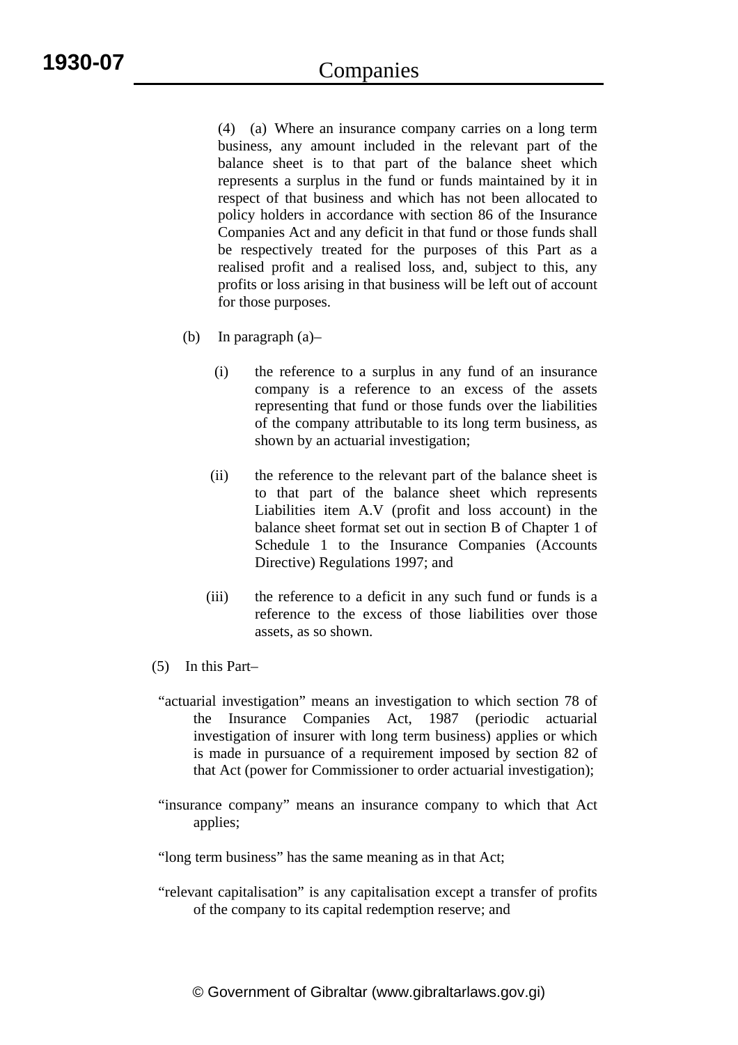(4) (a) Where an insurance company carries on a long term business, any amount included in the relevant part of the balance sheet is to that part of the balance sheet which represents a surplus in the fund or funds maintained by it in respect of that business and which has not been allocated to policy holders in accordance with section 86 of the Insurance Companies Act and any deficit in that fund or those funds shall be respectively treated for the purposes of this Part as a realised profit and a realised loss, and, subject to this, any profits or loss arising in that business will be left out of account for those purposes.

(b) In paragraph (a)–

(i) the reference to a surplus in any fund of an insurance company is a reference to an excess of the assets representing that fund or those funds over the liabilities of the company attributable to its long term business, as shown by an actuarial investigation;

(ii) the reference to the relevant part of the balance sheet is to that part of the balance sheet which represents Liabilities item A.V (profit and loss account) in the balance sheet format set out in section B of Chapter 1 of Schedule 1 to the Insurance Companies (Accounts Directive) Regulations 1997; and

(iii) the reference to a deficit in any such fund or funds is a reference to the excess of those liabilities over those assets, as so shown.

(5) In this Part–

"actuarial investigation" means an investigation to which section 78 of the Insurance Companies Act, 1987 (periodic actuarial investigation of insurer with long term business) applies or which is made in pursuance of a requirement imposed by section 82 of that Act (power for Commissioner to order actuarial investigation);

"insurance company" means an insurance company to which that Act applies;

"long term business" has the same meaning as in that Act;

"relevant capitalisation" is any capitalisation except a transfer of profits of the company to its capital redemption reserve; and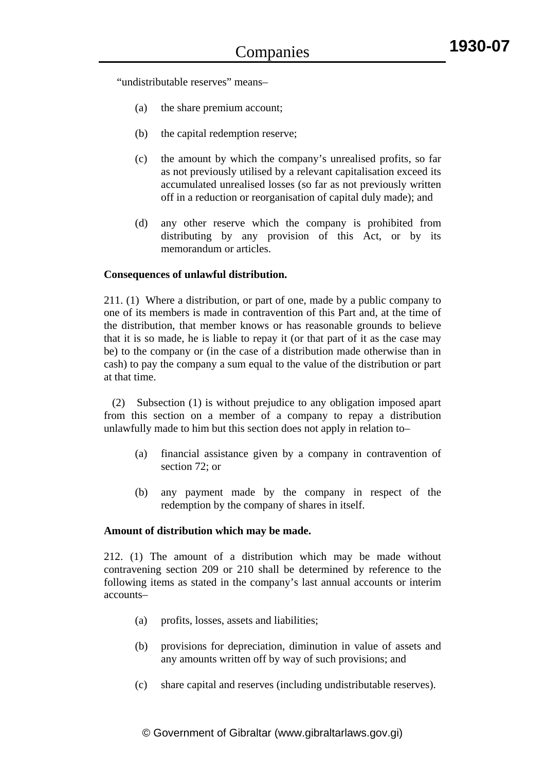"undistributable reserves" means–

(a) the share premium account;

(b) the capital redemption reserve;

(c) the amount by which the company's unrealised profits, so far as not previously utilised by a relevant capitalisation exceed its accumulated unrealised losses (so far as not previously written off in a reduction or reorganisation of capital duly made); and

(d) any other reserve which the company is prohibited from distributing by any provision of this Act, or by its memorandum or articles.

**Consequences of unlawful distribution.**

211. (1) Where a distribution, or part of one, made by a public company to one of its members is made in contravention of this Part and, at the time of the distribution, that member knows or has reasonable grounds to believe that it is so made, he is liable to repay it (or that part of it as the case may be) to the company or (in the case of a distribution made otherwise than in cash) to pay the company a sum equal to the value of the distribution or part at that time.

(2) Subsection (1) is without prejudice to any obligation imposed apart from this section on a member of a company to repay a distribution unlawfully made to him but this section does not apply in relation to–

(a) financial assistance given by a company in contravention of section 72; or

(b) any payment made by the company in respect of the redemption by the company of shares in itself.

**Amount of distribution which may be made.**

212. (1) The amount of a distribution which may be made without contravening section 209 or 210 shall be determined by reference to the following items as stated in the company's last annual accounts or interim accounts–

(a) profits, losses, assets and liabilities;

(b) provisions for depreciation, diminution in value of assets and any amounts written off by way of such provisions; and

(c) share capital and reserves (including undistributable reserves).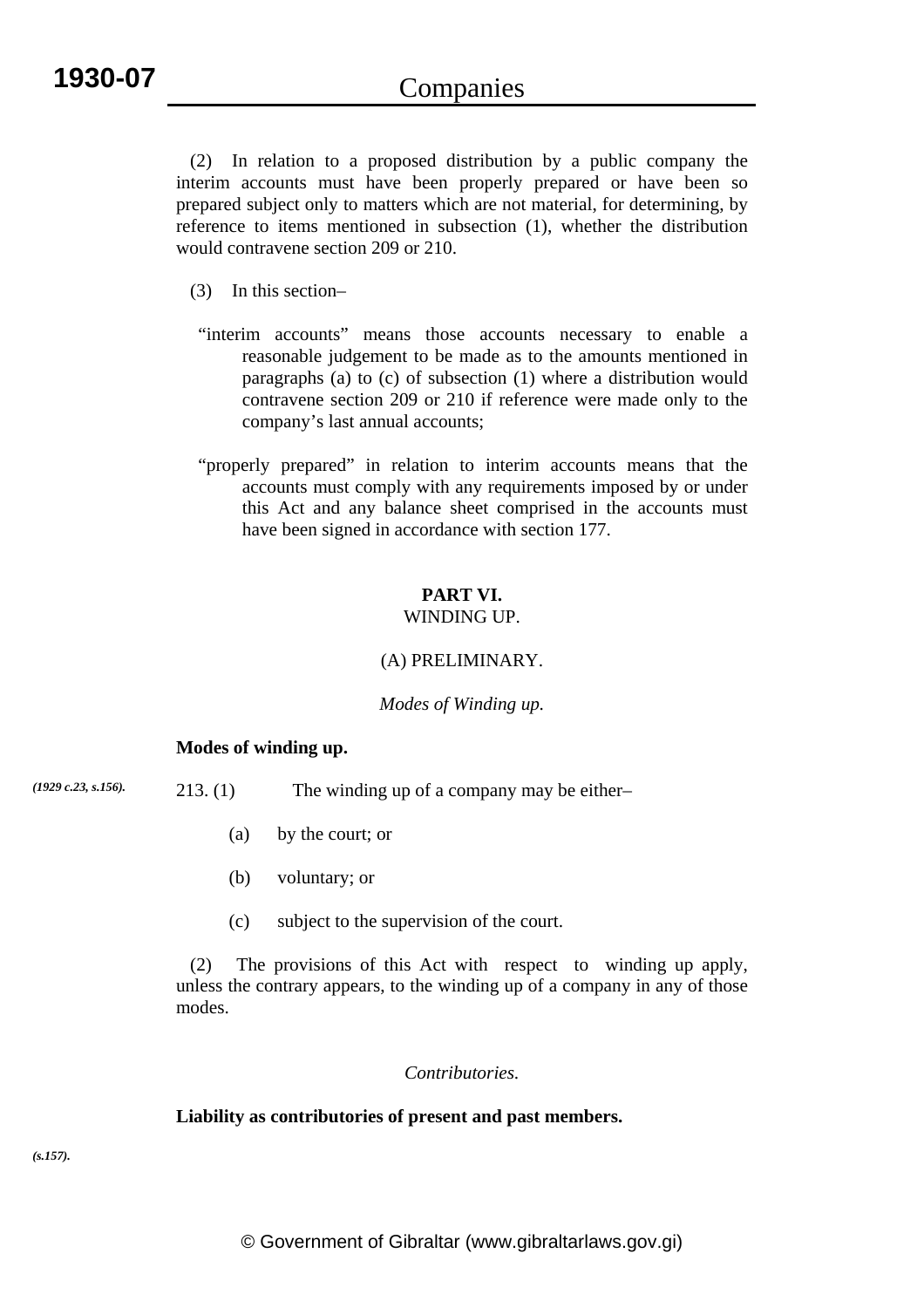(2) In relation to a proposed distribution by a public company the interim accounts must have been properly prepared or have been so prepared subject only to matters which are not material, for determining, by reference to items mentioned in subsection (1), whether the distribution would contravene section 209 or 210.

(3) In this section–

"interim accounts" means those accounts necessary to enable a reasonable judgement to be made as to the amounts mentioned in paragraphs (a) to (c) of subsection (1) where a distribution would contravene section 209 or 210 if reference were made only to the company's last annual accounts;

"properly prepared" in relation to interim accounts means that the accounts must comply with any requirements imposed by or under this Act and any balance sheet comprised in the accounts must have been signed in accordance with section 177.

## PART VI.
WINDING UP.

(A) PRELIMINARY.

*Modes of Winding up.*

**Modes of winding up.**

*(1929 c.23, s.156).*

213. (1) The winding up of a company may be either–

(a) by the court; or

(b) voluntary; or

(c) subject to the supervision of the court.

(2) The provisions of this Act with respect to winding up apply, unless the contrary appears, to the winding up of a company in any of those modes.

*Contributories.*

**Liability as contributories of present and past members.**

*(s.157).*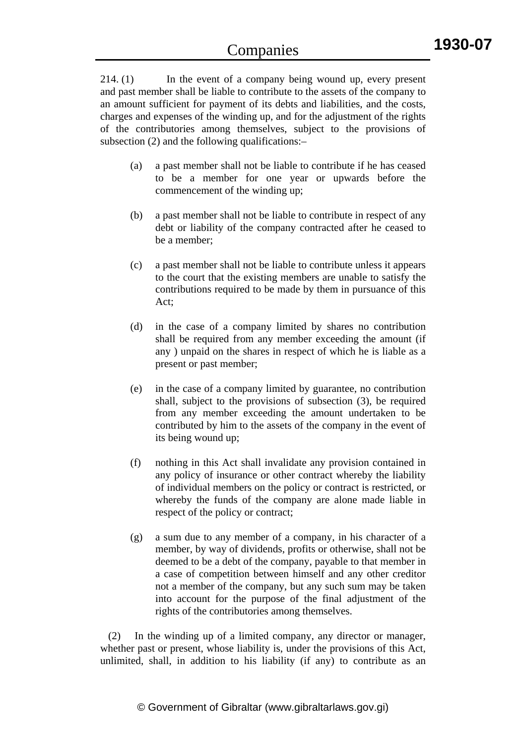214. (1) In the event of a company being wound up, every present and past member shall be liable to contribute to the assets of the company to an amount sufficient for payment of its debts and liabilities, and the costs, charges and expenses of the winding up, and for the adjustment of the rights of the contributories among themselves, subject to the provisions of subsection (2) and the following qualifications:–

(a) a past member shall not be liable to contribute if he has ceased to be a member for one year or upwards before the commencement of the winding up;

(b) a past member shall not be liable to contribute in respect of any debt or liability of the company contracted after he ceased to be a member;

(c) a past member shall not be liable to contribute unless it appears to the court that the existing members are unable to satisfy the contributions required to be made by them in pursuance of this Act;

(d) in the case of a company limited by shares no contribution shall be required from any member exceeding the amount (if any ) unpaid on the shares in respect of which he is liable as a present or past member;

(e) in the case of a company limited by guarantee, no contribution shall, subject to the provisions of subsection (3), be required from any member exceeding the amount undertaken to be contributed by him to the assets of the company in the event of its being wound up;

(f) nothing in this Act shall invalidate any provision contained in any policy of insurance or other contract whereby the liability of individual members on the policy or contract is restricted, or whereby the funds of the company are alone made liable in respect of the policy or contract;

(g) a sum due to any member of a company, in his character of a member, by way of dividends, profits or otherwise, shall not be deemed to be a debt of the company, payable to that member in a case of competition between himself and any other creditor not a member of the company, but any such sum may be taken into account for the purpose of the final adjustment of the rights of the contributories among themselves.

(2) In the winding up of a limited company, any director or manager, whether past or present, whose liability is, under the provisions of this Act, unlimited, shall, in addition to his liability (if any) to contribute as an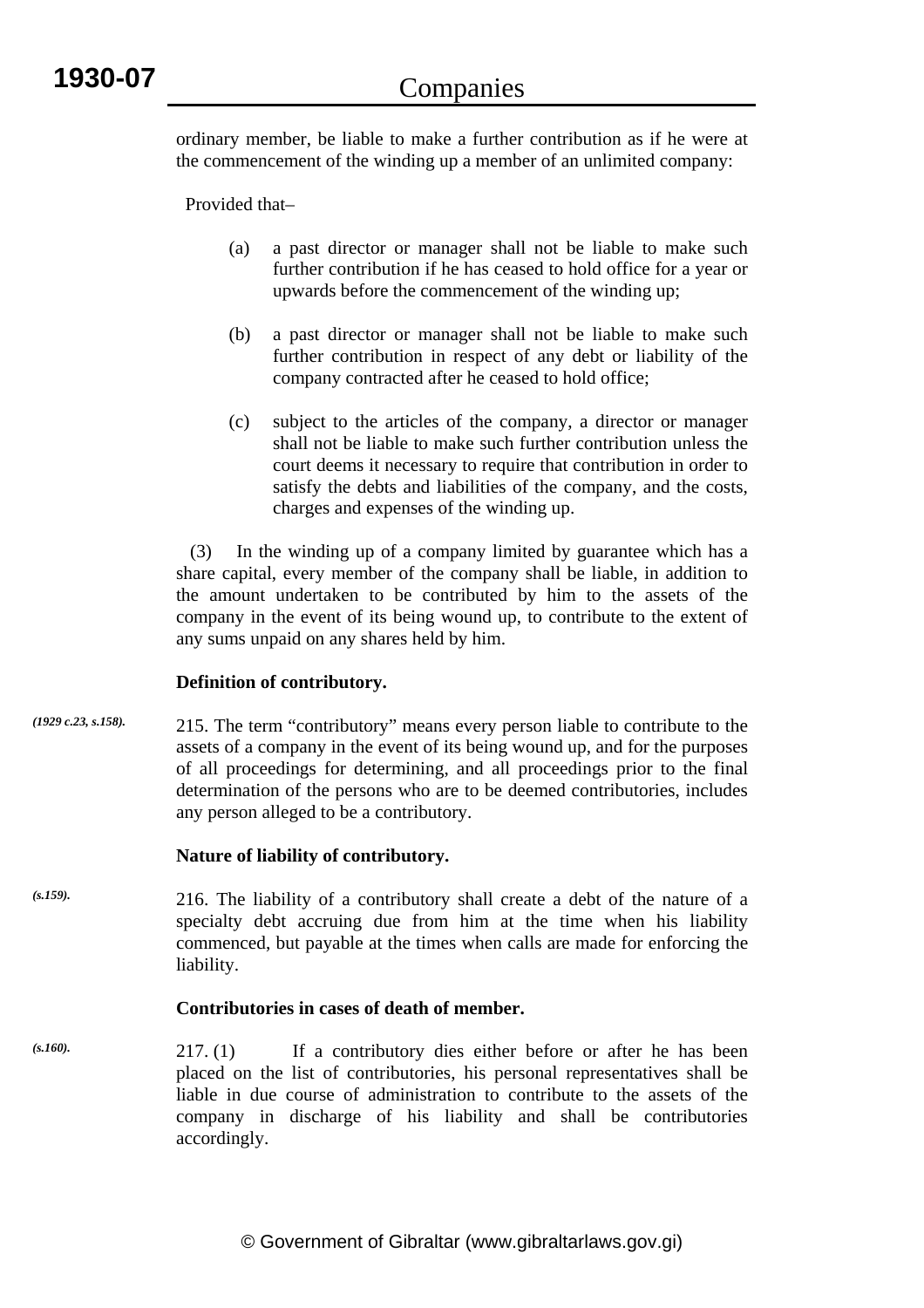ordinary member, be liable to make a further contribution as if he were at the commencement of the winding up a member of an unlimited company:

Provided that–

(a) a past director or manager shall not be liable to make such further contribution if he has ceased to hold office for a year or upwards before the commencement of the winding up;

(b) a past director or manager shall not be liable to make such further contribution in respect of any debt or liability of the company contracted after he ceased to hold office;

(c) subject to the articles of the company, a director or manager shall not be liable to make such further contribution unless the court deems it necessary to require that contribution in order to satisfy the debts and liabilities of the company, and the costs, charges and expenses of the winding up.

(3) In the winding up of a company limited by guarantee which has a share capital, every member of the company shall be liable, in addition to the amount undertaken to be contributed by him to the assets of the company in the event of its being wound up, to contribute to the extent of any sums unpaid on any shares held by him.

**Definition of contributory.**

*(1929 c.23, s.158).*

215. The term "contributory" means every person liable to contribute to the assets of a company in the event of its being wound up, and for the purposes of all proceedings for determining, and all proceedings prior to the final determination of the persons who are to be deemed contributories, includes any person alleged to be a contributory.

**Nature of liability of contributory.**

*(s.159).*

216. The liability of a contributory shall create a debt of the nature of a specialty debt accruing due from him at the time when his liability commenced, but payable at the times when calls are made for enforcing the liability.

**Contributories in cases of death of member.**

*(s.160).*

217. (1) If a contributory dies either before or after he has been placed on the list of contributories, his personal representatives shall be liable in due course of administration to contribute to the assets of the company in discharge of his liability and shall be contributories accordingly.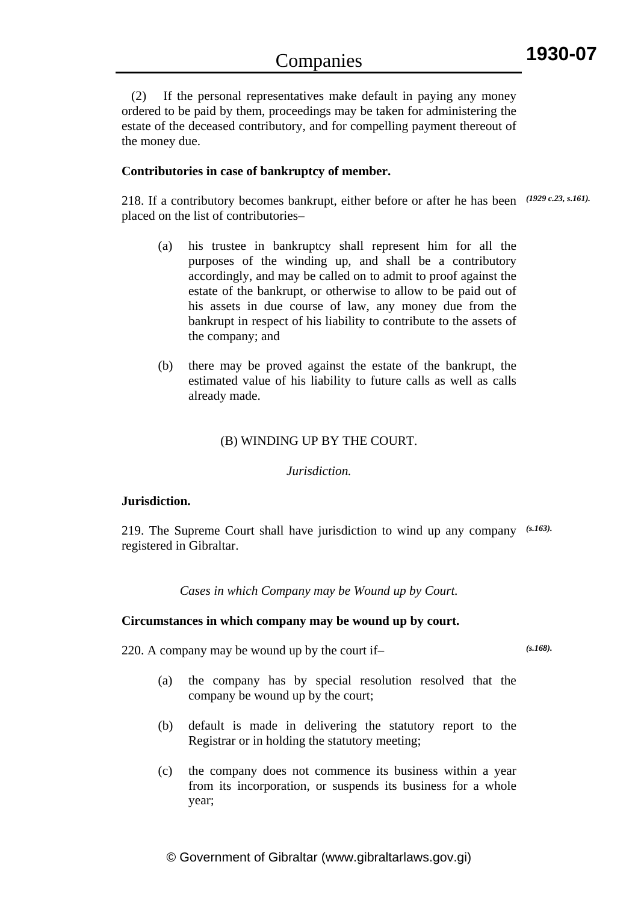(2) If the personal representatives make default in paying any money ordered to be paid by them, proceedings may be taken for administering the estate of the deceased contributory, and for compelling payment thereout of the money due.

**Contributories in case of bankruptcy of member.**

218. If a contributory becomes bankrupt, either before or after he has been placed on the list of contributories– *(1929 c.23, s.161).*

(a) his trustee in bankruptcy shall represent him for all the purposes of the winding up, and shall be a contributory accordingly, and may be called on to admit to proof against the estate of the bankrupt, or otherwise to allow to be paid out of his assets in due course of law, any money due from the bankrupt in respect of his liability to contribute to the assets of the company; and

(b) there may be proved against the estate of the bankrupt, the estimated value of his liability to future calls as well as calls already made.

## (B) WINDING UP BY THE COURT.

*Jurisdiction.*

**Jurisdiction.**

219. The Supreme Court shall have jurisdiction to wind up any company registered in Gibraltar. *(s.163).*

*Cases in which Company may be Wound up by Court.*

**Circumstances in which company may be wound up by court.**

220. A company may be wound up by the court if– *(s.168).*

(a) the company has by special resolution resolved that the company be wound up by the court;

(b) default is made in delivering the statutory report to the Registrar or in holding the statutory meeting;

(c) the company does not commence its business within a year from its incorporation, or suspends its business for a whole year;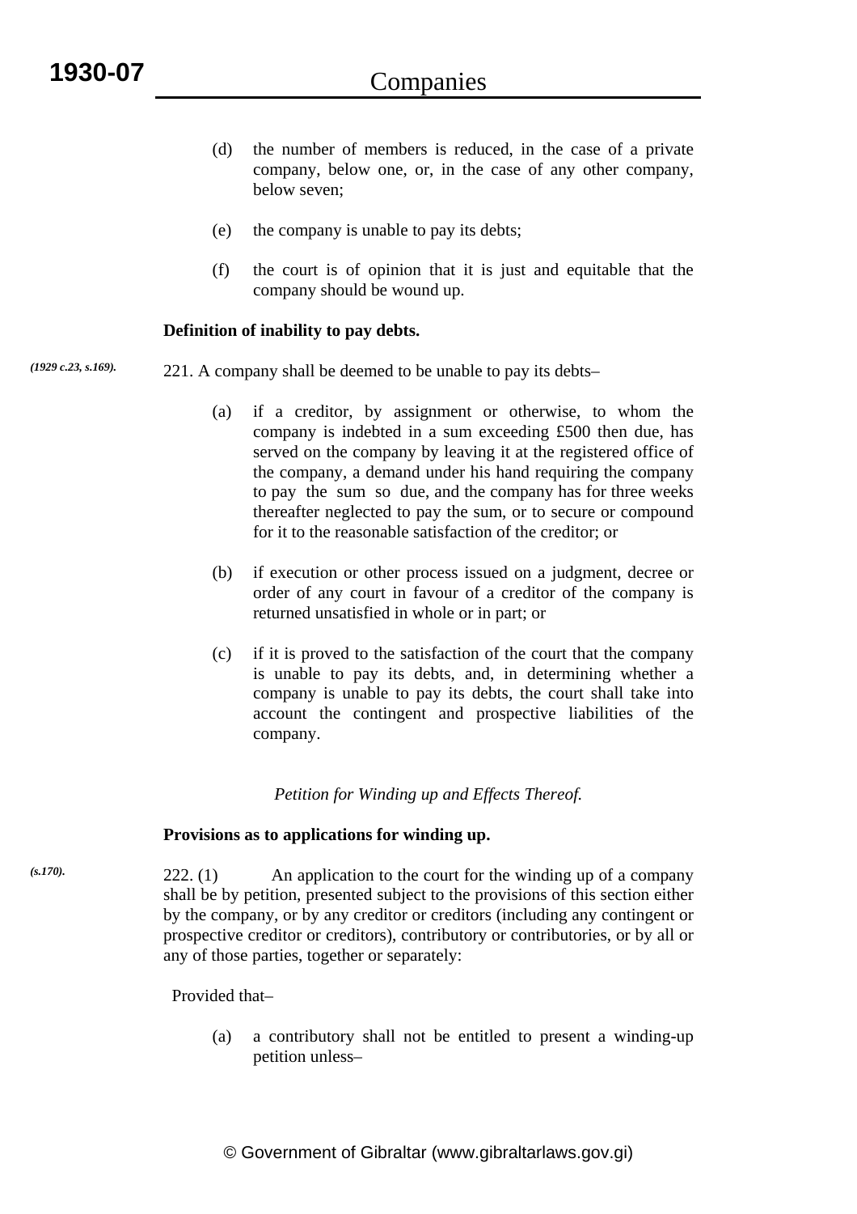(d) the number of members is reduced, in the case of a private company, below one, or, in the case of any other company, below seven;

(e) the company is unable to pay its debts;

(f) the court is of opinion that it is just and equitable that the company should be wound up.

**Definition of inability to pay debts.**

*(1929 c.23, s.169).*

221. A company shall be deemed to be unable to pay its debts–

(a) if a creditor, by assignment or otherwise, to whom the company is indebted in a sum exceeding £500 then due, has served on the company by leaving it at the registered office of the company, a demand under his hand requiring the company to pay the sum so due, and the company has for three weeks thereafter neglected to pay the sum, or to secure or compound for it to the reasonable satisfaction of the creditor; or

(b) if execution or other process issued on a judgment, decree or order of any court in favour of a creditor of the company is returned unsatisfied in whole or in part; or

(c) if it is proved to the satisfaction of the court that the company is unable to pay its debts, and, in determining whether a company is unable to pay its debts, the court shall take into account the contingent and prospective liabilities of the company.

*Petition for Winding up and Effects Thereof.*

**Provisions as to applications for winding up.**

*(s.170).*

222. (1) An application to the court for the winding up of a company shall be by petition, presented subject to the provisions of this section either by the company, or by any creditor or creditors (including any contingent or prospective creditor or creditors), contributory or contributories, or by all or any of those parties, together or separately:

Provided that–

(a) a contributory shall not be entitled to present a winding-up petition unless–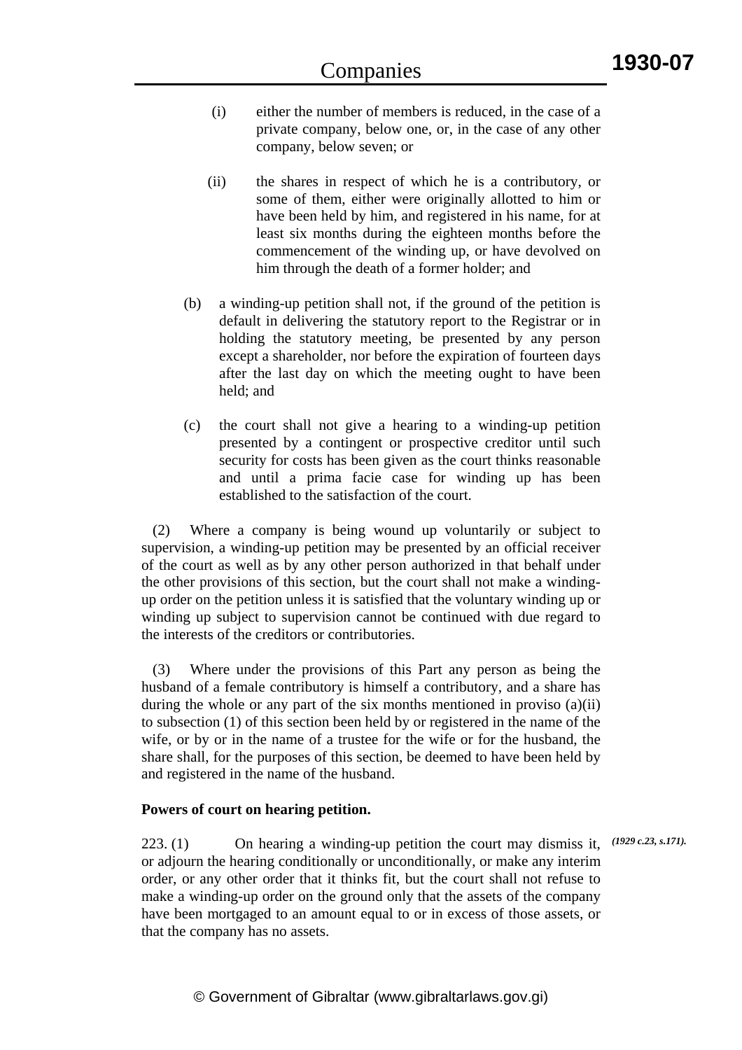(i) either the number of members is reduced, in the case of a private company, below one, or, in the case of any other company, below seven; or

(ii) the shares in respect of which he is a contributory, or some of them, either were originally allotted to him or have been held by him, and registered in his name, for at least six months during the eighteen months before the commencement of the winding up, or have devolved on him through the death of a former holder; and

(b) a winding-up petition shall not, if the ground of the petition is default in delivering the statutory report to the Registrar or in holding the statutory meeting, be presented by any person except a shareholder, nor before the expiration of fourteen days after the last day on which the meeting ought to have been held; and

(c) the court shall not give a hearing to a winding-up petition presented by a contingent or prospective creditor until such security for costs has been given as the court thinks reasonable and until a prima facie case for winding up has been established to the satisfaction of the court.

(2) Where a company is being wound up voluntarily or subject to supervision, a winding-up petition may be presented by an official receiver of the court as well as by any other person authorized in that behalf under the other provisions of this section, but the court shall not make a winding-up order on the petition unless it is satisfied that the voluntary winding up or winding up subject to supervision cannot be continued with due regard to the interests of the creditors or contributories.

(3) Where under the provisions of this Part any person as being the husband of a female contributory is himself a contributory, and a share has during the whole or any part of the six months mentioned in proviso (a)(ii) to subsection (1) of this section been held by or registered in the name of the wife, or by or in the name of a trustee for the wife or for the husband, the share shall, for the purposes of this section, be deemed to have been held by and registered in the name of the husband.

**Powers of court on hearing petition.**

*(1929 c.23, s.171).*

223. (1) On hearing a winding-up petition the court may dismiss it, or adjourn the hearing conditionally or unconditionally, or make any interim order, or any other order that it thinks fit, but the court shall not refuse to make a winding-up order on the ground only that the assets of the company have been mortgaged to an amount equal to or in excess of those assets, or that the company has no assets.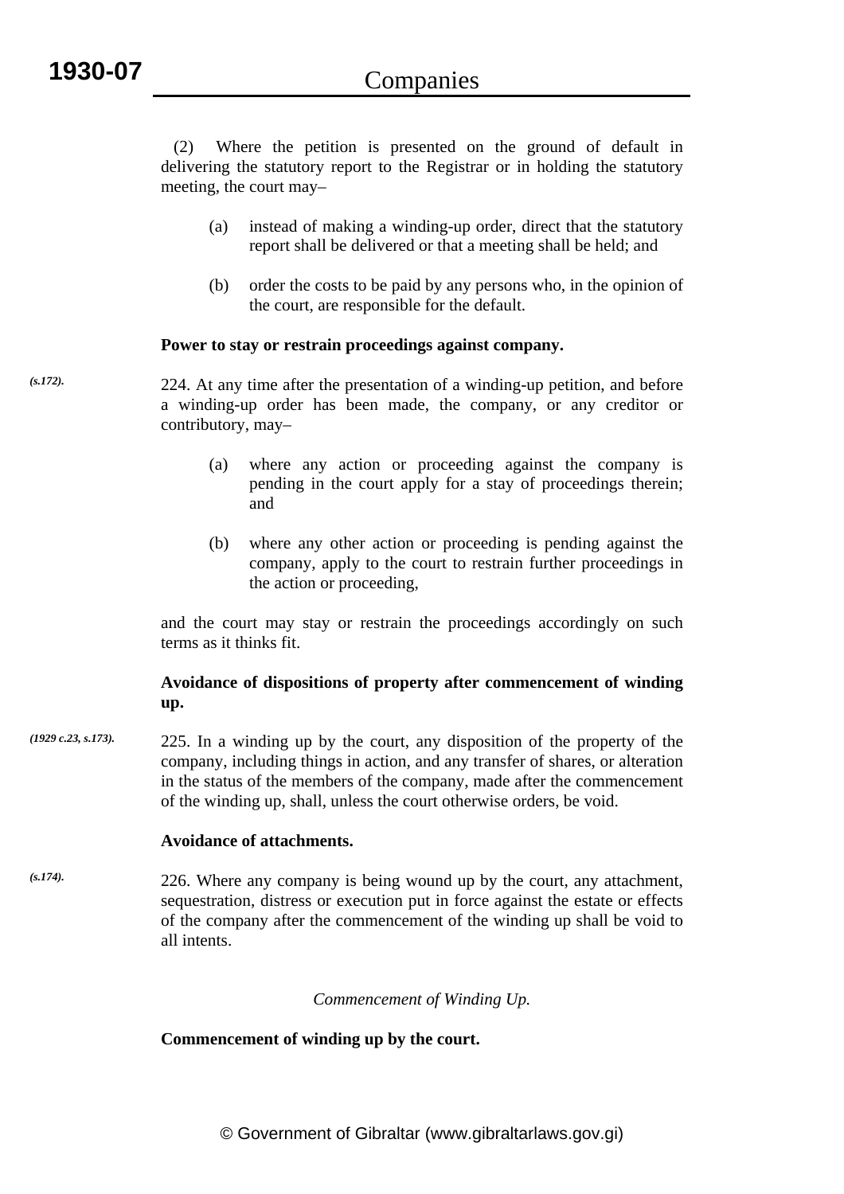(2) Where the petition is presented on the ground of default in delivering the statutory report to the Registrar or in holding the statutory meeting, the court may–

(a) instead of making a winding-up order, direct that the statutory report shall be delivered or that a meeting shall be held; and

(b) order the costs to be paid by any persons who, in the opinion of the court, are responsible for the default.

**Power to stay or restrain proceedings against company.**

*(s.172).*

224. At any time after the presentation of a winding-up petition, and before a winding-up order has been made, the company, or any creditor or contributory, may–

(a) where any action or proceeding against the company is pending in the court apply for a stay of proceedings therein; and

(b) where any other action or proceeding is pending against the company, apply to the court to restrain further proceedings in the action or proceeding,

and the court may stay or restrain the proceedings accordingly on such terms as it thinks fit.

**Avoidance of dispositions of property after commencement of winding up.**

*(1929 c.23, s.173).*

225. In a winding up by the court, any disposition of the property of the company, including things in action, and any transfer of shares, or alteration in the status of the members of the company, made after the commencement of the winding up, shall, unless the court otherwise orders, be void.

**Avoidance of attachments.**

*(s.174).*

226. Where any company is being wound up by the court, any attachment, sequestration, distress or execution put in force against the estate or effects of the company after the commencement of the winding up shall be void to all intents.

*Commencement of Winding Up.*

**Commencement of winding up by the court.**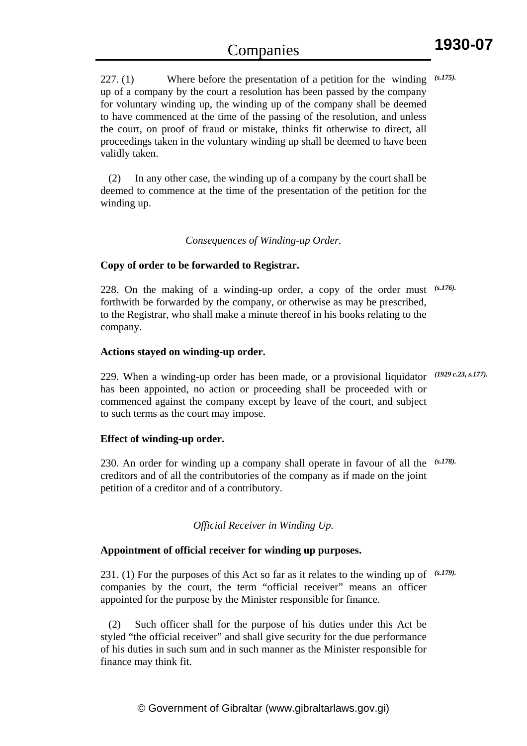227. (1) Where before the presentation of a petition for the winding up of a company by the court a resolution has been passed by the company for voluntary winding up, the winding up of the company shall be deemed to have commenced at the time of the passing of the resolution, and unless the court, on proof of fraud or mistake, thinks fit otherwise to direct, all proceedings taken in the voluntary winding up shall be deemed to have been validly taken. *(s.175).*

(2) In any other case, the winding up of a company by the court shall be deemed to commence at the time of the presentation of the petition for the winding up.

*Consequences of Winding-up Order.*

**Copy of order to be forwarded to Registrar.**

228. On the making of a winding-up order, a copy of the order must forthwith be forwarded by the company, or otherwise as may be prescribed, to the Registrar, who shall make a minute thereof in his books relating to the company. *(s.176).*

**Actions stayed on winding-up order.**

229. When a winding-up order has been made, or a provisional liquidator has been appointed, no action or proceeding shall be proceeded with or commenced against the company except by leave of the court, and subject to such terms as the court may impose. *(1929 c.23, s.177).*

**Effect of winding-up order.**

230. An order for winding up a company shall operate in favour of all the creditors and of all the contributories of the company as if made on the joint petition of a creditor and of a contributory. *(s.178).*

*Official Receiver in Winding Up.*

**Appointment of official receiver for winding up purposes.**

231. (1) For the purposes of this Act so far as it relates to the winding up of companies by the court, the term "official receiver" means an officer appointed for the purpose by the Minister responsible for finance. *(s.179).*

(2) Such officer shall for the purpose of his duties under this Act be styled "the official receiver" and shall give security for the due performance of his duties in such sum and in such manner as the Minister responsible for finance may think fit.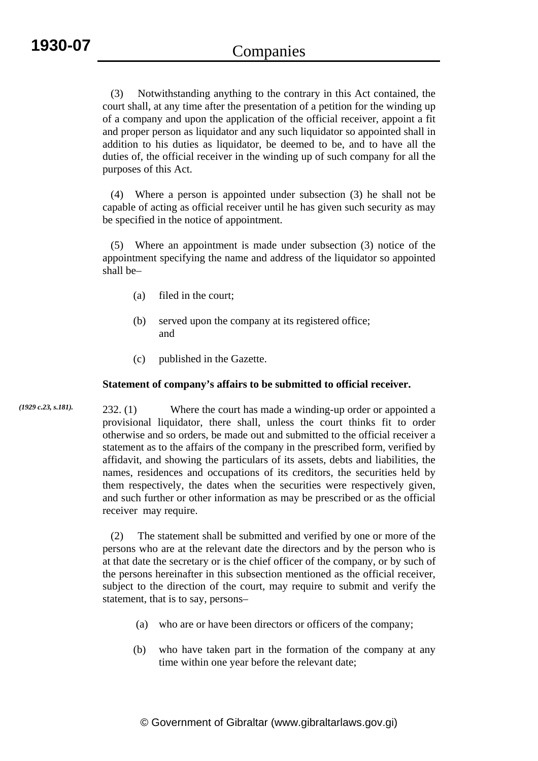(3) Notwithstanding anything to the contrary in this Act contained, the court shall, at any time after the presentation of a petition for the winding up of a company and upon the application of the official receiver, appoint a fit and proper person as liquidator and any such liquidator so appointed shall in addition to his duties as liquidator, be deemed to be, and to have all the duties of, the official receiver in the winding up of such company for all the purposes of this Act.

(4) Where a person is appointed under subsection (3) he shall not be capable of acting as official receiver until he has given such security as may be specified in the notice of appointment.

(5) Where an appointment is made under subsection (3) notice of the appointment specifying the name and address of the liquidator so appointed shall be–

(a) filed in the court;

(b) served upon the company at its registered office; and

(c) published in the Gazette.

**Statement of company's affairs to be submitted to official receiver.**

*(1929 c.23, s.181).*

232. (1) Where the court has made a winding-up order or appointed a provisional liquidator, there shall, unless the court thinks fit to order otherwise and so orders, be made out and submitted to the official receiver a statement as to the affairs of the company in the prescribed form, verified by affidavit, and showing the particulars of its assets, debts and liabilities, the names, residences and occupations of its creditors, the securities held by them respectively, the dates when the securities were respectively given, and such further or other information as may be prescribed or as the official receiver may require.

(2) The statement shall be submitted and verified by one or more of the persons who are at the relevant date the directors and by the person who is at that date the secretary or is the chief officer of the company, or by such of the persons hereinafter in this subsection mentioned as the official receiver, subject to the direction of the court, may require to submit and verify the statement, that is to say, persons–

(a) who are or have been directors or officers of the company;

(b) who have taken part in the formation of the company at any time within one year before the relevant date;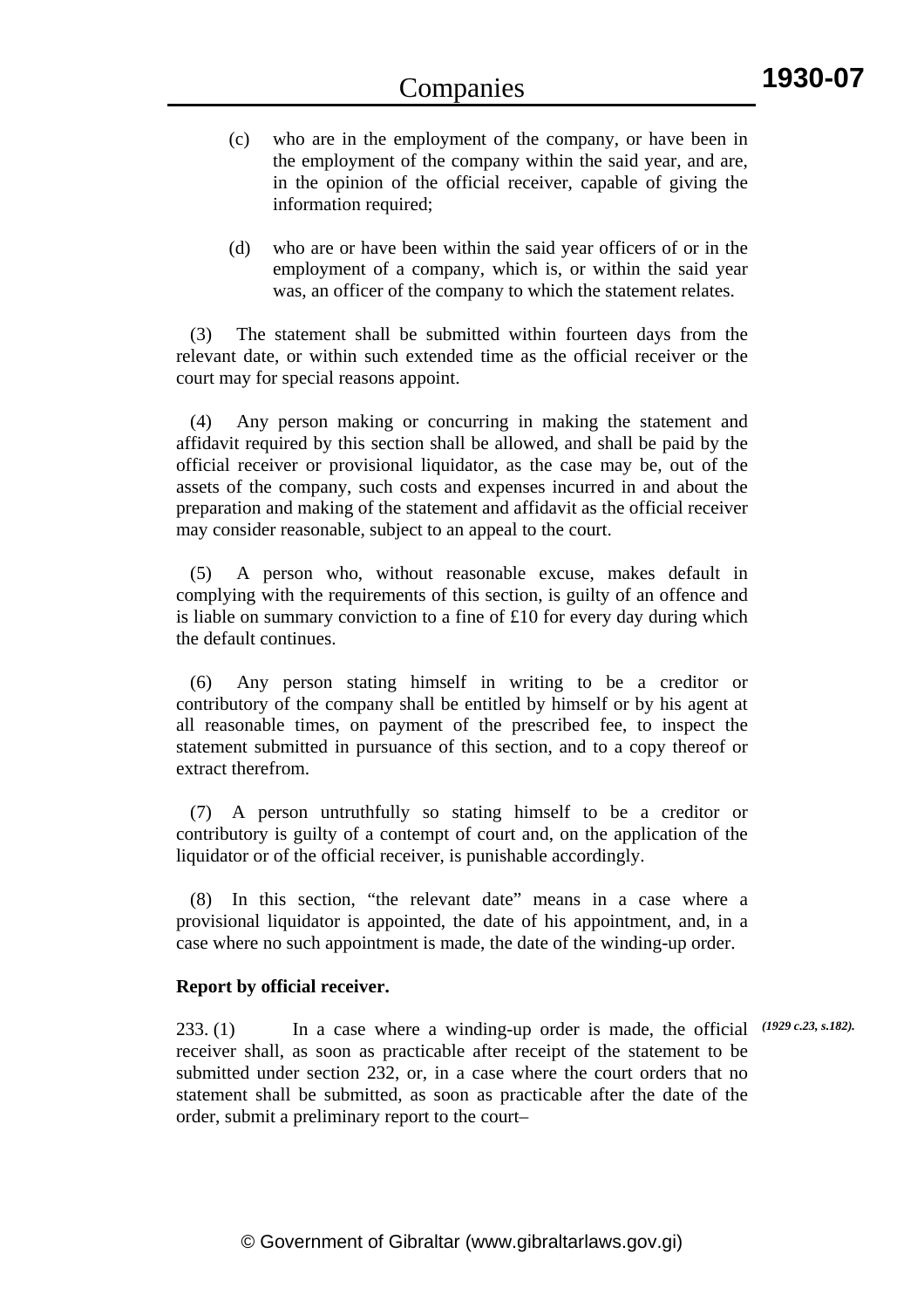(c) who are in the employment of the company, or have been in the employment of the company within the said year, and are, in the opinion of the official receiver, capable of giving the information required;

(d) who are or have been within the said year officers of or in the employment of a company, which is, or within the said year was, an officer of the company to which the statement relates.

(3) The statement shall be submitted within fourteen days from the relevant date, or within such extended time as the official receiver or the court may for special reasons appoint.

(4) Any person making or concurring in making the statement and affidavit required by this section shall be allowed, and shall be paid by the official receiver or provisional liquidator, as the case may be, out of the assets of the company, such costs and expenses incurred in and about the preparation and making of the statement and affidavit as the official receiver may consider reasonable, subject to an appeal to the court.

(5) A person who, without reasonable excuse, makes default in complying with the requirements of this section, is guilty of an offence and is liable on summary conviction to a fine of £10 for every day during which the default continues.

(6) Any person stating himself in writing to be a creditor or contributory of the company shall be entitled by himself or by his agent at all reasonable times, on payment of the prescribed fee, to inspect the statement submitted in pursuance of this section, and to a copy thereof or extract therefrom.

(7) A person untruthfully so stating himself to be a creditor or contributory is guilty of a contempt of court and, on the application of the liquidator or of the official receiver, is punishable accordingly.

(8) In this section, "the relevant date" means in a case where a provisional liquidator is appointed, the date of his appointment, and, in a case where no such appointment is made, the date of the winding-up order.

**Report by official receiver.**

*(1929 c.23, s.182).*

233. (1) In a case where a winding-up order is made, the official receiver shall, as soon as practicable after receipt of the statement to be submitted under section 232, or, in a case where the court orders that no statement shall be submitted, as soon as practicable after the date of the order, submit a preliminary report to the court–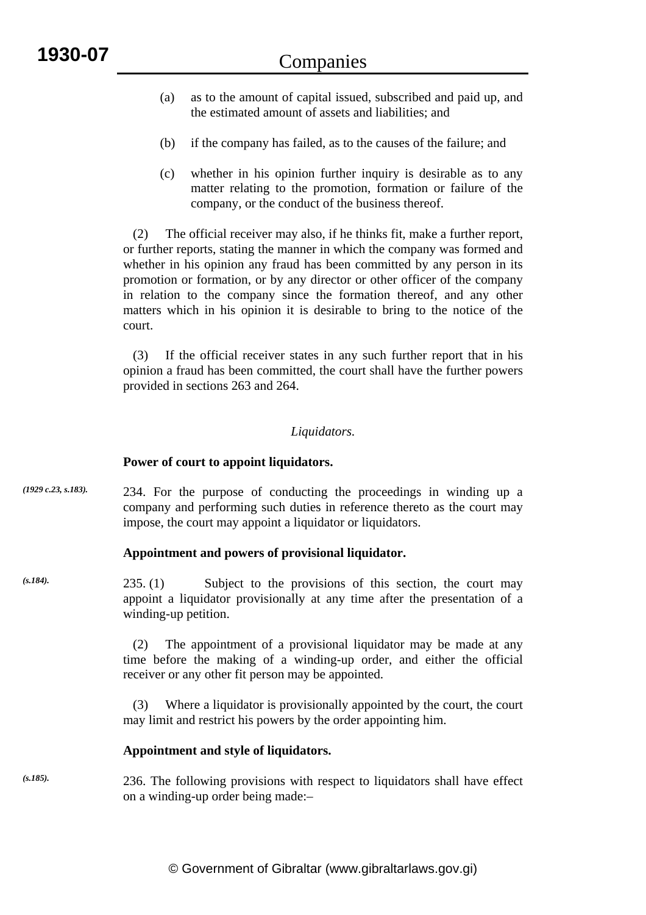(a) as to the amount of capital issued, subscribed and paid up, and the estimated amount of assets and liabilities; and

(b) if the company has failed, as to the causes of the failure; and

(c) whether in his opinion further inquiry is desirable as to any matter relating to the promotion, formation or failure of the company, or the conduct of the business thereof.

(2) The official receiver may also, if he thinks fit, make a further report, or further reports, stating the manner in which the company was formed and whether in his opinion any fraud has been committed by any person in its promotion or formation, or by any director or other officer of the company in relation to the company since the formation thereof, and any other matters which in his opinion it is desirable to bring to the notice of the court.

(3) If the official receiver states in any such further report that in his opinion a fraud has been committed, the court shall have the further powers provided in sections 263 and 264.

*Liquidators.*

**Power of court to appoint liquidators.**

*(1929 c.23, s.183).*

234. For the purpose of conducting the proceedings in winding up a company and performing such duties in reference thereto as the court may impose, the court may appoint a liquidator or liquidators.

**Appointment and powers of provisional liquidator.**

*(s.184).*

235. (1) Subject to the provisions of this section, the court may appoint a liquidator provisionally at any time after the presentation of a winding-up petition.

(2) The appointment of a provisional liquidator may be made at any time before the making of a winding-up order, and either the official receiver or any other fit person may be appointed.

(3) Where a liquidator is provisionally appointed by the court, the court may limit and restrict his powers by the order appointing him.

**Appointment and style of liquidators.**

*(s.185).*

236. The following provisions with respect to liquidators shall have effect on a winding-up order being made:–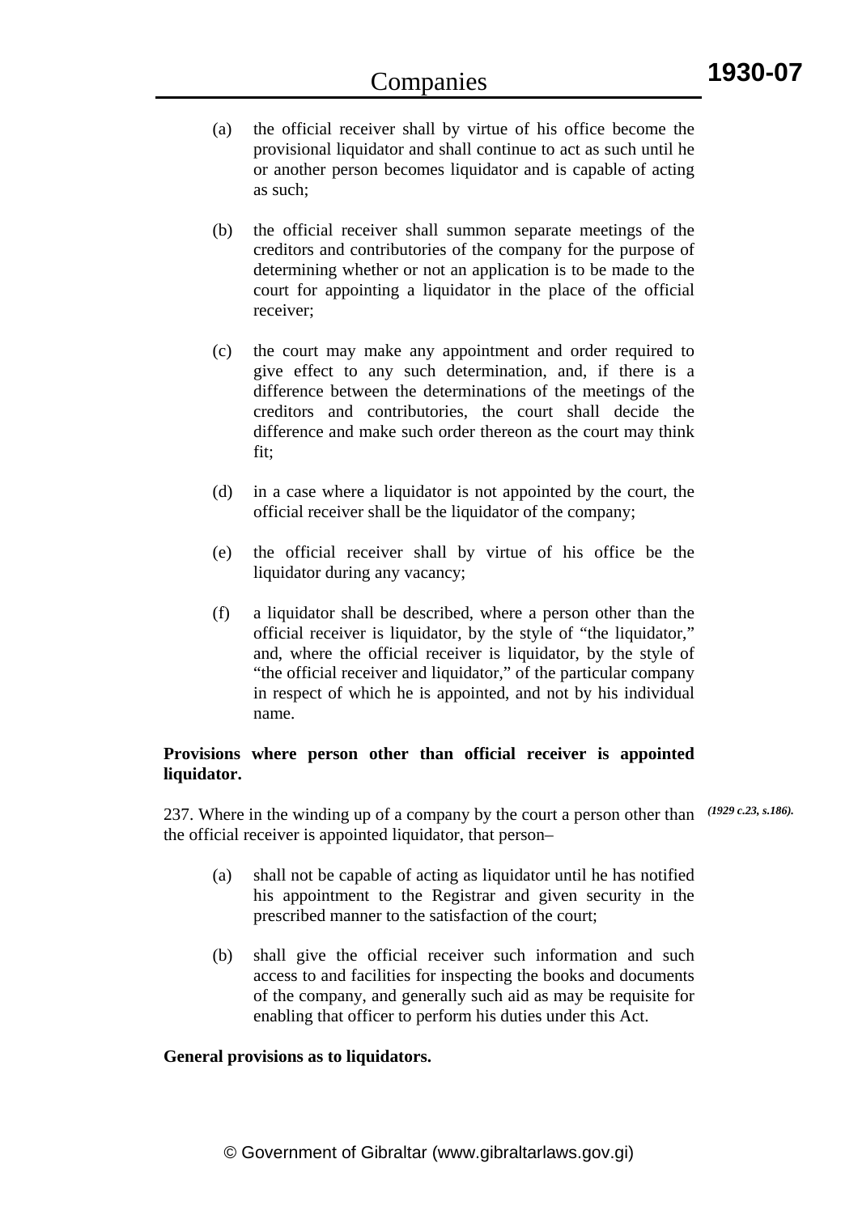(a) the official receiver shall by virtue of his office become the provisional liquidator and shall continue to act as such until he or another person becomes liquidator and is capable of acting as such;

(b) the official receiver shall summon separate meetings of the creditors and contributories of the company for the purpose of determining whether or not an application is to be made to the court for appointing a liquidator in the place of the official receiver;

(c) the court may make any appointment and order required to give effect to any such determination, and, if there is a difference between the determinations of the meetings of the creditors and contributories, the court shall decide the difference and make such order thereon as the court may think fit;

(d) in a case where a liquidator is not appointed by the court, the official receiver shall be the liquidator of the company;

(e) the official receiver shall by virtue of his office be the liquidator during any vacancy;

(f) a liquidator shall be described, where a person other than the official receiver is liquidator, by the style of "the liquidator," and, where the official receiver is liquidator, by the style of "the official receiver and liquidator," of the particular company in respect of which he is appointed, and not by his individual name.

**Provisions where person other than official receiver is appointed liquidator.**

237. Where in the winding up of a company by the court a person other than the official receiver is appointed liquidator, that person– *(1929 c.23, s.186).*

(a) shall not be capable of acting as liquidator until he has notified his appointment to the Registrar and given security in the prescribed manner to the satisfaction of the court;

(b) shall give the official receiver such information and such access to and facilities for inspecting the books and documents of the company, and generally such aid as may be requisite for enabling that officer to perform his duties under this Act.

**General provisions as to liquidators.**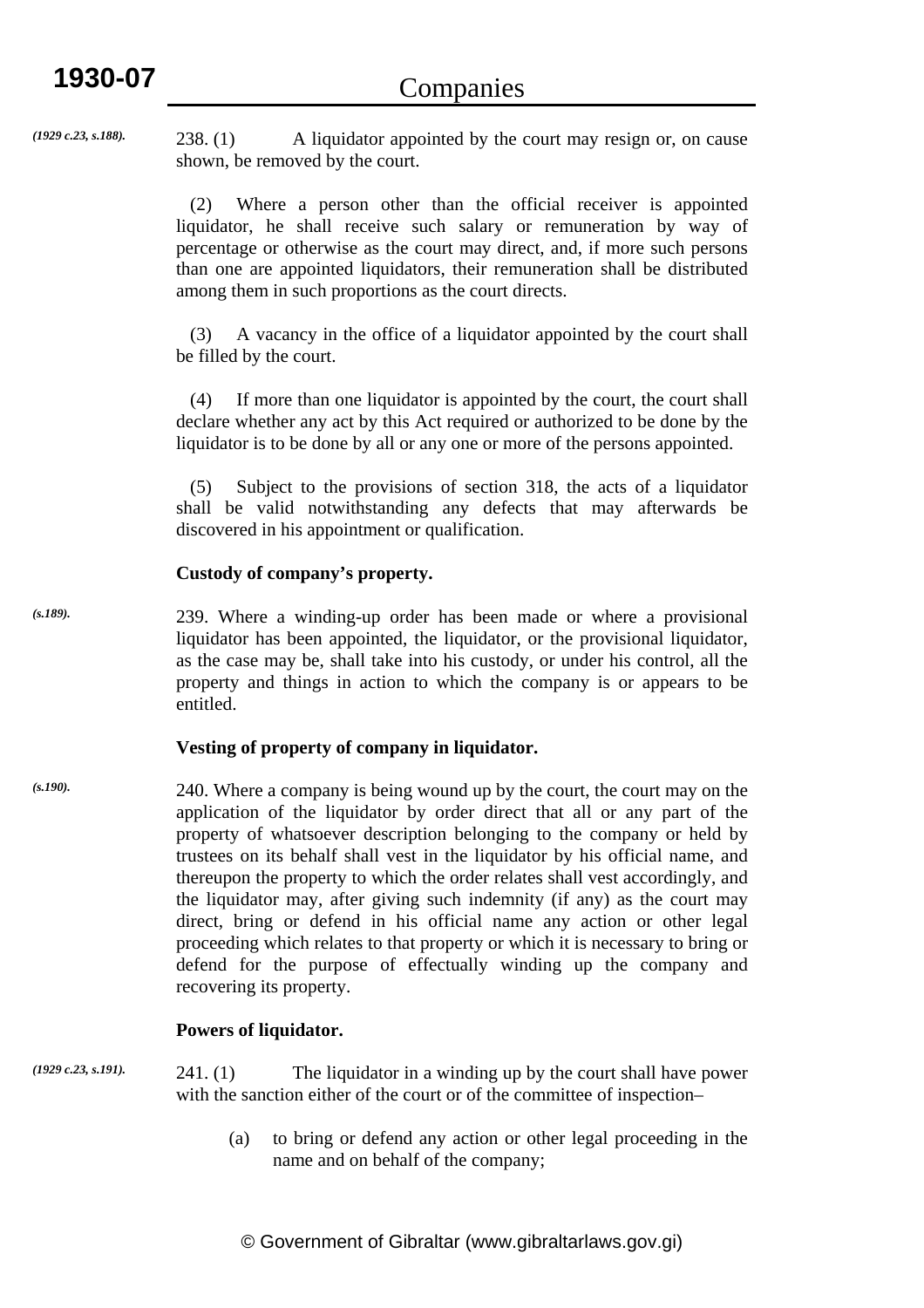*(1929 c.23, s.188).*

238. (1) A liquidator appointed by the court may resign or, on cause shown, be removed by the court.

(2) Where a person other than the official receiver is appointed liquidator, he shall receive such salary or remuneration by way of percentage or otherwise as the court may direct, and, if more such persons than one are appointed liquidators, their remuneration shall be distributed among them in such proportions as the court directs.

(3) A vacancy in the office of a liquidator appointed by the court shall be filled by the court.

(4) If more than one liquidator is appointed by the court, the court shall declare whether any act by this Act required or authorized to be done by the liquidator is to be done by all or any one or more of the persons appointed.

(5) Subject to the provisions of section 318, the acts of a liquidator shall be valid notwithstanding any defects that may afterwards be discovered in his appointment or qualification.

**Custody of company's property.**

*(s.189).*

239. Where a winding-up order has been made or where a provisional liquidator has been appointed, the liquidator, or the provisional liquidator, as the case may be, shall take into his custody, or under his control, all the property and things in action to which the company is or appears to be entitled.

**Vesting of property of company in liquidator.**

*(s.190).*

240. Where a company is being wound up by the court, the court may on the application of the liquidator by order direct that all or any part of the property of whatsoever description belonging to the company or held by trustees on its behalf shall vest in the liquidator by his official name, and thereupon the property to which the order relates shall vest accordingly, and the liquidator may, after giving such indemnity (if any) as the court may direct, bring or defend in his official name any action or other legal proceeding which relates to that property or which it is necessary to bring or defend for the purpose of effectually winding up the company and recovering its property.

**Powers of liquidator.**

*(1929 c.23, s.191).*

241. (1) The liquidator in a winding up by the court shall have power with the sanction either of the court or of the committee of inspection–

(a) to bring or defend any action or other legal proceeding in the name and on behalf of the company;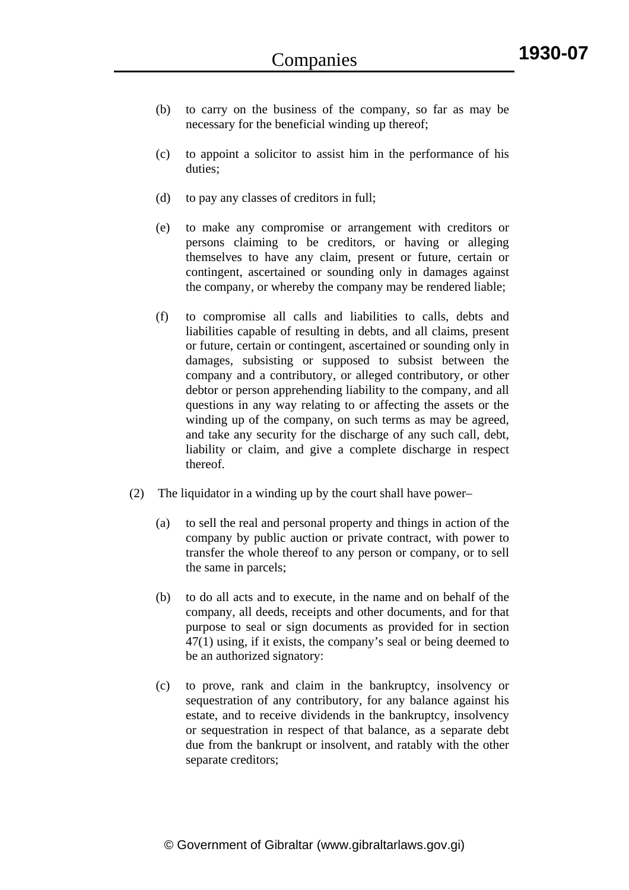(b) to carry on the business of the company, so far as may be necessary for the beneficial winding up thereof;

(c) to appoint a solicitor to assist him in the performance of his duties;

(d) to pay any classes of creditors in full;

(e) to make any compromise or arrangement with creditors or persons claiming to be creditors, or having or alleging themselves to have any claim, present or future, certain or contingent, ascertained or sounding only in damages against the company, or whereby the company may be rendered liable;

(f) to compromise all calls and liabilities to calls, debts and liabilities capable of resulting in debts, and all claims, present or future, certain or contingent, ascertained or sounding only in damages, subsisting or supposed to subsist between the company and a contributory, or alleged contributory, or other debtor or person apprehending liability to the company, and all questions in any way relating to or affecting the assets or the winding up of the company, on such terms as may be agreed, and take any security for the discharge of any such call, debt, liability or claim, and give a complete discharge in respect thereof.

(2) The liquidator in a winding up by the court shall have power–

(a) to sell the real and personal property and things in action of the company by public auction or private contract, with power to transfer the whole thereof to any person or company, or to sell the same in parcels;

(b) to do all acts and to execute, in the name and on behalf of the company, all deeds, receipts and other documents, and for that purpose to seal or sign documents as provided for in section 47(1) using, if it exists, the company's seal or being deemed to be an authorized signatory:

(c) to prove, rank and claim in the bankruptcy, insolvency or sequestration of any contributory, for any balance against his estate, and to receive dividends in the bankruptcy, insolvency or sequestration in respect of that balance, as a separate debt due from the bankrupt or insolvent, and ratably with the other separate creditors;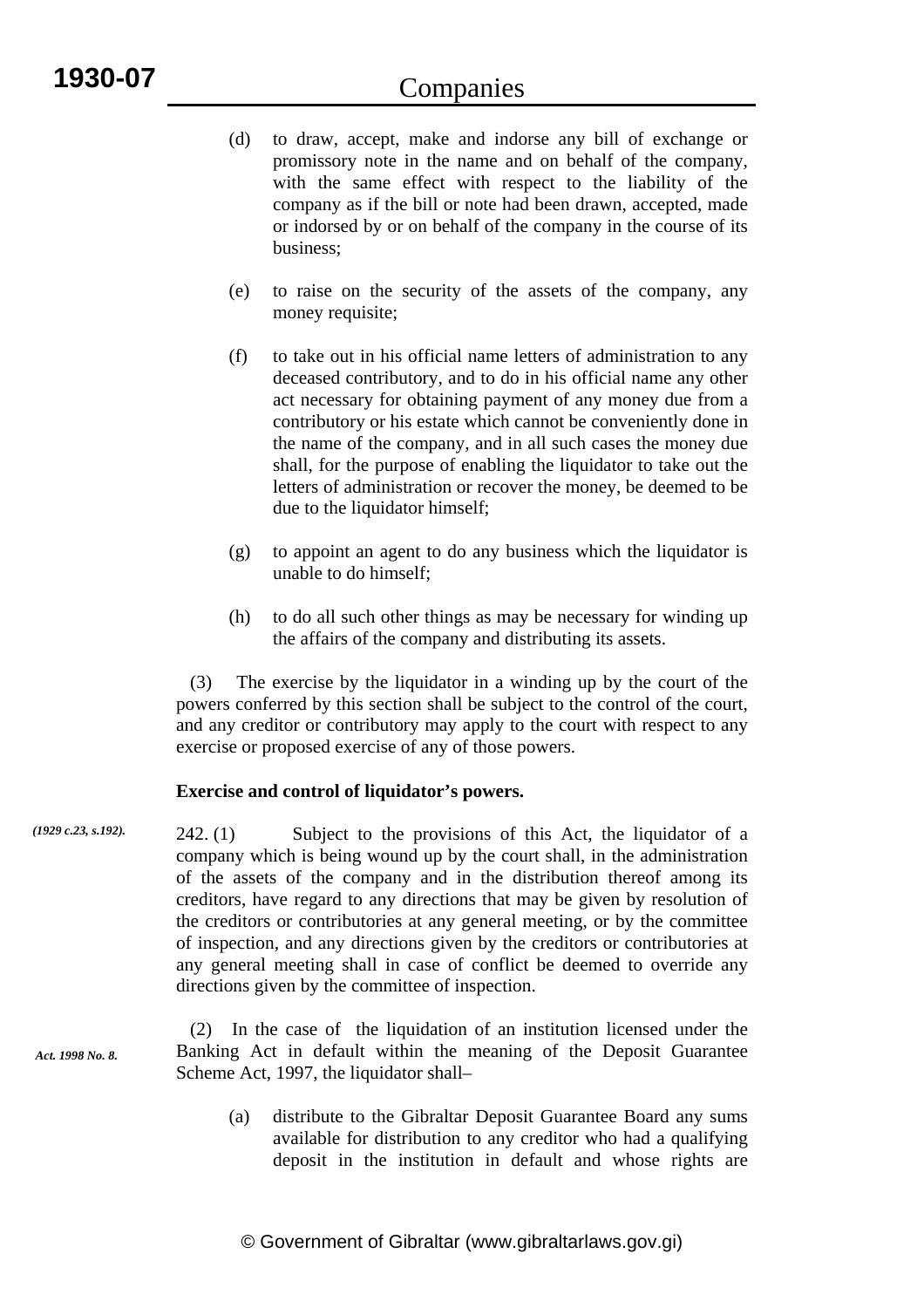(d) to draw, accept, make and indorse any bill of exchange or promissory note in the name and on behalf of the company, with the same effect with respect to the liability of the company as if the bill or note had been drawn, accepted, made or indorsed by or on behalf of the company in the course of its business;

(e) to raise on the security of the assets of the company, any money requisite;

(f) to take out in his official name letters of administration to any deceased contributory, and to do in his official name any other act necessary for obtaining payment of any money due from a contributory or his estate which cannot be conveniently done in the name of the company, and in all such cases the money due shall, for the purpose of enabling the liquidator to take out the letters of administration or recover the money, be deemed to be due to the liquidator himself;

(g) to appoint an agent to do any business which the liquidator is unable to do himself;

(h) to do all such other things as may be necessary for winding up the affairs of the company and distributing its assets.

(3) The exercise by the liquidator in a winding up by the court of the powers conferred by this section shall be subject to the control of the court, and any creditor or contributory may apply to the court with respect to any exercise or proposed exercise of any of those powers.

**Exercise and control of liquidator's powers.**

*(1929 c.23, s.192).*

242. (1) Subject to the provisions of this Act, the liquidator of a company which is being wound up by the court shall, in the administration of the assets of the company and in the distribution thereof among its creditors, have regard to any directions that may be given by resolution of the creditors or contributories at any general meeting, or by the committee of inspection, and any directions given by the creditors or contributories at any general meeting shall in case of conflict be deemed to override any directions given by the committee of inspection.

*Act. 1998 No. 8.*

(2) In the case of the liquidation of an institution licensed under the Banking Act in default within the meaning of the Deposit Guarantee Scheme Act, 1997, the liquidator shall–

(a) distribute to the Gibraltar Deposit Guarantee Board any sums available for distribution to any creditor who had a qualifying deposit in the institution in default and whose rights are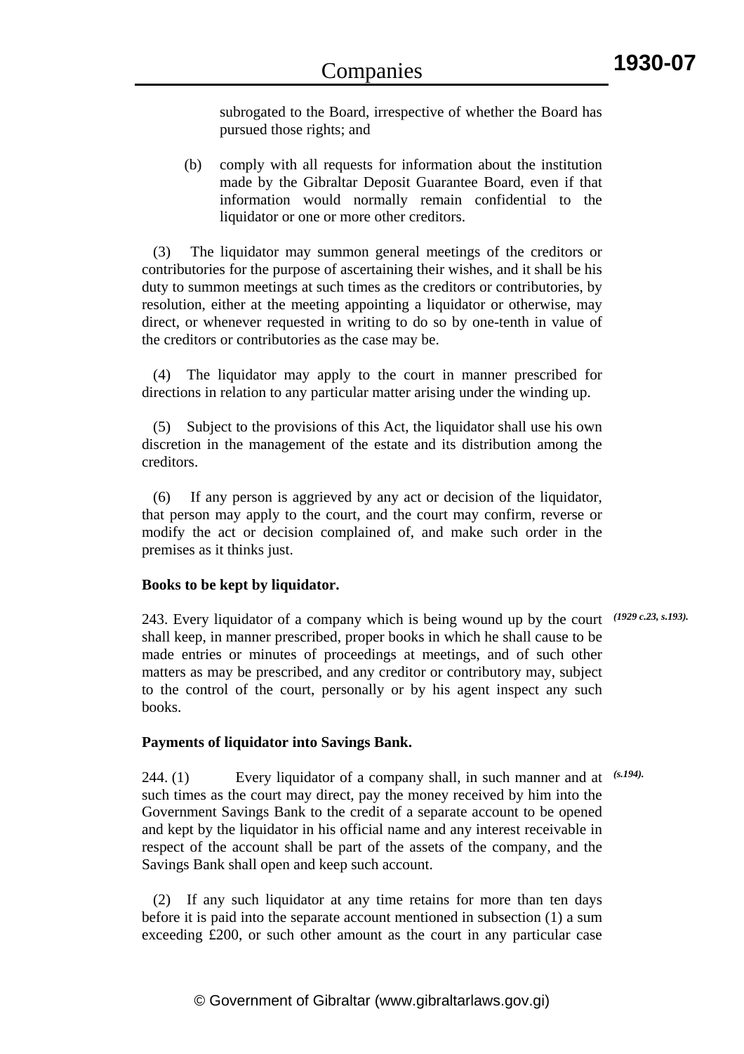subrogated to the Board, irrespective of whether the Board has pursued those rights; and

(b) comply with all requests for information about the institution made by the Gibraltar Deposit Guarantee Board, even if that information would normally remain confidential to the liquidator or one or more other creditors.

(3) The liquidator may summon general meetings of the creditors or contributories for the purpose of ascertaining their wishes, and it shall be his duty to summon meetings at such times as the creditors or contributories, by resolution, either at the meeting appointing a liquidator or otherwise, may direct, or whenever requested in writing to do so by one-tenth in value of the creditors or contributories as the case may be.

(4) The liquidator may apply to the court in manner prescribed for directions in relation to any particular matter arising under the winding up.

(5) Subject to the provisions of this Act, the liquidator shall use his own discretion in the management of the estate and its distribution among the creditors.

(6) If any person is aggrieved by any act or decision of the liquidator, that person may apply to the court, and the court may confirm, reverse or modify the act or decision complained of, and make such order in the premises as it thinks just.

**Books to be kept by liquidator.**

243. Every liquidator of a company which is being wound up by the court shall keep, in manner prescribed, proper books in which he shall cause to be made entries or minutes of proceedings at meetings, and of such other matters as may be prescribed, and any creditor or contributory may, subject to the control of the court, personally or by his agent inspect any such books.

*(1929 c.23, s.193).*

**Payments of liquidator into Savings Bank.**

244. (1) Every liquidator of a company shall, in such manner and at such times as the court may direct, pay the money received by him into the Government Savings Bank to the credit of a separate account to be opened and kept by the liquidator in his official name and any interest receivable in respect of the account shall be part of the assets of the company, and the Savings Bank shall open and keep such account.

*(s.194).*

(2) If any such liquidator at any time retains for more than ten days before it is paid into the separate account mentioned in subsection (1) a sum exceeding £200, or such other amount as the court in any particular case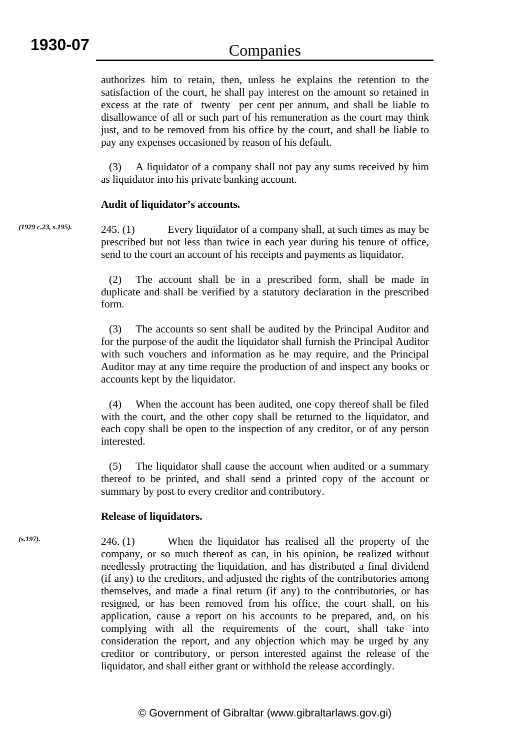authorizes him to retain, then, unless he explains the retention to the satisfaction of the court, he shall pay interest on the amount so retained in excess at the rate of twenty per cent per annum, and shall be liable to disallowance of all or such part of his remuneration as the court may think just, and to be removed from his office by the court, and shall be liable to pay any expenses occasioned by reason of his default.

(3) A liquidator of a company shall not pay any sums received by him as liquidator into his private banking account.

**Audit of liquidator's accounts.**

*(1929 c.23, s.195).*

245. (1) Every liquidator of a company shall, at such times as may be prescribed but not less than twice in each year during his tenure of office, send to the court an account of his receipts and payments as liquidator.

(2) The account shall be in a prescribed form, shall be made in duplicate and shall be verified by a statutory declaration in the prescribed form.

(3) The accounts so sent shall be audited by the Principal Auditor and for the purpose of the audit the liquidator shall furnish the Principal Auditor with such vouchers and information as he may require, and the Principal Auditor may at any time require the production of and inspect any books or accounts kept by the liquidator.

(4) When the account has been audited, one copy thereof shall be filed with the court, and the other copy shall be returned to the liquidator, and each copy shall be open to the inspection of any creditor, or of any person interested.

(5) The liquidator shall cause the account when audited or a summary thereof to be printed, and shall send a printed copy of the account or summary by post to every creditor and contributory.

**Release of liquidators.**

*(s.197).*

246. (1) When the liquidator has realised all the property of the company, or so much thereof as can, in his opinion, be realized without needlessly protracting the liquidation, and has distributed a final dividend (if any) to the creditors, and adjusted the rights of the contributories among themselves, and made a final return (if any) to the contributories, or has resigned, or has been removed from his office, the court shall, on his application, cause a report on his accounts to be prepared, and, on his complying with all the requirements of the court, shall take into consideration the report, and any objection which may be urged by any creditor or contributory, or person interested against the release of the liquidator, and shall either grant or withhold the release accordingly.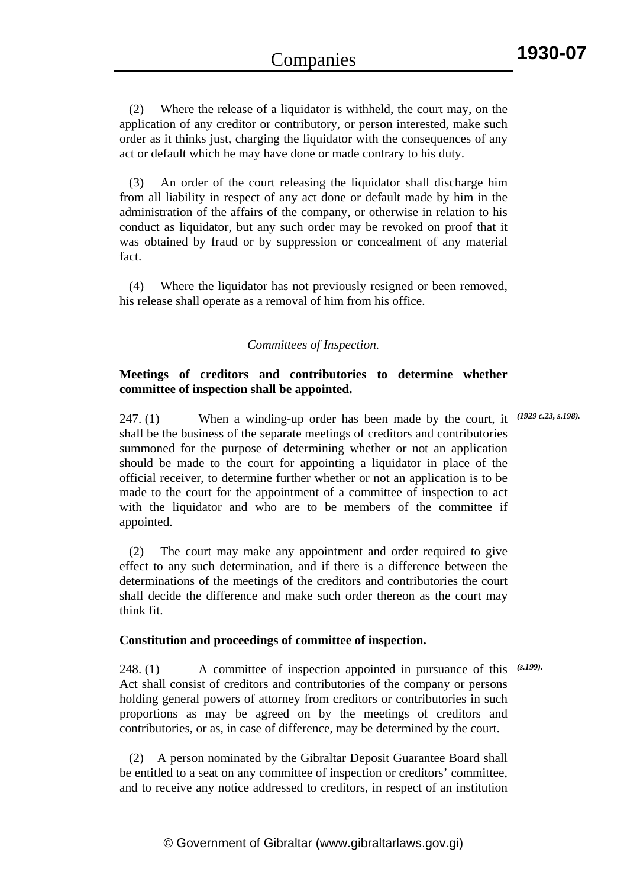(2) Where the release of a liquidator is withheld, the court may, on the application of any creditor or contributory, or person interested, make such order as it thinks just, charging the liquidator with the consequences of any act or default which he may have done or made contrary to his duty.

(3) An order of the court releasing the liquidator shall discharge him from all liability in respect of any act done or default made by him in the administration of the affairs of the company, or otherwise in relation to his conduct as liquidator, but any such order may be revoked on proof that it was obtained by fraud or by suppression or concealment of any material fact.

(4) Where the liquidator has not previously resigned or been removed, his release shall operate as a removal of him from his office.

*Committees of Inspection.*

**Meetings of creditors and contributories to determine whether committee of inspection shall be appointed.**

247. (1) When a winding-up order has been made by the court, it shall be the business of the separate meetings of creditors and contributories summoned for the purpose of determining whether or not an application should be made to the court for appointing a liquidator in place of the official receiver, to determine further whether or not an application is to be made to the court for the appointment of a committee of inspection to act with the liquidator and who are to be members of the committee if appointed.

***(1929 c.23, s.198).***

(2) The court may make any appointment and order required to give effect to any such determination, and if there is a difference between the determinations of the meetings of the creditors and contributories the court shall decide the difference and make such order thereon as the court may think fit.

**Constitution and proceedings of committee of inspection.**

248. (1) A committee of inspection appointed in pursuance of this Act shall consist of creditors and contributories of the company or persons holding general powers of attorney from creditors or contributories in such proportions as may be agreed on by the meetings of creditors and contributories, or as, in case of difference, may be determined by the court.

***(s.199).***

(2) A person nominated by the Gibraltar Deposit Guarantee Board shall be entitled to a seat on any committee of inspection or creditors' committee, and to receive any notice addressed to creditors, in respect of an institution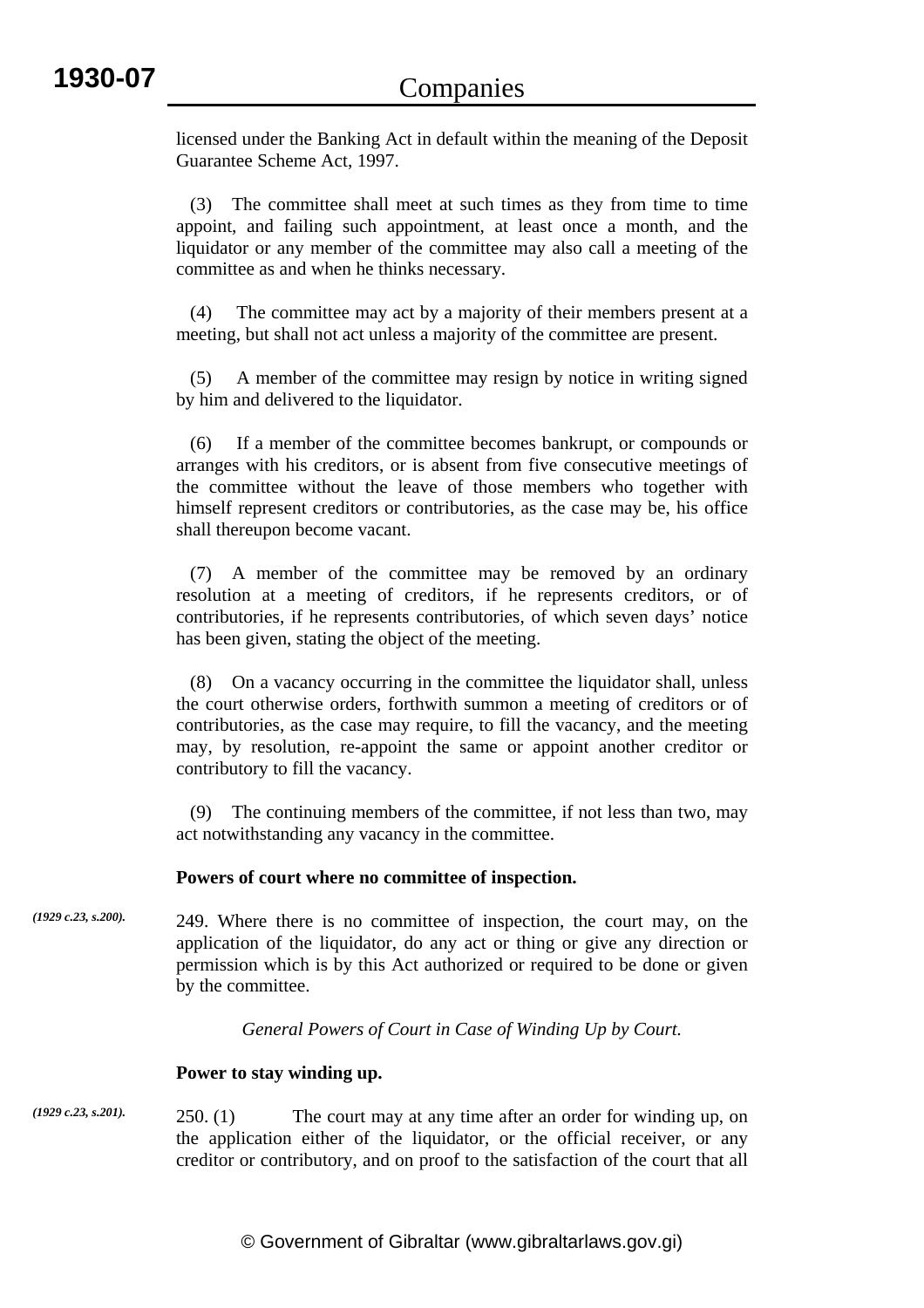licensed under the Banking Act in default within the meaning of the Deposit Guarantee Scheme Act, 1997.

(3) The committee shall meet at such times as they from time to time appoint, and failing such appointment, at least once a month, and the liquidator or any member of the committee may also call a meeting of the committee as and when he thinks necessary.

(4) The committee may act by a majority of their members present at a meeting, but shall not act unless a majority of the committee are present.

(5) A member of the committee may resign by notice in writing signed by him and delivered to the liquidator.

(6) If a member of the committee becomes bankrupt, or compounds or arranges with his creditors, or is absent from five consecutive meetings of the committee without the leave of those members who together with himself represent creditors or contributories, as the case may be, his office shall thereupon become vacant.

(7) A member of the committee may be removed by an ordinary resolution at a meeting of creditors, if he represents creditors, or of contributories, if he represents contributories, of which seven days' notice has been given, stating the object of the meeting.

(8) On a vacancy occurring in the committee the liquidator shall, unless the court otherwise orders, forthwith summon a meeting of creditors or of contributories, as the case may require, to fill the vacancy, and the meeting may, by resolution, re-appoint the same or appoint another creditor or contributory to fill the vacancy.

(9) The continuing members of the committee, if not less than two, may act notwithstanding any vacancy in the committee.

**Powers of court where no committee of inspection.**

*(1929 c.23, s.200).*

249. Where there is no committee of inspection, the court may, on the application of the liquidator, do any act or thing or give any direction or permission which is by this Act authorized or required to be done or given by the committee.

*General Powers of Court in Case of Winding Up by Court.*

**Power to stay winding up.**

*(1929 c.23, s.201).*

250. (1) The court may at any time after an order for winding up, on the application either of the liquidator, or the official receiver, or any creditor or contributory, and on proof to the satisfaction of the court that all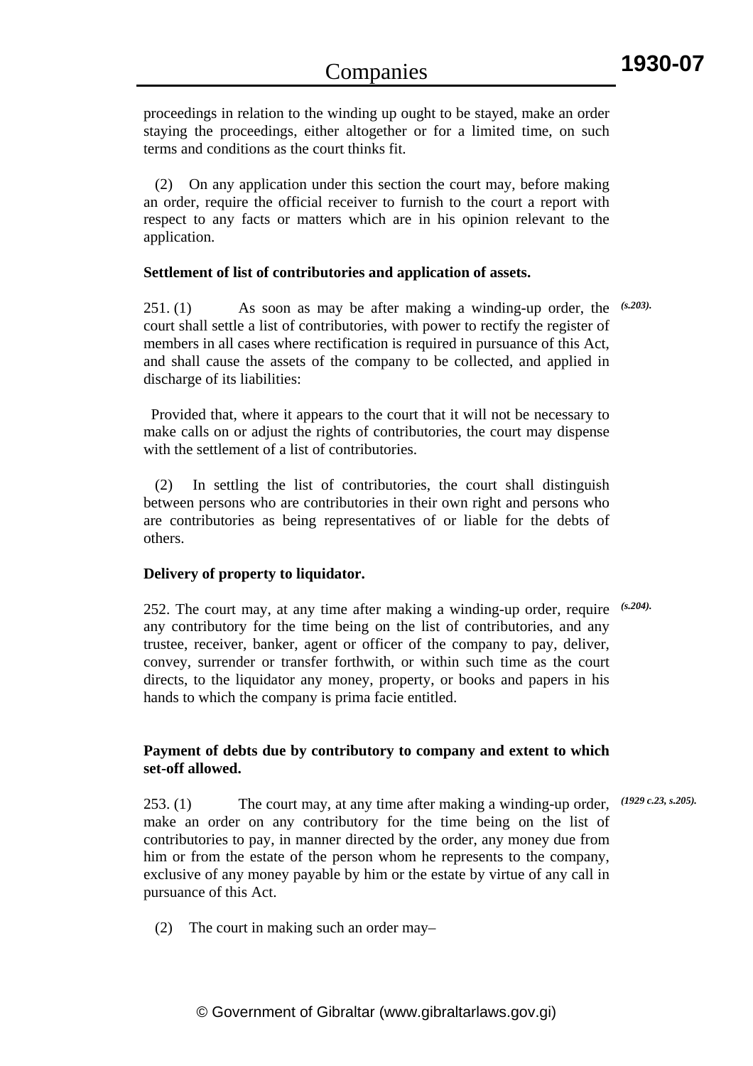proceedings in relation to the winding up ought to be stayed, make an order staying the proceedings, either altogether or for a limited time, on such terms and conditions as the court thinks fit.

(2) On any application under this section the court may, before making an order, require the official receiver to furnish to the court a report with respect to any facts or matters which are in his opinion relevant to the application.

**Settlement of list of contributories and application of assets.**

251. (1) As soon as may be after making a winding-up order, the court shall settle a list of contributories, with power to rectify the register of members in all cases where rectification is required in pursuance of this Act, and shall cause the assets of the company to be collected, and applied in discharge of its liabilities: *(s.203).*

Provided that, where it appears to the court that it will not be necessary to make calls on or adjust the rights of contributories, the court may dispense with the settlement of a list of contributories.

(2) In settling the list of contributories, the court shall distinguish between persons who are contributories in their own right and persons who are contributories as being representatives of or liable for the debts of others.

**Delivery of property to liquidator.**

252. The court may, at any time after making a winding-up order, require any contributory for the time being on the list of contributories, and any trustee, receiver, banker, agent or officer of the company to pay, deliver, convey, surrender or transfer forthwith, or within such time as the court directs, to the liquidator any money, property, or books and papers in his hands to which the company is prima facie entitled. *(s.204).*

**Payment of debts due by contributory to company and extent to which set-off allowed.**

253. (1) The court may, at any time after making a winding-up order, make an order on any contributory for the time being on the list of contributories to pay, in manner directed by the order, any money due from him or from the estate of the person whom he represents to the company, exclusive of any money payable by him or the estate by virtue of any call in pursuance of this Act. *(1929 c.23, s.205).*

(2) The court in making such an order may–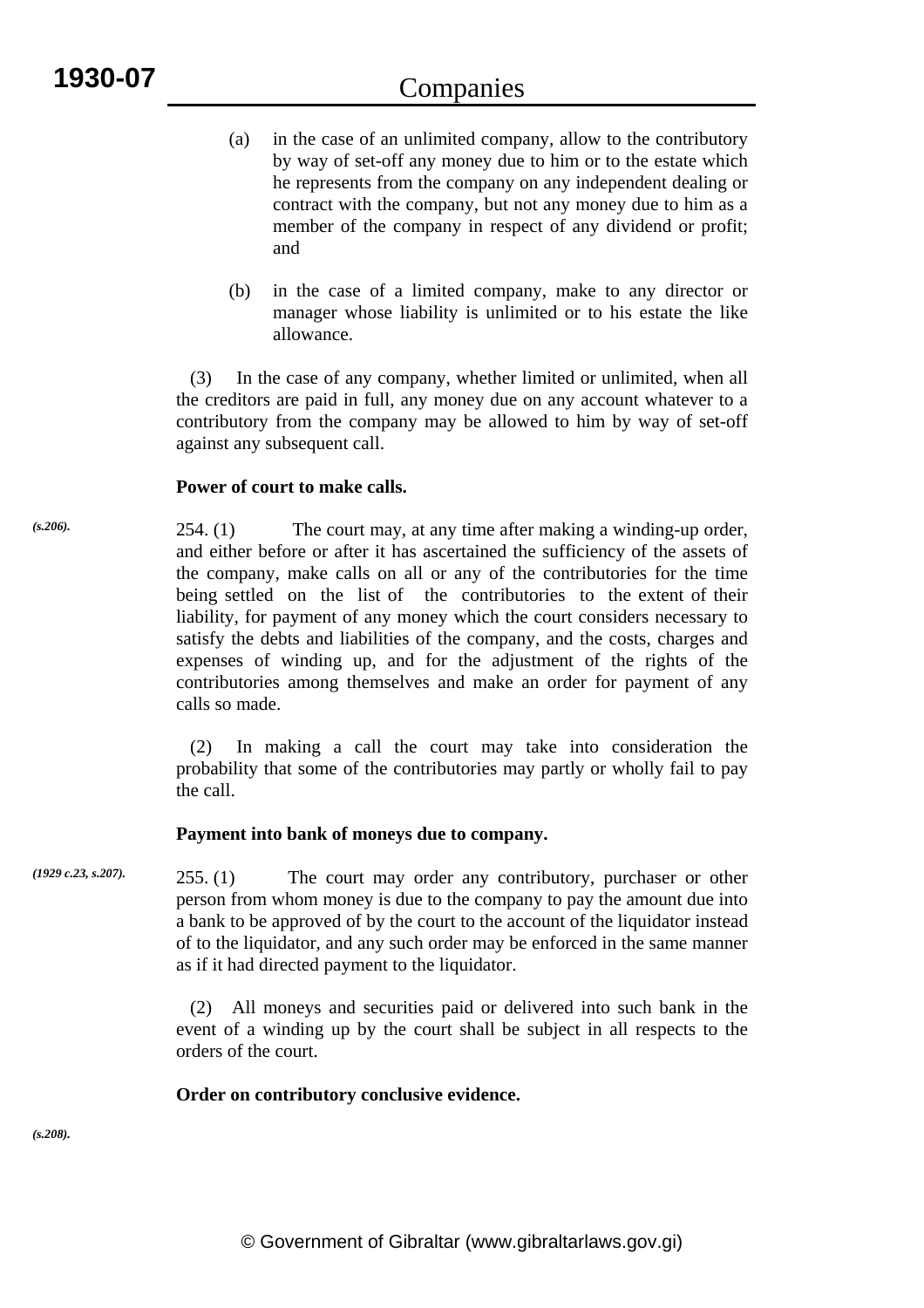(a) in the case of an unlimited company, allow to the contributory by way of set-off any money due to him or to the estate which he represents from the company on any independent dealing or contract with the company, but not any money due to him as a member of the company in respect of any dividend or profit; and

(b) in the case of a limited company, make to any director or manager whose liability is unlimited or to his estate the like allowance.

(3) In the case of any company, whether limited or unlimited, when all the creditors are paid in full, any money due on any account whatever to a contributory from the company may be allowed to him by way of set-off against any subsequent call.

**Power of court to make calls.**

*(s.206).*

254. (1) The court may, at any time after making a winding-up order, and either before or after it has ascertained the sufficiency of the assets of the company, make calls on all or any of the contributories for the time being settled on the list of the contributories to the extent of their liability, for payment of any money which the court considers necessary to satisfy the debts and liabilities of the company, and the costs, charges and expenses of winding up, and for the adjustment of the rights of the contributories among themselves and make an order for payment of any calls so made.

(2) In making a call the court may take into consideration the probability that some of the contributories may partly or wholly fail to pay the call.

**Payment into bank of moneys due to company.**

*(1929 c.23, s.207).*

255. (1) The court may order any contributory, purchaser or other person from whom money is due to the company to pay the amount due into a bank to be approved of by the court to the account of the liquidator instead of to the liquidator, and any such order may be enforced in the same manner as if it had directed payment to the liquidator.

(2) All moneys and securities paid or delivered into such bank in the event of a winding up by the court shall be subject in all respects to the orders of the court.

**Order on contributory conclusive evidence.**

*(s.208).*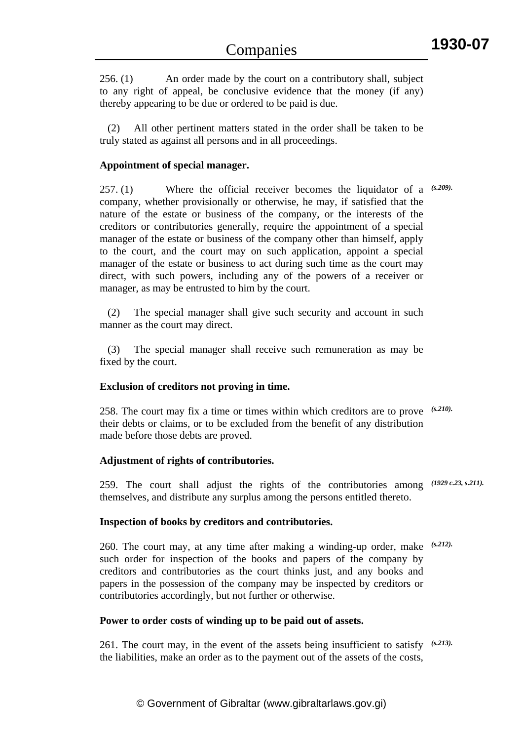256. (1) An order made by the court on a contributory shall, subject to any right of appeal, be conclusive evidence that the money (if any) thereby appearing to be due or ordered to be paid is due.

(2) All other pertinent matters stated in the order shall be taken to be truly stated as against all persons and in all proceedings.

**Appointment of special manager.**

257. (1) Where the official receiver becomes the liquidator of a company, whether provisionally or otherwise, he may, if satisfied that the nature of the estate or business of the company, or the interests of the creditors or contributories generally, require the appointment of a special manager of the estate or business of the company other than himself, apply to the court, and the court may on such application, appoint a special manager of the estate or business to act during such time as the court may direct, with such powers, including any of the powers of a receiver or manager, as may be entrusted to him by the court. *(s.209).*

(2) The special manager shall give such security and account in such manner as the court may direct.

(3) The special manager shall receive such remuneration as may be fixed by the court.

**Exclusion of creditors not proving in time.**

258. The court may fix a time or times within which creditors are to prove their debts or claims, or to be excluded from the benefit of any distribution made before those debts are proved. *(s.210).*

**Adjustment of rights of contributories.**

259. The court shall adjust the rights of the contributories among themselves, and distribute any surplus among the persons entitled thereto. *(1929 c.23, s.211).*

**Inspection of books by creditors and contributories.**

260. The court may, at any time after making a winding-up order, make such order for inspection of the books and papers of the company by creditors and contributories as the court thinks just, and any books and papers in the possession of the company may be inspected by creditors or contributories accordingly, but not further or otherwise. *(s.212).*

**Power to order costs of winding up to be paid out of assets.**

261. The court may, in the event of the assets being insufficient to satisfy the liabilities, make an order as to the payment out of the assets of the costs, *(s.213).*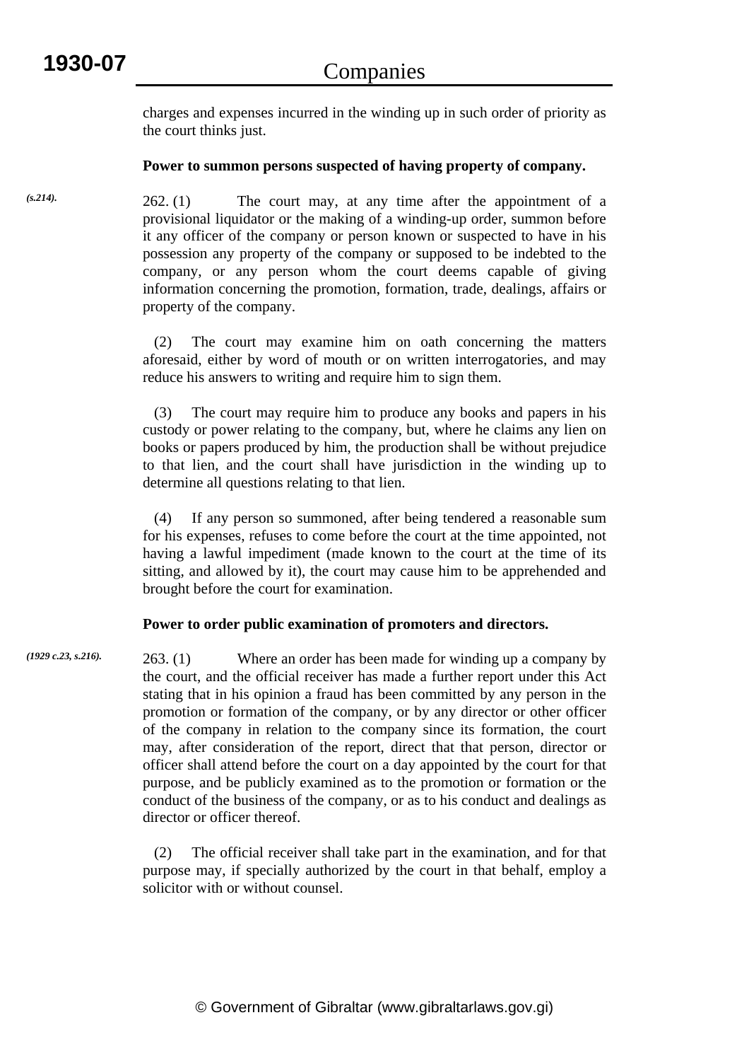charges and expenses incurred in the winding up in such order of priority as the court thinks just.

**Power to summon persons suspected of having property of company.**

*(s.214).*

262. (1) The court may, at any time after the appointment of a provisional liquidator or the making of a winding-up order, summon before it any officer of the company or person known or suspected to have in his possession any property of the company or supposed to be indebted to the company, or any person whom the court deems capable of giving information concerning the promotion, formation, trade, dealings, affairs or property of the company.

(2) The court may examine him on oath concerning the matters aforesaid, either by word of mouth or on written interrogatories, and may reduce his answers to writing and require him to sign them.

(3) The court may require him to produce any books and papers in his custody or power relating to the company, but, where he claims any lien on books or papers produced by him, the production shall be without prejudice to that lien, and the court shall have jurisdiction in the winding up to determine all questions relating to that lien.

(4) If any person so summoned, after being tendered a reasonable sum for his expenses, refuses to come before the court at the time appointed, not having a lawful impediment (made known to the court at the time of its sitting, and allowed by it), the court may cause him to be apprehended and brought before the court for examination.

**Power to order public examination of promoters and directors.**

*(1929 c.23, s.216).*

263. (1) Where an order has been made for winding up a company by the court, and the official receiver has made a further report under this Act stating that in his opinion a fraud has been committed by any person in the promotion or formation of the company, or by any director or other officer of the company in relation to the company since its formation, the court may, after consideration of the report, direct that that person, director or officer shall attend before the court on a day appointed by the court for that purpose, and be publicly examined as to the promotion or formation or the conduct of the business of the company, or as to his conduct and dealings as director or officer thereof.

(2) The official receiver shall take part in the examination, and for that purpose may, if specially authorized by the court in that behalf, employ a solicitor with or without counsel.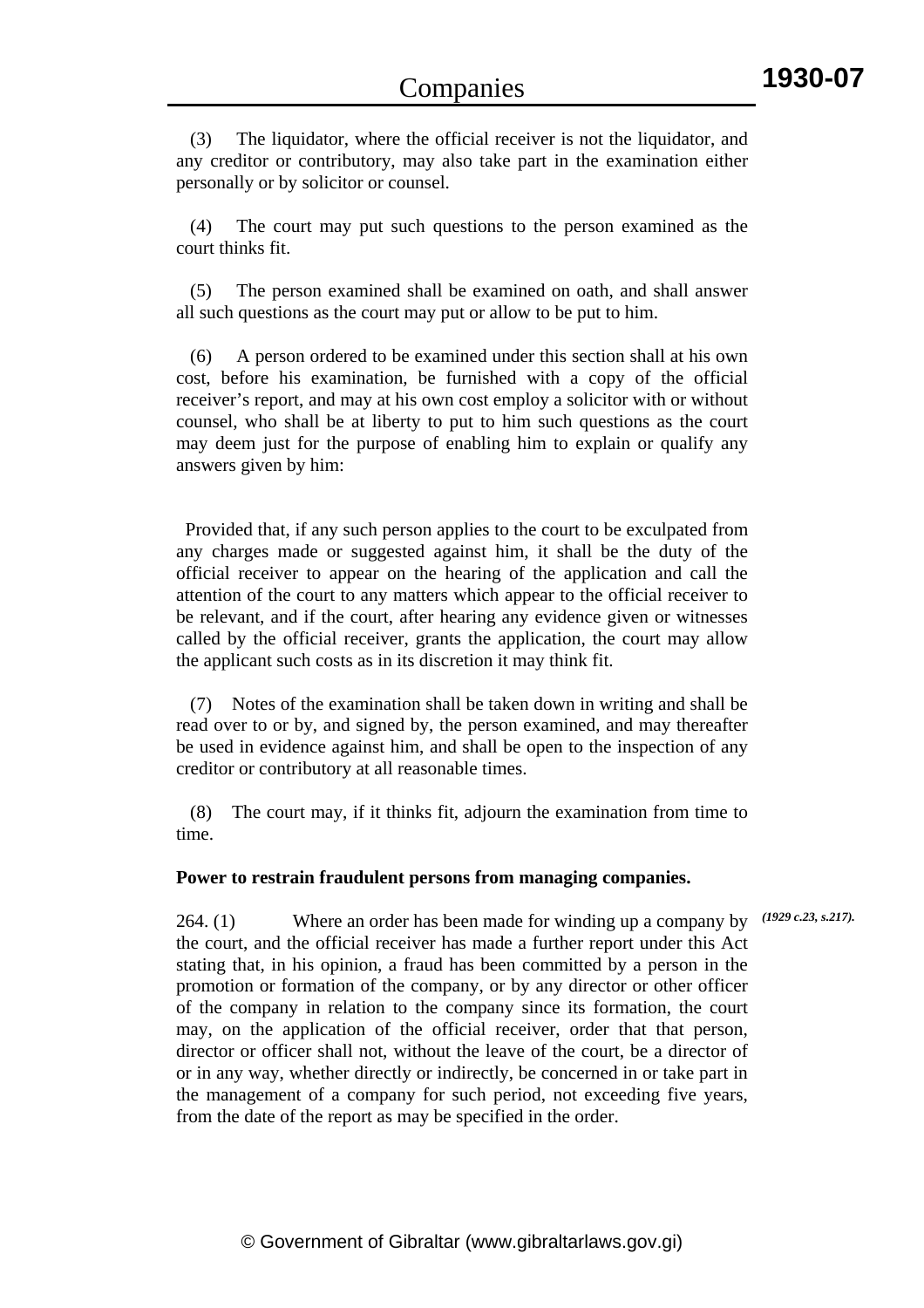(3) The liquidator, where the official receiver is not the liquidator, and any creditor or contributory, may also take part in the examination either personally or by solicitor or counsel.

(4) The court may put such questions to the person examined as the court thinks fit.

(5) The person examined shall be examined on oath, and shall answer all such questions as the court may put or allow to be put to him.

(6) A person ordered to be examined under this section shall at his own cost, before his examination, be furnished with a copy of the official receiver's report, and may at his own cost employ a solicitor with or without counsel, who shall be at liberty to put to him such questions as the court may deem just for the purpose of enabling him to explain or qualify any answers given by him:

Provided that, if any such person applies to the court to be exculpated from any charges made or suggested against him, it shall be the duty of the official receiver to appear on the hearing of the application and call the attention of the court to any matters which appear to the official receiver to be relevant, and if the court, after hearing any evidence given or witnesses called by the official receiver, grants the application, the court may allow the applicant such costs as in its discretion it may think fit.

(7) Notes of the examination shall be taken down in writing and shall be read over to or by, and signed by, the person examined, and may thereafter be used in evidence against him, and shall be open to the inspection of any creditor or contributory at all reasonable times.

(8) The court may, if it thinks fit, adjourn the examination from time to time.

**Power to restrain fraudulent persons from managing companies.**

264. (1) Where an order has been made for winding up a company by the court, and the official receiver has made a further report under this Act stating that, in his opinion, a fraud has been committed by a person in the promotion or formation of the company, or by any director or other officer of the company in relation to the company since its formation, the court may, on the application of the official receiver, order that that person, director or officer shall not, without the leave of the court, be a director of or in any way, whether directly or indirectly, be concerned in or take part in the management of a company for such period, not exceeding five years, from the date of the report as may be specified in the order.

***(1929 c.23, s.217).***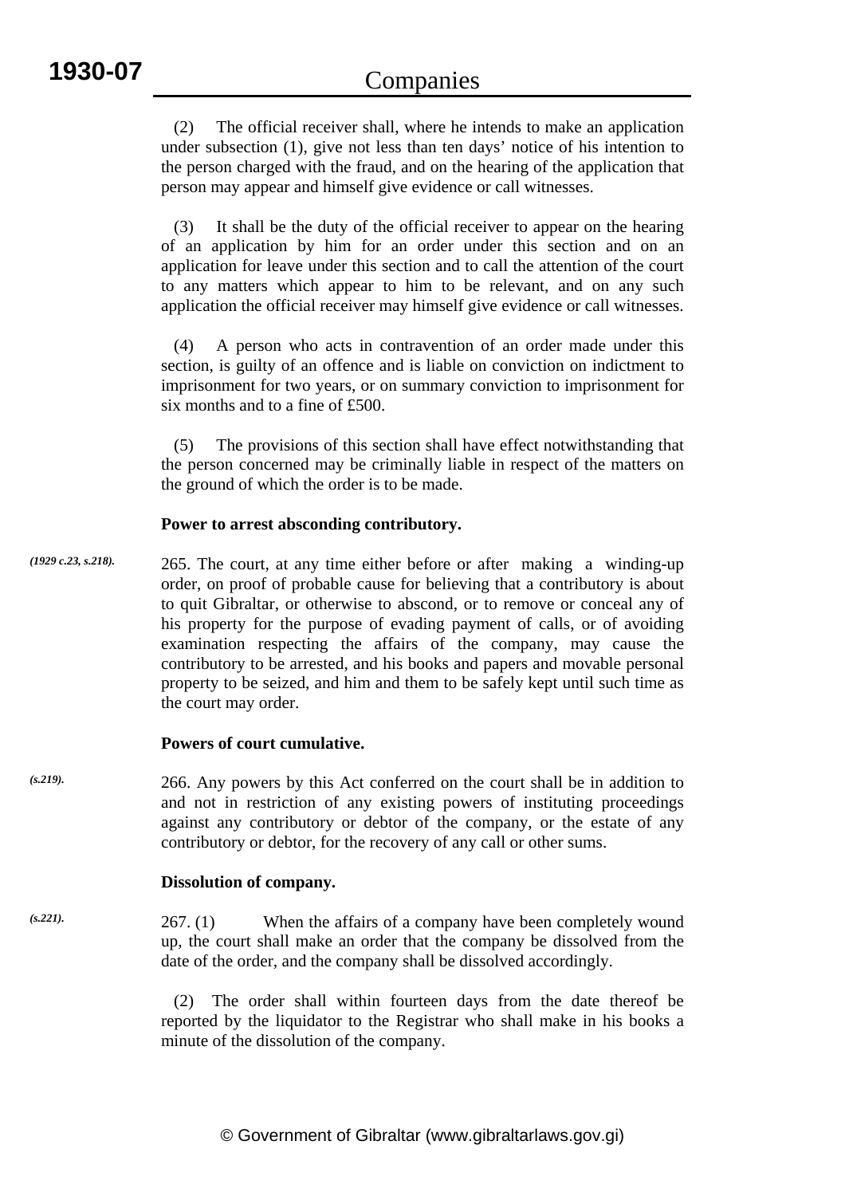(2) The official receiver shall, where he intends to make an application under subsection (1), give not less than ten days' notice of his intention to the person charged with the fraud, and on the hearing of the application that person may appear and himself give evidence or call witnesses.

(3) It shall be the duty of the official receiver to appear on the hearing of an application by him for an order under this section and on an application for leave under this section and to call the attention of the court to any matters which appear to him to be relevant, and on any such application the official receiver may himself give evidence or call witnesses.

(4) A person who acts in contravention of an order made under this section, is guilty of an offence and is liable on conviction on indictment to imprisonment for two years, or on summary conviction to imprisonment for six months and to a fine of £500.

(5) The provisions of this section shall have effect notwithstanding that the person concerned may be criminally liable in respect of the matters on the ground of which the order is to be made.

**Power to arrest absconding contributory.**

*(1929 c.23, s.218).*

265. The court, at any time either before or after making a winding-up order, on proof of probable cause for believing that a contributory is about to quit Gibraltar, or otherwise to abscond, or to remove or conceal any of his property for the purpose of evading payment of calls, or of avoiding examination respecting the affairs of the company, may cause the contributory to be arrested, and his books and papers and movable personal property to be seized, and him and them to be safely kept until such time as the court may order.

**Powers of court cumulative.**

*(s.219).*

266. Any powers by this Act conferred on the court shall be in addition to and not in restriction of any existing powers of instituting proceedings against any contributory or debtor of the company, or the estate of any contributory or debtor, for the recovery of any call or other sums.

**Dissolution of company.**

*(s.221).*

267. (1) When the affairs of a company have been completely wound up, the court shall make an order that the company be dissolved from the date of the order, and the company shall be dissolved accordingly.

(2) The order shall within fourteen days from the date thereof be reported by the liquidator to the Registrar who shall make in his books a minute of the dissolution of the company.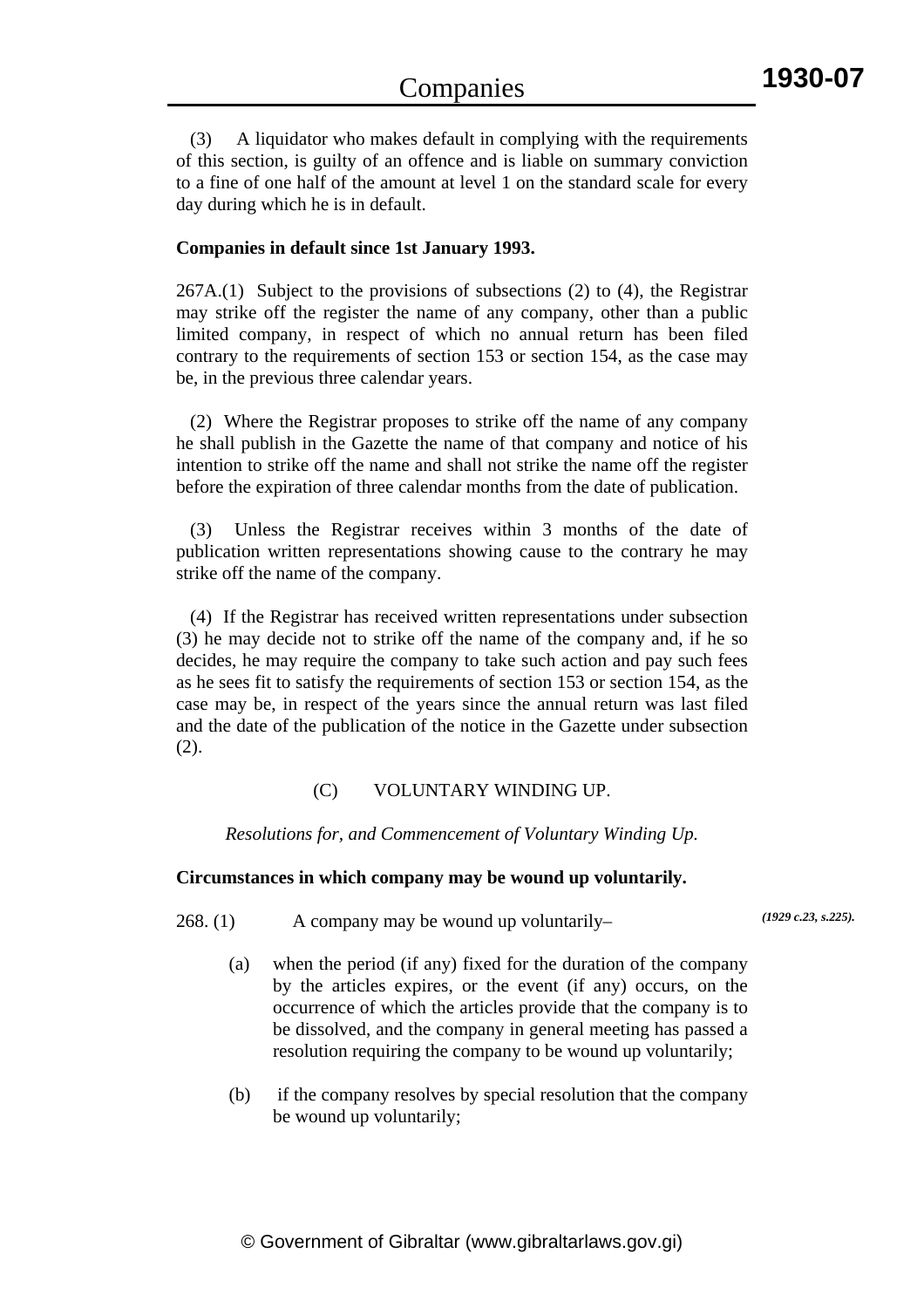(3) A liquidator who makes default in complying with the requirements of this section, is guilty of an offence and is liable on summary conviction to a fine of one half of the amount at level 1 on the standard scale for every day during which he is in default.

**Companies in default since 1st January 1993.**

267A.(1) Subject to the provisions of subsections (2) to (4), the Registrar may strike off the register the name of any company, other than a public limited company, in respect of which no annual return has been filed contrary to the requirements of section 153 or section 154, as the case may be, in the previous three calendar years.

(2) Where the Registrar proposes to strike off the name of any company he shall publish in the Gazette the name of that company and notice of his intention to strike off the name and shall not strike the name off the register before the expiration of three calendar months from the date of publication.

(3) Unless the Registrar receives within 3 months of the date of publication written representations showing cause to the contrary he may strike off the name of the company.

(4) If the Registrar has received written representations under subsection (3) he may decide not to strike off the name of the company and, if he so decides, he may require the company to take such action and pay such fees as he sees fit to satisfy the requirements of section 153 or section 154, as the case may be, in respect of the years since the annual return was last filed and the date of the publication of the notice in the Gazette under subsection (2).

(C) VOLUNTARY WINDING UP.

*Resolutions for, and Commencement of Voluntary Winding Up.*

**Circumstances in which company may be wound up voluntarily.**

268. (1) A company may be wound up voluntarily– *(1929 c.23, s.225).*

(a) when the period (if any) fixed for the duration of the company by the articles expires, or the event (if any) occurs, on the occurrence of which the articles provide that the company is to be dissolved, and the company in general meeting has passed a resolution requiring the company to be wound up voluntarily;

(b) if the company resolves by special resolution that the company be wound up voluntarily;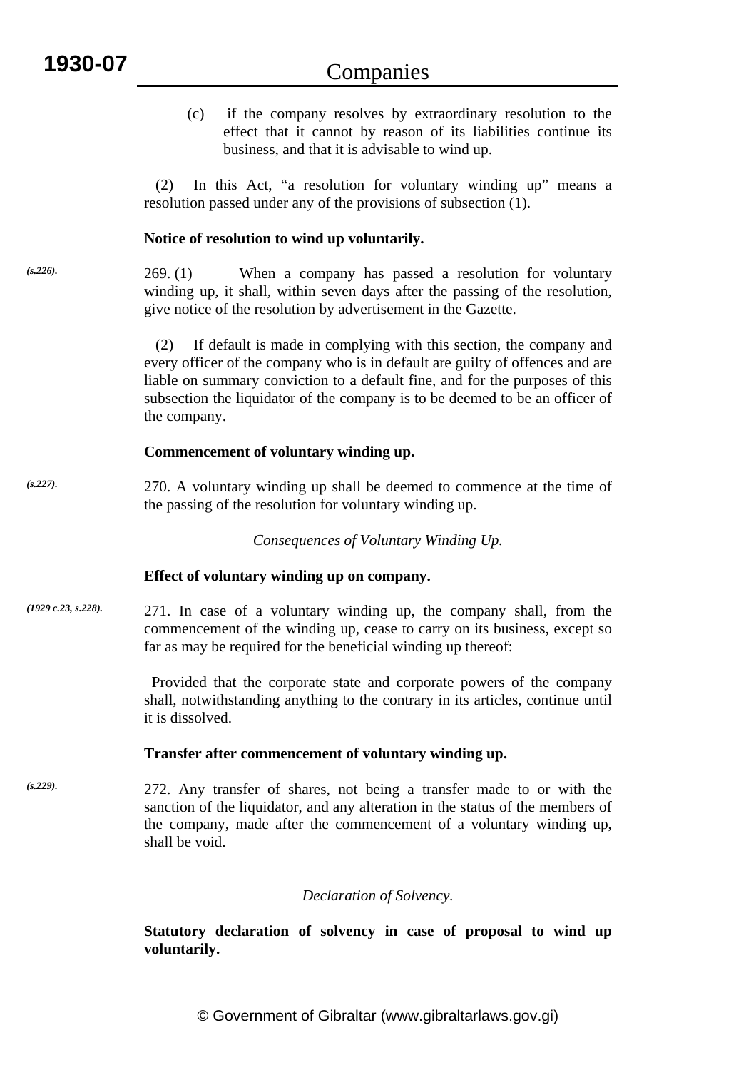(c) if the company resolves by extraordinary resolution to the effect that it cannot by reason of its liabilities continue its business, and that it is advisable to wind up.

(2) In this Act, "a resolution for voluntary winding up" means a resolution passed under any of the provisions of subsection (1).

**Notice of resolution to wind up voluntarily.**

*(s.226).*

269. (1) When a company has passed a resolution for voluntary winding up, it shall, within seven days after the passing of the resolution, give notice of the resolution by advertisement in the Gazette.

(2) If default is made in complying with this section, the company and every officer of the company who is in default are guilty of offences and are liable on summary conviction to a default fine, and for the purposes of this subsection the liquidator of the company is to be deemed to be an officer of the company.

**Commencement of voluntary winding up.**

*(s.227).*

270. A voluntary winding up shall be deemed to commence at the time of the passing of the resolution for voluntary winding up.

*Consequences of Voluntary Winding Up.*

**Effect of voluntary winding up on company.**

*(1929 c.23, s.228).*

271. In case of a voluntary winding up, the company shall, from the commencement of the winding up, cease to carry on its business, except so far as may be required for the beneficial winding up thereof:

Provided that the corporate state and corporate powers of the company shall, notwithstanding anything to the contrary in its articles, continue until it is dissolved.

**Transfer after commencement of voluntary winding up.**

*(s.229).*

272. Any transfer of shares, not being a transfer made to or with the sanction of the liquidator, and any alteration in the status of the members of the company, made after the commencement of a voluntary winding up, shall be void.

*Declaration of Solvency.*

**Statutory declaration of solvency in case of proposal to wind up voluntarily.**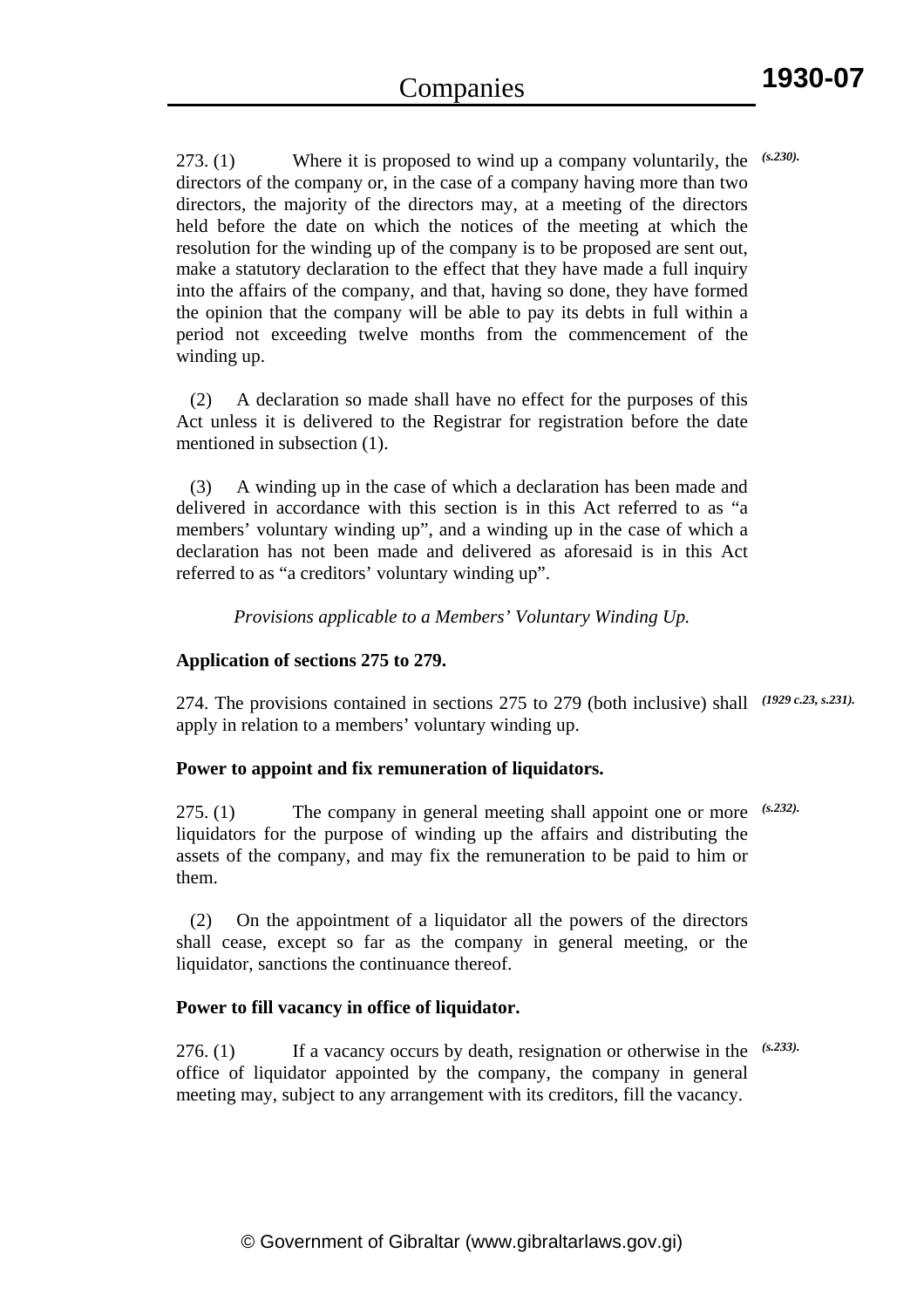273. (1) Where it is proposed to wind up a company voluntarily, the directors of the company or, in the case of a company having more than two directors, the majority of the directors may, at a meeting of the directors held before the date on which the notices of the meeting at which the resolution for the winding up of the company is to be proposed are sent out, make a statutory declaration to the effect that they have made a full inquiry into the affairs of the company, and that, having so done, they have formed the opinion that the company will be able to pay its debts in full within a period not exceeding twelve months from the commencement of the winding up. *(s.230).*

(2) A declaration so made shall have no effect for the purposes of this Act unless it is delivered to the Registrar for registration before the date mentioned in subsection (1).

(3) A winding up in the case of which a declaration has been made and delivered in accordance with this section is in this Act referred to as "a members' voluntary winding up", and a winding up in the case of which a declaration has not been made and delivered as aforesaid is in this Act referred to as "a creditors' voluntary winding up".

*Provisions applicable to a Members' Voluntary Winding Up.*

**Application of sections 275 to 279.**

274. The provisions contained in sections 275 to 279 (both inclusive) shall apply in relation to a members' voluntary winding up. *(1929 c.23, s.231).*

**Power to appoint and fix remuneration of liquidators.**

275. (1) The company in general meeting shall appoint one or more liquidators for the purpose of winding up the affairs and distributing the assets of the company, and may fix the remuneration to be paid to him or them. *(s.232).*

(2) On the appointment of a liquidator all the powers of the directors shall cease, except so far as the company in general meeting, or the liquidator, sanctions the continuance thereof.

**Power to fill vacancy in office of liquidator.**

276. (1) If a vacancy occurs by death, resignation or otherwise in the office of liquidator appointed by the company, the company in general meeting may, subject to any arrangement with its creditors, fill the vacancy. *(s.233).*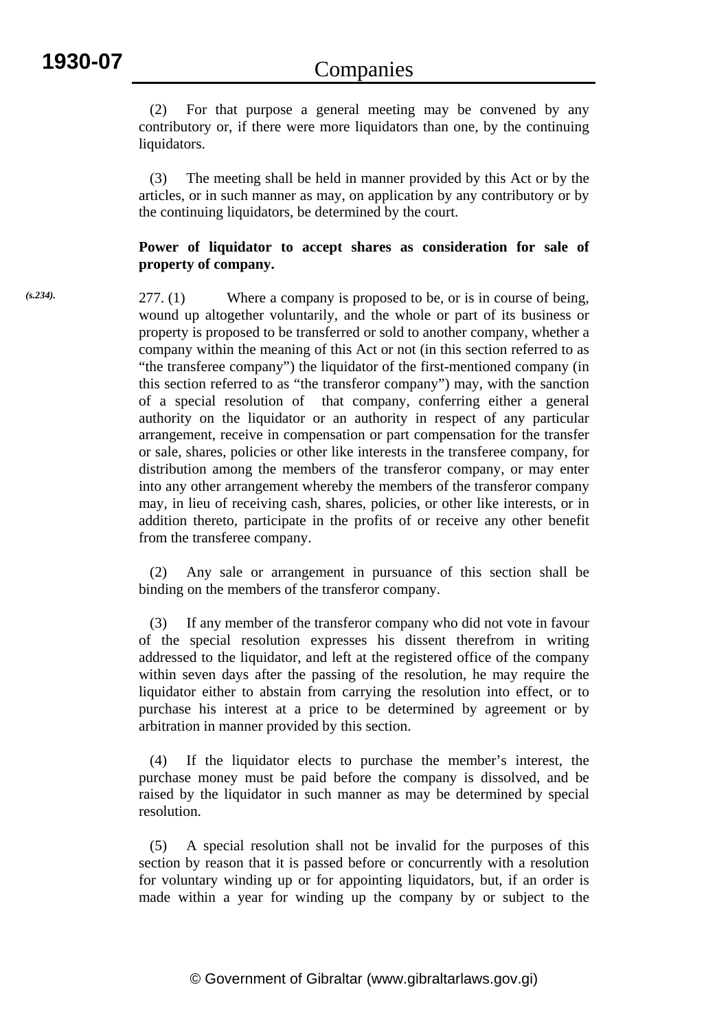(2) For that purpose a general meeting may be convened by any contributory or, if there were more liquidators than one, by the continuing liquidators.

(3) The meeting shall be held in manner provided by this Act or by the articles, or in such manner as may, on application by any contributory or by the continuing liquidators, be determined by the court.

**Power of liquidator to accept shares as consideration for sale of property of company.**

*(s.234).*

277. (1) Where a company is proposed to be, or is in course of being, wound up altogether voluntarily, and the whole or part of its business or property is proposed to be transferred or sold to another company, whether a company within the meaning of this Act or not (in this section referred to as "the transferee company") the liquidator of the first-mentioned company (in this section referred to as "the transferor company") may, with the sanction of a special resolution of that company, conferring either a general authority on the liquidator or an authority in respect of any particular arrangement, receive in compensation or part compensation for the transfer or sale, shares, policies or other like interests in the transferee company, for distribution among the members of the transferor company, or may enter into any other arrangement whereby the members of the transferor company may, in lieu of receiving cash, shares, policies, or other like interests, or in addition thereto, participate in the profits of or receive any other benefit from the transferee company.

(2) Any sale or arrangement in pursuance of this section shall be binding on the members of the transferor company.

(3) If any member of the transferor company who did not vote in favour of the special resolution expresses his dissent therefrom in writing addressed to the liquidator, and left at the registered office of the company within seven days after the passing of the resolution, he may require the liquidator either to abstain from carrying the resolution into effect, or to purchase his interest at a price to be determined by agreement or by arbitration in manner provided by this section.

(4) If the liquidator elects to purchase the member's interest, the purchase money must be paid before the company is dissolved, and be raised by the liquidator in such manner as may be determined by special resolution.

(5) A special resolution shall not be invalid for the purposes of this section by reason that it is passed before or concurrently with a resolution for voluntary winding up or for appointing liquidators, but, if an order is made within a year for winding up the company by or subject to the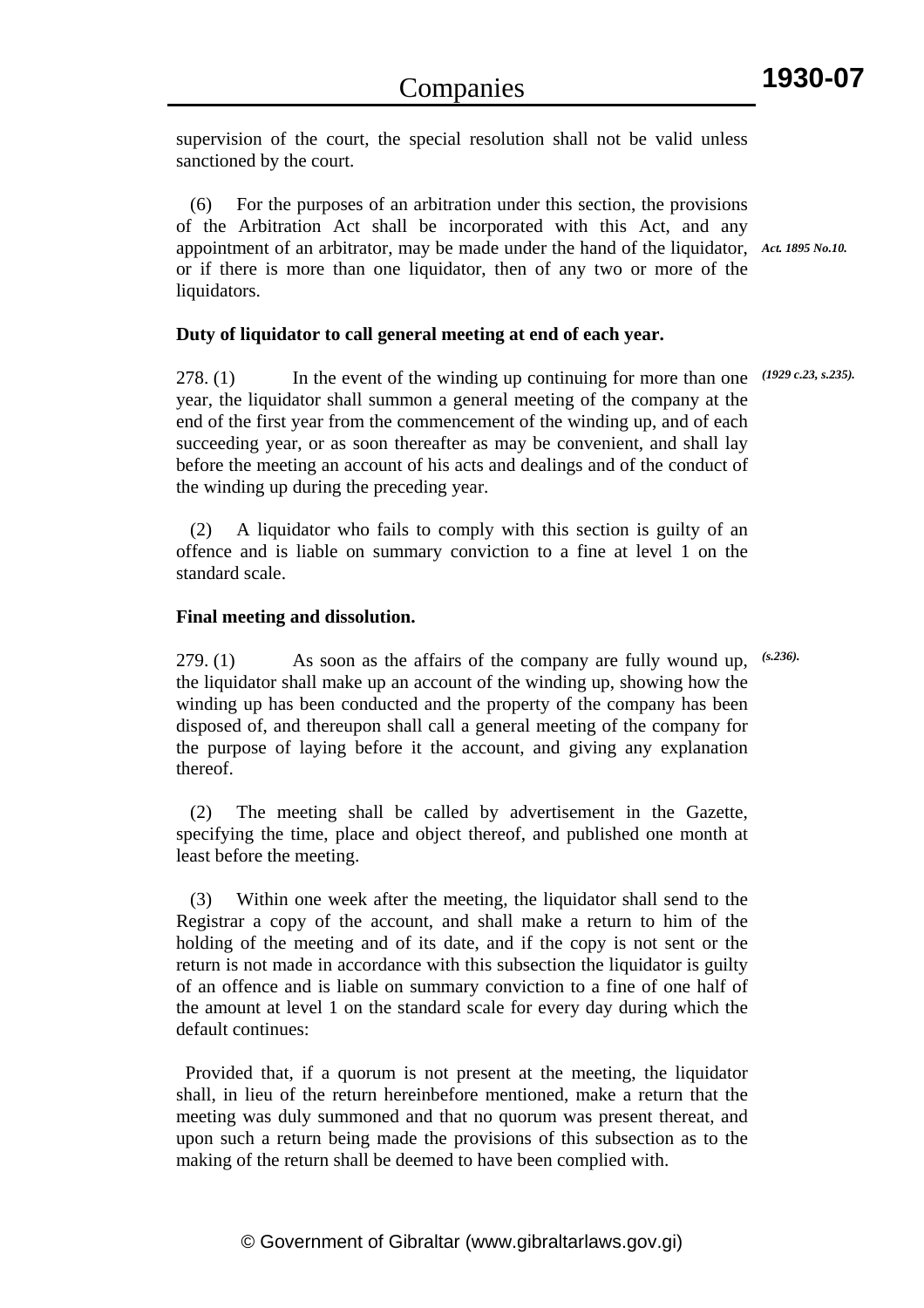supervision of the court, the special resolution shall not be valid unless sanctioned by the court.

(6) For the purposes of an arbitration under this section, the provisions of the Arbitration Act shall be incorporated with this Act, and any appointment of an arbitrator, may be made under the hand of the liquidator, or if there is more than one liquidator, then of any two or more of the liquidators.

*Act. 1895 No.10.*

**Duty of liquidator to call general meeting at end of each year.**

*(1929 c.23, s.235).*

278. (1) In the event of the winding up continuing for more than one year, the liquidator shall summon a general meeting of the company at the end of the first year from the commencement of the winding up, and of each succeeding year, or as soon thereafter as may be convenient, and shall lay before the meeting an account of his acts and dealings and of the conduct of the winding up during the preceding year.

(2) A liquidator who fails to comply with this section is guilty of an offence and is liable on summary conviction to a fine at level 1 on the standard scale.

**Final meeting and dissolution.**

*(s.236).*

279. (1) As soon as the affairs of the company are fully wound up, the liquidator shall make up an account of the winding up, showing how the winding up has been conducted and the property of the company has been disposed of, and thereupon shall call a general meeting of the company for the purpose of laying before it the account, and giving any explanation thereof.

(2) The meeting shall be called by advertisement in the Gazette, specifying the time, place and object thereof, and published one month at least before the meeting.

(3) Within one week after the meeting, the liquidator shall send to the Registrar a copy of the account, and shall make a return to him of the holding of the meeting and of its date, and if the copy is not sent or the return is not made in accordance with this subsection the liquidator is guilty of an offence and is liable on summary conviction to a fine of one half of the amount at level 1 on the standard scale for every day during which the default continues:

Provided that, if a quorum is not present at the meeting, the liquidator shall, in lieu of the return hereinbefore mentioned, make a return that the meeting was duly summoned and that no quorum was present thereat, and upon such a return being made the provisions of this subsection as to the making of the return shall be deemed to have been complied with.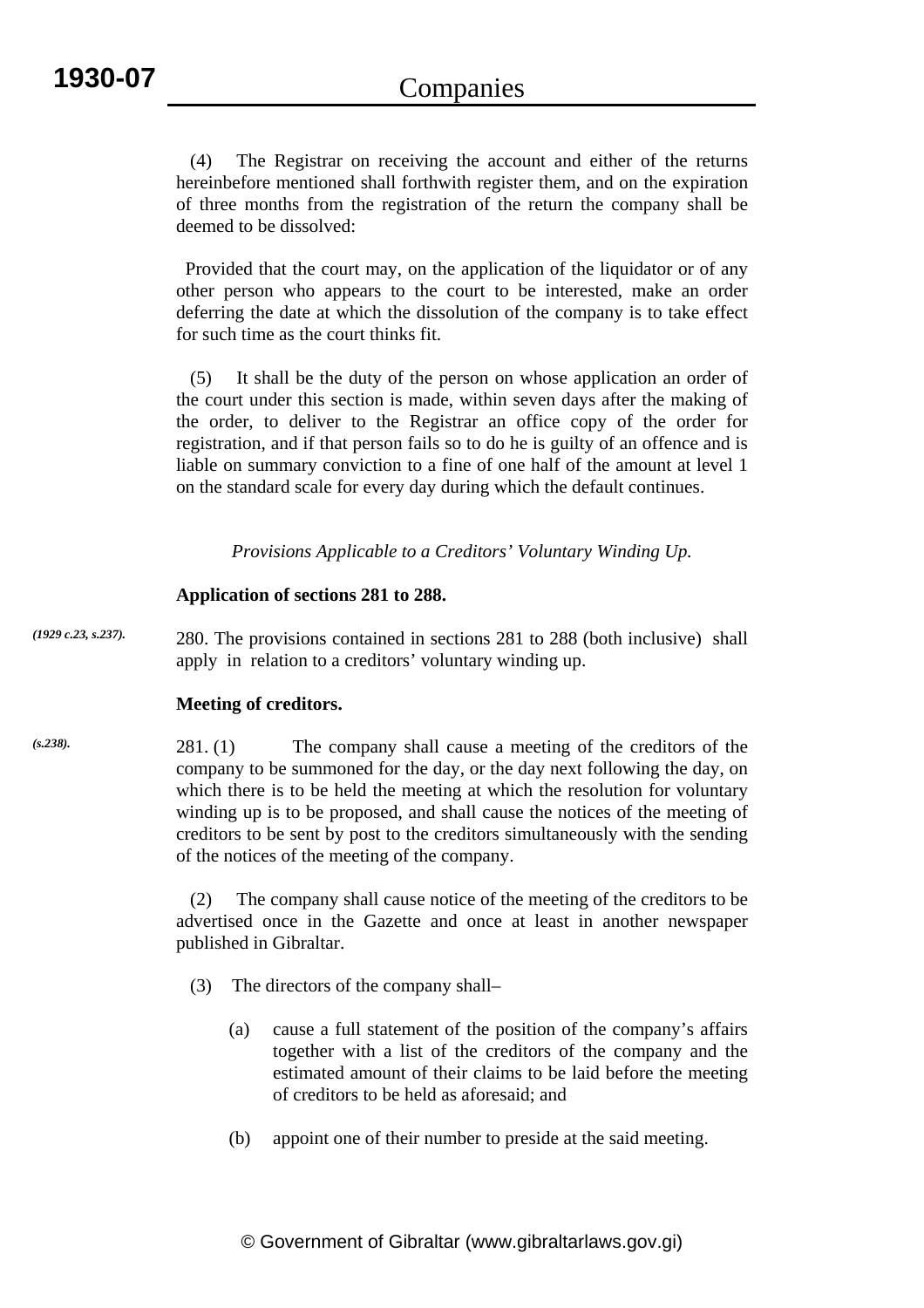(4) The Registrar on receiving the account and either of the returns hereinbefore mentioned shall forthwith register them, and on the expiration of three months from the registration of the return the company shall be deemed to be dissolved:

Provided that the court may, on the application of the liquidator or of any other person who appears to the court to be interested, make an order deferring the date at which the dissolution of the company is to take effect for such time as the court thinks fit.

(5) It shall be the duty of the person on whose application an order of the court under this section is made, within seven days after the making of the order, to deliver to the Registrar an office copy of the order for registration, and if that person fails so to do he is guilty of an offence and is liable on summary conviction to a fine of one half of the amount at level 1 on the standard scale for every day during which the default continues.

*Provisions Applicable to a Creditors' Voluntary Winding Up.*

**Application of sections 281 to 288.**

*(1929 c.23, s.237).*

280. The provisions contained in sections 281 to 288 (both inclusive) shall apply in relation to a creditors' voluntary winding up.

**Meeting of creditors.**

*(s.238).*

281. (1) The company shall cause a meeting of the creditors of the company to be summoned for the day, or the day next following the day, on which there is to be held the meeting at which the resolution for voluntary winding up is to be proposed, and shall cause the notices of the meeting of creditors to be sent by post to the creditors simultaneously with the sending of the notices of the meeting of the company.

(2) The company shall cause notice of the meeting of the creditors to be advertised once in the Gazette and once at least in another newspaper published in Gibraltar.

(3) The directors of the company shall–

(a) cause a full statement of the position of the company's affairs together with a list of the creditors of the company and the estimated amount of their claims to be laid before the meeting of creditors to be held as aforesaid; and

(b) appoint one of their number to preside at the said meeting.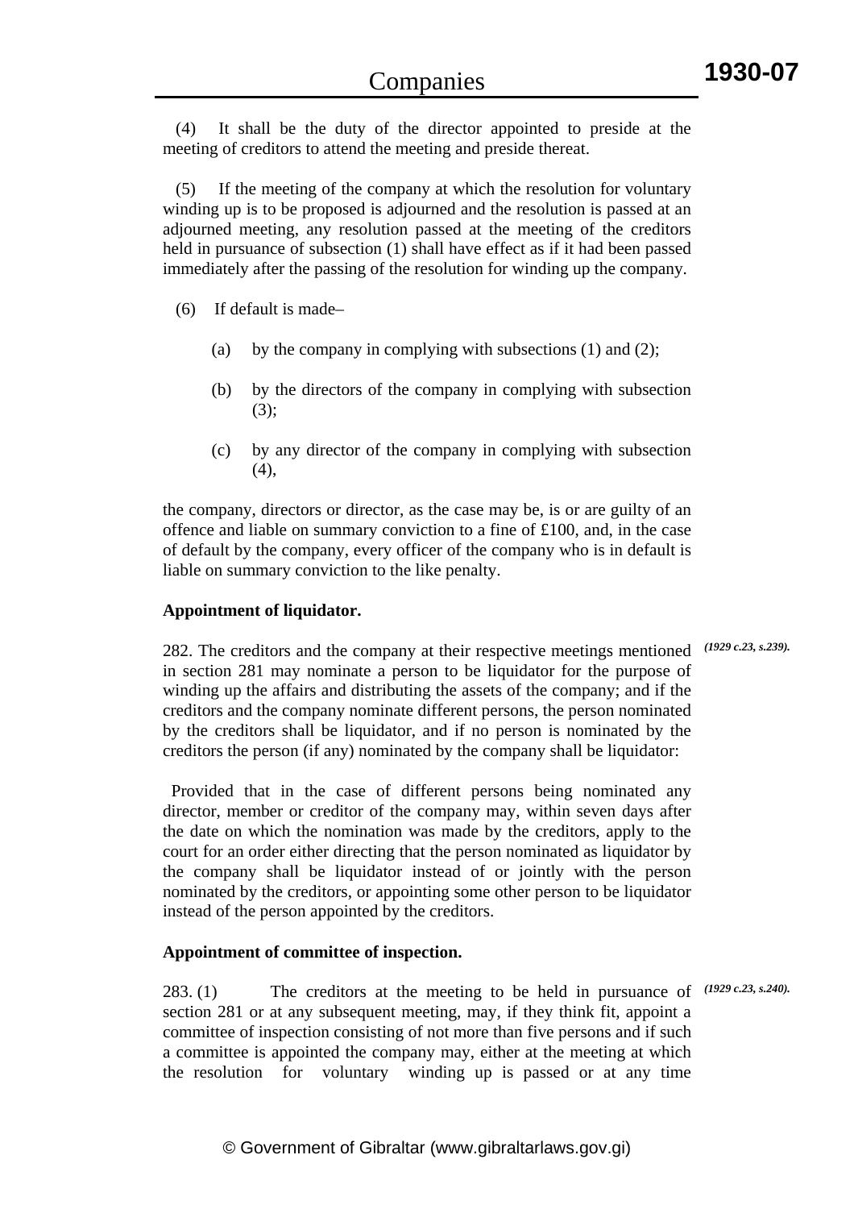(4) It shall be the duty of the director appointed to preside at the meeting of creditors to attend the meeting and preside thereat.

(5) If the meeting of the company at which the resolution for voluntary winding up is to be proposed is adjourned and the resolution is passed at an adjourned meeting, any resolution passed at the meeting of the creditors held in pursuance of subsection (1) shall have effect as if it had been passed immediately after the passing of the resolution for winding up the company.

(6) If default is made–

(a) by the company in complying with subsections (1) and (2);

(b) by the directors of the company in complying with subsection (3);

(c) by any director of the company in complying with subsection (4),

the company, directors or director, as the case may be, is or are guilty of an offence and liable on summary conviction to a fine of £100, and, in the case of default by the company, every officer of the company who is in default is liable on summary conviction to the like penalty.

**Appointment of liquidator.**

282. The creditors and the company at their respective meetings mentioned in section 281 may nominate a person to be liquidator for the purpose of winding up the affairs and distributing the assets of the company; and if the creditors and the company nominate different persons, the person nominated by the creditors shall be liquidator, and if no person is nominated by the creditors the person (if any) nominated by the company shall be liquidator:

***(1929 c.23, s.239).***

Provided that in the case of different persons being nominated any director, member or creditor of the company may, within seven days after the date on which the nomination was made by the creditors, apply to the court for an order either directing that the person nominated as liquidator by the company shall be liquidator instead of or jointly with the person nominated by the creditors, or appointing some other person to be liquidator instead of the person appointed by the creditors.

**Appointment of committee of inspection.**

283. (1) The creditors at the meeting to be held in pursuance of section 281 or at any subsequent meeting, may, if they think fit, appoint a committee of inspection consisting of not more than five persons and if such a committee is appointed the company may, either at the meeting at which the resolution for voluntary winding up is passed or at any time

***(1929 c.23, s.240).***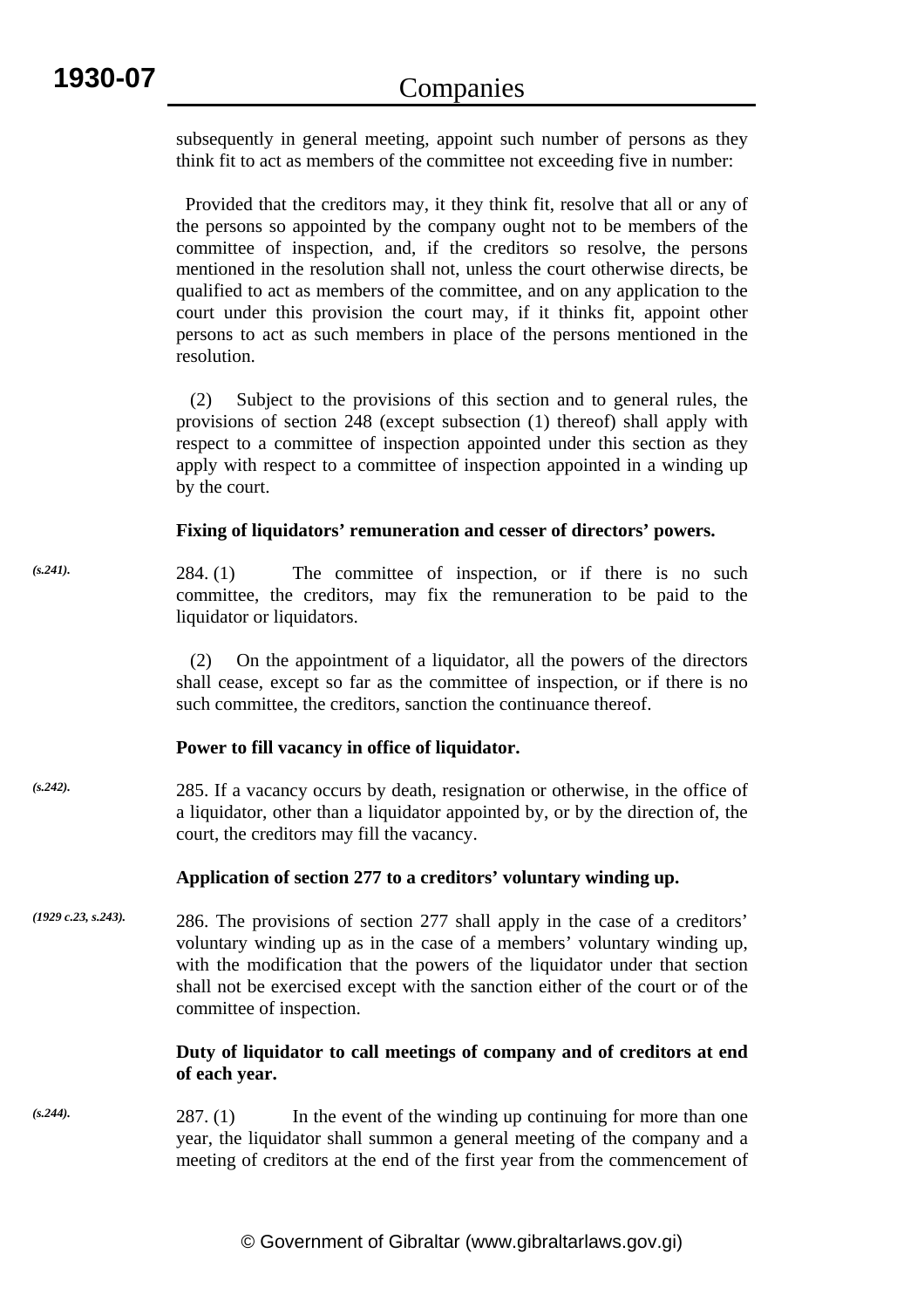subsequently in general meeting, appoint such number of persons as they think fit to act as members of the committee not exceeding five in number:

Provided that the creditors may, it they think fit, resolve that all or any of the persons so appointed by the company ought not to be members of the committee of inspection, and, if the creditors so resolve, the persons mentioned in the resolution shall not, unless the court otherwise directs, be qualified to act as members of the committee, and on any application to the court under this provision the court may, if it thinks fit, appoint other persons to act as such members in place of the persons mentioned in the resolution.

(2) Subject to the provisions of this section and to general rules, the provisions of section 248 (except subsection (1) thereof) shall apply with respect to a committee of inspection appointed under this section as they apply with respect to a committee of inspection appointed in a winding up by the court.

**Fixing of liquidators' remuneration and cesser of directors' powers.**

*(s.241).*

284. (1) The committee of inspection, or if there is no such committee, the creditors, may fix the remuneration to be paid to the liquidator or liquidators.

(2) On the appointment of a liquidator, all the powers of the directors shall cease, except so far as the committee of inspection, or if there is no such committee, the creditors, sanction the continuance thereof.

**Power to fill vacancy in office of liquidator.**

*(s.242).*

285. If a vacancy occurs by death, resignation or otherwise, in the office of a liquidator, other than a liquidator appointed by, or by the direction of, the court, the creditors may fill the vacancy.

**Application of section 277 to a creditors' voluntary winding up.**

*(1929 c.23, s.243).*

286. The provisions of section 277 shall apply in the case of a creditors' voluntary winding up as in the case of a members' voluntary winding up, with the modification that the powers of the liquidator under that section shall not be exercised except with the sanction either of the court or of the committee of inspection.

**Duty of liquidator to call meetings of company and of creditors at end of each year.**

*(s.244).*

287. (1) In the event of the winding up continuing for more than one year, the liquidator shall summon a general meeting of the company and a meeting of creditors at the end of the first year from the commencement of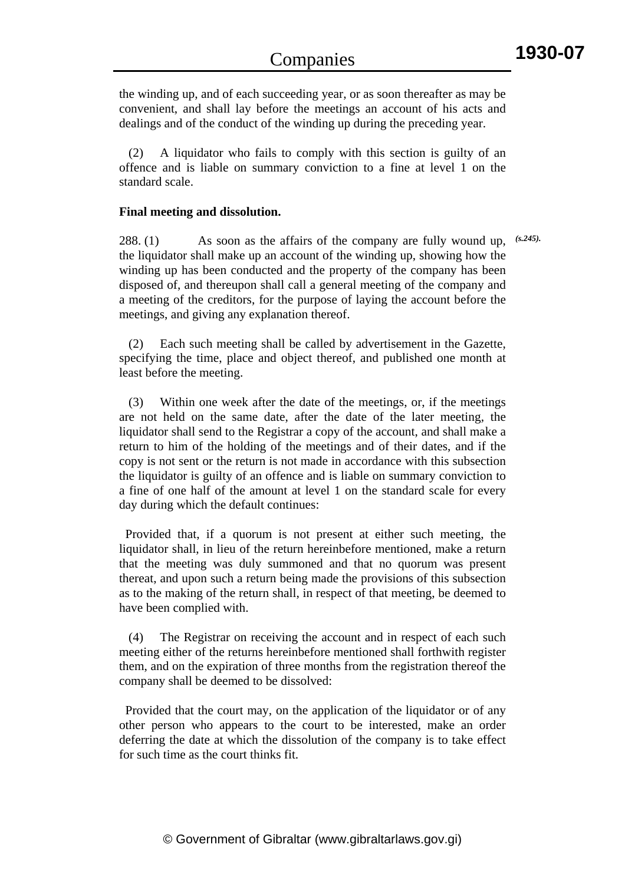the winding up, and of each succeeding year, or as soon thereafter as may be convenient, and shall lay before the meetings an account of his acts and dealings and of the conduct of the winding up during the preceding year.

(2) A liquidator who fails to comply with this section is guilty of an offence and is liable on summary conviction to a fine at level 1 on the standard scale.

**Final meeting and dissolution.**

288. (1) As soon as the affairs of the company are fully wound up, the liquidator shall make up an account of the winding up, showing how the winding up has been conducted and the property of the company has been disposed of, and thereupon shall call a general meeting of the company and a meeting of the creditors, for the purpose of laying the account before the meetings, and giving any explanation thereof. *(s.245).*

(2) Each such meeting shall be called by advertisement in the Gazette, specifying the time, place and object thereof, and published one month at least before the meeting.

(3) Within one week after the date of the meetings, or, if the meetings are not held on the same date, after the date of the later meeting, the liquidator shall send to the Registrar a copy of the account, and shall make a return to him of the holding of the meetings and of their dates, and if the copy is not sent or the return is not made in accordance with this subsection the liquidator is guilty of an offence and is liable on summary conviction to a fine of one half of the amount at level 1 on the standard scale for every day during which the default continues:

Provided that, if a quorum is not present at either such meeting, the liquidator shall, in lieu of the return hereinbefore mentioned, make a return that the meeting was duly summoned and that no quorum was present thereat, and upon such a return being made the provisions of this subsection as to the making of the return shall, in respect of that meeting, be deemed to have been complied with.

(4) The Registrar on receiving the account and in respect of each such meeting either of the returns hereinbefore mentioned shall forthwith register them, and on the expiration of three months from the registration thereof the company shall be deemed to be dissolved:

Provided that the court may, on the application of the liquidator or of any other person who appears to the court to be interested, make an order deferring the date at which the dissolution of the company is to take effect for such time as the court thinks fit.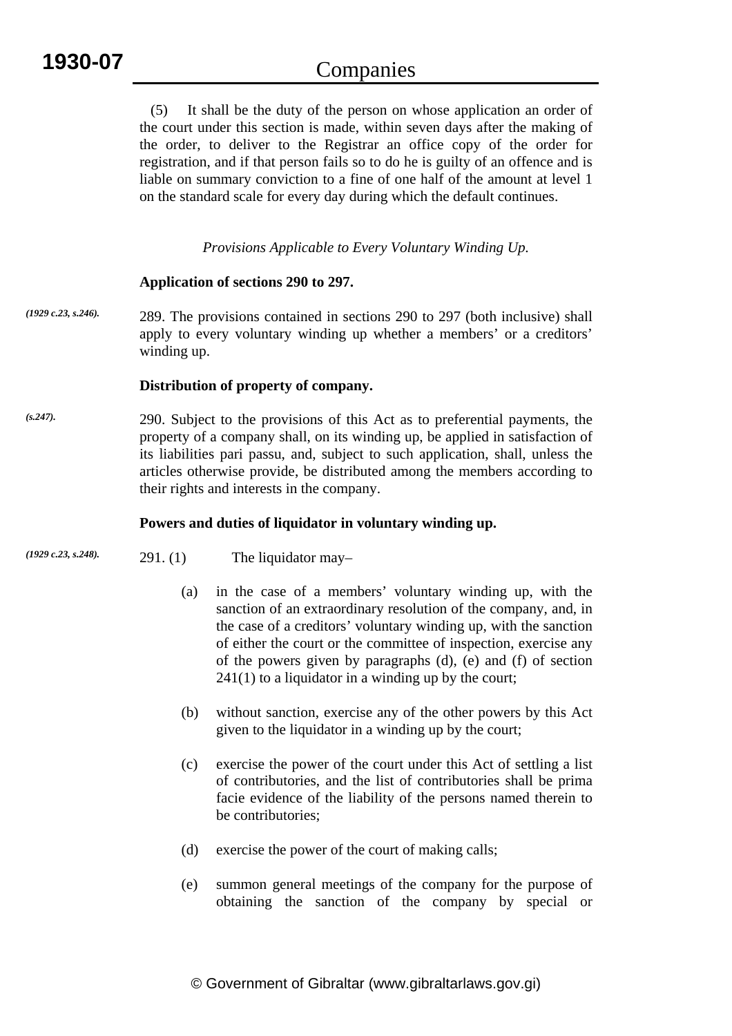(5) It shall be the duty of the person on whose application an order of the court under this section is made, within seven days after the making of the order, to deliver to the Registrar an office copy of the order for registration, and if that person fails so to do he is guilty of an offence and is liable on summary conviction to a fine of one half of the amount at level 1 on the standard scale for every day during which the default continues.

*Provisions Applicable to Every Voluntary Winding Up.*

**Application of sections 290 to 297.**

*(1929 c.23, s.246).*

289. The provisions contained in sections 290 to 297 (both inclusive) shall apply to every voluntary winding up whether a members' or a creditors' winding up.

**Distribution of property of company.**

*(s.247).*

290. Subject to the provisions of this Act as to preferential payments, the property of a company shall, on its winding up, be applied in satisfaction of its liabilities pari passu, and, subject to such application, shall, unless the articles otherwise provide, be distributed among the members according to their rights and interests in the company.

**Powers and duties of liquidator in voluntary winding up.**

*(1929 c.23, s.248).*

291. (1) The liquidator may–

(a) in the case of a members' voluntary winding up, with the sanction of an extraordinary resolution of the company, and, in the case of a creditors' voluntary winding up, with the sanction of either the court or the committee of inspection, exercise any of the powers given by paragraphs (d), (e) and (f) of section 241(1) to a liquidator in a winding up by the court;

(b) without sanction, exercise any of the other powers by this Act given to the liquidator in a winding up by the court;

(c) exercise the power of the court under this Act of settling a list of contributories, and the list of contributories shall be prima facie evidence of the liability of the persons named therein to be contributories;

(d) exercise the power of the court of making calls;

(e) summon general meetings of the company for the purpose of obtaining the sanction of the company by special or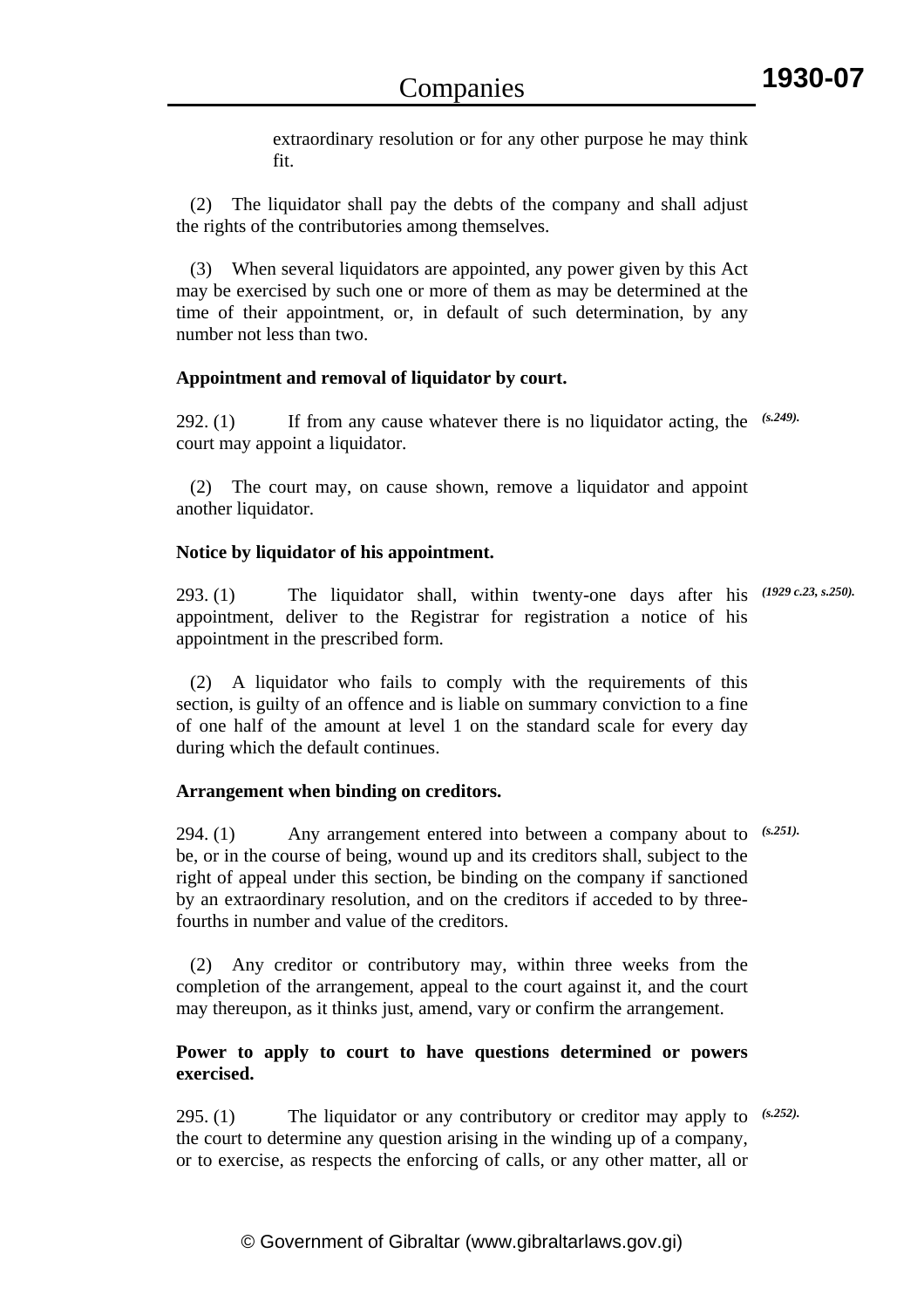extraordinary resolution or for any other purpose he may think fit.

(2) The liquidator shall pay the debts of the company and shall adjust the rights of the contributories among themselves.

(3) When several liquidators are appointed, any power given by this Act may be exercised by such one or more of them as may be determined at the time of their appointment, or, in default of such determination, by any number not less than two.

**Appointment and removal of liquidator by court.**

292. (1) If from any cause whatever there is no liquidator acting, the court may appoint a liquidator. *(s.249).*

(2) The court may, on cause shown, remove a liquidator and appoint another liquidator.

**Notice by liquidator of his appointment.**

293. (1) The liquidator shall, within twenty-one days after his appointment, deliver to the Registrar for registration a notice of his appointment in the prescribed form. *(1929 c.23, s.250).*

(2) A liquidator who fails to comply with the requirements of this section, is guilty of an offence and is liable on summary conviction to a fine of one half of the amount at level 1 on the standard scale for every day during which the default continues.

**Arrangement when binding on creditors.**

294. (1) Any arrangement entered into between a company about to be, or in the course of being, wound up and its creditors shall, subject to the right of appeal under this section, be binding on the company if sanctioned by an extraordinary resolution, and on the creditors if acceded to by three-fourths in number and value of the creditors. *(s.251).*

(2) Any creditor or contributory may, within three weeks from the completion of the arrangement, appeal to the court against it, and the court may thereupon, as it thinks just, amend, vary or confirm the arrangement.

**Power to apply to court to have questions determined or powers exercised.**

295. (1) The liquidator or any contributory or creditor may apply to the court to determine any question arising in the winding up of a company, or to exercise, as respects the enforcing of calls, or any other matter, all or *(s.252).*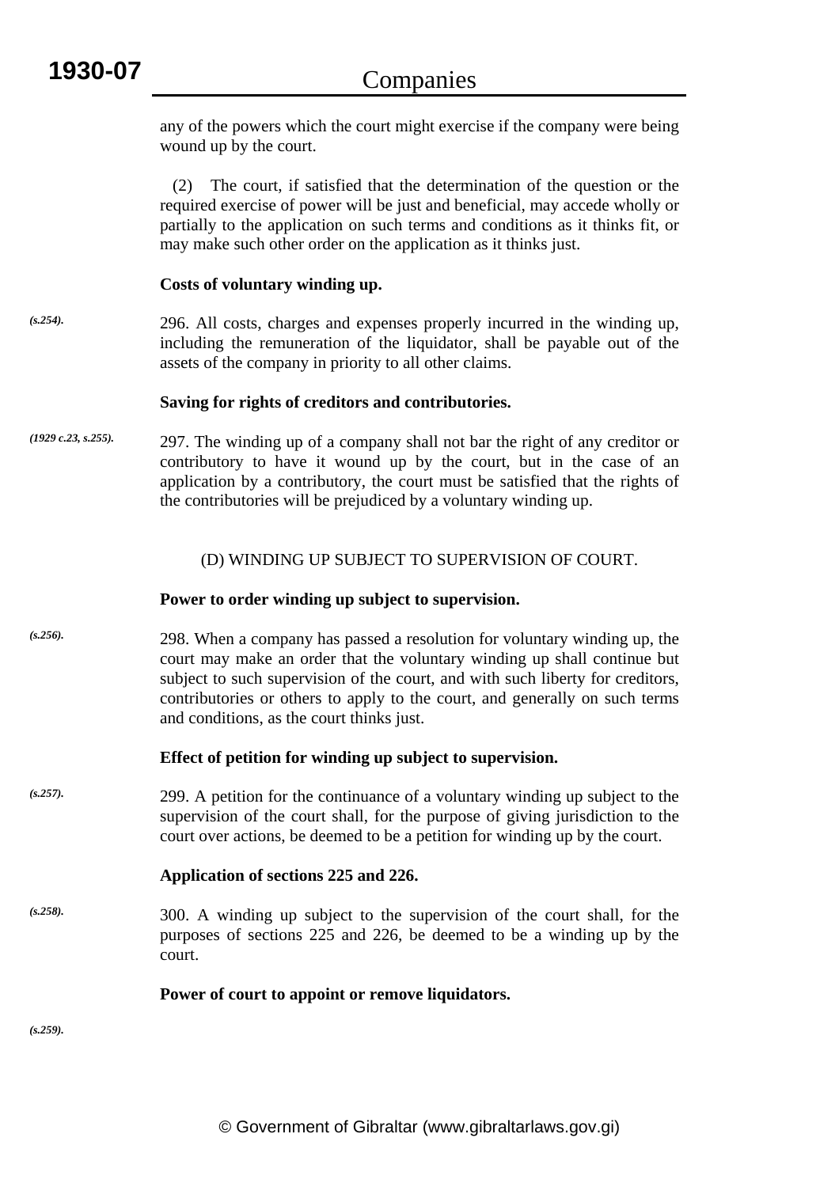any of the powers which the court might exercise if the company were being wound up by the court.

(2) The court, if satisfied that the determination of the question or the required exercise of power will be just and beneficial, may accede wholly or partially to the application on such terms and conditions as it thinks fit, or may make such other order on the application as it thinks just.

**Costs of voluntary winding up.**

*(s.254).*

296. All costs, charges and expenses properly incurred in the winding up, including the remuneration of the liquidator, shall be payable out of the assets of the company in priority to all other claims.

**Saving for rights of creditors and contributories.**

*(1929 c.23, s.255).*

297. The winding up of a company shall not bar the right of any creditor or contributory to have it wound up by the court, but in the case of an application by a contributory, the court must be satisfied that the rights of the contributories will be prejudiced by a voluntary winding up.

(D) WINDING UP SUBJECT TO SUPERVISION OF COURT.

**Power to order winding up subject to supervision.**

*(s.256).*

298. When a company has passed a resolution for voluntary winding up, the court may make an order that the voluntary winding up shall continue but subject to such supervision of the court, and with such liberty for creditors, contributories or others to apply to the court, and generally on such terms and conditions, as the court thinks just.

**Effect of petition for winding up subject to supervision.**

*(s.257).*

299. A petition for the continuance of a voluntary winding up subject to the supervision of the court shall, for the purpose of giving jurisdiction to the court over actions, be deemed to be a petition for winding up by the court.

**Application of sections 225 and 226.**

*(s.258).*

300. A winding up subject to the supervision of the court shall, for the purposes of sections 225 and 226, be deemed to be a winding up by the court.

**Power of court to appoint or remove liquidators.**

*(s.259).*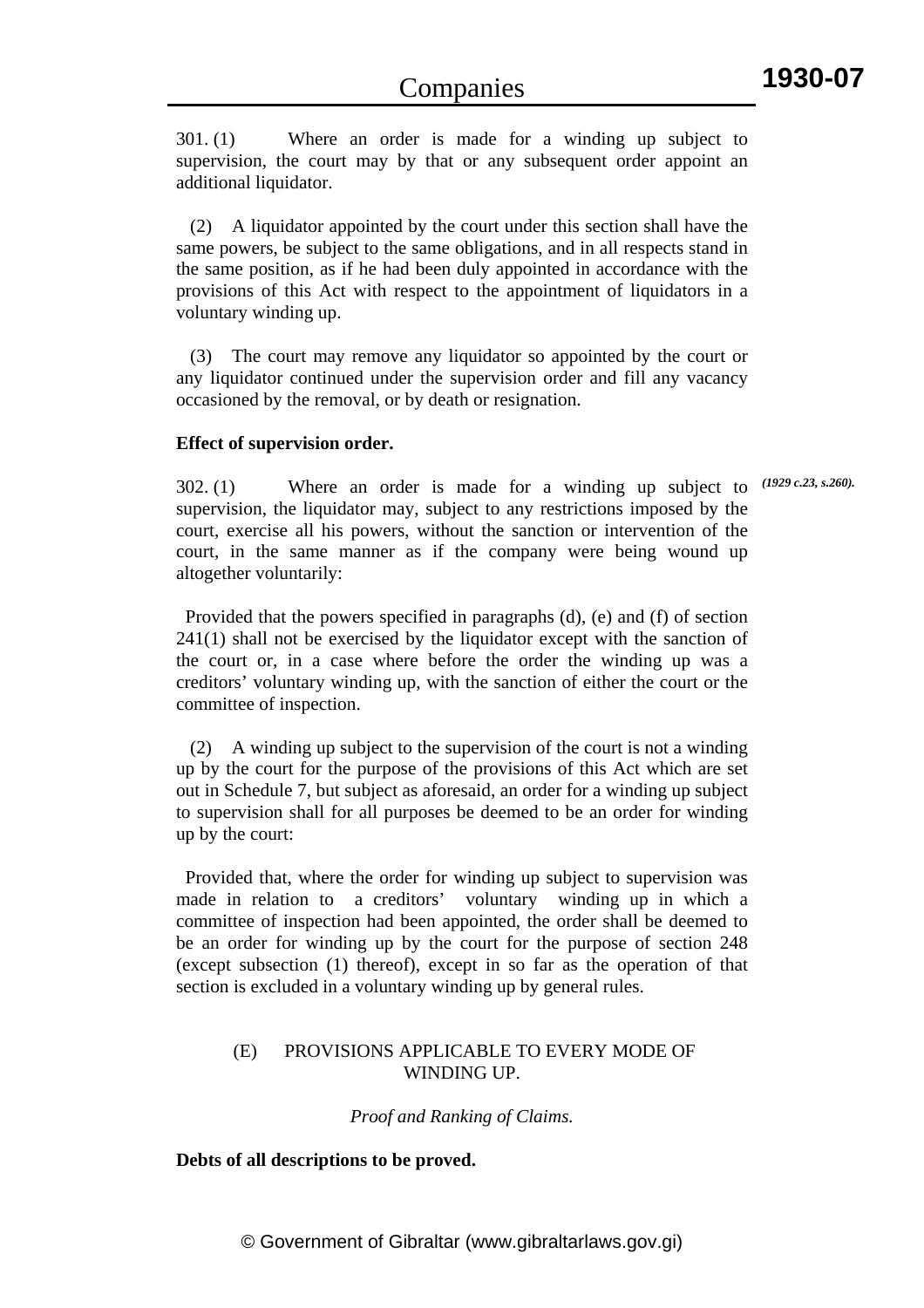301. (1) Where an order is made for a winding up subject to supervision, the court may by that or any subsequent order appoint an additional liquidator.

(2) A liquidator appointed by the court under this section shall have the same powers, be subject to the same obligations, and in all respects stand in the same position, as if he had been duly appointed in accordance with the provisions of this Act with respect to the appointment of liquidators in a voluntary winding up.

(3) The court may remove any liquidator so appointed by the court or any liquidator continued under the supervision order and fill any vacancy occasioned by the removal, or by death or resignation.

**Effect of supervision order.**

*(1929 c.23, s.260).*

302. (1) Where an order is made for a winding up subject to supervision, the liquidator may, subject to any restrictions imposed by the court, exercise all his powers, without the sanction or intervention of the court, in the same manner as if the company were being wound up altogether voluntarily:

Provided that the powers specified in paragraphs (d), (e) and (f) of section 241(1) shall not be exercised by the liquidator except with the sanction of the court or, in a case where before the order the winding up was a creditors' voluntary winding up, with the sanction of either the court or the committee of inspection.

(2) A winding up subject to the supervision of the court is not a winding up by the court for the purpose of the provisions of this Act which are set out in Schedule 7, but subject as aforesaid, an order for a winding up subject to supervision shall for all purposes be deemed to be an order for winding up by the court:

Provided that, where the order for winding up subject to supervision was made in relation to a creditors' voluntary winding up in which a committee of inspection had been appointed, the order shall be deemed to be an order for winding up by the court for the purpose of section 248 (except subsection (1) thereof), except in so far as the operation of that section is excluded in a voluntary winding up by general rules.

## (E) PROVISIONS APPLICABLE TO EVERY MODE OF WINDING UP.

*Proof and Ranking of Claims.*

**Debts of all descriptions to be proved.**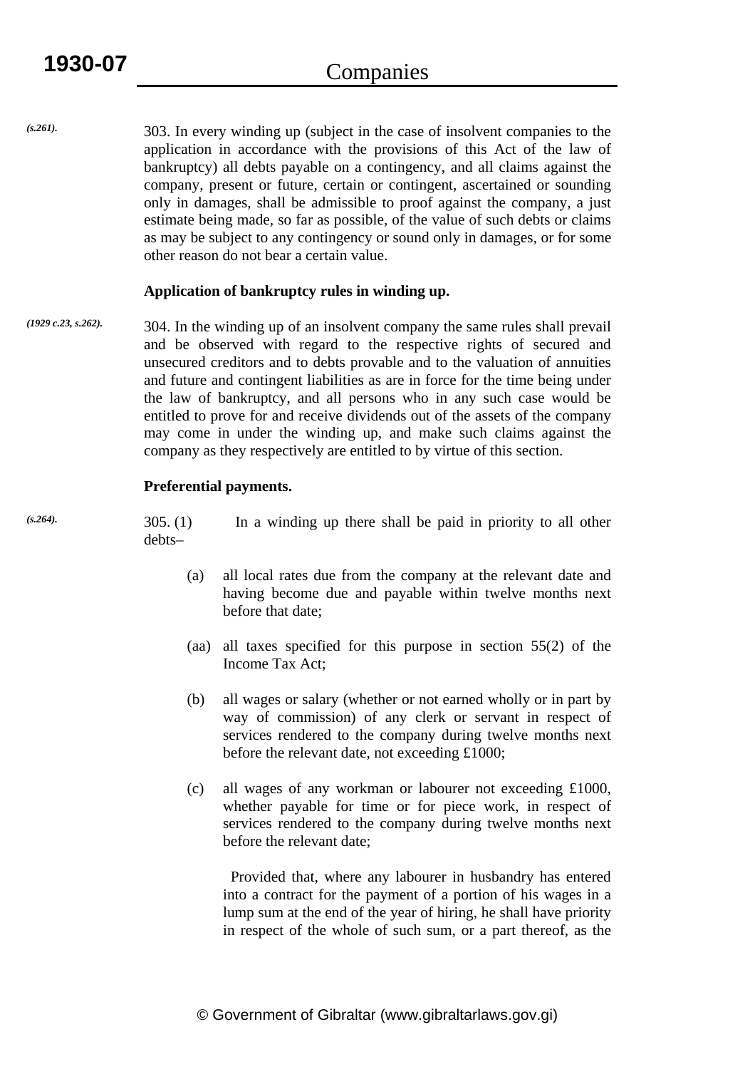*(s.261).*

303. In every winding up (subject in the case of insolvent companies to the application in accordance with the provisions of this Act of the law of bankruptcy) all debts payable on a contingency, and all claims against the company, present or future, certain or contingent, ascertained or sounding only in damages, shall be admissible to proof against the company, a just estimate being made, so far as possible, of the value of such debts or claims as may be subject to any contingency or sound only in damages, or for some other reason do not bear a certain value.

**Application of bankruptcy rules in winding up.**

*(1929 c.23, s.262).*

304. In the winding up of an insolvent company the same rules shall prevail and be observed with regard to the respective rights of secured and unsecured creditors and to debts provable and to the valuation of annuities and future and contingent liabilities as are in force for the time being under the law of bankruptcy, and all persons who in any such case would be entitled to prove for and receive dividends out of the assets of the company may come in under the winding up, and make such claims against the company as they respectively are entitled to by virtue of this section.

**Preferential payments.**

*(s.264).*

305. (1) In a winding up there shall be paid in priority to all other debts–

(a) all local rates due from the company at the relevant date and having become due and payable within twelve months next before that date;

(aa) all taxes specified for this purpose in section 55(2) of the Income Tax Act;

(b) all wages or salary (whether or not earned wholly or in part by way of commission) of any clerk or servant in respect of services rendered to the company during twelve months next before the relevant date, not exceeding £1000;

(c) all wages of any workman or labourer not exceeding £1000, whether payable for time or for piece work, in respect of services rendered to the company during twelve months next before the relevant date;

Provided that, where any labourer in husbandry has entered into a contract for the payment of a portion of his wages in a lump sum at the end of the year of hiring, he shall have priority in respect of the whole of such sum, or a part thereof, as the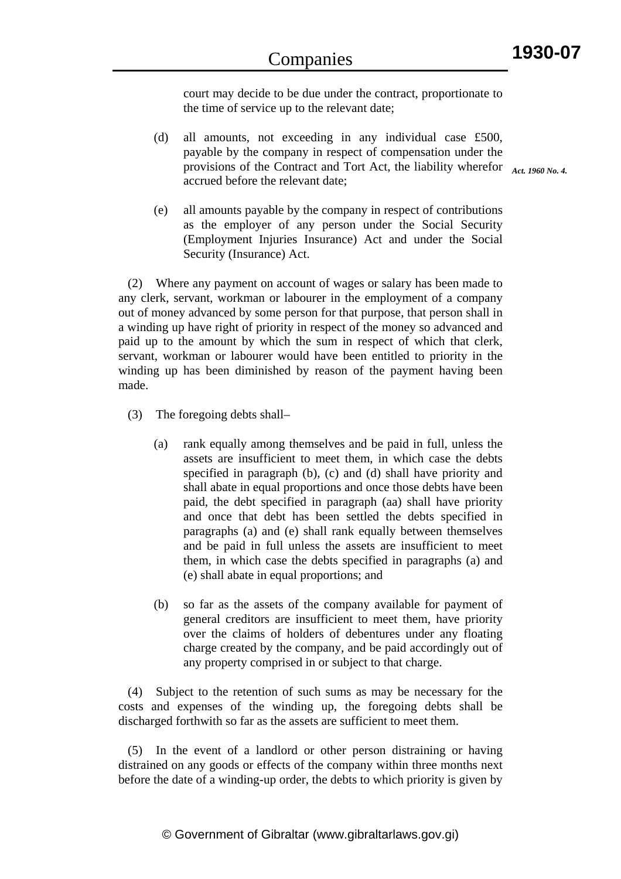court may decide to be due under the contract, proportionate to the time of service up to the relevant date;

(d) all amounts, not exceeding in any individual case £500, payable by the company in respect of compensation under the provisions of the Contract and Tort Act, the liability wherefor accrued before the relevant date; *Act. 1960 No. 4.*

(e) all amounts payable by the company in respect of contributions as the employer of any person under the Social Security (Employment Injuries Insurance) Act and under the Social Security (Insurance) Act.

(2) Where any payment on account of wages or salary has been made to any clerk, servant, workman or labourer in the employment of a company out of money advanced by some person for that purpose, that person shall in a winding up have right of priority in respect of the money so advanced and paid up to the amount by which the sum in respect of which that clerk, servant, workman or labourer would have been entitled to priority in the winding up has been diminished by reason of the payment having been made.

(3) The foregoing debts shall–

(a) rank equally among themselves and be paid in full, unless the assets are insufficient to meet them, in which case the debts specified in paragraph (b), (c) and (d) shall have priority and shall abate in equal proportions and once those debts have been paid, the debt specified in paragraph (aa) shall have priority and once that debt has been settled the debts specified in paragraphs (a) and (e) shall rank equally between themselves and be paid in full unless the assets are insufficient to meet them, in which case the debts specified in paragraphs (a) and (e) shall abate in equal proportions; and

(b) so far as the assets of the company available for payment of general creditors are insufficient to meet them, have priority over the claims of holders of debentures under any floating charge created by the company, and be paid accordingly out of any property comprised in or subject to that charge.

(4) Subject to the retention of such sums as may be necessary for the costs and expenses of the winding up, the foregoing debts shall be discharged forthwith so far as the assets are sufficient to meet them.

(5) In the event of a landlord or other person distraining or having distrained on any goods or effects of the company within three months next before the date of a winding-up order, the debts to which priority is given by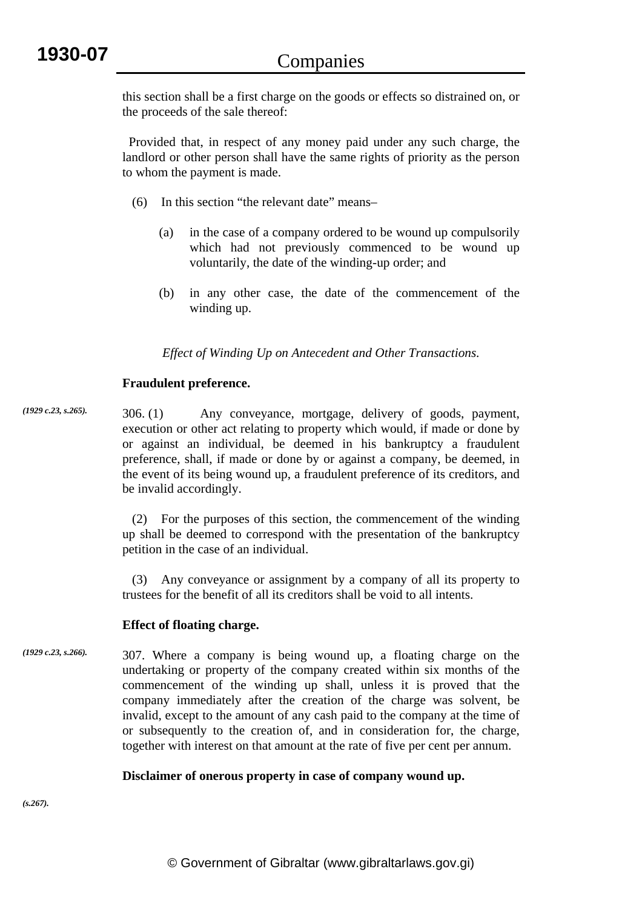this section shall be a first charge on the goods or effects so distrained on, or the proceeds of the sale thereof:

Provided that, in respect of any money paid under any such charge, the landlord or other person shall have the same rights of priority as the person to whom the payment is made.

(6) In this section "the relevant date" means–

(a) in the case of a company ordered to be wound up compulsorily which had not previously commenced to be wound up voluntarily, the date of the winding-up order; and

(b) in any other case, the date of the commencement of the winding up.

*Effect of Winding Up on Antecedent and Other Transactions.*

**Fraudulent preference.**

*(1929 c.23, s.265).*

306. (1) Any conveyance, mortgage, delivery of goods, payment, execution or other act relating to property which would, if made or done by or against an individual, be deemed in his bankruptcy a fraudulent preference, shall, if made or done by or against a company, be deemed, in the event of its being wound up, a fraudulent preference of its creditors, and be invalid accordingly.

(2) For the purposes of this section, the commencement of the winding up shall be deemed to correspond with the presentation of the bankruptcy petition in the case of an individual.

(3) Any conveyance or assignment by a company of all its property to trustees for the benefit of all its creditors shall be void to all intents.

**Effect of floating charge.**

*(1929 c.23, s.266).*

307. Where a company is being wound up, a floating charge on the undertaking or property of the company created within six months of the commencement of the winding up shall, unless it is proved that the company immediately after the creation of the charge was solvent, be invalid, except to the amount of any cash paid to the company at the time of or subsequently to the creation of, and in consideration for, the charge, together with interest on that amount at the rate of five per cent per annum.

**Disclaimer of onerous property in case of company wound up.**

*(s.267).*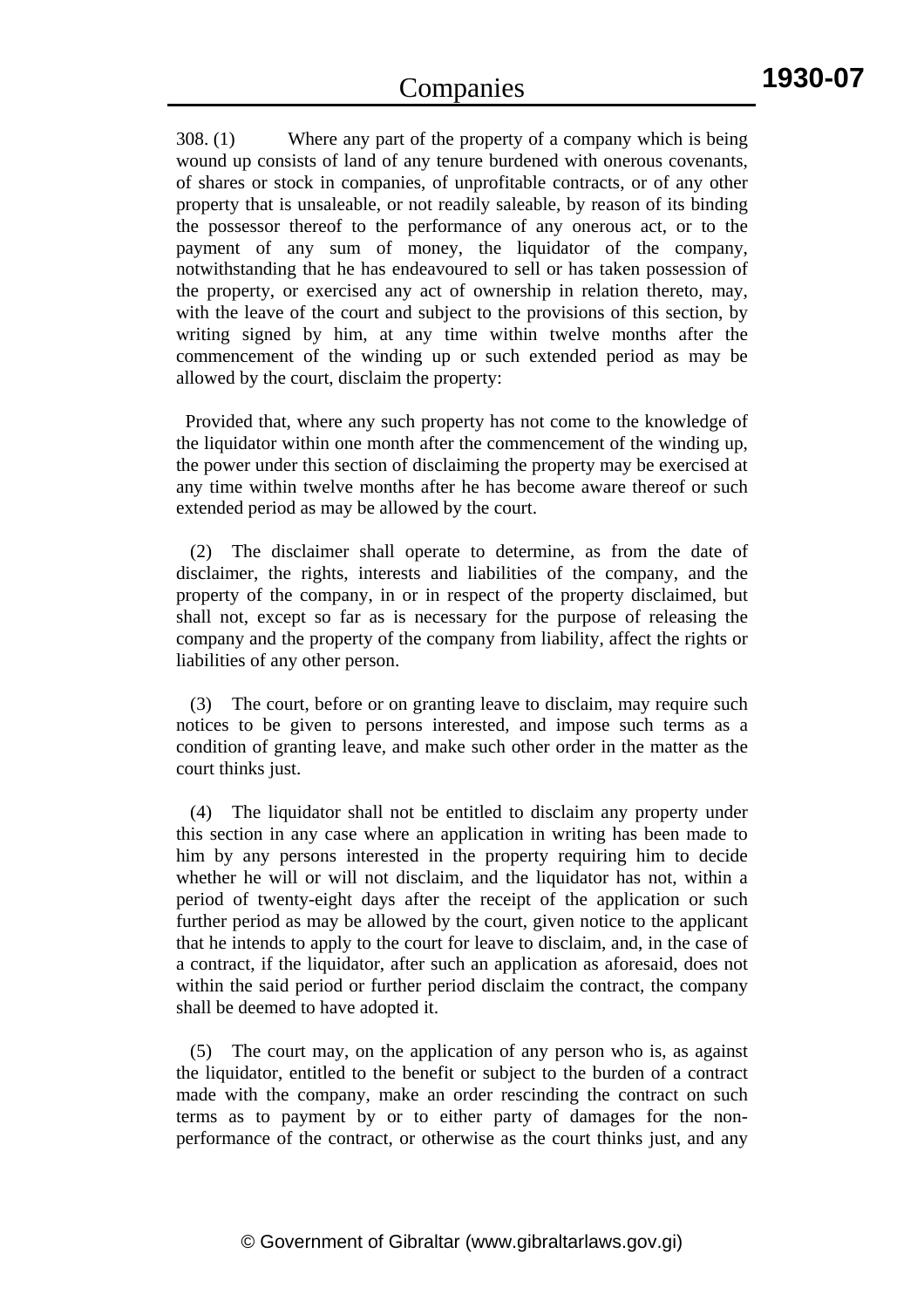308. (1) Where any part of the property of a company which is being wound up consists of land of any tenure burdened with onerous covenants, of shares or stock in companies, of unprofitable contracts, or of any other property that is unsaleable, or not readily saleable, by reason of its binding the possessor thereof to the performance of any onerous act, or to the payment of any sum of money, the liquidator of the company, notwithstanding that he has endeavoured to sell or has taken possession of the property, or exercised any act of ownership in relation thereto, may, with the leave of the court and subject to the provisions of this section, by writing signed by him, at any time within twelve months after the commencement of the winding up or such extended period as may be allowed by the court, disclaim the property:

Provided that, where any such property has not come to the knowledge of the liquidator within one month after the commencement of the winding up, the power under this section of disclaiming the property may be exercised at any time within twelve months after he has become aware thereof or such extended period as may be allowed by the court.

(2) The disclaimer shall operate to determine, as from the date of disclaimer, the rights, interests and liabilities of the company, and the property of the company, in or in respect of the property disclaimed, but shall not, except so far as is necessary for the purpose of releasing the company and the property of the company from liability, affect the rights or liabilities of any other person.

(3) The court, before or on granting leave to disclaim, may require such notices to be given to persons interested, and impose such terms as a condition of granting leave, and make such other order in the matter as the court thinks just.

(4) The liquidator shall not be entitled to disclaim any property under this section in any case where an application in writing has been made to him by any persons interested in the property requiring him to decide whether he will or will not disclaim, and the liquidator has not, within a period of twenty-eight days after the receipt of the application or such further period as may be allowed by the court, given notice to the applicant that he intends to apply to the court for leave to disclaim, and, in the case of a contract, if the liquidator, after such an application as aforesaid, does not within the said period or further period disclaim the contract, the company shall be deemed to have adopted it.

(5) The court may, on the application of any person who is, as against the liquidator, entitled to the benefit or subject to the burden of a contract made with the company, make an order rescinding the contract on such terms as to payment by or to either party of damages for the non-performance of the contract, or otherwise as the court thinks just, and any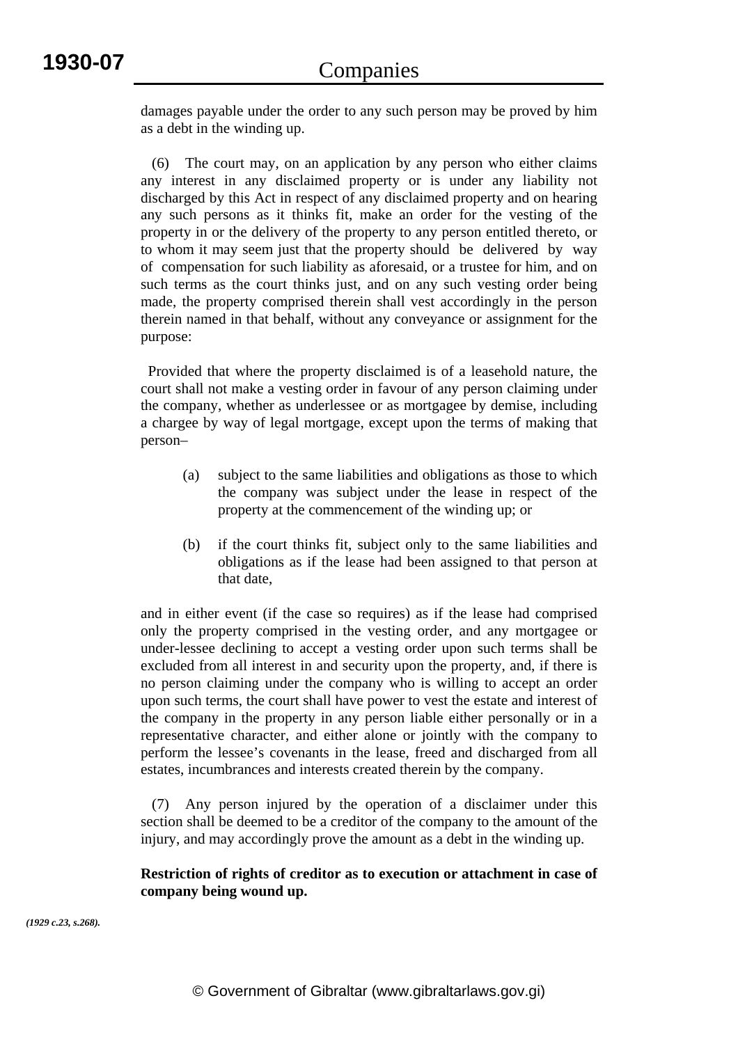damages payable under the order to any such person may be proved by him as a debt in the winding up.

(6) The court may, on an application by any person who either claims any interest in any disclaimed property or is under any liability not discharged by this Act in respect of any disclaimed property and on hearing any such persons as it thinks fit, make an order for the vesting of the property in or the delivery of the property to any person entitled thereto, or to whom it may seem just that the property should be delivered by way of compensation for such liability as aforesaid, or a trustee for him, and on such terms as the court thinks just, and on any such vesting order being made, the property comprised therein shall vest accordingly in the person therein named in that behalf, without any conveyance or assignment for the purpose:

Provided that where the property disclaimed is of a leasehold nature, the court shall not make a vesting order in favour of any person claiming under the company, whether as underlessee or as mortgagee by demise, including a chargee by way of legal mortgage, except upon the terms of making that person–

(a) subject to the same liabilities and obligations as those to which the company was subject under the lease in respect of the property at the commencement of the winding up; or

(b) if the court thinks fit, subject only to the same liabilities and obligations as if the lease had been assigned to that person at that date,

and in either event (if the case so requires) as if the lease had comprised only the property comprised in the vesting order, and any mortgagee or under-lessee declining to accept a vesting order upon such terms shall be excluded from all interest in and security upon the property, and, if there is no person claiming under the company who is willing to accept an order upon such terms, the court shall have power to vest the estate and interest of the company in the property in any person liable either personally or in a representative character, and either alone or jointly with the company to perform the lessee's covenants in the lease, freed and discharged from all estates, incumbrances and interests created therein by the company.

(7) Any person injured by the operation of a disclaimer under this section shall be deemed to be a creditor of the company to the amount of the injury, and may accordingly prove the amount as a debt in the winding up.

**Restriction of rights of creditor as to execution or attachment in case of company being wound up.**

*(1929 c.23, s.268).*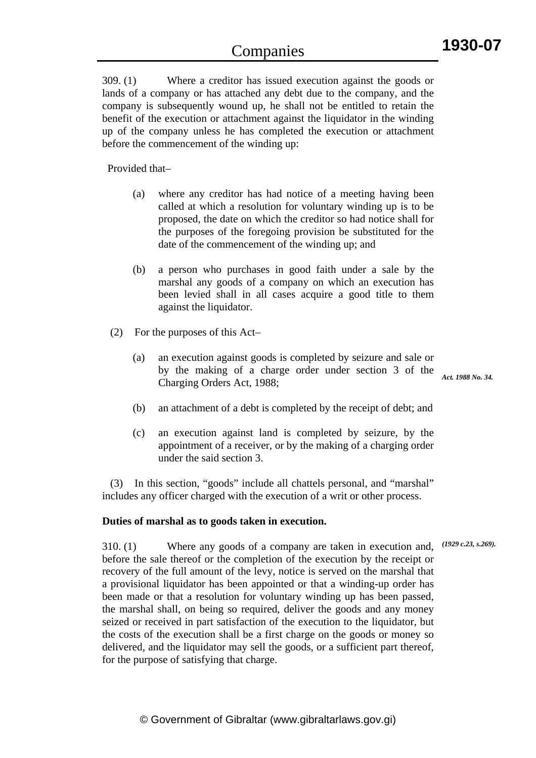309. (1) Where a creditor has issued execution against the goods or lands of a company or has attached any debt due to the company, and the company is subsequently wound up, he shall not be entitled to retain the benefit of the execution or attachment against the liquidator in the winding up of the company unless he has completed the execution or attachment before the commencement of the winding up:

Provided that–

(a) where any creditor has had notice of a meeting having been called at which a resolution for voluntary winding up is to be proposed, the date on which the creditor so had notice shall for the purposes of the foregoing provision be substituted for the date of the commencement of the winding up; and

(b) a person who purchases in good faith under a sale by the marshal any goods of a company on which an execution has been levied shall in all cases acquire a good title to them against the liquidator.

(2) For the purposes of this Act–

(a) an execution against goods is completed by seizure and sale or by the making of a charge order under section 3 of the Charging Orders Act, 1988;

*Act. 1988 No. 34.*

(b) an attachment of a debt is completed by the receipt of debt; and

(c) an execution against land is completed by seizure, by the appointment of a receiver, or by the making of a charging order under the said section 3.

(3) In this section, "goods" include all chattels personal, and "marshal" includes any officer charged with the execution of a writ or other process.

**Duties of marshal as to goods taken in execution.**

*(1929 c.23, s.269).*

310. (1) Where any goods of a company are taken in execution and, before the sale thereof or the completion of the execution by the receipt or recovery of the full amount of the levy, notice is served on the marshal that a provisional liquidator has been appointed or that a winding-up order has been made or that a resolution for voluntary winding up has been passed, the marshal shall, on being so required, deliver the goods and any money seized or received in part satisfaction of the execution to the liquidator, but the costs of the execution shall be a first charge on the goods or money so delivered, and the liquidator may sell the goods, or a sufficient part thereof, for the purpose of satisfying that charge.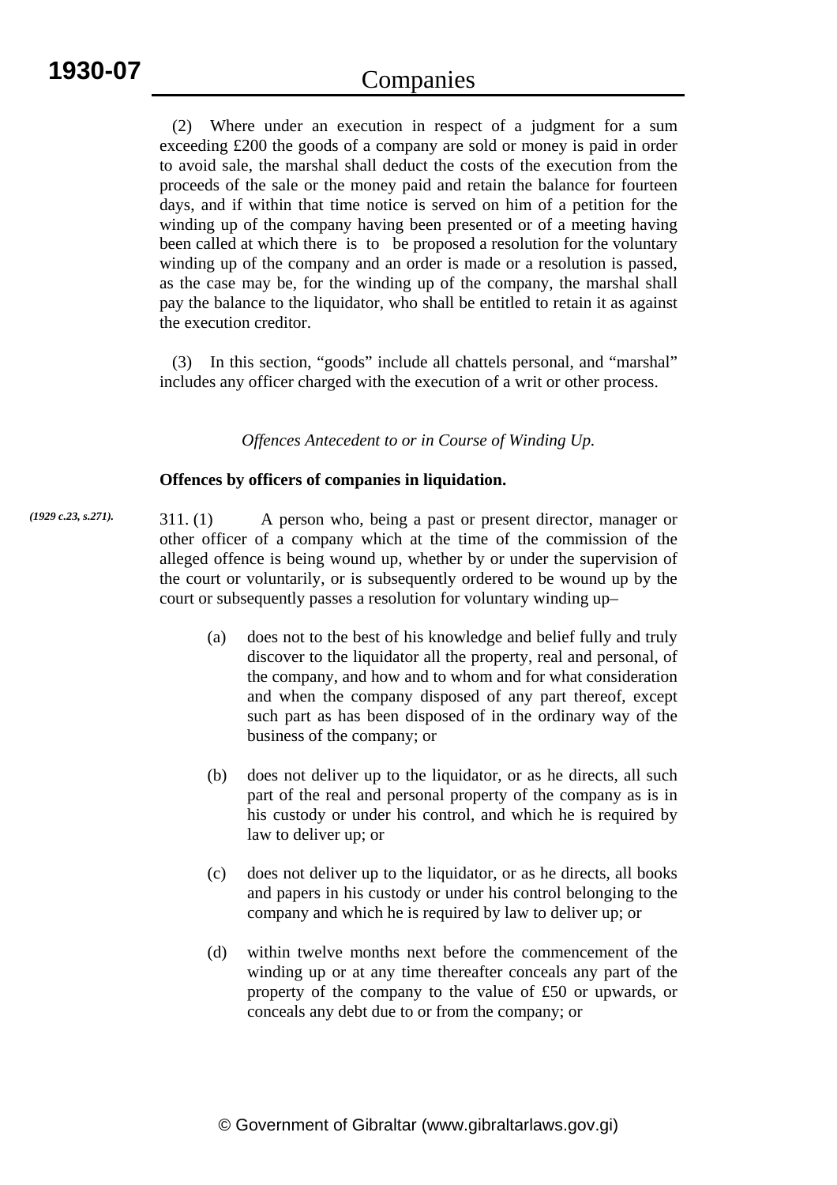(2) Where under an execution in respect of a judgment for a sum exceeding £200 the goods of a company are sold or money is paid in order to avoid sale, the marshal shall deduct the costs of the execution from the proceeds of the sale or the money paid and retain the balance for fourteen days, and if within that time notice is served on him of a petition for the winding up of the company having been presented or of a meeting having been called at which there is to be proposed a resolution for the voluntary winding up of the company and an order is made or a resolution is passed, as the case may be, for the winding up of the company, the marshal shall pay the balance to the liquidator, who shall be entitled to retain it as against the execution creditor.

(3) In this section, "goods" include all chattels personal, and "marshal" includes any officer charged with the execution of a writ or other process.

*Offences Antecedent to or in Course of Winding Up.*

**Offences by officers of companies in liquidation.**

*(1929 c.23, s.271).*

311. (1) A person who, being a past or present director, manager or other officer of a company which at the time of the commission of the alleged offence is being wound up, whether by or under the supervision of the court or voluntarily, or is subsequently ordered to be wound up by the court or subsequently passes a resolution for voluntary winding up–

(a) does not to the best of his knowledge and belief fully and truly discover to the liquidator all the property, real and personal, of the company, and how and to whom and for what consideration and when the company disposed of any part thereof, except such part as has been disposed of in the ordinary way of the business of the company; or

(b) does not deliver up to the liquidator, or as he directs, all such part of the real and personal property of the company as is in his custody or under his control, and which he is required by law to deliver up; or

(c) does not deliver up to the liquidator, or as he directs, all books and papers in his custody or under his control belonging to the company and which he is required by law to deliver up; or

(d) within twelve months next before the commencement of the winding up or at any time thereafter conceals any part of the property of the company to the value of £50 or upwards, or conceals any debt due to or from the company; or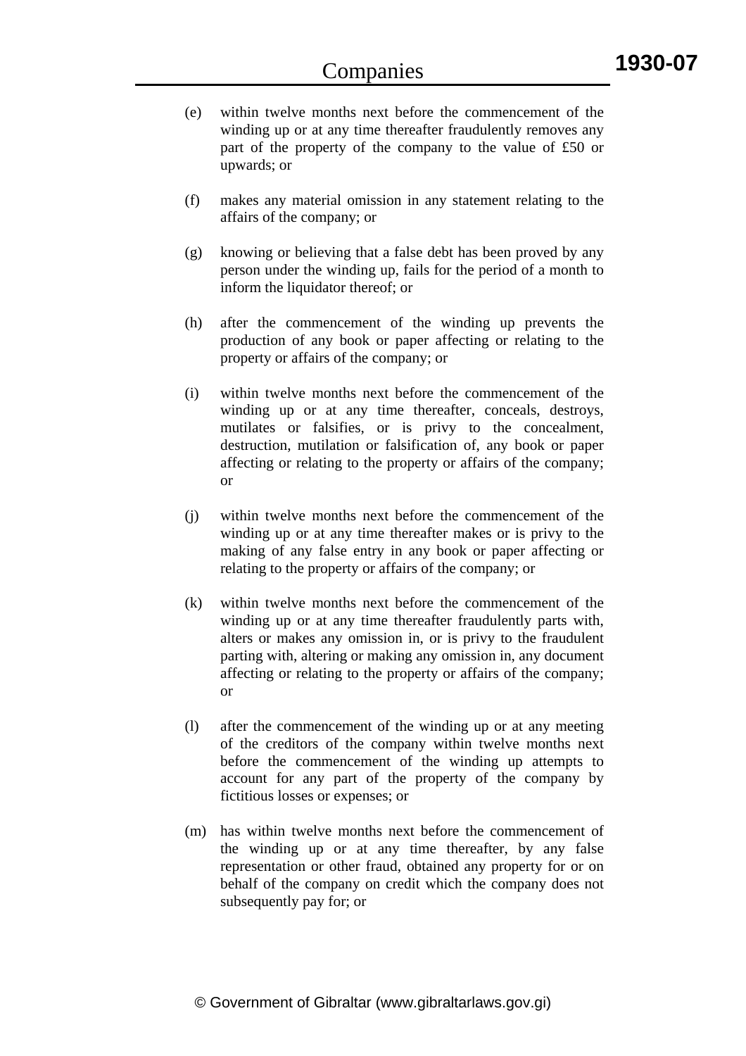(e) within twelve months next before the commencement of the winding up or at any time thereafter fraudulently removes any part of the property of the company to the value of £50 or upwards; or

(f) makes any material omission in any statement relating to the affairs of the company; or

(g) knowing or believing that a false debt has been proved by any person under the winding up, fails for the period of a month to inform the liquidator thereof; or

(h) after the commencement of the winding up prevents the production of any book or paper affecting or relating to the property or affairs of the company; or

(i) within twelve months next before the commencement of the winding up or at any time thereafter, conceals, destroys, mutilates or falsifies, or is privy to the concealment, destruction, mutilation or falsification of, any book or paper affecting or relating to the property or affairs of the company; or

(j) within twelve months next before the commencement of the winding up or at any time thereafter makes or is privy to the making of any false entry in any book or paper affecting or relating to the property or affairs of the company; or

(k) within twelve months next before the commencement of the winding up or at any time thereafter fraudulently parts with, alters or makes any omission in, or is privy to the fraudulent parting with, altering or making any omission in, any document affecting or relating to the property or affairs of the company; or

(l) after the commencement of the winding up or at any meeting of the creditors of the company within twelve months next before the commencement of the winding up attempts to account for any part of the property of the company by fictitious losses or expenses; or

(m) has within twelve months next before the commencement of the winding up or at any time thereafter, by any false representation or other fraud, obtained any property for or on behalf of the company on credit which the company does not subsequently pay for; or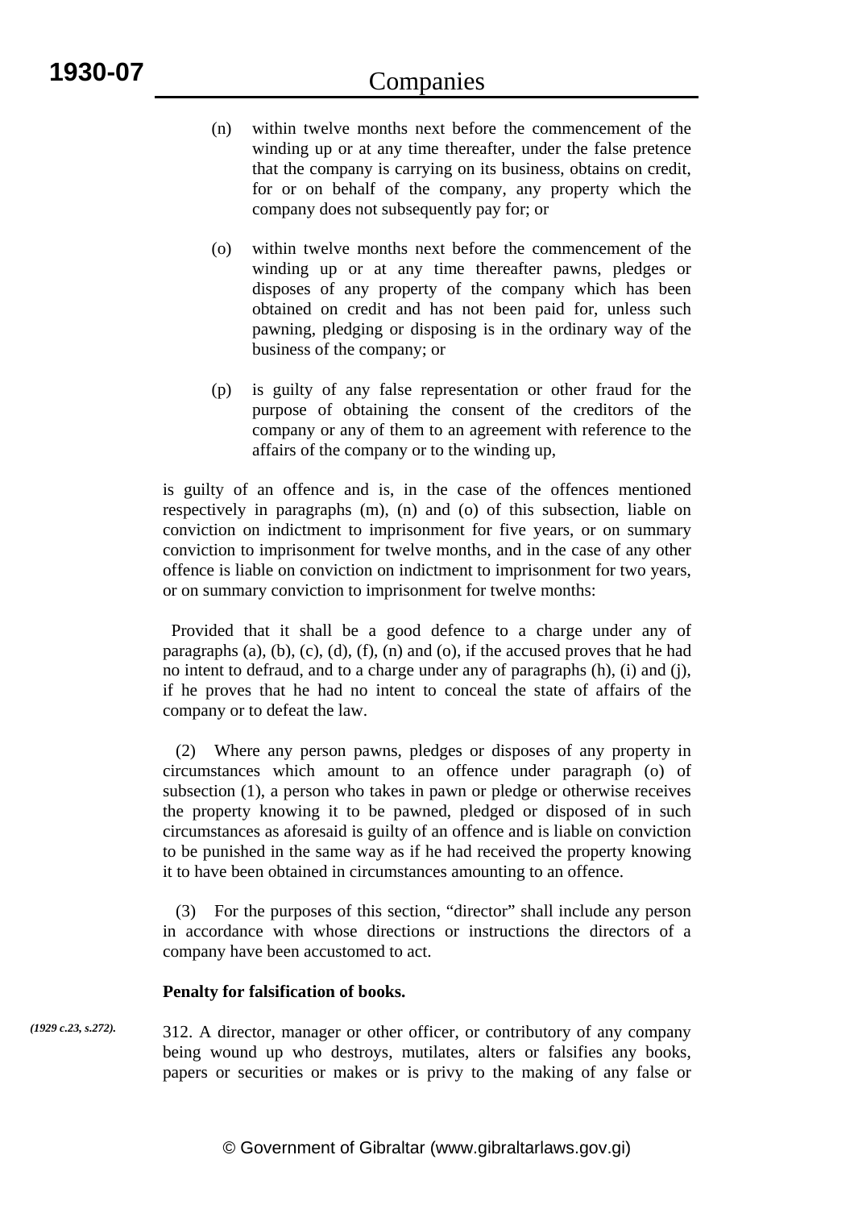(n) within twelve months next before the commencement of the winding up or at any time thereafter, under the false pretence that the company is carrying on its business, obtains on credit, for or on behalf of the company, any property which the company does not subsequently pay for; or

(o) within twelve months next before the commencement of the winding up or at any time thereafter pawns, pledges or disposes of any property of the company which has been obtained on credit and has not been paid for, unless such pawning, pledging or disposing is in the ordinary way of the business of the company; or

(p) is guilty of any false representation or other fraud for the purpose of obtaining the consent of the creditors of the company or any of them to an agreement with reference to the affairs of the company or to the winding up,

is guilty of an offence and is, in the case of the offences mentioned respectively in paragraphs (m), (n) and (o) of this subsection, liable on conviction on indictment to imprisonment for five years, or on summary conviction to imprisonment for twelve months, and in the case of any other offence is liable on conviction on indictment to imprisonment for two years, or on summary conviction to imprisonment for twelve months:

Provided that it shall be a good defence to a charge under any of paragraphs (a), (b), (c), (d), (f), (n) and (o), if the accused proves that he had no intent to defraud, and to a charge under any of paragraphs (h), (i) and (j), if he proves that he had no intent to conceal the state of affairs of the company or to defeat the law.

(2) Where any person pawns, pledges or disposes of any property in circumstances which amount to an offence under paragraph (o) of subsection (1), a person who takes in pawn or pledge or otherwise receives the property knowing it to be pawned, pledged or disposed of in such circumstances as aforesaid is guilty of an offence and is liable on conviction to be punished in the same way as if he had received the property knowing it to have been obtained in circumstances amounting to an offence.

(3) For the purposes of this section, "director" shall include any person in accordance with whose directions or instructions the directors of a company have been accustomed to act.

**Penalty for falsification of books.**

*(1929 c.23, s.272).*

312. A director, manager or other officer, or contributory of any company being wound up who destroys, mutilates, alters or falsifies any books, papers or securities or makes or is privy to the making of any false or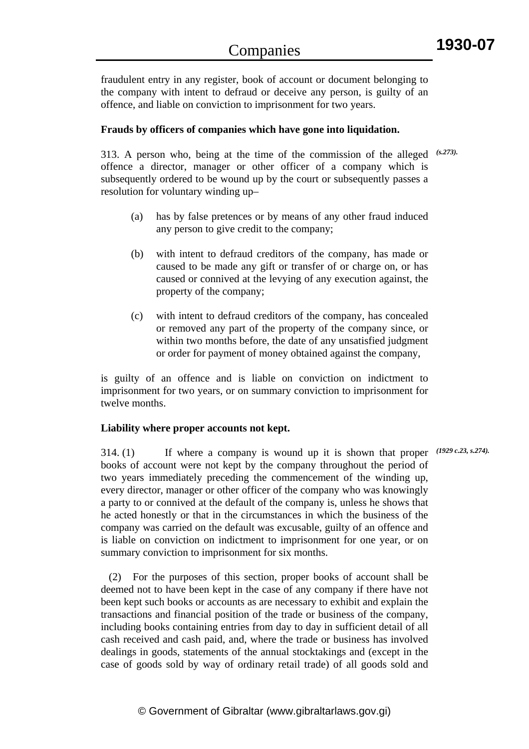fraudulent entry in any register, book of account or document belonging to the company with intent to defraud or deceive any person, is guilty of an offence, and liable on conviction to imprisonment for two years.

**Frauds by officers of companies which have gone into liquidation.**

313. A person who, being at the time of the commission of the alleged offence a director, manager or other officer of a company which is subsequently ordered to be wound up by the court or subsequently passes a resolution for voluntary winding up– *(s.273).*

(a) has by false pretences or by means of any other fraud induced any person to give credit to the company;

(b) with intent to defraud creditors of the company, has made or caused to be made any gift or transfer of or charge on, or has caused or connived at the levying of any execution against, the property of the company;

(c) with intent to defraud creditors of the company, has concealed or removed any part of the property of the company since, or within two months before, the date of any unsatisfied judgment or order for payment of money obtained against the company,

is guilty of an offence and is liable on conviction on indictment to imprisonment for two years, or on summary conviction to imprisonment for twelve months.

**Liability where proper accounts not kept.**

314. (1) If where a company is wound up it is shown that proper books of account were not kept by the company throughout the period of two years immediately preceding the commencement of the winding up, every director, manager or other officer of the company who was knowingly a party to or connived at the default of the company is, unless he shows that he acted honestly or that in the circumstances in which the business of the company was carried on the default was excusable, guilty of an offence and is liable on conviction on indictment to imprisonment for one year, or on summary conviction to imprisonment for six months. *(1929 c.23, s.274).*

(2) For the purposes of this section, proper books of account shall be deemed not to have been kept in the case of any company if there have not been kept such books or accounts as are necessary to exhibit and explain the transactions and financial position of the trade or business of the company, including books containing entries from day to day in sufficient detail of all cash received and cash paid, and, where the trade or business has involved dealings in goods, statements of the annual stocktakings and (except in the case of goods sold by way of ordinary retail trade) of all goods sold and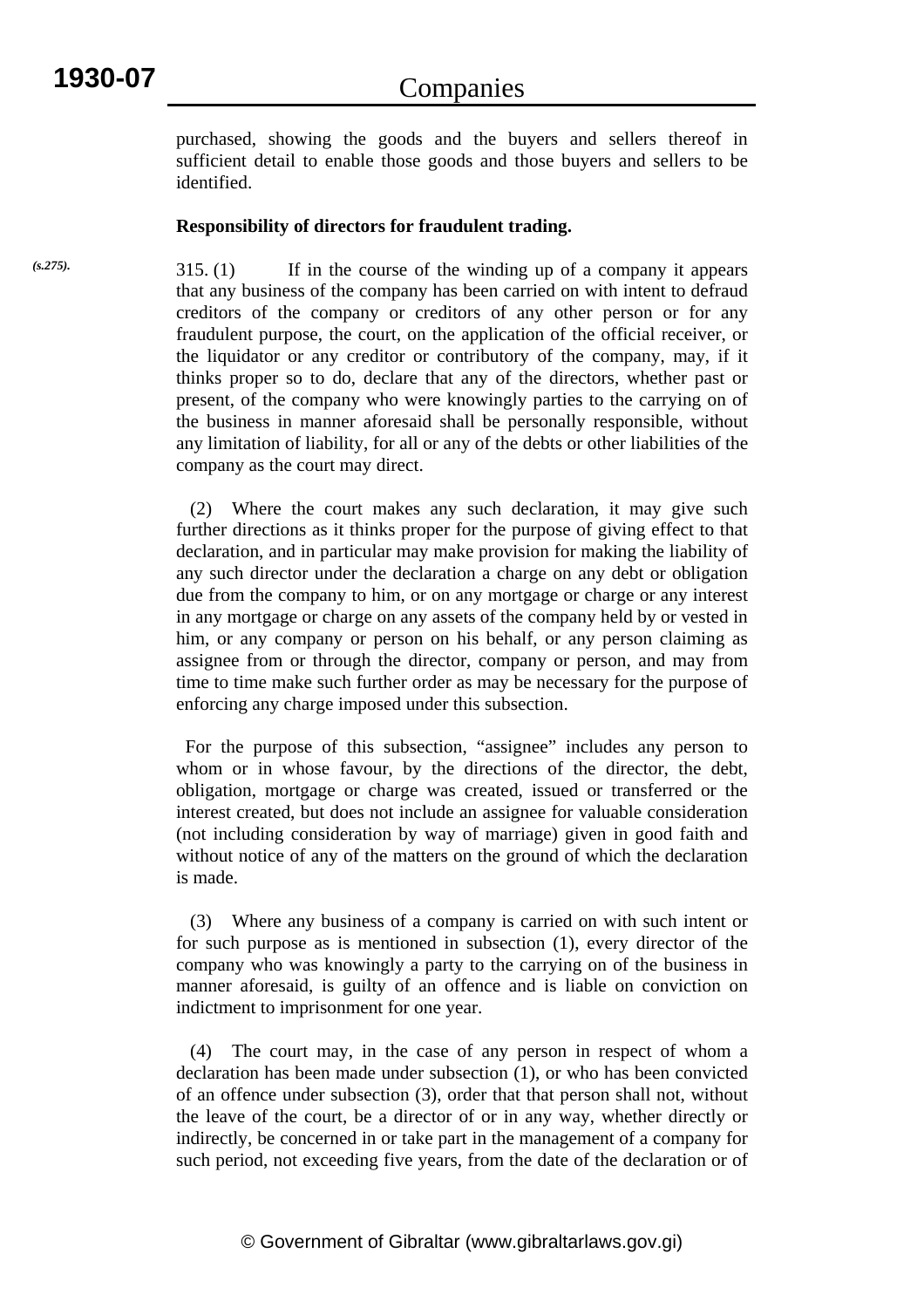purchased, showing the goods and the buyers and sellers thereof in sufficient detail to enable those goods and those buyers and sellers to be identified.

**Responsibility of directors for fraudulent trading.**

*(s.275).*

315. (1) If in the course of the winding up of a company it appears that any business of the company has been carried on with intent to defraud creditors of the company or creditors of any other person or for any fraudulent purpose, the court, on the application of the official receiver, or the liquidator or any creditor or contributory of the company, may, if it thinks proper so to do, declare that any of the directors, whether past or present, of the company who were knowingly parties to the carrying on of the business in manner aforesaid shall be personally responsible, without any limitation of liability, for all or any of the debts or other liabilities of the company as the court may direct.

(2) Where the court makes any such declaration, it may give such further directions as it thinks proper for the purpose of giving effect to that declaration, and in particular may make provision for making the liability of any such director under the declaration a charge on any debt or obligation due from the company to him, or on any mortgage or charge or any interest in any mortgage or charge on any assets of the company held by or vested in him, or any company or person on his behalf, or any person claiming as assignee from or through the director, company or person, and may from time to time make such further order as may be necessary for the purpose of enforcing any charge imposed under this subsection.

For the purpose of this subsection, "assignee" includes any person to whom or in whose favour, by the directions of the director, the debt, obligation, mortgage or charge was created, issued or transferred or the interest created, but does not include an assignee for valuable consideration (not including consideration by way of marriage) given in good faith and without notice of any of the matters on the ground of which the declaration is made.

(3) Where any business of a company is carried on with such intent or for such purpose as is mentioned in subsection (1), every director of the company who was knowingly a party to the carrying on of the business in manner aforesaid, is guilty of an offence and is liable on conviction on indictment to imprisonment for one year.

(4) The court may, in the case of any person in respect of whom a declaration has been made under subsection (1), or who has been convicted of an offence under subsection (3), order that that person shall not, without the leave of the court, be a director of or in any way, whether directly or indirectly, be concerned in or take part in the management of a company for such period, not exceeding five years, from the date of the declaration or of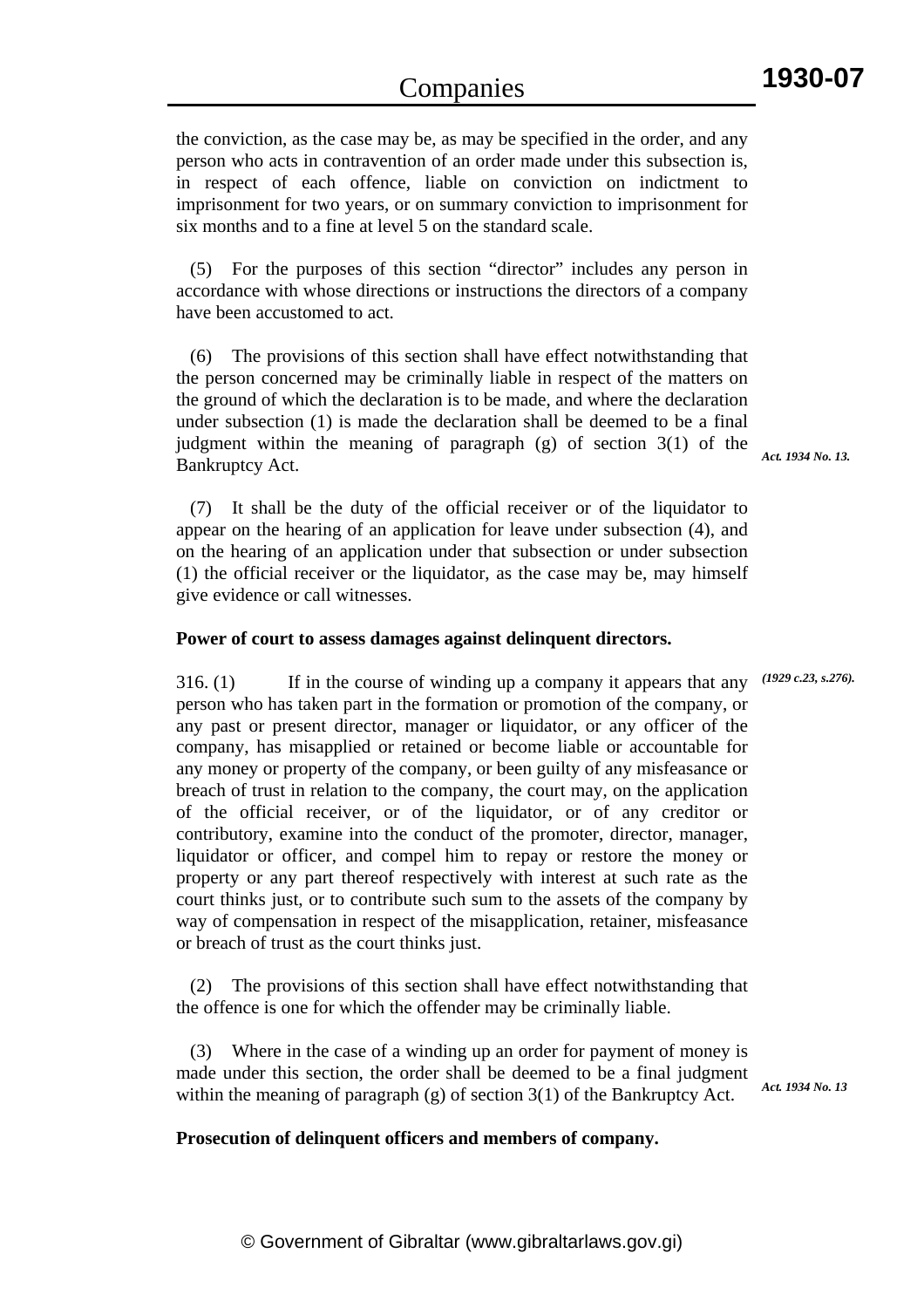the conviction, as the case may be, as may be specified in the order, and any person who acts in contravention of an order made under this subsection is, in respect of each offence, liable on conviction on indictment to imprisonment for two years, or on summary conviction to imprisonment for six months and to a fine at level 5 on the standard scale.

(5) For the purposes of this section "director" includes any person in accordance with whose directions or instructions the directors of a company have been accustomed to act.

(6) The provisions of this section shall have effect notwithstanding that the person concerned may be criminally liable in respect of the matters on the ground of which the declaration is to be made, and where the declaration under subsection (1) is made the declaration shall be deemed to be a final judgment within the meaning of paragraph (g) of section 3(1) of the Bankruptcy Act.

*Act. 1934 No. 13.*

(7) It shall be the duty of the official receiver or of the liquidator to appear on the hearing of an application for leave under subsection (4), and on the hearing of an application under that subsection or under subsection (1) the official receiver or the liquidator, as the case may be, may himself give evidence or call witnesses.

**Power of court to assess damages against delinquent directors.**

*(1929 c.23, s.276).*

316. (1) If in the course of winding up a company it appears that any person who has taken part in the formation or promotion of the company, or any past or present director, manager or liquidator, or any officer of the company, has misapplied or retained or become liable or accountable for any money or property of the company, or been guilty of any misfeasance or breach of trust in relation to the company, the court may, on the application of the official receiver, or of the liquidator, or of any creditor or contributory, examine into the conduct of the promoter, director, manager, liquidator or officer, and compel him to repay or restore the money or property or any part thereof respectively with interest at such rate as the court thinks just, or to contribute such sum to the assets of the company by way of compensation in respect of the misapplication, retainer, misfeasance or breach of trust as the court thinks just.

(2) The provisions of this section shall have effect notwithstanding that the offence is one for which the offender may be criminally liable.

(3) Where in the case of a winding up an order for payment of money is made under this section, the order shall be deemed to be a final judgment within the meaning of paragraph (g) of section 3(1) of the Bankruptcy Act.

*Act. 1934 No. 13*

**Prosecution of delinquent officers and members of company.**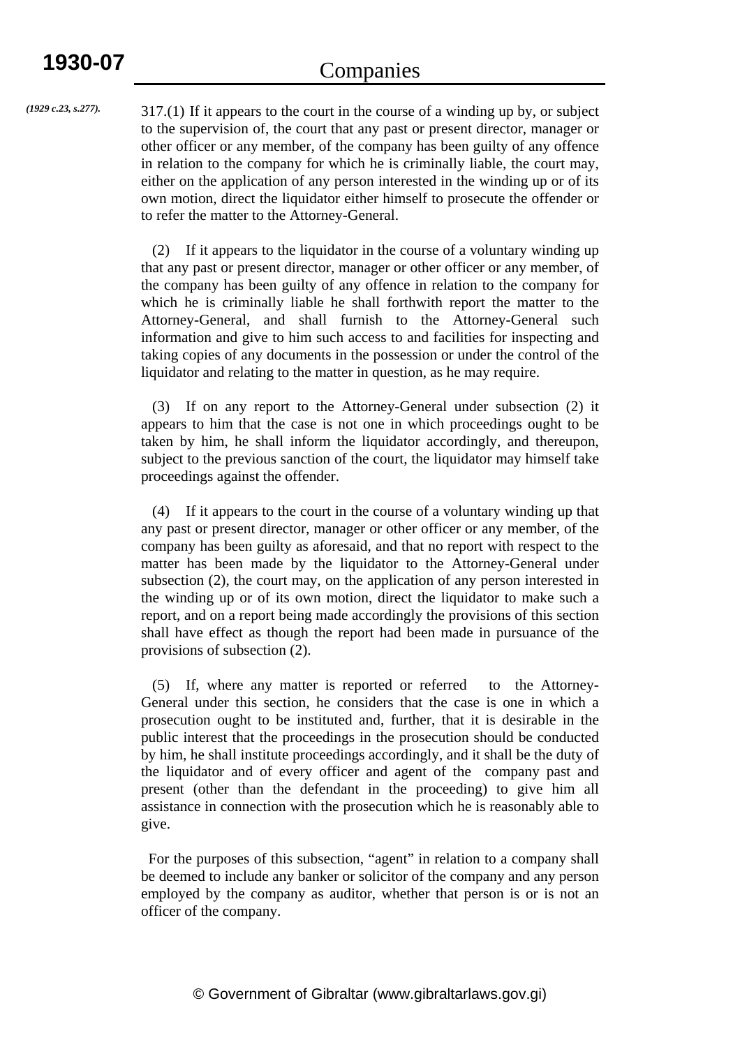*(1929 c.23, s.277).*

317.(1) If it appears to the court in the course of a winding up by, or subject to the supervision of, the court that any past or present director, manager or other officer or any member, of the company has been guilty of any offence in relation to the company for which he is criminally liable, the court may, either on the application of any person interested in the winding up or of its own motion, direct the liquidator either himself to prosecute the offender or to refer the matter to the Attorney-General.

(2) If it appears to the liquidator in the course of a voluntary winding up that any past or present director, manager or other officer or any member, of the company has been guilty of any offence in relation to the company for which he is criminally liable he shall forthwith report the matter to the Attorney-General, and shall furnish to the Attorney-General such information and give to him such access to and facilities for inspecting and taking copies of any documents in the possession or under the control of the liquidator and relating to the matter in question, as he may require.

(3) If on any report to the Attorney-General under subsection (2) it appears to him that the case is not one in which proceedings ought to be taken by him, he shall inform the liquidator accordingly, and thereupon, subject to the previous sanction of the court, the liquidator may himself take proceedings against the offender.

(4) If it appears to the court in the course of a voluntary winding up that any past or present director, manager or other officer or any member, of the company has been guilty as aforesaid, and that no report with respect to the matter has been made by the liquidator to the Attorney-General under subsection (2), the court may, on the application of any person interested in the winding up or of its own motion, direct the liquidator to make such a report, and on a report being made accordingly the provisions of this section shall have effect as though the report had been made in pursuance of the provisions of subsection (2).

(5) If, where any matter is reported or referred to the Attorney-General under this section, he considers that the case is one in which a prosecution ought to be instituted and, further, that it is desirable in the public interest that the proceedings in the prosecution should be conducted by him, he shall institute proceedings accordingly, and it shall be the duty of the liquidator and of every officer and agent of the company past and present (other than the defendant in the proceeding) to give him all assistance in connection with the prosecution which he is reasonably able to give.

For the purposes of this subsection, "agent" in relation to a company shall be deemed to include any banker or solicitor of the company and any person employed by the company as auditor, whether that person is or is not an officer of the company.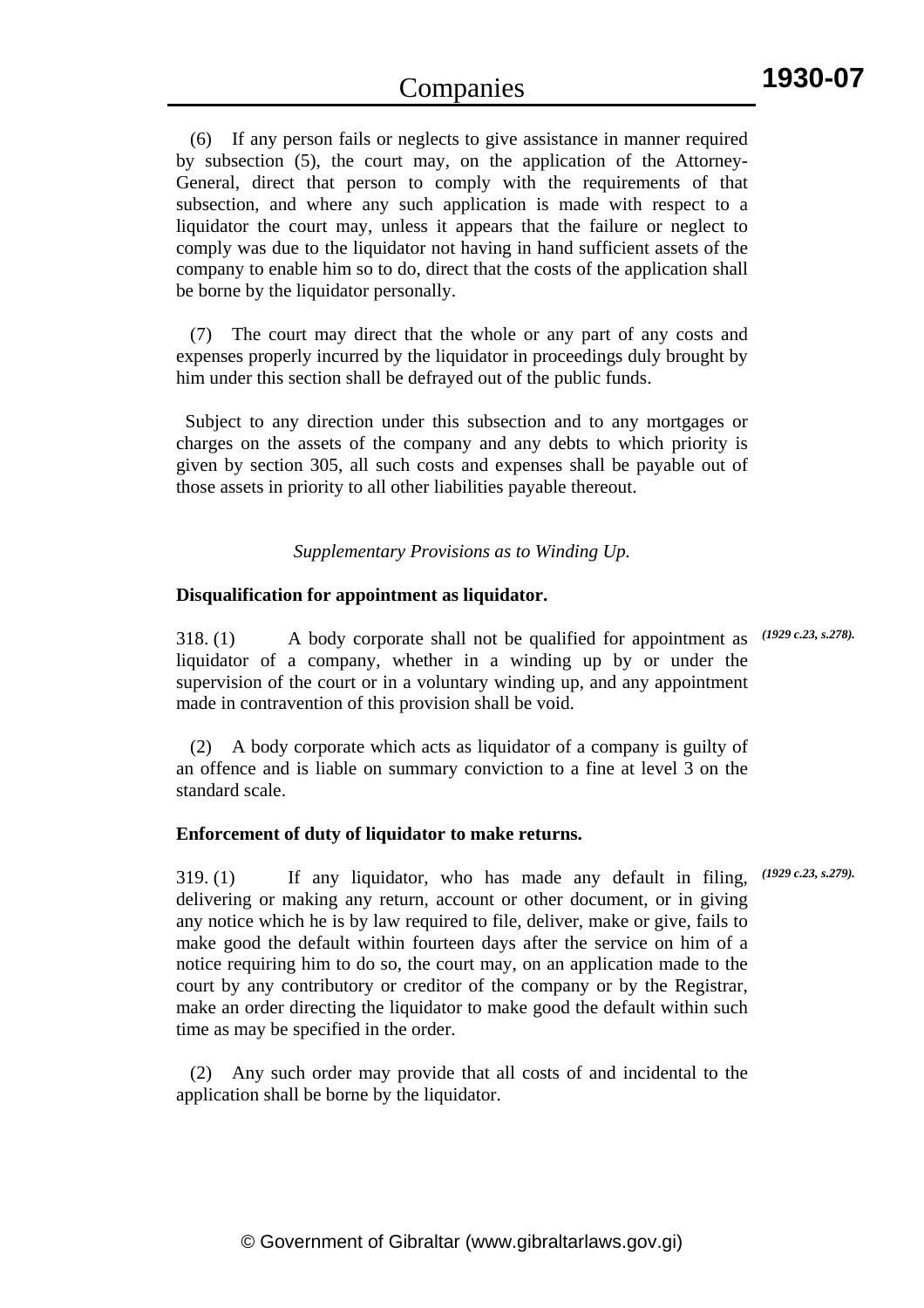(6) If any person fails or neglects to give assistance in manner required by subsection (5), the court may, on the application of the Attorney-General, direct that person to comply with the requirements of that subsection, and where any such application is made with respect to a liquidator the court may, unless it appears that the failure or neglect to comply was due to the liquidator not having in hand sufficient assets of the company to enable him so to do, direct that the costs of the application shall be borne by the liquidator personally.

(7) The court may direct that the whole or any part of any costs and expenses properly incurred by the liquidator in proceedings duly brought by him under this section shall be defrayed out of the public funds.

Subject to any direction under this subsection and to any mortgages or charges on the assets of the company and any debts to which priority is given by section 305, all such costs and expenses shall be payable out of those assets in priority to all other liabilities payable thereout.

*Supplementary Provisions as to Winding Up.*

**Disqualification for appointment as liquidator.**

318. (1) A body corporate shall not be qualified for appointment as liquidator of a company, whether in a winding up by or under the supervision of the court or in a voluntary winding up, and any appointment made in contravention of this provision shall be void.

*(1929 c.23, s.278).*

(2) A body corporate which acts as liquidator of a company is guilty of an offence and is liable on summary conviction to a fine at level 3 on the standard scale.

**Enforcement of duty of liquidator to make returns.**

319. (1) If any liquidator, who has made any default in filing, delivering or making any return, account or other document, or in giving any notice which he is by law required to file, deliver, make or give, fails to make good the default within fourteen days after the service on him of a notice requiring him to do so, the court may, on an application made to the court by any contributory or creditor of the company or by the Registrar, make an order directing the liquidator to make good the default within such time as may be specified in the order.

*(1929 c.23, s.279).*

(2) Any such order may provide that all costs of and incidental to the application shall be borne by the liquidator.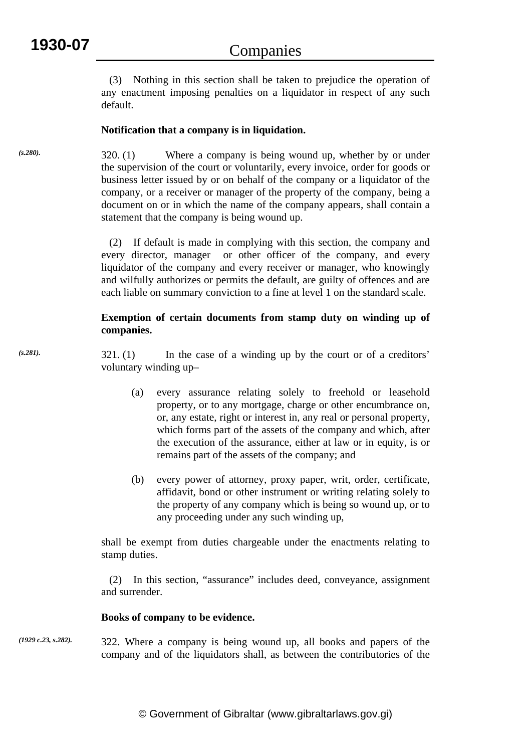(3) Nothing in this section shall be taken to prejudice the operation of any enactment imposing penalties on a liquidator in respect of any such default.

**Notification that a company is in liquidation.**

*(s.280).*

320. (1) Where a company is being wound up, whether by or under the supervision of the court or voluntarily, every invoice, order for goods or business letter issued by or on behalf of the company or a liquidator of the company, or a receiver or manager of the property of the company, being a document on or in which the name of the company appears, shall contain a statement that the company is being wound up.

(2) If default is made in complying with this section, the company and every director, manager or other officer of the company, and every liquidator of the company and every receiver or manager, who knowingly and wilfully authorizes or permits the default, are guilty of offences and are each liable on summary conviction to a fine at level 1 on the standard scale.

**Exemption of certain documents from stamp duty on winding up of companies.**

*(s.281).*

321. (1) In the case of a winding up by the court or of a creditors' voluntary winding up–

(a) every assurance relating solely to freehold or leasehold property, or to any mortgage, charge or other encumbrance on, or, any estate, right or interest in, any real or personal property, which forms part of the assets of the company and which, after the execution of the assurance, either at law or in equity, is or remains part of the assets of the company; and

(b) every power of attorney, proxy paper, writ, order, certificate, affidavit, bond or other instrument or writing relating solely to the property of any company which is being so wound up, or to any proceeding under any such winding up,

shall be exempt from duties chargeable under the enactments relating to stamp duties.

(2) In this section, "assurance" includes deed, conveyance, assignment and surrender.

**Books of company to be evidence.**

*(1929 c.23, s.282).*

322. Where a company is being wound up, all books and papers of the company and of the liquidators shall, as between the contributories of the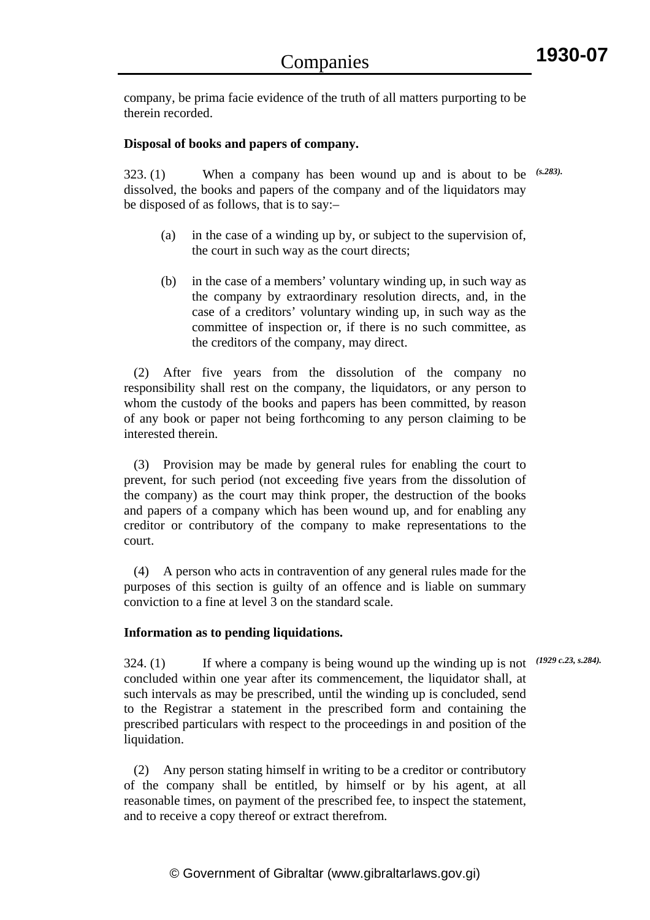company, be prima facie evidence of the truth of all matters purporting to be therein recorded.

**Disposal of books and papers of company.**

323. (1) When a company has been wound up and is about to be dissolved, the books and papers of the company and of the liquidators may be disposed of as follows, that is to say:–

*(s.283).*

(a) in the case of a winding up by, or subject to the supervision of, the court in such way as the court directs;

(b) in the case of a members' voluntary winding up, in such way as the company by extraordinary resolution directs, and, in the case of a creditors' voluntary winding up, in such way as the committee of inspection or, if there is no such committee, as the creditors of the company, may direct.

(2) After five years from the dissolution of the company no responsibility shall rest on the company, the liquidators, or any person to whom the custody of the books and papers has been committed, by reason of any book or paper not being forthcoming to any person claiming to be interested therein.

(3) Provision may be made by general rules for enabling the court to prevent, for such period (not exceeding five years from the dissolution of the company) as the court may think proper, the destruction of the books and papers of a company which has been wound up, and for enabling any creditor or contributory of the company to make representations to the court.

(4) A person who acts in contravention of any general rules made for the purposes of this section is guilty of an offence and is liable on summary conviction to a fine at level 3 on the standard scale.

**Information as to pending liquidations.**

324. (1) If where a company is being wound up the winding up is not concluded within one year after its commencement, the liquidator shall, at such intervals as may be prescribed, until the winding up is concluded, send to the Registrar a statement in the prescribed form and containing the prescribed particulars with respect to the proceedings in and position of the liquidation.

*(1929 c.23, s.284).*

(2) Any person stating himself in writing to be a creditor or contributory of the company shall be entitled, by himself or by his agent, at all reasonable times, on payment of the prescribed fee, to inspect the statement, and to receive a copy thereof or extract therefrom.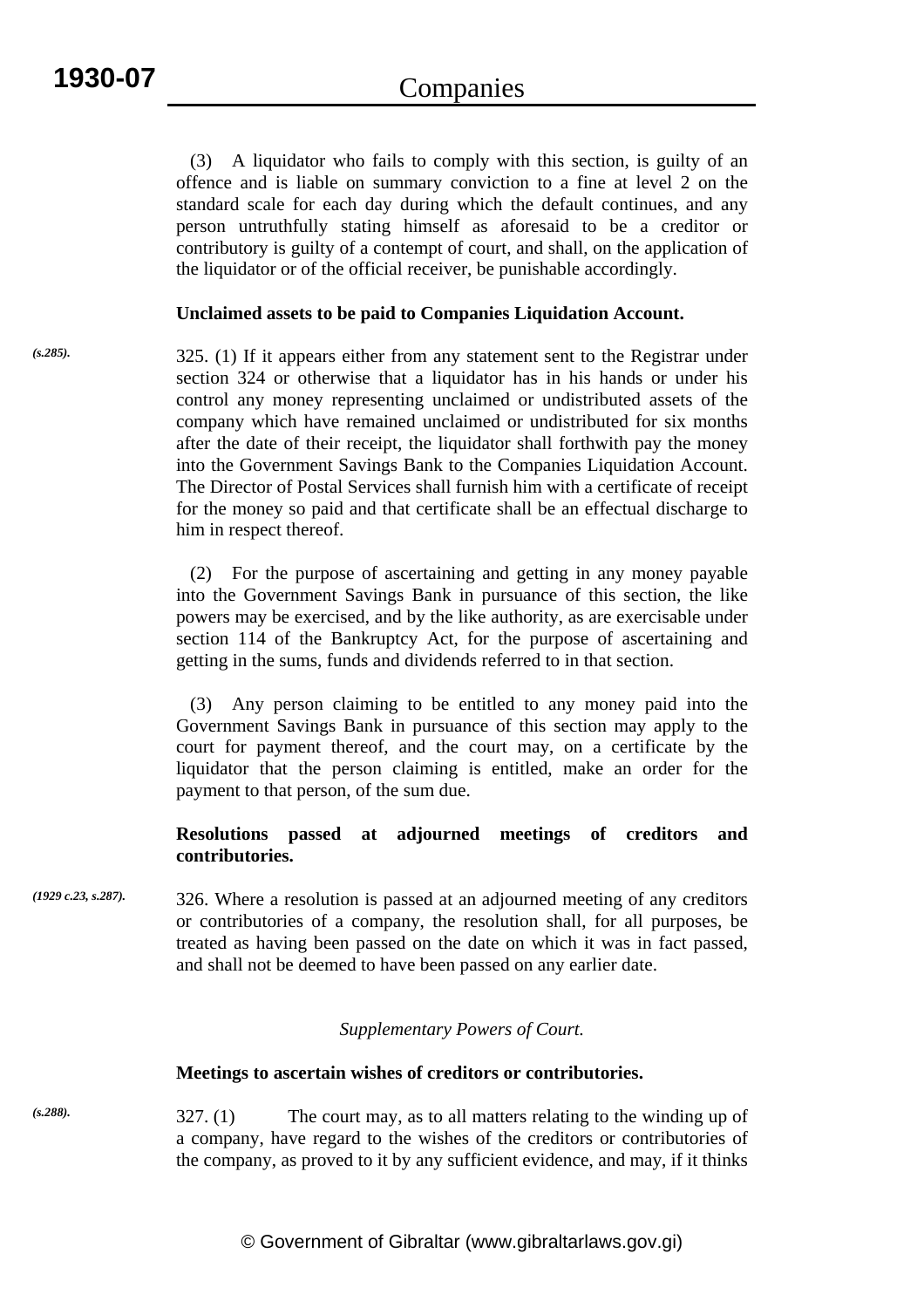(3) A liquidator who fails to comply with this section, is guilty of an offence and is liable on summary conviction to a fine at level 2 on the standard scale for each day during which the default continues, and any person untruthfully stating himself as aforesaid to be a creditor or contributory is guilty of a contempt of court, and shall, on the application of the liquidator or of the official receiver, be punishable accordingly.

**Unclaimed assets to be paid to Companies Liquidation Account.**

*(s.285).*

325. (1) If it appears either from any statement sent to the Registrar under section 324 or otherwise that a liquidator has in his hands or under his control any money representing unclaimed or undistributed assets of the company which have remained unclaimed or undistributed for six months after the date of their receipt, the liquidator shall forthwith pay the money into the Government Savings Bank to the Companies Liquidation Account. The Director of Postal Services shall furnish him with a certificate of receipt for the money so paid and that certificate shall be an effectual discharge to him in respect thereof.

(2) For the purpose of ascertaining and getting in any money payable into the Government Savings Bank in pursuance of this section, the like powers may be exercised, and by the like authority, as are exercisable under section 114 of the Bankruptcy Act, for the purpose of ascertaining and getting in the sums, funds and dividends referred to in that section.

(3) Any person claiming to be entitled to any money paid into the Government Savings Bank in pursuance of this section may apply to the court for payment thereof, and the court may, on a certificate by the liquidator that the person claiming is entitled, make an order for the payment to that person, of the sum due.

**Resolutions passed at adjourned meetings of creditors and contributories.**

*(1929 c.23, s.287).*

326. Where a resolution is passed at an adjourned meeting of any creditors or contributories of a company, the resolution shall, for all purposes, be treated as having been passed on the date on which it was in fact passed, and shall not be deemed to have been passed on any earlier date.

*Supplementary Powers of Court.*

**Meetings to ascertain wishes of creditors or contributories.**

*(s.288).*

327. (1) The court may, as to all matters relating to the winding up of a company, have regard to the wishes of the creditors or contributories of the company, as proved to it by any sufficient evidence, and may, if it thinks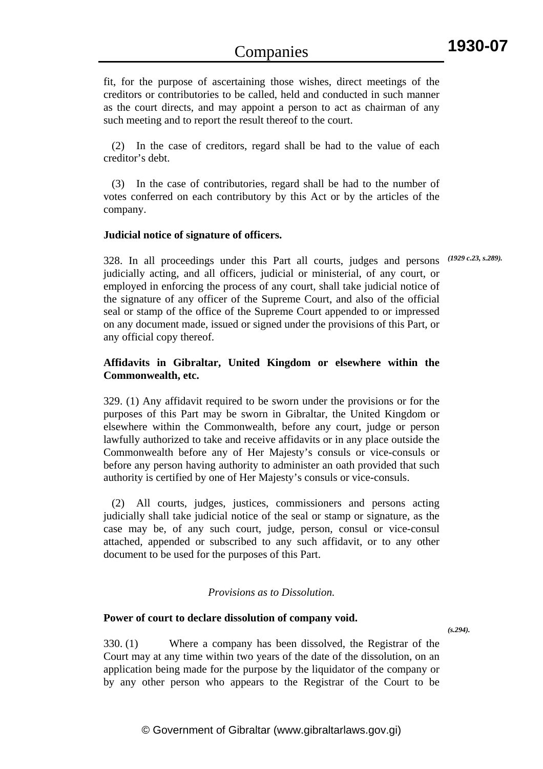fit, for the purpose of ascertaining those wishes, direct meetings of the creditors or contributories to be called, held and conducted in such manner as the court directs, and may appoint a person to act as chairman of any such meeting and to report the result thereof to the court.

(2) In the case of creditors, regard shall be had to the value of each creditor's debt.

(3) In the case of contributories, regard shall be had to the number of votes conferred on each contributory by this Act or by the articles of the company.

**Judicial notice of signature of officers.**

*(1929 c.23, s.289).*

328. In all proceedings under this Part all courts, judges and persons judicially acting, and all officers, judicial or ministerial, of any court, or employed in enforcing the process of any court, shall take judicial notice of the signature of any officer of the Supreme Court, and also of the official seal or stamp of the office of the Supreme Court appended to or impressed on any document made, issued or signed under the provisions of this Part, or any official copy thereof.

**Affidavits in Gibraltar, United Kingdom or elsewhere within the Commonwealth, etc.**

329. (1) Any affidavit required to be sworn under the provisions or for the purposes of this Part may be sworn in Gibraltar, the United Kingdom or elsewhere within the Commonwealth, before any court, judge or person lawfully authorized to take and receive affidavits or in any place outside the Commonwealth before any of Her Majesty's consuls or vice-consuls or before any person having authority to administer an oath provided that such authority is certified by one of Her Majesty's consuls or vice-consuls.

(2) All courts, judges, justices, commissioners and persons acting judicially shall take judicial notice of the seal or stamp or signature, as the case may be, of any such court, judge, person, consul or vice-consul attached, appended or subscribed to any such affidavit, or to any other document to be used for the purposes of this Part.

*Provisions as to Dissolution.*

**Power of court to declare dissolution of company void.**

*(s.294).*

330. (1) Where a company has been dissolved, the Registrar of the Court may at any time within two years of the date of the dissolution, on an application being made for the purpose by the liquidator of the company or by any other person who appears to the Registrar of the Court to be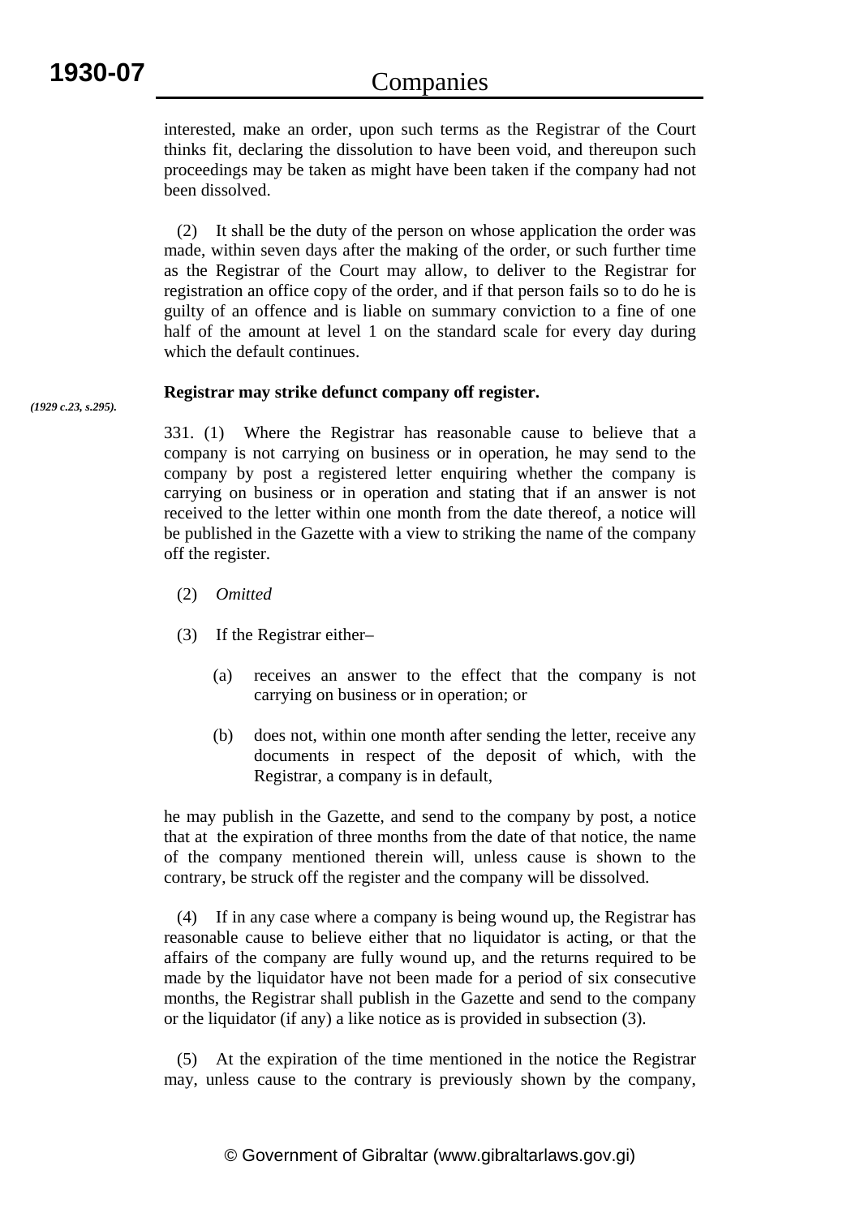interested, make an order, upon such terms as the Registrar of the Court thinks fit, declaring the dissolution to have been void, and thereupon such proceedings may be taken as might have been taken if the company had not been dissolved.

(2) It shall be the duty of the person on whose application the order was made, within seven days after the making of the order, or such further time as the Registrar of the Court may allow, to deliver to the Registrar for registration an office copy of the order, and if that person fails so to do he is guilty of an offence and is liable on summary conviction to a fine of one half of the amount at level 1 on the standard scale for every day during which the default continues.

**Registrar may strike defunct company off register.**

*(1929 c.23, s.295).*

331. (1) Where the Registrar has reasonable cause to believe that a company is not carrying on business or in operation, he may send to the company by post a registered letter enquiring whether the company is carrying on business or in operation and stating that if an answer is not received to the letter within one month from the date thereof, a notice will be published in the Gazette with a view to striking the name of the company off the register.

(2) *Omitted*

(3) If the Registrar either–

(a) receives an answer to the effect that the company is not carrying on business or in operation; or

(b) does not, within one month after sending the letter, receive any documents in respect of the deposit of which, with the Registrar, a company is in default,

he may publish in the Gazette, and send to the company by post, a notice that at the expiration of three months from the date of that notice, the name of the company mentioned therein will, unless cause is shown to the contrary, be struck off the register and the company will be dissolved.

(4) If in any case where a company is being wound up, the Registrar has reasonable cause to believe either that no liquidator is acting, or that the affairs of the company are fully wound up, and the returns required to be made by the liquidator have not been made for a period of six consecutive months, the Registrar shall publish in the Gazette and send to the company or the liquidator (if any) a like notice as is provided in subsection (3).

(5) At the expiration of the time mentioned in the notice the Registrar may, unless cause to the contrary is previously shown by the company,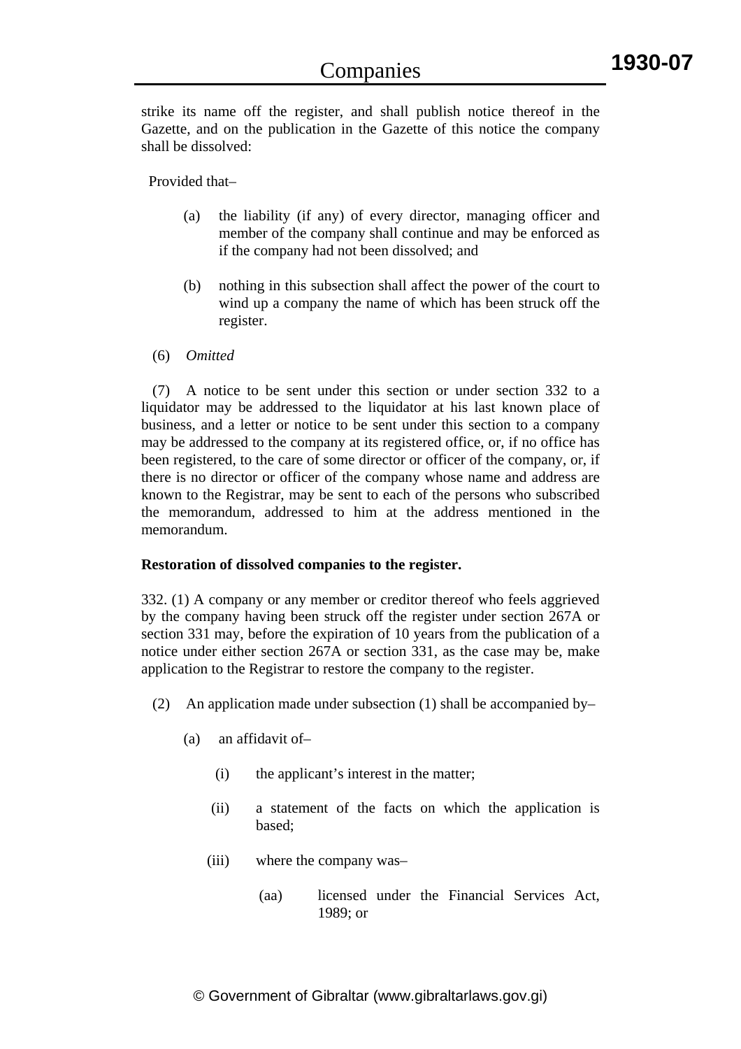strike its name off the register, and shall publish notice thereof in the Gazette, and on the publication in the Gazette of this notice the company shall be dissolved:

Provided that–

(a) the liability (if any) of every director, managing officer and member of the company shall continue and may be enforced as if the company had not been dissolved; and

(b) nothing in this subsection shall affect the power of the court to wind up a company the name of which has been struck off the register.

(6) *Omitted*

(7) A notice to be sent under this section or under section 332 to a liquidator may be addressed to the liquidator at his last known place of business, and a letter or notice to be sent under this section to a company may be addressed to the company at its registered office, or, if no office has been registered, to the care of some director or officer of the company, or, if there is no director or officer of the company whose name and address are known to the Registrar, may be sent to each of the persons who subscribed the memorandum, addressed to him at the address mentioned in the memorandum.

**Restoration of dissolved companies to the register.**

332. (1) A company or any member or creditor thereof who feels aggrieved by the company having been struck off the register under section 267A or section 331 may, before the expiration of 10 years from the publication of a notice under either section 267A or section 331, as the case may be, make application to the Registrar to restore the company to the register.

(2) An application made under subsection (1) shall be accompanied by–

(a) an affidavit of–

(i) the applicant's interest in the matter;

(ii) a statement of the facts on which the application is based;

(iii) where the company was–

(aa) licensed under the Financial Services Act, 1989; or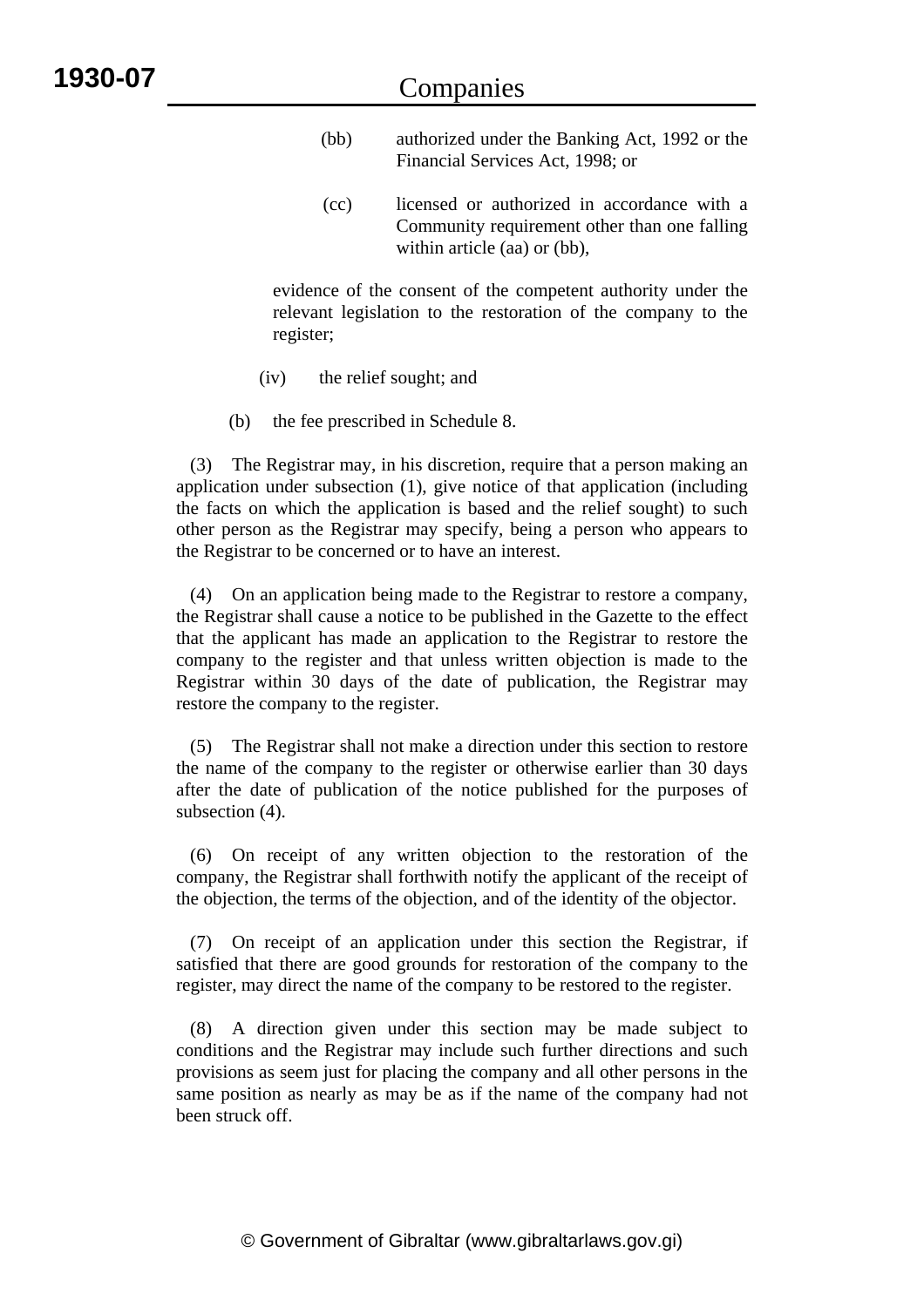(bb) authorized under the Banking Act, 1992 or the Financial Services Act, 1998; or

(cc) licensed or authorized in accordance with a Community requirement other than one falling within article (aa) or (bb),

evidence of the consent of the competent authority under the relevant legislation to the restoration of the company to the register;

(iv) the relief sought; and

(b) the fee prescribed in Schedule 8.

(3) The Registrar may, in his discretion, require that a person making an application under subsection (1), give notice of that application (including the facts on which the application is based and the relief sought) to such other person as the Registrar may specify, being a person who appears to the Registrar to be concerned or to have an interest.

(4) On an application being made to the Registrar to restore a company, the Registrar shall cause a notice to be published in the Gazette to the effect that the applicant has made an application to the Registrar to restore the company to the register and that unless written objection is made to the Registrar within 30 days of the date of publication, the Registrar may restore the company to the register.

(5) The Registrar shall not make a direction under this section to restore the name of the company to the register or otherwise earlier than 30 days after the date of publication of the notice published for the purposes of subsection (4).

(6) On receipt of any written objection to the restoration of the company, the Registrar shall forthwith notify the applicant of the receipt of the objection, the terms of the objection, and of the identity of the objector.

(7) On receipt of an application under this section the Registrar, if satisfied that there are good grounds for restoration of the company to the register, may direct the name of the company to be restored to the register.

(8) A direction given under this section may be made subject to conditions and the Registrar may include such further directions and such provisions as seem just for placing the company and all other persons in the same position as nearly as may be as if the name of the company had not been struck off.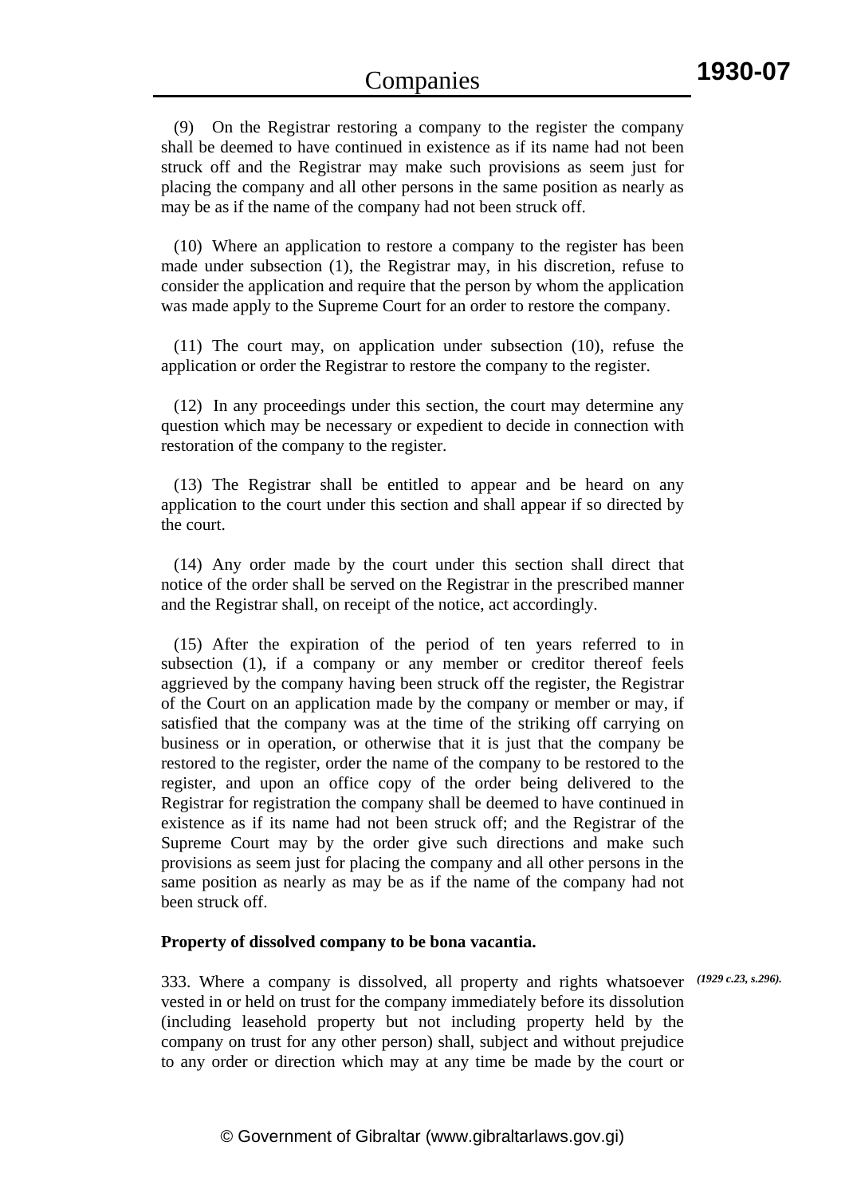(9) On the Registrar restoring a company to the register the company shall be deemed to have continued in existence as if its name had not been struck off and the Registrar may make such provisions as seem just for placing the company and all other persons in the same position as nearly as may be as if the name of the company had not been struck off.

(10) Where an application to restore a company to the register has been made under subsection (1), the Registrar may, in his discretion, refuse to consider the application and require that the person by whom the application was made apply to the Supreme Court for an order to restore the company.

(11) The court may, on application under subsection (10), refuse the application or order the Registrar to restore the company to the register.

(12) In any proceedings under this section, the court may determine any question which may be necessary or expedient to decide in connection with restoration of the company to the register.

(13) The Registrar shall be entitled to appear and be heard on any application to the court under this section and shall appear if so directed by the court.

(14) Any order made by the court under this section shall direct that notice of the order shall be served on the Registrar in the prescribed manner and the Registrar shall, on receipt of the notice, act accordingly.

(15) After the expiration of the period of ten years referred to in subsection (1), if a company or any member or creditor thereof feels aggrieved by the company having been struck off the register, the Registrar of the Court on an application made by the company or member or may, if satisfied that the company was at the time of the striking off carrying on business or in operation, or otherwise that it is just that the company be restored to the register, order the name of the company to be restored to the register, and upon an office copy of the order being delivered to the Registrar for registration the company shall be deemed to have continued in existence as if its name had not been struck off; and the Registrar of the Supreme Court may by the order give such directions and make such provisions as seem just for placing the company and all other persons in the same position as nearly as may be as if the name of the company had not been struck off.

**Property of dissolved company to be bona vacantia.**

*(1929 c.23, s.296).*

333. Where a company is dissolved, all property and rights whatsoever vested in or held on trust for the company immediately before its dissolution (including leasehold property but not including property held by the company on trust for any other person) shall, subject and without prejudice to any order or direction which may at any time be made by the court or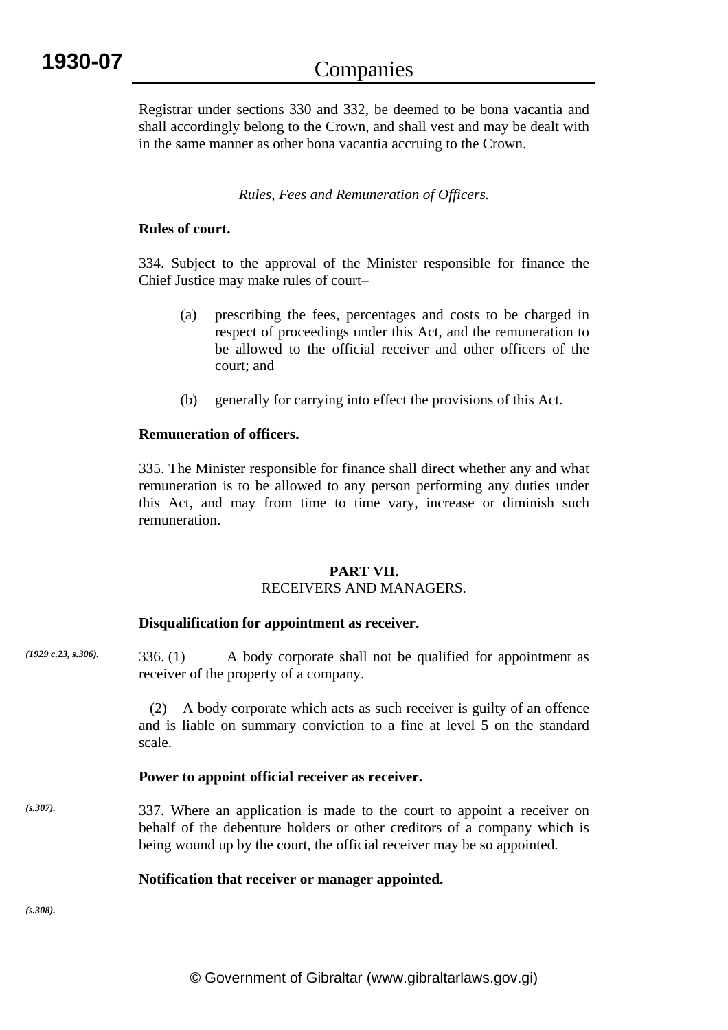Registrar under sections 330 and 332, be deemed to be bona vacantia and shall accordingly belong to the Crown, and shall vest and may be dealt with in the same manner as other bona vacantia accruing to the Crown.

*Rules, Fees and Remuneration of Officers.*

**Rules of court.**

334. Subject to the approval of the Minister responsible for finance the Chief Justice may make rules of court–

(a) prescribing the fees, percentages and costs to be charged in respect of proceedings under this Act, and the remuneration to be allowed to the official receiver and other officers of the court; and

(b) generally for carrying into effect the provisions of this Act.

**Remuneration of officers.**

335. The Minister responsible for finance shall direct whether any and what remuneration is to be allowed to any person performing any duties under this Act, and may from time to time vary, increase or diminish such remuneration.

## PART VII.
RECEIVERS AND MANAGERS.

**Disqualification for appointment as receiver.**

*(1929 c.23, s.306).*

336. (1) A body corporate shall not be qualified for appointment as receiver of the property of a company.

(2) A body corporate which acts as such receiver is guilty of an offence and is liable on summary conviction to a fine at level 5 on the standard scale.

**Power to appoint official receiver as receiver.**

*(s.307).*

337. Where an application is made to the court to appoint a receiver on behalf of the debenture holders or other creditors of a company which is being wound up by the court, the official receiver may be so appointed.

**Notification that receiver or manager appointed.**

*(s.308).*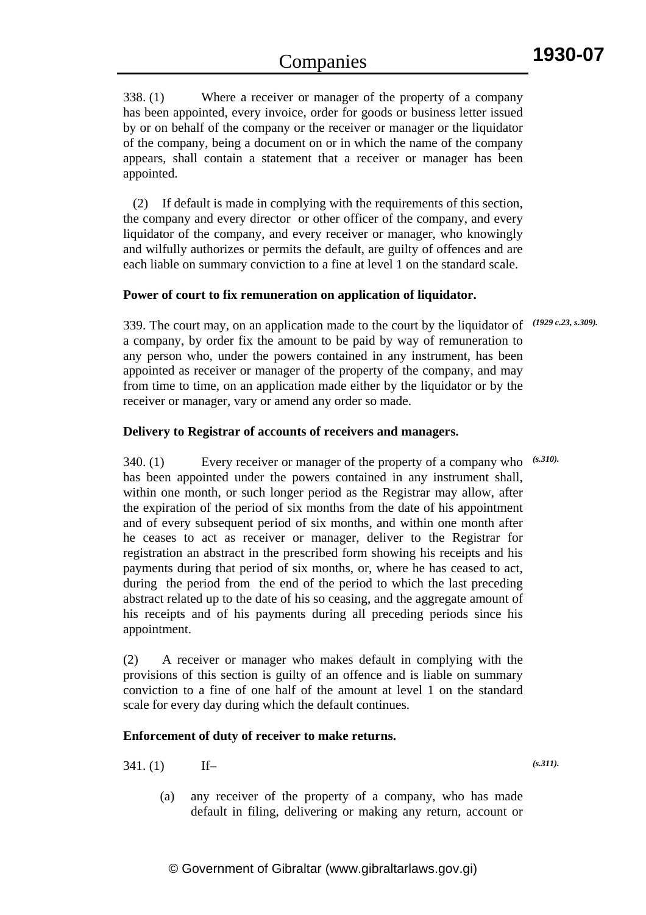338. (1) Where a receiver or manager of the property of a company has been appointed, every invoice, order for goods or business letter issued by or on behalf of the company or the receiver or manager or the liquidator of the company, being a document on or in which the name of the company appears, shall contain a statement that a receiver or manager has been appointed.

(2) If default is made in complying with the requirements of this section, the company and every director or other officer of the company, and every liquidator of the company, and every receiver or manager, who knowingly and wilfully authorizes or permits the default, are guilty of offences and are each liable on summary conviction to a fine at level 1 on the standard scale.

**Power of court to fix remuneration on application of liquidator.**

*(1929 c.23, s.309).*

339. The court may, on an application made to the court by the liquidator of a company, by order fix the amount to be paid by way of remuneration to any person who, under the powers contained in any instrument, has been appointed as receiver or manager of the property of the company, and may from time to time, on an application made either by the liquidator or by the receiver or manager, vary or amend any order so made.

**Delivery to Registrar of accounts of receivers and managers.**

*(s.310).*

340. (1) Every receiver or manager of the property of a company who has been appointed under the powers contained in any instrument shall, within one month, or such longer period as the Registrar may allow, after the expiration of the period of six months from the date of his appointment and of every subsequent period of six months, and within one month after he ceases to act as receiver or manager, deliver to the Registrar for registration an abstract in the prescribed form showing his receipts and his payments during that period of six months, or, where he has ceased to act, during the period from the end of the period to which the last preceding abstract related up to the date of his so ceasing, and the aggregate amount of his receipts and of his payments during all preceding periods since his appointment.

(2) A receiver or manager who makes default in complying with the provisions of this section is guilty of an offence and is liable on summary conviction to a fine of one half of the amount at level 1 on the standard scale for every day during which the default continues.

**Enforcement of duty of receiver to make returns.**

*(s.311).*

341. (1) If–

(a) any receiver of the property of a company, who has made default in filing, delivering or making any return, account or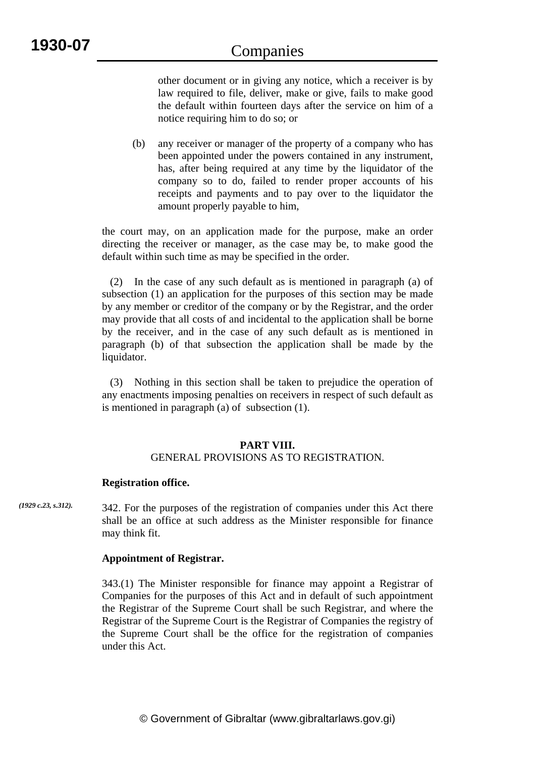other document or in giving any notice, which a receiver is by law required to file, deliver, make or give, fails to make good the default within fourteen days after the service on him of a notice requiring him to do so; or

(b) any receiver or manager of the property of a company who has been appointed under the powers contained in any instrument, has, after being required at any time by the liquidator of the company so to do, failed to render proper accounts of his receipts and payments and to pay over to the liquidator the amount properly payable to him,

the court may, on an application made for the purpose, make an order directing the receiver or manager, as the case may be, to make good the default within such time as may be specified in the order.

(2) In the case of any such default as is mentioned in paragraph (a) of subsection (1) an application for the purposes of this section may be made by any member or creditor of the company or by the Registrar, and the order may provide that all costs of and incidental to the application shall be borne by the receiver, and in the case of any such default as is mentioned in paragraph (b) of that subsection the application shall be made by the liquidator.

(3) Nothing in this section shall be taken to prejudice the operation of any enactments imposing penalties on receivers in respect of such default as is mentioned in paragraph (a) of subsection (1).

## PART VIII.
## GENERAL PROVISIONS AS TO REGISTRATION.

**Registration office.**

*(1929 c.23, s.312).*

342. For the purposes of the registration of companies under this Act there shall be an office at such address as the Minister responsible for finance may think fit.

**Appointment of Registrar.**

343.(1) The Minister responsible for finance may appoint a Registrar of Companies for the purposes of this Act and in default of such appointment the Registrar of the Supreme Court shall be such Registrar, and where the Registrar of the Supreme Court is the Registrar of Companies the registry of the Supreme Court shall be the office for the registration of companies under this Act.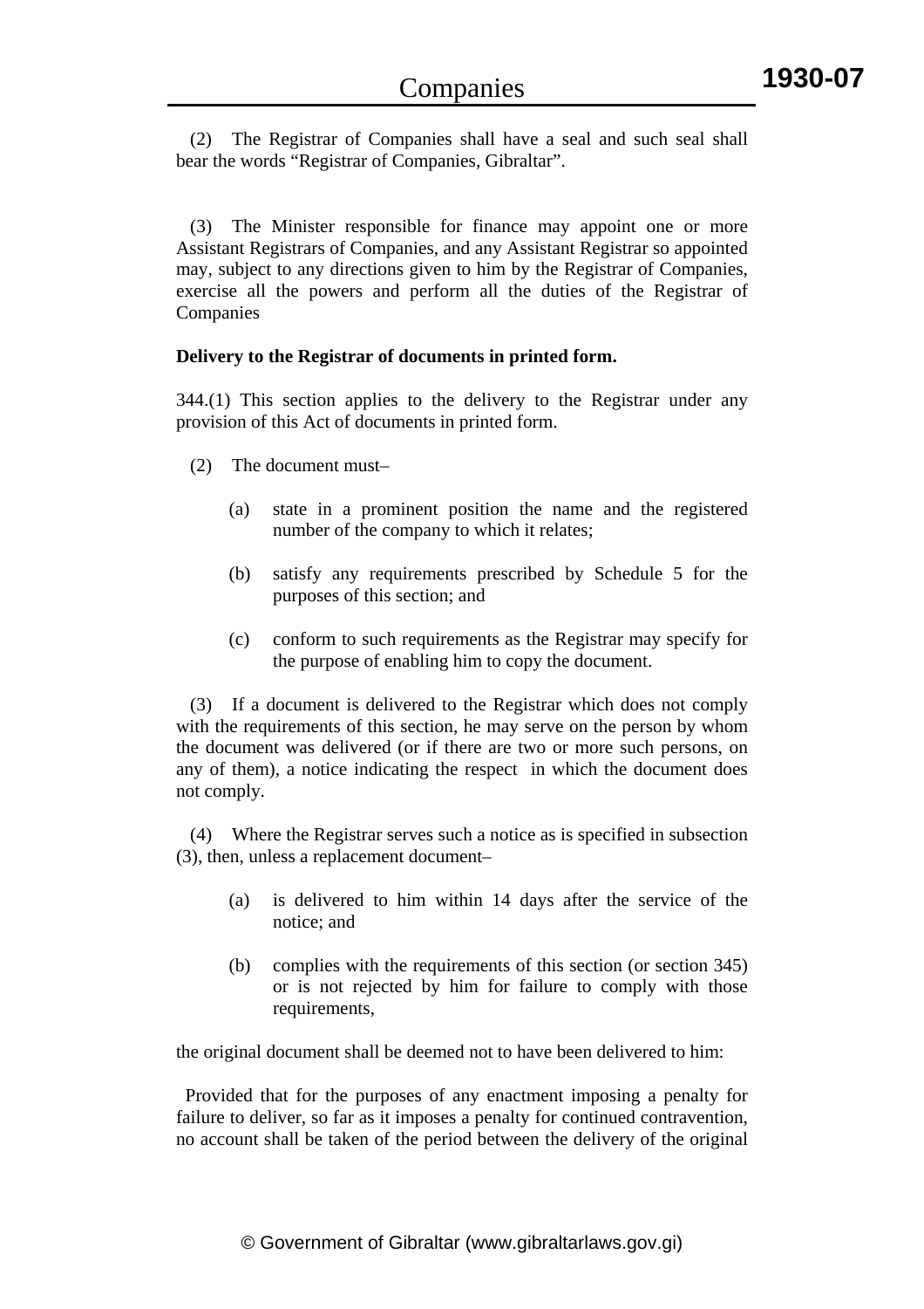(2) The Registrar of Companies shall have a seal and such seal shall bear the words "Registrar of Companies, Gibraltar".

(3) The Minister responsible for finance may appoint one or more Assistant Registrars of Companies, and any Assistant Registrar so appointed may, subject to any directions given to him by the Registrar of Companies, exercise all the powers and perform all the duties of the Registrar of Companies

**Delivery to the Registrar of documents in printed form.**

344.(1) This section applies to the delivery to the Registrar under any provision of this Act of documents in printed form.

(2) The document must–

(a) state in a prominent position the name and the registered number of the company to which it relates;

(b) satisfy any requirements prescribed by Schedule 5 for the purposes of this section; and

(c) conform to such requirements as the Registrar may specify for the purpose of enabling him to copy the document.

(3) If a document is delivered to the Registrar which does not comply with the requirements of this section, he may serve on the person by whom the document was delivered (or if there are two or more such persons, on any of them), a notice indicating the respect in which the document does not comply.

(4) Where the Registrar serves such a notice as is specified in subsection (3), then, unless a replacement document–

(a) is delivered to him within 14 days after the service of the notice; and

(b) complies with the requirements of this section (or section 345) or is not rejected by him for failure to comply with those requirements,

the original document shall be deemed not to have been delivered to him:

Provided that for the purposes of any enactment imposing a penalty for failure to deliver, so far as it imposes a penalty for continued contravention, no account shall be taken of the period between the delivery of the original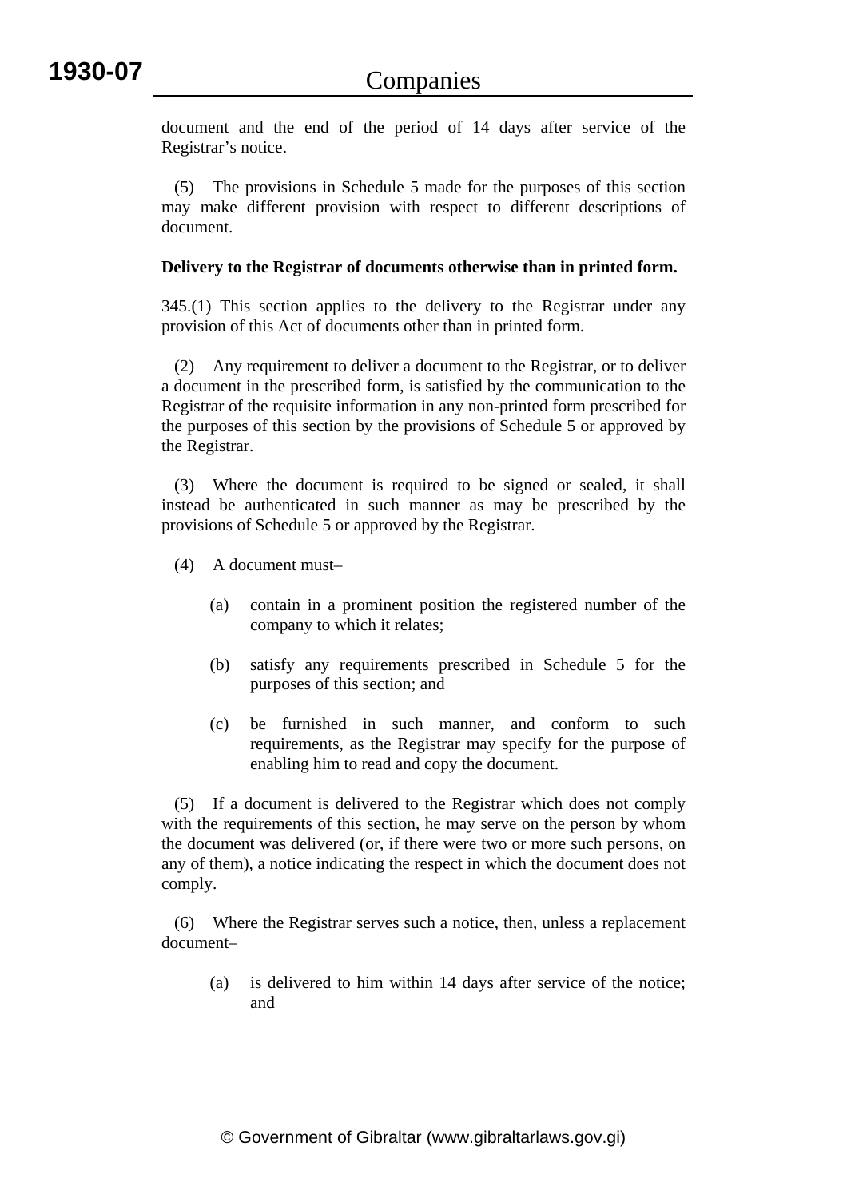document and the end of the period of 14 days after service of the Registrar's notice.

(5) The provisions in Schedule 5 made for the purposes of this section may make different provision with respect to different descriptions of document.

**Delivery to the Registrar of documents otherwise than in printed form.**

345.(1) This section applies to the delivery to the Registrar under any provision of this Act of documents other than in printed form.

(2) Any requirement to deliver a document to the Registrar, or to deliver a document in the prescribed form, is satisfied by the communication to the Registrar of the requisite information in any non-printed form prescribed for the purposes of this section by the provisions of Schedule 5 or approved by the Registrar.

(3) Where the document is required to be signed or sealed, it shall instead be authenticated in such manner as may be prescribed by the provisions of Schedule 5 or approved by the Registrar.

(4) A document must–

- (a) contain in a prominent position the registered number of the company to which it relates;
- (b) satisfy any requirements prescribed in Schedule 5 for the purposes of this section; and
- (c) be furnished in such manner, and conform to such requirements, as the Registrar may specify for the purpose of enabling him to read and copy the document.

(5) If a document is delivered to the Registrar which does not comply with the requirements of this section, he may serve on the person by whom the document was delivered (or, if there were two or more such persons, on any of them), a notice indicating the respect in which the document does not comply.

(6) Where the Registrar serves such a notice, then, unless a replacement document–

- (a) is delivered to him within 14 days after service of the notice; and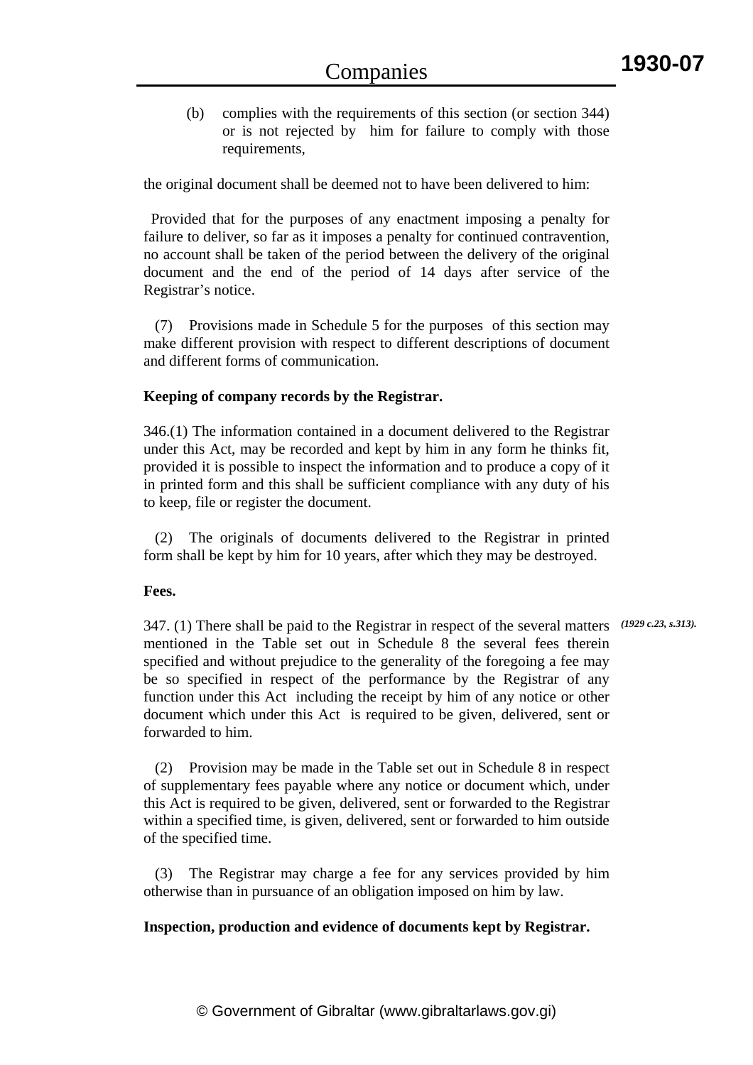(b) complies with the requirements of this section (or section 344) or is not rejected by him for failure to comply with those requirements,

the original document shall be deemed not to have been delivered to him:

Provided that for the purposes of any enactment imposing a penalty for failure to deliver, so far as it imposes a penalty for continued contravention, no account shall be taken of the period between the delivery of the original document and the end of the period of 14 days after service of the Registrar's notice.

(7) Provisions made in Schedule 5 for the purposes of this section may make different provision with respect to different descriptions of document and different forms of communication.

**Keeping of company records by the Registrar.**

346.(1) The information contained in a document delivered to the Registrar under this Act, may be recorded and kept by him in any form he thinks fit, provided it is possible to inspect the information and to produce a copy of it in printed form and this shall be sufficient compliance with any duty of his to keep, file or register the document.

(2) The originals of documents delivered to the Registrar in printed form shall be kept by him for 10 years, after which they may be destroyed.

**Fees.**

*(1929 c.23, s.313).*

347. (1) There shall be paid to the Registrar in respect of the several matters mentioned in the Table set out in Schedule 8 the several fees therein specified and without prejudice to the generality of the foregoing a fee may be so specified in respect of the performance by the Registrar of any function under this Act including the receipt by him of any notice or other document which under this Act is required to be given, delivered, sent or forwarded to him.

(2) Provision may be made in the Table set out in Schedule 8 in respect of supplementary fees payable where any notice or document which, under this Act is required to be given, delivered, sent or forwarded to the Registrar within a specified time, is given, delivered, sent or forwarded to him outside of the specified time.

(3) The Registrar may charge a fee for any services provided by him otherwise than in pursuance of an obligation imposed on him by law.

**Inspection, production and evidence of documents kept by Registrar.**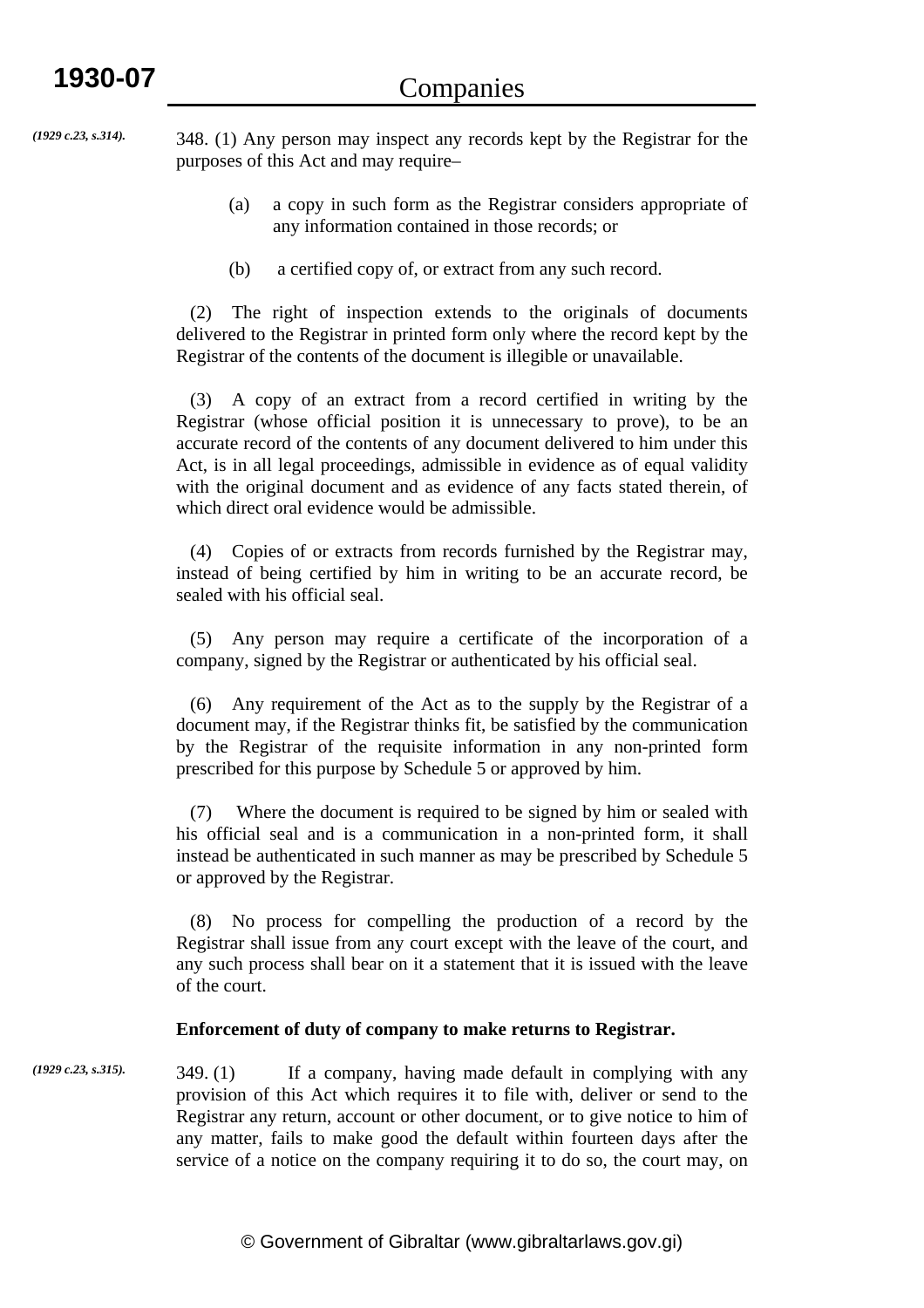*(1929 c.23, s.314).*

348. (1) Any person may inspect any records kept by the Registrar for the purposes of this Act and may require–

(a) a copy in such form as the Registrar considers appropriate of any information contained in those records; or

(b) a certified copy of, or extract from any such record.

(2) The right of inspection extends to the originals of documents delivered to the Registrar in printed form only where the record kept by the Registrar of the contents of the document is illegible or unavailable.

(3) A copy of an extract from a record certified in writing by the Registrar (whose official position it is unnecessary to prove), to be an accurate record of the contents of any document delivered to him under this Act, is in all legal proceedings, admissible in evidence as of equal validity with the original document and as evidence of any facts stated therein, of which direct oral evidence would be admissible.

(4) Copies of or extracts from records furnished by the Registrar may, instead of being certified by him in writing to be an accurate record, be sealed with his official seal.

(5) Any person may require a certificate of the incorporation of a company, signed by the Registrar or authenticated by his official seal.

(6) Any requirement of the Act as to the supply by the Registrar of a document may, if the Registrar thinks fit, be satisfied by the communication by the Registrar of the requisite information in any non-printed form prescribed for this purpose by Schedule 5 or approved by him.

(7) Where the document is required to be signed by him or sealed with his official seal and is a communication in a non-printed form, it shall instead be authenticated in such manner as may be prescribed by Schedule 5 or approved by the Registrar.

(8) No process for compelling the production of a record by the Registrar shall issue from any court except with the leave of the court, and any such process shall bear on it a statement that it is issued with the leave of the court.

**Enforcement of duty of company to make returns to Registrar.**

*(1929 c.23, s.315).*

349. (1) If a company, having made default in complying with any provision of this Act which requires it to file with, deliver or send to the Registrar any return, account or other document, or to give notice to him of any matter, fails to make good the default within fourteen days after the service of a notice on the company requiring it to do so, the court may, on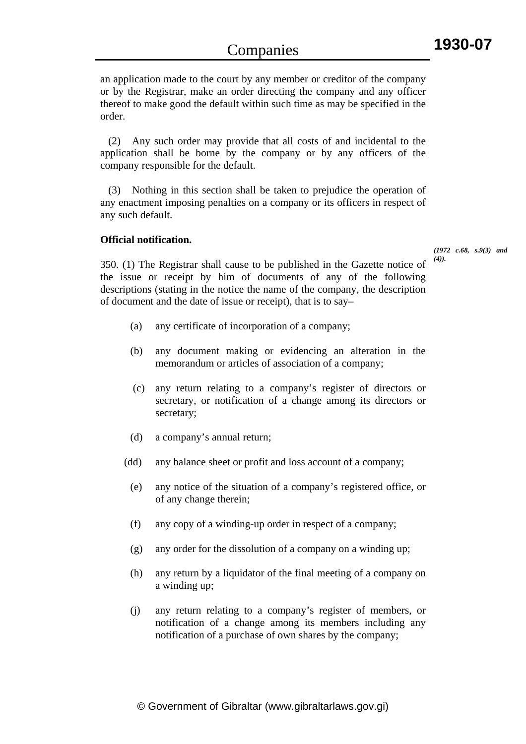an application made to the court by any member or creditor of the company or by the Registrar, make an order directing the company and any officer thereof to make good the default within such time as may be specified in the order.

(2) Any such order may provide that all costs of and incidental to the application shall be borne by the company or by any officers of the company responsible for the default.

(3) Nothing in this section shall be taken to prejudice the operation of any enactment imposing penalties on a company or its officers in respect of any such default.

**Official notification.**

*(1972 c.68, s.9(3) and (4)).*

350. (1) The Registrar shall cause to be published in the Gazette notice of the issue or receipt by him of documents of any of the following descriptions (stating in the notice the name of the company, the description of document and the date of issue or receipt), that is to say–

(a) any certificate of incorporation of a company;

(b) any document making or evidencing an alteration in the memorandum or articles of association of a company;

(c) any return relating to a company's register of directors or secretary, or notification of a change among its directors or secretary;

(d) a company's annual return;

(dd) any balance sheet or profit and loss account of a company;

(e) any notice of the situation of a company's registered office, or of any change therein;

(f) any copy of a winding-up order in respect of a company;

(g) any order for the dissolution of a company on a winding up;

(h) any return by a liquidator of the final meeting of a company on a winding up;

(j) any return relating to a company's register of members, or notification of a change among its members including any notification of a purchase of own shares by the company;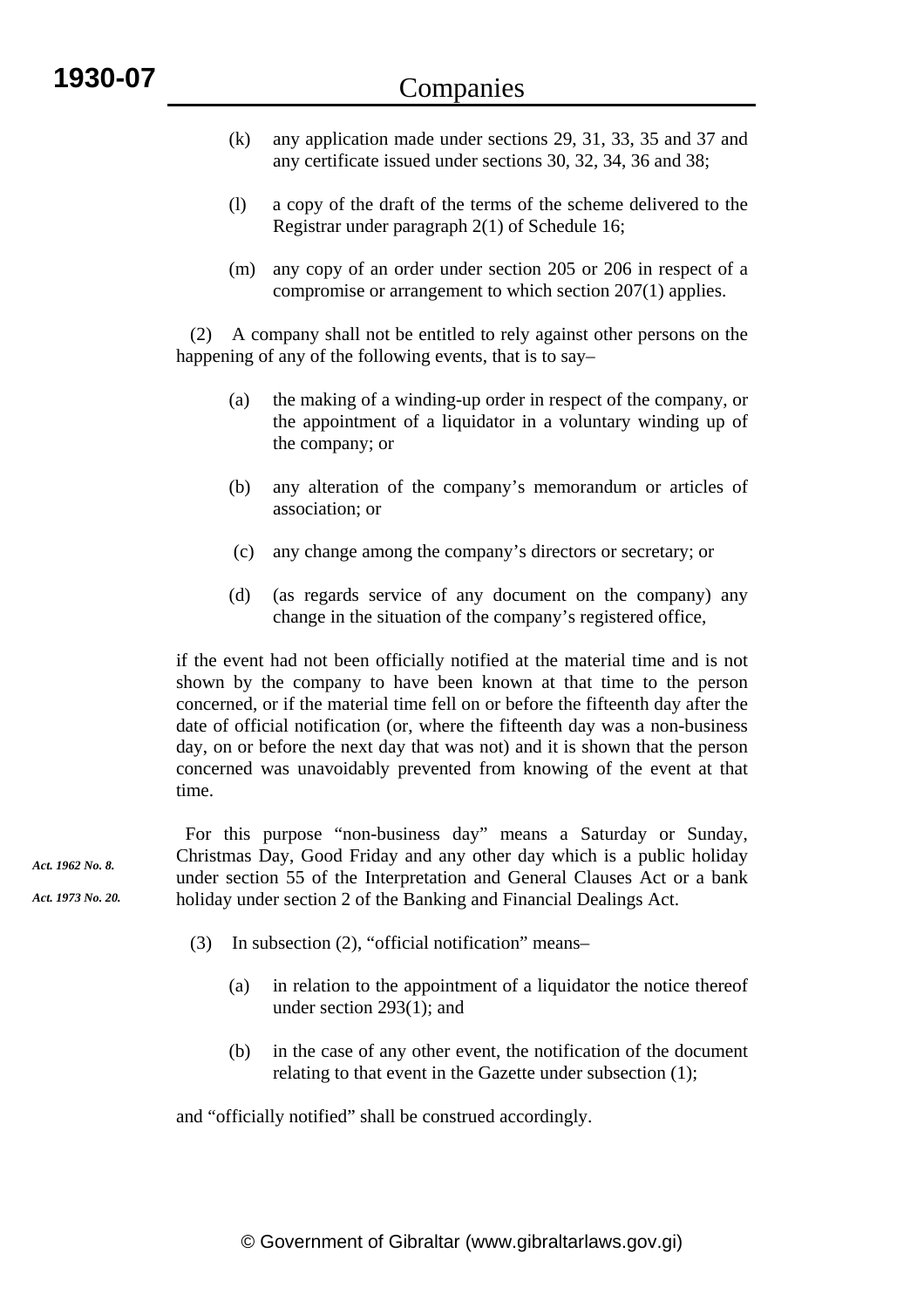(k) any application made under sections 29, 31, 33, 35 and 37 and any certificate issued under sections 30, 32, 34, 36 and 38;

(l) a copy of the draft of the terms of the scheme delivered to the Registrar under paragraph 2(1) of Schedule 16;

(m) any copy of an order under section 205 or 206 in respect of a compromise or arrangement to which section 207(1) applies.

(2) A company shall not be entitled to rely against other persons on the happening of any of the following events, that is to say–

(a) the making of a winding-up order in respect of the company, or the appointment of a liquidator in a voluntary winding up of the company; or

(b) any alteration of the company's memorandum or articles of association; or

(c) any change among the company's directors or secretary; or

(d) (as regards service of any document on the company) any change in the situation of the company's registered office,

if the event had not been officially notified at the material time and is not shown by the company to have been known at that time to the person concerned, or if the material time fell on or before the fifteenth day after the date of official notification (or, where the fifteenth day was a non-business day, on or before the next day that was not) and it is shown that the person concerned was unavoidably prevented from knowing of the event at that time.

*Act. 1962 No. 8.*

*Act. 1973 No. 20.*

For this purpose "non-business day" means a Saturday or Sunday, Christmas Day, Good Friday and any other day which is a public holiday under section 55 of the Interpretation and General Clauses Act or a bank holiday under section 2 of the Banking and Financial Dealings Act.

(3) In subsection (2), "official notification" means–

(a) in relation to the appointment of a liquidator the notice thereof under section 293(1); and

(b) in the case of any other event, the notification of the document relating to that event in the Gazette under subsection (1);

and "officially notified" shall be construed accordingly.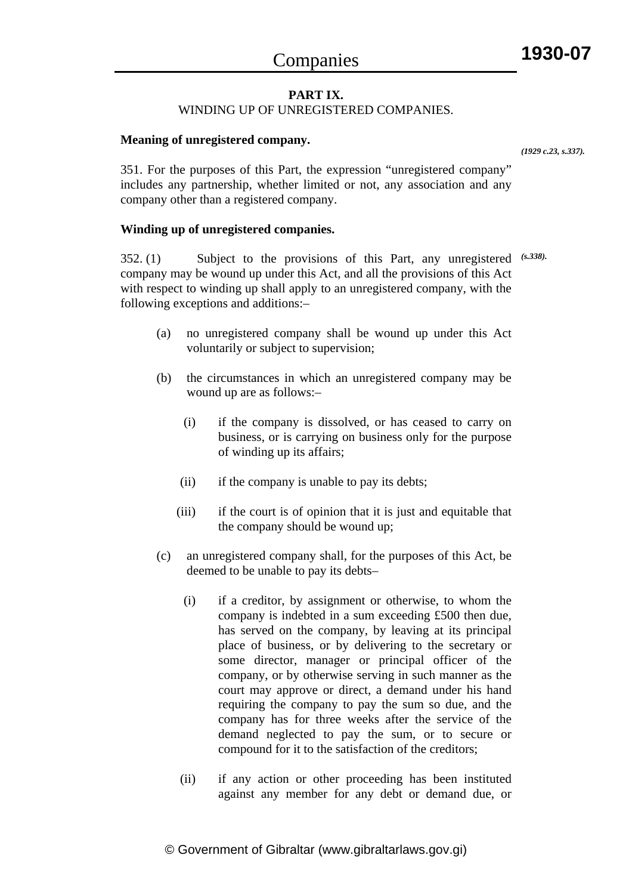## PART IX.

### WINDING UP OF UNREGISTERED COMPANIES.

**Meaning of unregistered company.**

*(1929 c.23, s.337).*

351. For the purposes of this Part, the expression "unregistered company" includes any partnership, whether limited or not, any association and any company other than a registered company.

**Winding up of unregistered companies.**

*(s.338).*

352. (1) Subject to the provisions of this Part, any unregistered company may be wound up under this Act, and all the provisions of this Act with respect to winding up shall apply to an unregistered company, with the following exceptions and additions:–

(a) no unregistered company shall be wound up under this Act voluntarily or subject to supervision;

(b) the circumstances in which an unregistered company may be wound up are as follows:–

(i) if the company is dissolved, or has ceased to carry on business, or is carrying on business only for the purpose of winding up its affairs;

(ii) if the company is unable to pay its debts;

(iii) if the court is of opinion that it is just and equitable that the company should be wound up;

(c) an unregistered company shall, for the purposes of this Act, be deemed to be unable to pay its debts–

(i) if a creditor, by assignment or otherwise, to whom the company is indebted in a sum exceeding £500 then due, has served on the company, by leaving at its principal place of business, or by delivering to the secretary or some director, manager or principal officer of the company, or by otherwise serving in such manner as the court may approve or direct, a demand under his hand requiring the company to pay the sum so due, and the company has for three weeks after the service of the demand neglected to pay the sum, or to secure or compound for it to the satisfaction of the creditors;

(ii) if any action or other proceeding has been instituted against any member for any debt or demand due, or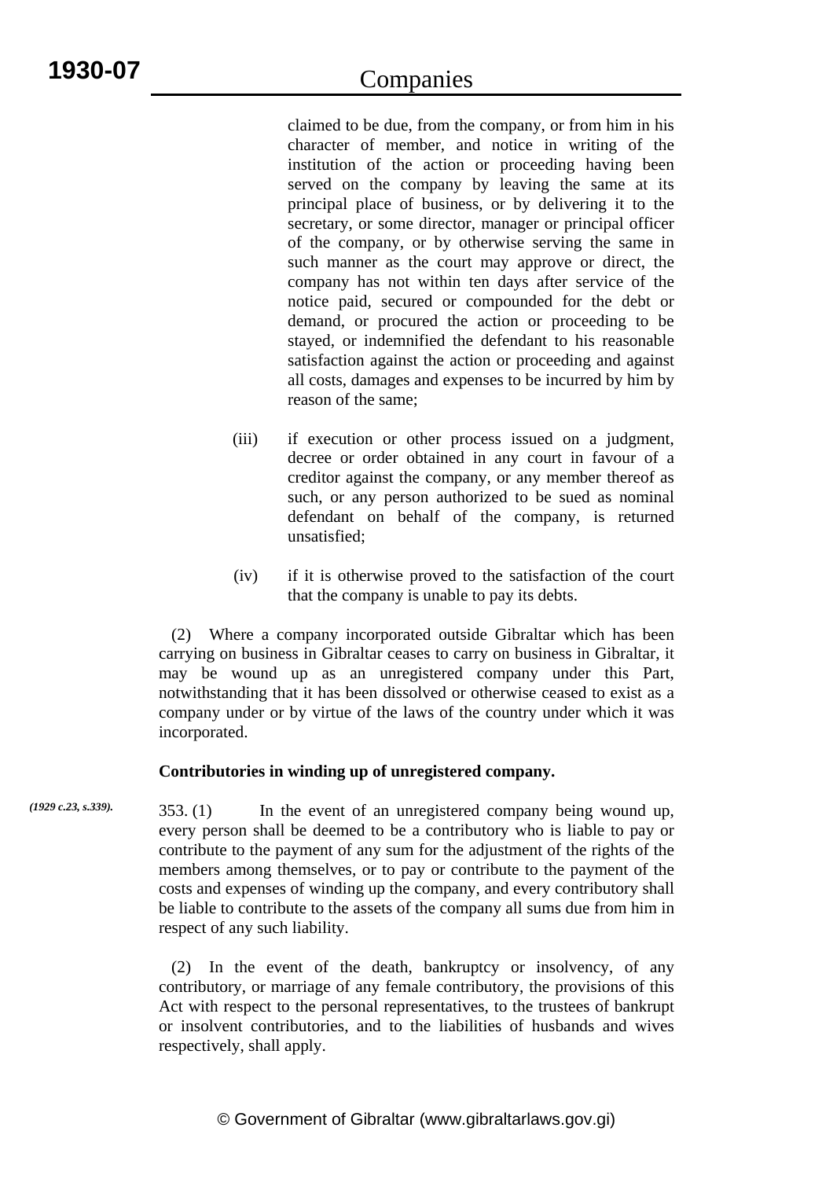claimed to be due, from the company, or from him in his character of member, and notice in writing of the institution of the action or proceeding having been served on the company by leaving the same at its principal place of business, or by delivering it to the secretary, or some director, manager or principal officer of the company, or by otherwise serving the same in such manner as the court may approve or direct, the company has not within ten days after service of the notice paid, secured or compounded for the debt or demand, or procured the action or proceeding to be stayed, or indemnified the defendant to his reasonable satisfaction against the action or proceeding and against all costs, damages and expenses to be incurred by him by reason of the same;

(iii) if execution or other process issued on a judgment, decree or order obtained in any court in favour of a creditor against the company, or any member thereof as such, or any person authorized to be sued as nominal defendant on behalf of the company, is returned unsatisfied;

(iv) if it is otherwise proved to the satisfaction of the court that the company is unable to pay its debts.

(2) Where a company incorporated outside Gibraltar which has been carrying on business in Gibraltar ceases to carry on business in Gibraltar, it may be wound up as an unregistered company under this Part, notwithstanding that it has been dissolved or otherwise ceased to exist as a company under or by virtue of the laws of the country under which it was incorporated.

**Contributories in winding up of unregistered company.**

*(1929 c.23, s.339).*

353. (1) In the event of an unregistered company being wound up, every person shall be deemed to be a contributory who is liable to pay or contribute to the payment of any sum for the adjustment of the rights of the members among themselves, or to pay or contribute to the payment of the costs and expenses of winding up the company, and every contributory shall be liable to contribute to the assets of the company all sums due from him in respect of any such liability.

(2) In the event of the death, bankruptcy or insolvency, of any contributory, or marriage of any female contributory, the provisions of this Act with respect to the personal representatives, to the trustees of bankrupt or insolvent contributories, and to the liabilities of husbands and wives respectively, shall apply.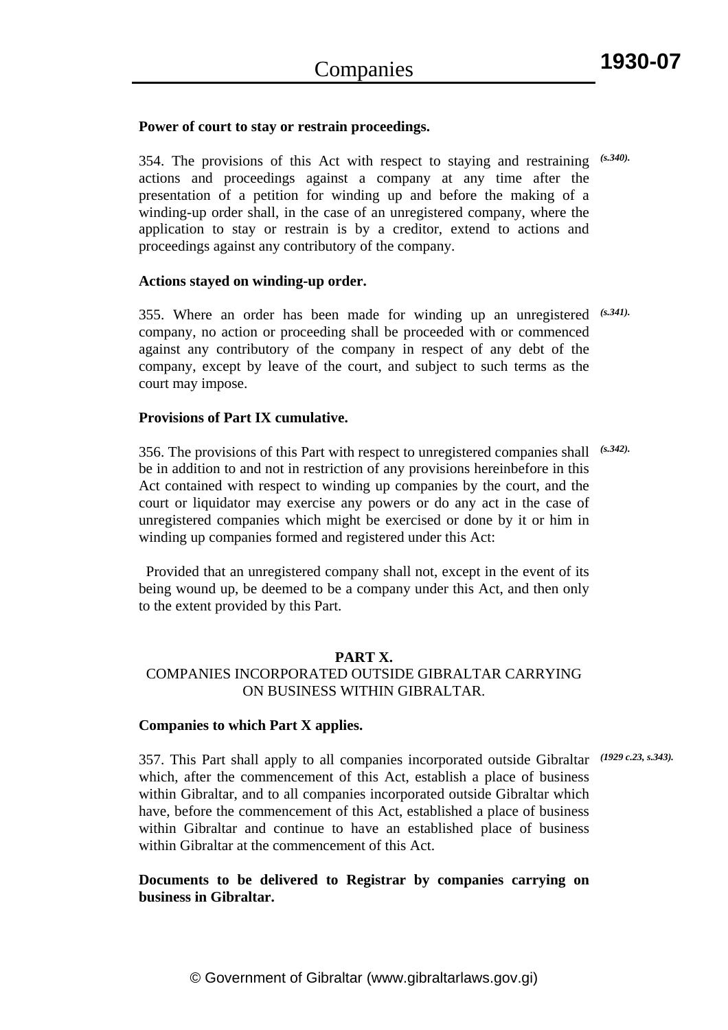**Power of court to stay or restrain proceedings.**

354. The provisions of this Act with respect to staying and restraining actions and proceedings against a company at any time after the presentation of a petition for winding up and before the making of a winding-up order shall, in the case of an unregistered company, where the application to stay or restrain is by a creditor, extend to actions and proceedings against any contributory of the company. *(s.340).*

**Actions stayed on winding-up order.**

355. Where an order has been made for winding up an unregistered company, no action or proceeding shall be proceeded with or commenced against any contributory of the company in respect of any debt of the company, except by leave of the court, and subject to such terms as the court may impose. *(s.341).*

**Provisions of Part IX cumulative.**

356. The provisions of this Part with respect to unregistered companies shall be in addition to and not in restriction of any provisions hereinbefore in this Act contained with respect to winding up companies by the court, and the court or liquidator may exercise any powers or do any act in the case of unregistered companies which might be exercised or done by it or him in winding up companies formed and registered under this Act: *(s.342).*

Provided that an unregistered company shall not, except in the event of its being wound up, be deemed to be a company under this Act, and then only to the extent provided by this Part.

## PART X.
## COMPANIES INCORPORATED OUTSIDE GIBRALTAR CARRYING ON BUSINESS WITHIN GIBRALTAR.

**Companies to which Part X applies.**

357. This Part shall apply to all companies incorporated outside Gibraltar which, after the commencement of this Act, establish a place of business within Gibraltar, and to all companies incorporated outside Gibraltar which have, before the commencement of this Act, established a place of business within Gibraltar and continue to have an established place of business within Gibraltar at the commencement of this Act. *(1929 c.23, s.343).*

**Documents to be delivered to Registrar by companies carrying on business in Gibraltar.**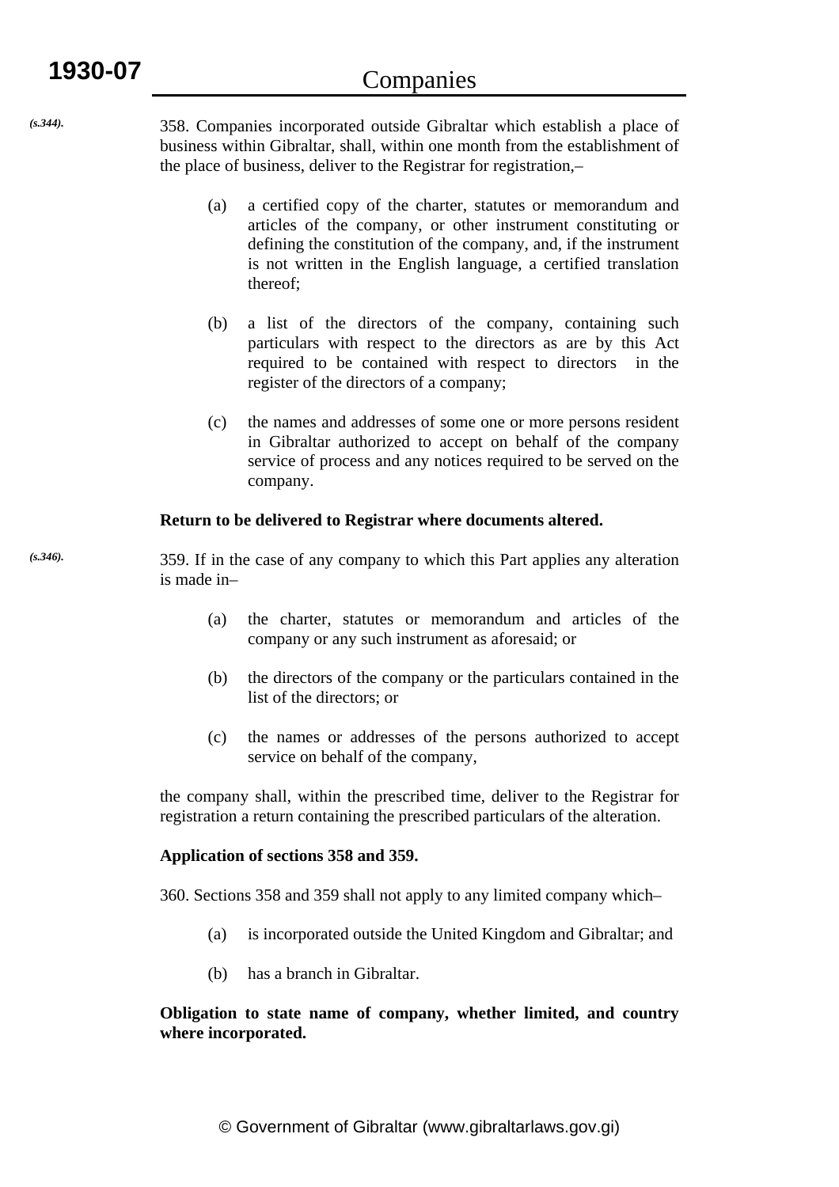*(s.344).*

358. Companies incorporated outside Gibraltar which establish a place of business within Gibraltar, shall, within one month from the establishment of the place of business, deliver to the Registrar for registration,–

(a) a certified copy of the charter, statutes or memorandum and articles of the company, or other instrument constituting or defining the constitution of the company, and, if the instrument is not written in the English language, a certified translation thereof;

(b) a list of the directors of the company, containing such particulars with respect to the directors as are by this Act required to be contained with respect to directors in the register of the directors of a company;

(c) the names and addresses of some one or more persons resident in Gibraltar authorized to accept on behalf of the company service of process and any notices required to be served on the company.

**Return to be delivered to Registrar where documents altered.**

*(s.346).*

359. If in the case of any company to which this Part applies any alteration is made in–

(a) the charter, statutes or memorandum and articles of the company or any such instrument as aforesaid; or

(b) the directors of the company or the particulars contained in the list of the directors; or

(c) the names or addresses of the persons authorized to accept service on behalf of the company,

the company shall, within the prescribed time, deliver to the Registrar for registration a return containing the prescribed particulars of the alteration.

**Application of sections 358 and 359.**

360. Sections 358 and 359 shall not apply to any limited company which–

(a) is incorporated outside the United Kingdom and Gibraltar; and

(b) has a branch in Gibraltar.

**Obligation to state name of company, whether limited, and country where incorporated.**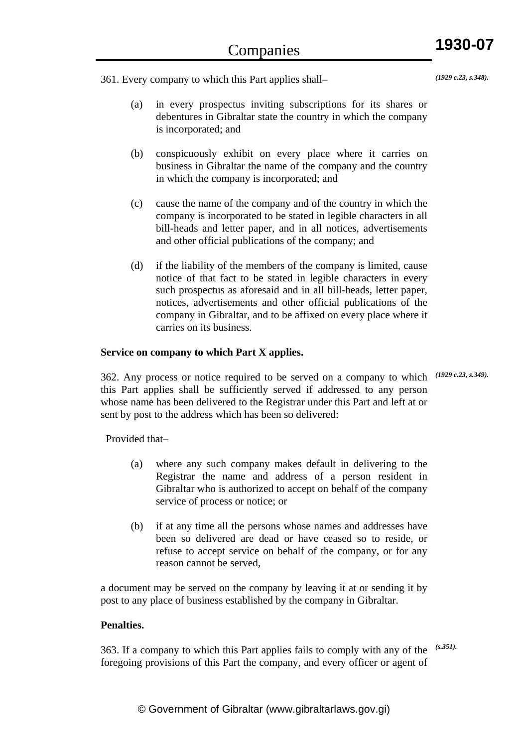361. Every company to which this Part applies shall–

*(1929 c.23, s.348).*

(a) in every prospectus inviting subscriptions for its shares or debentures in Gibraltar state the country in which the company is incorporated; and

(b) conspicuously exhibit on every place where it carries on business in Gibraltar the name of the company and the country in which the company is incorporated; and

(c) cause the name of the company and of the country in which the company is incorporated to be stated in legible characters in all bill-heads and letter paper, and in all notices, advertisements and other official publications of the company; and

(d) if the liability of the members of the company is limited, cause notice of that fact to be stated in legible characters in every such prospectus as aforesaid and in all bill-heads, letter paper, notices, advertisements and other official publications of the company in Gibraltar, and to be affixed on every place where it carries on its business.

**Service on company to which Part X applies.**

362. Any process or notice required to be served on a company to which this Part applies shall be sufficiently served if addressed to any person whose name has been delivered to the Registrar under this Part and left at or sent by post to the address which has been so delivered:

*(1929 c.23, s.349).*

Provided that–

(a) where any such company makes default in delivering to the Registrar the name and address of a person resident in Gibraltar who is authorized to accept on behalf of the company service of process or notice; or

(b) if at any time all the persons whose names and addresses have been so delivered are dead or have ceased so to reside, or refuse to accept service on behalf of the company, or for any reason cannot be served,

a document may be served on the company by leaving it at or sending it by post to any place of business established by the company in Gibraltar.

**Penalties.**

363. If a company to which this Part applies fails to comply with any of the foregoing provisions of this Part the company, and every officer or agent of

*(s.351).*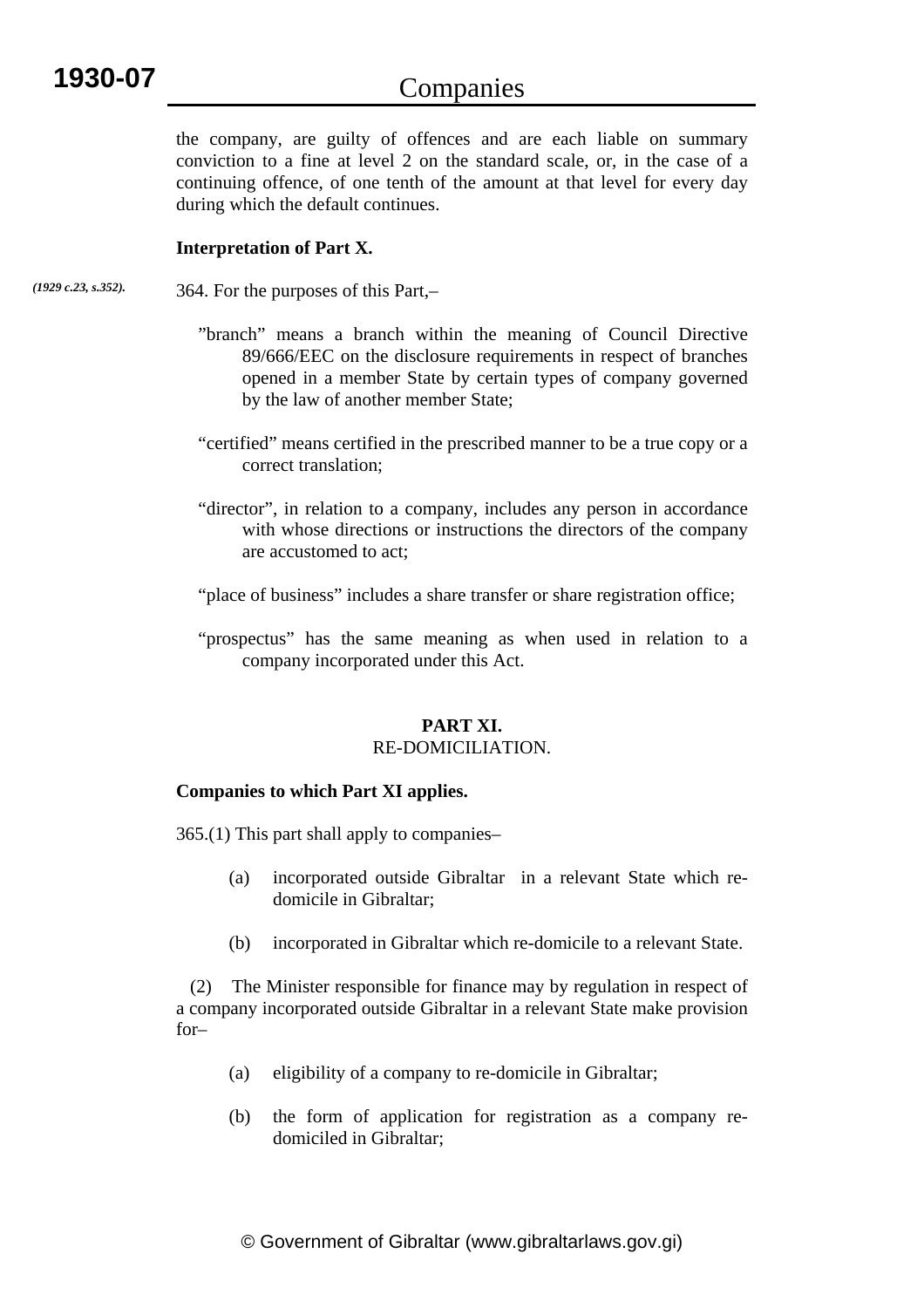the company, are guilty of offences and are each liable on summary conviction to a fine at level 2 on the standard scale, or, in the case of a continuing offence, of one tenth of the amount at that level for every day during which the default continues.

**Interpretation of Part X.**

*(1929 c.23, s.352).*

364. For the purposes of this Part,–

”branch” means a branch within the meaning of Council Directive 89/666/EEC on the disclosure requirements in respect of branches opened in a member State by certain types of company governed by the law of another member State;

“certified” means certified in the prescribed manner to be a true copy or a correct translation;

“director”, in relation to a company, includes any person in accordance with whose directions or instructions the directors of the company are accustomed to act;

“place of business” includes a share transfer or share registration office;

“prospectus” has the same meaning as when used in relation to a company incorporated under this Act.

**PART XI.**

RE-DOMICILIATION.

**Companies to which Part XI applies.**

365.(1) This part shall apply to companies–

(a) incorporated outside Gibraltar in a relevant State which re-domicile in Gibraltar;

(b) incorporated in Gibraltar which re-domicile to a relevant State.

(2) The Minister responsible for finance may by regulation in respect of a company incorporated outside Gibraltar in a relevant State make provision for–

(a) eligibility of a company to re-domicile in Gibraltar;

(b) the form of application for registration as a company re-domiciled in Gibraltar;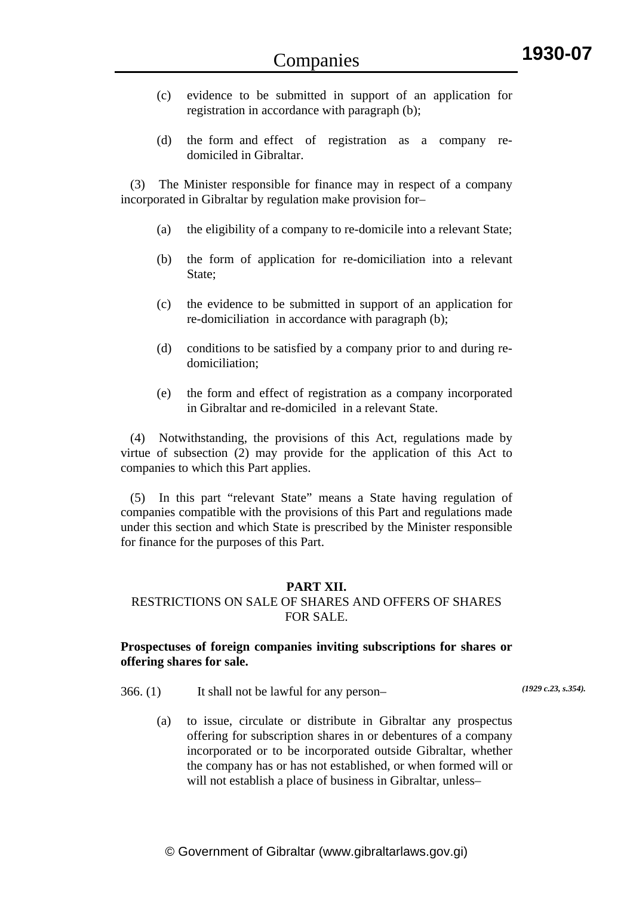(c) evidence to be submitted in support of an application for registration in accordance with paragraph (b);

(d) the form and effect of registration as a company re-domiciled in Gibraltar.

(3) The Minister responsible for finance may in respect of a company incorporated in Gibraltar by regulation make provision for–

(a) the eligibility of a company to re-domicile into a relevant State;

(b) the form of application for re-domiciliation into a relevant State;

(c) the evidence to be submitted in support of an application for re-domiciliation in accordance with paragraph (b);

(d) conditions to be satisfied by a company prior to and during re-domiciliation;

(e) the form and effect of registration as a company incorporated in Gibraltar and re-domiciled in a relevant State.

(4) Notwithstanding, the provisions of this Act, regulations made by virtue of subsection (2) may provide for the application of this Act to companies to which this Part applies.

(5) In this part "relevant State" means a State having regulation of companies compatible with the provisions of this Part and regulations made under this section and which State is prescribed by the Minister responsible for finance for the purposes of this Part.

## PART XII.
RESTRICTIONS ON SALE OF SHARES AND OFFERS OF SHARES FOR SALE.

**Prospectuses of foreign companies inviting subscriptions for shares or offering shares for sale.**

366. (1) It shall not be lawful for any person–

*(1929 c.23, s.354).*

(a) to issue, circulate or distribute in Gibraltar any prospectus offering for subscription shares in or debentures of a company incorporated or to be incorporated outside Gibraltar, whether the company has or has not established, or when formed will or will not establish a place of business in Gibraltar, unless–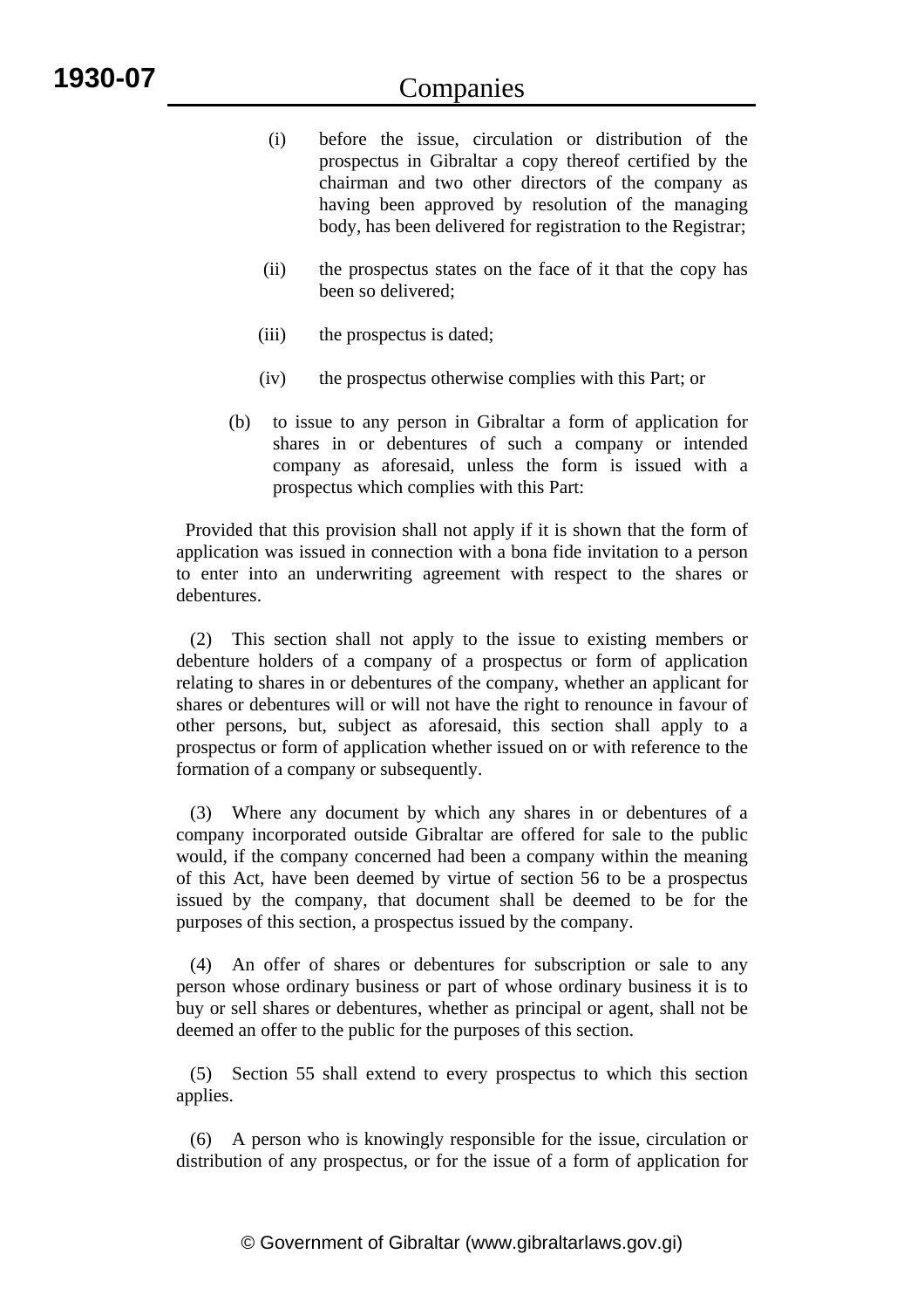(i) before the issue, circulation or distribution of the prospectus in Gibraltar a copy thereof certified by the chairman and two other directors of the company as having been approved by resolution of the managing body, has been delivered for registration to the Registrar;

(ii) the prospectus states on the face of it that the copy has been so delivered;

(iii) the prospectus is dated;

(iv) the prospectus otherwise complies with this Part; or

(b) to issue to any person in Gibraltar a form of application for shares in or debentures of such a company or intended company as aforesaid, unless the form is issued with a prospectus which complies with this Part:

Provided that this provision shall not apply if it is shown that the form of application was issued in connection with a bona fide invitation to a person to enter into an underwriting agreement with respect to the shares or debentures.

(2) This section shall not apply to the issue to existing members or debenture holders of a company of a prospectus or form of application relating to shares in or debentures of the company, whether an applicant for shares or debentures will or will not have the right to renounce in favour of other persons, but, subject as aforesaid, this section shall apply to a prospectus or form of application whether issued on or with reference to the formation of a company or subsequently.

(3) Where any document by which any shares in or debentures of a company incorporated outside Gibraltar are offered for sale to the public would, if the company concerned had been a company within the meaning of this Act, have been deemed by virtue of section 56 to be a prospectus issued by the company, that document shall be deemed to be for the purposes of this section, a prospectus issued by the company.

(4) An offer of shares or debentures for subscription or sale to any person whose ordinary business or part of whose ordinary business it is to buy or sell shares or debentures, whether as principal or agent, shall not be deemed an offer to the public for the purposes of this section.

(5) Section 55 shall extend to every prospectus to which this section applies.

(6) A person who is knowingly responsible for the issue, circulation or distribution of any prospectus, or for the issue of a form of application for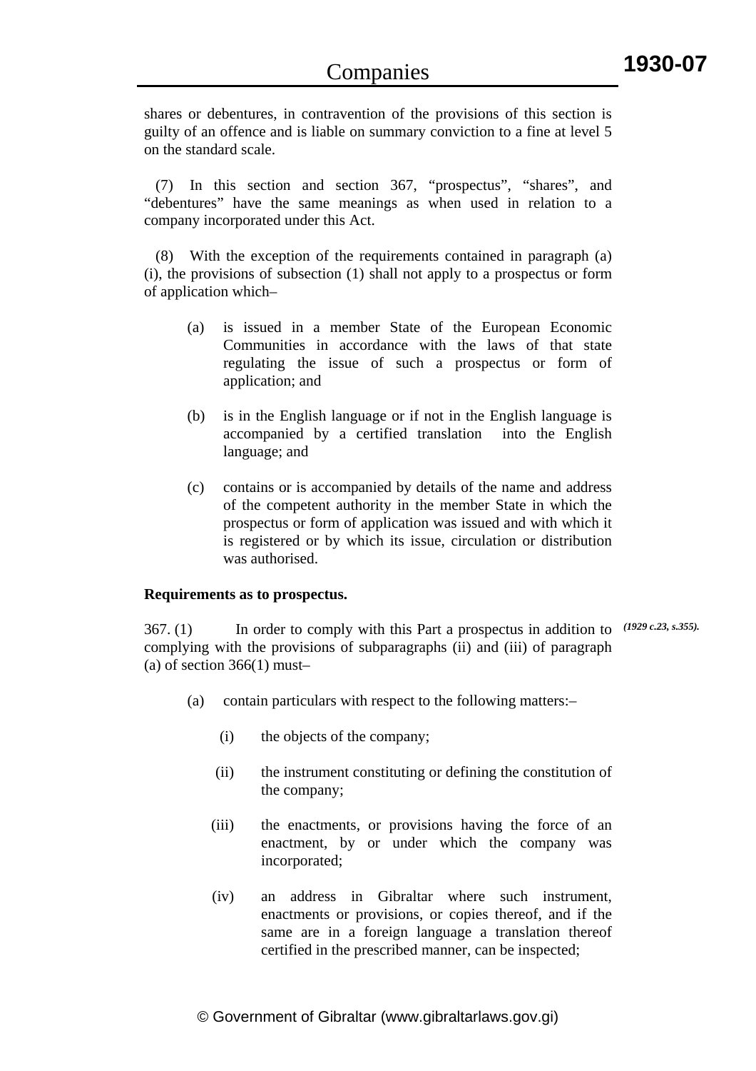shares or debentures, in contravention of the provisions of this section is guilty of an offence and is liable on summary conviction to a fine at level 5 on the standard scale.

(7) In this section and section 367, "prospectus", "shares", and "debentures" have the same meanings as when used in relation to a company incorporated under this Act.

(8) With the exception of the requirements contained in paragraph (a)(i), the provisions of subsection (1) shall not apply to a prospectus or form of application which–

(a) is issued in a member State of the European Economic Communities in accordance with the laws of that state regulating the issue of such a prospectus or form of application; and

(b) is in the English language or if not in the English language is accompanied by a certified translation into the English language; and

(c) contains or is accompanied by details of the name and address of the competent authority in the member State in which the prospectus or form of application was issued and with which it is registered or by which its issue, circulation or distribution was authorised.

**Requirements as to prospectus.**

367. (1) In order to comply with this Part a prospectus in addition to complying with the provisions of subparagraphs (ii) and (iii) of paragraph (a) of section 366(1) must–

*(1929 c.23, s.355).*

(a) contain particulars with respect to the following matters:–

(i) the objects of the company;

(ii) the instrument constituting or defining the constitution of the company;

(iii) the enactments, or provisions having the force of an enactment, by or under which the company was incorporated;

(iv) an address in Gibraltar where such instrument, enactments or provisions, or copies thereof, and if the same are in a foreign language a translation thereof certified in the prescribed manner, can be inspected;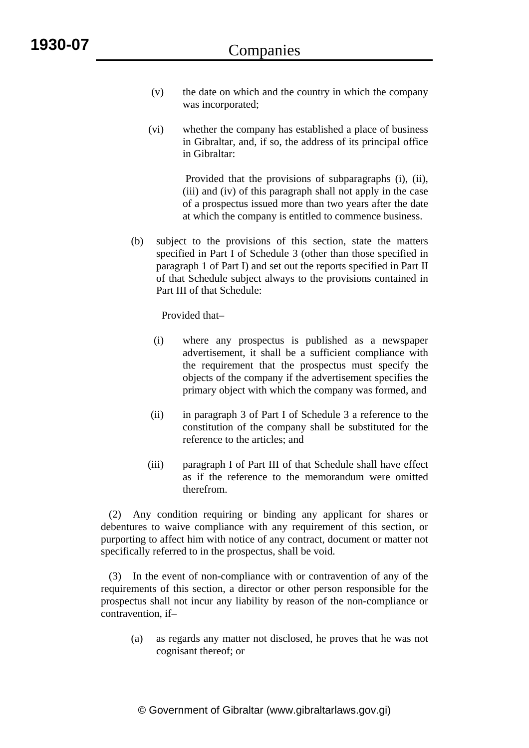(v) the date on which and the country in which the company was incorporated;

(vi) whether the company has established a place of business in Gibraltar, and, if so, the address of its principal office in Gibraltar:

Provided that the provisions of subparagraphs (i), (ii), (iii) and (iv) of this paragraph shall not apply in the case of a prospectus issued more than two years after the date at which the company is entitled to commence business.

(b) subject to the provisions of this section, state the matters specified in Part I of Schedule 3 (other than those specified in paragraph 1 of Part I) and set out the reports specified in Part II of that Schedule subject always to the provisions contained in Part III of that Schedule:

Provided that–

(i) where any prospectus is published as a newspaper advertisement, it shall be a sufficient compliance with the requirement that the prospectus must specify the objects of the company if the advertisement specifies the primary object with which the company was formed, and

(ii) in paragraph 3 of Part I of Schedule 3 a reference to the constitution of the company shall be substituted for the reference to the articles; and

(iii) paragraph I of Part III of that Schedule shall have effect as if the reference to the memorandum were omitted therefrom.

(2) Any condition requiring or binding any applicant for shares or debentures to waive compliance with any requirement of this section, or purporting to affect him with notice of any contract, document or matter not specifically referred to in the prospectus, shall be void.

(3) In the event of non-compliance with or contravention of any of the requirements of this section, a director or other person responsible for the prospectus shall not incur any liability by reason of the non-compliance or contravention, if–

(a) as regards any matter not disclosed, he proves that he was not cognisant thereof; or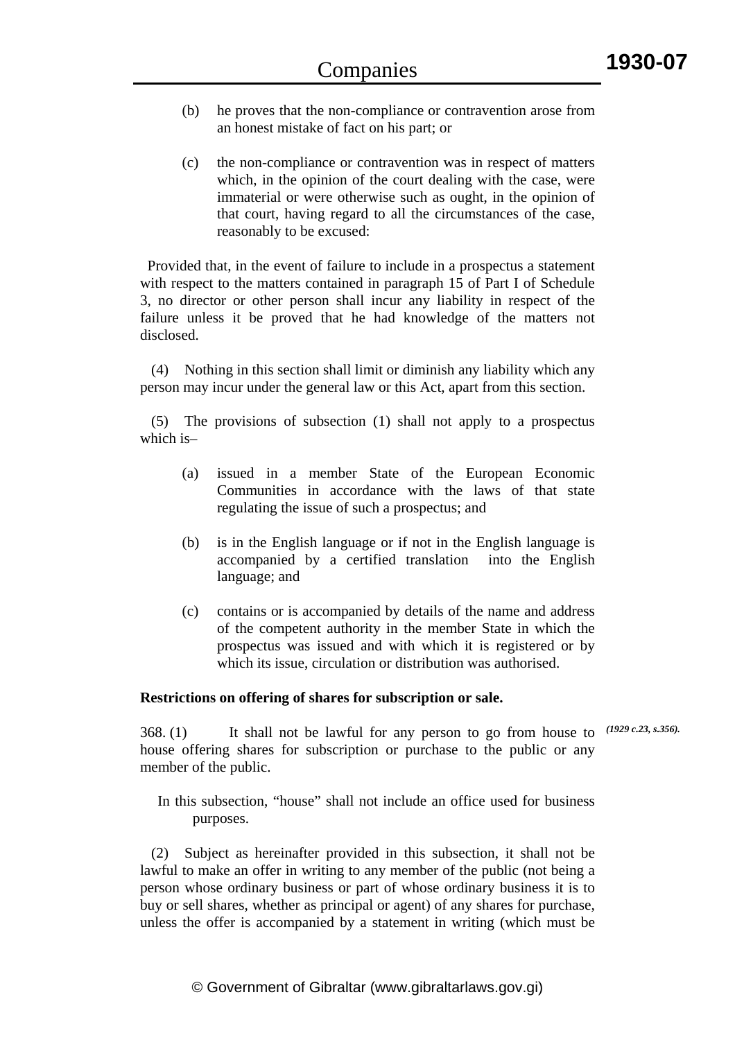(b) he proves that the non-compliance or contravention arose from an honest mistake of fact on his part; or

(c) the non-compliance or contravention was in respect of matters which, in the opinion of the court dealing with the case, were immaterial or were otherwise such as ought, in the opinion of that court, having regard to all the circumstances of the case, reasonably to be excused:

Provided that, in the event of failure to include in a prospectus a statement with respect to the matters contained in paragraph 15 of Part I of Schedule 3, no director or other person shall incur any liability in respect of the failure unless it be proved that he had knowledge of the matters not disclosed.

(4) Nothing in this section shall limit or diminish any liability which any person may incur under the general law or this Act, apart from this section.

(5) The provisions of subsection (1) shall not apply to a prospectus which is–

(a) issued in a member State of the European Economic Communities in accordance with the laws of that state regulating the issue of such a prospectus; and

(b) is in the English language or if not in the English language is accompanied by a certified translation into the English language; and

(c) contains or is accompanied by details of the name and address of the competent authority in the member State in which the prospectus was issued and with which it is registered or by which its issue, circulation or distribution was authorised.

**Restrictions on offering of shares for subscription or sale.**

368. (1) It shall not be lawful for any person to go from house to house offering shares for subscription or purchase to the public or any member of the public. *(1929 c.23, s.356).*

In this subsection, "house" shall not include an office used for business purposes.

(2) Subject as hereinafter provided in this subsection, it shall not be lawful to make an offer in writing to any member of the public (not being a person whose ordinary business or part of whose ordinary business it is to buy or sell shares, whether as principal or agent) of any shares for purchase, unless the offer is accompanied by a statement in writing (which must be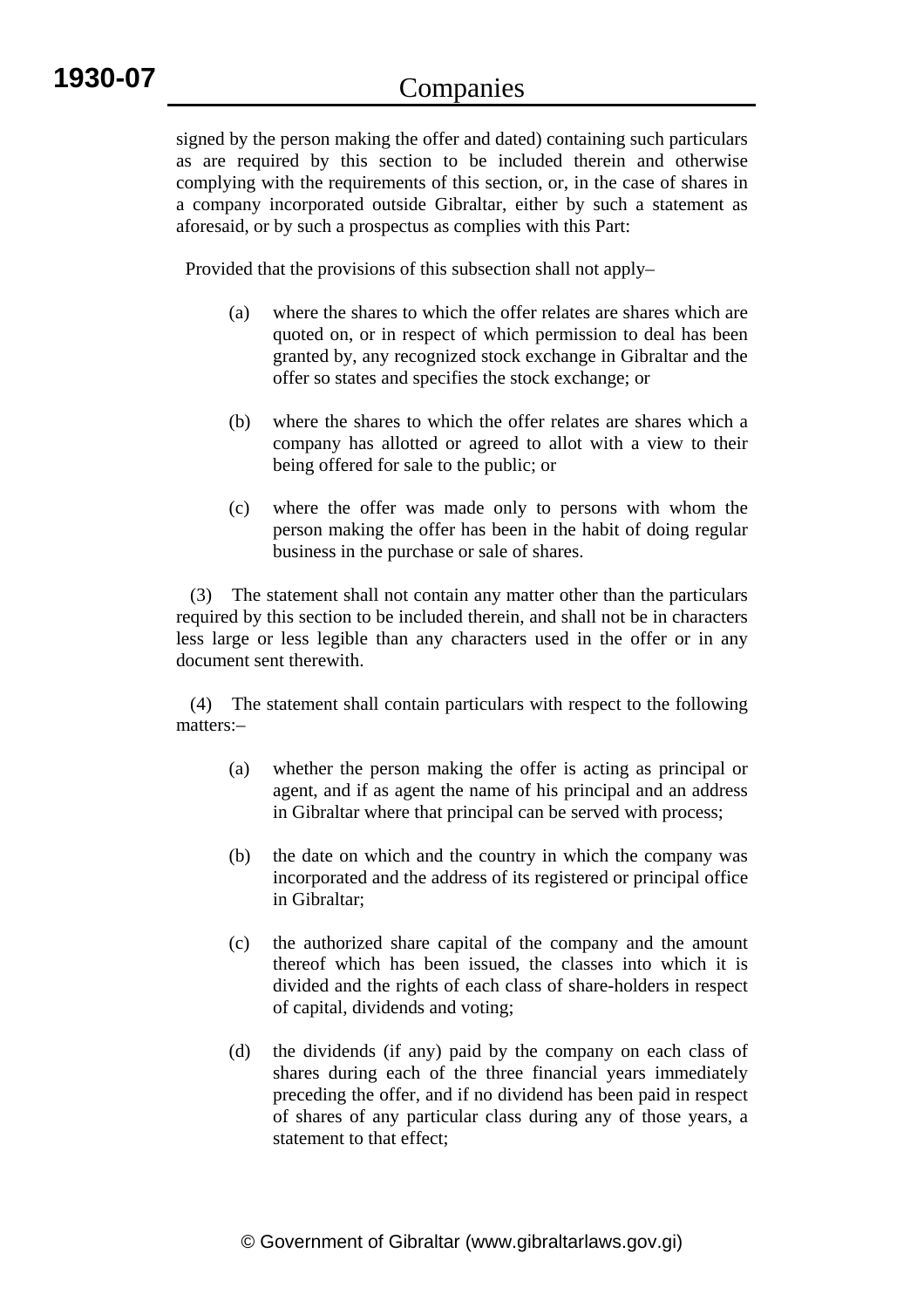signed by the person making the offer and dated) containing such particulars as are required by this section to be included therein and otherwise complying with the requirements of this section, or, in the case of shares in a company incorporated outside Gibraltar, either by such a statement as aforesaid, or by such a prospectus as complies with this Part:

Provided that the provisions of this subsection shall not apply–

(a) where the shares to which the offer relates are shares which are quoted on, or in respect of which permission to deal has been granted by, any recognized stock exchange in Gibraltar and the offer so states and specifies the stock exchange; or

(b) where the shares to which the offer relates are shares which a company has allotted or agreed to allot with a view to their being offered for sale to the public; or

(c) where the offer was made only to persons with whom the person making the offer has been in the habit of doing regular business in the purchase or sale of shares.

(3) The statement shall not contain any matter other than the particulars required by this section to be included therein, and shall not be in characters less large or less legible than any characters used in the offer or in any document sent therewith.

(4) The statement shall contain particulars with respect to the following matters:–

(a) whether the person making the offer is acting as principal or agent, and if as agent the name of his principal and an address in Gibraltar where that principal can be served with process;

(b) the date on which and the country in which the company was incorporated and the address of its registered or principal office in Gibraltar;

(c) the authorized share capital of the company and the amount thereof which has been issued, the classes into which it is divided and the rights of each class of share-holders in respect of capital, dividends and voting;

(d) the dividends (if any) paid by the company on each class of shares during each of the three financial years immediately preceding the offer, and if no dividend has been paid in respect of shares of any particular class during any of those years, a statement to that effect;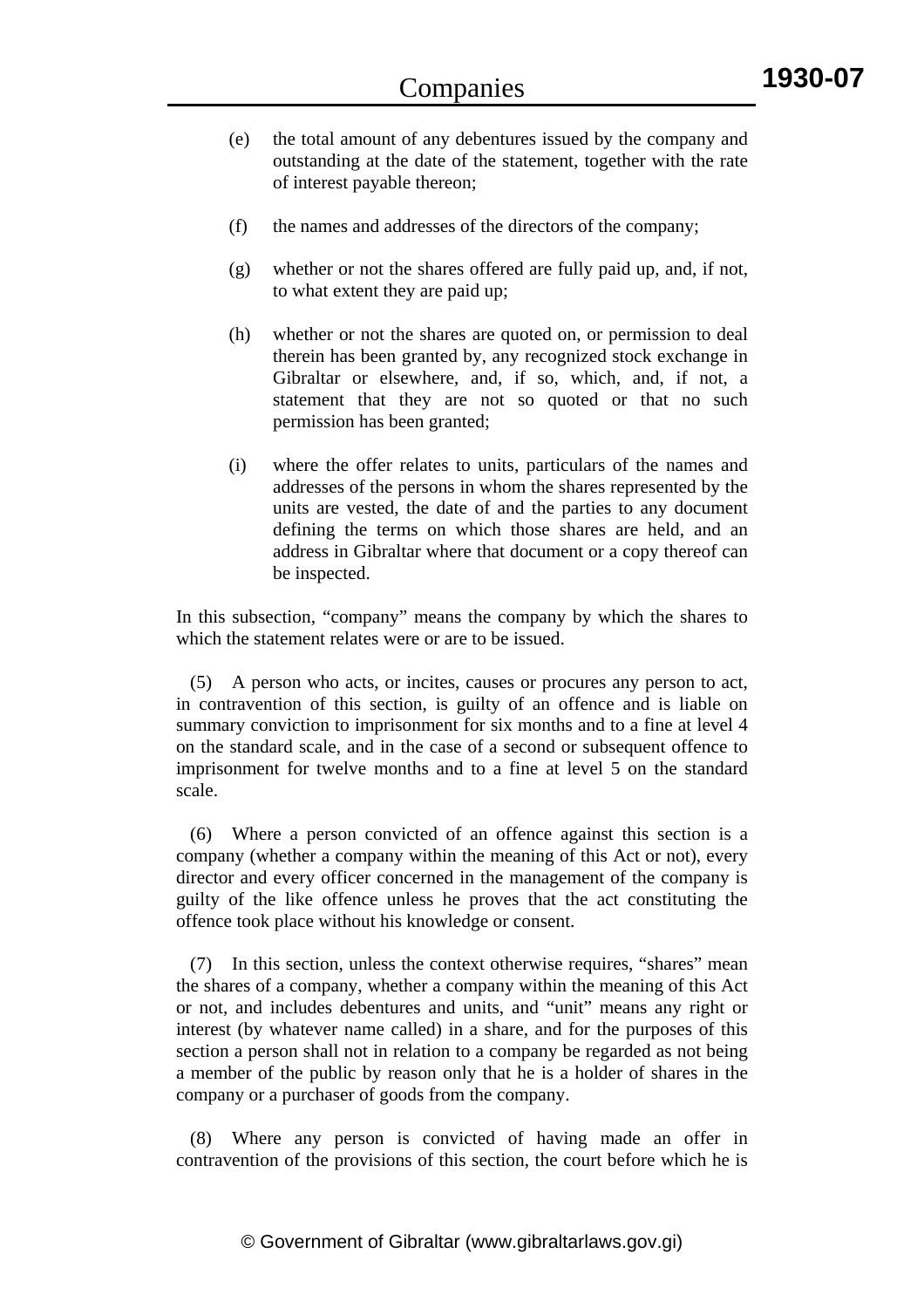(e) the total amount of any debentures issued by the company and outstanding at the date of the statement, together with the rate of interest payable thereon;

(f) the names and addresses of the directors of the company;

(g) whether or not the shares offered are fully paid up, and, if not, to what extent they are paid up;

(h) whether or not the shares are quoted on, or permission to deal therein has been granted by, any recognized stock exchange in Gibraltar or elsewhere, and, if so, which, and, if not, a statement that they are not so quoted or that no such permission has been granted;

(i) where the offer relates to units, particulars of the names and addresses of the persons in whom the shares represented by the units are vested, the date of and the parties to any document defining the terms on which those shares are held, and an address in Gibraltar where that document or a copy thereof can be inspected.

In this subsection, "company" means the company by which the shares to which the statement relates were or are to be issued.

(5) A person who acts, or incites, causes or procures any person to act, in contravention of this section, is guilty of an offence and is liable on summary conviction to imprisonment for six months and to a fine at level 4 on the standard scale, and in the case of a second or subsequent offence to imprisonment for twelve months and to a fine at level 5 on the standard scale.

(6) Where a person convicted of an offence against this section is a company (whether a company within the meaning of this Act or not), every director and every officer concerned in the management of the company is guilty of the like offence unless he proves that the act constituting the offence took place without his knowledge or consent.

(7) In this section, unless the context otherwise requires, "shares" mean the shares of a company, whether a company within the meaning of this Act or not, and includes debentures and units, and "unit" means any right or interest (by whatever name called) in a share, and for the purposes of this section a person shall not in relation to a company be regarded as not being a member of the public by reason only that he is a holder of shares in the company or a purchaser of goods from the company.

(8) Where any person is convicted of having made an offer in contravention of the provisions of this section, the court before which he is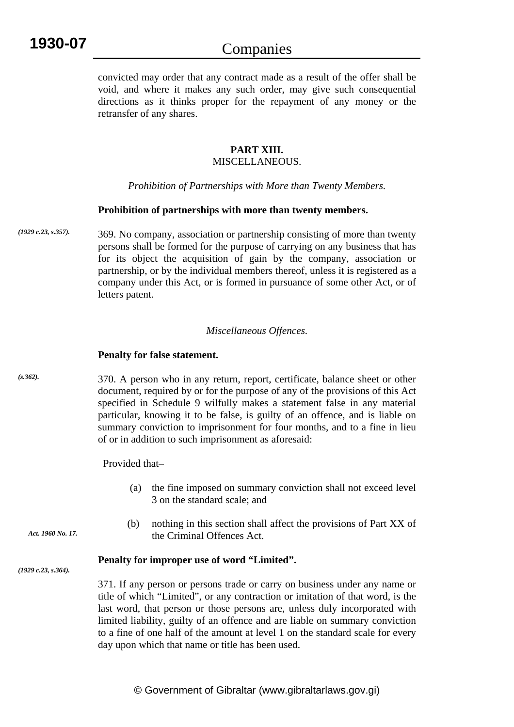convicted may order that any contract made as a result of the offer shall be void, and where it makes any such order, may give such consequential directions as it thinks proper for the repayment of any money or the retransfer of any shares.

## PART XIII.
## MISCELLANEOUS.

*Prohibition of Partnerships with More than Twenty Members.*

**Prohibition of partnerships with more than twenty members.**

*(1929 c.23, s.357).*

369. No company, association or partnership consisting of more than twenty persons shall be formed for the purpose of carrying on any business that has for its object the acquisition of gain by the company, association or partnership, or by the individual members thereof, unless it is registered as a company under this Act, or is formed in pursuance of some other Act, or of letters patent.

*Miscellaneous Offences.*

**Penalty for false statement.**

*(s.362).*

370. A person who in any return, report, certificate, balance sheet or other document, required by or for the purpose of any of the provisions of this Act specified in Schedule 9 wilfully makes a statement false in any material particular, knowing it to be false, is guilty of an offence, and is liable on summary conviction to imprisonment for four months, and to a fine in lieu of or in addition to such imprisonment as aforesaid:

Provided that–

(a) the fine imposed on summary conviction shall not exceed level 3 on the standard scale; and

*Act. 1960 No. 17.*

(b) nothing in this section shall affect the provisions of Part XX of the Criminal Offences Act.

**Penalty for improper use of word "Limited".**

*(1929 c.23, s.364).*

371. If any person or persons trade or carry on business under any name or title of which "Limited", or any contraction or imitation of that word, is the last word, that person or those persons are, unless duly incorporated with limited liability, guilty of an offence and are liable on summary conviction to a fine of one half of the amount at level 1 on the standard scale for every day upon which that name or title has been used.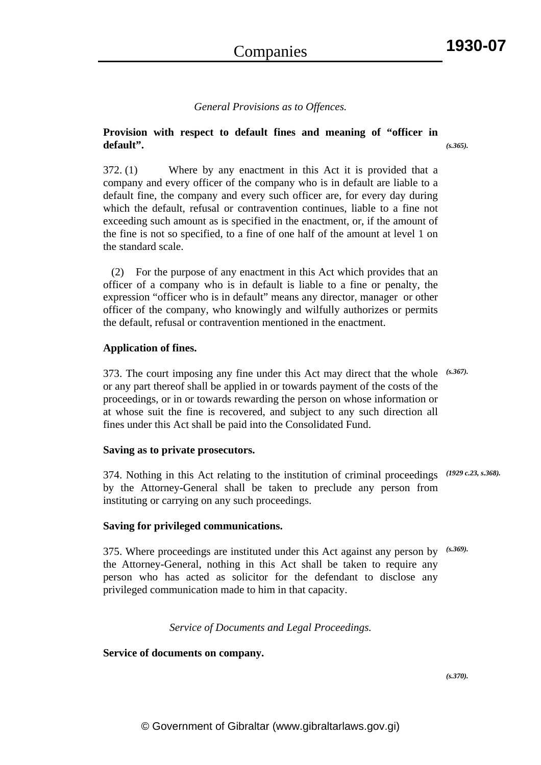*General Provisions as to Offences.*

**Provision with respect to default fines and meaning of "officer in default".**

*(s.365).*

372. (1) Where by any enactment in this Act it is provided that a company and every officer of the company who is in default are liable to a default fine, the company and every such officer are, for every day during which the default, refusal or contravention continues, liable to a fine not exceeding such amount as is specified in the enactment, or, if the amount of the fine is not so specified, to a fine of one half of the amount at level 1 on the standard scale.

(2) For the purpose of any enactment in this Act which provides that an officer of a company who is in default is liable to a fine or penalty, the expression "officer who is in default" means any director, manager or other officer of the company, who knowingly and wilfully authorizes or permits the default, refusal or contravention mentioned in the enactment.

**Application of fines.**

*(s.367).*

373. The court imposing any fine under this Act may direct that the whole or any part thereof shall be applied in or towards payment of the costs of the proceedings, or in or towards rewarding the person on whose information or at whose suit the fine is recovered, and subject to any such direction all fines under this Act shall be paid into the Consolidated Fund.

**Saving as to private prosecutors.**

*(1929 c.23, s.368).*

374. Nothing in this Act relating to the institution of criminal proceedings by the Attorney-General shall be taken to preclude any person from instituting or carrying on any such proceedings.

**Saving for privileged communications.**

*(s.369).*

375. Where proceedings are instituted under this Act against any person by the Attorney-General, nothing in this Act shall be taken to require any person who has acted as solicitor for the defendant to disclose any privileged communication made to him in that capacity.

*Service of Documents and Legal Proceedings.*

**Service of documents on company.**

*(s.370).*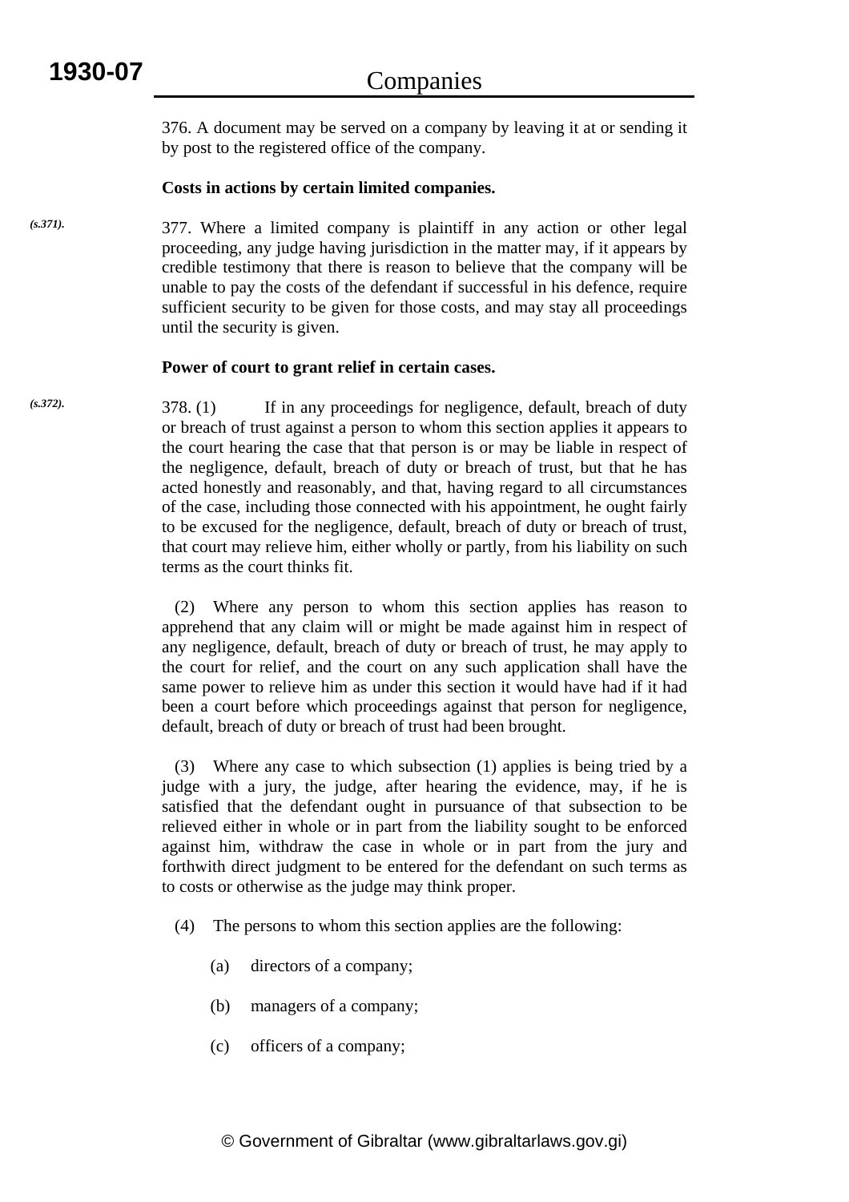376. A document may be served on a company by leaving it at or sending it by post to the registered office of the company.

**Costs in actions by certain limited companies.**

*(s.371).*

377. Where a limited company is plaintiff in any action or other legal proceeding, any judge having jurisdiction in the matter may, if it appears by credible testimony that there is reason to believe that the company will be unable to pay the costs of the defendant if successful in his defence, require sufficient security to be given for those costs, and may stay all proceedings until the security is given.

**Power of court to grant relief in certain cases.**

*(s.372).*

378. (1) If in any proceedings for negligence, default, breach of duty or breach of trust against a person to whom this section applies it appears to the court hearing the case that that person is or may be liable in respect of the negligence, default, breach of duty or breach of trust, but that he has acted honestly and reasonably, and that, having regard to all circumstances of the case, including those connected with his appointment, he ought fairly to be excused for the negligence, default, breach of duty or breach of trust, that court may relieve him, either wholly or partly, from his liability on such terms as the court thinks fit.

(2) Where any person to whom this section applies has reason to apprehend that any claim will or might be made against him in respect of any negligence, default, breach of duty or breach of trust, he may apply to the court for relief, and the court on any such application shall have the same power to relieve him as under this section it would have had if it had been a court before which proceedings against that person for negligence, default, breach of duty or breach of trust had been brought.

(3) Where any case to which subsection (1) applies is being tried by a judge with a jury, the judge, after hearing the evidence, may, if he is satisfied that the defendant ought in pursuance of that subsection to be relieved either in whole or in part from the liability sought to be enforced against him, withdraw the case in whole or in part from the jury and forthwith direct judgment to be entered for the defendant on such terms as to costs or otherwise as the judge may think proper.

(4) The persons to whom this section applies are the following:

(a) directors of a company;

(b) managers of a company;

(c) officers of a company;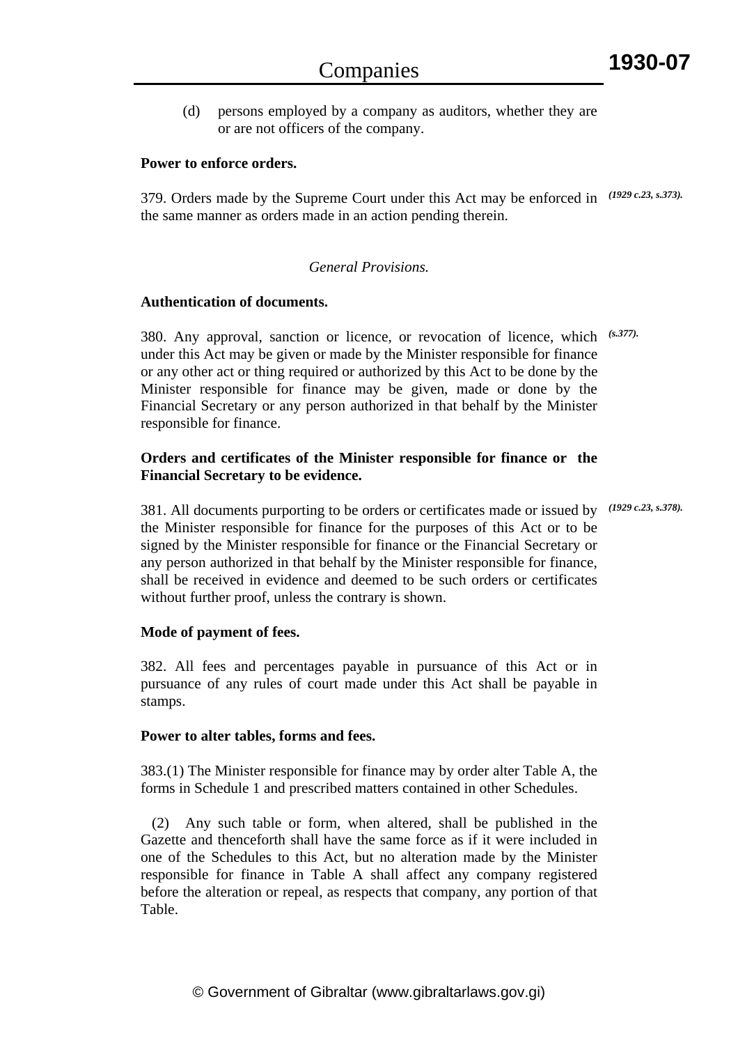(d) persons employed by a company as auditors, whether they are or are not officers of the company.

**Power to enforce orders.**

379. Orders made by the Supreme Court under this Act may be enforced in the same manner as orders made in an action pending therein. *(1929 c.23, s.373).*

*General Provisions.*

**Authentication of documents.**

380. Any approval, sanction or licence, or revocation of licence, which under this Act may be given or made by the Minister responsible for finance or any other act or thing required or authorized by this Act to be done by the Minister responsible for finance may be given, made or done by the Financial Secretary or any person authorized in that behalf by the Minister responsible for finance. *(s.377).*

**Orders and certificates of the Minister responsible for finance or the Financial Secretary to be evidence.**

381. All documents purporting to be orders or certificates made or issued by the Minister responsible for finance for the purposes of this Act or to be signed by the Minister responsible for finance or the Financial Secretary or any person authorized in that behalf by the Minister responsible for finance, shall be received in evidence and deemed to be such orders or certificates without further proof, unless the contrary is shown. *(1929 c.23, s.378).*

**Mode of payment of fees.**

382. All fees and percentages payable in pursuance of this Act or in pursuance of any rules of court made under this Act shall be payable in stamps.

**Power to alter tables, forms and fees.**

383.(1) The Minister responsible for finance may by order alter Table A, the forms in Schedule 1 and prescribed matters contained in other Schedules.

(2) Any such table or form, when altered, shall be published in the Gazette and thenceforth shall have the same force as if it were included in one of the Schedules to this Act, but no alteration made by the Minister responsible for finance in Table A shall affect any company registered before the alteration or repeal, as respects that company, any portion of that Table.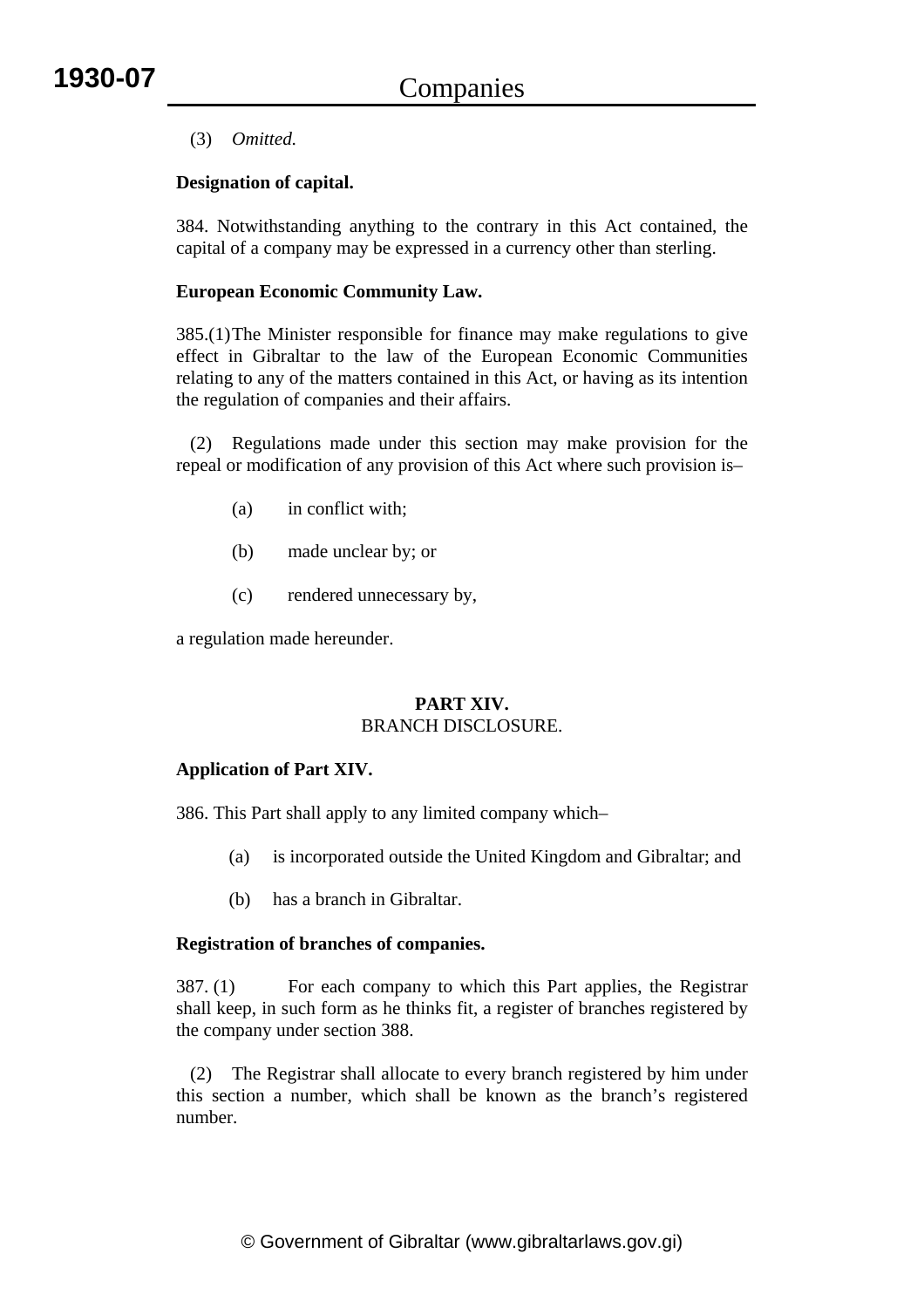(3) *Omitted.*

**Designation of capital.**

384. Notwithstanding anything to the contrary in this Act contained, the capital of a company may be expressed in a currency other than sterling.

**European Economic Community Law.**

385.(1) The Minister responsible for finance may make regulations to give effect in Gibraltar to the law of the European Economic Communities relating to any of the matters contained in this Act, or having as its intention the regulation of companies and their affairs.

(2) Regulations made under this section may make provision for the repeal or modification of any provision of this Act where such provision is–

(a) in conflict with;

(b) made unclear by; or

(c) rendered unnecessary by,

a regulation made hereunder.

## PART XIV.
## BRANCH DISCLOSURE.

**Application of Part XIV.**

386. This Part shall apply to any limited company which–

(a) is incorporated outside the United Kingdom and Gibraltar; and

(b) has a branch in Gibraltar.

**Registration of branches of companies.**

387. (1) For each company to which this Part applies, the Registrar shall keep, in such form as he thinks fit, a register of branches registered by the company under section 388.

(2) The Registrar shall allocate to every branch registered by him under this section a number, which shall be known as the branch's registered number.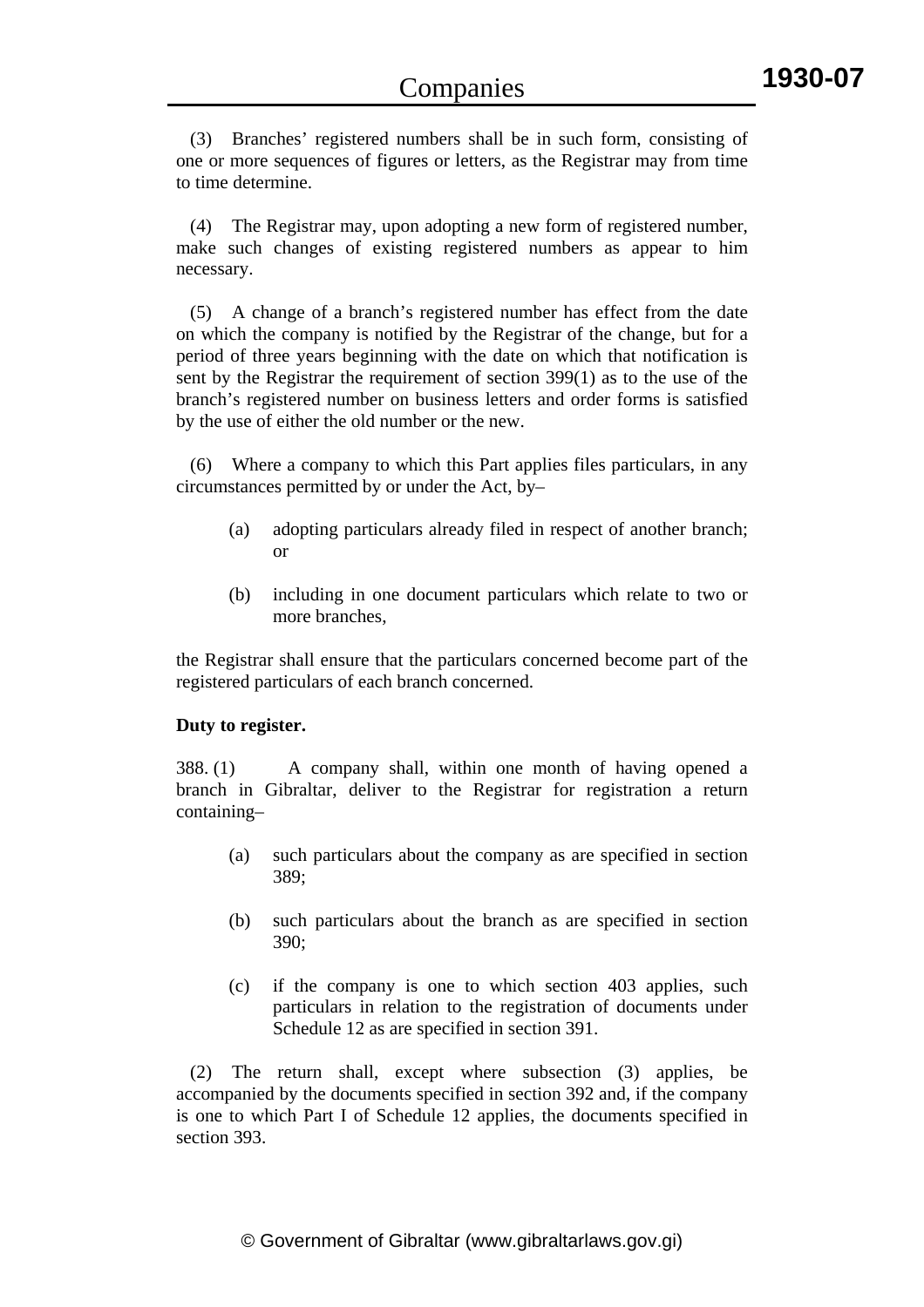(3) Branches' registered numbers shall be in such form, consisting of one or more sequences of figures or letters, as the Registrar may from time to time determine.

(4) The Registrar may, upon adopting a new form of registered number, make such changes of existing registered numbers as appear to him necessary.

(5) A change of a branch's registered number has effect from the date on which the company is notified by the Registrar of the change, but for a period of three years beginning with the date on which that notification is sent by the Registrar the requirement of section 399(1) as to the use of the branch's registered number on business letters and order forms is satisfied by the use of either the old number or the new.

(6) Where a company to which this Part applies files particulars, in any circumstances permitted by or under the Act, by–

(a) adopting particulars already filed in respect of another branch; or

(b) including in one document particulars which relate to two or more branches,

the Registrar shall ensure that the particulars concerned become part of the registered particulars of each branch concerned.

**Duty to register.**

388. (1) A company shall, within one month of having opened a branch in Gibraltar, deliver to the Registrar for registration a return containing–

(a) such particulars about the company as are specified in section 389;

(b) such particulars about the branch as are specified in section 390;

(c) if the company is one to which section 403 applies, such particulars in relation to the registration of documents under Schedule 12 as are specified in section 391.

(2) The return shall, except where subsection (3) applies, be accompanied by the documents specified in section 392 and, if the company is one to which Part I of Schedule 12 applies, the documents specified in section 393.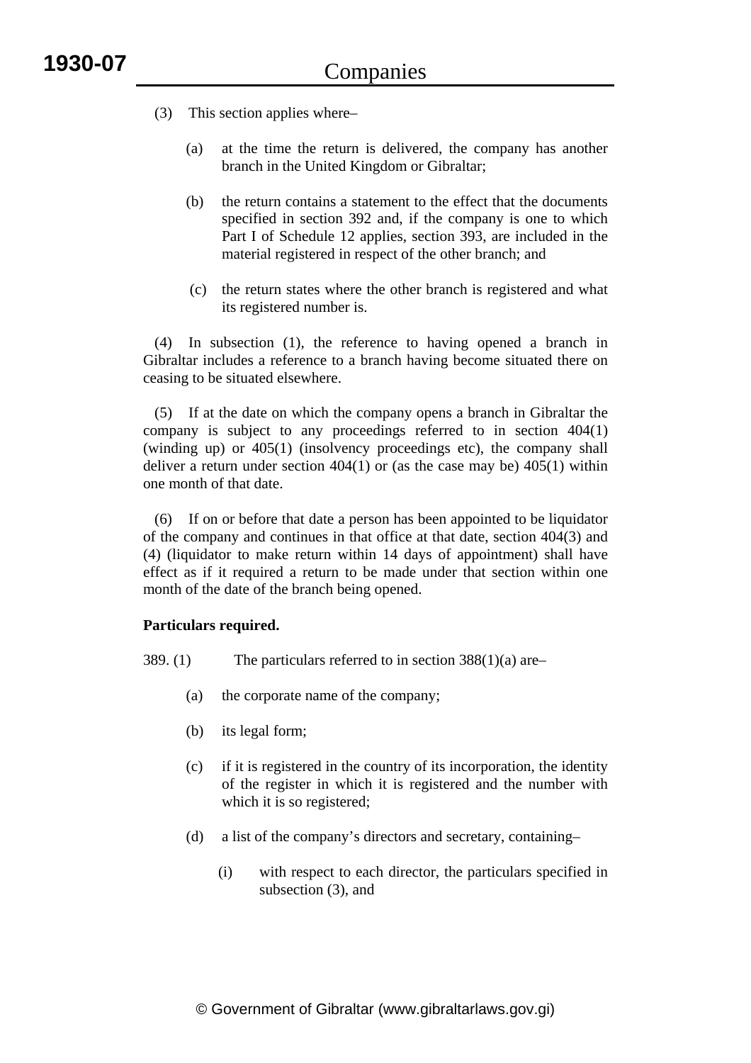(3) This section applies where–

(a) at the time the return is delivered, the company has another branch in the United Kingdom or Gibraltar;

(b) the return contains a statement to the effect that the documents specified in section 392 and, if the company is one to which Part I of Schedule 12 applies, section 393, are included in the material registered in respect of the other branch; and

(c) the return states where the other branch is registered and what its registered number is.

(4) In subsection (1), the reference to having opened a branch in Gibraltar includes a reference to a branch having become situated there on ceasing to be situated elsewhere.

(5) If at the date on which the company opens a branch in Gibraltar the company is subject to any proceedings referred to in section 404(1) (winding up) or 405(1) (insolvency proceedings etc), the company shall deliver a return under section 404(1) or (as the case may be) 405(1) within one month of that date.

(6) If on or before that date a person has been appointed to be liquidator of the company and continues in that office at that date, section 404(3) and (4) (liquidator to make return within 14 days of appointment) shall have effect as if it required a return to be made under that section within one month of the date of the branch being opened.

**Particulars required.**

389. (1) The particulars referred to in section 388(1)(a) are–

(a) the corporate name of the company;

(b) its legal form;

(c) if it is registered in the country of its incorporation, the identity of the register in which it is registered and the number with which it is so registered;

(d) a list of the company's directors and secretary, containing–

(i) with respect to each director, the particulars specified in subsection (3), and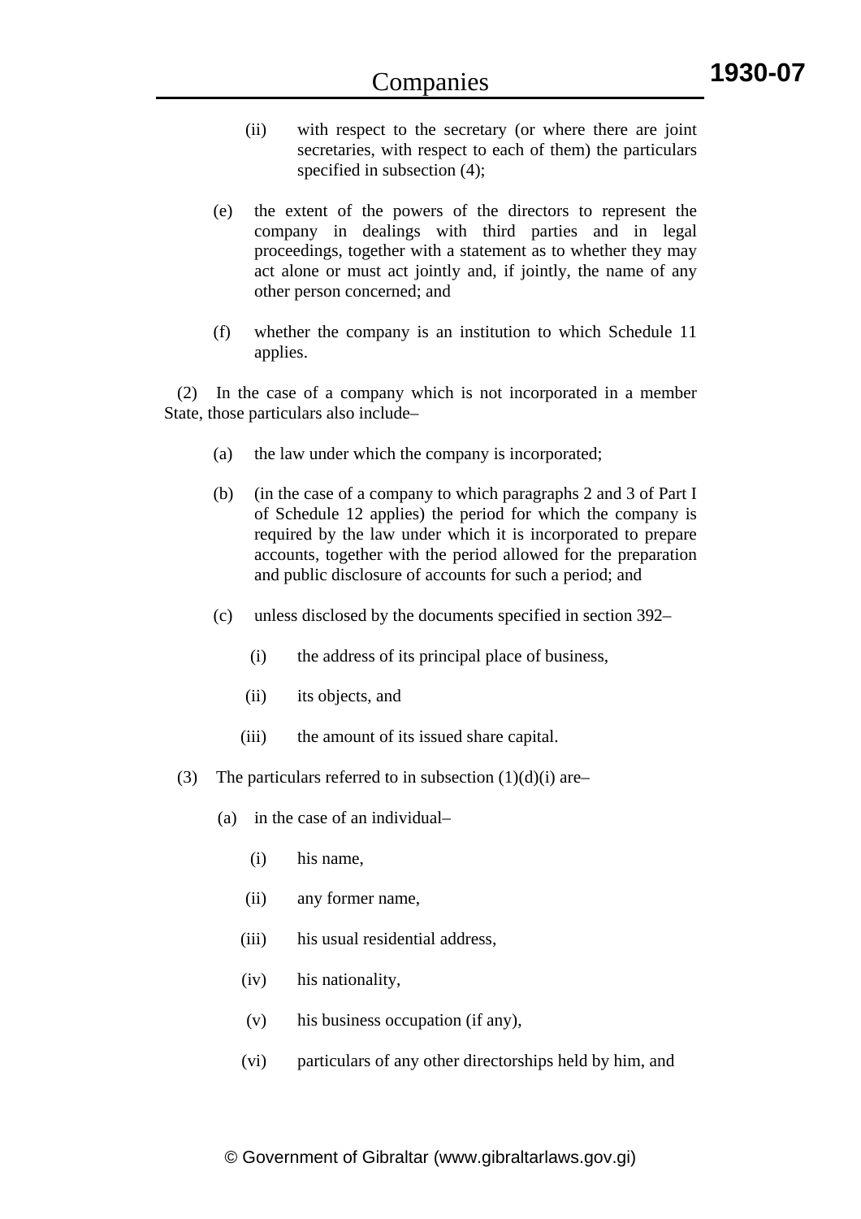(ii) with respect to the secretary (or where there are joint secretaries, with respect to each of them) the particulars specified in subsection (4);

(e) the extent of the powers of the directors to represent the company in dealings with third parties and in legal proceedings, together with a statement as to whether they may act alone or must act jointly and, if jointly, the name of any other person concerned; and

(f) whether the company is an institution to which Schedule 11 applies.

(2) In the case of a company which is not incorporated in a member State, those particulars also include–

(a) the law under which the company is incorporated;

(b) (in the case of a company to which paragraphs 2 and 3 of Part I of Schedule 12 applies) the period for which the company is required by the law under which it is incorporated to prepare accounts, together with the period allowed for the preparation and public disclosure of accounts for such a period; and

(c) unless disclosed by the documents specified in section 392–

(i) the address of its principal place of business,

(ii) its objects, and

(iii) the amount of its issued share capital.

(3) The particulars referred to in subsection (1)(d)(i) are–

(a) in the case of an individual–

(i) his name,

(ii) any former name,

(iii) his usual residential address,

(iv) his nationality,

(v) his business occupation (if any),

(vi) particulars of any other directorships held by him, and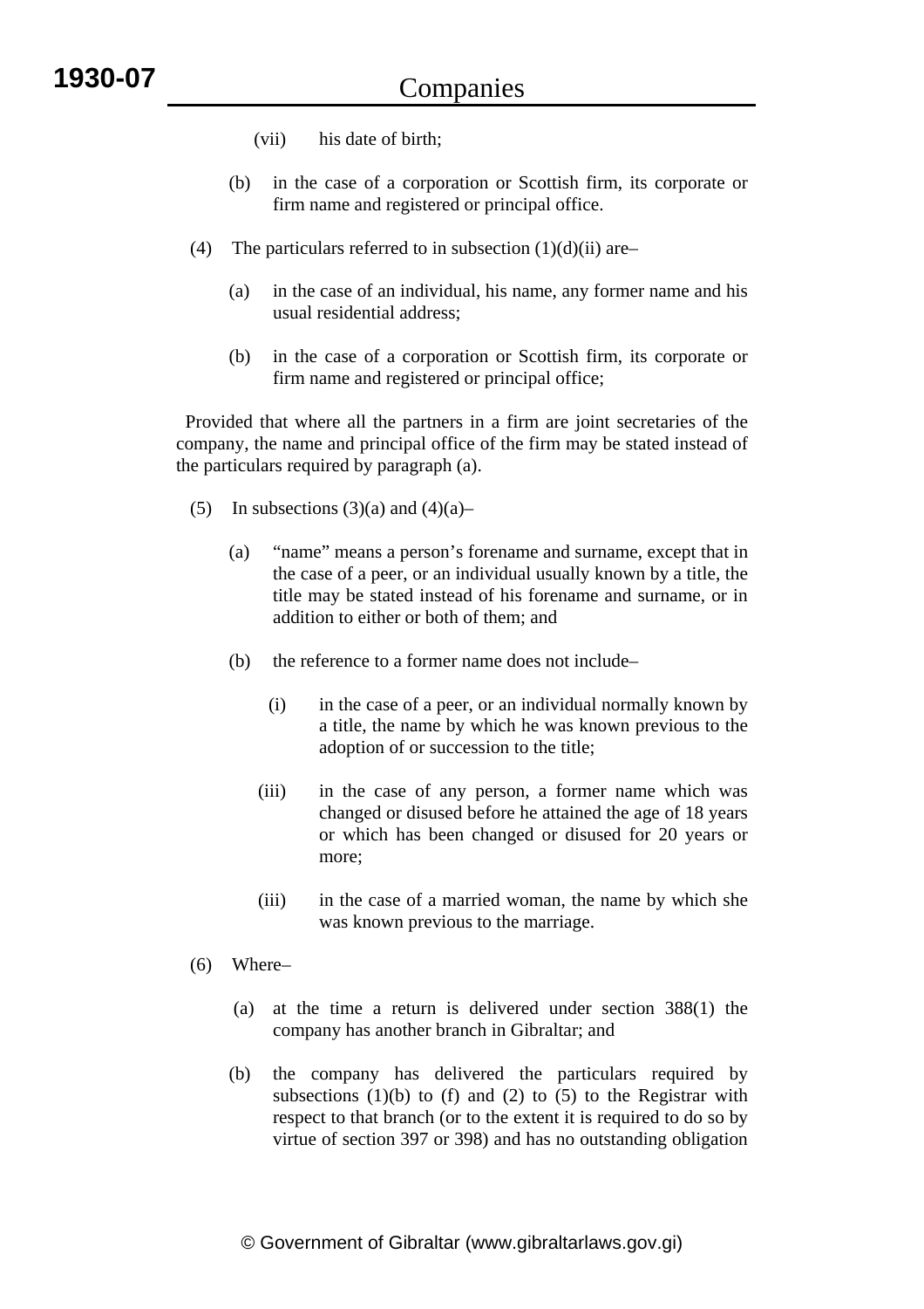(vii) his date of birth;

(b) in the case of a corporation or Scottish firm, its corporate or firm name and registered or principal office.

(4) The particulars referred to in subsection (1)(d)(ii) are–

(a) in the case of an individual, his name, any former name and his usual residential address;

(b) in the case of a corporation or Scottish firm, its corporate or firm name and registered or principal office;

Provided that where all the partners in a firm are joint secretaries of the company, the name and principal office of the firm may be stated instead of the particulars required by paragraph (a).

(5) In subsections (3)(a) and (4)(a)–

(a) "name" means a person's forename and surname, except that in the case of a peer, or an individual usually known by a title, the title may be stated instead of his forename and surname, or in addition to either or both of them; and

(b) the reference to a former name does not include–

(i) in the case of a peer, or an individual normally known by a title, the name by which he was known previous to the adoption of or succession to the title;

(iii) in the case of any person, a former name which was changed or disused before he attained the age of 18 years or which has been changed or disused for 20 years or more;

(iii) in the case of a married woman, the name by which she was known previous to the marriage.

(6) Where–

(a) at the time a return is delivered under section 388(1) the company has another branch in Gibraltar; and

(b) the company has delivered the particulars required by subsections (1)(b) to (f) and (2) to (5) to the Registrar with respect to that branch (or to the extent it is required to do so by virtue of section 397 or 398) and has no outstanding obligation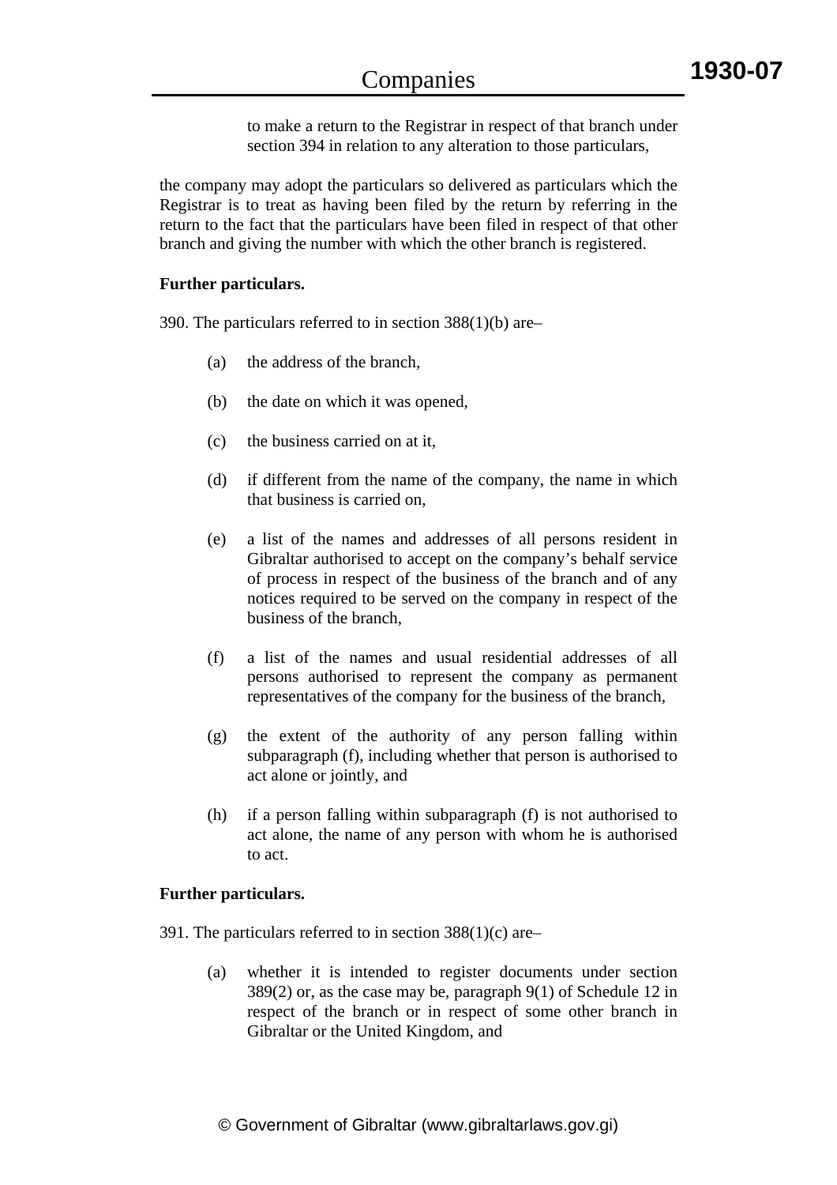to make a return to the Registrar in respect of that branch under section 394 in relation to any alteration to those particulars,

the company may adopt the particulars so delivered as particulars which the Registrar is to treat as having been filed by the return by referring in the return to the fact that the particulars have been filed in respect of that other branch and giving the number with which the other branch is registered.

**Further particulars.**

390. The particulars referred to in section 388(1)(b) are–

(a) the address of the branch,

(b) the date on which it was opened,

(c) the business carried on at it,

(d) if different from the name of the company, the name in which that business is carried on,

(e) a list of the names and addresses of all persons resident in Gibraltar authorised to accept on the company's behalf service of process in respect of the business of the branch and of any notices required to be served on the company in respect of the business of the branch,

(f) a list of the names and usual residential addresses of all persons authorised to represent the company as permanent representatives of the company for the business of the branch,

(g) the extent of the authority of any person falling within subparagraph (f), including whether that person is authorised to act alone or jointly, and

(h) if a person falling within subparagraph (f) is not authorised to act alone, the name of any person with whom he is authorised to act.

**Further particulars.**

391. The particulars referred to in section 388(1)(c) are–

(a) whether it is intended to register documents under section 389(2) or, as the case may be, paragraph 9(1) of Schedule 12 in respect of the branch or in respect of some other branch in Gibraltar or the United Kingdom, and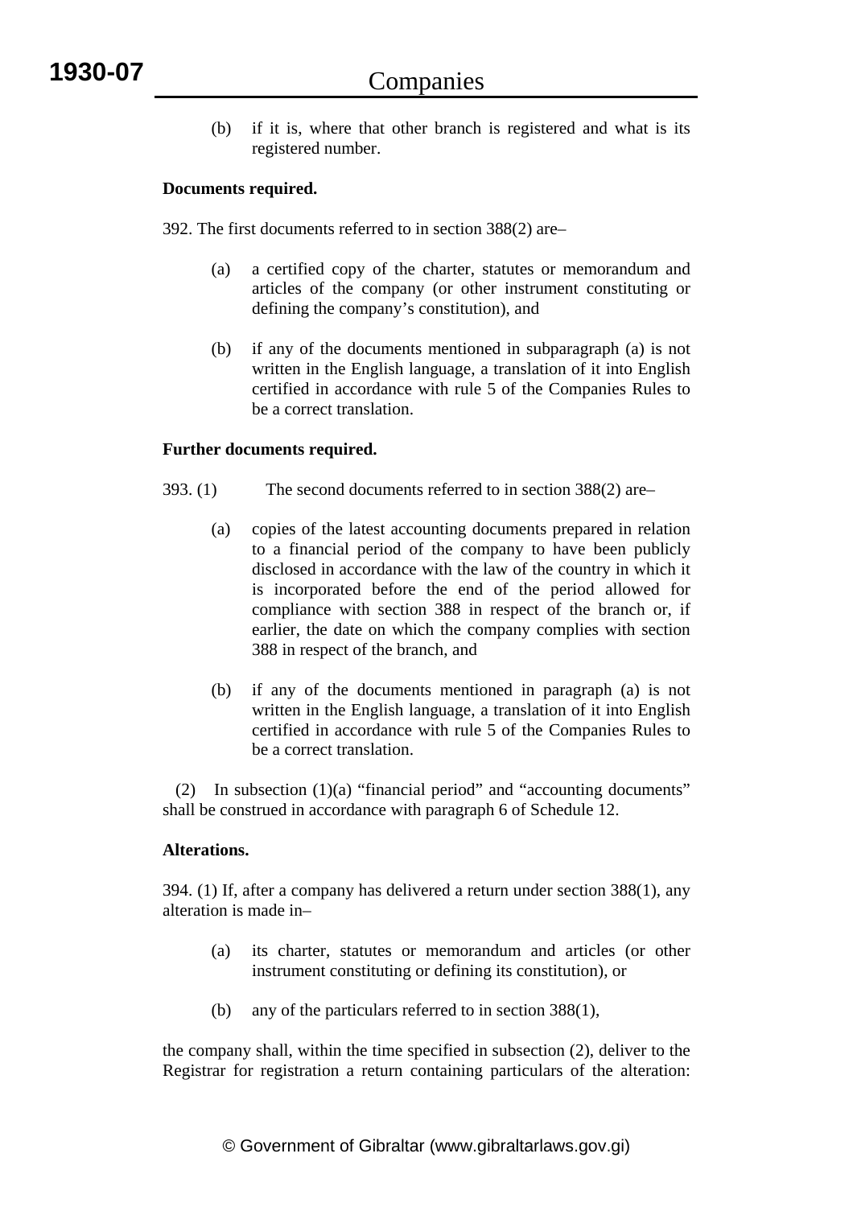(b) if it is, where that other branch is registered and what is its registered number.

**Documents required.**

392. The first documents referred to in section 388(2) are–

(a) a certified copy of the charter, statutes or memorandum and articles of the company (or other instrument constituting or defining the company's constitution), and

(b) if any of the documents mentioned in subparagraph (a) is not written in the English language, a translation of it into English certified in accordance with rule 5 of the Companies Rules to be a correct translation.

**Further documents required.**

393. (1) The second documents referred to in section 388(2) are–

(a) copies of the latest accounting documents prepared in relation to a financial period of the company to have been publicly disclosed in accordance with the law of the country in which it is incorporated before the end of the period allowed for compliance with section 388 in respect of the branch or, if earlier, the date on which the company complies with section 388 in respect of the branch, and

(b) if any of the documents mentioned in paragraph (a) is not written in the English language, a translation of it into English certified in accordance with rule 5 of the Companies Rules to be a correct translation.

(2) In subsection (1)(a) "financial period" and "accounting documents" shall be construed in accordance with paragraph 6 of Schedule 12.

**Alterations.**

394. (1) If, after a company has delivered a return under section 388(1), any alteration is made in–

(a) its charter, statutes or memorandum and articles (or other instrument constituting or defining its constitution), or

(b) any of the particulars referred to in section 388(1),

the company shall, within the time specified in subsection (2), deliver to the Registrar for registration a return containing particulars of the alteration: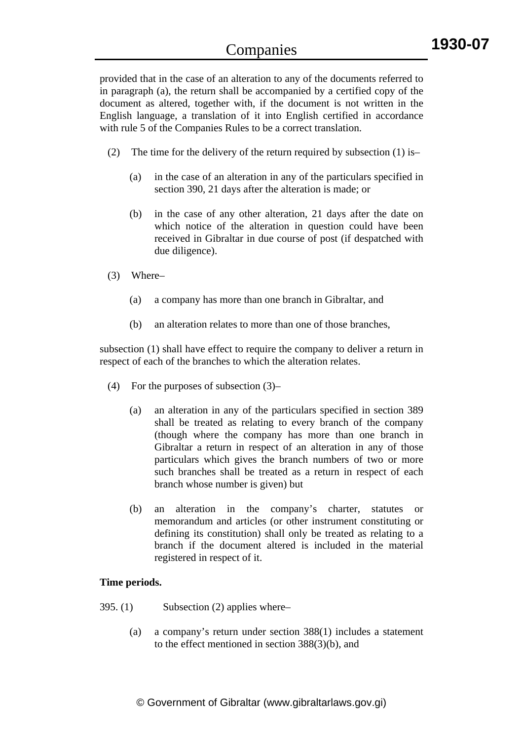provided that in the case of an alteration to any of the documents referred to in paragraph (a), the return shall be accompanied by a certified copy of the document as altered, together with, if the document is not written in the English language, a translation of it into English certified in accordance with rule 5 of the Companies Rules to be a correct translation.

(2) The time for the delivery of the return required by subsection (1) is–

(a) in the case of an alteration in any of the particulars specified in section 390, 21 days after the alteration is made; or

(b) in the case of any other alteration, 21 days after the date on which notice of the alteration in question could have been received in Gibraltar in due course of post (if despatched with due diligence).

(3) Where–

(a) a company has more than one branch in Gibraltar, and

(b) an alteration relates to more than one of those branches,

subsection (1) shall have effect to require the company to deliver a return in respect of each of the branches to which the alteration relates.

(4) For the purposes of subsection (3)–

(a) an alteration in any of the particulars specified in section 389 shall be treated as relating to every branch of the company (though where the company has more than one branch in Gibraltar a return in respect of an alteration in any of those particulars which gives the branch numbers of two or more such branches shall be treated as a return in respect of each branch whose number is given) but

(b) an alteration in the company's charter, statutes or memorandum and articles (or other instrument constituting or defining its constitution) shall only be treated as relating to a branch if the document altered is included in the material registered in respect of it.

**Time periods.**

395. (1) Subsection (2) applies where–

(a) a company's return under section 388(1) includes a statement to the effect mentioned in section 388(3)(b), and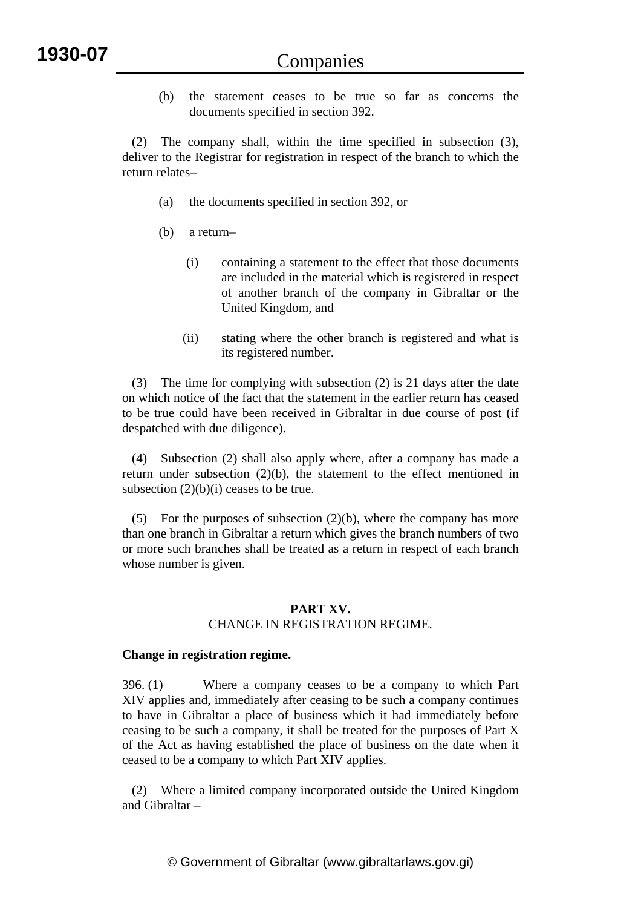(b) the statement ceases to be true so far as concerns the documents specified in section 392.

(2) The company shall, within the time specified in subsection (3), deliver to the Registrar for registration in respect of the branch to which the return relates–

(a) the documents specified in section 392, or

(b) a return–

(i) containing a statement to the effect that those documents are included in the material which is registered in respect of another branch of the company in Gibraltar or the United Kingdom, and

(ii) stating where the other branch is registered and what is its registered number.

(3) The time for complying with subsection (2) is 21 days after the date on which notice of the fact that the statement in the earlier return has ceased to be true could have been received in Gibraltar in due course of post (if despatched with due diligence).

(4) Subsection (2) shall also apply where, after a company has made a return under subsection (2)(b), the statement to the effect mentioned in subsection (2)(b)(i) ceases to be true.

(5) For the purposes of subsection (2)(b), where the company has more than one branch in Gibraltar a return which gives the branch numbers of two or more such branches shall be treated as a return in respect of each branch whose number is given.

## PART XV.
CHANGE IN REGISTRATION REGIME.

**Change in registration regime.**

396. (1) Where a company ceases to be a company to which Part XIV applies and, immediately after ceasing to be such a company continues to have in Gibraltar a place of business which it had immediately before ceasing to be such a company, it shall be treated for the purposes of Part X of the Act as having established the place of business on the date when it ceased to be a company to which Part XIV applies.

(2) Where a limited company incorporated outside the United Kingdom and Gibraltar –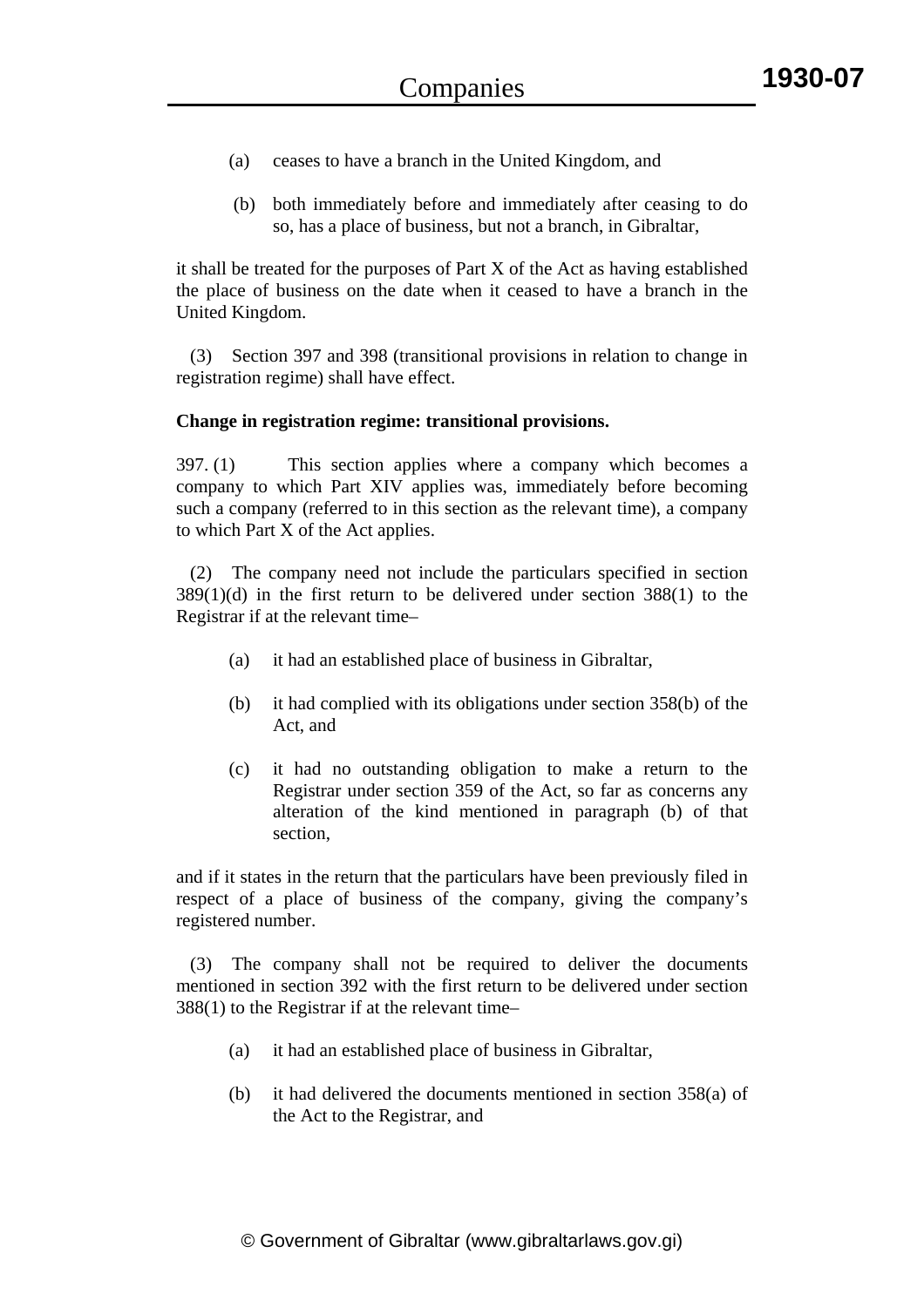(a) ceases to have a branch in the United Kingdom, and

(b) both immediately before and immediately after ceasing to do so, has a place of business, but not a branch, in Gibraltar,

it shall be treated for the purposes of Part X of the Act as having established the place of business on the date when it ceased to have a branch in the United Kingdom.

(3) Section 397 and 398 (transitional provisions in relation to change in registration regime) shall have effect.

**Change in registration regime: transitional provisions.**

397. (1) This section applies where a company which becomes a company to which Part XIV applies was, immediately before becoming such a company (referred to in this section as the relevant time), a company to which Part X of the Act applies.

(2) The company need not include the particulars specified in section 389(1)(d) in the first return to be delivered under section 388(1) to the Registrar if at the relevant time–

(a) it had an established place of business in Gibraltar,

(b) it had complied with its obligations under section 358(b) of the Act, and

(c) it had no outstanding obligation to make a return to the Registrar under section 359 of the Act, so far as concerns any alteration of the kind mentioned in paragraph (b) of that section,

and if it states in the return that the particulars have been previously filed in respect of a place of business of the company, giving the company's registered number.

(3) The company shall not be required to deliver the documents mentioned in section 392 with the first return to be delivered under section 388(1) to the Registrar if at the relevant time–

(a) it had an established place of business in Gibraltar,

(b) it had delivered the documents mentioned in section 358(a) of the Act to the Registrar, and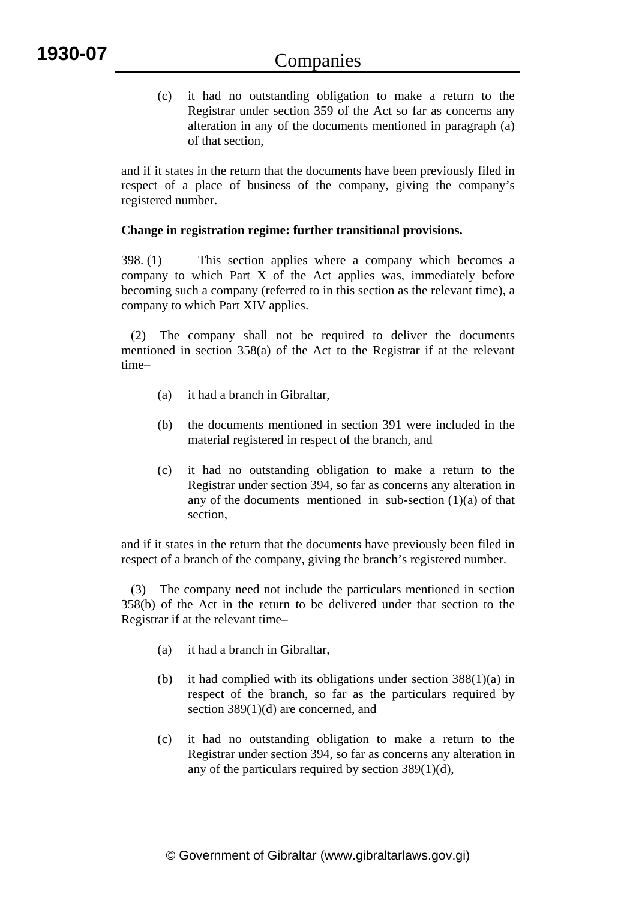(c) it had no outstanding obligation to make a return to the Registrar under section 359 of the Act so far as concerns any alteration in any of the documents mentioned in paragraph (a) of that section,

and if it states in the return that the documents have been previously filed in respect of a place of business of the company, giving the company's registered number.

**Change in registration regime: further transitional provisions.**

398. (1) This section applies where a company which becomes a company to which Part X of the Act applies was, immediately before becoming such a company (referred to in this section as the relevant time), a company to which Part XIV applies.

(2) The company shall not be required to deliver the documents mentioned in section 358(a) of the Act to the Registrar if at the relevant time–

(a) it had a branch in Gibraltar,

(b) the documents mentioned in section 391 were included in the material registered in respect of the branch, and

(c) it had no outstanding obligation to make a return to the Registrar under section 394, so far as concerns any alteration in any of the documents mentioned in sub-section (1)(a) of that section,

and if it states in the return that the documents have previously been filed in respect of a branch of the company, giving the branch's registered number.

(3) The company need not include the particulars mentioned in section 358(b) of the Act in the return to be delivered under that section to the Registrar if at the relevant time–

(a) it had a branch in Gibraltar,

(b) it had complied with its obligations under section 388(1)(a) in respect of the branch, so far as the particulars required by section 389(1)(d) are concerned, and

(c) it had no outstanding obligation to make a return to the Registrar under section 394, so far as concerns any alteration in any of the particulars required by section 389(1)(d),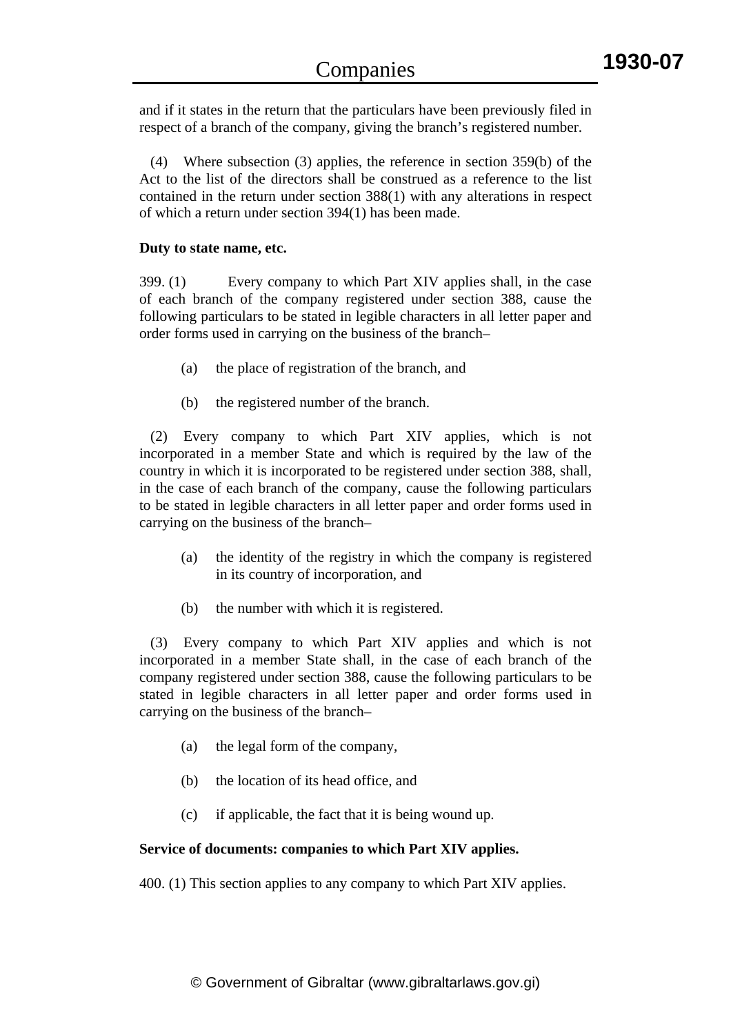and if it states in the return that the particulars have been previously filed in respect of a branch of the company, giving the branch's registered number.

(4) Where subsection (3) applies, the reference in section 359(b) of the Act to the list of the directors shall be construed as a reference to the list contained in the return under section 388(1) with any alterations in respect of which a return under section 394(1) has been made.

**Duty to state name, etc.**

399. (1) Every company to which Part XIV applies shall, in the case of each branch of the company registered under section 388, cause the following particulars to be stated in legible characters in all letter paper and order forms used in carrying on the business of the branch–

(a) the place of registration of the branch, and

(b) the registered number of the branch.

(2) Every company to which Part XIV applies, which is not incorporated in a member State and which is required by the law of the country in which it is incorporated to be registered under section 388, shall, in the case of each branch of the company, cause the following particulars to be stated in legible characters in all letter paper and order forms used in carrying on the business of the branch–

(a) the identity of the registry in which the company is registered in its country of incorporation, and

(b) the number with which it is registered.

(3) Every company to which Part XIV applies and which is not incorporated in a member State shall, in the case of each branch of the company registered under section 388, cause the following particulars to be stated in legible characters in all letter paper and order forms used in carrying on the business of the branch–

(a) the legal form of the company,

(b) the location of its head office, and

(c) if applicable, the fact that it is being wound up.

**Service of documents: companies to which Part XIV applies.**

400. (1) This section applies to any company to which Part XIV applies.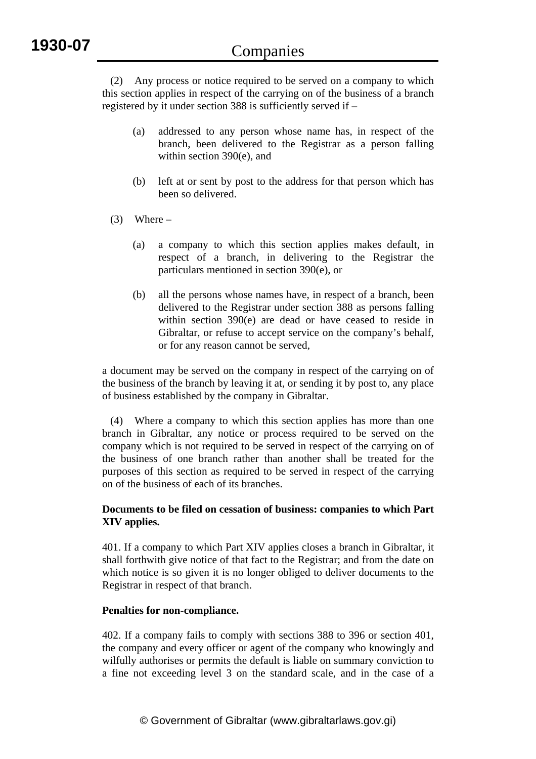(2) Any process or notice required to be served on a company to which this section applies in respect of the carrying on of the business of a branch registered by it under section 388 is sufficiently served if –

(a) addressed to any person whose name has, in respect of the branch, been delivered to the Registrar as a person falling within section 390(e), and

(b) left at or sent by post to the address for that person which has been so delivered.

(3) Where –

(a) a company to which this section applies makes default, in respect of a branch, in delivering to the Registrar the particulars mentioned in section 390(e), or

(b) all the persons whose names have, in respect of a branch, been delivered to the Registrar under section 388 as persons falling within section 390(e) are dead or have ceased to reside in Gibraltar, or refuse to accept service on the company's behalf, or for any reason cannot be served,

a document may be served on the company in respect of the carrying on of the business of the branch by leaving it at, or sending it by post to, any place of business established by the company in Gibraltar.

(4) Where a company to which this section applies has more than one branch in Gibraltar, any notice or process required to be served on the company which is not required to be served in respect of the carrying on of the business of one branch rather than another shall be treated for the purposes of this section as required to be served in respect of the carrying on of the business of each of its branches.

**Documents to be filed on cessation of business: companies to which Part XIV applies.**

401. If a company to which Part XIV applies closes a branch in Gibraltar, it shall forthwith give notice of that fact to the Registrar; and from the date on which notice is so given it is no longer obliged to deliver documents to the Registrar in respect of that branch.

**Penalties for non-compliance.**

402. If a company fails to comply with sections 388 to 396 or section 401, the company and every officer or agent of the company who knowingly and wilfully authorises or permits the default is liable on summary conviction to a fine not exceeding level 3 on the standard scale, and in the case of a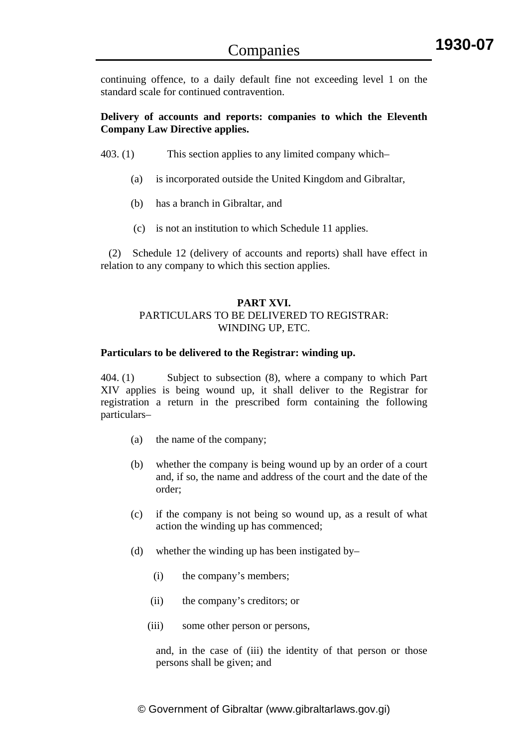continuing offence, to a daily default fine not exceeding level 1 on the standard scale for continued contravention.

**Delivery of accounts and reports: companies to which the Eleventh Company Law Directive applies.**

403. (1) This section applies to any limited company which–

(a) is incorporated outside the United Kingdom and Gibraltar,

(b) has a branch in Gibraltar, and

(c) is not an institution to which Schedule 11 applies.

(2) Schedule 12 (delivery of accounts and reports) shall have effect in relation to any company to which this section applies.

## PART XVI.
## PARTICULARS TO BE DELIVERED TO REGISTRAR: WINDING UP, ETC.

**Particulars to be delivered to the Registrar: winding up.**

404. (1) Subject to subsection (8), where a company to which Part XIV applies is being wound up, it shall deliver to the Registrar for registration a return in the prescribed form containing the following particulars–

(a) the name of the company;

(b) whether the company is being wound up by an order of a court and, if so, the name and address of the court and the date of the order;

(c) if the company is not being so wound up, as a result of what action the winding up has commenced;

(d) whether the winding up has been instigated by–

(i) the company's members;

(ii) the company's creditors; or

(iii) some other person or persons,

and, in the case of (iii) the identity of that person or those persons shall be given; and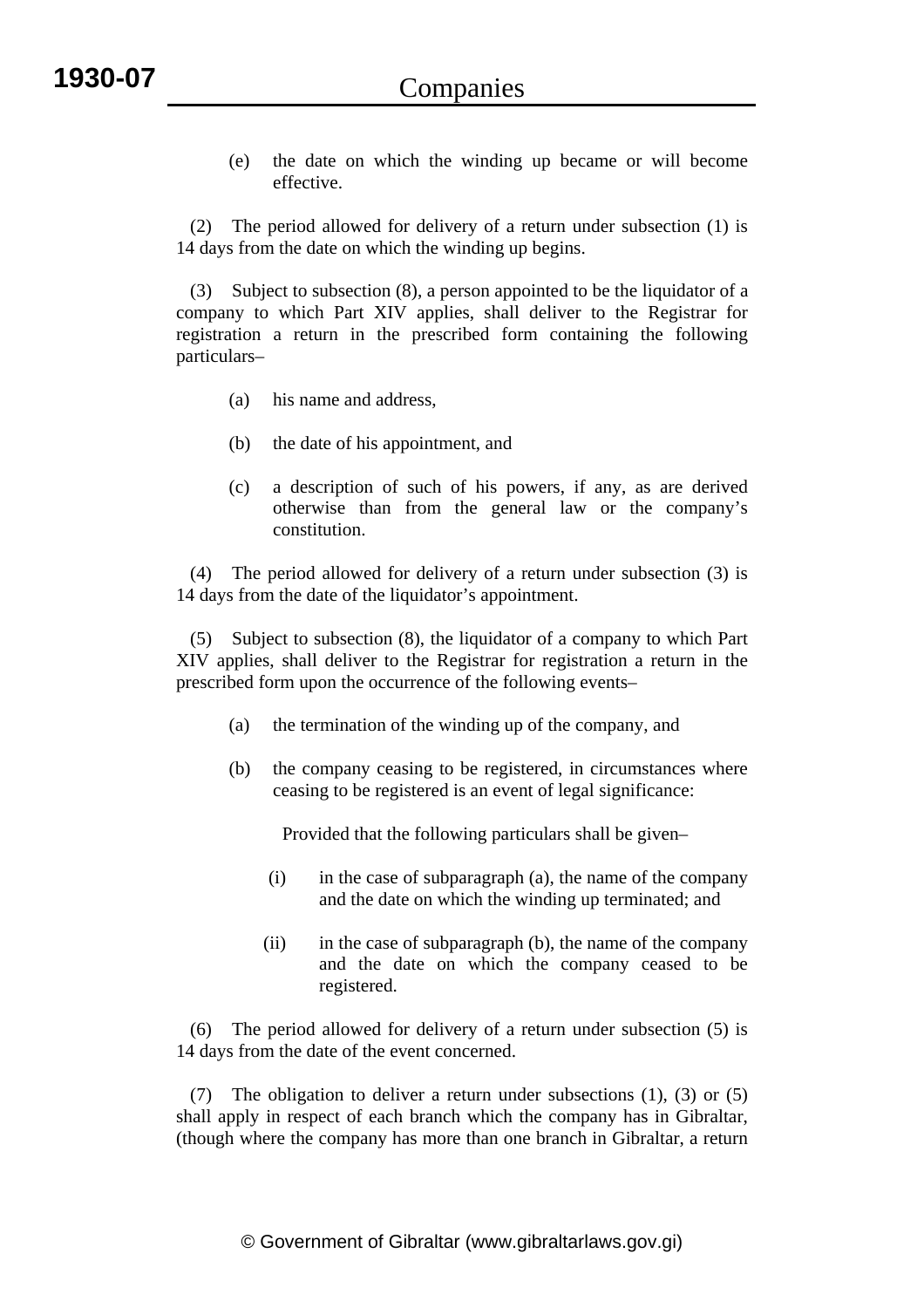(e) the date on which the winding up became or will become effective.

(2) The period allowed for delivery of a return under subsection (1) is 14 days from the date on which the winding up begins.

(3) Subject to subsection (8), a person appointed to be the liquidator of a company to which Part XIV applies, shall deliver to the Registrar for registration a return in the prescribed form containing the following particulars–

(a) his name and address,

(b) the date of his appointment, and

(c) a description of such of his powers, if any, as are derived otherwise than from the general law or the company's constitution.

(4) The period allowed for delivery of a return under subsection (3) is 14 days from the date of the liquidator's appointment.

(5) Subject to subsection (8), the liquidator of a company to which Part XIV applies, shall deliver to the Registrar for registration a return in the prescribed form upon the occurrence of the following events–

(a) the termination of the winding up of the company, and

(b) the company ceasing to be registered, in circumstances where ceasing to be registered is an event of legal significance:

Provided that the following particulars shall be given–

(i) in the case of subparagraph (a), the name of the company and the date on which the winding up terminated; and

(ii) in the case of subparagraph (b), the name of the company and the date on which the company ceased to be registered.

(6) The period allowed for delivery of a return under subsection (5) is 14 days from the date of the event concerned.

(7) The obligation to deliver a return under subsections (1), (3) or (5) shall apply in respect of each branch which the company has in Gibraltar, (though where the company has more than one branch in Gibraltar, a return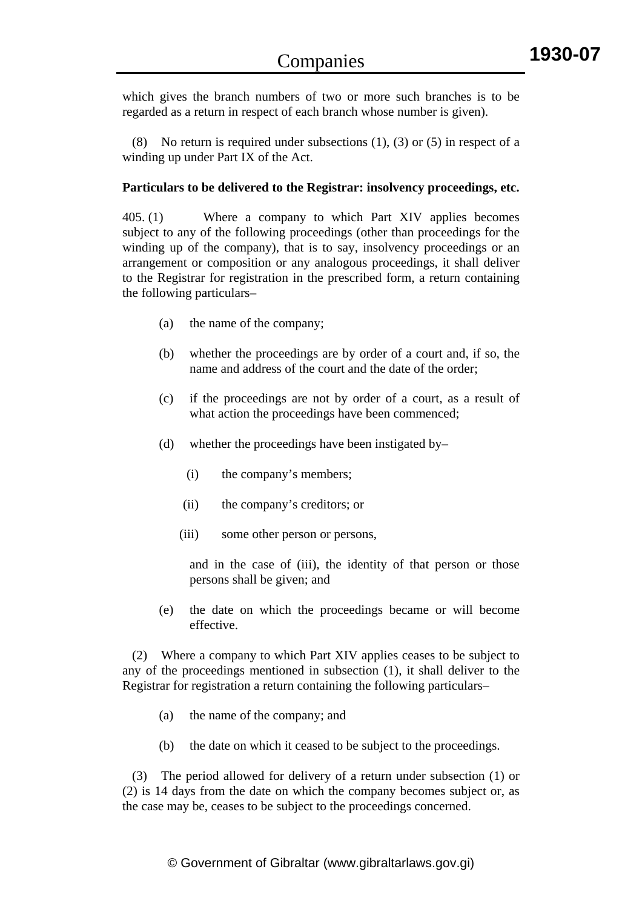which gives the branch numbers of two or more such branches is to be regarded as a return in respect of each branch whose number is given).

(8) No return is required under subsections (1), (3) or (5) in respect of a winding up under Part IX of the Act.

**Particulars to be delivered to the Registrar: insolvency proceedings, etc.**

405. (1) Where a company to which Part XIV applies becomes subject to any of the following proceedings (other than proceedings for the winding up of the company), that is to say, insolvency proceedings or an arrangement or composition or any analogous proceedings, it shall deliver to the Registrar for registration in the prescribed form, a return containing the following particulars–

(a) the name of the company;

(b) whether the proceedings are by order of a court and, if so, the name and address of the court and the date of the order;

(c) if the proceedings are not by order of a court, as a result of what action the proceedings have been commenced;

(d) whether the proceedings have been instigated by–

(i) the company's members;

(ii) the company's creditors; or

(iii) some other person or persons,

and in the case of (iii), the identity of that person or those persons shall be given; and

(e) the date on which the proceedings became or will become effective.

(2) Where a company to which Part XIV applies ceases to be subject to any of the proceedings mentioned in subsection (1), it shall deliver to the Registrar for registration a return containing the following particulars–

(a) the name of the company; and

(b) the date on which it ceased to be subject to the proceedings.

(3) The period allowed for delivery of a return under subsection (1) or (2) is 14 days from the date on which the company becomes subject or, as the case may be, ceases to be subject to the proceedings concerned.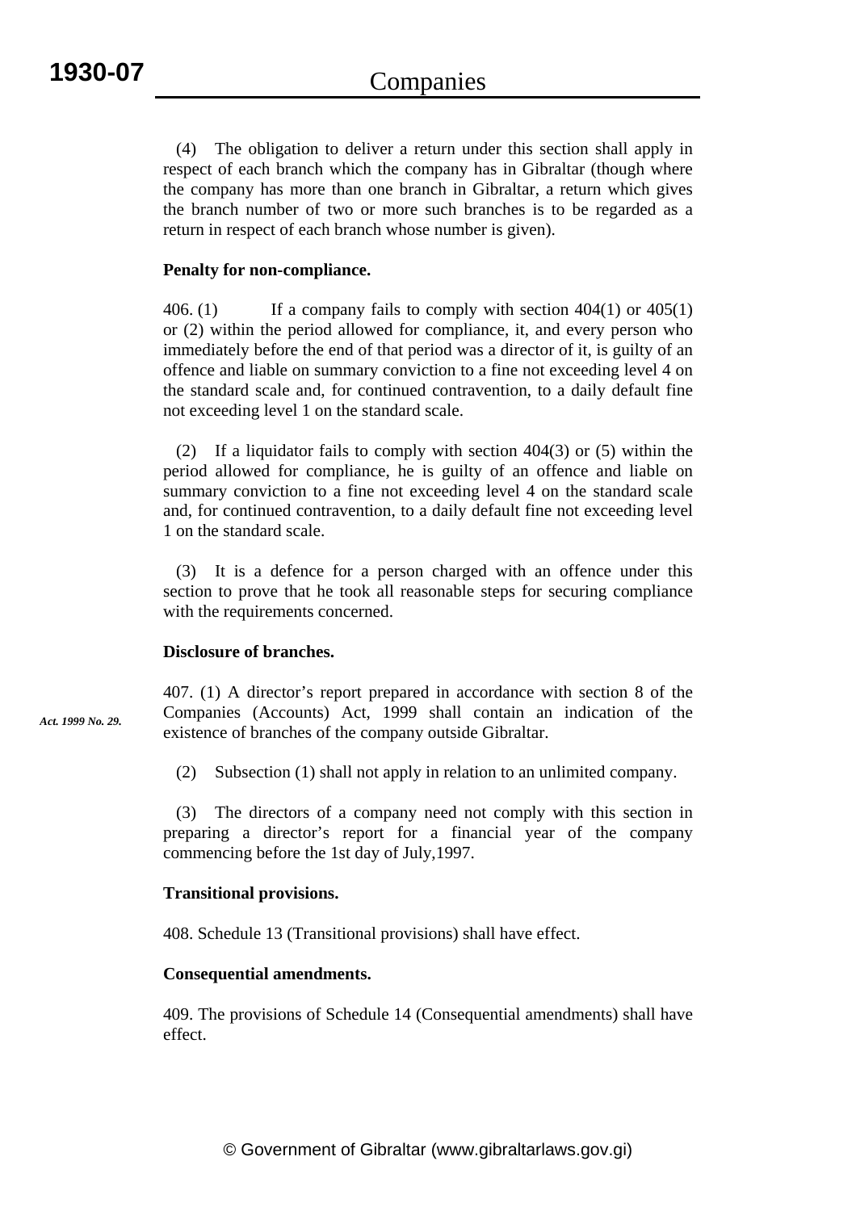(4) The obligation to deliver a return under this section shall apply in respect of each branch which the company has in Gibraltar (though where the company has more than one branch in Gibraltar, a return which gives the branch number of two or more such branches is to be regarded as a return in respect of each branch whose number is given).

**Penalty for non-compliance.**

406. (1) If a company fails to comply with section 404(1) or 405(1) or (2) within the period allowed for compliance, it, and every person who immediately before the end of that period was a director of it, is guilty of an offence and liable on summary conviction to a fine not exceeding level 4 on the standard scale and, for continued contravention, to a daily default fine not exceeding level 1 on the standard scale.

(2) If a liquidator fails to comply with section 404(3) or (5) within the period allowed for compliance, he is guilty of an offence and liable on summary conviction to a fine not exceeding level 4 on the standard scale and, for continued contravention, to a daily default fine not exceeding level 1 on the standard scale.

(3) It is a defence for a person charged with an offence under this section to prove that he took all reasonable steps for securing compliance with the requirements concerned.

**Disclosure of branches.**

*Act. 1999 No. 29.*

407. (1) A director's report prepared in accordance with section 8 of the Companies (Accounts) Act, 1999 shall contain an indication of the existence of branches of the company outside Gibraltar.

(2) Subsection (1) shall not apply in relation to an unlimited company.

(3) The directors of a company need not comply with this section in preparing a director's report for a financial year of the company commencing before the 1st day of July,1997.

**Transitional provisions.**

408. Schedule 13 (Transitional provisions) shall have effect.

**Consequential amendments.**

409. The provisions of Schedule 14 (Consequential amendments) shall have effect.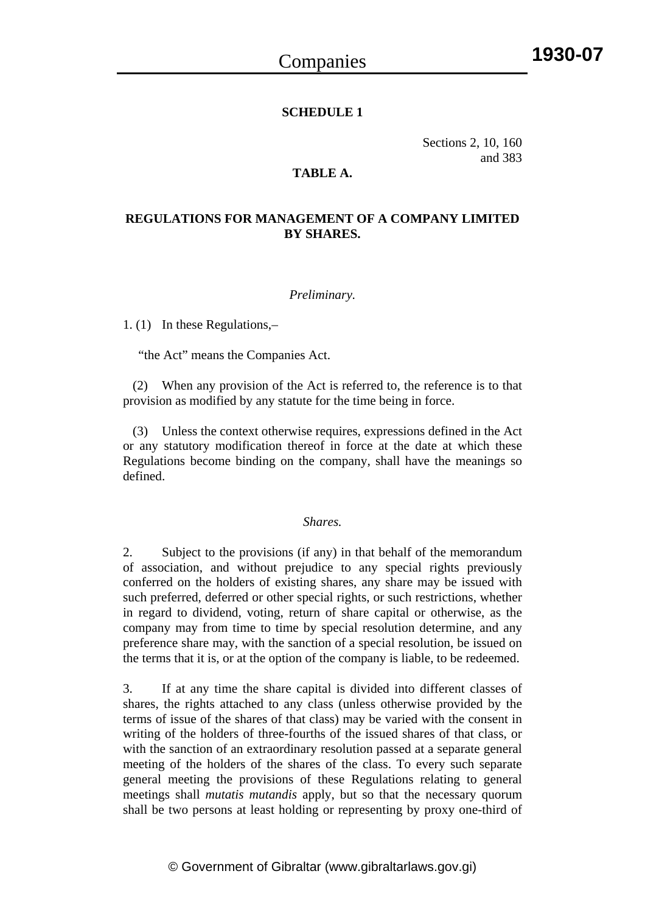## SCHEDULE 1

Sections 2, 10, 160 and 383

## TABLE A.

## REGULATIONS FOR MANAGEMENT OF A COMPANY LIMITED BY SHARES.

*Preliminary.*

1. (1) In these Regulations,–

"the Act" means the Companies Act.

(2) When any provision of the Act is referred to, the reference is to that provision as modified by any statute for the time being in force.

(3) Unless the context otherwise requires, expressions defined in the Act or any statutory modification thereof in force at the date at which these Regulations become binding on the company, shall have the meanings so defined.

*Shares.*

2. Subject to the provisions (if any) in that behalf of the memorandum of association, and without prejudice to any special rights previously conferred on the holders of existing shares, any share may be issued with such preferred, deferred or other special rights, or such restrictions, whether in regard to dividend, voting, return of share capital or otherwise, as the company may from time to time by special resolution determine, and any preference share may, with the sanction of a special resolution, be issued on the terms that it is, or at the option of the company is liable, to be redeemed.

3. If at any time the share capital is divided into different classes of shares, the rights attached to any class (unless otherwise provided by the terms of issue of the shares of that class) may be varied with the consent in writing of the holders of three-fourths of the issued shares of that class, or with the sanction of an extraordinary resolution passed at a separate general meeting of the holders of the shares of the class. To every such separate general meeting the provisions of these Regulations relating to general meetings shall *mutatis mutandis* apply, but so that the necessary quorum shall be two persons at least holding or representing by proxy one-third of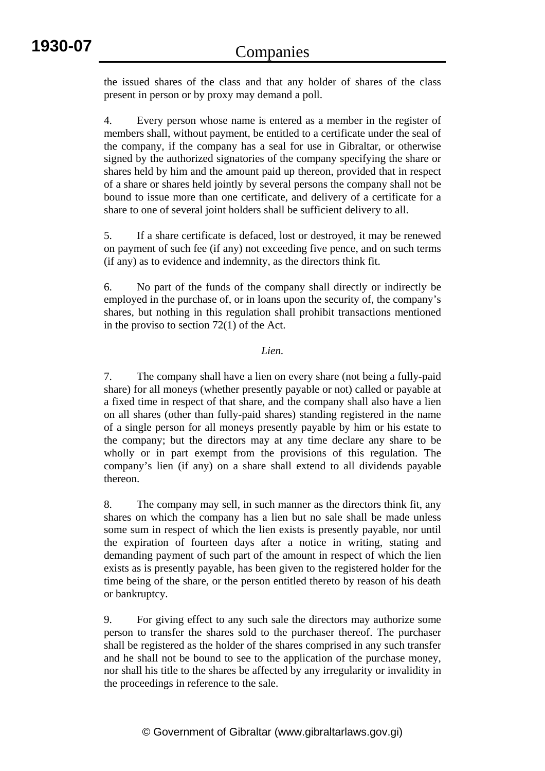the issued shares of the class and that any holder of shares of the class present in person or by proxy may demand a poll.

4. Every person whose name is entered as a member in the register of members shall, without payment, be entitled to a certificate under the seal of the company, if the company has a seal for use in Gibraltar, or otherwise signed by the authorized signatories of the company specifying the share or shares held by him and the amount paid up thereon, provided that in respect of a share or shares held jointly by several persons the company shall not be bound to issue more than one certificate, and delivery of a certificate for a share to one of several joint holders shall be sufficient delivery to all.

5. If a share certificate is defaced, lost or destroyed, it may be renewed on payment of such fee (if any) not exceeding five pence, and on such terms (if any) as to evidence and indemnity, as the directors think fit.

6. No part of the funds of the company shall directly or indirectly be employed in the purchase of, or in loans upon the security of, the company's shares, but nothing in this regulation shall prohibit transactions mentioned in the proviso to section 72(1) of the Act.

*Lien.*

7. The company shall have a lien on every share (not being a fully-paid share) for all moneys (whether presently payable or not) called or payable at a fixed time in respect of that share, and the company shall also have a lien on all shares (other than fully-paid shares) standing registered in the name of a single person for all moneys presently payable by him or his estate to the company; but the directors may at any time declare any share to be wholly or in part exempt from the provisions of this regulation. The company's lien (if any) on a share shall extend to all dividends payable thereon.

8. The company may sell, in such manner as the directors think fit, any shares on which the company has a lien but no sale shall be made unless some sum in respect of which the lien exists is presently payable, nor until the expiration of fourteen days after a notice in writing, stating and demanding payment of such part of the amount in respect of which the lien exists as is presently payable, has been given to the registered holder for the time being of the share, or the person entitled thereto by reason of his death or bankruptcy.

9. For giving effect to any such sale the directors may authorize some person to transfer the shares sold to the purchaser thereof. The purchaser shall be registered as the holder of the shares comprised in any such transfer and he shall not be bound to see to the application of the purchase money, nor shall his title to the shares be affected by any irregularity or invalidity in the proceedings in reference to the sale.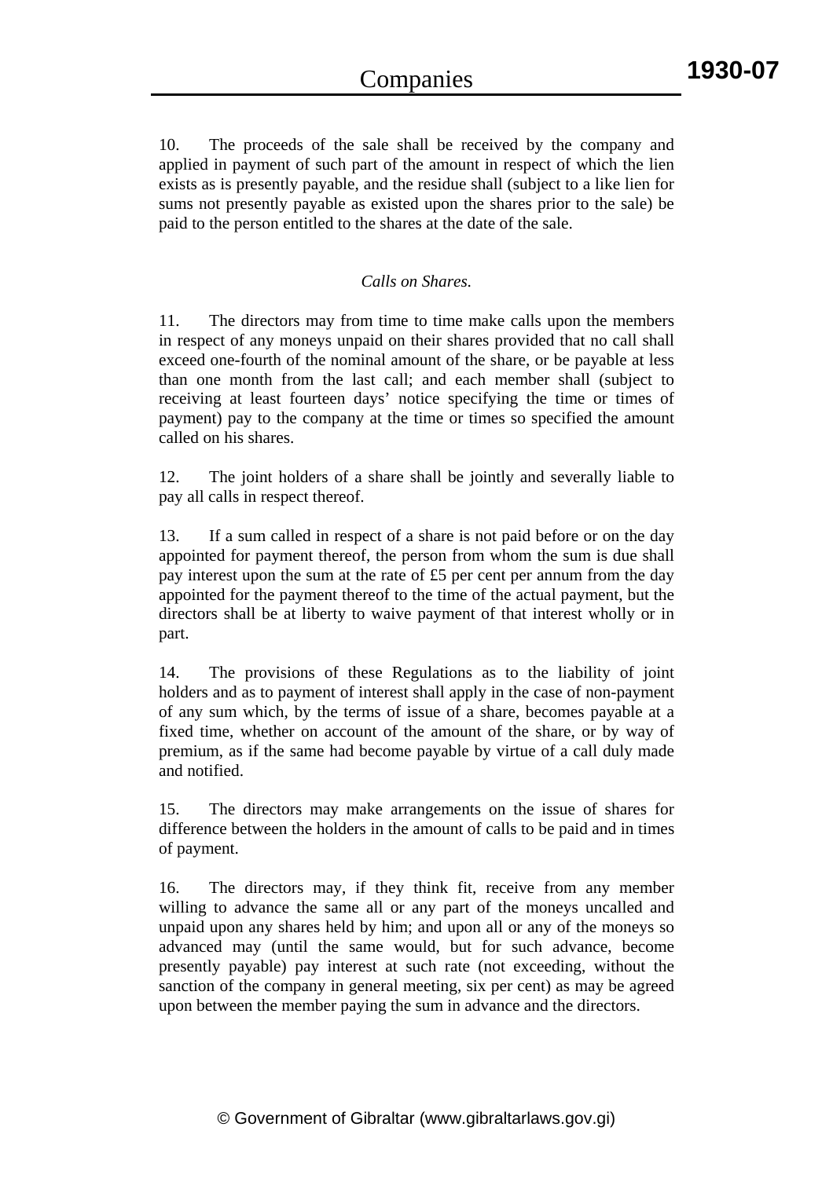10. The proceeds of the sale shall be received by the company and applied in payment of such part of the amount in respect of which the lien exists as is presently payable, and the residue shall (subject to a like lien for sums not presently payable as existed upon the shares prior to the sale) be paid to the person entitled to the shares at the date of the sale.

*Calls on Shares.*

11. The directors may from time to time make calls upon the members in respect of any moneys unpaid on their shares provided that no call shall exceed one-fourth of the nominal amount of the share, or be payable at less than one month from the last call; and each member shall (subject to receiving at least fourteen days' notice specifying the time or times of payment) pay to the company at the time or times so specified the amount called on his shares.

12. The joint holders of a share shall be jointly and severally liable to pay all calls in respect thereof.

13. If a sum called in respect of a share is not paid before or on the day appointed for payment thereof, the person from whom the sum is due shall pay interest upon the sum at the rate of £5 per cent per annum from the day appointed for the payment thereof to the time of the actual payment, but the directors shall be at liberty to waive payment of that interest wholly or in part.

14. The provisions of these Regulations as to the liability of joint holders and as to payment of interest shall apply in the case of non-payment of any sum which, by the terms of issue of a share, becomes payable at a fixed time, whether on account of the amount of the share, or by way of premium, as if the same had become payable by virtue of a call duly made and notified.

15. The directors may make arrangements on the issue of shares for difference between the holders in the amount of calls to be paid and in times of payment.

16. The directors may, if they think fit, receive from any member willing to advance the same all or any part of the moneys uncalled and unpaid upon any shares held by him; and upon all or any of the moneys so advanced may (until the same would, but for such advance, become presently payable) pay interest at such rate (not exceeding, without the sanction of the company in general meeting, six per cent) as may be agreed upon between the member paying the sum in advance and the directors.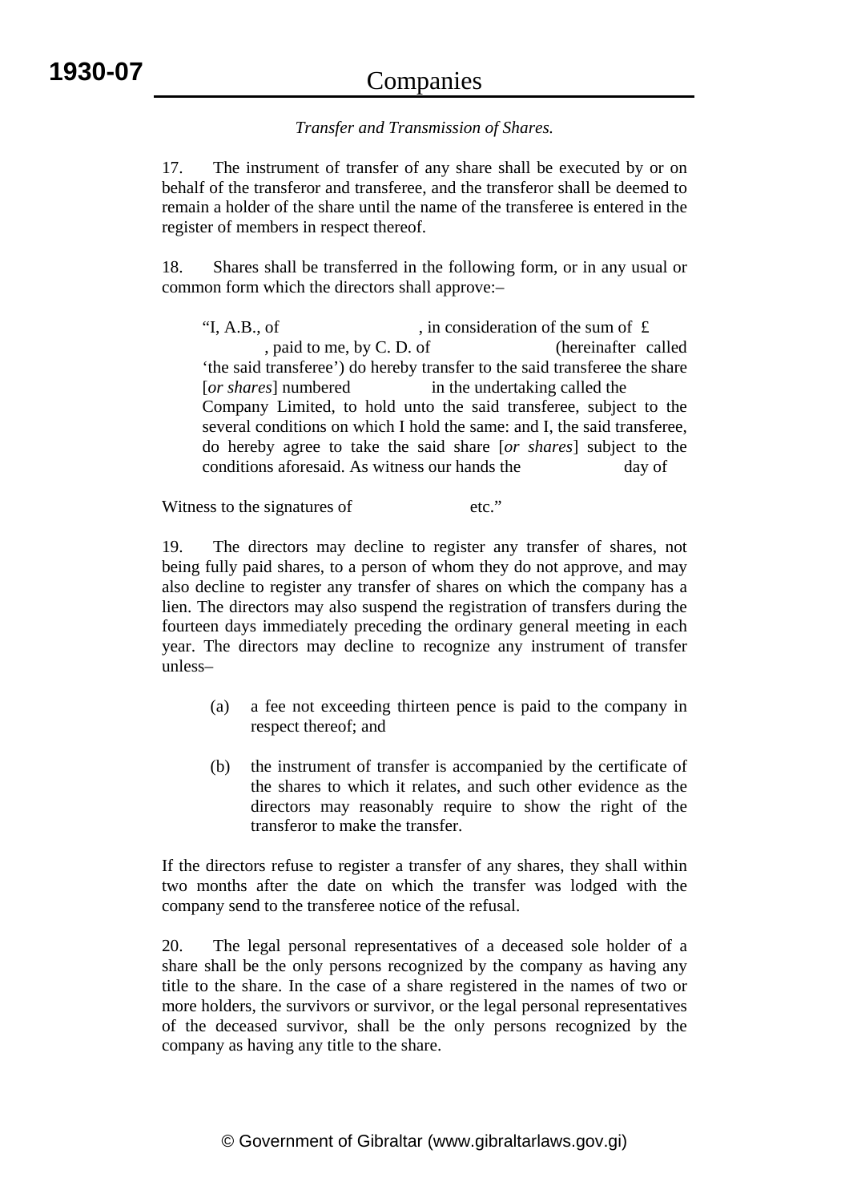*Transfer and Transmission of Shares.*

17. The instrument of transfer of any share shall be executed by or on behalf of the transferor and transferee, and the transferor shall be deemed to remain a holder of the share until the name of the transferee is entered in the register of members in respect thereof.

18. Shares shall be transferred in the following form, or in any usual or common form which the directors shall approve:–

> "I, A.B., of , in consideration of the sum of £ , paid to me, by C. D. of (hereinafter called 'the said transferee') do hereby transfer to the said transferee the share [*or shares*] numbered in the undertaking called the Company Limited, to hold unto the said transferee, subject to the several conditions on which I hold the same: and I, the said transferee, do hereby agree to take the said share [*or shares*] subject to the conditions aforesaid. As witness our hands the day of

Witness to the signatures of etc."

19. The directors may decline to register any transfer of shares, not being fully paid shares, to a person of whom they do not approve, and may also decline to register any transfer of shares on which the company has a lien. The directors may also suspend the registration of transfers during the fourteen days immediately preceding the ordinary general meeting in each year. The directors may decline to recognize any instrument of transfer unless–

(a) a fee not exceeding thirteen pence is paid to the company in respect thereof; and

(b) the instrument of transfer is accompanied by the certificate of the shares to which it relates, and such other evidence as the directors may reasonably require to show the right of the transferor to make the transfer.

If the directors refuse to register a transfer of any shares, they shall within two months after the date on which the transfer was lodged with the company send to the transferee notice of the refusal.

20. The legal personal representatives of a deceased sole holder of a share shall be the only persons recognized by the company as having any title to the share. In the case of a share registered in the names of two or more holders, the survivors or survivor, or the legal personal representatives of the deceased survivor, shall be the only persons recognized by the company as having any title to the share.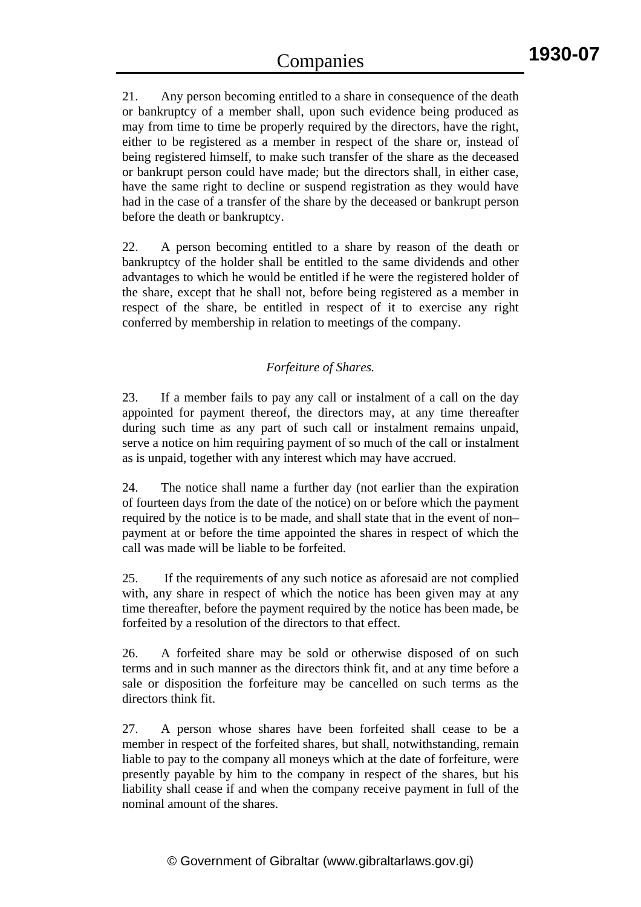21. Any person becoming entitled to a share in consequence of the death or bankruptcy of a member shall, upon such evidence being produced as may from time to time be properly required by the directors, have the right, either to be registered as a member in respect of the share or, instead of being registered himself, to make such transfer of the share as the deceased or bankrupt person could have made; but the directors shall, in either case, have the same right to decline or suspend registration as they would have had in the case of a transfer of the share by the deceased or bankrupt person before the death or bankruptcy.

22. A person becoming entitled to a share by reason of the death or bankruptcy of the holder shall be entitled to the same dividends and other advantages to which he would be entitled if he were the registered holder of the share, except that he shall not, before being registered as a member in respect of the share, be entitled in respect of it to exercise any right conferred by membership in relation to meetings of the company.

*Forfeiture of Shares.*

23. If a member fails to pay any call or instalment of a call on the day appointed for payment thereof, the directors may, at any time thereafter during such time as any part of such call or instalment remains unpaid, serve a notice on him requiring payment of so much of the call or instalment as is unpaid, together with any interest which may have accrued.

24. The notice shall name a further day (not earlier than the expiration of fourteen days from the date of the notice) on or before which the payment required by the notice is to be made, and shall state that in the event of non–payment at or before the time appointed the shares in respect of which the call was made will be liable to be forfeited.

25. If the requirements of any such notice as aforesaid are not complied with, any share in respect of which the notice has been given may at any time thereafter, before the payment required by the notice has been made, be forfeited by a resolution of the directors to that effect.

26. A forfeited share may be sold or otherwise disposed of on such terms and in such manner as the directors think fit, and at any time before a sale or disposition the forfeiture may be cancelled on such terms as the directors think fit.

27. A person whose shares have been forfeited shall cease to be a member in respect of the forfeited shares, but shall, notwithstanding, remain liable to pay to the company all moneys which at the date of forfeiture, were presently payable by him to the company in respect of the shares, but his liability shall cease if and when the company receive payment in full of the nominal amount of the shares.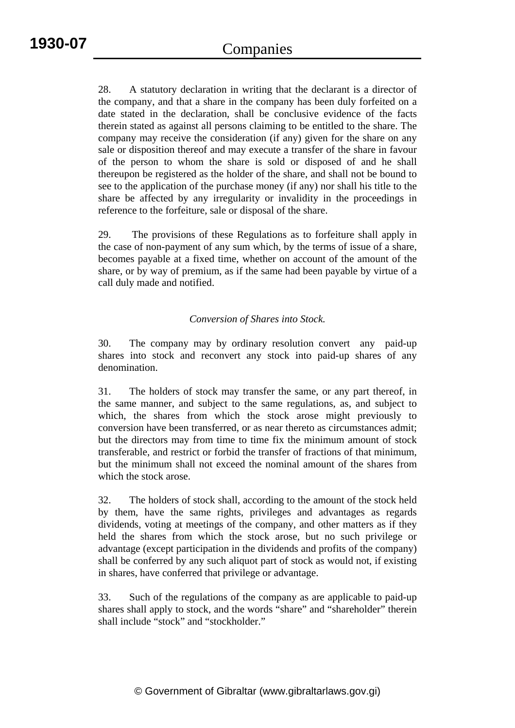28. A statutory declaration in writing that the declarant is a director of the company, and that a share in the company has been duly forfeited on a date stated in the declaration, shall be conclusive evidence of the facts therein stated as against all persons claiming to be entitled to the share. The company may receive the consideration (if any) given for the share on any sale or disposition thereof and may execute a transfer of the share in favour of the person to whom the share is sold or disposed of and he shall thereupon be registered as the holder of the share, and shall not be bound to see to the application of the purchase money (if any) nor shall his title to the share be affected by any irregularity or invalidity in the proceedings in reference to the forfeiture, sale or disposal of the share.

29. The provisions of these Regulations as to forfeiture shall apply in the case of non-payment of any sum which, by the terms of issue of a share, becomes payable at a fixed time, whether on account of the amount of the share, or by way of premium, as if the same had been payable by virtue of a call duly made and notified.

*Conversion of Shares into Stock.*

30. The company may by ordinary resolution convert any paid-up shares into stock and reconvert any stock into paid-up shares of any denomination.

31. The holders of stock may transfer the same, or any part thereof, in the same manner, and subject to the same regulations, as, and subject to which, the shares from which the stock arose might previously to conversion have been transferred, or as near thereto as circumstances admit; but the directors may from time to time fix the minimum amount of stock transferable, and restrict or forbid the transfer of fractions of that minimum, but the minimum shall not exceed the nominal amount of the shares from which the stock arose.

32. The holders of stock shall, according to the amount of the stock held by them, have the same rights, privileges and advantages as regards dividends, voting at meetings of the company, and other matters as if they held the shares from which the stock arose, but no such privilege or advantage (except participation in the dividends and profits of the company) shall be conferred by any such aliquot part of stock as would not, if existing in shares, have conferred that privilege or advantage.

33. Such of the regulations of the company as are applicable to paid-up shares shall apply to stock, and the words "share" and "shareholder" therein shall include "stock" and "stockholder."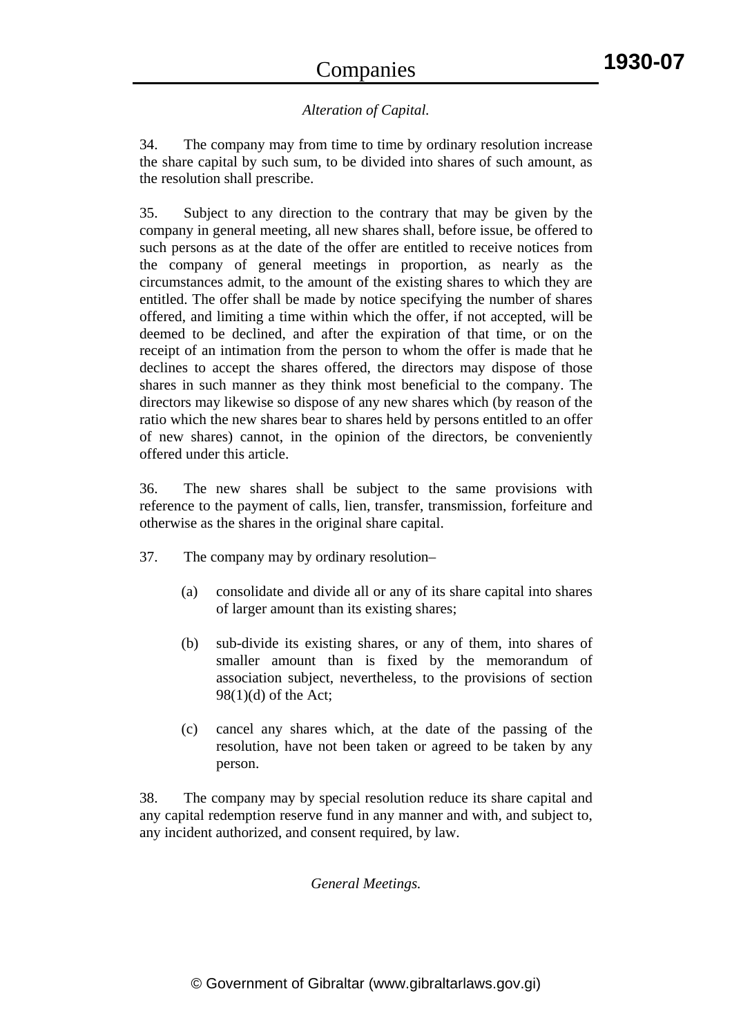*Alteration of Capital.*

34. The company may from time to time by ordinary resolution increase the share capital by such sum, to be divided into shares of such amount, as the resolution shall prescribe.

35. Subject to any direction to the contrary that may be given by the company in general meeting, all new shares shall, before issue, be offered to such persons as at the date of the offer are entitled to receive notices from the company of general meetings in proportion, as nearly as the circumstances admit, to the amount of the existing shares to which they are entitled. The offer shall be made by notice specifying the number of shares offered, and limiting a time within which the offer, if not accepted, will be deemed to be declined, and after the expiration of that time, or on the receipt of an intimation from the person to whom the offer is made that he declines to accept the shares offered, the directors may dispose of those shares in such manner as they think most beneficial to the company. The directors may likewise so dispose of any new shares which (by reason of the ratio which the new shares bear to shares held by persons entitled to an offer of new shares) cannot, in the opinion of the directors, be conveniently offered under this article.

36. The new shares shall be subject to the same provisions with reference to the payment of calls, lien, transfer, transmission, forfeiture and otherwise as the shares in the original share capital.

37. The company may by ordinary resolution–

(a) consolidate and divide all or any of its share capital into shares of larger amount than its existing shares;

(b) sub-divide its existing shares, or any of them, into shares of smaller amount than is fixed by the memorandum of association subject, nevertheless, to the provisions of section 98(1)(d) of the Act;

(c) cancel any shares which, at the date of the passing of the resolution, have not been taken or agreed to be taken by any person.

38. The company may by special resolution reduce its share capital and any capital redemption reserve fund in any manner and with, and subject to, any incident authorized, and consent required, by law.

*General Meetings.*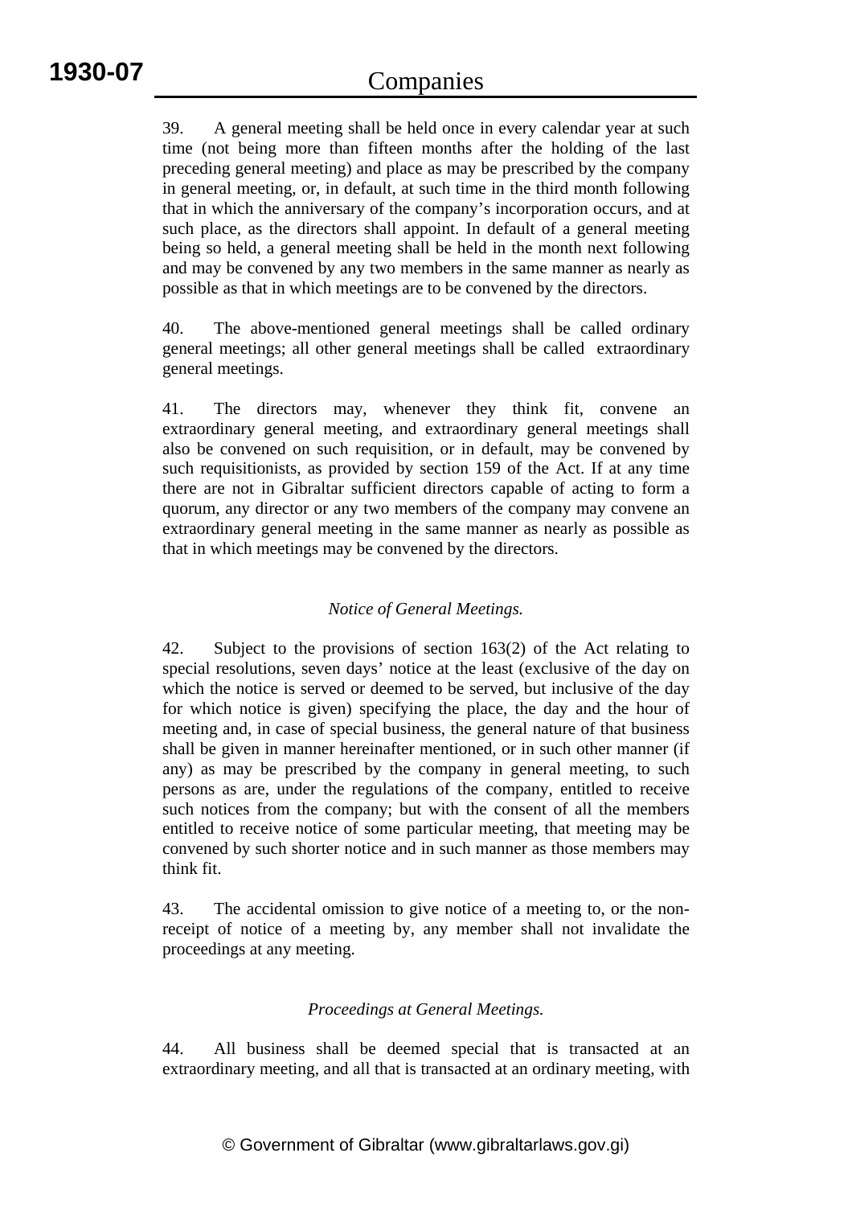39. A general meeting shall be held once in every calendar year at such time (not being more than fifteen months after the holding of the last preceding general meeting) and place as may be prescribed by the company in general meeting, or, in default, at such time in the third month following that in which the anniversary of the company's incorporation occurs, and at such place, as the directors shall appoint. In default of a general meeting being so held, a general meeting shall be held in the month next following and may be convened by any two members in the same manner as nearly as possible as that in which meetings are to be convened by the directors.

40. The above-mentioned general meetings shall be called ordinary general meetings; all other general meetings shall be called extraordinary general meetings.

41. The directors may, whenever they think fit, convene an extraordinary general meeting, and extraordinary general meetings shall also be convened on such requisition, or in default, may be convened by such requisitionists, as provided by section 159 of the Act. If at any time there are not in Gibraltar sufficient directors capable of acting to form a quorum, any director or any two members of the company may convene an extraordinary general meeting in the same manner as nearly as possible as that in which meetings may be convened by the directors.

*Notice of General Meetings.*

42. Subject to the provisions of section 163(2) of the Act relating to special resolutions, seven days' notice at the least (exclusive of the day on which the notice is served or deemed to be served, but inclusive of the day for which notice is given) specifying the place, the day and the hour of meeting and, in case of special business, the general nature of that business shall be given in manner hereinafter mentioned, or in such other manner (if any) as may be prescribed by the company in general meeting, to such persons as are, under the regulations of the company, entitled to receive such notices from the company; but with the consent of all the members entitled to receive notice of some particular meeting, that meeting may be convened by such shorter notice and in such manner as those members may think fit.

43. The accidental omission to give notice of a meeting to, or the non-receipt of notice of a meeting by, any member shall not invalidate the proceedings at any meeting.

*Proceedings at General Meetings.*

44. All business shall be deemed special that is transacted at an extraordinary meeting, and all that is transacted at an ordinary meeting, with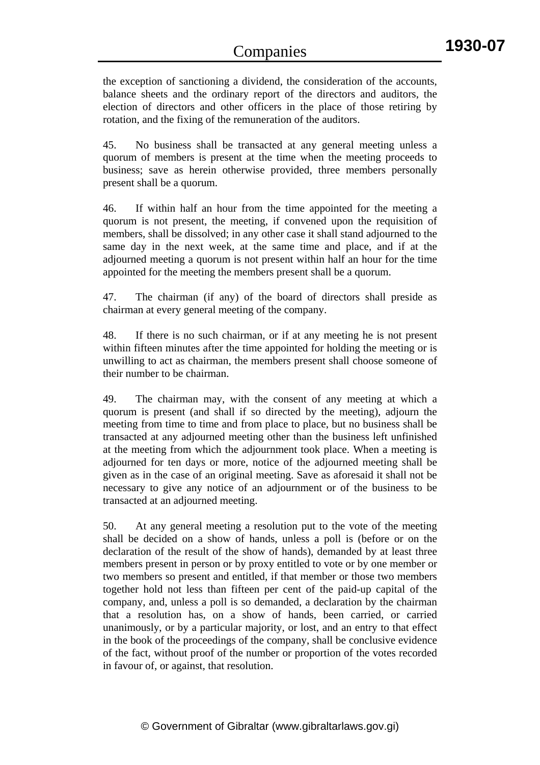the exception of sanctioning a dividend, the consideration of the accounts, balance sheets and the ordinary report of the directors and auditors, the election of directors and other officers in the place of those retiring by rotation, and the fixing of the remuneration of the auditors.

45. No business shall be transacted at any general meeting unless a quorum of members is present at the time when the meeting proceeds to business; save as herein otherwise provided, three members personally present shall be a quorum.

46. If within half an hour from the time appointed for the meeting a quorum is not present, the meeting, if convened upon the requisition of members, shall be dissolved; in any other case it shall stand adjourned to the same day in the next week, at the same time and place, and if at the adjourned meeting a quorum is not present within half an hour for the time appointed for the meeting the members present shall be a quorum.

47. The chairman (if any) of the board of directors shall preside as chairman at every general meeting of the company.

48. If there is no such chairman, or if at any meeting he is not present within fifteen minutes after the time appointed for holding the meeting or is unwilling to act as chairman, the members present shall choose someone of their number to be chairman.

49. The chairman may, with the consent of any meeting at which a quorum is present (and shall if so directed by the meeting), adjourn the meeting from time to time and from place to place, but no business shall be transacted at any adjourned meeting other than the business left unfinished at the meeting from which the adjournment took place. When a meeting is adjourned for ten days or more, notice of the adjourned meeting shall be given as in the case of an original meeting. Save as aforesaid it shall not be necessary to give any notice of an adjournment or of the business to be transacted at an adjourned meeting.

50. At any general meeting a resolution put to the vote of the meeting shall be decided on a show of hands, unless a poll is (before or on the declaration of the result of the show of hands), demanded by at least three members present in person or by proxy entitled to vote or by one member or two members so present and entitled, if that member or those two members together hold not less than fifteen per cent of the paid-up capital of the company, and, unless a poll is so demanded, a declaration by the chairman that a resolution has, on a show of hands, been carried, or carried unanimously, or by a particular majority, or lost, and an entry to that effect in the book of the proceedings of the company, shall be conclusive evidence of the fact, without proof of the number or proportion of the votes recorded in favour of, or against, that resolution.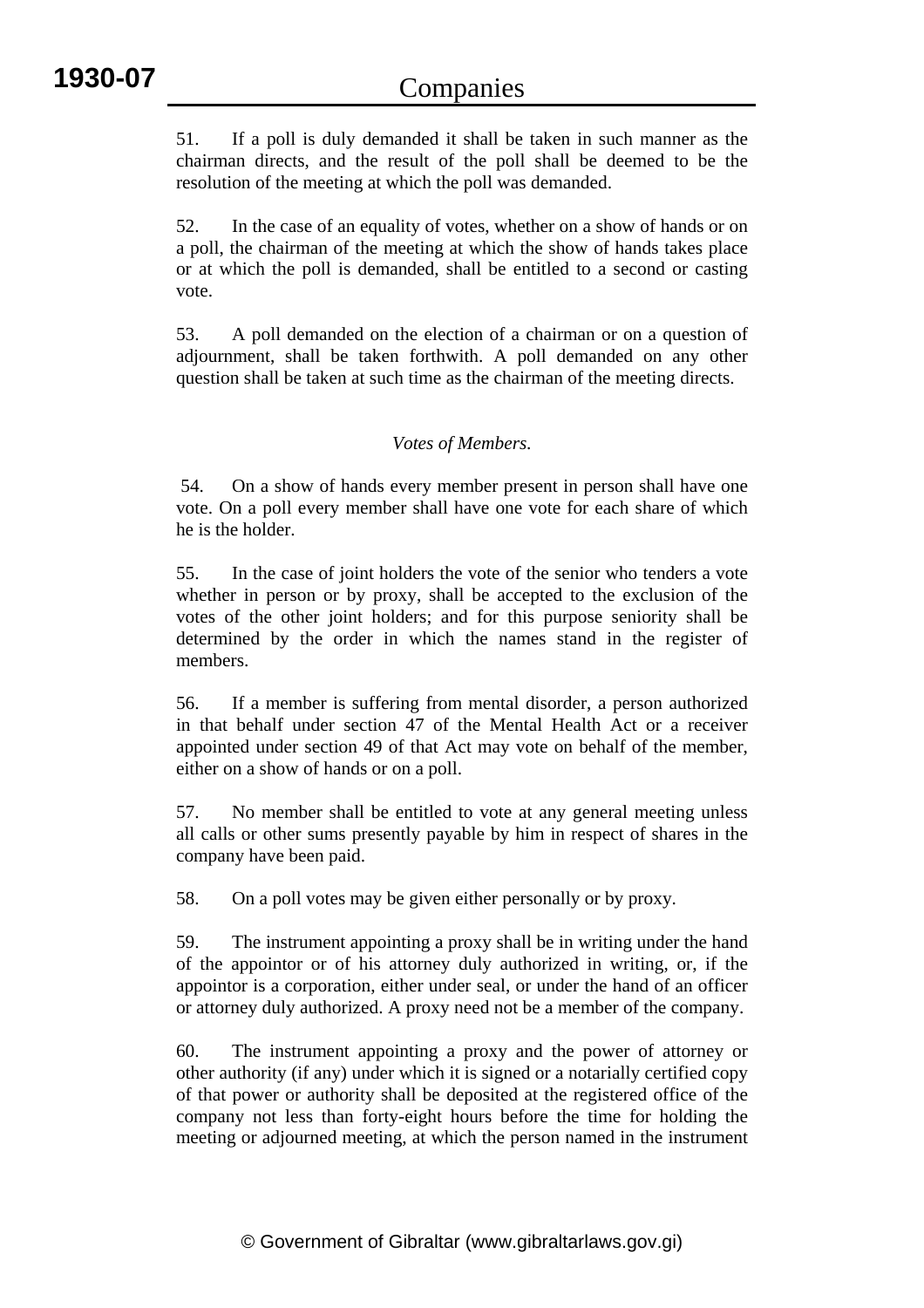51. If a poll is duly demanded it shall be taken in such manner as the chairman directs, and the result of the poll shall be deemed to be the resolution of the meeting at which the poll was demanded.

52. In the case of an equality of votes, whether on a show of hands or on a poll, the chairman of the meeting at which the show of hands takes place or at which the poll is demanded, shall be entitled to a second or casting vote.

53. A poll demanded on the election of a chairman or on a question of adjournment, shall be taken forthwith. A poll demanded on any other question shall be taken at such time as the chairman of the meeting directs.

*Votes of Members.*

54. On a show of hands every member present in person shall have one vote. On a poll every member shall have one vote for each share of which he is the holder.

55. In the case of joint holders the vote of the senior who tenders a vote whether in person or by proxy, shall be accepted to the exclusion of the votes of the other joint holders; and for this purpose seniority shall be determined by the order in which the names stand in the register of members.

56. If a member is suffering from mental disorder, a person authorized in that behalf under section 47 of the Mental Health Act or a receiver appointed under section 49 of that Act may vote on behalf of the member, either on a show of hands or on a poll.

57. No member shall be entitled to vote at any general meeting unless all calls or other sums presently payable by him in respect of shares in the company have been paid.

58. On a poll votes may be given either personally or by proxy.

59. The instrument appointing a proxy shall be in writing under the hand of the appointor or of his attorney duly authorized in writing, or, if the appointor is a corporation, either under seal, or under the hand of an officer or attorney duly authorized. A proxy need not be a member of the company.

60. The instrument appointing a proxy and the power of attorney or other authority (if any) under which it is signed or a notarially certified copy of that power or authority shall be deposited at the registered office of the company not less than forty-eight hours before the time for holding the meeting or adjourned meeting, at which the person named in the instrument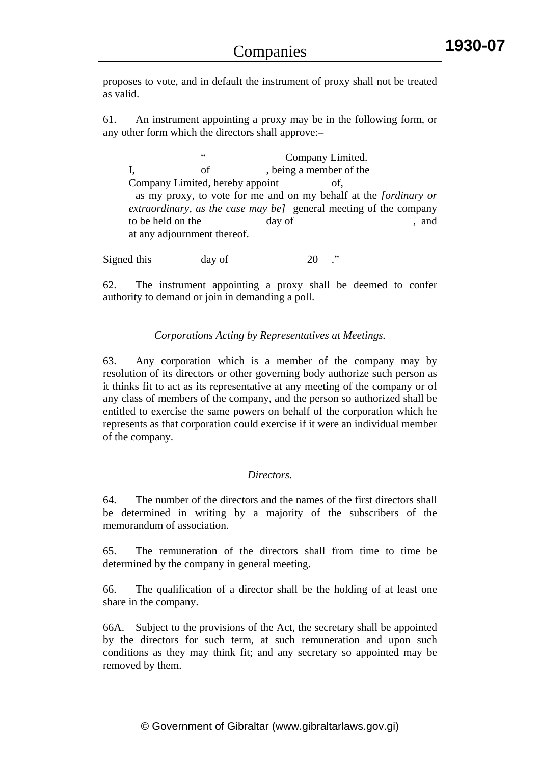proposes to vote, and in default the instrument of proxy shall not be treated as valid.

61. An instrument appointing a proxy may be in the following form, or any other form which the directors shall approve:–

> " Company Limited.
>
> I, of , being a member of the Company Limited, hereby appoint of, as my proxy, to vote for me and on my behalf at the *[ordinary or extraordinary, as the case may be]* general meeting of the company to be held on the day of , and at any adjournment thereof.

Signed this day of 20 ."

62. The instrument appointing a proxy shall be deemed to confer authority to demand or join in demanding a poll.

*Corporations Acting by Representatives at Meetings.*

63. Any corporation which is a member of the company may by resolution of its directors or other governing body authorize such person as it thinks fit to act as its representative at any meeting of the company or of any class of members of the company, and the person so authorized shall be entitled to exercise the same powers on behalf of the corporation which he represents as that corporation could exercise if it were an individual member of the company.

*Directors.*

64. The number of the directors and the names of the first directors shall be determined in writing by a majority of the subscribers of the memorandum of association.

65. The remuneration of the directors shall from time to time be determined by the company in general meeting.

66. The qualification of a director shall be the holding of at least one share in the company.

66A. Subject to the provisions of the Act, the secretary shall be appointed by the directors for such term, at such remuneration and upon such conditions as they may think fit; and any secretary so appointed may be removed by them.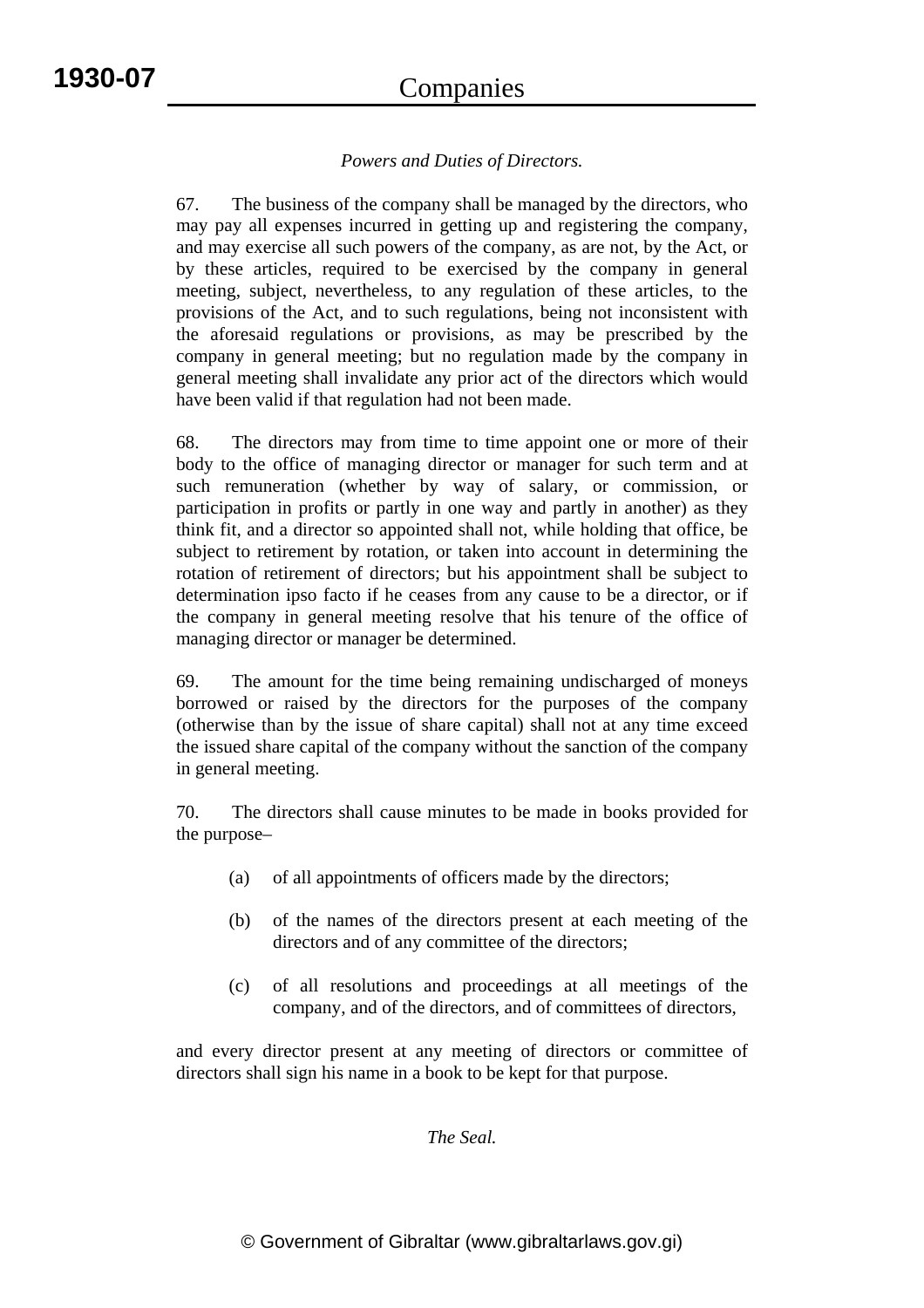*Powers and Duties of Directors.*

67. The business of the company shall be managed by the directors, who may pay all expenses incurred in getting up and registering the company, and may exercise all such powers of the company, as are not, by the Act, or by these articles, required to be exercised by the company in general meeting, subject, nevertheless, to any regulation of these articles, to the provisions of the Act, and to such regulations, being not inconsistent with the aforesaid regulations or provisions, as may be prescribed by the company in general meeting; but no regulation made by the company in general meeting shall invalidate any prior act of the directors which would have been valid if that regulation had not been made.

68. The directors may from time to time appoint one or more of their body to the office of managing director or manager for such term and at such remuneration (whether by way of salary, or commission, or participation in profits or partly in one way and partly in another) as they think fit, and a director so appointed shall not, while holding that office, be subject to retirement by rotation, or taken into account in determining the rotation of retirement of directors; but his appointment shall be subject to determination ipso facto if he ceases from any cause to be a director, or if the company in general meeting resolve that his tenure of the office of managing director or manager be determined.

69. The amount for the time being remaining undischarged of moneys borrowed or raised by the directors for the purposes of the company (otherwise than by the issue of share capital) shall not at any time exceed the issued share capital of the company without the sanction of the company in general meeting.

70. The directors shall cause minutes to be made in books provided for the purpose–

(a) of all appointments of officers made by the directors;

(b) of the names of the directors present at each meeting of the directors and of any committee of the directors;

(c) of all resolutions and proceedings at all meetings of the company, and of the directors, and of committees of directors,

and every director present at any meeting of directors or committee of directors shall sign his name in a book to be kept for that purpose.

*The Seal.*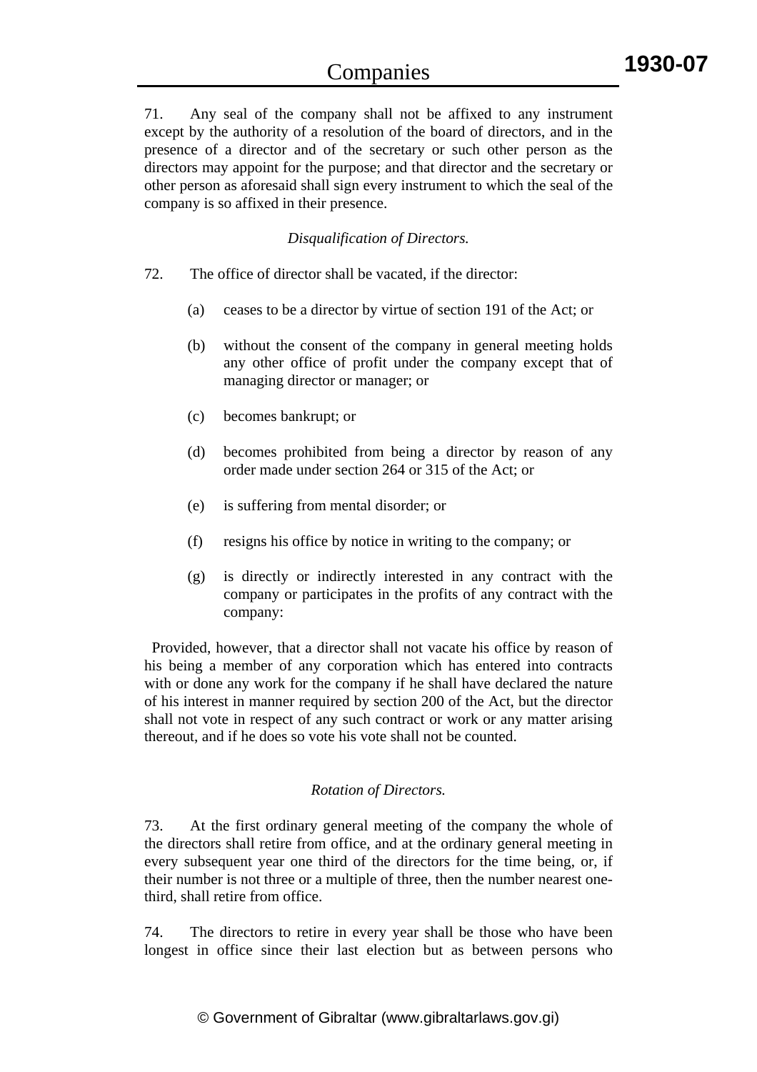71. Any seal of the company shall not be affixed to any instrument except by the authority of a resolution of the board of directors, and in the presence of a director and of the secretary or such other person as the directors may appoint for the purpose; and that director and the secretary or other person as aforesaid shall sign every instrument to which the seal of the company is so affixed in their presence.

*Disqualification of Directors.*

72. The office of director shall be vacated, if the director:

(a) ceases to be a director by virtue of section 191 of the Act; or

(b) without the consent of the company in general meeting holds any other office of profit under the company except that of managing director or manager; or

(c) becomes bankrupt; or

(d) becomes prohibited from being a director by reason of any order made under section 264 or 315 of the Act; or

(e) is suffering from mental disorder; or

(f) resigns his office by notice in writing to the company; or

(g) is directly or indirectly interested in any contract with the company or participates in the profits of any contract with the company:

Provided, however, that a director shall not vacate his office by reason of his being a member of any corporation which has entered into contracts with or done any work for the company if he shall have declared the nature of his interest in manner required by section 200 of the Act, but the director shall not vote in respect of any such contract or work or any matter arising thereout, and if he does so vote his vote shall not be counted.

*Rotation of Directors.*

73. At the first ordinary general meeting of the company the whole of the directors shall retire from office, and at the ordinary general meeting in every subsequent year one third of the directors for the time being, or, if their number is not three or a multiple of three, then the number nearest one-third, shall retire from office.

74. The directors to retire in every year shall be those who have been longest in office since their last election but as between persons who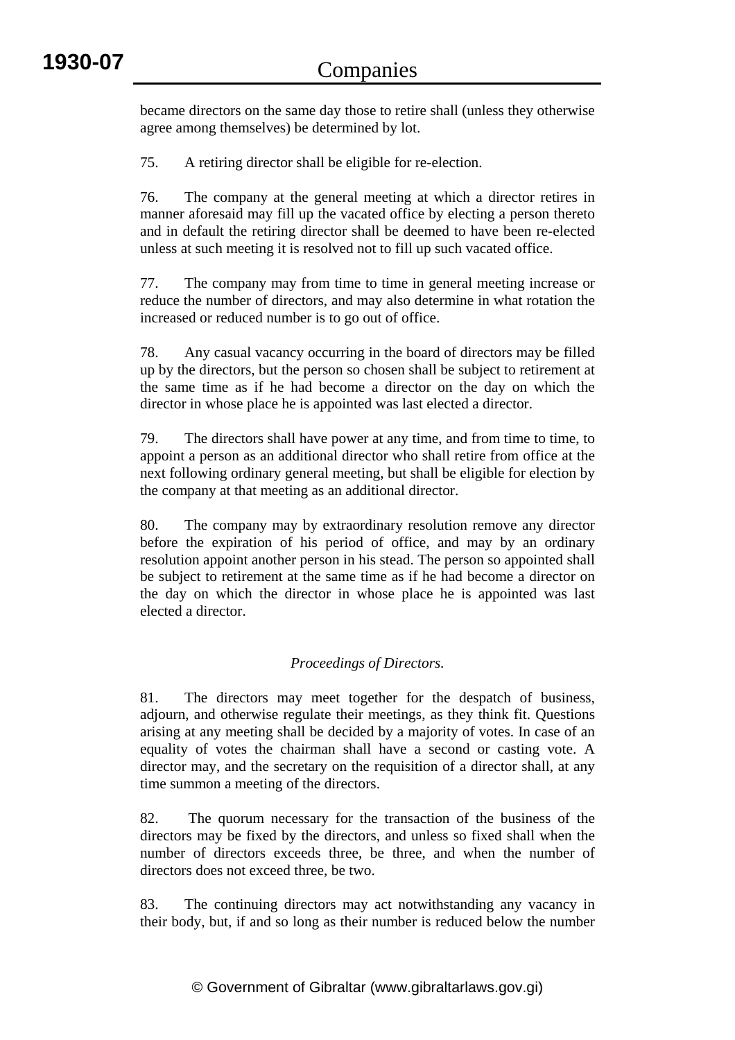became directors on the same day those to retire shall (unless they otherwise agree among themselves) be determined by lot.

75. A retiring director shall be eligible for re-election.

76. The company at the general meeting at which a director retires in manner aforesaid may fill up the vacated office by electing a person thereto and in default the retiring director shall be deemed to have been re-elected unless at such meeting it is resolved not to fill up such vacated office.

77. The company may from time to time in general meeting increase or reduce the number of directors, and may also determine in what rotation the increased or reduced number is to go out of office.

78. Any casual vacancy occurring in the board of directors may be filled up by the directors, but the person so chosen shall be subject to retirement at the same time as if he had become a director on the day on which the director in whose place he is appointed was last elected a director.

79. The directors shall have power at any time, and from time to time, to appoint a person as an additional director who shall retire from office at the next following ordinary general meeting, but shall be eligible for election by the company at that meeting as an additional director.

80. The company may by extraordinary resolution remove any director before the expiration of his period of office, and may by an ordinary resolution appoint another person in his stead. The person so appointed shall be subject to retirement at the same time as if he had become a director on the day on which the director in whose place he is appointed was last elected a director.

*Proceedings of Directors.*

81. The directors may meet together for the despatch of business, adjourn, and otherwise regulate their meetings, as they think fit. Questions arising at any meeting shall be decided by a majority of votes. In case of an equality of votes the chairman shall have a second or casting vote. A director may, and the secretary on the requisition of a director shall, at any time summon a meeting of the directors.

82. The quorum necessary for the transaction of the business of the directors may be fixed by the directors, and unless so fixed shall when the number of directors exceeds three, be three, and when the number of directors does not exceed three, be two.

83. The continuing directors may act notwithstanding any vacancy in their body, but, if and so long as their number is reduced below the number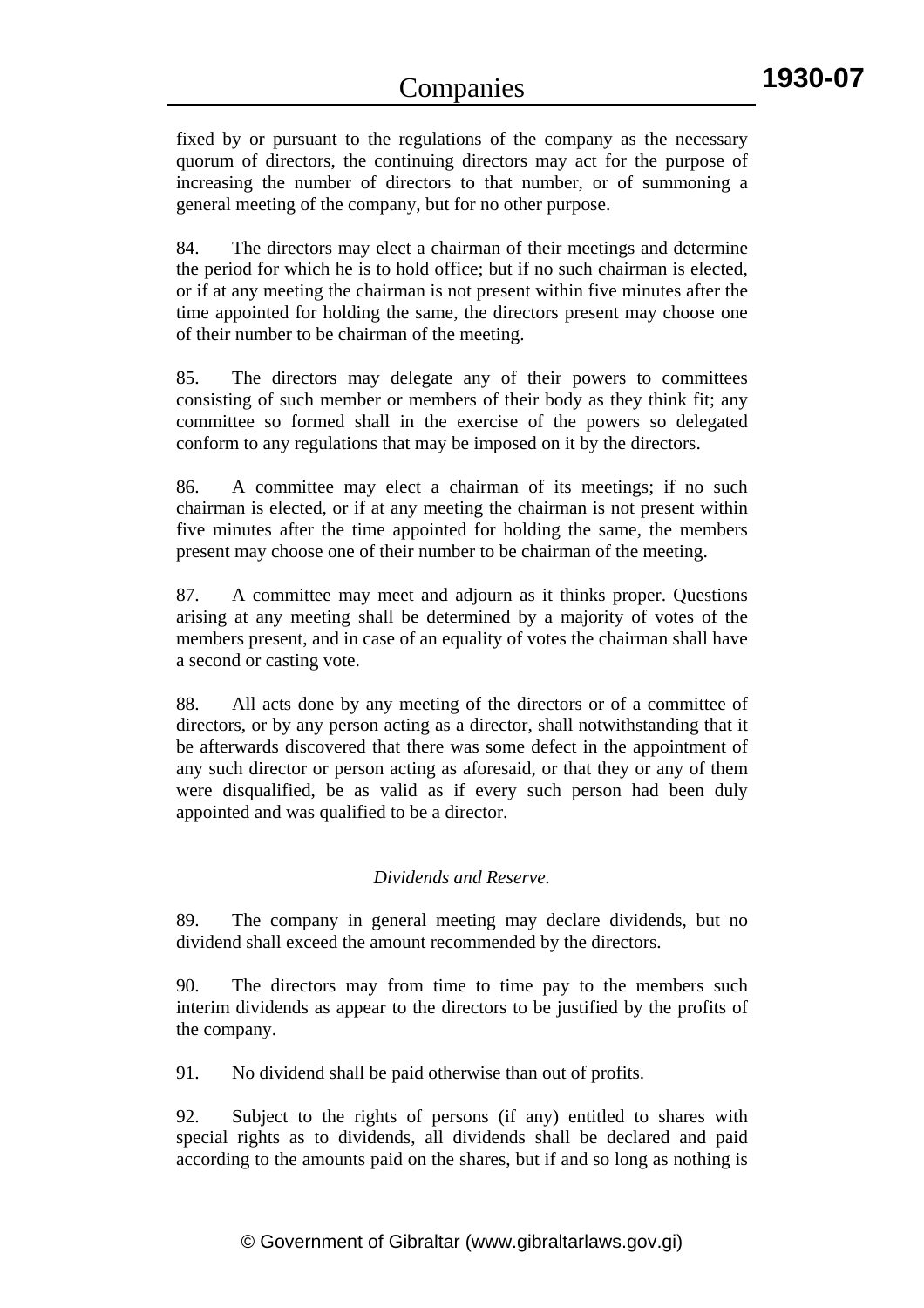fixed by or pursuant to the regulations of the company as the necessary quorum of directors, the continuing directors may act for the purpose of increasing the number of directors to that number, or of summoning a general meeting of the company, but for no other purpose.

84. The directors may elect a chairman of their meetings and determine the period for which he is to hold office; but if no such chairman is elected, or if at any meeting the chairman is not present within five minutes after the time appointed for holding the same, the directors present may choose one of their number to be chairman of the meeting.

85. The directors may delegate any of their powers to committees consisting of such member or members of their body as they think fit; any committee so formed shall in the exercise of the powers so delegated conform to any regulations that may be imposed on it by the directors.

86. A committee may elect a chairman of its meetings; if no such chairman is elected, or if at any meeting the chairman is not present within five minutes after the time appointed for holding the same, the members present may choose one of their number to be chairman of the meeting.

87. A committee may meet and adjourn as it thinks proper. Questions arising at any meeting shall be determined by a majority of votes of the members present, and in case of an equality of votes the chairman shall have a second or casting vote.

88. All acts done by any meeting of the directors or of a committee of directors, or by any person acting as a director, shall notwithstanding that it be afterwards discovered that there was some defect in the appointment of any such director or person acting as aforesaid, or that they or any of them were disqualified, be as valid as if every such person had been duly appointed and was qualified to be a director.

*Dividends and Reserve.*

89. The company in general meeting may declare dividends, but no dividend shall exceed the amount recommended by the directors.

90. The directors may from time to time pay to the members such interim dividends as appear to the directors to be justified by the profits of the company.

91. No dividend shall be paid otherwise than out of profits.

92. Subject to the rights of persons (if any) entitled to shares with special rights as to dividends, all dividends shall be declared and paid according to the amounts paid on the shares, but if and so long as nothing is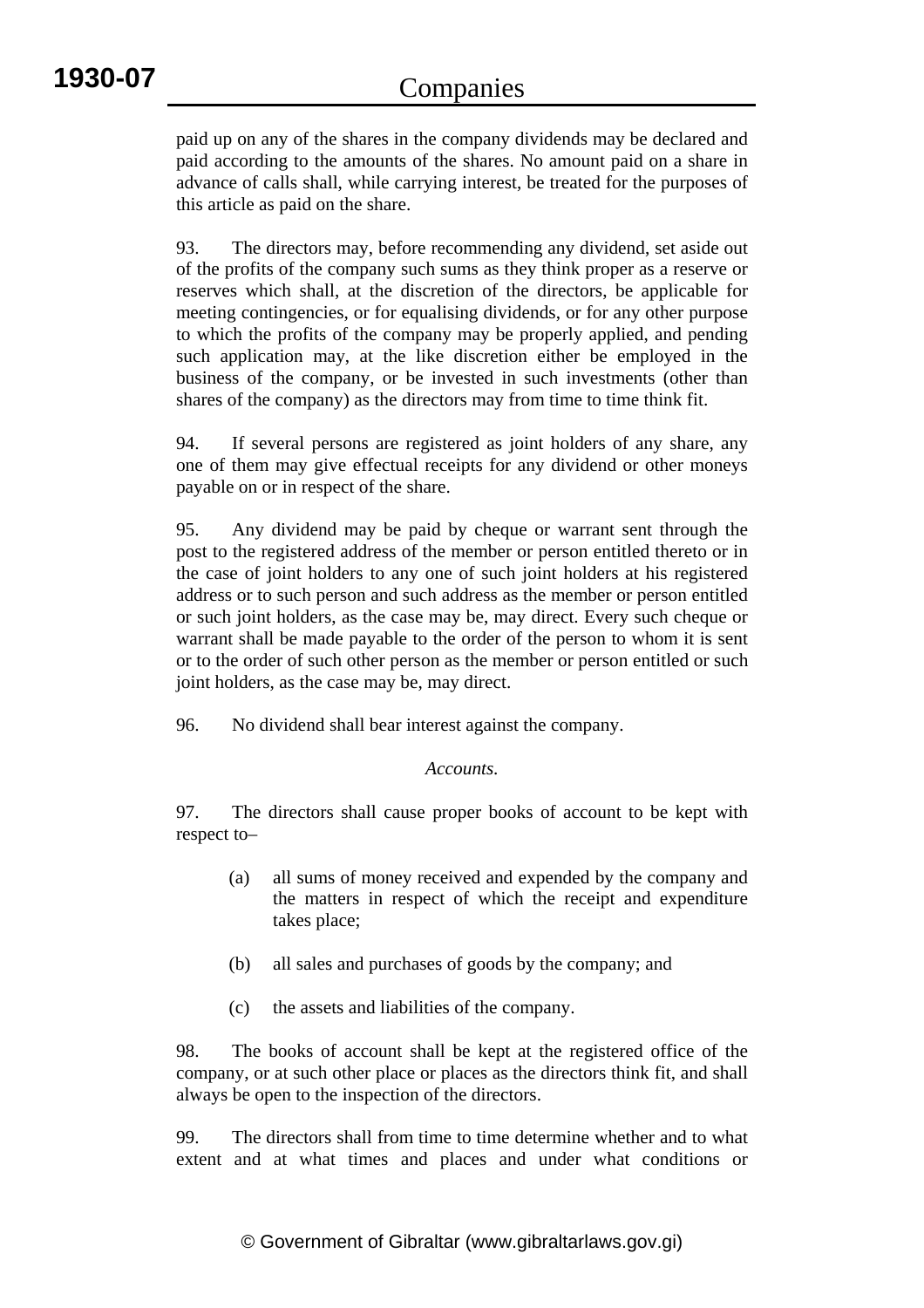paid up on any of the shares in the company dividends may be declared and paid according to the amounts of the shares. No amount paid on a share in advance of calls shall, while carrying interest, be treated for the purposes of this article as paid on the share.

93. The directors may, before recommending any dividend, set aside out of the profits of the company such sums as they think proper as a reserve or reserves which shall, at the discretion of the directors, be applicable for meeting contingencies, or for equalising dividends, or for any other purpose to which the profits of the company may be properly applied, and pending such application may, at the like discretion either be employed in the business of the company, or be invested in such investments (other than shares of the company) as the directors may from time to time think fit.

94. If several persons are registered as joint holders of any share, any one of them may give effectual receipts for any dividend or other moneys payable on or in respect of the share.

95. Any dividend may be paid by cheque or warrant sent through the post to the registered address of the member or person entitled thereto or in the case of joint holders to any one of such joint holders at his registered address or to such person and such address as the member or person entitled or such joint holders, as the case may be, may direct. Every such cheque or warrant shall be made payable to the order of the person to whom it is sent or to the order of such other person as the member or person entitled or such joint holders, as the case may be, may direct.

96. No dividend shall bear interest against the company.

*Accounts.*

97. The directors shall cause proper books of account to be kept with respect to–

(a) all sums of money received and expended by the company and the matters in respect of which the receipt and expenditure takes place;

(b) all sales and purchases of goods by the company; and

(c) the assets and liabilities of the company.

98. The books of account shall be kept at the registered office of the company, or at such other place or places as the directors think fit, and shall always be open to the inspection of the directors.

99. The directors shall from time to time determine whether and to what extent and at what times and places and under what conditions or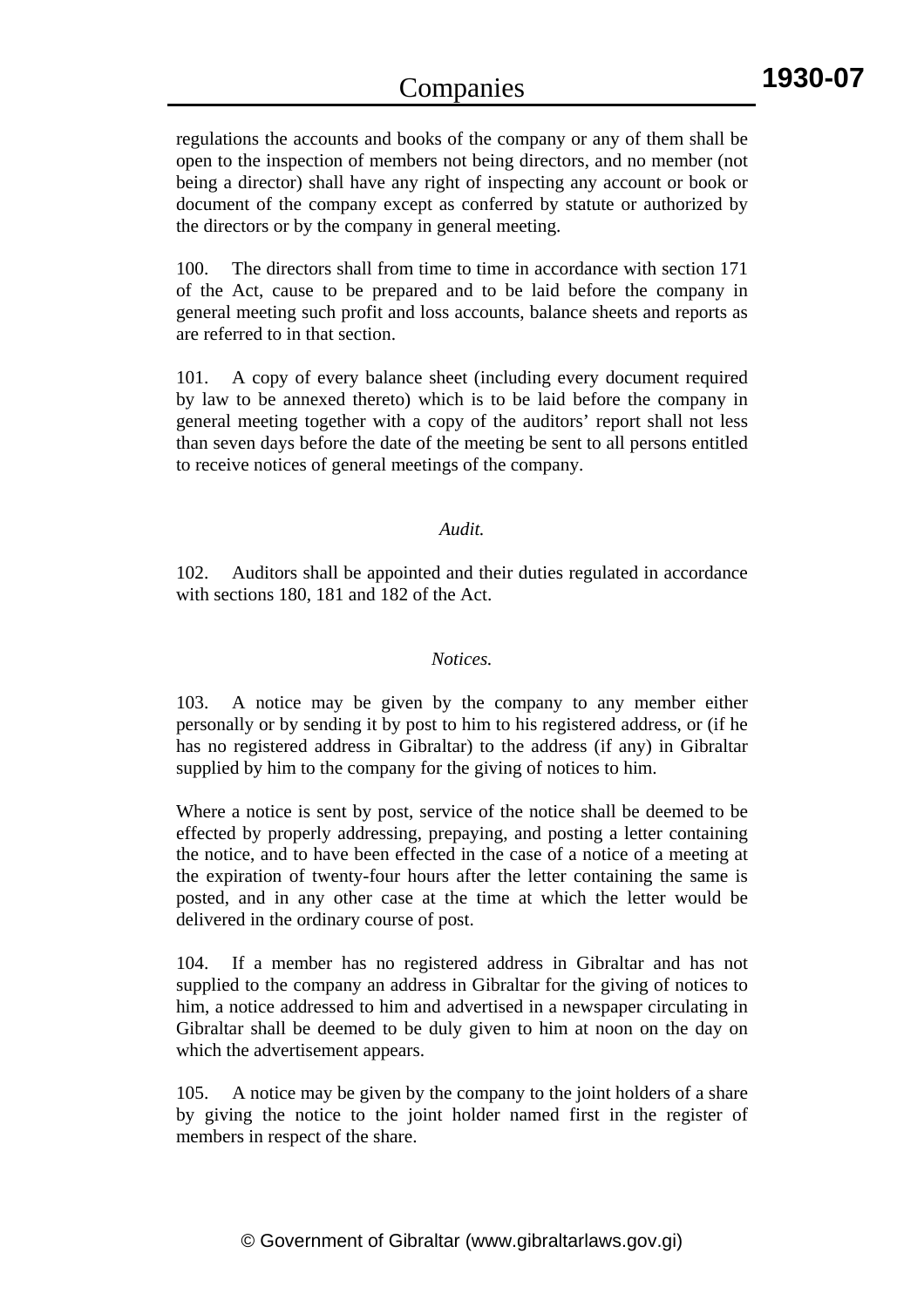regulations the accounts and books of the company or any of them shall be open to the inspection of members not being directors, and no member (not being a director) shall have any right of inspecting any account or book or document of the company except as conferred by statute or authorized by the directors or by the company in general meeting.

100. The directors shall from time to time in accordance with section 171 of the Act, cause to be prepared and to be laid before the company in general meeting such profit and loss accounts, balance sheets and reports as are referred to in that section.

101. A copy of every balance sheet (including every document required by law to be annexed thereto) which is to be laid before the company in general meeting together with a copy of the auditors' report shall not less than seven days before the date of the meeting be sent to all persons entitled to receive notices of general meetings of the company.

*Audit.*

102. Auditors shall be appointed and their duties regulated in accordance with sections 180, 181 and 182 of the Act.

*Notices.*

103. A notice may be given by the company to any member either personally or by sending it by post to him to his registered address, or (if he has no registered address in Gibraltar) to the address (if any) in Gibraltar supplied by him to the company for the giving of notices to him.

Where a notice is sent by post, service of the notice shall be deemed to be effected by properly addressing, prepaying, and posting a letter containing the notice, and to have been effected in the case of a notice of a meeting at the expiration of twenty-four hours after the letter containing the same is posted, and in any other case at the time at which the letter would be delivered in the ordinary course of post.

104. If a member has no registered address in Gibraltar and has not supplied to the company an address in Gibraltar for the giving of notices to him, a notice addressed to him and advertised in a newspaper circulating in Gibraltar shall be deemed to be duly given to him at noon on the day on which the advertisement appears.

105. A notice may be given by the company to the joint holders of a share by giving the notice to the joint holder named first in the register of members in respect of the share.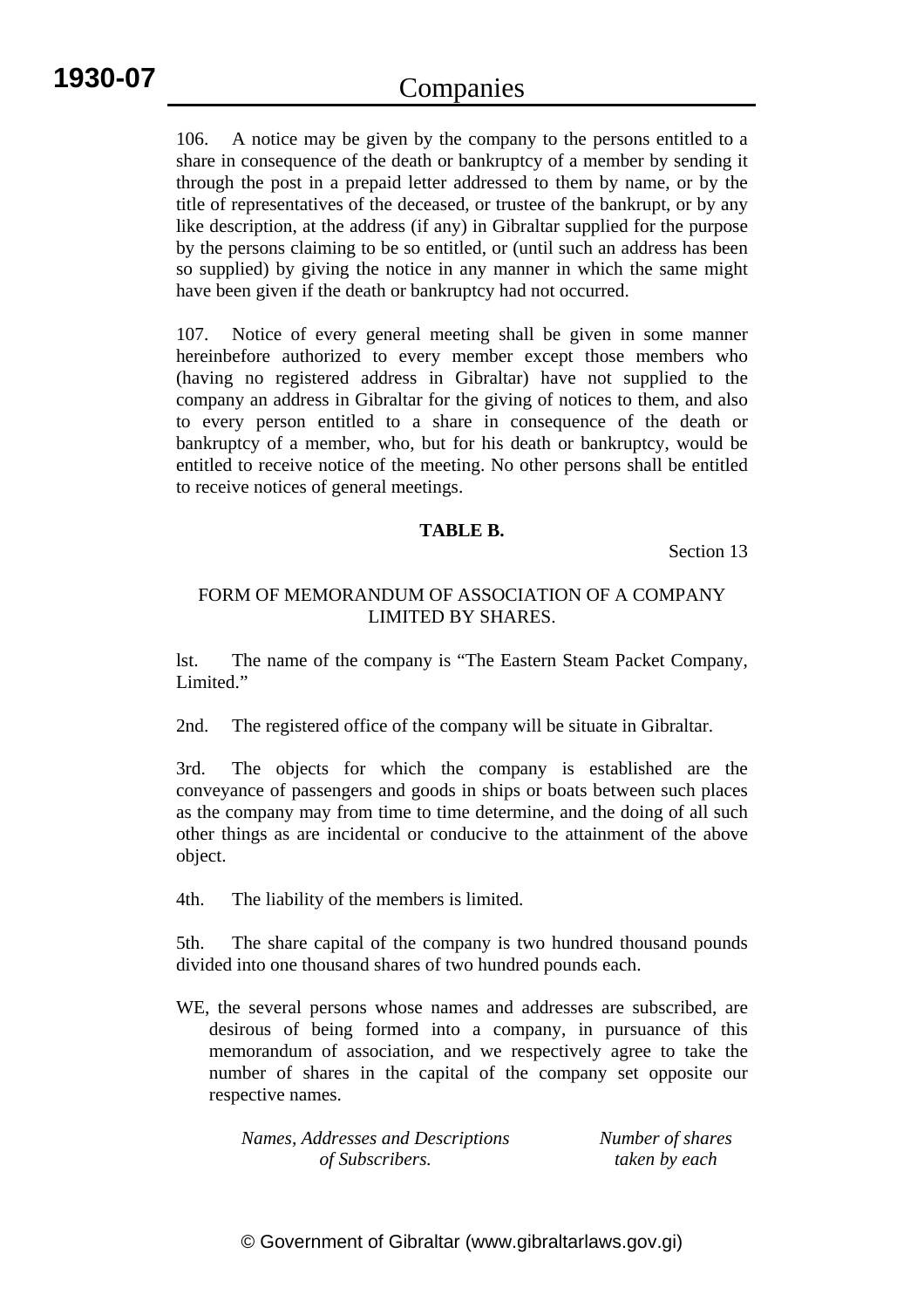106. A notice may be given by the company to the persons entitled to a share in consequence of the death or bankruptcy of a member by sending it through the post in a prepaid letter addressed to them by name, or by the title of representatives of the deceased, or trustee of the bankrupt, or by any like description, at the address (if any) in Gibraltar supplied for the purpose by the persons claiming to be so entitled, or (until such an address has been so supplied) by giving the notice in any manner in which the same might have been given if the death or bankruptcy had not occurred.

107. Notice of every general meeting shall be given in some manner hereinbefore authorized to every member except those members who (having no registered address in Gibraltar) have not supplied to the company an address in Gibraltar for the giving of notices to them, and also to every person entitled to a share in consequence of the death or bankruptcy of a member, who, but for his death or bankruptcy, would be entitled to receive notice of the meeting. No other persons shall be entitled to receive notices of general meetings.

**TABLE B.**

Section 13

FORM OF MEMORANDUM OF ASSOCIATION OF A COMPANY LIMITED BY SHARES.

lst. The name of the company is “The Eastern Steam Packet Company, Limited.”

2nd. The registered office of the company will be situate in Gibraltar.

3rd. The objects for which the company is established are the conveyance of passengers and goods in ships or boats between such places as the company may from time to time determine, and the doing of all such other things as are incidental or conducive to the attainment of the above object.

4th. The liability of the members is limited.

5th. The share capital of the company is two hundred thousand pounds divided into one thousand shares of two hundred pounds each.

WE, the several persons whose names and addresses are subscribed, are desirous of being formed into a company, in pursuance of this memorandum of association, and we respectively agree to take the number of shares in the capital of the company set opposite our respective names.

| *Names, Addresses and Descriptions of Subscribers.* | *Number of shares taken by each* |
|---|---|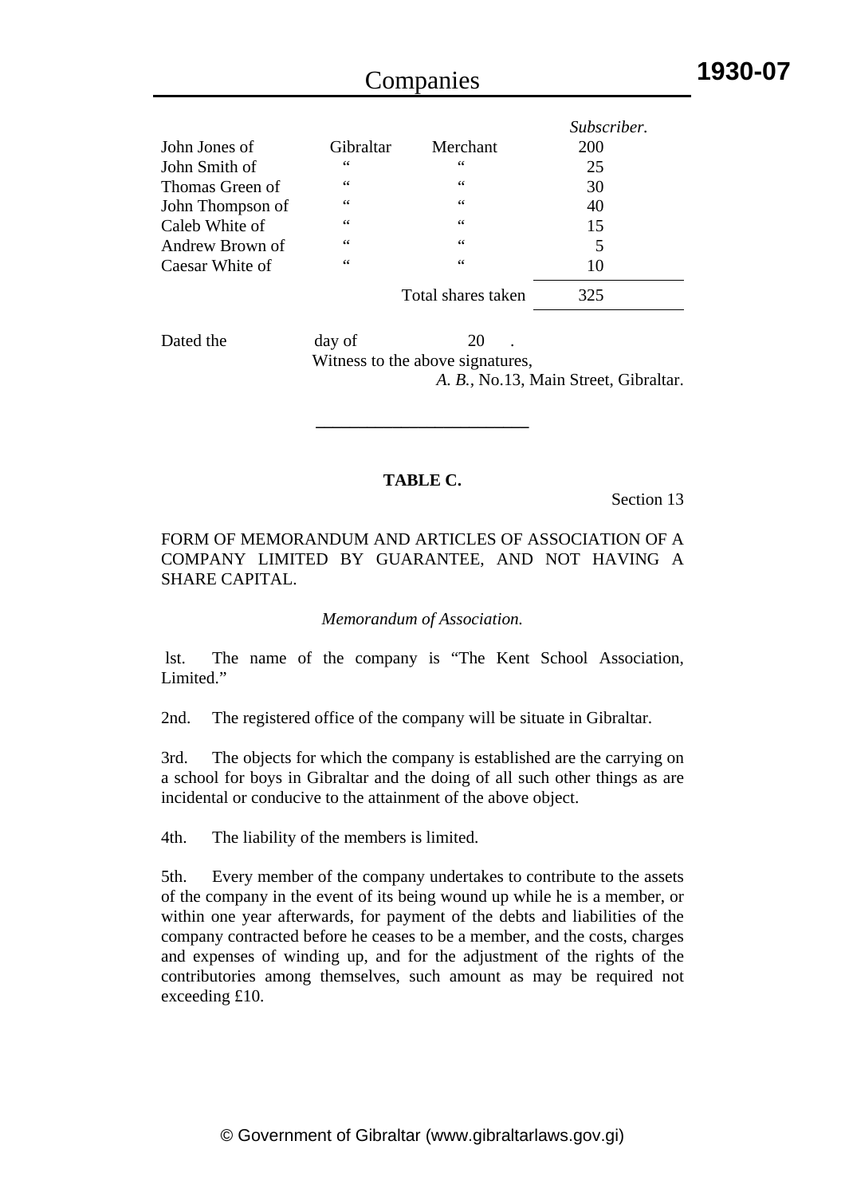| | | | Subscriber. |
|---|---|---|---|
| John Jones of | Gibraltar | Merchant | 200 |
| John Smith of | " | " | 25 |
| Thomas Green of | " | " | 30 |
| John Thompson of | " | " | 40 |
| Caleb White of | " | " | 15 |
| Andrew Brown of | " | " | 5 |
| Caesar White of | " | " | 10 |
| | | Total shares taken | 325 |

Dated the day of 20 .

Witness to the above signatures,

*A. B.*, No.13, Main Street, Gibraltar.

---

## TABLE C.

Section 13

FORM OF MEMORANDUM AND ARTICLES OF ASSOCIATION OF A COMPANY LIMITED BY GUARANTEE, AND NOT HAVING A SHARE CAPITAL.

*Memorandum of Association.*

lst. The name of the company is "The Kent School Association, Limited."

2nd. The registered office of the company will be situate in Gibraltar.

3rd. The objects for which the company is established are the carrying on a school for boys in Gibraltar and the doing of all such other things as are incidental or conducive to the attainment of the above object.

4th. The liability of the members is limited.

5th. Every member of the company undertakes to contribute to the assets of the company in the event of its being wound up while he is a member, or within one year afterwards, for payment of the debts and liabilities of the company contracted before he ceases to be a member, and the costs, charges and expenses of winding up, and for the adjustment of the rights of the contributories among themselves, such amount as may be required not exceeding £10.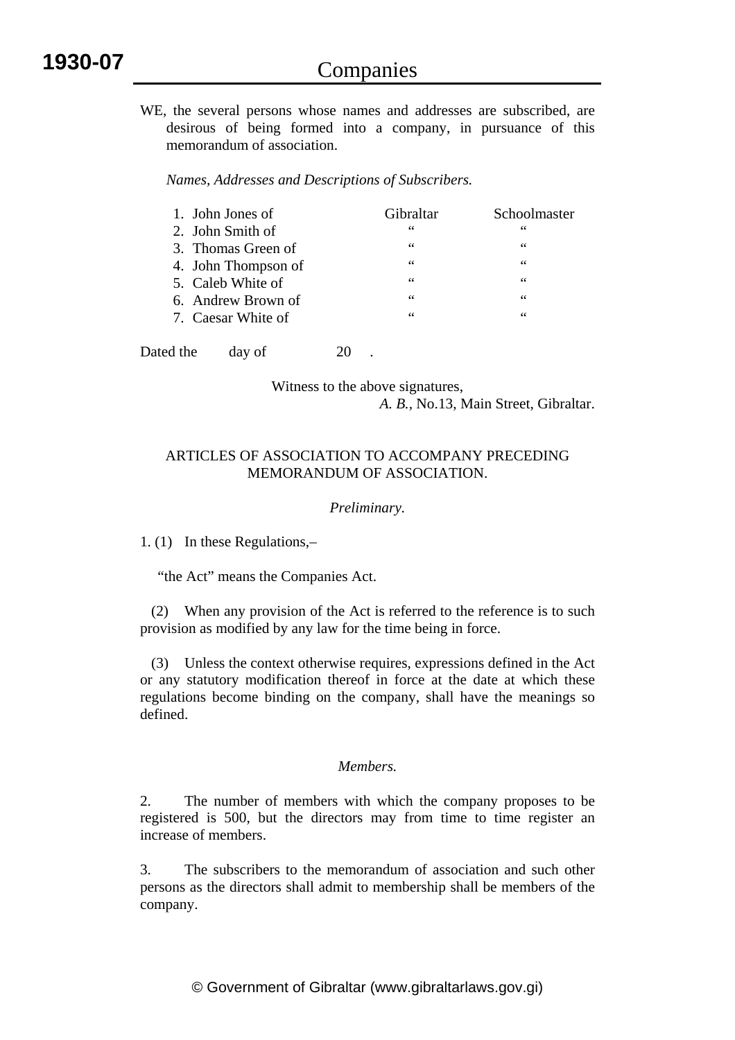WE, the several persons whose names and addresses are subscribed, are desirous of being formed into a company, in pursuance of this memorandum of association.

*Names, Addresses and Descriptions of Subscribers.*

| | | |
|---|---|---|
| 1. John Jones of | Gibraltar | Schoolmaster |
| 2. John Smith of | " | " |
| 3. Thomas Green of | " | " |
| 4. John Thompson of | " | " |
| 5. Caleb White of | " | " |
| 6. Andrew Brown of | " | " |
| 7. Caesar White of | " | " |

Dated the day of 20 .

Witness to the above signatures,
*A. B.*, No.13, Main Street, Gibraltar.

ARTICLES OF ASSOCIATION TO ACCOMPANY PRECEDING MEMORANDUM OF ASSOCIATION.

*Preliminary.*

1. (1) In these Regulations,–

"the Act" means the Companies Act.

(2) When any provision of the Act is referred to the reference is to such provision as modified by any law for the time being in force.

(3) Unless the context otherwise requires, expressions defined in the Act or any statutory modification thereof in force at the date at which these regulations become binding on the company, shall have the meanings so defined.

*Members.*

2. The number of members with which the company proposes to be registered is 500, but the directors may from time to time register an increase of members.

3. The subscribers to the memorandum of association and such other persons as the directors shall admit to membership shall be members of the company.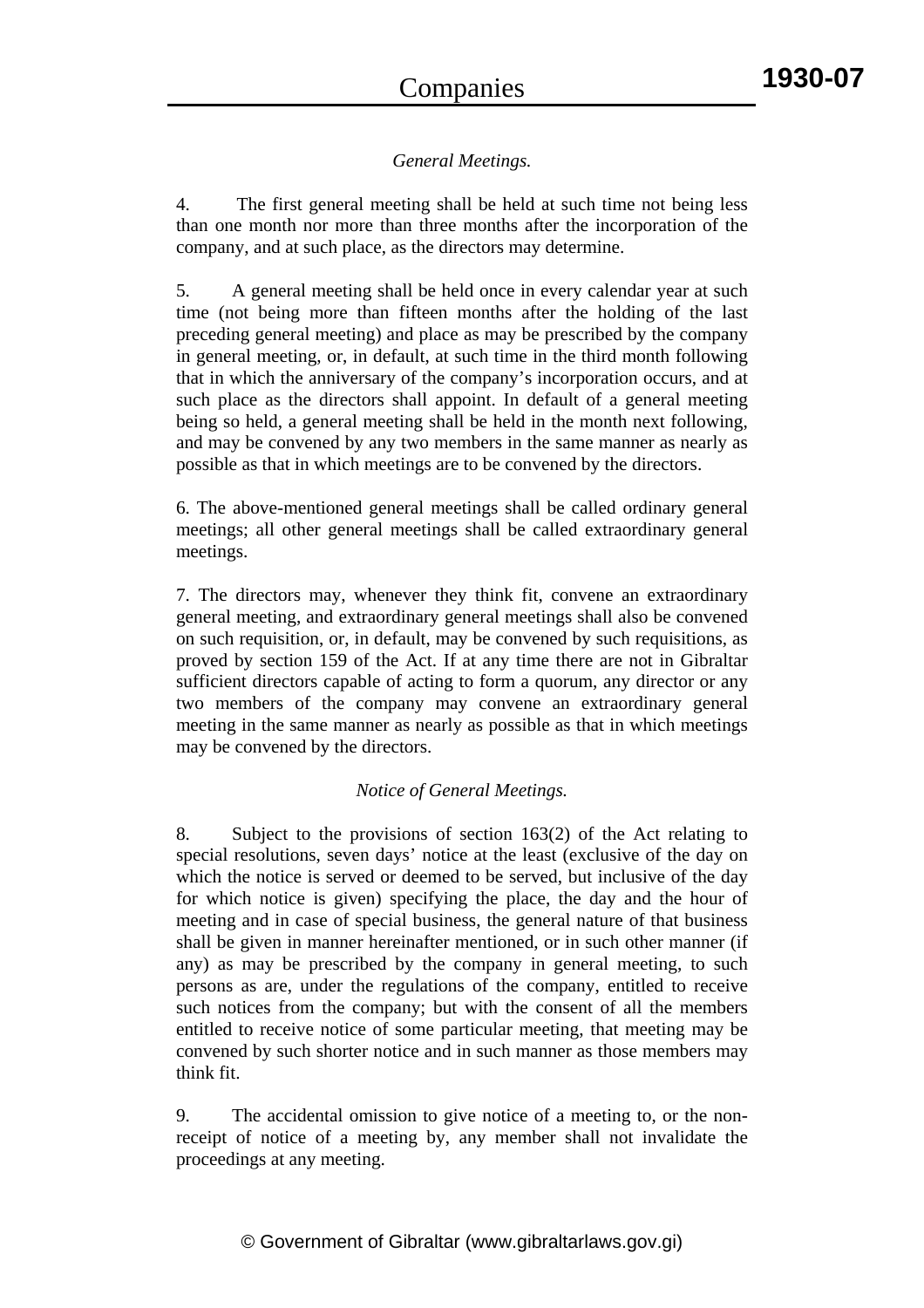*General Meetings.*

4. The first general meeting shall be held at such time not being less than one month nor more than three months after the incorporation of the company, and at such place, as the directors may determine.

5. A general meeting shall be held once in every calendar year at such time (not being more than fifteen months after the holding of the last preceding general meeting) and place as may be prescribed by the company in general meeting, or, in default, at such time in the third month following that in which the anniversary of the company's incorporation occurs, and at such place as the directors shall appoint. In default of a general meeting being so held, a general meeting shall be held in the month next following, and may be convened by any two members in the same manner as nearly as possible as that in which meetings are to be convened by the directors.

6. The above-mentioned general meetings shall be called ordinary general meetings; all other general meetings shall be called extraordinary general meetings.

7. The directors may, whenever they think fit, convene an extraordinary general meeting, and extraordinary general meetings shall also be convened on such requisition, or, in default, may be convened by such requisitions, as proved by section 159 of the Act. If at any time there are not in Gibraltar sufficient directors capable of acting to form a quorum, any director or any two members of the company may convene an extraordinary general meeting in the same manner as nearly as possible as that in which meetings may be convened by the directors.

*Notice of General Meetings.*

8. Subject to the provisions of section 163(2) of the Act relating to special resolutions, seven days' notice at the least (exclusive of the day on which the notice is served or deemed to be served, but inclusive of the day for which notice is given) specifying the place, the day and the hour of meeting and in case of special business, the general nature of that business shall be given in manner hereinafter mentioned, or in such other manner (if any) as may be prescribed by the company in general meeting, to such persons as are, under the regulations of the company, entitled to receive such notices from the company; but with the consent of all the members entitled to receive notice of some particular meeting, that meeting may be convened by such shorter notice and in such manner as those members may think fit.

9. The accidental omission to give notice of a meeting to, or the non-receipt of notice of a meeting by, any member shall not invalidate the proceedings at any meeting.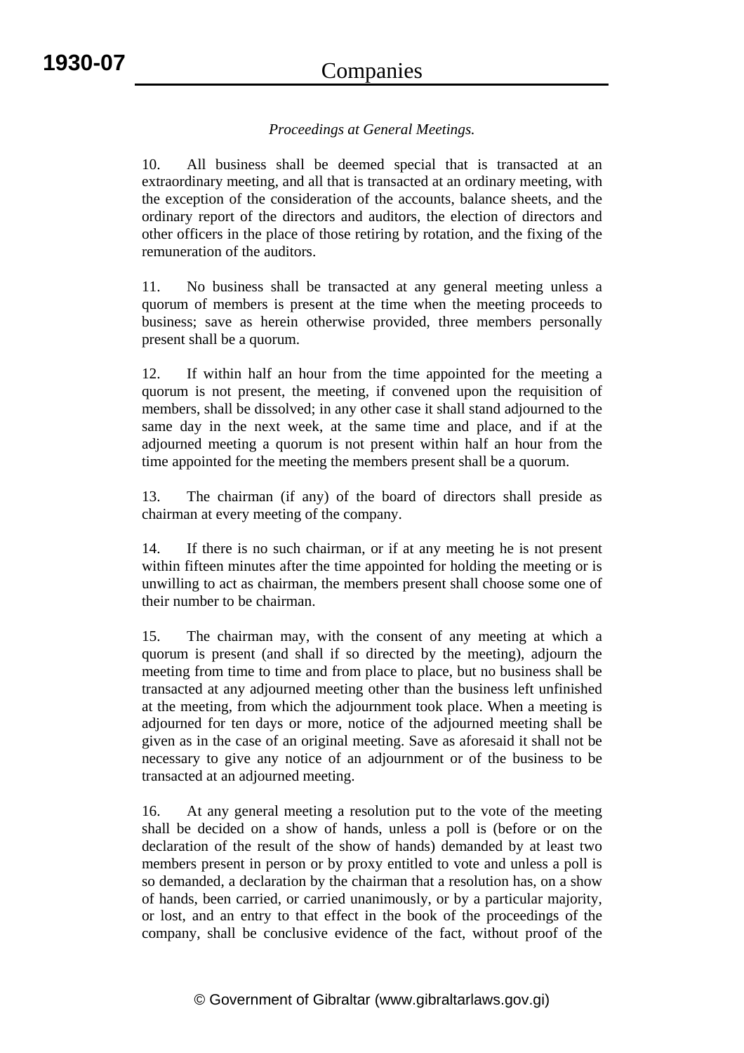*Proceedings at General Meetings.*

10. All business shall be deemed special that is transacted at an extraordinary meeting, and all that is transacted at an ordinary meeting, with the exception of the consideration of the accounts, balance sheets, and the ordinary report of the directors and auditors, the election of directors and other officers in the place of those retiring by rotation, and the fixing of the remuneration of the auditors.

11. No business shall be transacted at any general meeting unless a quorum of members is present at the time when the meeting proceeds to business; save as herein otherwise provided, three members personally present shall be a quorum.

12. If within half an hour from the time appointed for the meeting a quorum is not present, the meeting, if convened upon the requisition of members, shall be dissolved; in any other case it shall stand adjourned to the same day in the next week, at the same time and place, and if at the adjourned meeting a quorum is not present within half an hour from the time appointed for the meeting the members present shall be a quorum.

13. The chairman (if any) of the board of directors shall preside as chairman at every meeting of the company.

14. If there is no such chairman, or if at any meeting he is not present within fifteen minutes after the time appointed for holding the meeting or is unwilling to act as chairman, the members present shall choose some one of their number to be chairman.

15. The chairman may, with the consent of any meeting at which a quorum is present (and shall if so directed by the meeting), adjourn the meeting from time to time and from place to place, but no business shall be transacted at any adjourned meeting other than the business left unfinished at the meeting, from which the adjournment took place. When a meeting is adjourned for ten days or more, notice of the adjourned meeting shall be given as in the case of an original meeting. Save as aforesaid it shall not be necessary to give any notice of an adjournment or of the business to be transacted at an adjourned meeting.

16. At any general meeting a resolution put to the vote of the meeting shall be decided on a show of hands, unless a poll is (before or on the declaration of the result of the show of hands) demanded by at least two members present in person or by proxy entitled to vote and unless a poll is so demanded, a declaration by the chairman that a resolution has, on a show of hands, been carried, or carried unanimously, or by a particular majority, or lost, and an entry to that effect in the book of the proceedings of the company, shall be conclusive evidence of the fact, without proof of the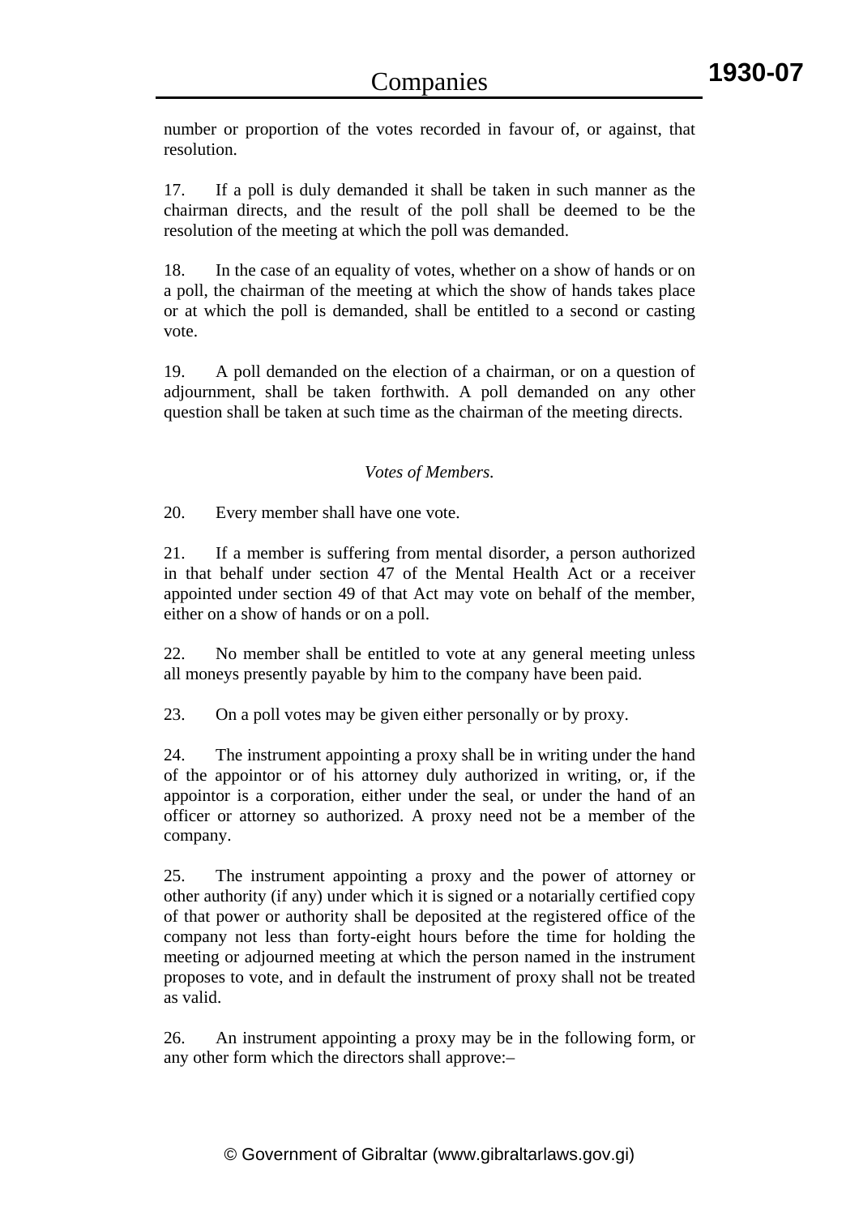number or proportion of the votes recorded in favour of, or against, that resolution.

17. If a poll is duly demanded it shall be taken in such manner as the chairman directs, and the result of the poll shall be deemed to be the resolution of the meeting at which the poll was demanded.

18. In the case of an equality of votes, whether on a show of hands or on a poll, the chairman of the meeting at which the show of hands takes place or at which the poll is demanded, shall be entitled to a second or casting vote.

19. A poll demanded on the election of a chairman, or on a question of adjournment, shall be taken forthwith. A poll demanded on any other question shall be taken at such time as the chairman of the meeting directs.

*Votes of Members.*

20. Every member shall have one vote.

21. If a member is suffering from mental disorder, a person authorized in that behalf under section 47 of the Mental Health Act or a receiver appointed under section 49 of that Act may vote on behalf of the member, either on a show of hands or on a poll.

22. No member shall be entitled to vote at any general meeting unless all moneys presently payable by him to the company have been paid.

23. On a poll votes may be given either personally or by proxy.

24. The instrument appointing a proxy shall be in writing under the hand of the appointor or of his attorney duly authorized in writing, or, if the appointor is a corporation, either under the seal, or under the hand of an officer or attorney so authorized. A proxy need not be a member of the company.

25. The instrument appointing a proxy and the power of attorney or other authority (if any) under which it is signed or a notarially certified copy of that power or authority shall be deposited at the registered office of the company not less than forty-eight hours before the time for holding the meeting or adjourned meeting at which the person named in the instrument proposes to vote, and in default the instrument of proxy shall not be treated as valid.

26. An instrument appointing a proxy may be in the following form, or any other form which the directors shall approve:–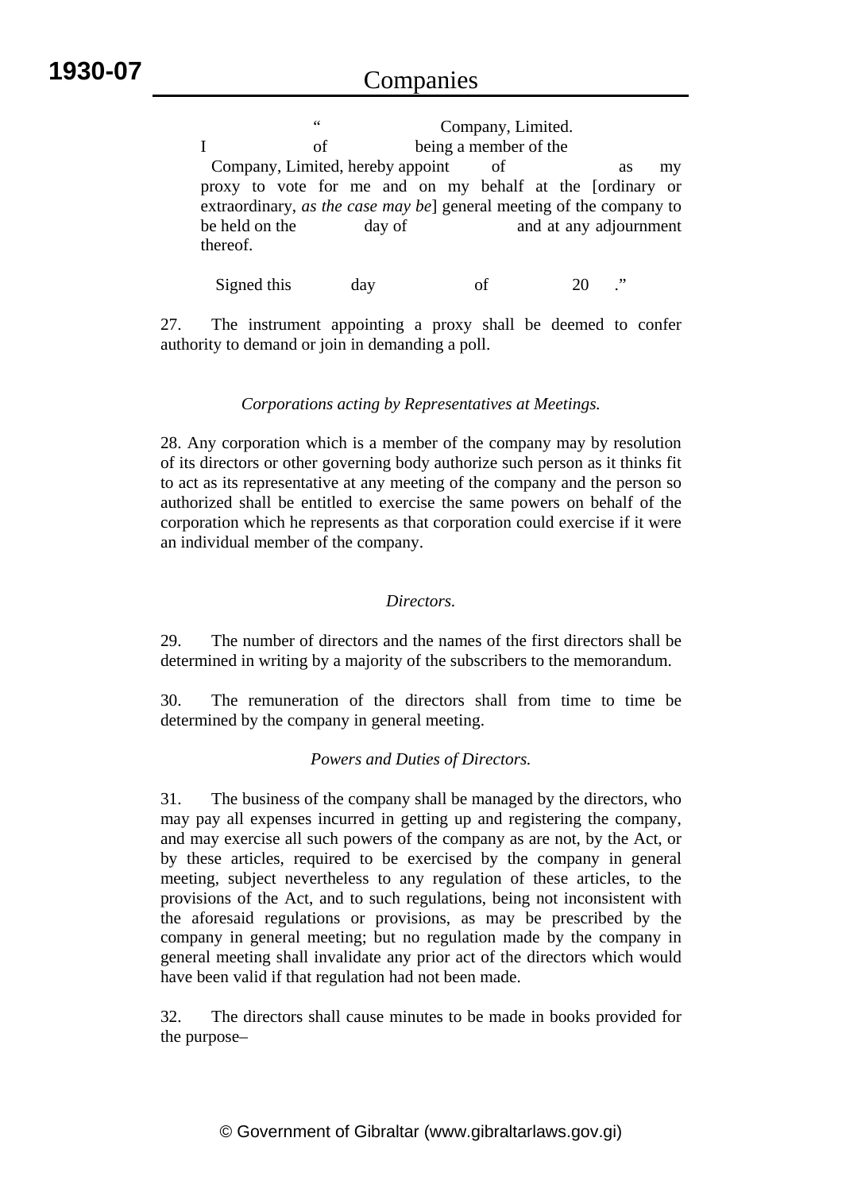"Company, Limited.

I of being a member of the Company, Limited, hereby appoint of as my proxy to vote for me and on my behalf at the [ordinary or extraordinary, *as the case may be*] general meeting of the company to be held on the day of and at any adjournment thereof.

Signed this day of 20 ."

27. The instrument appointing a proxy shall be deemed to confer authority to demand or join in demanding a poll.

*Corporations acting by Representatives at Meetings.*

28. Any corporation which is a member of the company may by resolution of its directors or other governing body authorize such person as it thinks fit to act as its representative at any meeting of the company and the person so authorized shall be entitled to exercise the same powers on behalf of the corporation which he represents as that corporation could exercise if it were an individual member of the company.

*Directors.*

29. The number of directors and the names of the first directors shall be determined in writing by a majority of the subscribers to the memorandum.

30. The remuneration of the directors shall from time to time be determined by the company in general meeting.

*Powers and Duties of Directors.*

31. The business of the company shall be managed by the directors, who may pay all expenses incurred in getting up and registering the company, and may exercise all such powers of the company as are not, by the Act, or by these articles, required to be exercised by the company in general meeting, subject nevertheless to any regulation of these articles, to the provisions of the Act, and to such regulations, being not inconsistent with the aforesaid regulations or provisions, as may be prescribed by the company in general meeting; but no regulation made by the company in general meeting shall invalidate any prior act of the directors which would have been valid if that regulation had not been made.

32. The directors shall cause minutes to be made in books provided for the purpose–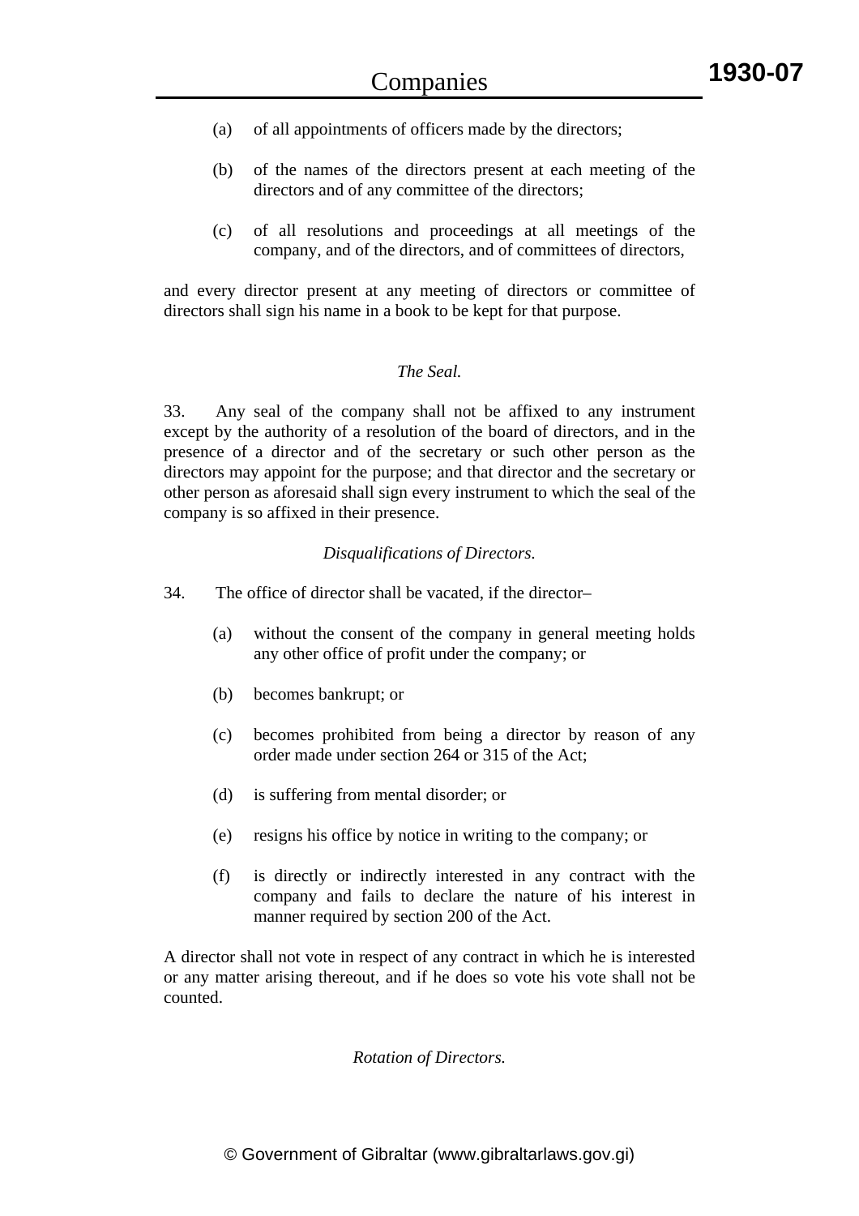(a) of all appointments of officers made by the directors;

(b) of the names of the directors present at each meeting of the directors and of any committee of the directors;

(c) of all resolutions and proceedings at all meetings of the company, and of the directors, and of committees of directors,

and every director present at any meeting of directors or committee of directors shall sign his name in a book to be kept for that purpose.

*The Seal.*

33. Any seal of the company shall not be affixed to any instrument except by the authority of a resolution of the board of directors, and in the presence of a director and of the secretary or such other person as the directors may appoint for the purpose; and that director and the secretary or other person as aforesaid shall sign every instrument to which the seal of the company is so affixed in their presence.

*Disqualifications of Directors.*

34. The office of director shall be vacated, if the director–

(a) without the consent of the company in general meeting holds any other office of profit under the company; or

(b) becomes bankrupt; or

(c) becomes prohibited from being a director by reason of any order made under section 264 or 315 of the Act;

(d) is suffering from mental disorder; or

(e) resigns his office by notice in writing to the company; or

(f) is directly or indirectly interested in any contract with the company and fails to declare the nature of his interest in manner required by section 200 of the Act.

A director shall not vote in respect of any contract in which he is interested or any matter arising thereout, and if he does so vote his vote shall not be counted.

*Rotation of Directors.*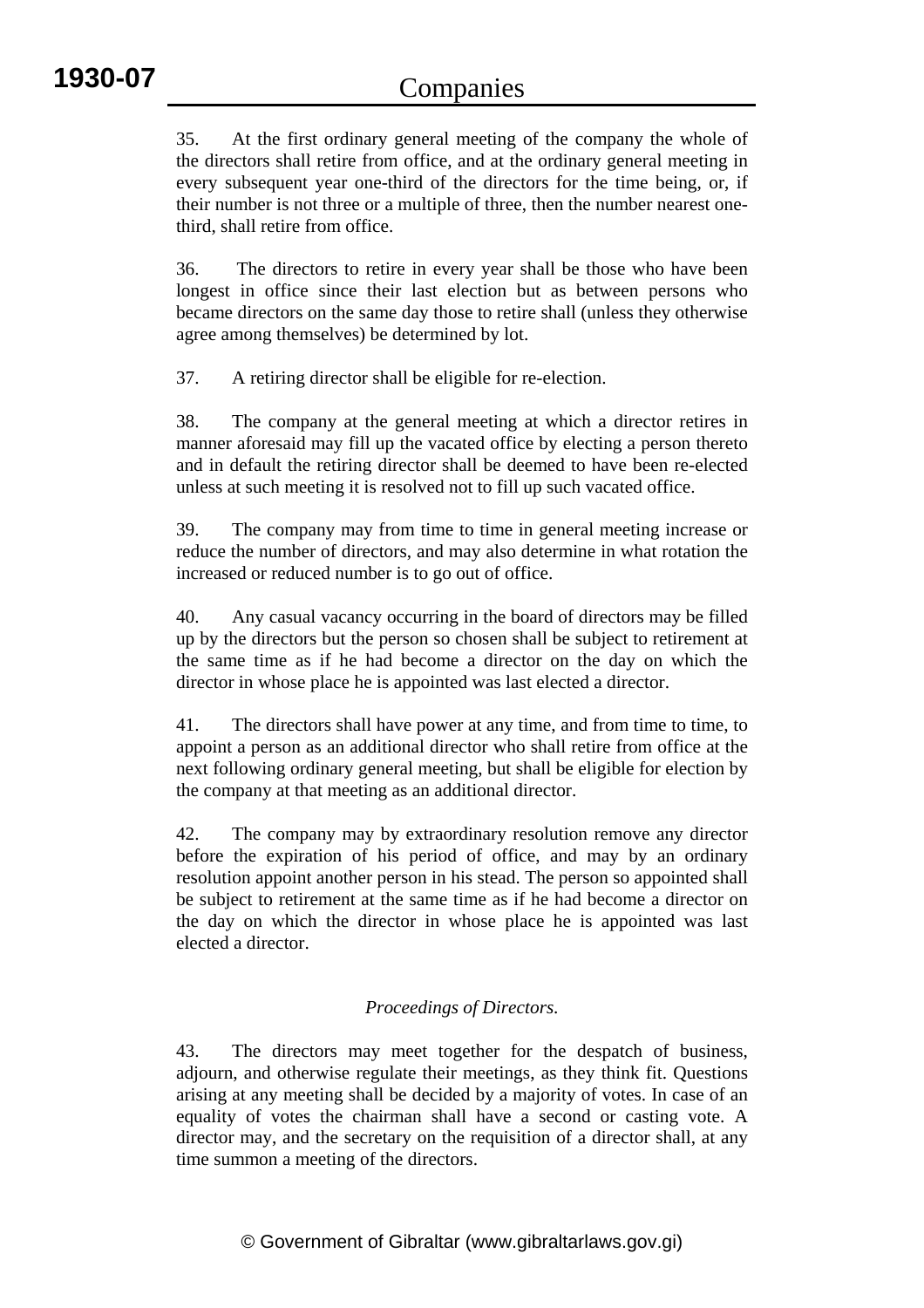35. At the first ordinary general meeting of the company the whole of the directors shall retire from office, and at the ordinary general meeting in every subsequent year one-third of the directors for the time being, or, if their number is not three or a multiple of three, then the number nearest one-third, shall retire from office.

36. The directors to retire in every year shall be those who have been longest in office since their last election but as between persons who became directors on the same day those to retire shall (unless they otherwise agree among themselves) be determined by lot.

37. A retiring director shall be eligible for re-election.

38. The company at the general meeting at which a director retires in manner aforesaid may fill up the vacated office by electing a person thereto and in default the retiring director shall be deemed to have been re-elected unless at such meeting it is resolved not to fill up such vacated office.

39. The company may from time to time in general meeting increase or reduce the number of directors, and may also determine in what rotation the increased or reduced number is to go out of office.

40. Any casual vacancy occurring in the board of directors may be filled up by the directors but the person so chosen shall be subject to retirement at the same time as if he had become a director on the day on which the director in whose place he is appointed was last elected a director.

41. The directors shall have power at any time, and from time to time, to appoint a person as an additional director who shall retire from office at the next following ordinary general meeting, but shall be eligible for election by the company at that meeting as an additional director.

42. The company may by extraordinary resolution remove any director before the expiration of his period of office, and may by an ordinary resolution appoint another person in his stead. The person so appointed shall be subject to retirement at the same time as if he had become a director on the day on which the director in whose place he is appointed was last elected a director.

*Proceedings of Directors.*

43. The directors may meet together for the despatch of business, adjourn, and otherwise regulate their meetings, as they think fit. Questions arising at any meeting shall be decided by a majority of votes. In case of an equality of votes the chairman shall have a second or casting vote. A director may, and the secretary on the requisition of a director shall, at any time summon a meeting of the directors.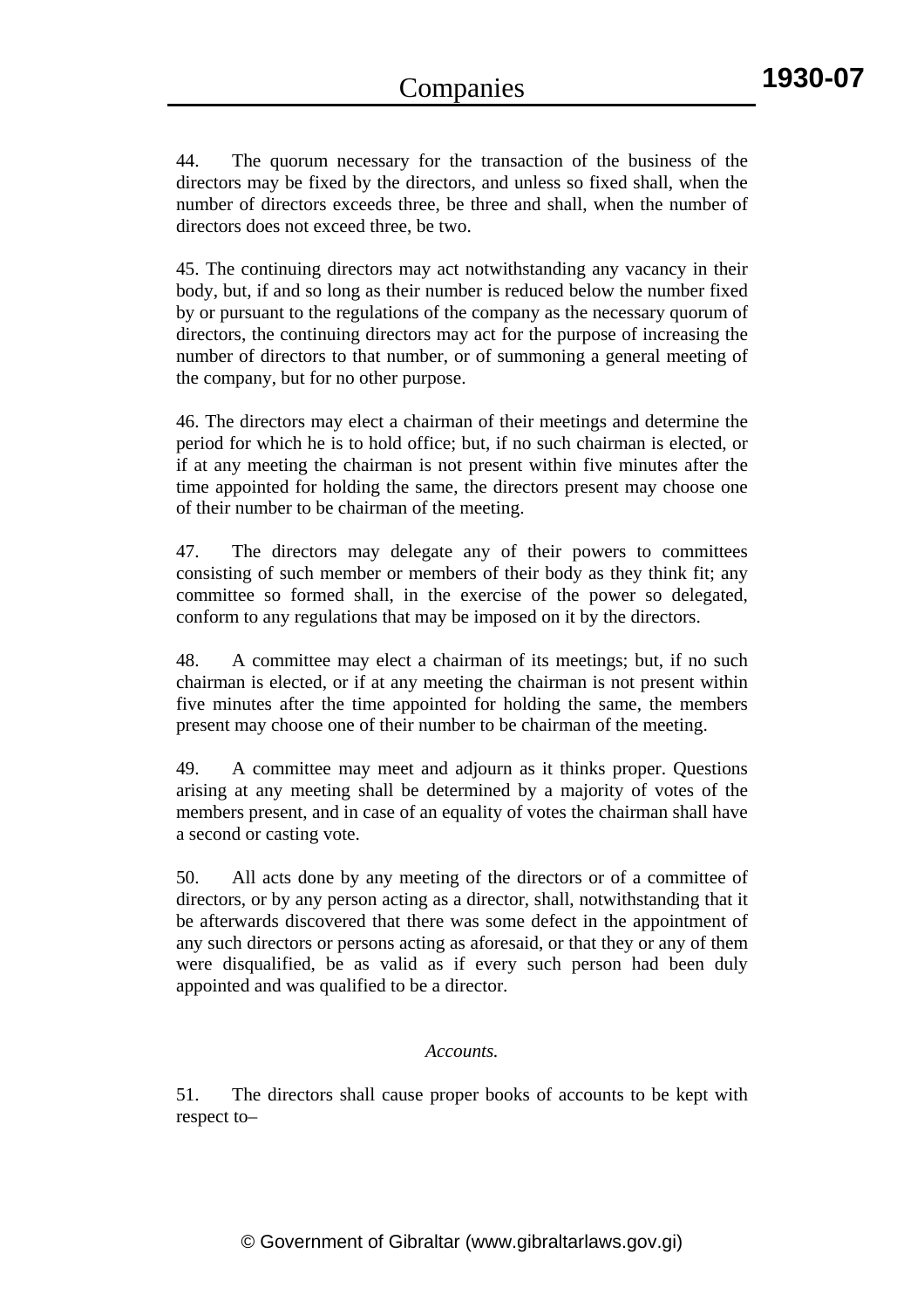44. The quorum necessary for the transaction of the business of the directors may be fixed by the directors, and unless so fixed shall, when the number of directors exceeds three, be three and shall, when the number of directors does not exceed three, be two.

45. The continuing directors may act notwithstanding any vacancy in their body, but, if and so long as their number is reduced below the number fixed by or pursuant to the regulations of the company as the necessary quorum of directors, the continuing directors may act for the purpose of increasing the number of directors to that number, or of summoning a general meeting of the company, but for no other purpose.

46. The directors may elect a chairman of their meetings and determine the period for which he is to hold office; but, if no such chairman is elected, or if at any meeting the chairman is not present within five minutes after the time appointed for holding the same, the directors present may choose one of their number to be chairman of the meeting.

47. The directors may delegate any of their powers to committees consisting of such member or members of their body as they think fit; any committee so formed shall, in the exercise of the power so delegated, conform to any regulations that may be imposed on it by the directors.

48. A committee may elect a chairman of its meetings; but, if no such chairman is elected, or if at any meeting the chairman is not present within five minutes after the time appointed for holding the same, the members present may choose one of their number to be chairman of the meeting.

49. A committee may meet and adjourn as it thinks proper. Questions arising at any meeting shall be determined by a majority of votes of the members present, and in case of an equality of votes the chairman shall have a second or casting vote.

50. All acts done by any meeting of the directors or of a committee of directors, or by any person acting as a director, shall, notwithstanding that it be afterwards discovered that there was some defect in the appointment of any such directors or persons acting as aforesaid, or that they or any of them were disqualified, be as valid as if every such person had been duly appointed and was qualified to be a director.

*Accounts.*

51. The directors shall cause proper books of accounts to be kept with respect to–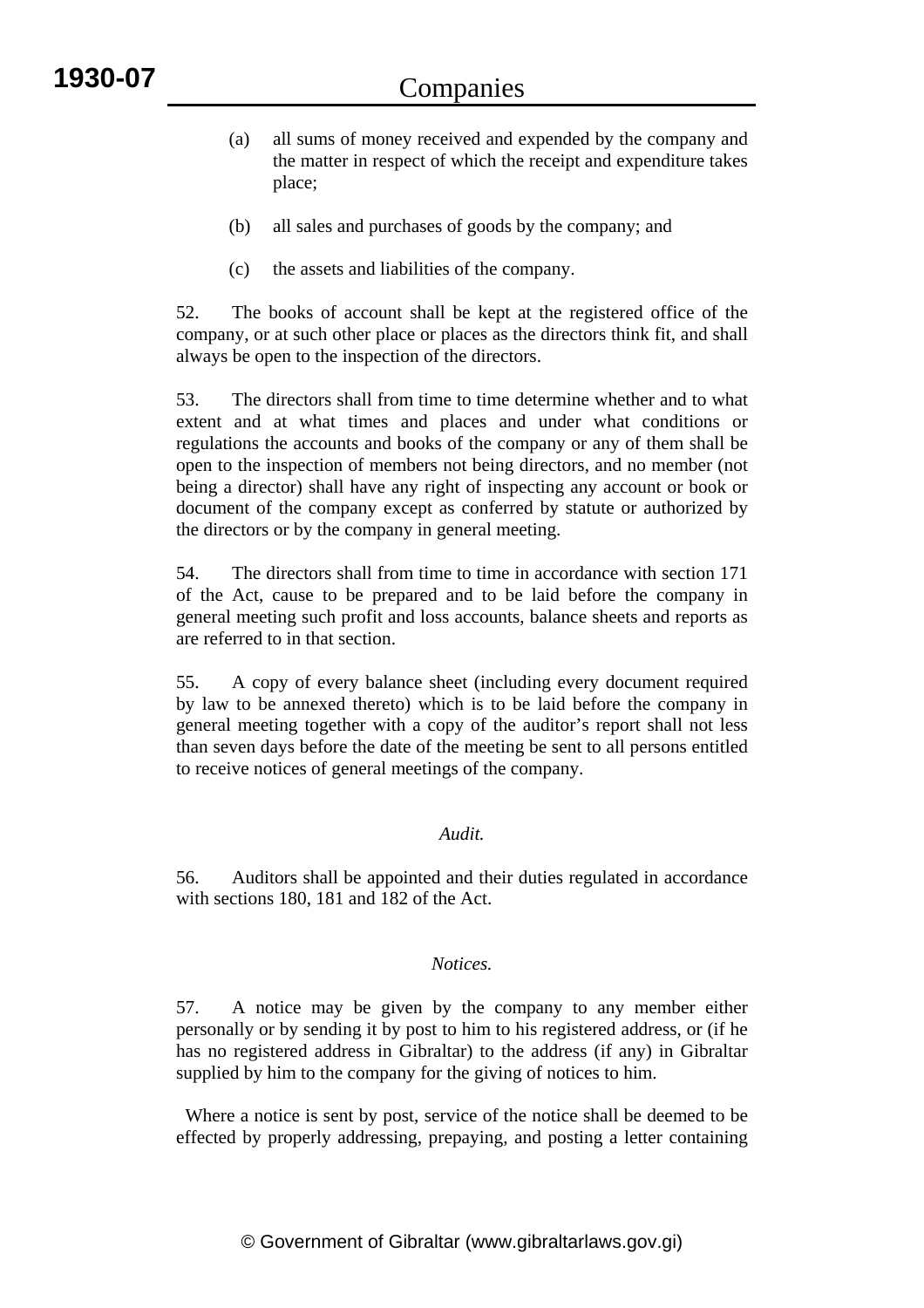(a) all sums of money received and expended by the company and the matter in respect of which the receipt and expenditure takes place;

(b) all sales and purchases of goods by the company; and

(c) the assets and liabilities of the company.

52. The books of account shall be kept at the registered office of the company, or at such other place or places as the directors think fit, and shall always be open to the inspection of the directors.

53. The directors shall from time to time determine whether and to what extent and at what times and places and under what conditions or regulations the accounts and books of the company or any of them shall be open to the inspection of members not being directors, and no member (not being a director) shall have any right of inspecting any account or book or document of the company except as conferred by statute or authorized by the directors or by the company in general meeting.

54. The directors shall from time to time in accordance with section 171 of the Act, cause to be prepared and to be laid before the company in general meeting such profit and loss accounts, balance sheets and reports as are referred to in that section.

55. A copy of every balance sheet (including every document required by law to be annexed thereto) which is to be laid before the company in general meeting together with a copy of the auditor's report shall not less than seven days before the date of the meeting be sent to all persons entitled to receive notices of general meetings of the company.

*Audit.*

56. Auditors shall be appointed and their duties regulated in accordance with sections 180, 181 and 182 of the Act.

*Notices.*

57. A notice may be given by the company to any member either personally or by sending it by post to him to his registered address, or (if he has no registered address in Gibraltar) to the address (if any) in Gibraltar supplied by him to the company for the giving of notices to him.

Where a notice is sent by post, service of the notice shall be deemed to be effected by properly addressing, prepaying, and posting a letter containing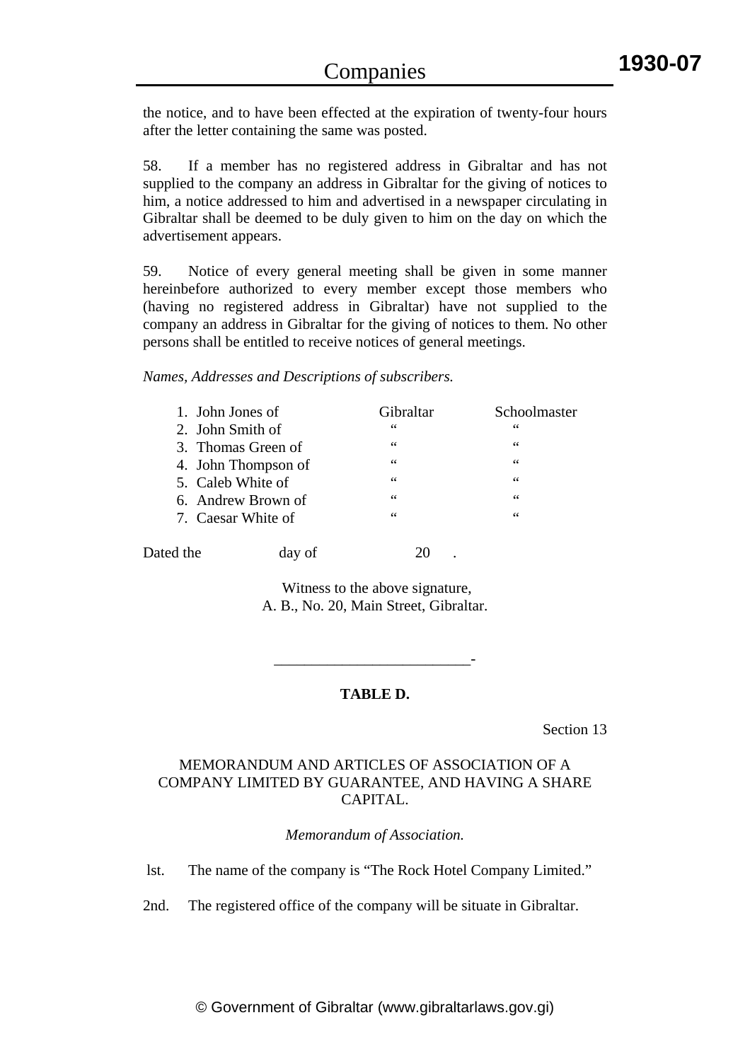the notice, and to have been effected at the expiration of twenty-four hours after the letter containing the same was posted.

58. If a member has no registered address in Gibraltar and has not supplied to the company an address in Gibraltar for the giving of notices to him, a notice addressed to him and advertised in a newspaper circulating in Gibraltar shall be deemed to be duly given to him on the day on which the advertisement appears.

59. Notice of every general meeting shall be given in some manner hereinbefore authorized to every member except those members who (having no registered address in Gibraltar) have not supplied to the company an address in Gibraltar for the giving of notices to them. No other persons shall be entitled to receive notices of general meetings.

*Names, Addresses and Descriptions of subscribers.*

| | | |
|---|---|---|
| 1. John Jones of | Gibraltar | Schoolmaster |
| 2. John Smith of | " | " |
| 3. Thomas Green of | " | " |
| 4. John Thompson of | " | " |
| 5. Caleb White of | " | " |
| 6. Andrew Brown of | " | " |
| 7. Caesar White of | " | " |

Dated the day of 20 .

Witness to the above signature,
A. B., No. 20, Main Street, Gibraltar.

---

**TABLE D.**

Section 13

MEMORANDUM AND ARTICLES OF ASSOCIATION OF A COMPANY LIMITED BY GUARANTEE, AND HAVING A SHARE CAPITAL.

*Memorandum of Association.*

lst. The name of the company is "The Rock Hotel Company Limited."

2nd. The registered office of the company will be situate in Gibraltar.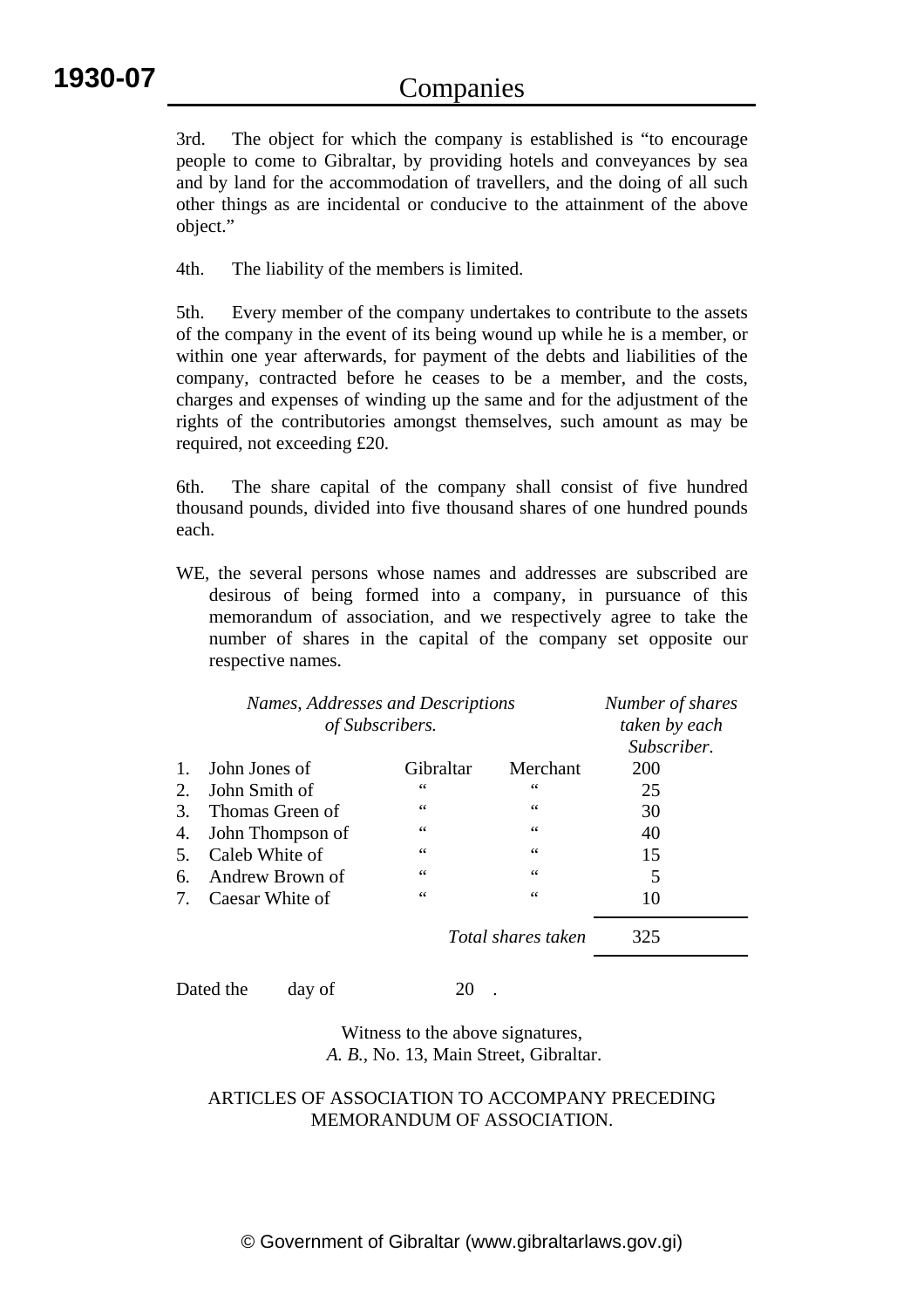3rd. The object for which the company is established is "to encourage people to come to Gibraltar, by providing hotels and conveyances by sea and by land for the accommodation of travellers, and the doing of all such other things as are incidental or conducive to the attainment of the above object."

4th. The liability of the members is limited.

5th. Every member of the company undertakes to contribute to the assets of the company in the event of its being wound up while he is a member, or within one year afterwards, for payment of the debts and liabilities of the company, contracted before he ceases to be a member, and the costs, charges and expenses of winding up the same and for the adjustment of the rights of the contributories amongst themselves, such amount as may be required, not exceeding £20.

6th. The share capital of the company shall consist of five hundred thousand pounds, divided into five thousand shares of one hundred pounds each.

WE, the several persons whose names and addresses are subscribed are desirous of being formed into a company, in pursuance of this memorandum of association, and we respectively agree to take the number of shares in the capital of the company set opposite our respective names.

| *Names, Addresses and Descriptions of Subscribers.* | | | | *Number of shares taken by each Subscriber.* |
|---|---|---|---|---|
| 1. | John Jones of | Gibraltar | Merchant | 200 |
| 2. | John Smith of | " | " | 25 |
| 3. | Thomas Green of | " | " | 30 |
| 4. | John Thompson of | " | " | 40 |
| 5. | Caleb White of | " | " | 15 |
| 6. | Andrew Brown of | " | " | 5 |
| 7. | Caesar White of | " | " | 10 |
| | | | *Total shares taken* | 325 |

Dated the day of 20 .

Witness to the above signatures,
*A. B.*, No. 13, Main Street, Gibraltar.

ARTICLES OF ASSOCIATION TO ACCOMPANY PRECEDING MEMORANDUM OF ASSOCIATION.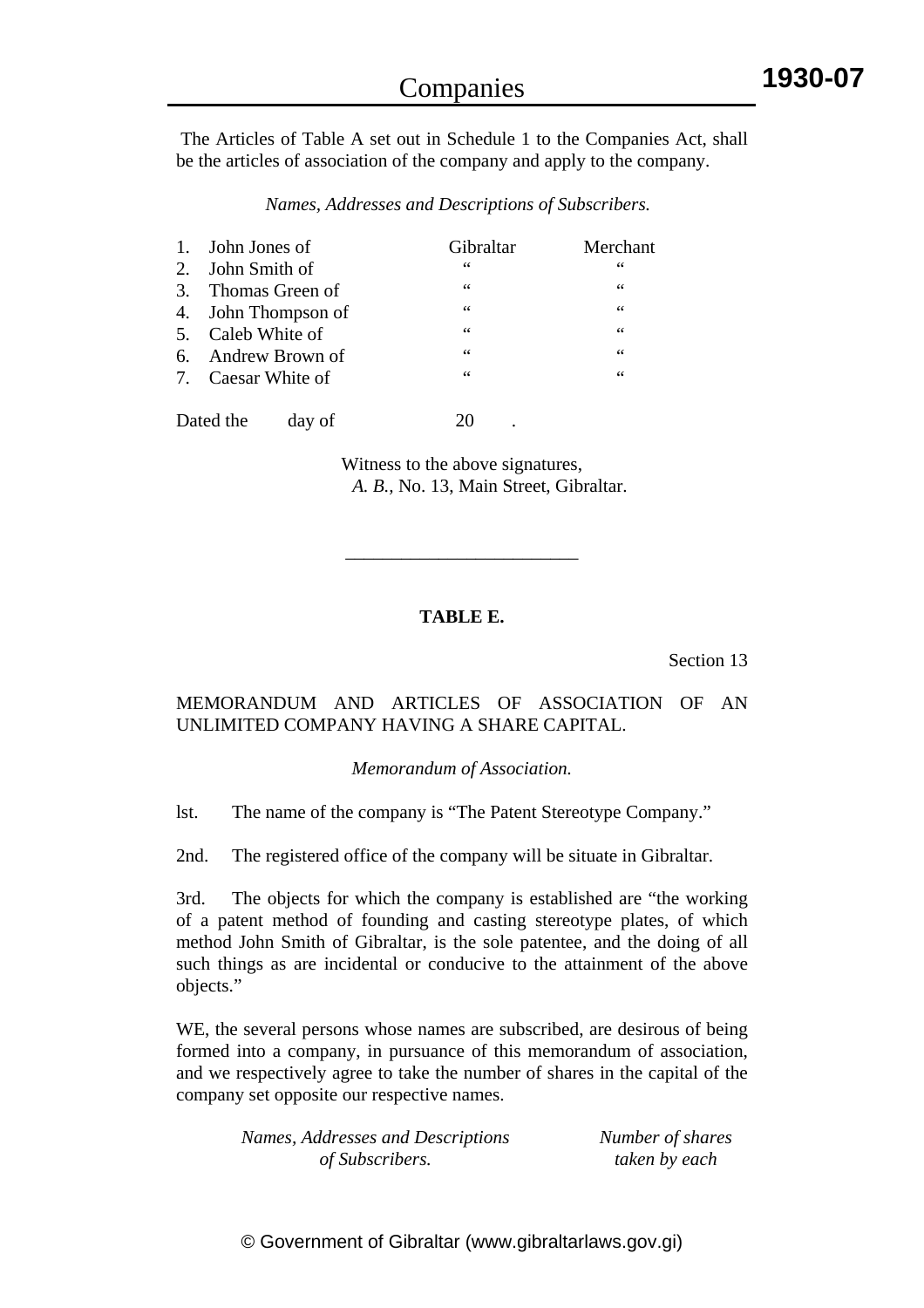The Articles of Table A set out in Schedule 1 to the Companies Act, shall be the articles of association of the company and apply to the company.

*Names, Addresses and Descriptions of Subscribers.*

| | | |
|---|---|---|
| 1. John Jones of | Gibraltar | Merchant |
| 2. John Smith of | " | " |
| 3. Thomas Green of | " | " |
| 4. John Thompson of | " | " |
| 5. Caleb White of | " | " |
| 6. Andrew Brown of | " | " |
| 7. Caesar White of | " | " |

Dated the day of 20 .

Witness to the above signatures,
*A. B.*, No. 13, Main Street, Gibraltar.

---

**TABLE E.**

Section 13

MEMORANDUM AND ARTICLES OF ASSOCIATION OF AN UNLIMITED COMPANY HAVING A SHARE CAPITAL.

*Memorandum of Association.*

lst. The name of the company is "The Patent Stereotype Company."

2nd. The registered office of the company will be situate in Gibraltar.

3rd. The objects for which the company is established are "the working of a patent method of founding and casting stereotype plates, of which method John Smith of Gibraltar, is the sole patentee, and the doing of all such things as are incidental or conducive to the attainment of the above objects."

WE, the several persons whose names are subscribed, are desirous of being formed into a company, in pursuance of this memorandum of association, and we respectively agree to take the number of shares in the capital of the company set opposite our respective names.

| *Names, Addresses and Descriptions of Subscribers.* | *Number of shares taken by each* |
|---|---|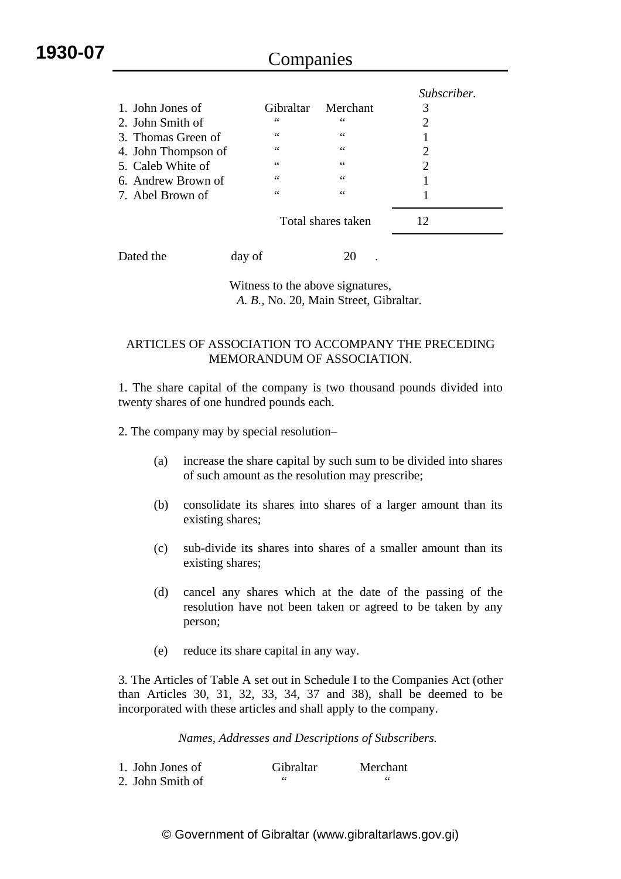| | | | Subscriber. |
|---|---|---|---|
| 1. John Jones of | Gibraltar | Merchant | 3 |
| 2. John Smith of | " | " | 2 |
| 3. Thomas Green of | " | " | 1 |
| 4. John Thompson of | " | " | 2 |
| 5. Caleb White of | " | " | 2 |
| 6. Andrew Brown of | " | " | 1 |
| 7. Abel Brown of | " | " | 1 |
| | | Total shares taken | 12 |

Dated the day of 20 .

Witness to the above signatures,
*A. B.*, No. 20, Main Street, Gibraltar.

ARTICLES OF ASSOCIATION TO ACCOMPANY THE PRECEDING MEMORANDUM OF ASSOCIATION.

1. The share capital of the company is two thousand pounds divided into twenty shares of one hundred pounds each.

2. The company may by special resolution–

(a) increase the share capital by such sum to be divided into shares of such amount as the resolution may prescribe;

(b) consolidate its shares into shares of a larger amount than its existing shares;

(c) sub-divide its shares into shares of a smaller amount than its existing shares;

(d) cancel any shares which at the date of the passing of the resolution have not been taken or agreed to be taken by any person;

(e) reduce its share capital in any way.

3. The Articles of Table A set out in Schedule I to the Companies Act (other than Articles 30, 31, 32, 33, 34, 37 and 38), shall be deemed to be incorporated with these articles and shall apply to the company.

*Names, Addresses and Descriptions of Subscribers.*

| | | |
|---|---|---|
| 1. John Jones of | Gibraltar | Merchant |
| 2. John Smith of | " | " |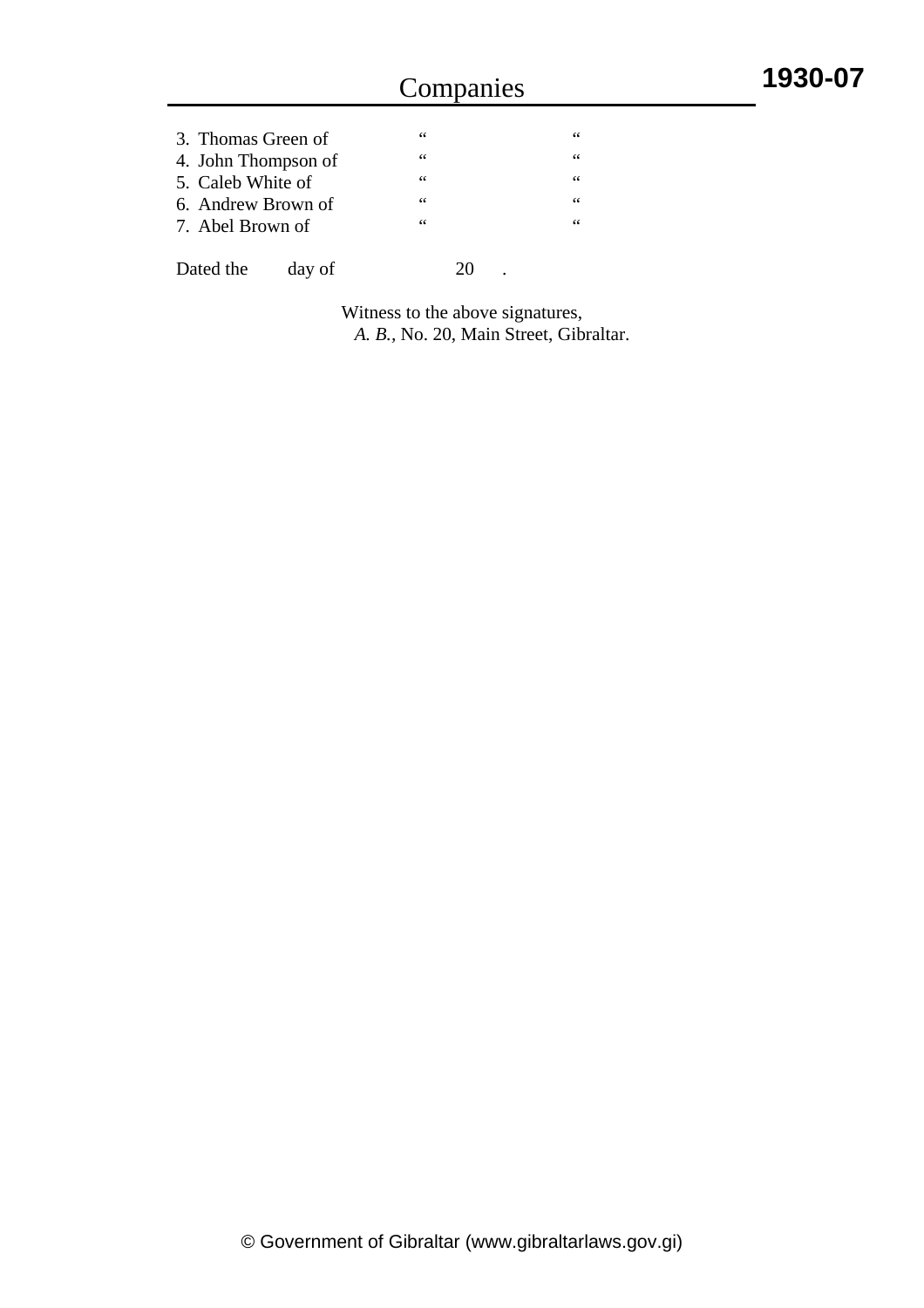| | | |
|---|---|---|
| 3. Thomas Green of | " | " |
| 4. John Thompson of | " | " |
| 5. Caleb White of | " | " |
| 6. Andrew Brown of | " | " |
| 7. Abel Brown of | " | " |

Dated the day of 20 .

Witness to the above signatures,
*A. B.*, No. 20, Main Street, Gibraltar.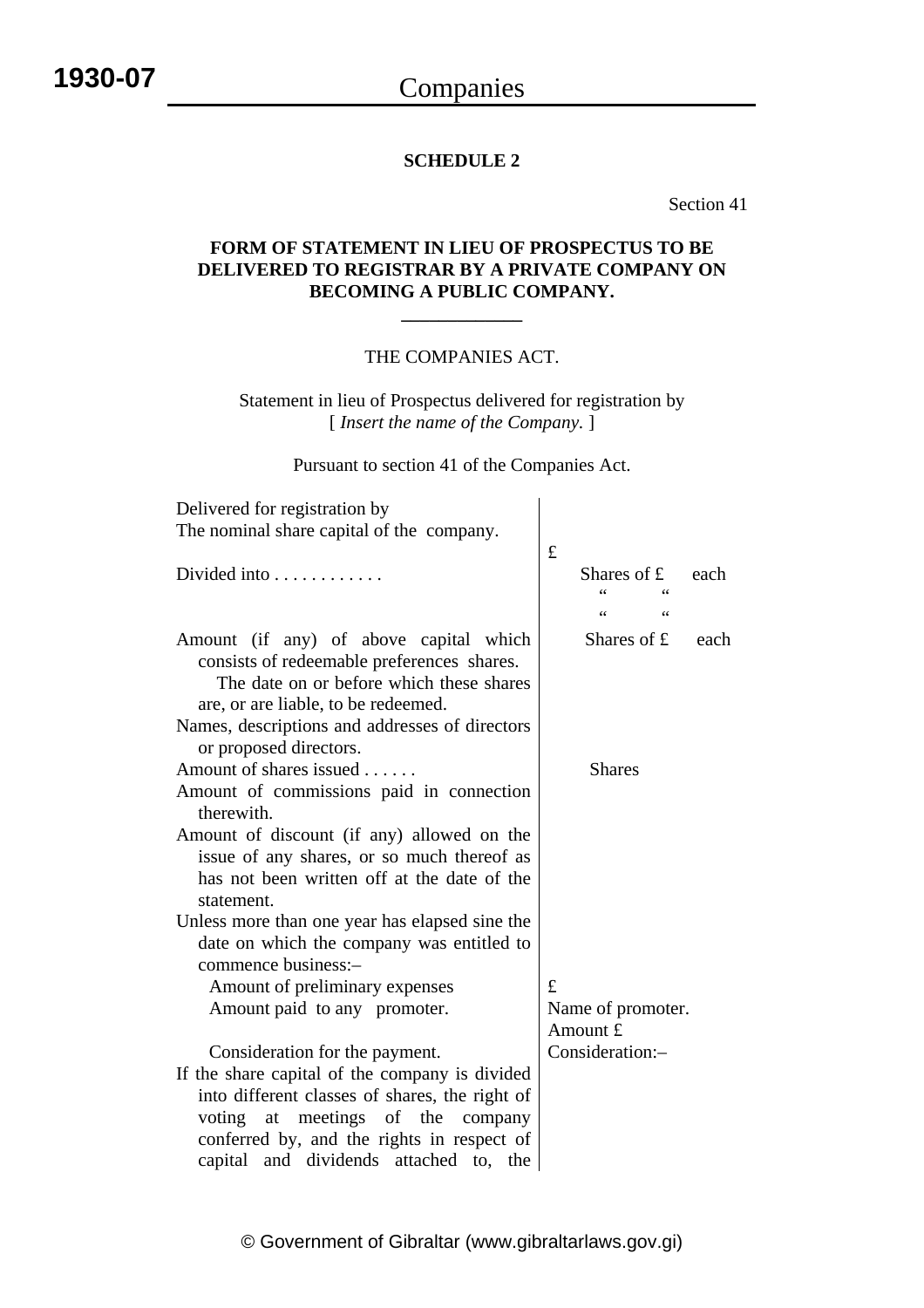## SCHEDULE 2

Section 41

### FORM OF STATEMENT IN LIEU OF PROSPECTUS TO BE DELIVERED TO REGISTRAR BY A PRIVATE COMPANY ON BECOMING A PUBLIC COMPANY.

THE COMPANIES ACT.

Statement in lieu of Prospectus delivered for registration by [ *Insert the name of the Company.* ]

Pursuant to section 41 of the Companies Act.

| | |
|---|---|
| Delivered for registration by<br>The nominal share capital of the company. | £ |
| Divided into . . . . . . . . . . . . | Shares of £ each<br>" "<br>" " |
| Amount (if any) of above capital which consists of redeemable preferences shares.<br>The date on or before which these shares are, or are liable, to be redeemed. | Shares of £ each |
| Names, descriptions and addresses of directors or proposed directors. | |
| Amount of shares issued . . . . . . | Shares |
| Amount of commissions paid in connection therewith. | |
| Amount of discount (if any) allowed on the issue of any shares, or so much thereof as has not been written off at the date of the statement. | |
| Unless more than one year has elapsed sine the date on which the company was entitled to commence business:– | |
| Amount of preliminary expenses | £ |
| Amount paid to any promoter. | Name of promoter.<br>Amount £ |
| Consideration for the payment. | Consideration:– |
| If the share capital of the company is divided into different classes of shares, the right of voting at meetings of the company conferred by, and the rights in respect of capital and dividends attached to, the | |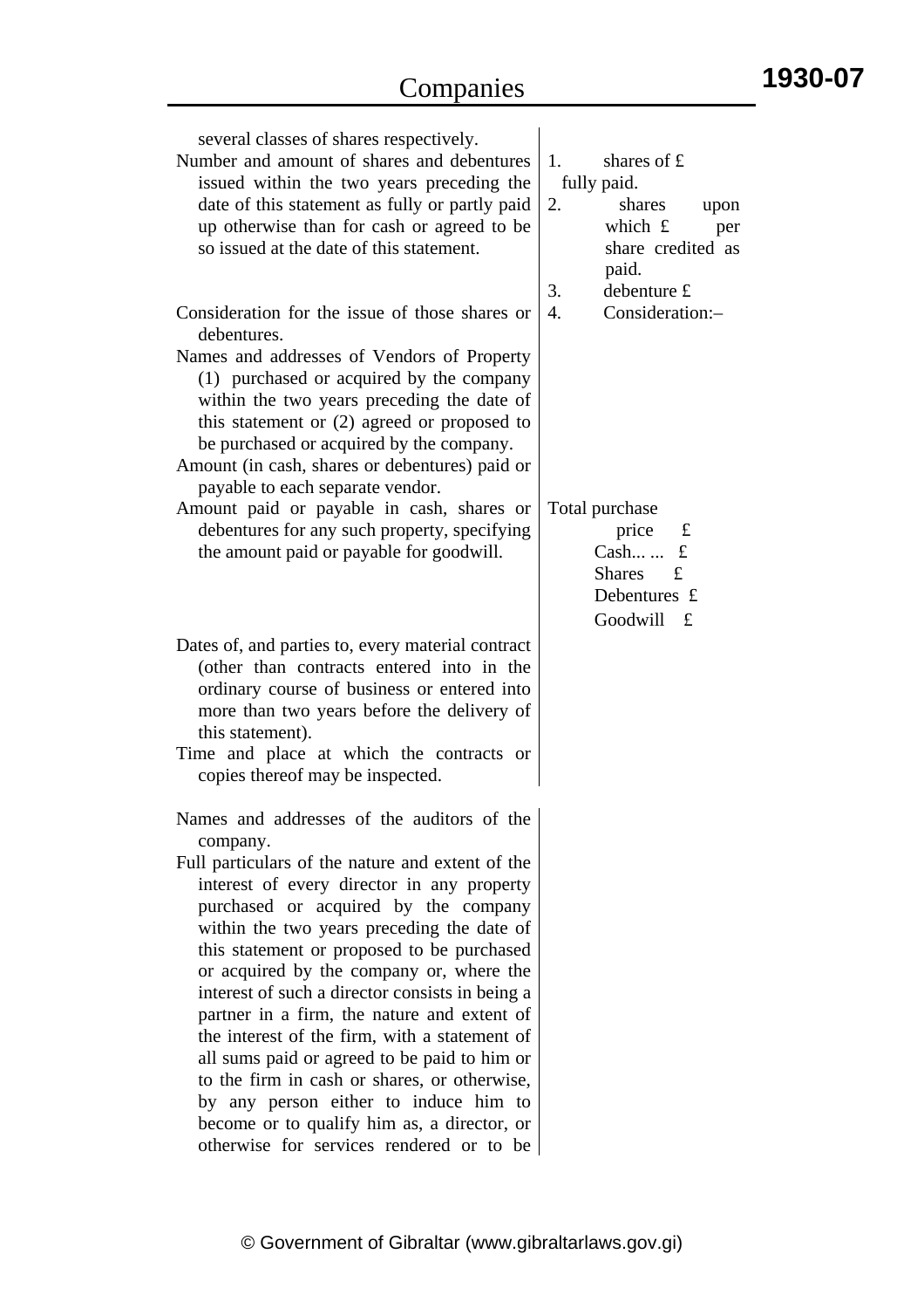| | |
|---|---|
| several classes of shares respectively. | |
| Number and amount of shares and debentures issued within the two years preceding the date of this statement as fully or partly paid up otherwise than for cash or agreed to be so issued at the date of this statement. | 1. shares of £ fully paid.<br>2. shares upon which £ per share credited as paid.<br>3. debenture £ |
| Consideration for the issue of those shares or debentures. | 4. Consideration:– |
| Names and addresses of Vendors of Property (1) purchased or acquired by the company within the two years preceding the date of this statement or (2) agreed or proposed to be purchased or acquired by the company. | |
| Amount (in cash, shares or debentures) paid or payable to each separate vendor. | |
| Amount paid or payable in cash, shares or debentures for any such property, specifying the amount paid or payable for goodwill. | Total purchase price £<br>Cash... ... £<br>Shares £<br>Debentures £<br>Goodwill £ |
| Dates of, and parties to, every material contract (other than contracts entered into in the ordinary course of business or entered into more than two years before the delivery of this statement). | |
| Time and place at which the contracts or copies thereof may be inspected. | |
| Names and addresses of the auditors of the company. | |
| Full particulars of the nature and extent of the interest of every director in any property purchased or acquired by the company within the two years preceding the date of this statement or proposed to be purchased or acquired by the company or, where the interest of such a director consists in being a partner in a firm, the nature and extent of the interest of the firm, with a statement of all sums paid or agreed to be paid to him or to the firm in cash or shares, or otherwise, by any person either to induce him to become or to qualify him as, a director, or otherwise for services rendered or to be | |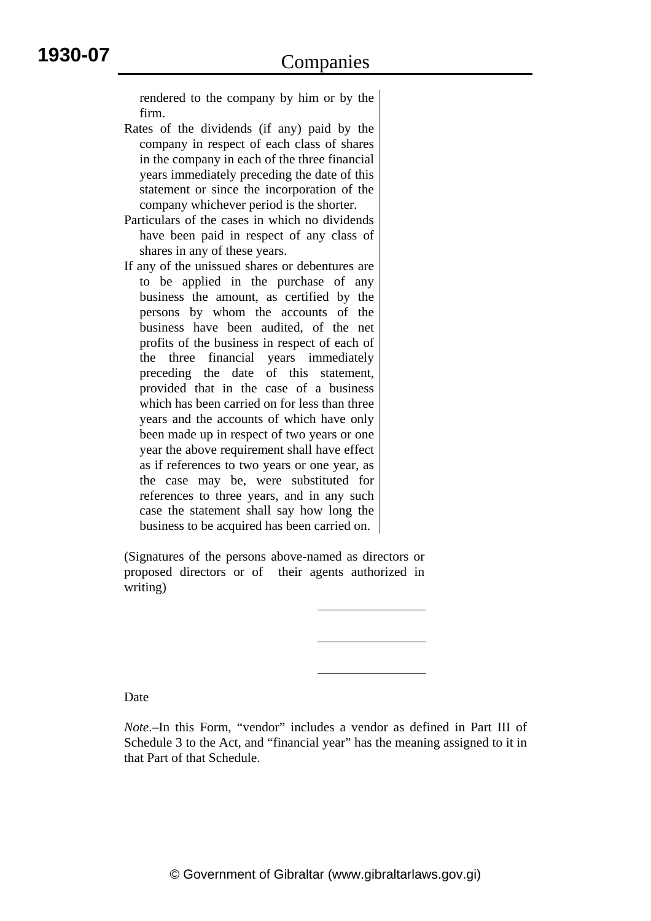rendered to the company by him or by the firm.

Rates of the dividends (if any) paid by the company in respect of each class of shares in the company in each of the three financial years immediately preceding the date of this statement or since the incorporation of the company whichever period is the shorter.

Particulars of the cases in which no dividends have been paid in respect of any class of shares in any of these years.

If any of the unissued shares or debentures are to be applied in the purchase of any business the amount, as certified by the persons by whom the accounts of the business have been audited, of the net profits of the business in respect of each of the three financial years immediately preceding the date of this statement, provided that in the case of a business which has been carried on for less than three years and the accounts of which have only been made up in respect of two years or one year the above requirement shall have effect as if references to two years or one year, as the case may be, were substituted for references to three years, and in any such case the statement shall say how long the business to be acquired has been carried on.

(Signatures of the persons above-named as directors or proposed directors or of their agents authorized in writing)

\_\_\_\_\_\_\_\_\_\_\_\_\_\_\_\_

\_\_\_\_\_\_\_\_\_\_\_\_\_\_\_\_

\_\_\_\_\_\_\_\_\_\_\_\_\_\_\_\_

Date

*Note*.–In this Form, "vendor" includes a vendor as defined in Part III of Schedule 3 to the Act, and "financial year" has the meaning assigned to it in that Part of that Schedule.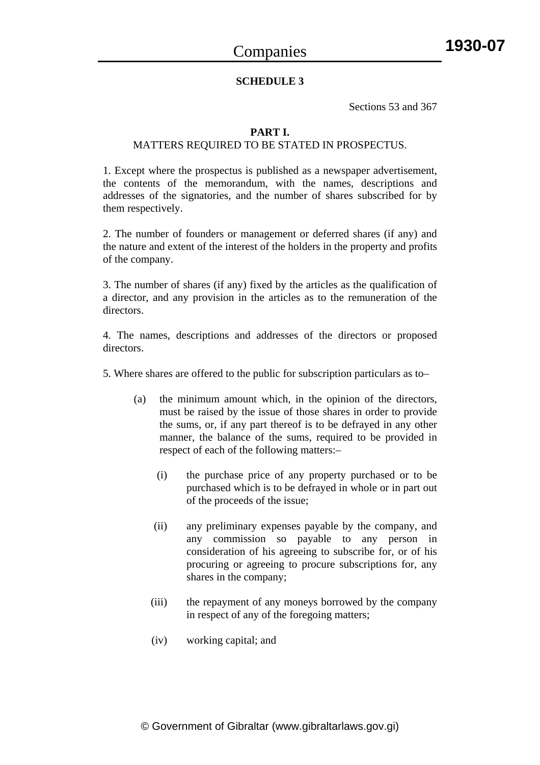## SCHEDULE 3

Sections 53 and 367

### PART I.
MATTERS REQUIRED TO BE STATED IN PROSPECTUS.

1. Except where the prospectus is published as a newspaper advertisement, the contents of the memorandum, with the names, descriptions and addresses of the signatories, and the number of shares subscribed for by them respectively.

2. The number of founders or management or deferred shares (if any) and the nature and extent of the interest of the holders in the property and profits of the company.

3. The number of shares (if any) fixed by the articles as the qualification of a director, and any provision in the articles as to the remuneration of the directors.

4. The names, descriptions and addresses of the directors or proposed directors.

5. Where shares are offered to the public for subscription particulars as to–

(a) the minimum amount which, in the opinion of the directors, must be raised by the issue of those shares in order to provide the sums, or, if any part thereof is to be defrayed in any other manner, the balance of the sums, required to be provided in respect of each of the following matters:–

(i) the purchase price of any property purchased or to be purchased which is to be defrayed in whole or in part out of the proceeds of the issue;

(ii) any preliminary expenses payable by the company, and any commission so payable to any person in consideration of his agreeing to subscribe for, or of his procuring or agreeing to procure subscriptions for, any shares in the company;

(iii) the repayment of any moneys borrowed by the company in respect of any of the foregoing matters;

(iv) working capital; and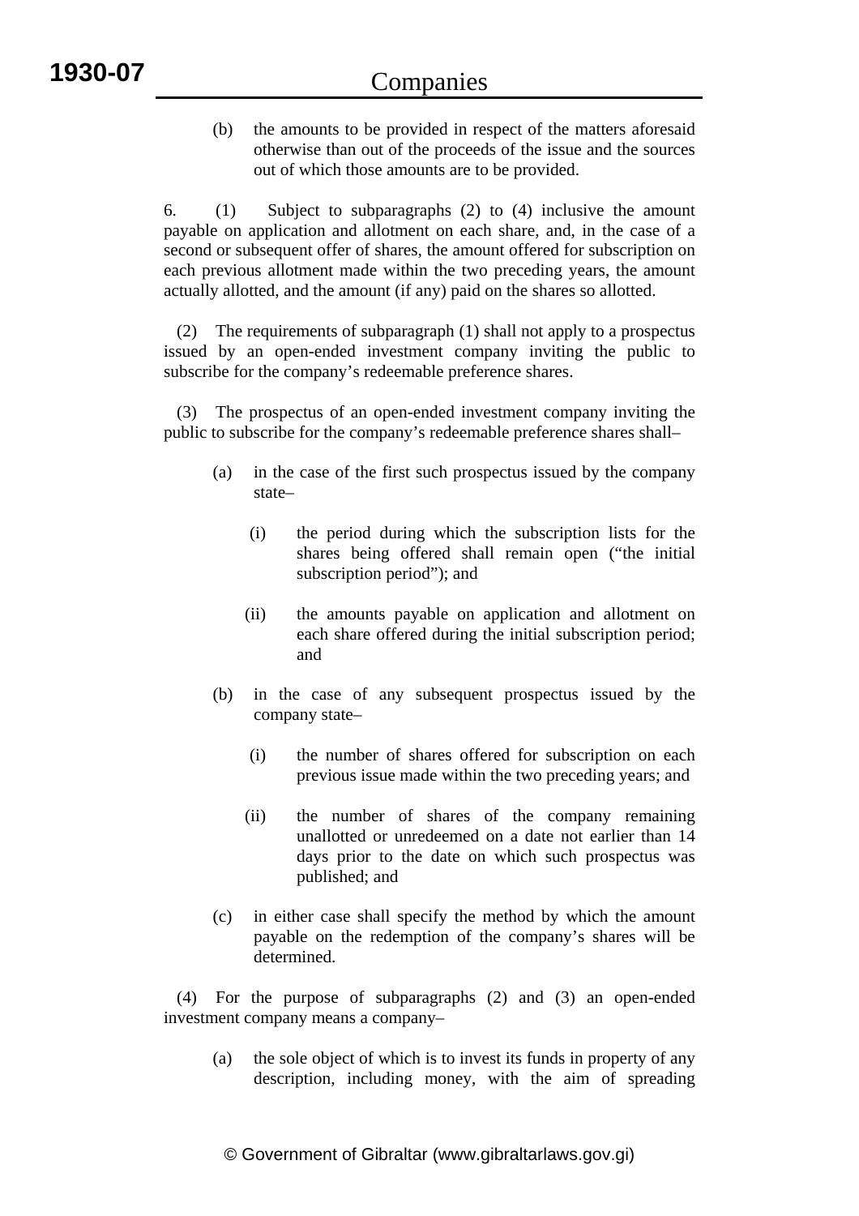(b) the amounts to be provided in respect of the matters aforesaid otherwise than out of the proceeds of the issue and the sources out of which those amounts are to be provided.

6. (1) Subject to subparagraphs (2) to (4) inclusive the amount payable on application and allotment on each share, and, in the case of a second or subsequent offer of shares, the amount offered for subscription on each previous allotment made within the two preceding years, the amount actually allotted, and the amount (if any) paid on the shares so allotted.

(2) The requirements of subparagraph (1) shall not apply to a prospectus issued by an open-ended investment company inviting the public to subscribe for the company's redeemable preference shares.

(3) The prospectus of an open-ended investment company inviting the public to subscribe for the company's redeemable preference shares shall–

(a) in the case of the first such prospectus issued by the company state–

(i) the period during which the subscription lists for the shares being offered shall remain open ("the initial subscription period"); and

(ii) the amounts payable on application and allotment on each share offered during the initial subscription period; and

(b) in the case of any subsequent prospectus issued by the company state–

(i) the number of shares offered for subscription on each previous issue made within the two preceding years; and

(ii) the number of shares of the company remaining unallotted or unredeemed on a date not earlier than 14 days prior to the date on which such prospectus was published; and

(c) in either case shall specify the method by which the amount payable on the redemption of the company's shares will be determined.

(4) For the purpose of subparagraphs (2) and (3) an open-ended investment company means a company–

(a) the sole object of which is to invest its funds in property of any description, including money, with the aim of spreading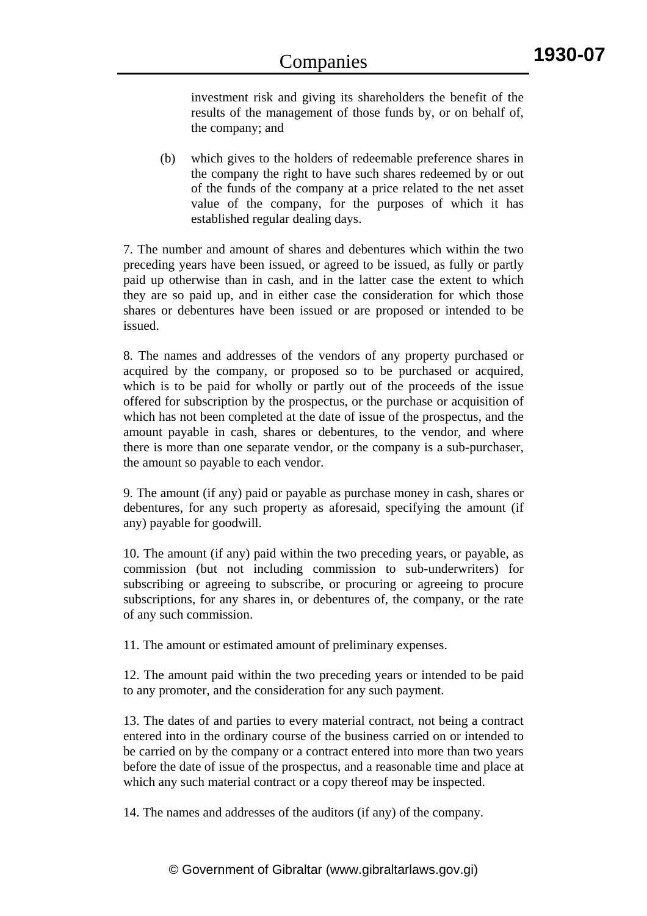investment risk and giving its shareholders the benefit of the results of the management of those funds by, or on behalf of, the company; and

(b) which gives to the holders of redeemable preference shares in the company the right to have such shares redeemed by or out of the funds of the company at a price related to the net asset value of the company, for the purposes of which it has established regular dealing days.

7. The number and amount of shares and debentures which within the two preceding years have been issued, or agreed to be issued, as fully or partly paid up otherwise than in cash, and in the latter case the extent to which they are so paid up, and in either case the consideration for which those shares or debentures have been issued or are proposed or intended to be issued.

8. The names and addresses of the vendors of any property purchased or acquired by the company, or proposed so to be purchased or acquired, which is to be paid for wholly or partly out of the proceeds of the issue offered for subscription by the prospectus, or the purchase or acquisition of which has not been completed at the date of issue of the prospectus, and the amount payable in cash, shares or debentures, to the vendor, and where there is more than one separate vendor, or the company is a sub-purchaser, the amount so payable to each vendor.

9. The amount (if any) paid or payable as purchase money in cash, shares or debentures, for any such property as aforesaid, specifying the amount (if any) payable for goodwill.

10. The amount (if any) paid within the two preceding years, or payable, as commission (but not including commission to sub-underwriters) for subscribing or agreeing to subscribe, or procuring or agreeing to procure subscriptions, for any shares in, or debentures of, the company, or the rate of any such commission.

11. The amount or estimated amount of preliminary expenses.

12. The amount paid within the two preceding years or intended to be paid to any promoter, and the consideration for any such payment.

13. The dates of and parties to every material contract, not being a contract entered into in the ordinary course of the business carried on or intended to be carried on by the company or a contract entered into more than two years before the date of issue of the prospectus, and a reasonable time and place at which any such material contract or a copy thereof may be inspected.

14. The names and addresses of the auditors (if any) of the company.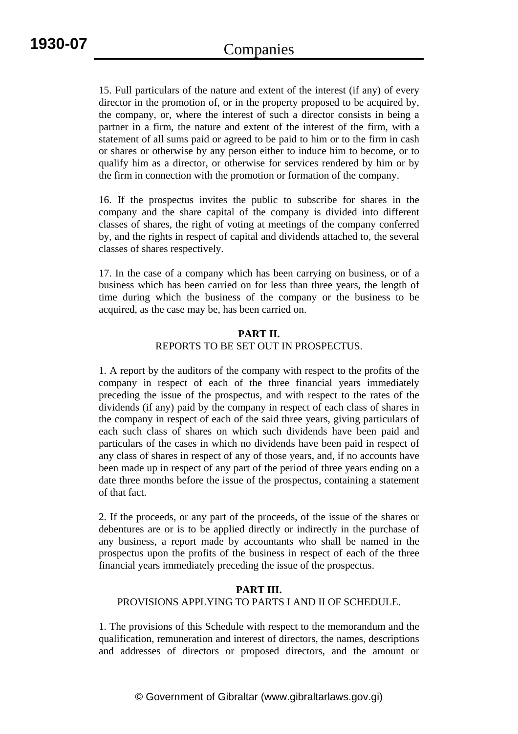15. Full particulars of the nature and extent of the interest (if any) of every director in the promotion of, or in the property proposed to be acquired by, the company, or, where the interest of such a director consists in being a partner in a firm, the nature and extent of the interest of the firm, with a statement of all sums paid or agreed to be paid to him or to the firm in cash or shares or otherwise by any person either to induce him to become, or to qualify him as a director, or otherwise for services rendered by him or by the firm in connection with the promotion or formation of the company.

16. If the prospectus invites the public to subscribe for shares in the company and the share capital of the company is divided into different classes of shares, the right of voting at meetings of the company conferred by, and the rights in respect of capital and dividends attached to, the several classes of shares respectively.

17. In the case of a company which has been carrying on business, or of a business which has been carried on for less than three years, the length of time during which the business of the company or the business to be acquired, as the case may be, has been carried on.

**PART II.**

REPORTS TO BE SET OUT IN PROSPECTUS.

1. A report by the auditors of the company with respect to the profits of the company in respect of each of the three financial years immediately preceding the issue of the prospectus, and with respect to the rates of the dividends (if any) paid by the company in respect of each class of shares in the company in respect of each of the said three years, giving particulars of each such class of shares on which such dividends have been paid and particulars of the cases in which no dividends have been paid in respect of any class of shares in respect of any of those years, and, if no accounts have been made up in respect of any part of the period of three years ending on a date three months before the issue of the prospectus, containing a statement of that fact.

2. If the proceeds, or any part of the proceeds, of the issue of the shares or debentures are or is to be applied directly or indirectly in the purchase of any business, a report made by accountants who shall be named in the prospectus upon the profits of the business in respect of each of the three financial years immediately preceding the issue of the prospectus.

**PART III.**

PROVISIONS APPLYING TO PARTS I AND II OF SCHEDULE.

1. The provisions of this Schedule with respect to the memorandum and the qualification, remuneration and interest of directors, the names, descriptions and addresses of directors or proposed directors, and the amount or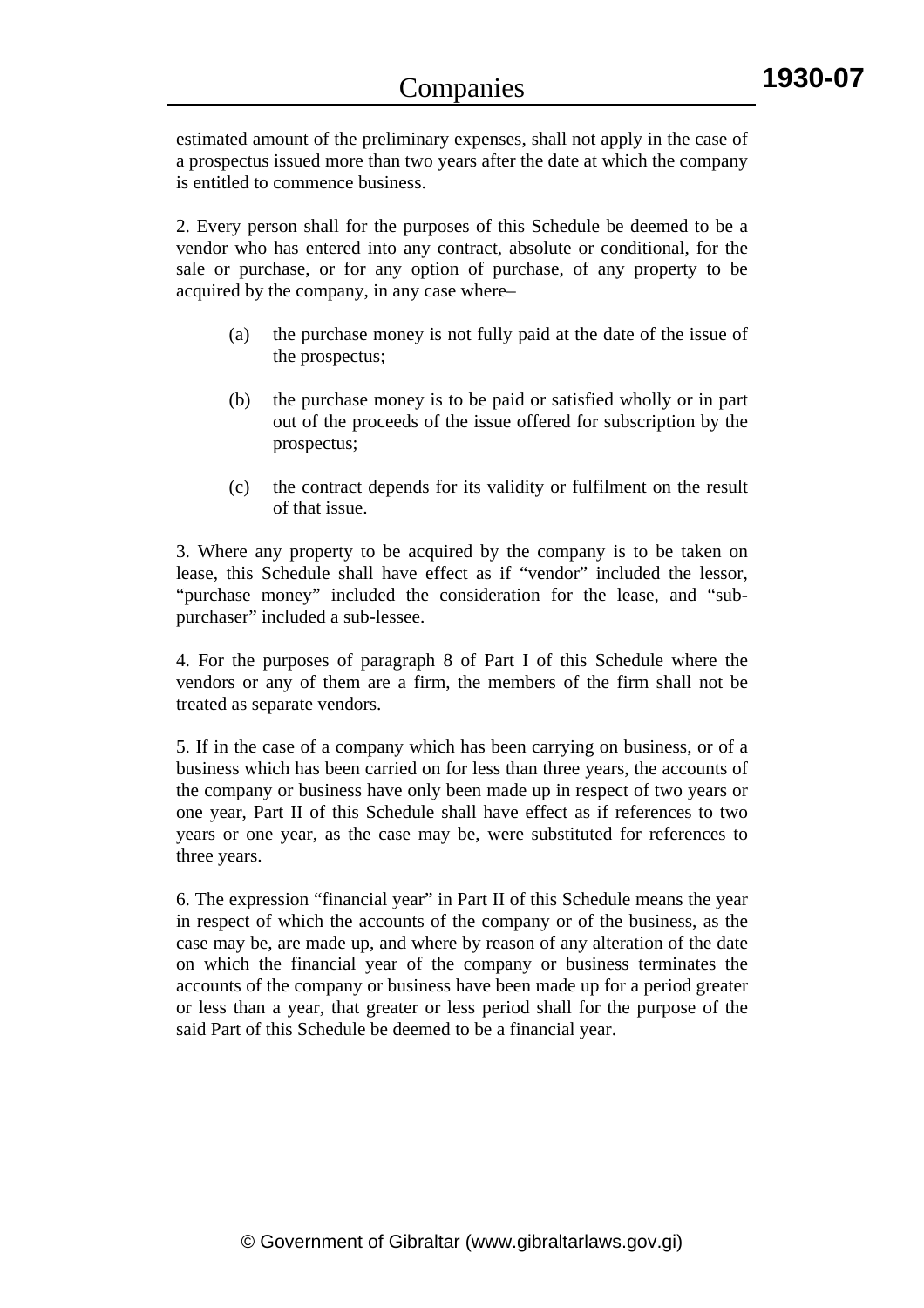estimated amount of the preliminary expenses, shall not apply in the case of a prospectus issued more than two years after the date at which the company is entitled to commence business.

2. Every person shall for the purposes of this Schedule be deemed to be a vendor who has entered into any contract, absolute or conditional, for the sale or purchase, or for any option of purchase, of any property to be acquired by the company, in any case where–

(a) the purchase money is not fully paid at the date of the issue of the prospectus;

(b) the purchase money is to be paid or satisfied wholly or in part out of the proceeds of the issue offered for subscription by the prospectus;

(c) the contract depends for its validity or fulfilment on the result of that issue.

3. Where any property to be acquired by the company is to be taken on lease, this Schedule shall have effect as if "vendor" included the lessor, "purchase money" included the consideration for the lease, and "sub-purchaser" included a sub-lessee.

4. For the purposes of paragraph 8 of Part I of this Schedule where the vendors or any of them are a firm, the members of the firm shall not be treated as separate vendors.

5. If in the case of a company which has been carrying on business, or of a business which has been carried on for less than three years, the accounts of the company or business have only been made up in respect of two years or one year, Part II of this Schedule shall have effect as if references to two years or one year, as the case may be, were substituted for references to three years.

6. The expression "financial year" in Part II of this Schedule means the year in respect of which the accounts of the company or of the business, as the case may be, are made up, and where by reason of any alteration of the date on which the financial year of the company or business terminates the accounts of the company or business have been made up for a period greater or less than a year, that greater or less period shall for the purpose of the said Part of this Schedule be deemed to be a financial year.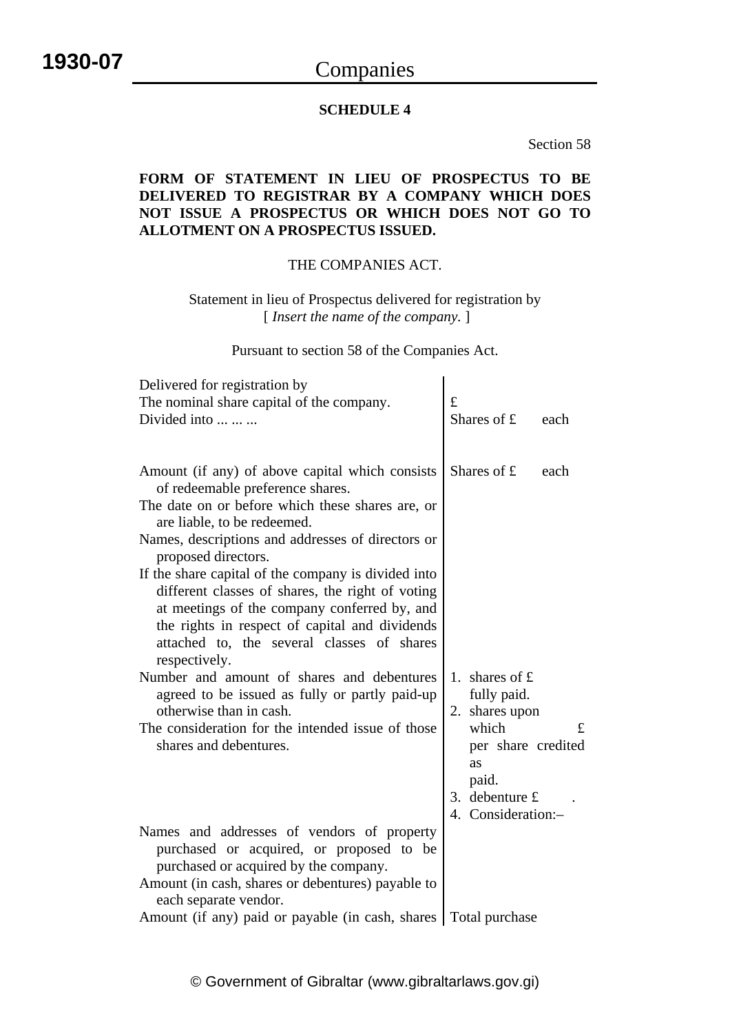**SCHEDULE 4**

Section 58

**FORM OF STATEMENT IN LIEU OF PROSPECTUS TO BE DELIVERED TO REGISTRAR BY A COMPANY WHICH DOES NOT ISSUE A PROSPECTUS OR WHICH DOES NOT GO TO ALLOTMENT ON A PROSPECTUS ISSUED.**

THE COMPANIES ACT.

Statement in lieu of Prospectus delivered for registration by
[ *Insert the name of the company.* ]

Pursuant to section 58 of the Companies Act.

| | |
|---|---|
| Delivered for registration by<br>The nominal share capital of the company.<br>Divided into ... ... ... | £<br>Shares of £ each |
| Amount (if any) of above capital which consists of redeemable preference shares.<br>The date on or before which these shares are, or are liable, to be redeemed.<br>Names, descriptions and addresses of directors or proposed directors.<br>If the share capital of the company is divided into different classes of shares, the right of voting at meetings of the company conferred by, and the rights in respect of capital and dividends attached to, the several classes of shares respectively. | Shares of £ each |
| Number and amount of shares and debentures agreed to be issued as fully or partly paid-up otherwise than in cash.<br>The consideration for the intended issue of those shares and debentures. | 1. shares of £ fully paid.<br>2. shares upon which £ per share credited as paid.<br>3. debenture £ .<br>4. Consideration:– |
| Names and addresses of vendors of property purchased or acquired, or proposed to be purchased or acquired by the company.<br>Amount (in cash, shares or debentures) payable to each separate vendor.<br>Amount (if any) paid or payable (in cash, shares | Total purchase |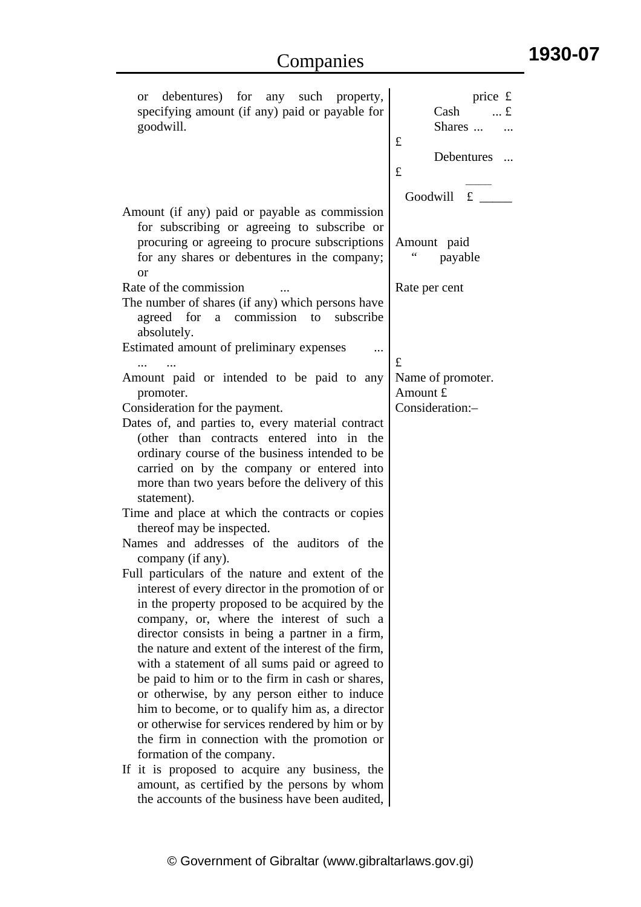| | |
|---|---|
| or debentures) for any such property, specifying amount (if any) paid or payable for goodwill. | price £<br>Cash ... £<br>Shares ... ... £<br>Debentures ... £<br>Goodwill £ _____ |
| Amount (if any) paid or payable as commission for subscribing or agreeing to subscribe or procuring or agreeing to procure subscriptions for any shares or debentures in the company; or | Amount paid<br>" payable |
| Rate of the commission ... | Rate per cent |
| The number of shares (if any) which persons have agreed for a commission to subscribe absolutely. | |
| Estimated amount of preliminary expenses ... ... ... | £ |
| Amount paid or intended to be paid to any promoter. | Name of promoter.<br>Amount £ |
| Consideration for the payment. | Consideration:– |
| Dates of, and parties to, every material contract (other than contracts entered into in the ordinary course of the business intended to be carried on by the company or entered into more than two years before the delivery of this statement). | |
| Time and place at which the contracts or copies thereof may be inspected. | |
| Names and addresses of the auditors of the company (if any). | |
| Full particulars of the nature and extent of the interest of every director in the promotion of or in the property proposed to be acquired by the company, or, where the interest of such a director consists in being a partner in a firm, the nature and extent of the interest of the firm, with a statement of all sums paid or agreed to be paid to him or to the firm in cash or shares, or otherwise, by any person either to induce him to become, or to qualify him as, a director or otherwise for services rendered by him or by the firm in connection with the promotion or formation of the company. | |
| If it is proposed to acquire any business, the amount, as certified by the persons by whom the accounts of the business have been audited, | |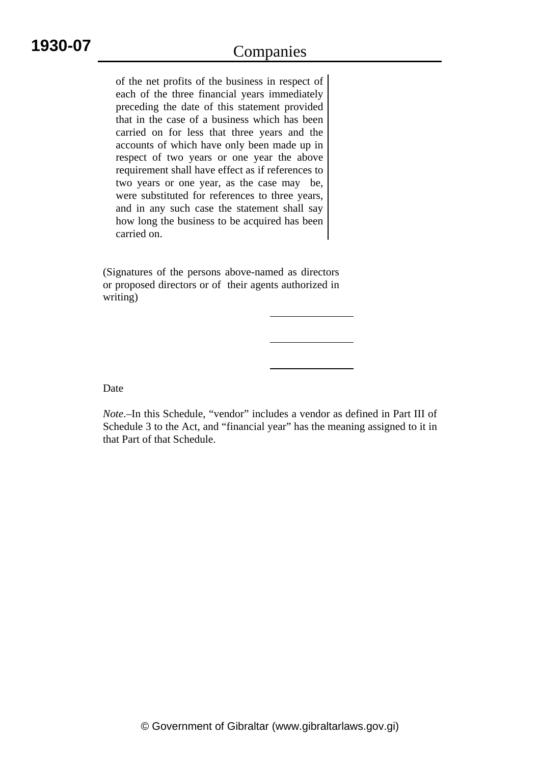of the net profits of the business in respect of each of the three financial years immediately preceding the date of this statement provided that in the case of a business which has been carried on for less that three years and the accounts of which have only been made up in respect of two years or one year the above requirement shall have effect as if references to two years or one year, as the case may be, were substituted for references to three years, and in any such case the statement shall say how long the business to be acquired has been carried on.

(Signatures of the persons above-named as directors or proposed directors or of their agents authorized in writing)

\_\_\_\_\_\_\_\_\_\_\_\_\_\_\_\_

\_\_\_\_\_\_\_\_\_\_\_\_\_\_\_\_

\_\_\_\_\_\_\_\_\_\_\_\_\_\_\_\_

Date

*Note*.–In this Schedule, "vendor" includes a vendor as defined in Part III of Schedule 3 to the Act, and "financial year" has the meaning assigned to it in that Part of that Schedule.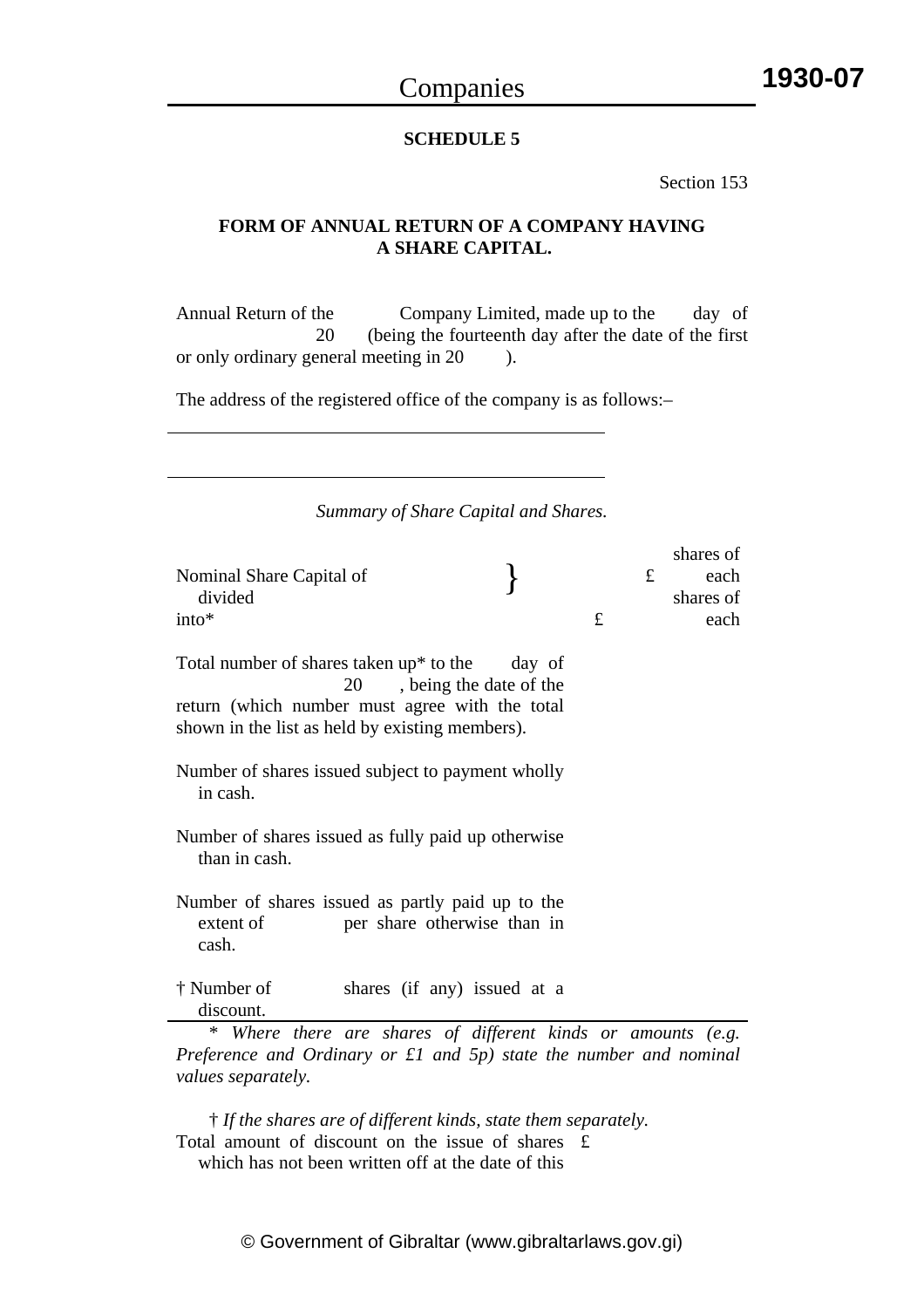## SCHEDULE 5

Section 153

### FORM OF ANNUAL RETURN OF A COMPANY HAVING A SHARE CAPITAL.

Annual Return of the Company Limited, made up to the day of 20 (being the fourteenth day after the date of the first or only ordinary general meeting in 20 ).

The address of the registered office of the company is as follows:–

\_\_\_\_\_\_\_\_\_\_\_\_\_\_\_\_\_\_\_\_\_\_\_\_\_\_\_\_\_\_\_\_\_\_\_\_\_\_\_\_

\_\_\_\_\_\_\_\_\_\_\_\_\_\_\_\_\_\_\_\_\_\_\_\_\_\_\_\_\_\_\_\_\_\_\_\_\_\_\_\_

*Summary of Share Capital and Shares.*

| | | | |
|---|---|---|---|
| Nominal Share Capital of | } | £ | shares of £ each |
| divided into* | | £ | shares of £ each |

Total number of shares taken up* to the day of 20 , being the date of the return (which number must agree with the total shown in the list as held by existing members).

Number of shares issued subject to payment wholly in cash.

Number of shares issued as fully paid up otherwise than in cash.

Number of shares issued as partly paid up to the extent of per share otherwise than in cash.

† Number of shares (if any) issued at a discount.

\* *Where there are shares of different kinds or amounts (e.g. Preference and Ordinary or £1 and 5p) state the number and nominal values separately.*

† *If the shares are of different kinds, state them separately.*

Total amount of discount on the issue of shares which has not been written off at the date of this £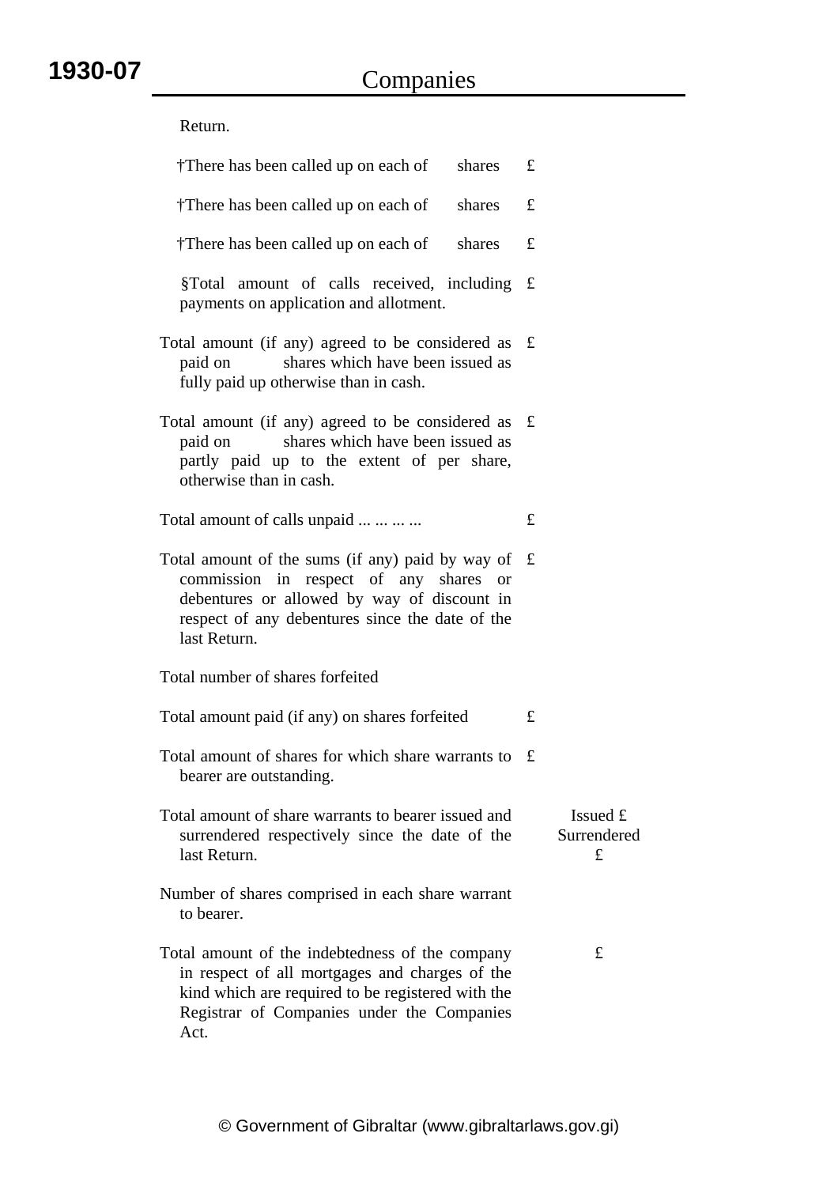Return.

| | | |
|---|---|---|
| †There has been called up on each of shares | £ | |
| †There has been called up on each of shares | £ | |
| †There has been called up on each of shares | £ | |
| §Total amount of calls received, including payments on application and allotment. | £ | |
| Total amount (if any) agreed to be considered as paid on shares which have been issued as fully paid up otherwise than in cash. | £ | |
| Total amount (if any) agreed to be considered as paid on shares which have been issued as partly paid up to the extent of per share, otherwise than in cash. | £ | |
| Total amount of calls unpaid ... ... ... ... | £ | |
| Total amount of the sums (if any) paid by way of commission in respect of any shares or debentures or allowed by way of discount in respect of any debentures since the date of the last Return. | £ | |
| Total number of shares forfeited | | |
| Total amount paid (if any) on shares forfeited | £ | |
| Total amount of shares for which share warrants to bearer are outstanding. | £ | |
| Total amount of share warrants to bearer issued and surrendered respectively since the date of the last Return. | | Issued £ Surrendered £ |
| Number of shares comprised in each share warrant to bearer. | | |
| Total amount of the indebtedness of the company in respect of all mortgages and charges of the kind which are required to be registered with the Registrar of Companies under the Companies Act. | | £ |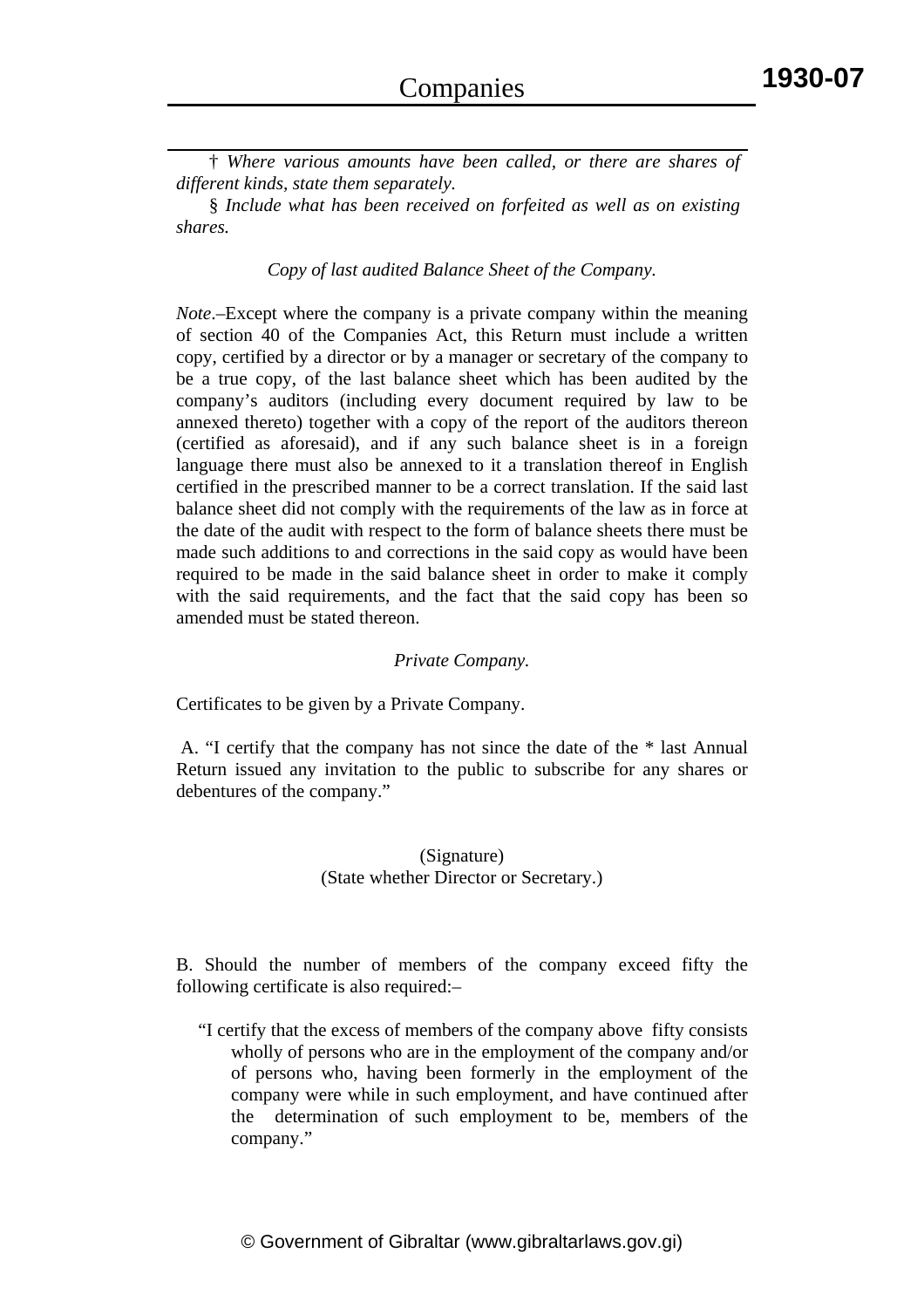† *Where various amounts have been called, or there are shares of different kinds, state them separately.*

§ *Include what has been received on forfeited as well as on existing shares.*

*Copy of last audited Balance Sheet of the Company.*

*Note*.–Except where the company is a private company within the meaning of section 40 of the Companies Act, this Return must include a written copy, certified by a director or by a manager or secretary of the company to be a true copy, of the last balance sheet which has been audited by the company's auditors (including every document required by law to be annexed thereto) together with a copy of the report of the auditors thereon (certified as aforesaid), and if any such balance sheet is in a foreign language there must also be annexed to it a translation thereof in English certified in the prescribed manner to be a correct translation. If the said last balance sheet did not comply with the requirements of the law as in force at the date of the audit with respect to the form of balance sheets there must be made such additions to and corrections in the said copy as would have been required to be made in the said balance sheet in order to make it comply with the said requirements, and the fact that the said copy has been so amended must be stated thereon.

*Private Company.*

Certificates to be given by a Private Company.

A. "I certify that the company has not since the date of the * last Annual Return issued any invitation to the public to subscribe for any shares or debentures of the company."

(Signature)
(State whether Director or Secretary.)

B. Should the number of members of the company exceed fifty the following certificate is also required:–

"I certify that the excess of members of the company above fifty consists wholly of persons who are in the employment of the company and/or of persons who, having been formerly in the employment of the company were while in such employment, and have continued after the determination of such employment to be, members of the company."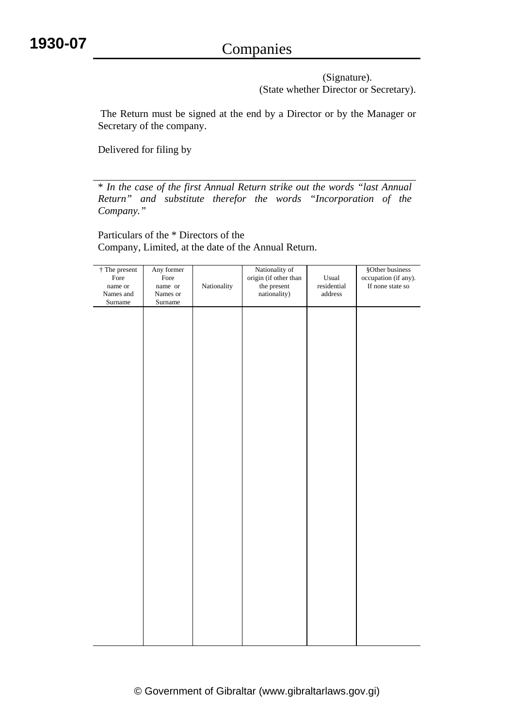(Signature).
(State whether Director or Secretary).

The Return must be signed at the end by a Director or by the Manager or Secretary of the company.

Delivered for filing by

---

* *In the case of the first Annual Return strike out the words "last Annual Return" and substitute therefor the words "Incorporation of the Company."*

Particulars of the * Directors of the
Company, Limited, at the date of the Annual Return.

| † The present Fore name or Names and Surname | Any former Fore name or Names or Surname | Nationality | Nationality of origin (if other than the present nationality) | Usual residential address | §Other business occupation (if any). If none state so |
|---|---|---|---|---|---|
| | | | | | |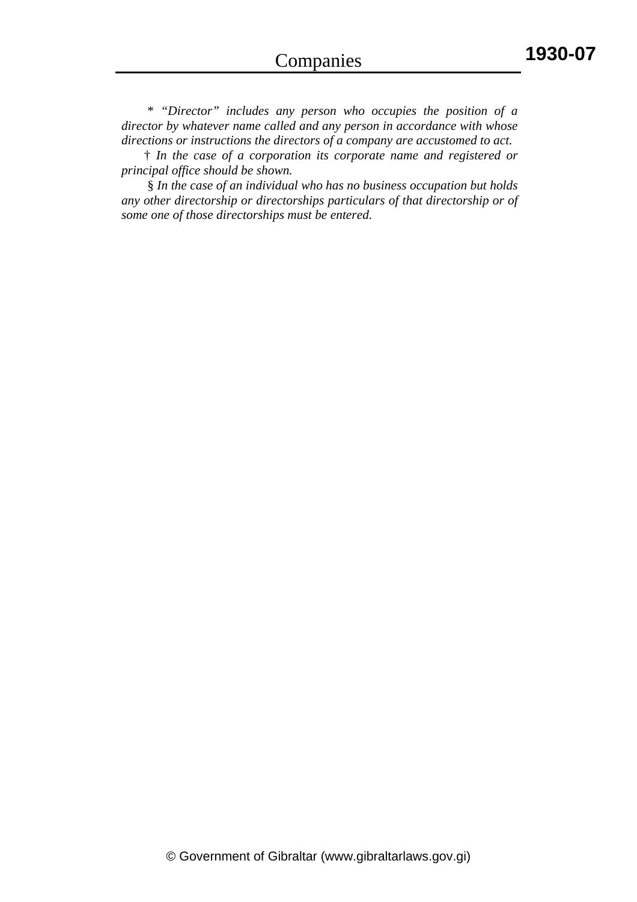*\* "Director" includes any person who occupies the position of a director by whatever name called and any person in accordance with whose directions or instructions the directors of a company are accustomed to act.*

*† In the case of a corporation its corporate name and registered or principal office should be shown.*

*§ In the case of an individual who has no business occupation but holds any other directorship or directorships particulars of that directorship or of some one of those directorships must be entered.*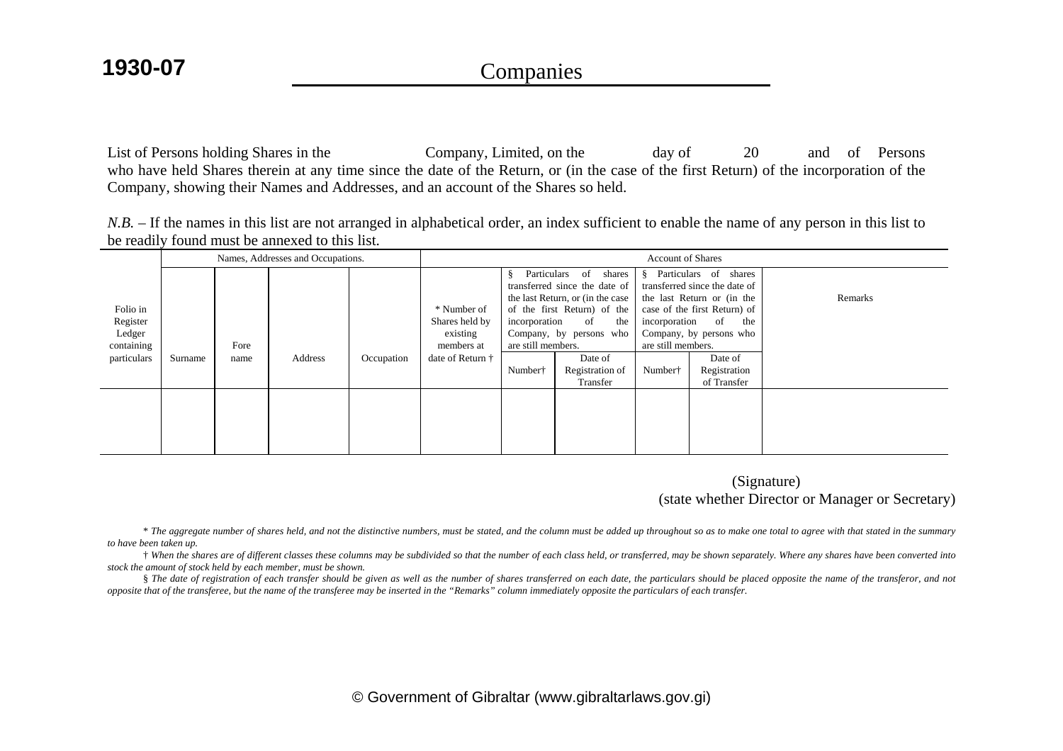List of Persons holding Shares in the Company, Limited, on the day of 20 and of Persons who have held Shares therein at any time since the date of the Return, or (in the case of the first Return) of the incorporation of the Company, showing their Names and Addresses, and an account of the Shares so held.

*N.B.* – If the names in this list are not arranged in alphabetical order, an index sufficient to enable the name of any person in this list to be readily found must be annexed to this list.

| Folio in Register Ledger containing particulars | Names, Addresses and Occupations. | | | | Account of Shares | | | | | |
|---|---|---|---|---|---|---|---|---|---|---|
| | Surname | Fore name | Address | Occupation | * Number of Shares held by existing members at date of Return † | § Particulars of shares transferred since the date of the last Return, or (in the case of the first Return) of the incorporation of the Company, by persons who are still members. | | § Particulars of shares transferred since the date of the last Return or (in the case of the first Return) of incorporation of the Company, by persons who are still members. | | Remarks |
| | | | | | | Number† | Date of Registration of Transfer | Number† | Date of Registration of Transfer | |
| | | | | | | | | | | |

(Signature)
(state whether Director or Manager or Secretary)

*\* The aggregate number of shares held, and not the distinctive numbers, must be stated, and the column must be added up throughout so as to make one total to agree with that stated in the summary to have been taken up.*

*† When the shares are of different classes these columns may be subdivided so that the number of each class held, or transferred, may be shown separately. Where any shares have been converted into stock the amount of stock held by each member, must be shown.*

*§ The date of registration of each transfer should be given as well as the number of shares transferred on each date, the particulars should be placed opposite the name of the transferor, and not opposite that of the transferee, but the name of the transferee may be inserted in the "Remarks" column immediately opposite the particulars of each transfer.*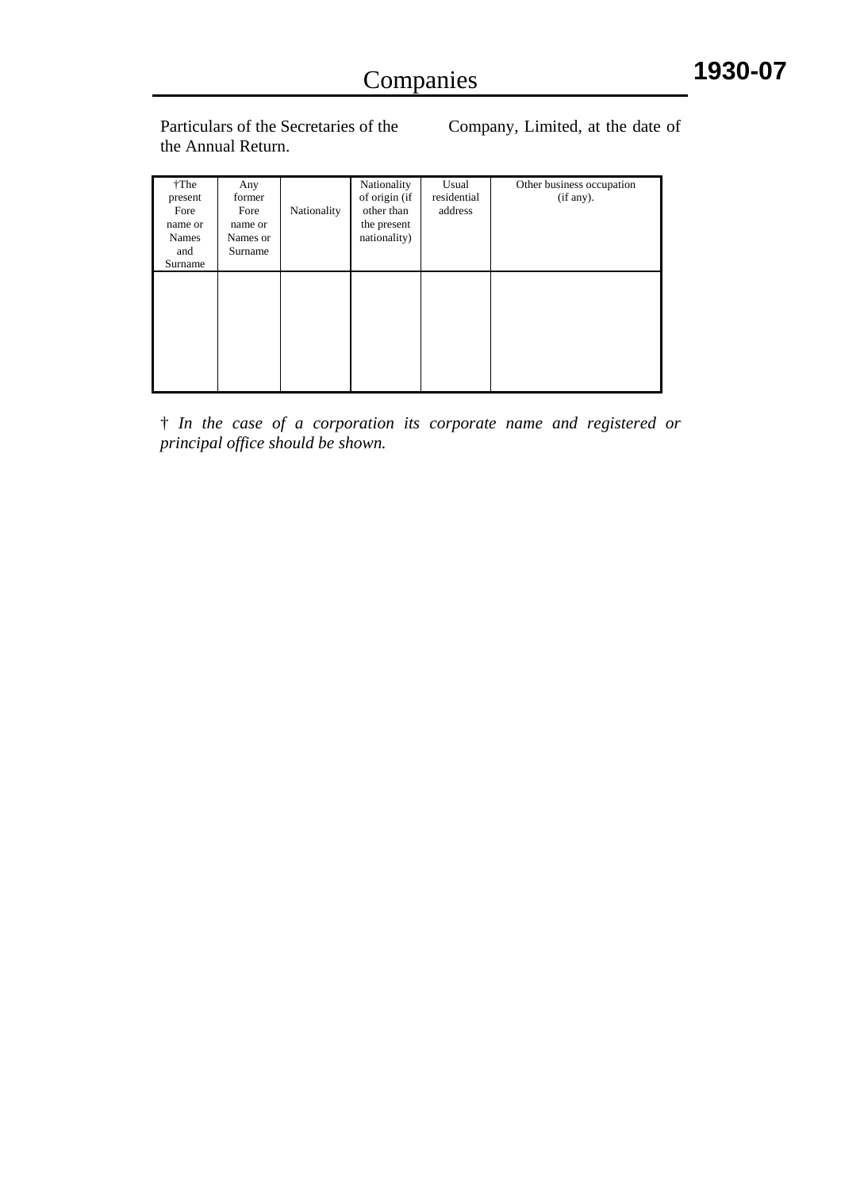Particulars of the Secretaries of the Company, Limited, at the date of the Annual Return.

| †The present Fore name or Names and Surname | Any former Fore name or Names or Surname | Nationality | Nationality of origin (if other than the present nationality) | Usual residential address | Other business occupation (if any). |
|---|---|---|---|---|---|
| | | | | | |

† *In the case of a corporation its corporate name and registered or principal office should be shown.*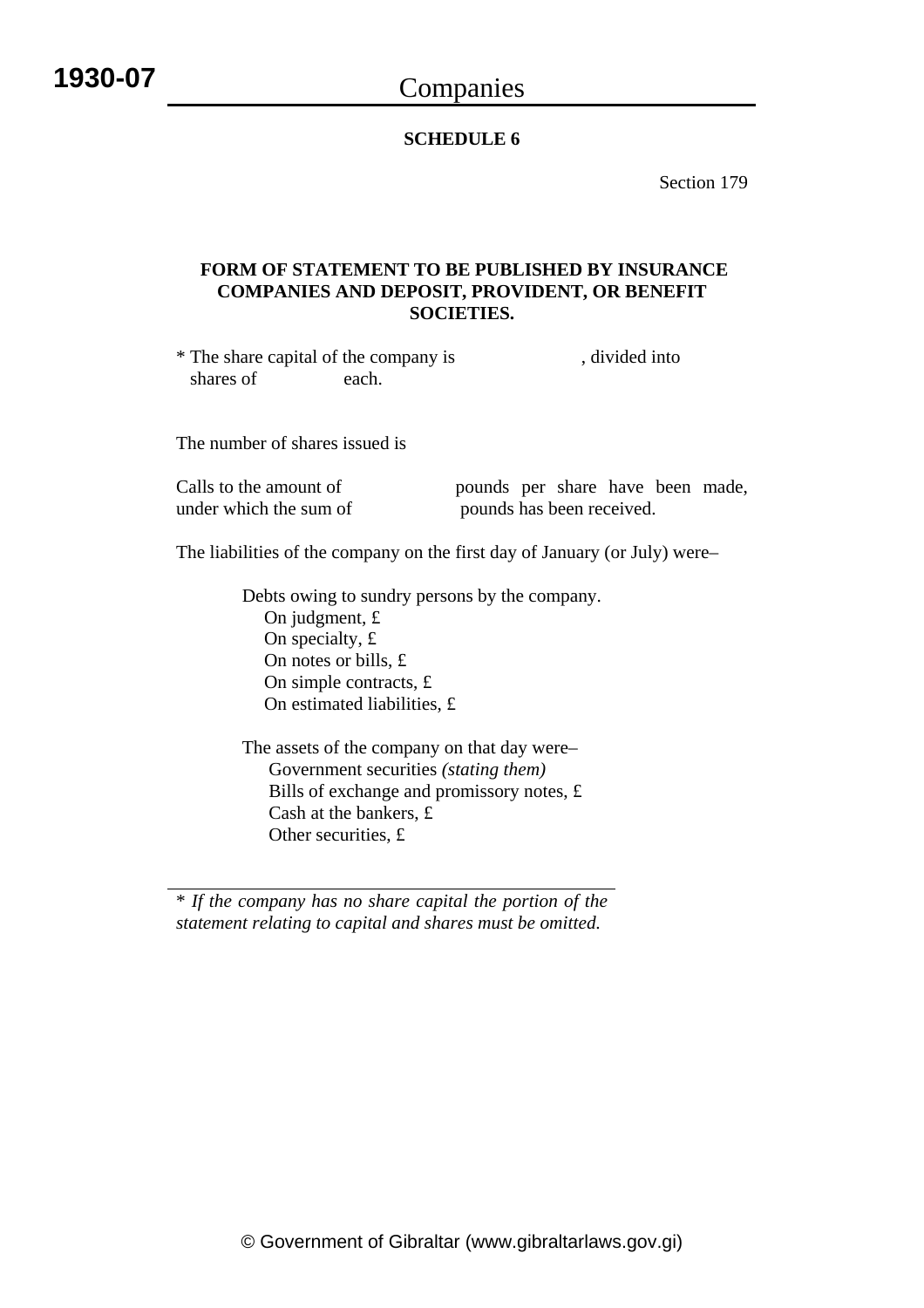**SCHEDULE 6**

Section 179

**FORM OF STATEMENT TO BE PUBLISHED BY INSURANCE COMPANIES AND DEPOSIT, PROVIDENT, OR BENEFIT SOCIETIES.**

* The share capital of the company is , divided into shares of each.

The number of shares issued is

Calls to the amount of pounds per share have been made, under which the sum of pounds has been received.

The liabilities of the company on the first day of January (or July) were–

Debts owing to sundry persons by the company.
On judgment, £
On specialty, £
On notes or bills, £
On simple contracts, £
On estimated liabilities, £

The assets of the company on that day were–
Government securities *(stating them)*
Bills of exchange and promissory notes, £
Cash at the bankers, £
Other securities, £

---

* *If the company has no share capital the portion of the statement relating to capital and shares must be omitted.*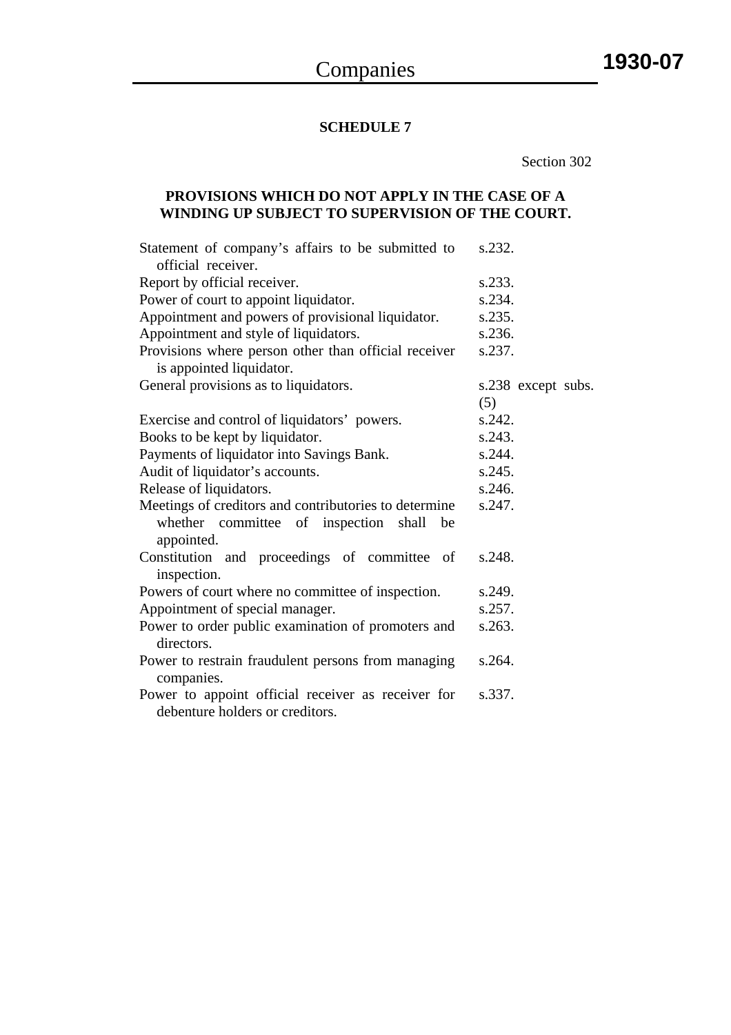## SCHEDULE 7

Section 302

### PROVISIONS WHICH DO NOT APPLY IN THE CASE OF A WINDING UP SUBJECT TO SUPERVISION OF THE COURT.

| | |
|---|---|
| Statement of company's affairs to be submitted to official receiver. | s.232. |
| Report by official receiver. | s.233. |
| Power of court to appoint liquidator. | s.234. |
| Appointment and powers of provisional liquidator. | s.235. |
| Appointment and style of liquidators. | s.236. |
| Provisions where person other than official receiver is appointed liquidator. | s.237. |
| General provisions as to liquidators. | s.238 except subs. (5) |
| Exercise and control of liquidators' powers. | s.242. |
| Books to be kept by liquidator. | s.243. |
| Payments of liquidator into Savings Bank. | s.244. |
| Audit of liquidator's accounts. | s.245. |
| Release of liquidators. | s.246. |
| Meetings of creditors and contributories to determine whether committee of inspection shall be appointed. | s.247. |
| Constitution and proceedings of committee of inspection. | s.248. |
| Powers of court where no committee of inspection. | s.249. |
| Appointment of special manager. | s.257. |
| Power to order public examination of promoters and directors. | s.263. |
| Power to restrain fraudulent persons from managing companies. | s.264. |
| Power to appoint official receiver as receiver for debenture holders or creditors. | s.337. |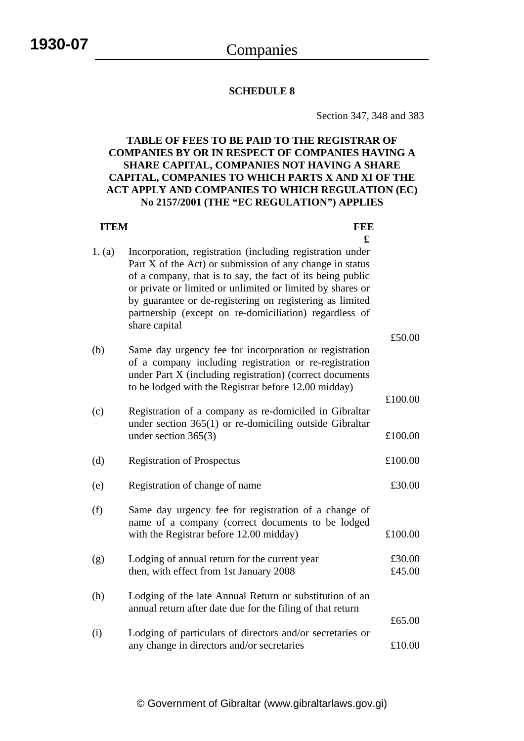## SCHEDULE 8

Section 347, 348 and 383

### TABLE OF FEES TO BE PAID TO THE REGISTRAR OF COMPANIES BY OR IN RESPECT OF COMPANIES HAVING A SHARE CAPITAL, COMPANIES NOT HAVING A SHARE CAPITAL, COMPANIES TO WHICH PARTS X AND XI OF THE ACT APPLY AND COMPANIES TO WHICH REGULATION (EC) No 2157/2001 (THE "EC REGULATION") APPLIES

| ITEM | | FEE £ |
|---|---|---|
| 1. (a) | Incorporation, registration (including registration under Part X of the Act) or submission of any change in status of a company, that is to say, the fact of its being public or private or limited or unlimited or limited by shares or by guarantee or de-registering on registering as limited partnership (except on re-domiciliation) regardless of share capital | £50.00 |
| (b) | Same day urgency fee for incorporation or registration of a company including registration or re-registration under Part X (including registration) (correct documents to be lodged with the Registrar before 12.00 midday) | £100.00 |
| (c) | Registration of a company as re-domiciled in Gibraltar under section 365(1) or re-domiciling outside Gibraltar under section 365(3) | £100.00 |
| (d) | Registration of Prospectus | £100.00 |
| (e) | Registration of change of name | £30.00 |
| (f) | Same day urgency fee for registration of a change of name of a company (correct documents to be lodged with the Registrar before 12.00 midday) | £100.00 |
| (g) | Lodging of annual return for the current year<br>then, with effect from 1st January 2008 | £30.00<br>£45.00 |
| (h) | Lodging of the late Annual Return or substitution of an annual return after date due for the filing of that return | £65.00 |
| (i) | Lodging of particulars of directors and/or secretaries or any change in directors and/or secretaries | £10.00 |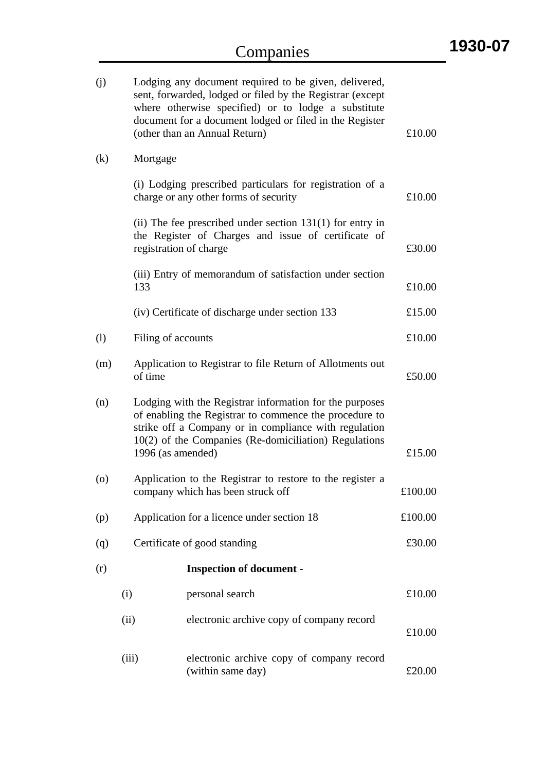| | | |
|---|---|---|
| (j) | Lodging any document required to be given, delivered, sent, forwarded, lodged or filed by the Registrar (except where otherwise specified) or to lodge a substitute document for a document lodged or filed in the Register (other than an Annual Return) | £10.00 |
| (k) | Mortgage | |
| | (i) Lodging prescribed particulars for registration of a charge or any other forms of security | £10.00 |
| | (ii) The fee prescribed under section 131(1) for entry in the Register of Charges and issue of certificate of registration of charge | £30.00 |
| | (iii) Entry of memorandum of satisfaction under section 133 | £10.00 |
| | (iv) Certificate of discharge under section 133 | £15.00 |
| (l) | Filing of accounts | £10.00 |
| (m) | Application to Registrar to file Return of Allotments out of time | £50.00 |
| (n) | Lodging with the Registrar information for the purposes of enabling the Registrar to commence the procedure to strike off a Company or in compliance with regulation 10(2) of the Companies (Re-domiciliation) Regulations 1996 (as amended) | £15.00 |
| (o) | Application to the Registrar to restore to the register a company which has been struck off | £100.00 |
| (p) | Application for a licence under section 18 | £100.00 |
| (q) | Certificate of good standing | £30.00 |
| (r) | **Inspection of document -** | |
| (i) | personal search | £10.00 |
| (ii) | electronic archive copy of company record | £10.00 |
| (iii) | electronic archive copy of company record (within same day) | £20.00 |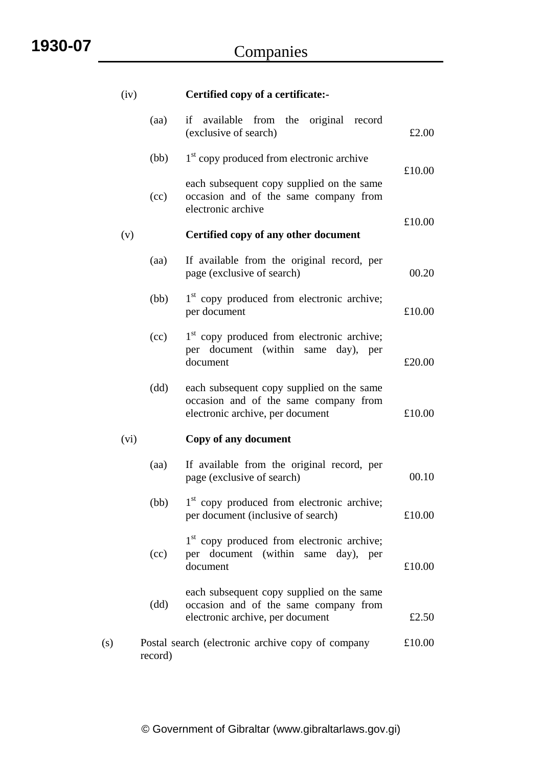| | | | |
|---|---|---|---|
| (iv) | | **Certified copy of a certificate:-** | |
| | (aa) | if available from the original record (exclusive of search) | £2.00 |
| | (bb) | 1st copy produced from electronic archive | £10.00 |
| | (cc) | each subsequent copy supplied on the same occasion and of the same company from electronic archive | £10.00 |
| (v) | | **Certified copy of any other document** | |
| | (aa) | If available from the original record, per page (exclusive of search) | 00.20 |
| | (bb) | 1st copy produced from electronic archive; per document | £10.00 |
| | (cc) | 1st copy produced from electronic archive; per document (within same day), per document | £20.00 |
| | (dd) | each subsequent copy supplied on the same occasion and of the same company from electronic archive, per document | £10.00 |
| (vi) | | **Copy of any document** | |
| | (aa) | If available from the original record, per page (exclusive of search) | 00.10 |
| | (bb) | 1st copy produced from electronic archive; per document (inclusive of search) | £10.00 |
| | (cc) | 1st copy produced from electronic archive; per document (within same day), per document | £10.00 |
| | (dd) | each subsequent copy supplied on the same occasion and of the same company from electronic archive, per document | £2.50 |

(s) Postal search (electronic archive copy of company record) £10.00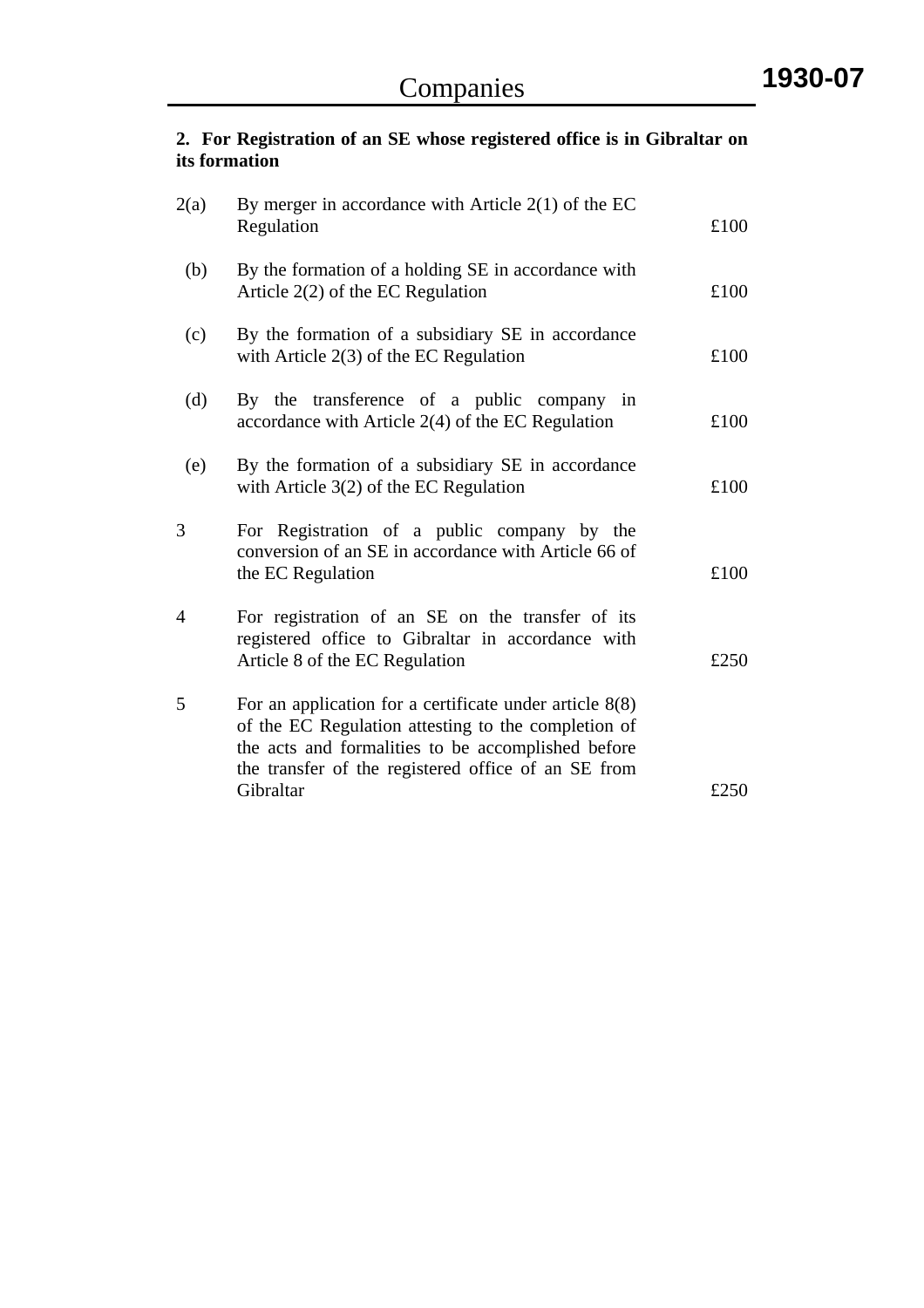**2. For Registration of an SE whose registered office is in Gibraltar on its formation**

| | | |
|---|---|---|
| 2(a) | By merger in accordance with Article 2(1) of the EC Regulation | £100 |
| (b) | By the formation of a holding SE in accordance with Article 2(2) of the EC Regulation | £100 |
| (c) | By the formation of a subsidiary SE in accordance with Article 2(3) of the EC Regulation | £100 |
| (d) | By the transference of a public company in accordance with Article 2(4) of the EC Regulation | £100 |
| (e) | By the formation of a subsidiary SE in accordance with Article 3(2) of the EC Regulation | £100 |
| 3 | For Registration of a public company by the conversion of an SE in accordance with Article 66 of the EC Regulation | £100 |
| 4 | For registration of an SE on the transfer of its registered office to Gibraltar in accordance with Article 8 of the EC Regulation | £250 |
| 5 | For an application for a certificate under article 8(8) of the EC Regulation attesting to the completion of the acts and formalities to be accomplished before the transfer of the registered office of an SE from Gibraltar | £250 |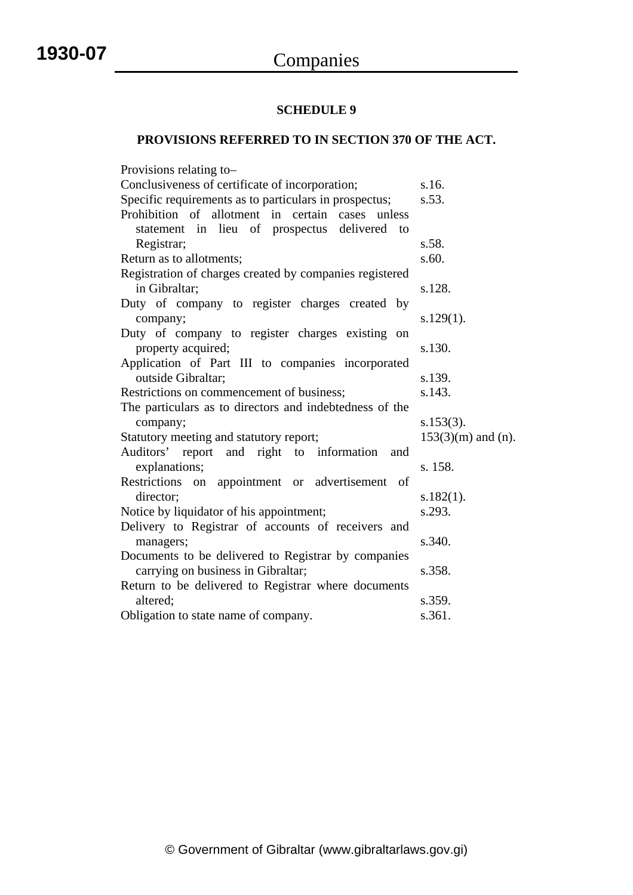## SCHEDULE 9

### PROVISIONS REFERRED TO IN SECTION 370 OF THE ACT.

Provisions relating to–

| | |
|---|---|
| Conclusiveness of certificate of incorporation; | s.16. |
| Specific requirements as to particulars in prospectus; | s.53. |
| Prohibition of allotment in certain cases unless statement in lieu of prospectus delivered to Registrar; | s.58. |
| Return as to allotments; | s.60. |
| Registration of charges created by companies registered in Gibraltar; | s.128. |
| Duty of company to register charges created by company; | s.129(1). |
| Duty of company to register charges existing on property acquired; | s.130. |
| Application of Part III to companies incorporated outside Gibraltar; | s.139. |
| Restrictions on commencement of business; | s.143. |
| The particulars as to directors and indebtedness of the company; | s.153(3). |
| Statutory meeting and statutory report; | 153(3)(m) and (n). |
| Auditors' report and right to information and explanations; | s. 158. |
| Restrictions on appointment or advertisement of director; | s.182(1). |
| Notice by liquidator of his appointment; | s.293. |
| Delivery to Registrar of accounts of receivers and managers; | s.340. |
| Documents to be delivered to Registrar by companies carrying on business in Gibraltar; | s.358. |
| Return to be delivered to Registrar where documents altered; | s.359. |
| Obligation to state name of company. | s.361. |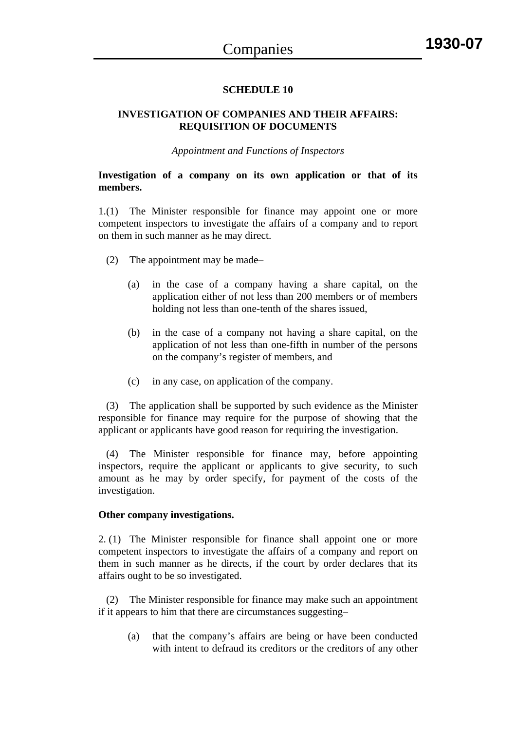## SCHEDULE 10

## INVESTIGATION OF COMPANIES AND THEIR AFFAIRS: REQUISITION OF DOCUMENTS

*Appointment and Functions of Inspectors*

**Investigation of a company on its own application or that of its members.**

1.(1) The Minister responsible for finance may appoint one or more competent inspectors to investigate the affairs of a company and to report on them in such manner as he may direct.

(2) The appointment may be made–

(a) in the case of a company having a share capital, on the application either of not less than 200 members or of members holding not less than one-tenth of the shares issued,

(b) in the case of a company not having a share capital, on the application of not less than one-fifth in number of the persons on the company's register of members, and

(c) in any case, on application of the company.

(3) The application shall be supported by such evidence as the Minister responsible for finance may require for the purpose of showing that the applicant or applicants have good reason for requiring the investigation.

(4) The Minister responsible for finance may, before appointing inspectors, require the applicant or applicants to give security, to such amount as he may by order specify, for payment of the costs of the investigation.

**Other company investigations.**

2. (1) The Minister responsible for finance shall appoint one or more competent inspectors to investigate the affairs of a company and report on them in such manner as he directs, if the court by order declares that its affairs ought to be so investigated.

(2) The Minister responsible for finance may make such an appointment if it appears to him that there are circumstances suggesting–

(a) that the company's affairs are being or have been conducted with intent to defraud its creditors or the creditors of any other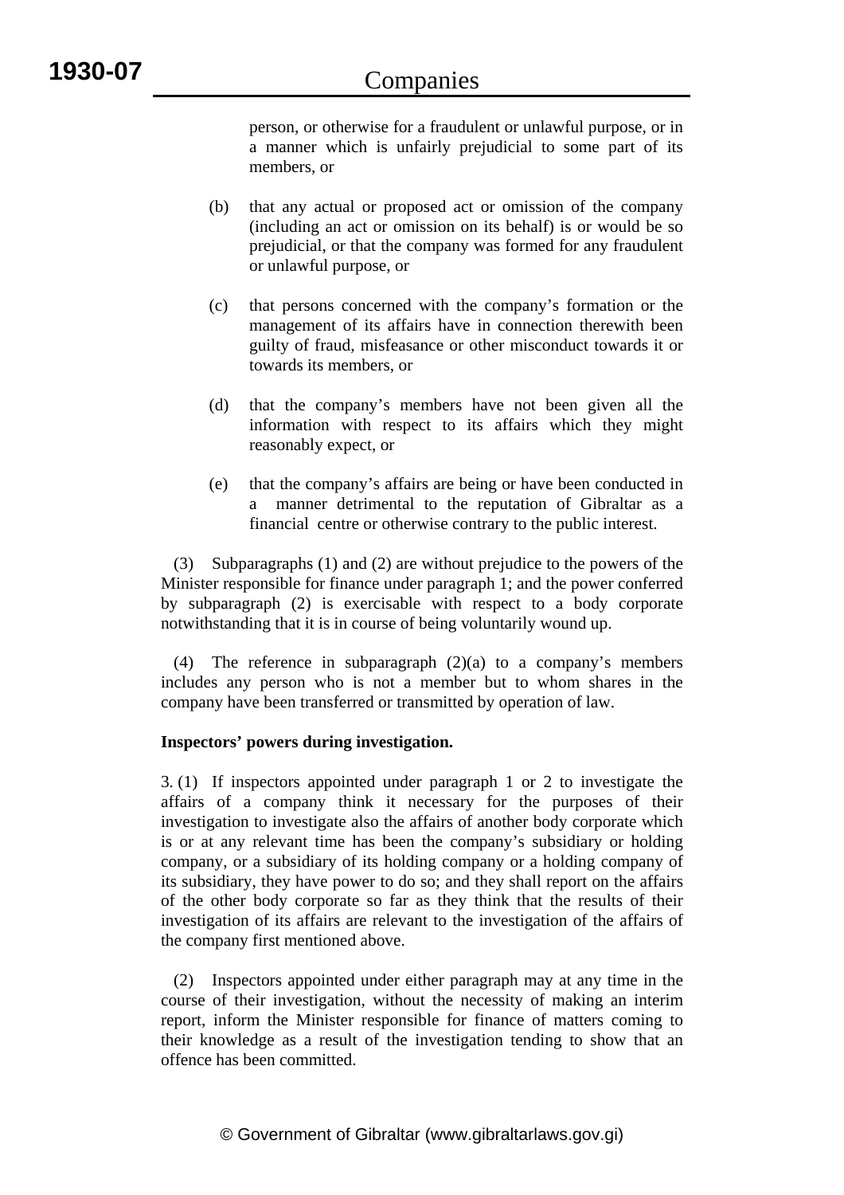person, or otherwise for a fraudulent or unlawful purpose, or in a manner which is unfairly prejudicial to some part of its members, or

(b) that any actual or proposed act or omission of the company (including an act or omission on its behalf) is or would be so prejudicial, or that the company was formed for any fraudulent or unlawful purpose, or

(c) that persons concerned with the company's formation or the management of its affairs have in connection therewith been guilty of fraud, misfeasance or other misconduct towards it or towards its members, or

(d) that the company's members have not been given all the information with respect to its affairs which they might reasonably expect, or

(e) that the company's affairs are being or have been conducted in a manner detrimental to the reputation of Gibraltar as a financial centre or otherwise contrary to the public interest.

(3) Subparagraphs (1) and (2) are without prejudice to the powers of the Minister responsible for finance under paragraph 1; and the power conferred by subparagraph (2) is exercisable with respect to a body corporate notwithstanding that it is in course of being voluntarily wound up.

(4) The reference in subparagraph (2)(a) to a company's members includes any person who is not a member but to whom shares in the company have been transferred or transmitted by operation of law.

**Inspectors' powers during investigation.**

3. (1) If inspectors appointed under paragraph 1 or 2 to investigate the affairs of a company think it necessary for the purposes of their investigation to investigate also the affairs of another body corporate which is or at any relevant time has been the company's subsidiary or holding company, or a subsidiary of its holding company or a holding company of its subsidiary, they have power to do so; and they shall report on the affairs of the other body corporate so far as they think that the results of their investigation of its affairs are relevant to the investigation of the affairs of the company first mentioned above.

(2) Inspectors appointed under either paragraph may at any time in the course of their investigation, without the necessity of making an interim report, inform the Minister responsible for finance of matters coming to their knowledge as a result of the investigation tending to show that an offence has been committed.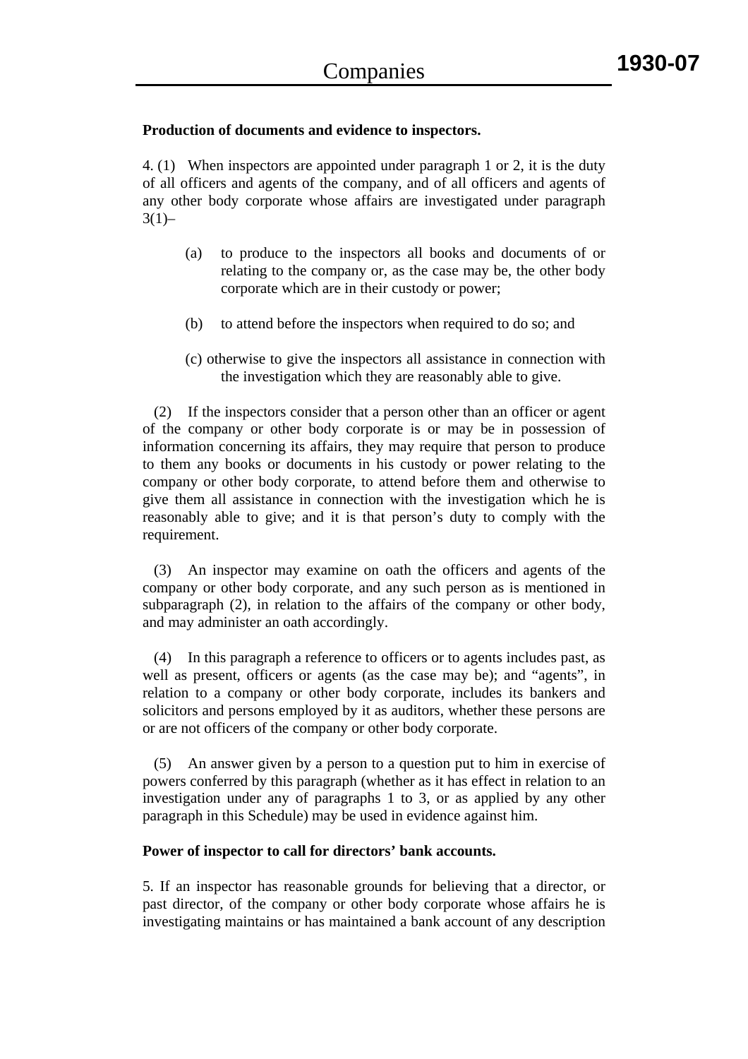**Production of documents and evidence to inspectors.**

4. (1) When inspectors are appointed under paragraph 1 or 2, it is the duty of all officers and agents of the company, and of all officers and agents of any other body corporate whose affairs are investigated under paragraph 3(1)–

- (a) to produce to the inspectors all books and documents of or relating to the company or, as the case may be, the other body corporate which are in their custody or power;
- (b) to attend before the inspectors when required to do so; and
- (c) otherwise to give the inspectors all assistance in connection with the investigation which they are reasonably able to give.

(2) If the inspectors consider that a person other than an officer or agent of the company or other body corporate is or may be in possession of information concerning its affairs, they may require that person to produce to them any books or documents in his custody or power relating to the company or other body corporate, to attend before them and otherwise to give them all assistance in connection with the investigation which he is reasonably able to give; and it is that person's duty to comply with the requirement.

(3) An inspector may examine on oath the officers and agents of the company or other body corporate, and any such person as is mentioned in subparagraph (2), in relation to the affairs of the company or other body, and may administer an oath accordingly.

(4) In this paragraph a reference to officers or to agents includes past, as well as present, officers or agents (as the case may be); and "agents", in relation to a company or other body corporate, includes its bankers and solicitors and persons employed by it as auditors, whether these persons are or are not officers of the company or other body corporate.

(5) An answer given by a person to a question put to him in exercise of powers conferred by this paragraph (whether as it has effect in relation to an investigation under any of paragraphs 1 to 3, or as applied by any other paragraph in this Schedule) may be used in evidence against him.

**Power of inspector to call for directors' bank accounts.**

5. If an inspector has reasonable grounds for believing that a director, or past director, of the company or other body corporate whose affairs he is investigating maintains or has maintained a bank account of any description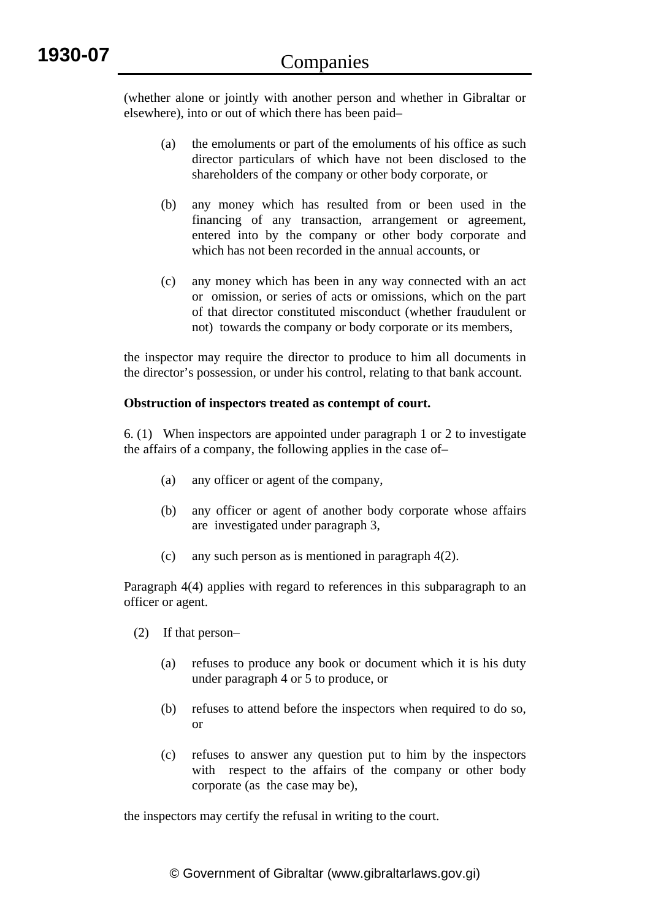(whether alone or jointly with another person and whether in Gibraltar or elsewhere), into or out of which there has been paid–

(a) the emoluments or part of the emoluments of his office as such director particulars of which have not been disclosed to the shareholders of the company or other body corporate, or

(b) any money which has resulted from or been used in the financing of any transaction, arrangement or agreement, entered into by the company or other body corporate and which has not been recorded in the annual accounts, or

(c) any money which has been in any way connected with an act or omission, or series of acts or omissions, which on the part of that director constituted misconduct (whether fraudulent or not) towards the company or body corporate or its members,

the inspector may require the director to produce to him all documents in the director's possession, or under his control, relating to that bank account.

**Obstruction of inspectors treated as contempt of court.**

6. (1) When inspectors are appointed under paragraph 1 or 2 to investigate the affairs of a company, the following applies in the case of–

(a) any officer or agent of the company,

(b) any officer or agent of another body corporate whose affairs are investigated under paragraph 3,

(c) any such person as is mentioned in paragraph 4(2).

Paragraph 4(4) applies with regard to references in this subparagraph to an officer or agent.

(2) If that person–

(a) refuses to produce any book or document which it is his duty under paragraph 4 or 5 to produce, or

(b) refuses to attend before the inspectors when required to do so, or

(c) refuses to answer any question put to him by the inspectors with respect to the affairs of the company or other body corporate (as the case may be),

the inspectors may certify the refusal in writing to the court.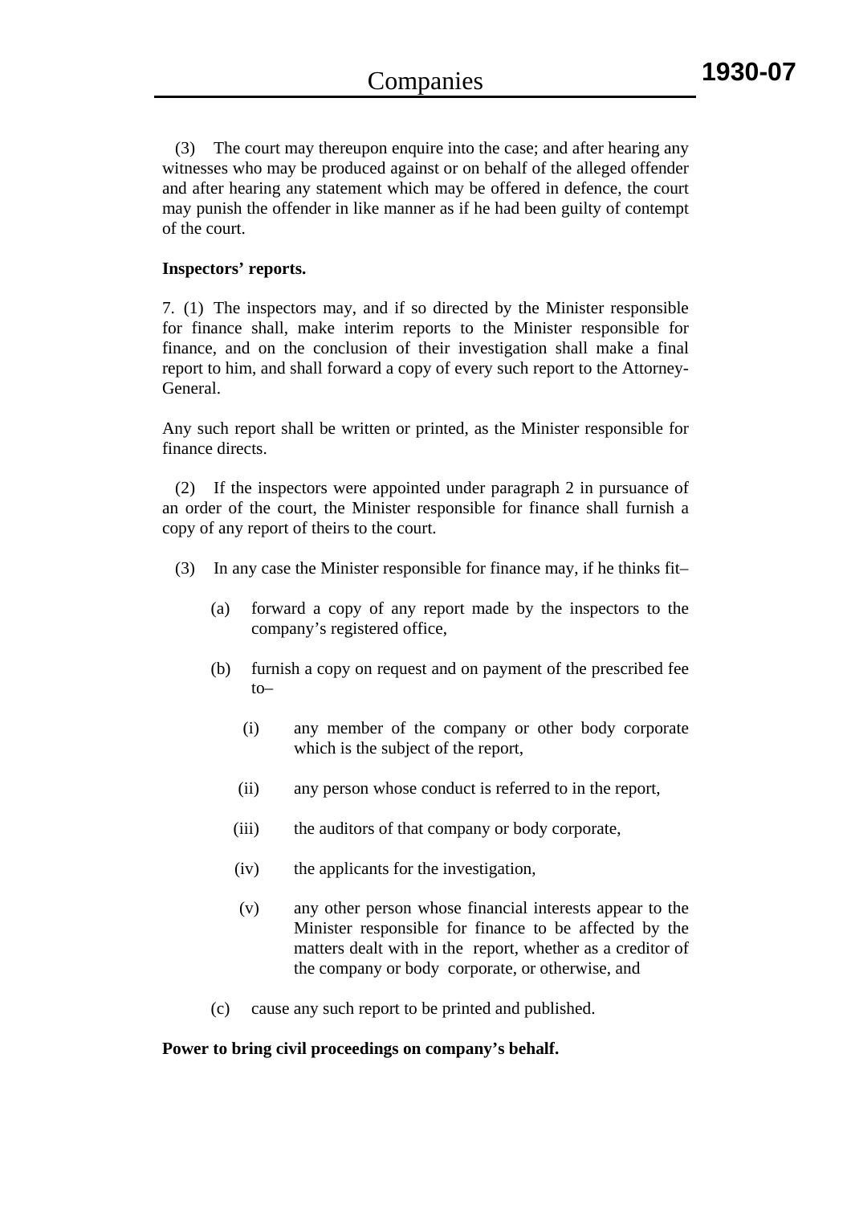(3) The court may thereupon enquire into the case; and after hearing any witnesses who may be produced against or on behalf of the alleged offender and after hearing any statement which may be offered in defence, the court may punish the offender in like manner as if he had been guilty of contempt of the court.

**Inspectors' reports.**

7. (1) The inspectors may, and if so directed by the Minister responsible for finance shall, make interim reports to the Minister responsible for finance, and on the conclusion of their investigation shall make a final report to him, and shall forward a copy of every such report to the Attorney-General.

Any such report shall be written or printed, as the Minister responsible for finance directs.

(2) If the inspectors were appointed under paragraph 2 in pursuance of an order of the court, the Minister responsible for finance shall furnish a copy of any report of theirs to the court.

(3) In any case the Minister responsible for finance may, if he thinks fit–

(a) forward a copy of any report made by the inspectors to the company's registered office,

(b) furnish a copy on request and on payment of the prescribed fee to–

(i) any member of the company or other body corporate which is the subject of the report,

(ii) any person whose conduct is referred to in the report,

(iii) the auditors of that company or body corporate,

(iv) the applicants for the investigation,

(v) any other person whose financial interests appear to the Minister responsible for finance to be affected by the matters dealt with in the report, whether as a creditor of the company or body corporate, or otherwise, and

(c) cause any such report to be printed and published.

**Power to bring civil proceedings on company's behalf.**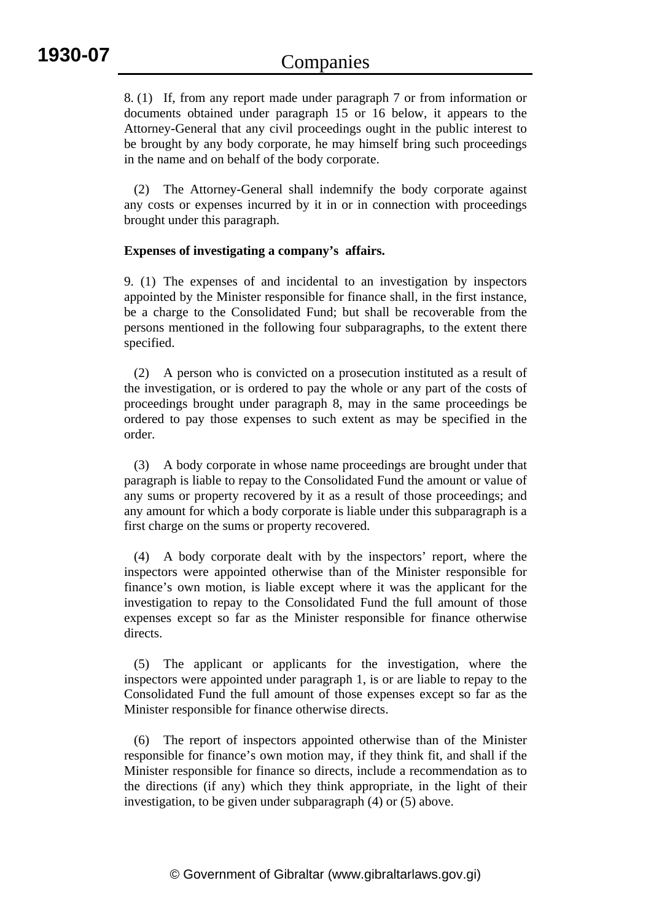8. (1) If, from any report made under paragraph 7 or from information or documents obtained under paragraph 15 or 16 below, it appears to the Attorney-General that any civil proceedings ought in the public interest to be brought by any body corporate, he may himself bring such proceedings in the name and on behalf of the body corporate.

(2) The Attorney-General shall indemnify the body corporate against any costs or expenses incurred by it in or in connection with proceedings brought under this paragraph.

**Expenses of investigating a company's affairs.**

9. (1) The expenses of and incidental to an investigation by inspectors appointed by the Minister responsible for finance shall, in the first instance, be a charge to the Consolidated Fund; but shall be recoverable from the persons mentioned in the following four subparagraphs, to the extent there specified.

(2) A person who is convicted on a prosecution instituted as a result of the investigation, or is ordered to pay the whole or any part of the costs of proceedings brought under paragraph 8, may in the same proceedings be ordered to pay those expenses to such extent as may be specified in the order.

(3) A body corporate in whose name proceedings are brought under that paragraph is liable to repay to the Consolidated Fund the amount or value of any sums or property recovered by it as a result of those proceedings; and any amount for which a body corporate is liable under this subparagraph is a first charge on the sums or property recovered.

(4) A body corporate dealt with by the inspectors' report, where the inspectors were appointed otherwise than of the Minister responsible for finance's own motion, is liable except where it was the applicant for the investigation to repay to the Consolidated Fund the full amount of those expenses except so far as the Minister responsible for finance otherwise directs.

(5) The applicant or applicants for the investigation, where the inspectors were appointed under paragraph 1, is or are liable to repay to the Consolidated Fund the full amount of those expenses except so far as the Minister responsible for finance otherwise directs.

(6) The report of inspectors appointed otherwise than of the Minister responsible for finance's own motion may, if they think fit, and shall if the Minister responsible for finance so directs, include a recommendation as to the directions (if any) which they think appropriate, in the light of their investigation, to be given under subparagraph (4) or (5) above.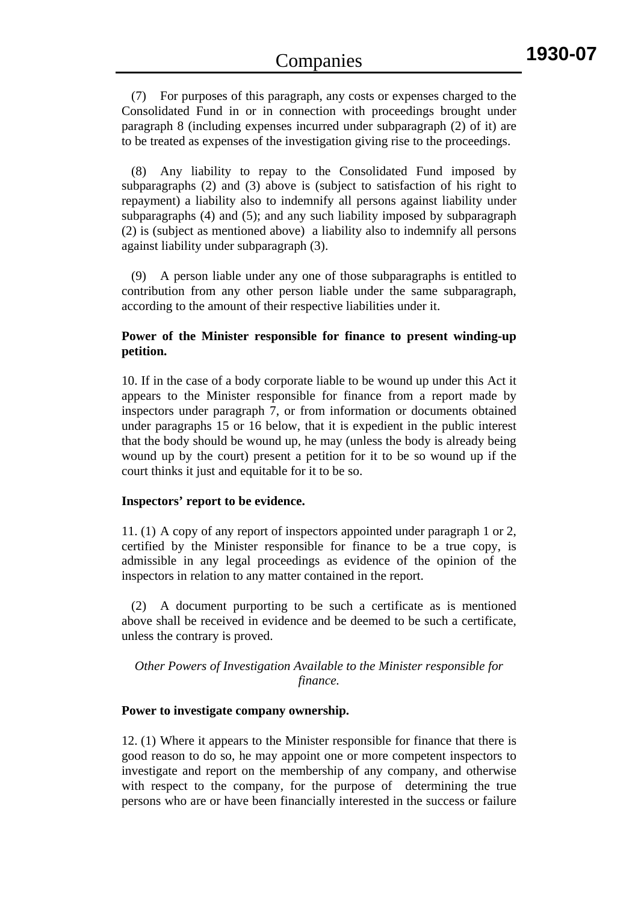(7) For purposes of this paragraph, any costs or expenses charged to the Consolidated Fund in or in connection with proceedings brought under paragraph 8 (including expenses incurred under subparagraph (2) of it) are to be treated as expenses of the investigation giving rise to the proceedings.

(8) Any liability to repay to the Consolidated Fund imposed by subparagraphs (2) and (3) above is (subject to satisfaction of his right to repayment) a liability also to indemnify all persons against liability under subparagraphs (4) and (5); and any such liability imposed by subparagraph (2) is (subject as mentioned above) a liability also to indemnify all persons against liability under subparagraph (3).

(9) A person liable under any one of those subparagraphs is entitled to contribution from any other person liable under the same subparagraph, according to the amount of their respective liabilities under it.

**Power of the Minister responsible for finance to present winding-up petition.**

10. If in the case of a body corporate liable to be wound up under this Act it appears to the Minister responsible for finance from a report made by inspectors under paragraph 7, or from information or documents obtained under paragraphs 15 or 16 below, that it is expedient in the public interest that the body should be wound up, he may (unless the body is already being wound up by the court) present a petition for it to be so wound up if the court thinks it just and equitable for it to be so.

**Inspectors' report to be evidence.**

11. (1) A copy of any report of inspectors appointed under paragraph 1 or 2, certified by the Minister responsible for finance to be a true copy, is admissible in any legal proceedings as evidence of the opinion of the inspectors in relation to any matter contained in the report.

(2) A document purporting to be such a certificate as is mentioned above shall be received in evidence and be deemed to be such a certificate, unless the contrary is proved.

*Other Powers of Investigation Available to the Minister responsible for finance.*

**Power to investigate company ownership.**

12. (1) Where it appears to the Minister responsible for finance that there is good reason to do so, he may appoint one or more competent inspectors to investigate and report on the membership of any company, and otherwise with respect to the company, for the purpose of determining the true persons who are or have been financially interested in the success or failure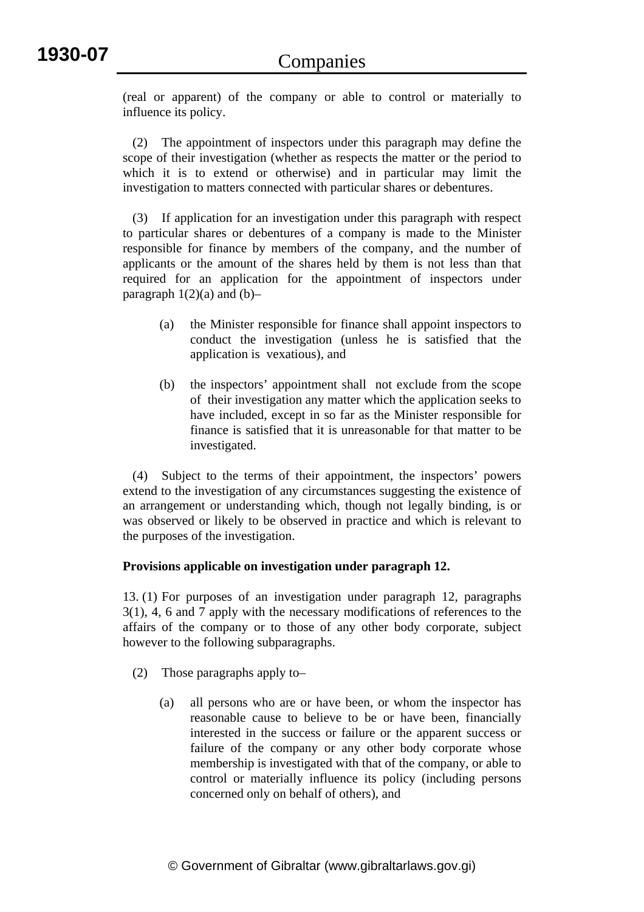(real or apparent) of the company or able to control or materially to influence its policy.

(2) The appointment of inspectors under this paragraph may define the scope of their investigation (whether as respects the matter or the period to which it is to extend or otherwise) and in particular may limit the investigation to matters connected with particular shares or debentures.

(3) If application for an investigation under this paragraph with respect to particular shares or debentures of a company is made to the Minister responsible for finance by members of the company, and the number of applicants or the amount of the shares held by them is not less than that required for an application for the appointment of inspectors under paragraph 1(2)(a) and (b)–

(a) the Minister responsible for finance shall appoint inspectors to conduct the investigation (unless he is satisfied that the application is vexatious), and

(b) the inspectors' appointment shall not exclude from the scope of their investigation any matter which the application seeks to have included, except in so far as the Minister responsible for finance is satisfied that it is unreasonable for that matter to be investigated.

(4) Subject to the terms of their appointment, the inspectors' powers extend to the investigation of any circumstances suggesting the existence of an arrangement or understanding which, though not legally binding, is or was observed or likely to be observed in practice and which is relevant to the purposes of the investigation.

**Provisions applicable on investigation under paragraph 12.**

13. (1) For purposes of an investigation under paragraph 12, paragraphs 3(1), 4, 6 and 7 apply with the necessary modifications of references to the affairs of the company or to those of any other body corporate, subject however to the following subparagraphs.

(2) Those paragraphs apply to–

(a) all persons who are or have been, or whom the inspector has reasonable cause to believe to be or have been, financially interested in the success or failure or the apparent success or failure of the company or any other body corporate whose membership is investigated with that of the company, or able to control or materially influence its policy (including persons concerned only on behalf of others), and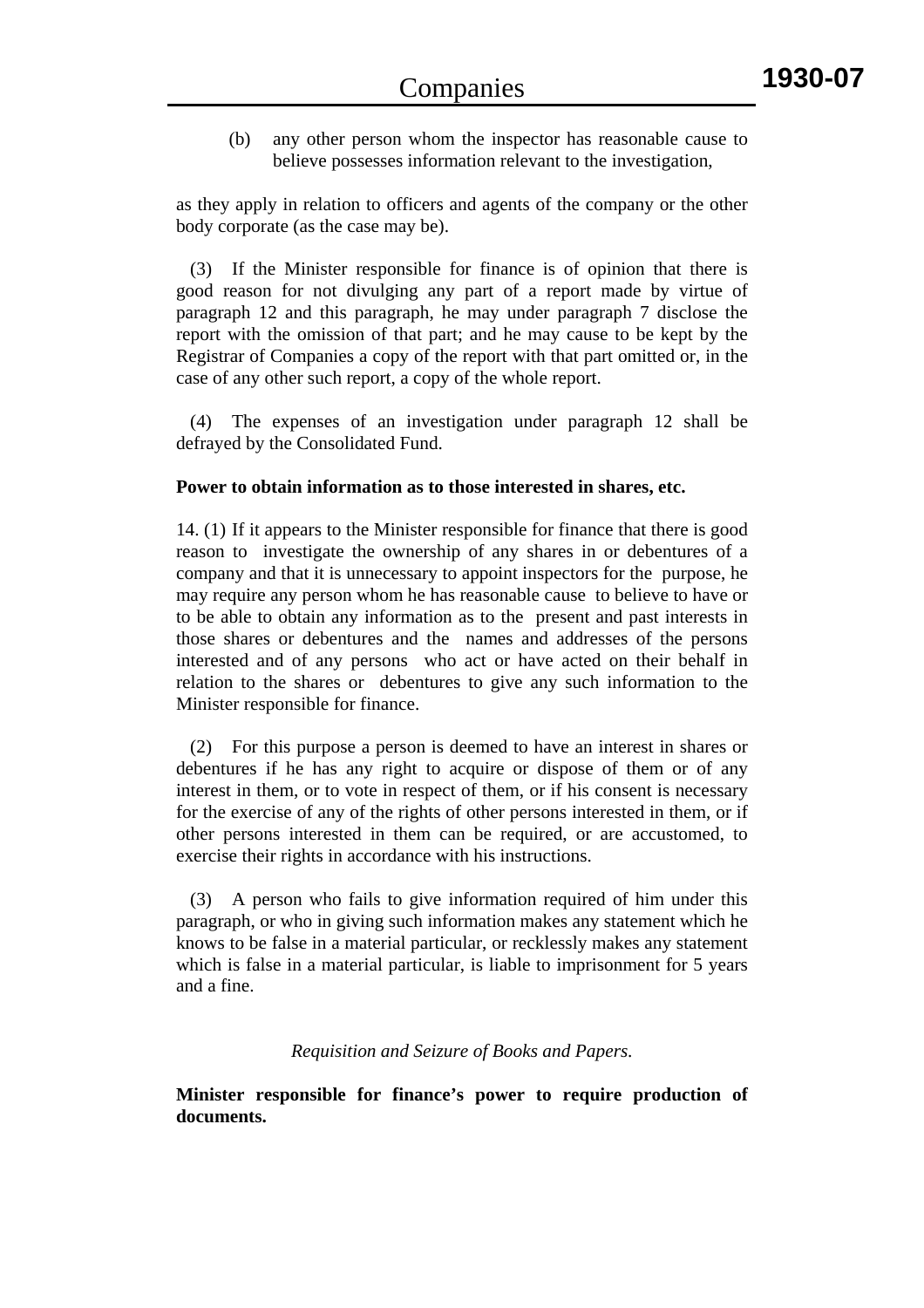(b) any other person whom the inspector has reasonable cause to believe possesses information relevant to the investigation,

as they apply in relation to officers and agents of the company or the other body corporate (as the case may be).

(3) If the Minister responsible for finance is of opinion that there is good reason for not divulging any part of a report made by virtue of paragraph 12 and this paragraph, he may under paragraph 7 disclose the report with the omission of that part; and he may cause to be kept by the Registrar of Companies a copy of the report with that part omitted or, in the case of any other such report, a copy of the whole report.

(4) The expenses of an investigation under paragraph 12 shall be defrayed by the Consolidated Fund.

**Power to obtain information as to those interested in shares, etc.**

14. (1) If it appears to the Minister responsible for finance that there is good reason to investigate the ownership of any shares in or debentures of a company and that it is unnecessary to appoint inspectors for the purpose, he may require any person whom he has reasonable cause to believe to have or to be able to obtain any information as to the present and past interests in those shares or debentures and the names and addresses of the persons interested and of any persons who act or have acted on their behalf in relation to the shares or debentures to give any such information to the Minister responsible for finance.

(2) For this purpose a person is deemed to have an interest in shares or debentures if he has any right to acquire or dispose of them or of any interest in them, or to vote in respect of them, or if his consent is necessary for the exercise of any of the rights of other persons interested in them, or if other persons interested in them can be required, or are accustomed, to exercise their rights in accordance with his instructions.

(3) A person who fails to give information required of him under this paragraph, or who in giving such information makes any statement which he knows to be false in a material particular, or recklessly makes any statement which is false in a material particular, is liable to imprisonment for 5 years and a fine.

*Requisition and Seizure of Books and Papers.*

**Minister responsible for finance's power to require production of documents.**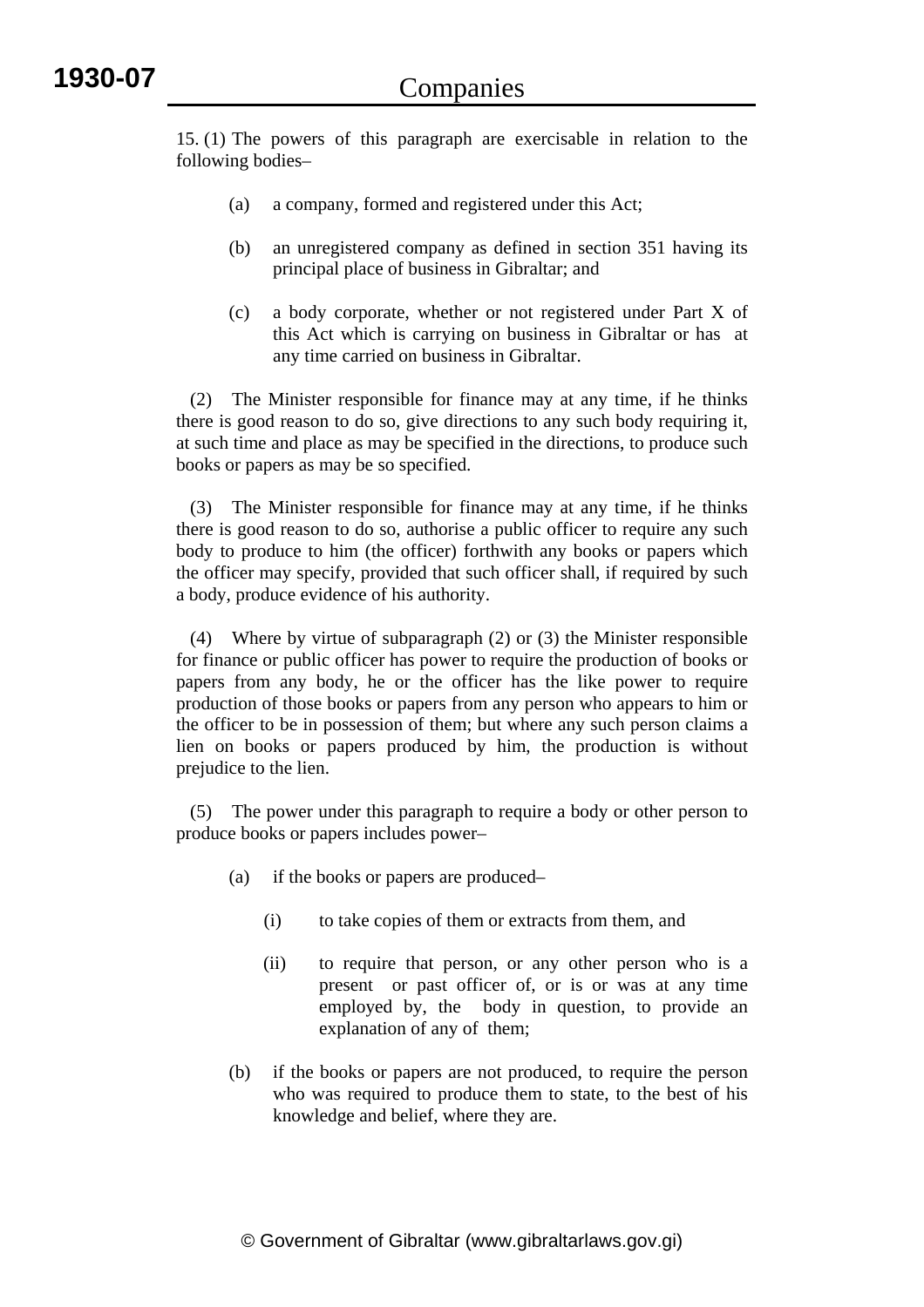15. (1) The powers of this paragraph are exercisable in relation to the following bodies–

(a) a company, formed and registered under this Act;

(b) an unregistered company as defined in section 351 having its principal place of business in Gibraltar; and

(c) a body corporate, whether or not registered under Part X of this Act which is carrying on business in Gibraltar or has at any time carried on business in Gibraltar.

(2) The Minister responsible for finance may at any time, if he thinks there is good reason to do so, give directions to any such body requiring it, at such time and place as may be specified in the directions, to produce such books or papers as may be so specified.

(3) The Minister responsible for finance may at any time, if he thinks there is good reason to do so, authorise a public officer to require any such body to produce to him (the officer) forthwith any books or papers which the officer may specify, provided that such officer shall, if required by such a body, produce evidence of his authority.

(4) Where by virtue of subparagraph (2) or (3) the Minister responsible for finance or public officer has power to require the production of books or papers from any body, he or the officer has the like power to require production of those books or papers from any person who appears to him or the officer to be in possession of them; but where any such person claims a lien on books or papers produced by him, the production is without prejudice to the lien.

(5) The power under this paragraph to require a body or other person to produce books or papers includes power–

(a) if the books or papers are produced–

(i) to take copies of them or extracts from them, and

(ii) to require that person, or any other person who is a present or past officer of, or is or was at any time employed by, the body in question, to provide an explanation of any of them;

(b) if the books or papers are not produced, to require the person who was required to produce them to state, to the best of his knowledge and belief, where they are.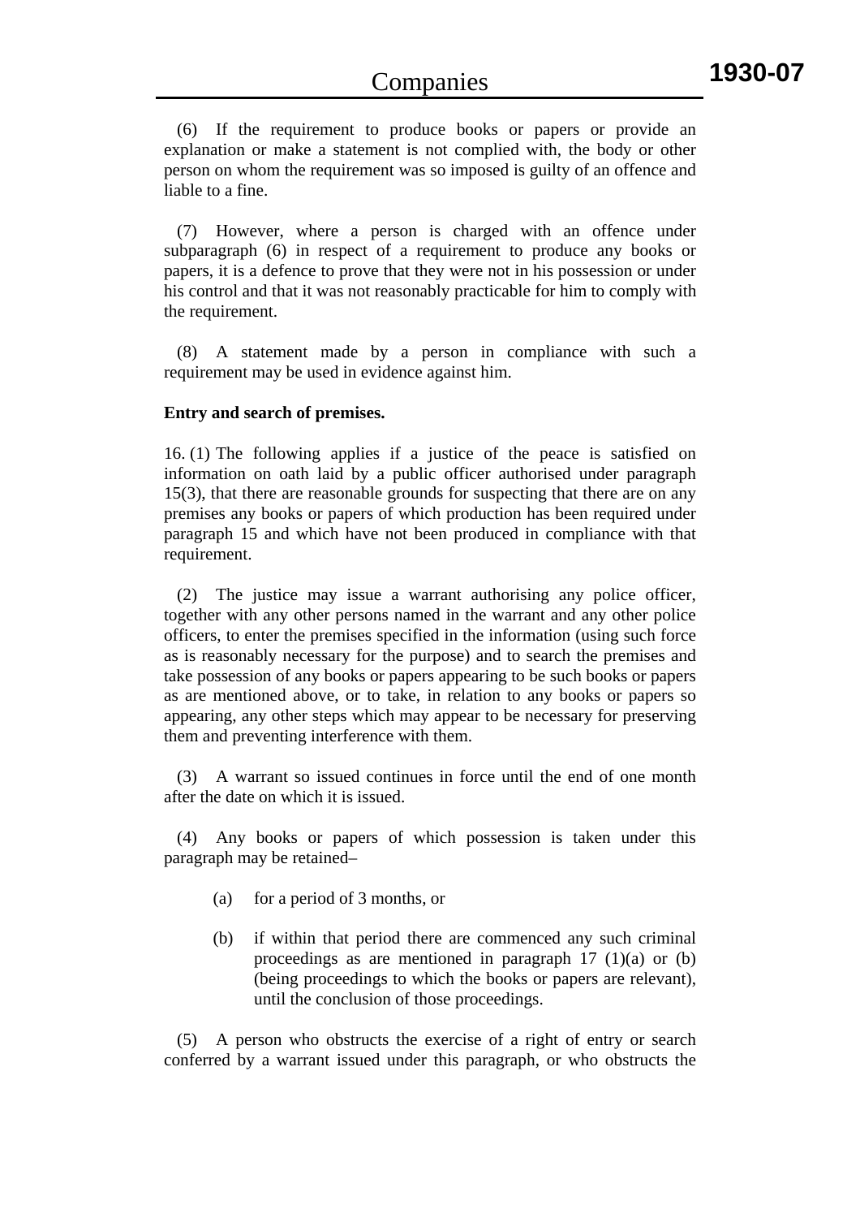(6) If the requirement to produce books or papers or provide an explanation or make a statement is not complied with, the body or other person on whom the requirement was so imposed is guilty of an offence and liable to a fine.

(7) However, where a person is charged with an offence under subparagraph (6) in respect of a requirement to produce any books or papers, it is a defence to prove that they were not in his possession or under his control and that it was not reasonably practicable for him to comply with the requirement.

(8) A statement made by a person in compliance with such a requirement may be used in evidence against him.

**Entry and search of premises.**

16. (1) The following applies if a justice of the peace is satisfied on information on oath laid by a public officer authorised under paragraph 15(3), that there are reasonable grounds for suspecting that there are on any premises any books or papers of which production has been required under paragraph 15 and which have not been produced in compliance with that requirement.

(2) The justice may issue a warrant authorising any police officer, together with any other persons named in the warrant and any other police officers, to enter the premises specified in the information (using such force as is reasonably necessary for the purpose) and to search the premises and take possession of any books or papers appearing to be such books or papers as are mentioned above, or to take, in relation to any books or papers so appearing, any other steps which may appear to be necessary for preserving them and preventing interference with them.

(3) A warrant so issued continues in force until the end of one month after the date on which it is issued.

(4) Any books or papers of which possession is taken under this paragraph may be retained–

(a) for a period of 3 months, or

(b) if within that period there are commenced any such criminal proceedings as are mentioned in paragraph 17 (1)(a) or (b) (being proceedings to which the books or papers are relevant), until the conclusion of those proceedings.

(5) A person who obstructs the exercise of a right of entry or search conferred by a warrant issued under this paragraph, or who obstructs the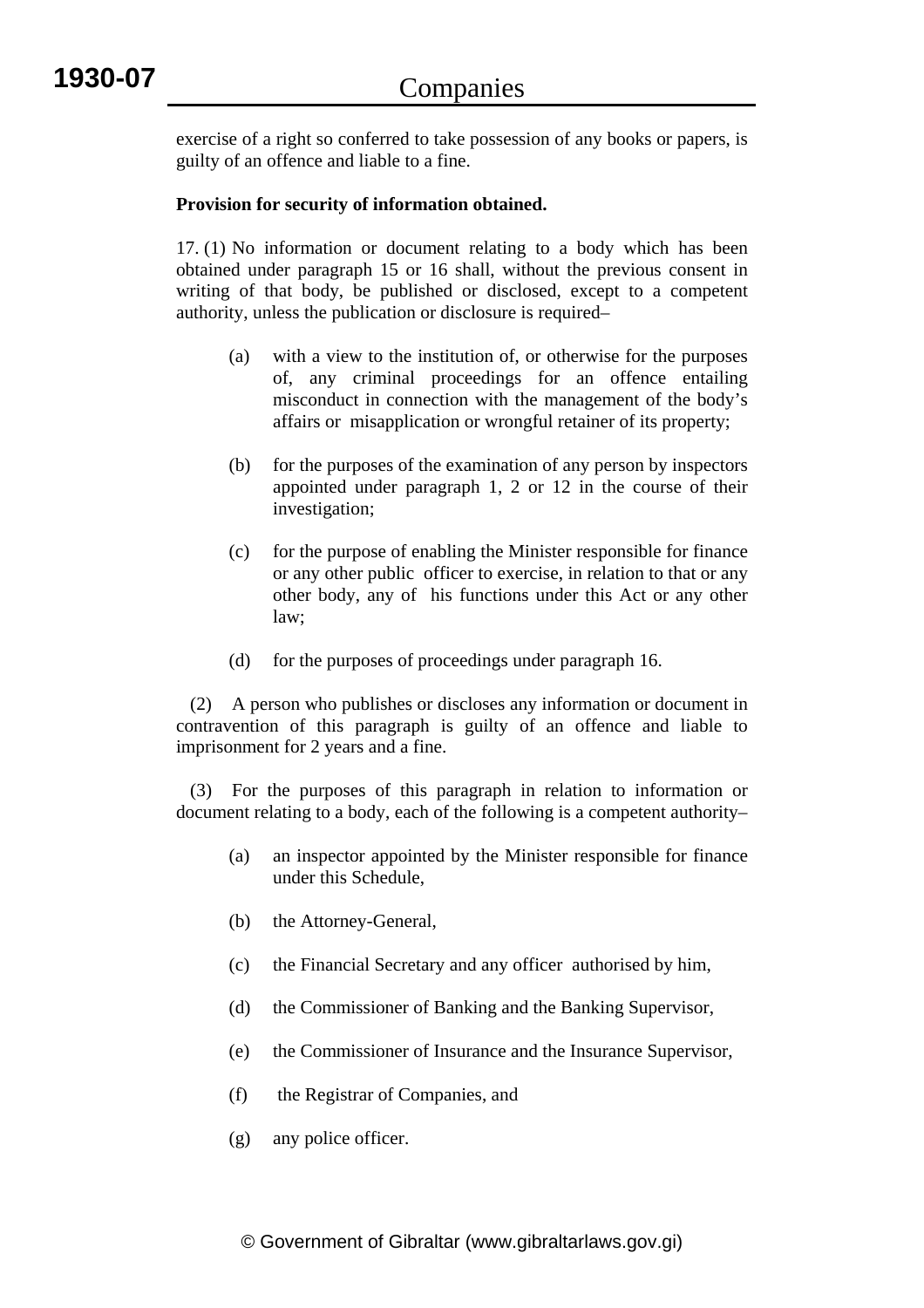exercise of a right so conferred to take possession of any books or papers, is guilty of an offence and liable to a fine.

**Provision for security of information obtained.**

17. (1) No information or document relating to a body which has been obtained under paragraph 15 or 16 shall, without the previous consent in writing of that body, be published or disclosed, except to a competent authority, unless the publication or disclosure is required–

(a) with a view to the institution of, or otherwise for the purposes of, any criminal proceedings for an offence entailing misconduct in connection with the management of the body's affairs or misapplication or wrongful retainer of its property;

(b) for the purposes of the examination of any person by inspectors appointed under paragraph 1, 2 or 12 in the course of their investigation;

(c) for the purpose of enabling the Minister responsible for finance or any other public officer to exercise, in relation to that or any other body, any of his functions under this Act or any other law;

(d) for the purposes of proceedings under paragraph 16.

(2) A person who publishes or discloses any information or document in contravention of this paragraph is guilty of an offence and liable to imprisonment for 2 years and a fine.

(3) For the purposes of this paragraph in relation to information or document relating to a body, each of the following is a competent authority–

(a) an inspector appointed by the Minister responsible for finance under this Schedule,

(b) the Attorney-General,

(c) the Financial Secretary and any officer authorised by him,

(d) the Commissioner of Banking and the Banking Supervisor,

(e) the Commissioner of Insurance and the Insurance Supervisor,

(f) the Registrar of Companies, and

(g) any police officer.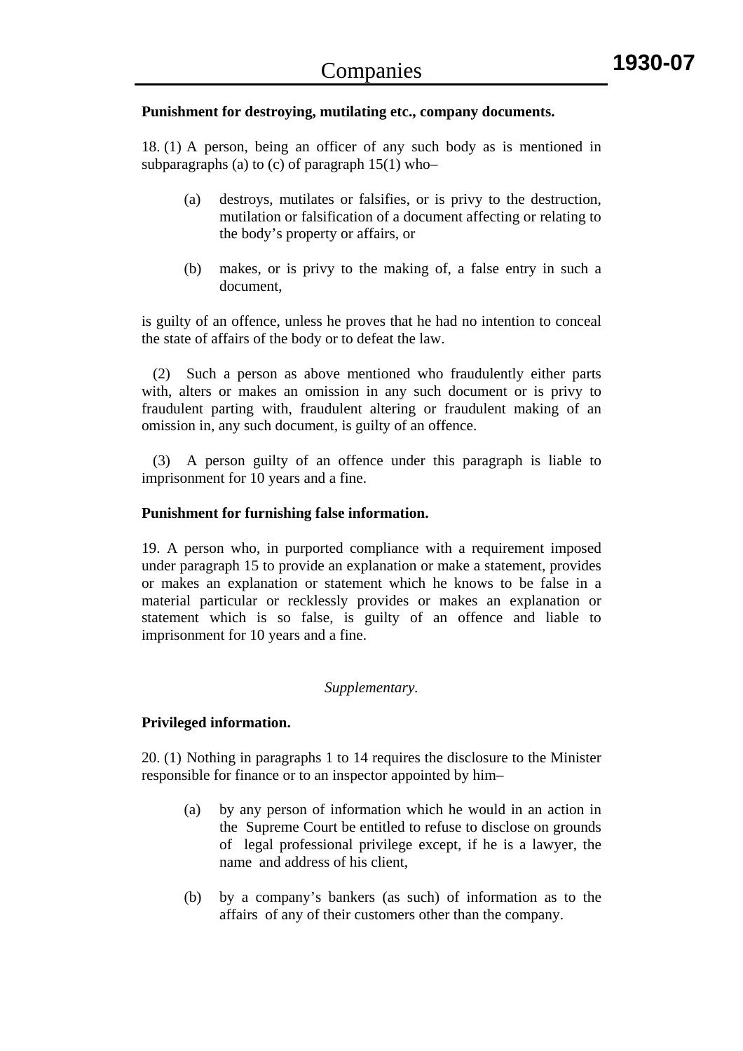**Punishment for destroying, mutilating etc., company documents.**

18. (1) A person, being an officer of any such body as is mentioned in subparagraphs (a) to (c) of paragraph 15(1) who–

(a) destroys, mutilates or falsifies, or is privy to the destruction, mutilation or falsification of a document affecting or relating to the body's property or affairs, or

(b) makes, or is privy to the making of, a false entry in such a document,

is guilty of an offence, unless he proves that he had no intention to conceal the state of affairs of the body or to defeat the law.

(2) Such a person as above mentioned who fraudulently either parts with, alters or makes an omission in any such document or is privy to fraudulent parting with, fraudulent altering or fraudulent making of an omission in, any such document, is guilty of an offence.

(3) A person guilty of an offence under this paragraph is liable to imprisonment for 10 years and a fine.

**Punishment for furnishing false information.**

19. A person who, in purported compliance with a requirement imposed under paragraph 15 to provide an explanation or make a statement, provides or makes an explanation or statement which he knows to be false in a material particular or recklessly provides or makes an explanation or statement which is so false, is guilty of an offence and liable to imprisonment for 10 years and a fine.

*Supplementary.*

**Privileged information.**

20. (1) Nothing in paragraphs 1 to 14 requires the disclosure to the Minister responsible for finance or to an inspector appointed by him–

(a) by any person of information which he would in an action in the Supreme Court be entitled to refuse to disclose on grounds of legal professional privilege except, if he is a lawyer, the name and address of his client,

(b) by a company's bankers (as such) of information as to the affairs of any of their customers other than the company.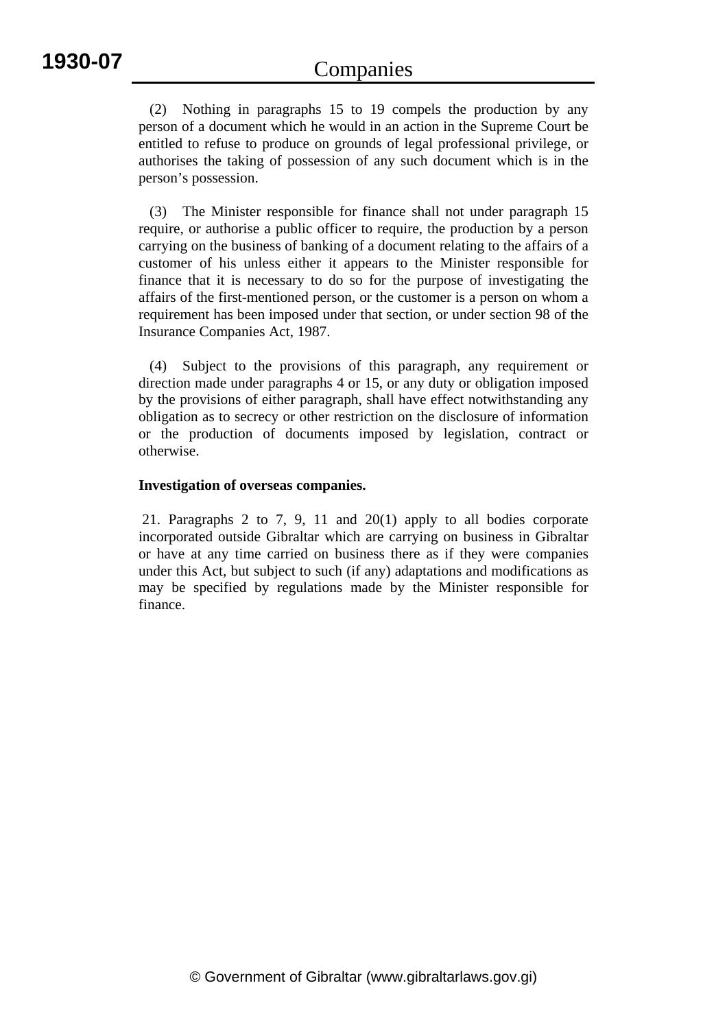(2) Nothing in paragraphs 15 to 19 compels the production by any person of a document which he would in an action in the Supreme Court be entitled to refuse to produce on grounds of legal professional privilege, or authorises the taking of possession of any such document which is in the person's possession.

(3) The Minister responsible for finance shall not under paragraph 15 require, or authorise a public officer to require, the production by a person carrying on the business of banking of a document relating to the affairs of a customer of his unless either it appears to the Minister responsible for finance that it is necessary to do so for the purpose of investigating the affairs of the first-mentioned person, or the customer is a person on whom a requirement has been imposed under that section, or under section 98 of the Insurance Companies Act, 1987.

(4) Subject to the provisions of this paragraph, any requirement or direction made under paragraphs 4 or 15, or any duty or obligation imposed by the provisions of either paragraph, shall have effect notwithstanding any obligation as to secrecy or other restriction on the disclosure of information or the production of documents imposed by legislation, contract or otherwise.

**Investigation of overseas companies.**

21. Paragraphs 2 to 7, 9, 11 and 20(1) apply to all bodies corporate incorporated outside Gibraltar which are carrying on business in Gibraltar or have at any time carried on business there as if they were companies under this Act, but subject to such (if any) adaptations and modifications as may be specified by regulations made by the Minister responsible for finance.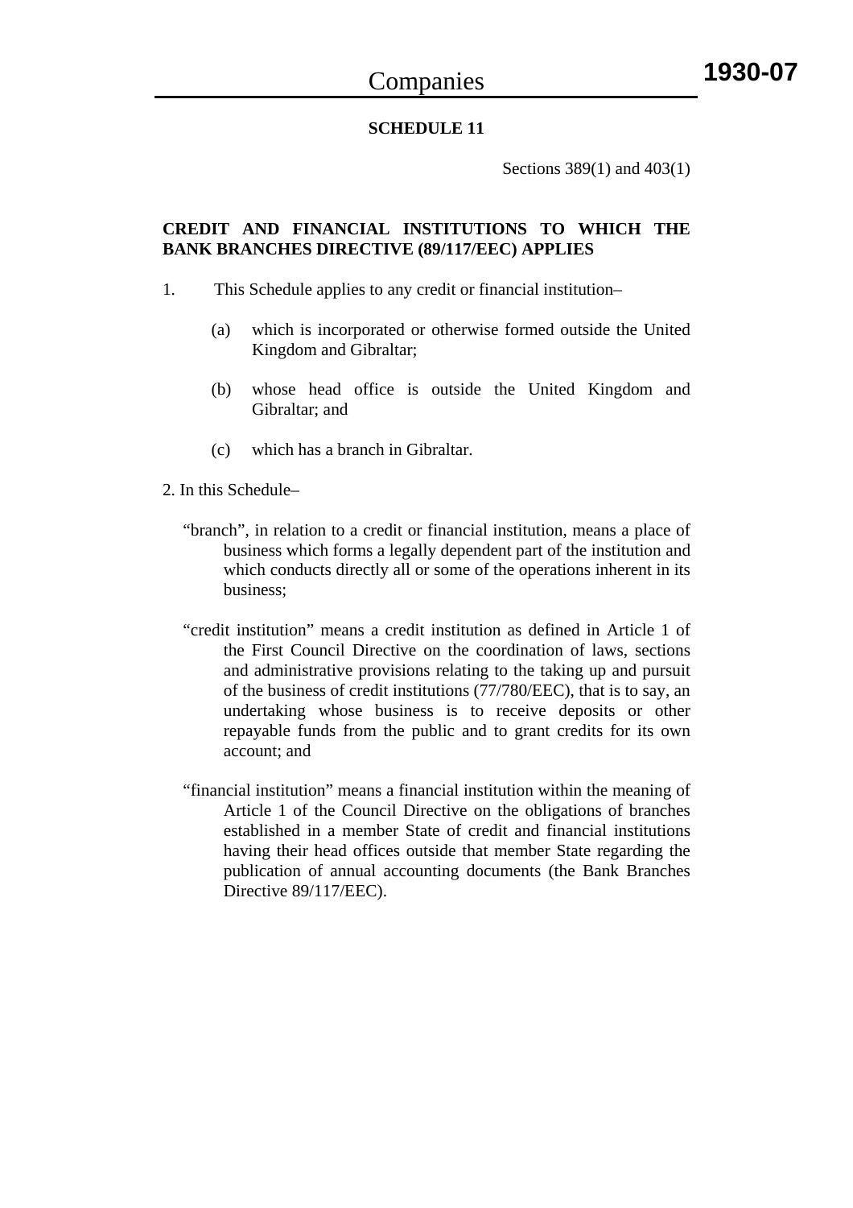## SCHEDULE 11

Sections 389(1) and 403(1)

### CREDIT AND FINANCIAL INSTITUTIONS TO WHICH THE BANK BRANCHES DIRECTIVE (89/117/EEC) APPLIES

1. This Schedule applies to any credit or financial institution–

   (a) which is incorporated or otherwise formed outside the United Kingdom and Gibraltar;

   (b) whose head office is outside the United Kingdom and Gibraltar; and

   (c) which has a branch in Gibraltar.

2. In this Schedule–

“branch”, in relation to a credit or financial institution, means a place of business which forms a legally dependent part of the institution and which conducts directly all or some of the operations inherent in its business;

“credit institution” means a credit institution as defined in Article 1 of the First Council Directive on the coordination of laws, sections and administrative provisions relating to the taking up and pursuit of the business of credit institutions (77/780/EEC), that is to say, an undertaking whose business is to receive deposits or other repayable funds from the public and to grant credits for its own account; and

“financial institution” means a financial institution within the meaning of Article 1 of the Council Directive on the obligations of branches established in a member State of credit and financial institutions having their head offices outside that member State regarding the publication of annual accounting documents (the Bank Branches Directive 89/117/EEC).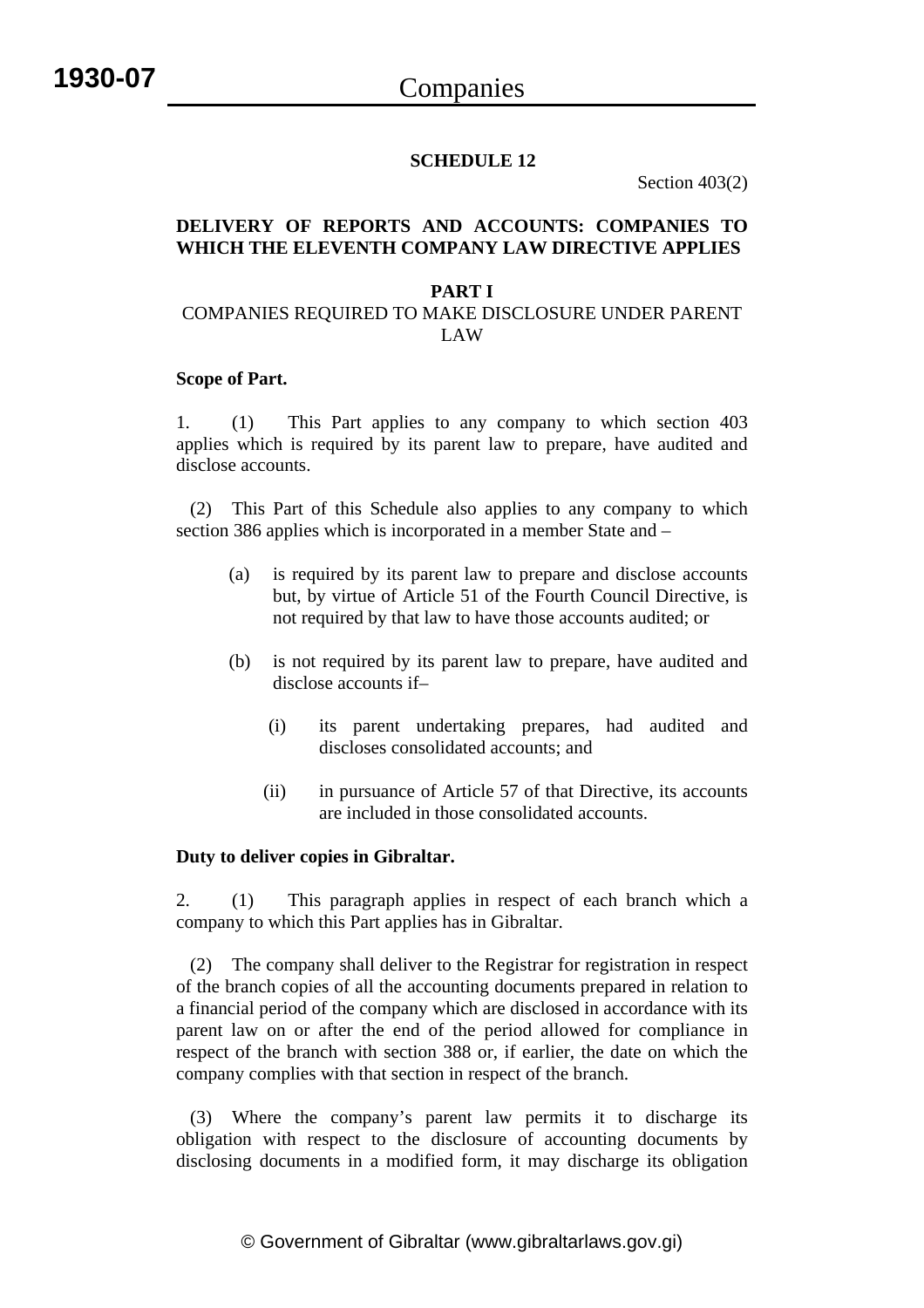## SCHEDULE 12

Section 403(2)

## DELIVERY OF REPORTS AND ACCOUNTS: COMPANIES TO WHICH THE ELEVENTH COMPANY LAW DIRECTIVE APPLIES

### PART I

### COMPANIES REQUIRED TO MAKE DISCLOSURE UNDER PARENT LAW

**Scope of Part.**

1. (1) This Part applies to any company to which section 403 applies which is required by its parent law to prepare, have audited and disclose accounts.

(2) This Part of this Schedule also applies to any company to which section 386 applies which is incorporated in a member State and –

(a) is required by its parent law to prepare and disclose accounts but, by virtue of Article 51 of the Fourth Council Directive, is not required by that law to have those accounts audited; or

(b) is not required by its parent law to prepare, have audited and disclose accounts if–

(i) its parent undertaking prepares, had audited and discloses consolidated accounts; and

(ii) in pursuance of Article 57 of that Directive, its accounts are included in those consolidated accounts.

**Duty to deliver copies in Gibraltar.**

2. (1) This paragraph applies in respect of each branch which a company to which this Part applies has in Gibraltar.

(2) The company shall deliver to the Registrar for registration in respect of the branch copies of all the accounting documents prepared in relation to a financial period of the company which are disclosed in accordance with its parent law on or after the end of the period allowed for compliance in respect of the branch with section 388 or, if earlier, the date on which the company complies with that section in respect of the branch.

(3) Where the company's parent law permits it to discharge its obligation with respect to the disclosure of accounting documents by disclosing documents in a modified form, it may discharge its obligation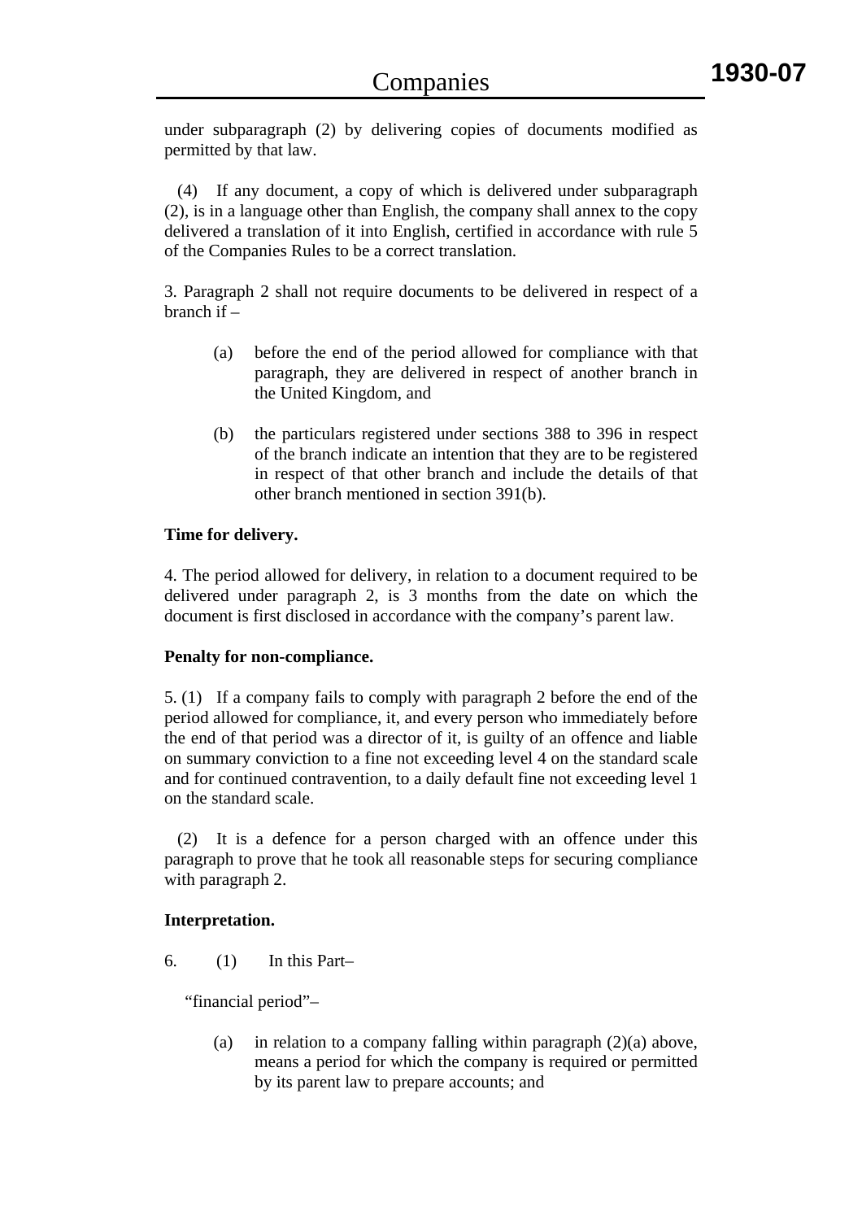under subparagraph (2) by delivering copies of documents modified as permitted by that law.

(4) If any document, a copy of which is delivered under subparagraph (2), is in a language other than English, the company shall annex to the copy delivered a translation of it into English, certified in accordance with rule 5 of the Companies Rules to be a correct translation.

3. Paragraph 2 shall not require documents to be delivered in respect of a branch if –

(a) before the end of the period allowed for compliance with that paragraph, they are delivered in respect of another branch in the United Kingdom, and

(b) the particulars registered under sections 388 to 396 in respect of the branch indicate an intention that they are to be registered in respect of that other branch and include the details of that other branch mentioned in section 391(b).

**Time for delivery.**

4. The period allowed for delivery, in relation to a document required to be delivered under paragraph 2, is 3 months from the date on which the document is first disclosed in accordance with the company's parent law.

**Penalty for non-compliance.**

5. (1) If a company fails to comply with paragraph 2 before the end of the period allowed for compliance, it, and every person who immediately before the end of that period was a director of it, is guilty of an offence and liable on summary conviction to a fine not exceeding level 4 on the standard scale and for continued contravention, to a daily default fine not exceeding level 1 on the standard scale.

(2) It is a defence for a person charged with an offence under this paragraph to prove that he took all reasonable steps for securing compliance with paragraph 2.

**Interpretation.**

6. (1) In this Part–

"financial period"–

(a) in relation to a company falling within paragraph (2)(a) above, means a period for which the company is required or permitted by its parent law to prepare accounts; and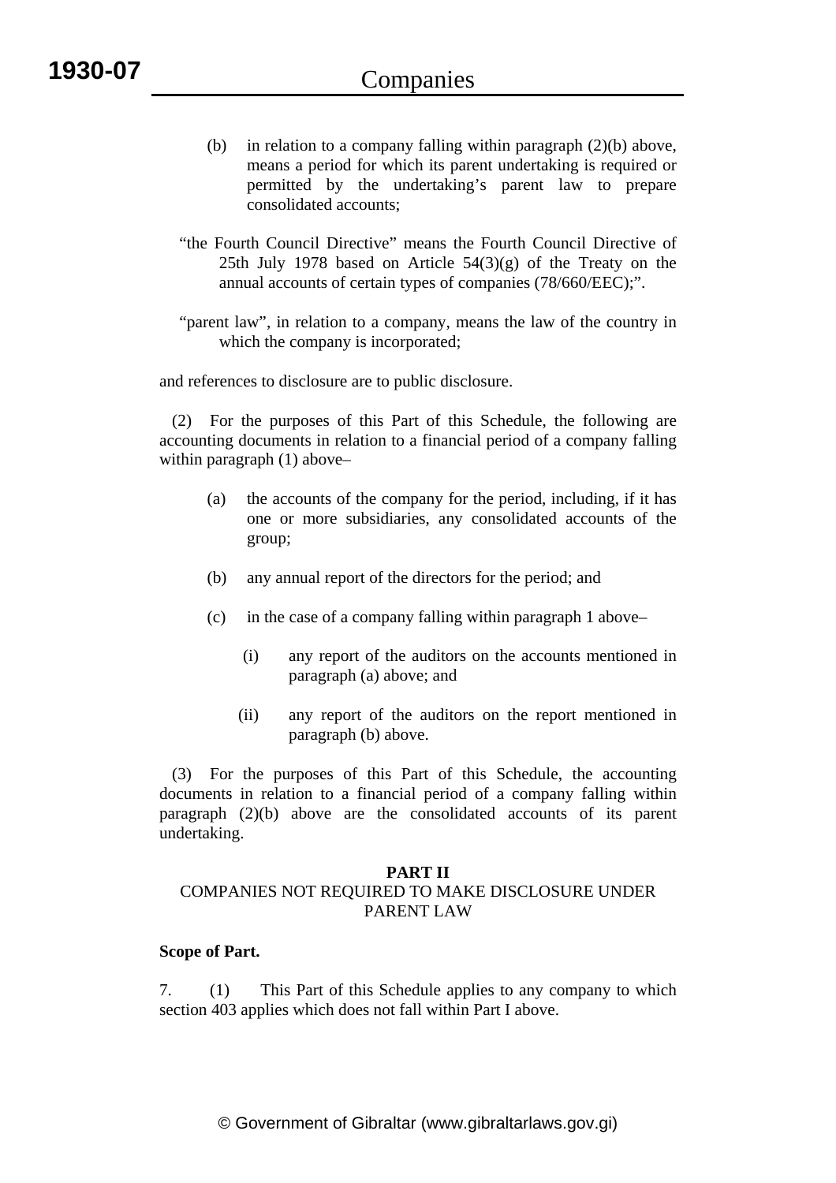(b) in relation to a company falling within paragraph (2)(b) above, means a period for which its parent undertaking is required or permitted by the undertaking's parent law to prepare consolidated accounts;

"the Fourth Council Directive" means the Fourth Council Directive of 25th July 1978 based on Article 54(3)(g) of the Treaty on the annual accounts of certain types of companies (78/660/EEC);".

"parent law", in relation to a company, means the law of the country in which the company is incorporated;

and references to disclosure are to public disclosure.

(2) For the purposes of this Part of this Schedule, the following are accounting documents in relation to a financial period of a company falling within paragraph (1) above–

(a) the accounts of the company for the period, including, if it has one or more subsidiaries, any consolidated accounts of the group;

(b) any annual report of the directors for the period; and

(c) in the case of a company falling within paragraph 1 above–

(i) any report of the auditors on the accounts mentioned in paragraph (a) above; and

(ii) any report of the auditors on the report mentioned in paragraph (b) above.

(3) For the purposes of this Part of this Schedule, the accounting documents in relation to a financial period of a company falling within paragraph (2)(b) above are the consolidated accounts of its parent undertaking.

## PART II
## COMPANIES NOT REQUIRED TO MAKE DISCLOSURE UNDER PARENT LAW

**Scope of Part.**

7. (1) This Part of this Schedule applies to any company to which section 403 applies which does not fall within Part I above.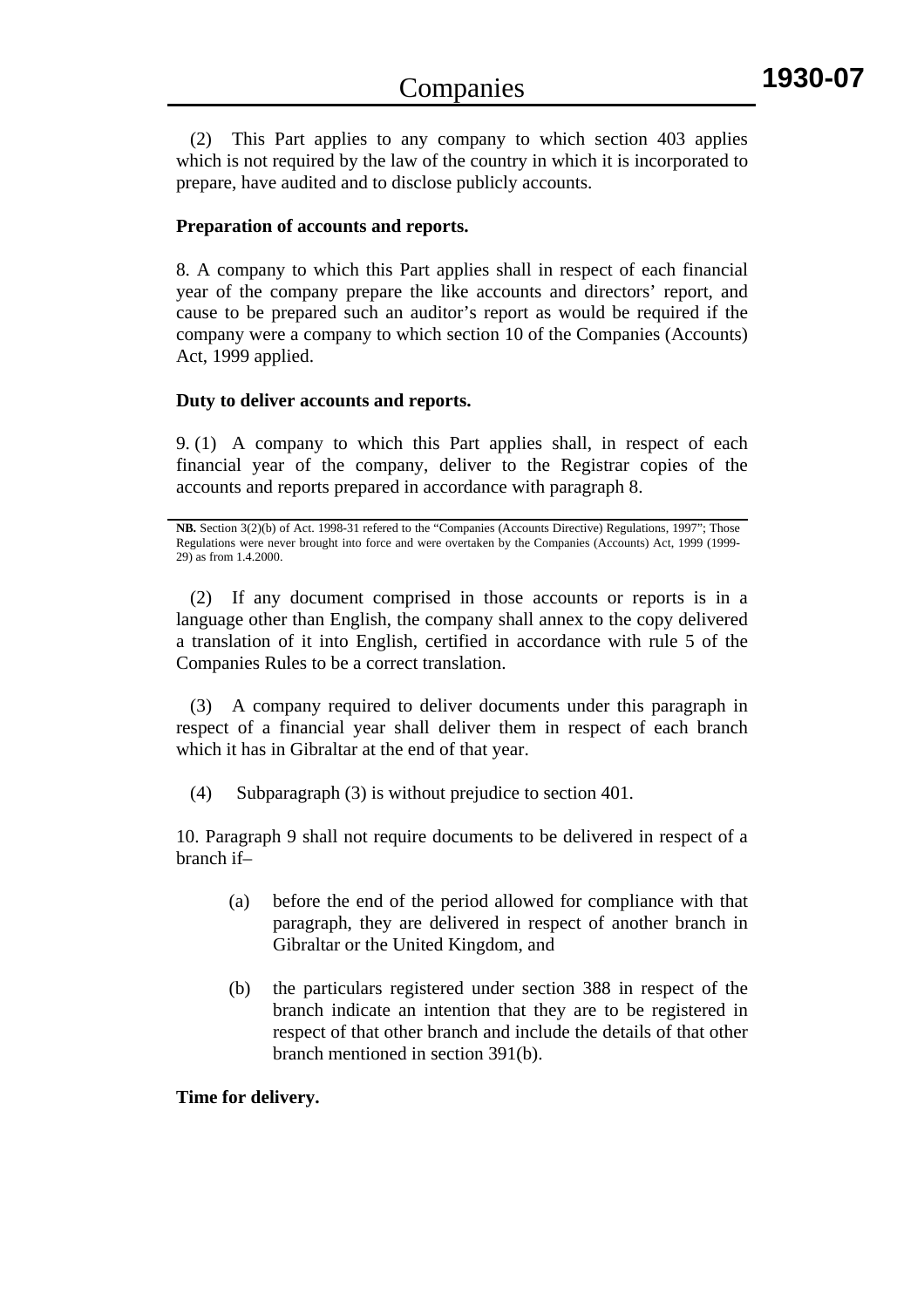(2) This Part applies to any company to which section 403 applies which is not required by the law of the country in which it is incorporated to prepare, have audited and to disclose publicly accounts.

**Preparation of accounts and reports.**

8. A company to which this Part applies shall in respect of each financial year of the company prepare the like accounts and directors' report, and cause to be prepared such an auditor's report as would be required if the company were a company to which section 10 of the Companies (Accounts) Act, 1999 applied.

**Duty to deliver accounts and reports.**

9. (1) A company to which this Part applies shall, in respect of each financial year of the company, deliver to the Registrar copies of the accounts and reports prepared in accordance with paragraph 8.

**NB.** Section 3(2)(b) of Act. 1998-31 refered to the "Companies (Accounts Directive) Regulations, 1997"; Those Regulations were never brought into force and were overtaken by the Companies (Accounts) Act, 1999 (1999-29) as from 1.4.2000.

(2) If any document comprised in those accounts or reports is in a language other than English, the company shall annex to the copy delivered a translation of it into English, certified in accordance with rule 5 of the Companies Rules to be a correct translation.

(3) A company required to deliver documents under this paragraph in respect of a financial year shall deliver them in respect of each branch which it has in Gibraltar at the end of that year.

(4) Subparagraph (3) is without prejudice to section 401.

10. Paragraph 9 shall not require documents to be delivered in respect of a branch if–

(a) before the end of the period allowed for compliance with that paragraph, they are delivered in respect of another branch in Gibraltar or the United Kingdom, and

(b) the particulars registered under section 388 in respect of the branch indicate an intention that they are to be registered in respect of that other branch and include the details of that other branch mentioned in section 391(b).

**Time for delivery.**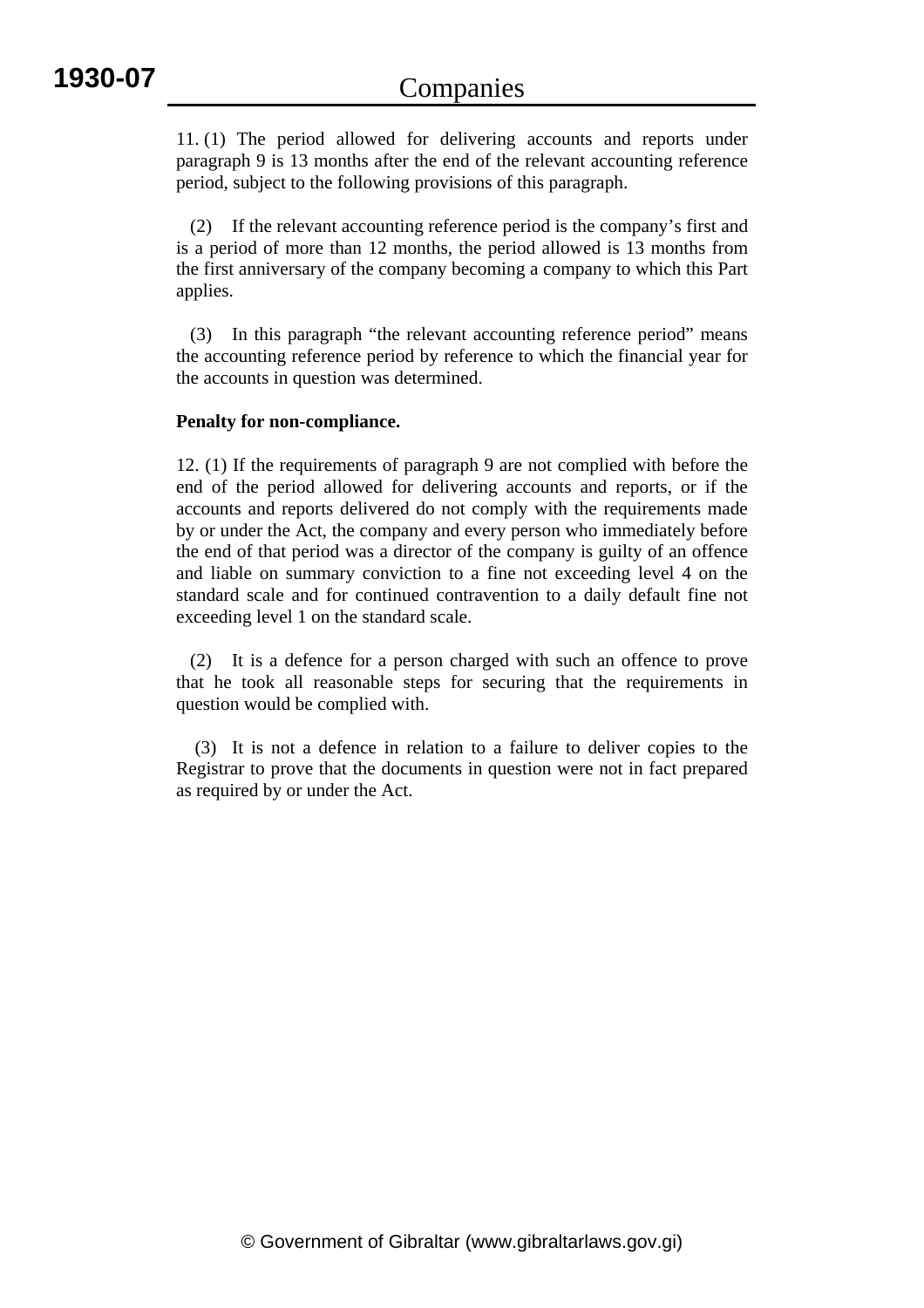11. (1) The period allowed for delivering accounts and reports under paragraph 9 is 13 months after the end of the relevant accounting reference period, subject to the following provisions of this paragraph.

(2) If the relevant accounting reference period is the company's first and is a period of more than 12 months, the period allowed is 13 months from the first anniversary of the company becoming a company to which this Part applies.

(3) In this paragraph "the relevant accounting reference period" means the accounting reference period by reference to which the financial year for the accounts in question was determined.

**Penalty for non-compliance.**

12. (1) If the requirements of paragraph 9 are not complied with before the end of the period allowed for delivering accounts and reports, or if the accounts and reports delivered do not comply with the requirements made by or under the Act, the company and every person who immediately before the end of that period was a director of the company is guilty of an offence and liable on summary conviction to a fine not exceeding level 4 on the standard scale and for continued contravention to a daily default fine not exceeding level 1 on the standard scale.

(2) It is a defence for a person charged with such an offence to prove that he took all reasonable steps for securing that the requirements in question would be complied with.

(3) It is not a defence in relation to a failure to deliver copies to the Registrar to prove that the documents in question were not in fact prepared as required by or under the Act.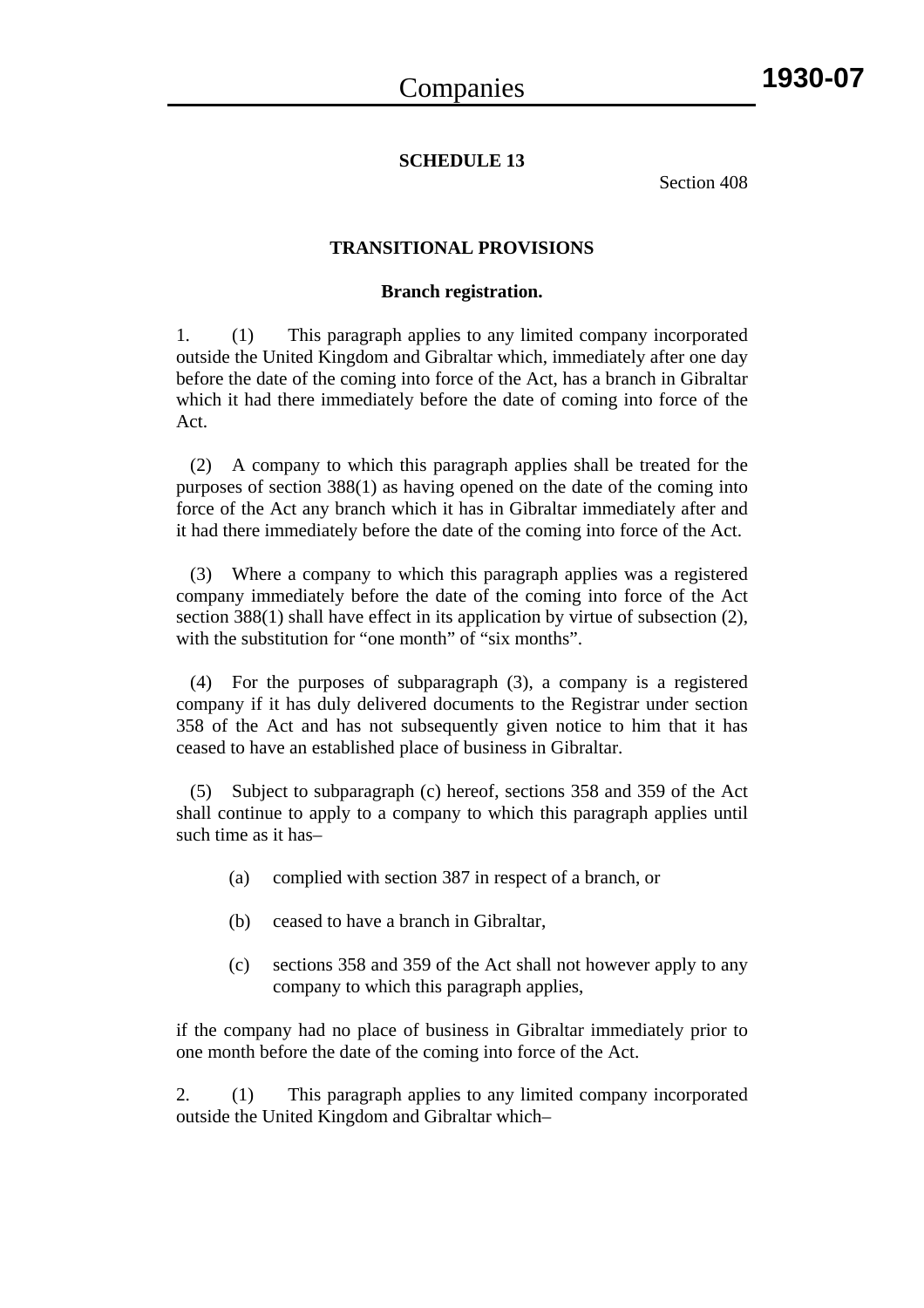## SCHEDULE 13

Section 408

### TRANSITIONAL PROVISIONS

**Branch registration.**

1. (1) This paragraph applies to any limited company incorporated outside the United Kingdom and Gibraltar which, immediately after one day before the date of the coming into force of the Act, has a branch in Gibraltar which it had there immediately before the date of coming into force of the Act.

(2) A company to which this paragraph applies shall be treated for the purposes of section 388(1) as having opened on the date of the coming into force of the Act any branch which it has in Gibraltar immediately after and it had there immediately before the date of the coming into force of the Act.

(3) Where a company to which this paragraph applies was a registered company immediately before the date of the coming into force of the Act section 388(1) shall have effect in its application by virtue of subsection (2), with the substitution for "one month" of "six months".

(4) For the purposes of subparagraph (3), a company is a registered company if it has duly delivered documents to the Registrar under section 358 of the Act and has not subsequently given notice to him that it has ceased to have an established place of business in Gibraltar.

(5) Subject to subparagraph (c) hereof, sections 358 and 359 of the Act shall continue to apply to a company to which this paragraph applies until such time as it has–

(a) complied with section 387 in respect of a branch, or

(b) ceased to have a branch in Gibraltar,

(c) sections 358 and 359 of the Act shall not however apply to any company to which this paragraph applies,

if the company had no place of business in Gibraltar immediately prior to one month before the date of the coming into force of the Act.

2. (1) This paragraph applies to any limited company incorporated outside the United Kingdom and Gibraltar which–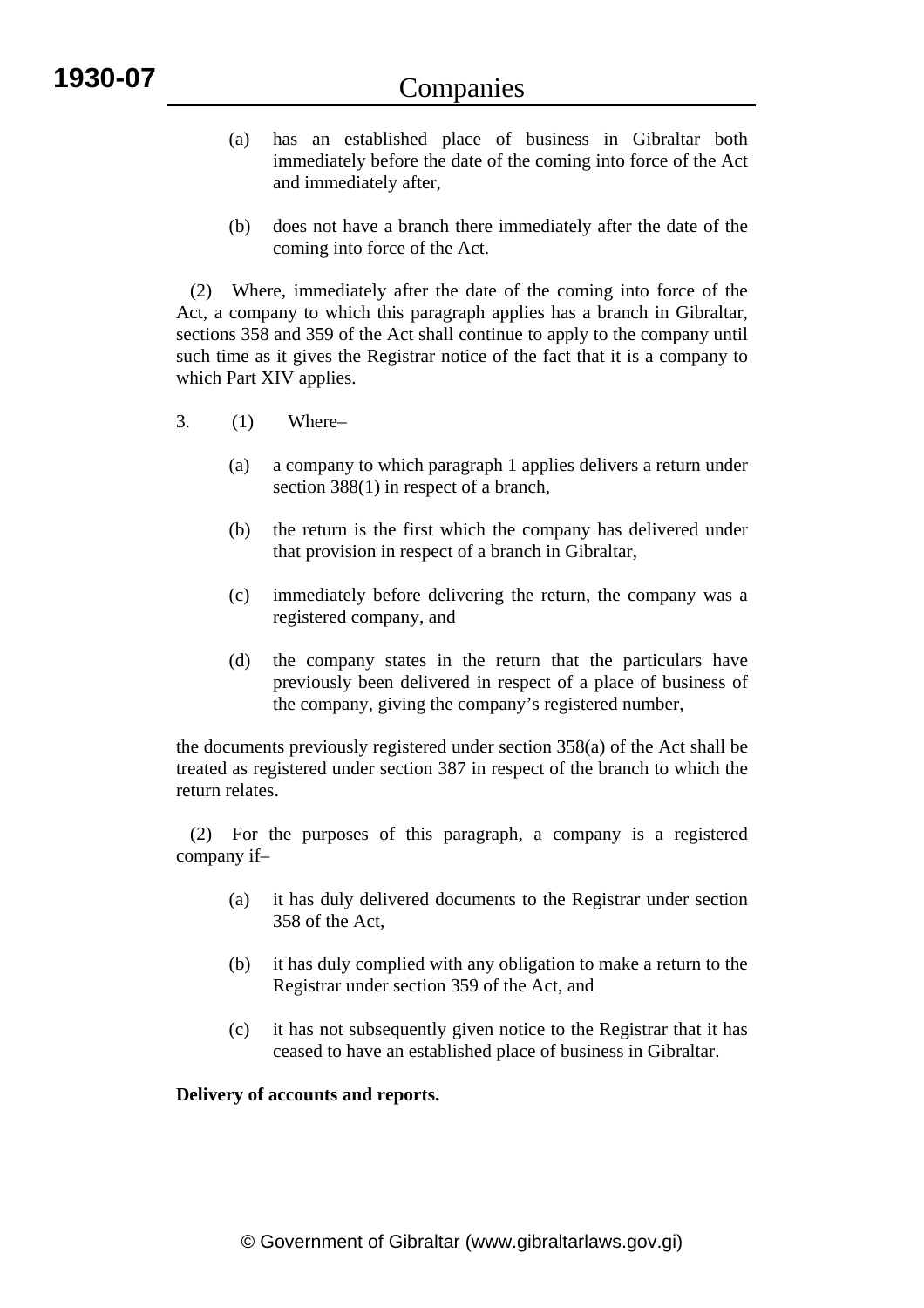(a) has an established place of business in Gibraltar both immediately before the date of the coming into force of the Act and immediately after,

(b) does not have a branch there immediately after the date of the coming into force of the Act.

(2) Where, immediately after the date of the coming into force of the Act, a company to which this paragraph applies has a branch in Gibraltar, sections 358 and 359 of the Act shall continue to apply to the company until such time as it gives the Registrar notice of the fact that it is a company to which Part XIV applies.

3. (1) Where–

(a) a company to which paragraph 1 applies delivers a return under section 388(1) in respect of a branch,

(b) the return is the first which the company has delivered under that provision in respect of a branch in Gibraltar,

(c) immediately before delivering the return, the company was a registered company, and

(d) the company states in the return that the particulars have previously been delivered in respect of a place of business of the company, giving the company's registered number,

the documents previously registered under section 358(a) of the Act shall be treated as registered under section 387 in respect of the branch to which the return relates.

(2) For the purposes of this paragraph, a company is a registered company if–

(a) it has duly delivered documents to the Registrar under section 358 of the Act,

(b) it has duly complied with any obligation to make a return to the Registrar under section 359 of the Act, and

(c) it has not subsequently given notice to the Registrar that it has ceased to have an established place of business in Gibraltar.

**Delivery of accounts and reports.**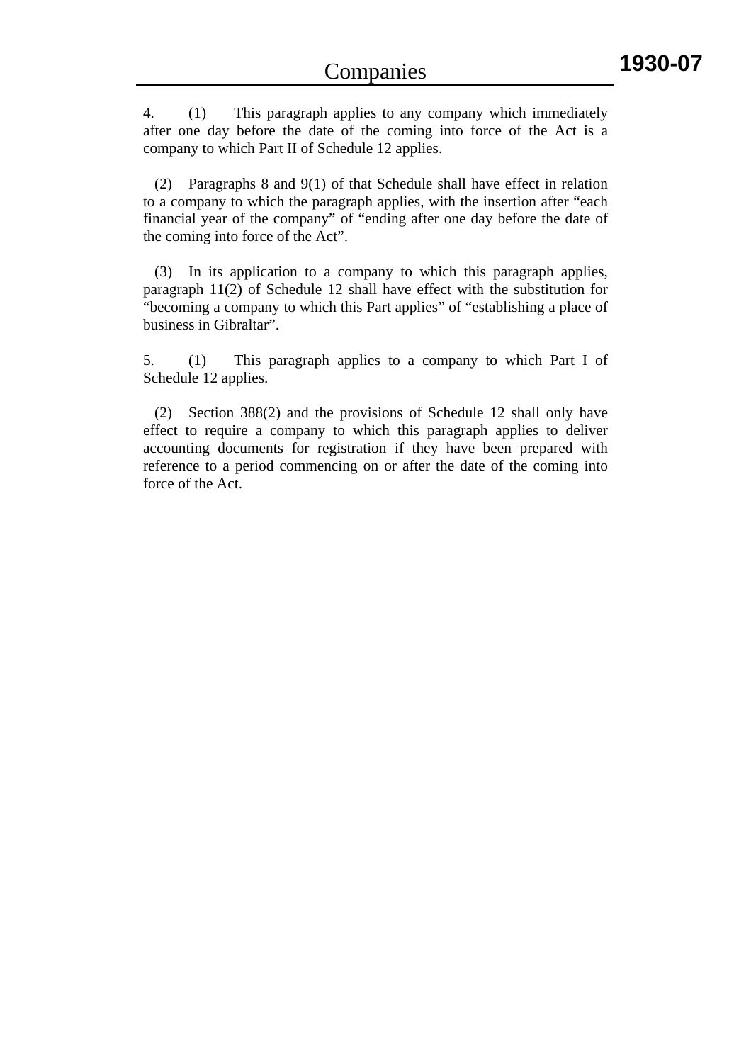4. (1) This paragraph applies to any company which immediately after one day before the date of the coming into force of the Act is a company to which Part II of Schedule 12 applies.

(2) Paragraphs 8 and 9(1) of that Schedule shall have effect in relation to a company to which the paragraph applies, with the insertion after "each financial year of the company" of "ending after one day before the date of the coming into force of the Act".

(3) In its application to a company to which this paragraph applies, paragraph 11(2) of Schedule 12 shall have effect with the substitution for "becoming a company to which this Part applies" of "establishing a place of business in Gibraltar".

5. (1) This paragraph applies to a company to which Part I of Schedule 12 applies.

(2) Section 388(2) and the provisions of Schedule 12 shall only have effect to require a company to which this paragraph applies to deliver accounting documents for registration if they have been prepared with reference to a period commencing on or after the date of the coming into force of the Act.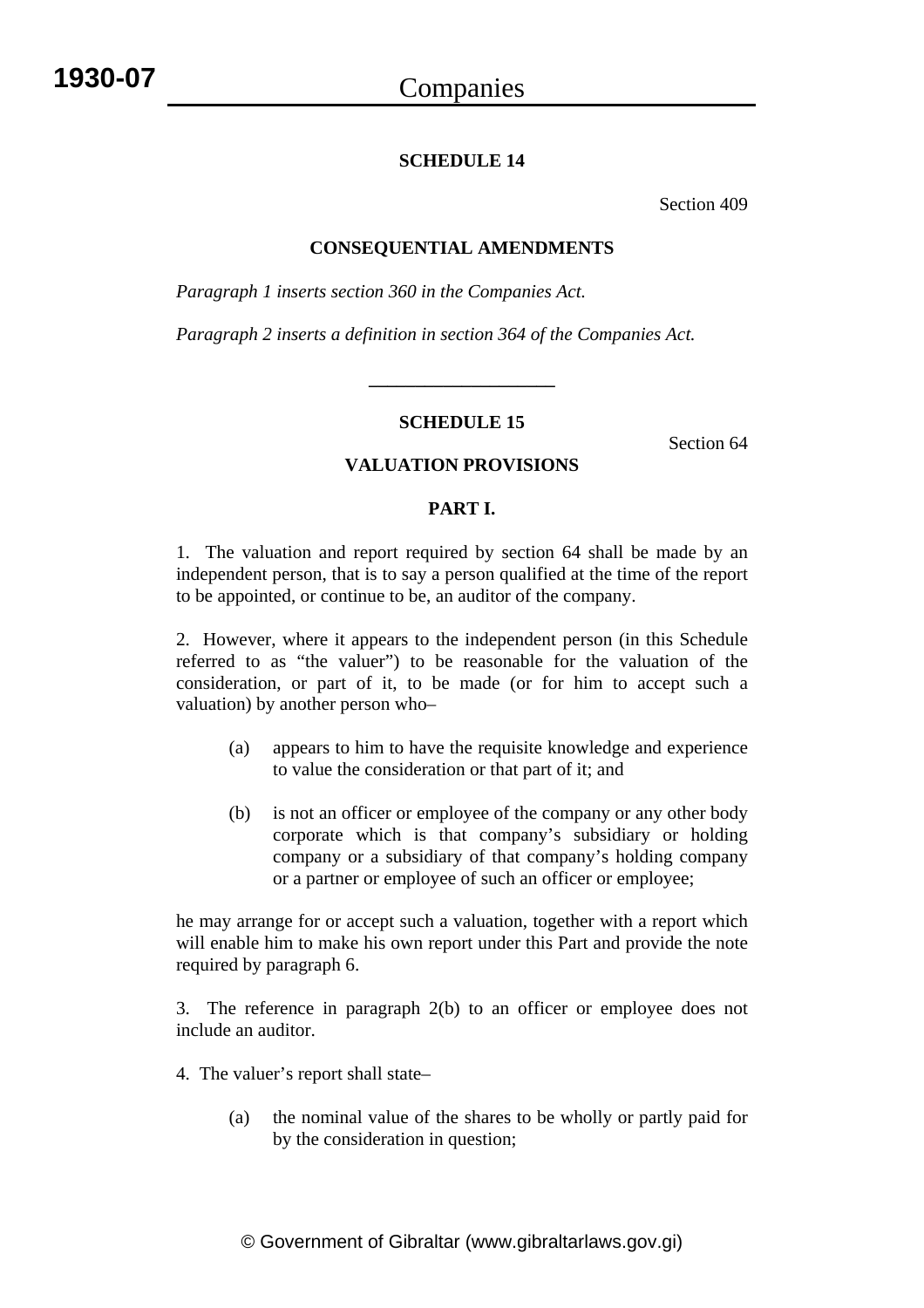## SCHEDULE 14

Section 409

### CONSEQUENTIAL AMENDMENTS

*Paragraph 1 inserts section 360 in the Companies Act.*

*Paragraph 2 inserts a definition in section 364 of the Companies Act.*

---

## SCHEDULE 15

Section 64

### VALUATION PROVISIONS

#### PART I.

1. The valuation and report required by section 64 shall be made by an independent person, that is to say a person qualified at the time of the report to be appointed, or continue to be, an auditor of the company.

2. However, where it appears to the independent person (in this Schedule referred to as "the valuer") to be reasonable for the valuation of the consideration, or part of it, to be made (or for him to accept such a valuation) by another person who–

   (a) appears to him to have the requisite knowledge and experience to value the consideration or that part of it; and

   (b) is not an officer or employee of the company or any other body corporate which is that company's subsidiary or holding company or a subsidiary of that company's holding company or a partner or employee of such an officer or employee;

he may arrange for or accept such a valuation, together with a report which will enable him to make his own report under this Part and provide the note required by paragraph 6.

3. The reference in paragraph 2(b) to an officer or employee does not include an auditor.

4. The valuer's report shall state–

   (a) the nominal value of the shares to be wholly or partly paid for by the consideration in question;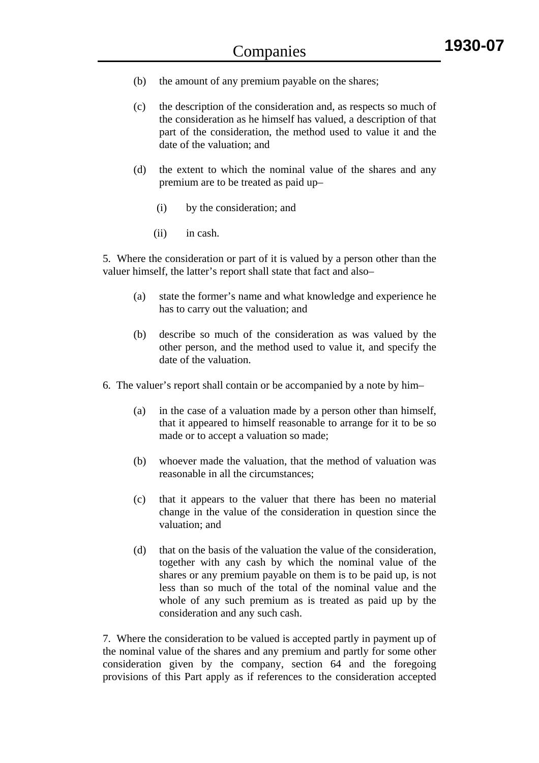(b) the amount of any premium payable on the shares;

(c) the description of the consideration and, as respects so much of the consideration as he himself has valued, a description of that part of the consideration, the method used to value it and the date of the valuation; and

(d) the extent to which the nominal value of the shares and any premium are to be treated as paid up–

  (i) by the consideration; and

  (ii) in cash.

5. Where the consideration or part of it is valued by a person other than the valuer himself, the latter's report shall state that fact and also–

(a) state the former's name and what knowledge and experience he has to carry out the valuation; and

(b) describe so much of the consideration as was valued by the other person, and the method used to value it, and specify the date of the valuation.

6. The valuer's report shall contain or be accompanied by a note by him–

(a) in the case of a valuation made by a person other than himself, that it appeared to himself reasonable to arrange for it to be so made or to accept a valuation so made;

(b) whoever made the valuation, that the method of valuation was reasonable in all the circumstances;

(c) that it appears to the valuer that there has been no material change in the value of the consideration in question since the valuation; and

(d) that on the basis of the valuation the value of the consideration, together with any cash by which the nominal value of the shares or any premium payable on them is to be paid up, is not less than so much of the total of the nominal value and the whole of any such premium as is treated as paid up by the consideration and any such cash.

7. Where the consideration to be valued is accepted partly in payment up of the nominal value of the shares and any premium and partly for some other consideration given by the company, section 64 and the foregoing provisions of this Part apply as if references to the consideration accepted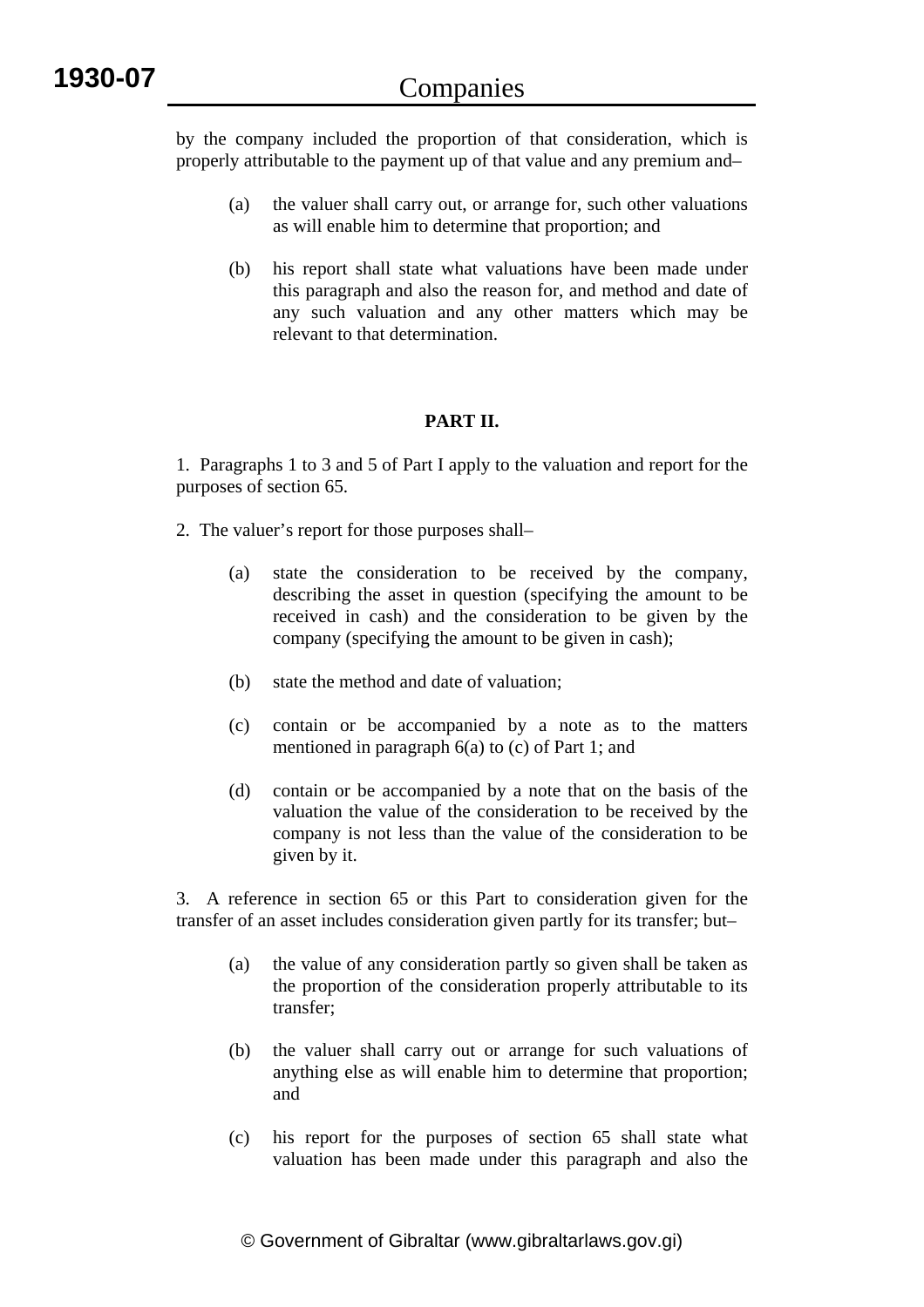by the company included the proportion of that consideration, which is properly attributable to the payment up of that value and any premium and–

(a) the valuer shall carry out, or arrange for, such other valuations as will enable him to determine that proportion; and

(b) his report shall state what valuations have been made under this paragraph and also the reason for, and method and date of any such valuation and any other matters which may be relevant to that determination.

**PART II.**

1. Paragraphs 1 to 3 and 5 of Part I apply to the valuation and report for the purposes of section 65.

2. The valuer's report for those purposes shall–

(a) state the consideration to be received by the company, describing the asset in question (specifying the amount to be received in cash) and the consideration to be given by the company (specifying the amount to be given in cash);

(b) state the method and date of valuation;

(c) contain or be accompanied by a note as to the matters mentioned in paragraph 6(a) to (c) of Part 1; and

(d) contain or be accompanied by a note that on the basis of the valuation the value of the consideration to be received by the company is not less than the value of the consideration to be given by it.

3. A reference in section 65 or this Part to consideration given for the transfer of an asset includes consideration given partly for its transfer; but–

(a) the value of any consideration partly so given shall be taken as the proportion of the consideration properly attributable to its transfer;

(b) the valuer shall carry out or arrange for such valuations of anything else as will enable him to determine that proportion; and

(c) his report for the purposes of section 65 shall state what valuation has been made under this paragraph and also the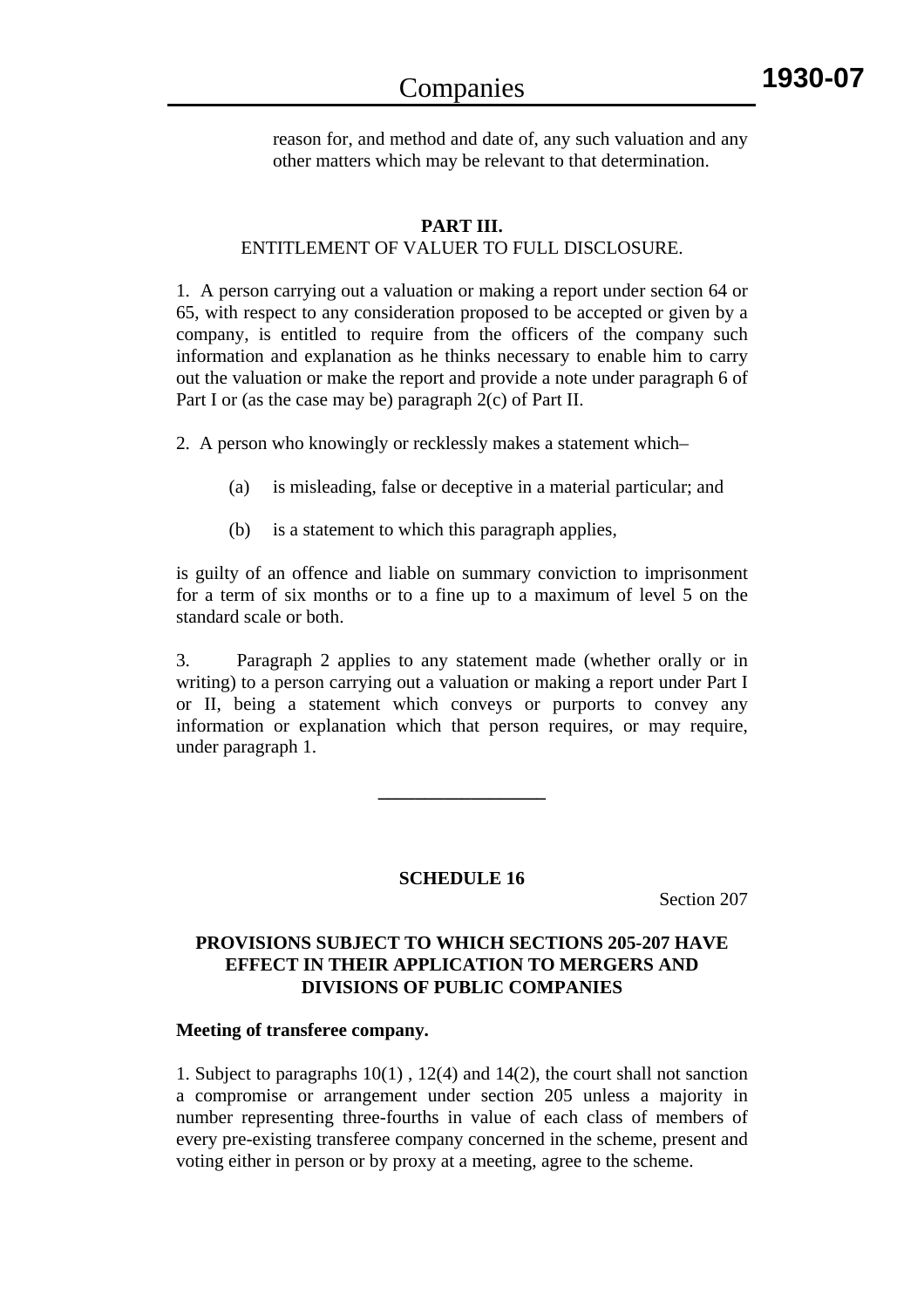reason for, and method and date of, any such valuation and any other matters which may be relevant to that determination.

## PART III.

ENTITLEMENT OF VALUER TO FULL DISCLOSURE.

1. A person carrying out a valuation or making a report under section 64 or 65, with respect to any consideration proposed to be accepted or given by a company, is entitled to require from the officers of the company such information and explanation as he thinks necessary to enable him to carry out the valuation or make the report and provide a note under paragraph 6 of Part I or (as the case may be) paragraph 2(c) of Part II.

2. A person who knowingly or recklessly makes a statement which–

(a) is misleading, false or deceptive in a material particular; and

(b) is a statement to which this paragraph applies,

is guilty of an offence and liable on summary conviction to imprisonment for a term of six months or to a fine up to a maximum of level 5 on the standard scale or both.

3. Paragraph 2 applies to any statement made (whether orally or in writing) to a person carrying out a valuation or making a report under Part I or II, being a statement which conveys or purports to convey any information or explanation which that person requires, or may require, under paragraph 1.

---

## SCHEDULE 16

Section 207

### PROVISIONS SUBJECT TO WHICH SECTIONS 205-207 HAVE EFFECT IN THEIR APPLICATION TO MERGERS AND DIVISIONS OF PUBLIC COMPANIES

**Meeting of transferee company.**

1. Subject to paragraphs 10(1) , 12(4) and 14(2), the court shall not sanction a compromise or arrangement under section 205 unless a majority in number representing three-fourths in value of each class of members of every pre-existing transferee company concerned in the scheme, present and voting either in person or by proxy at a meeting, agree to the scheme.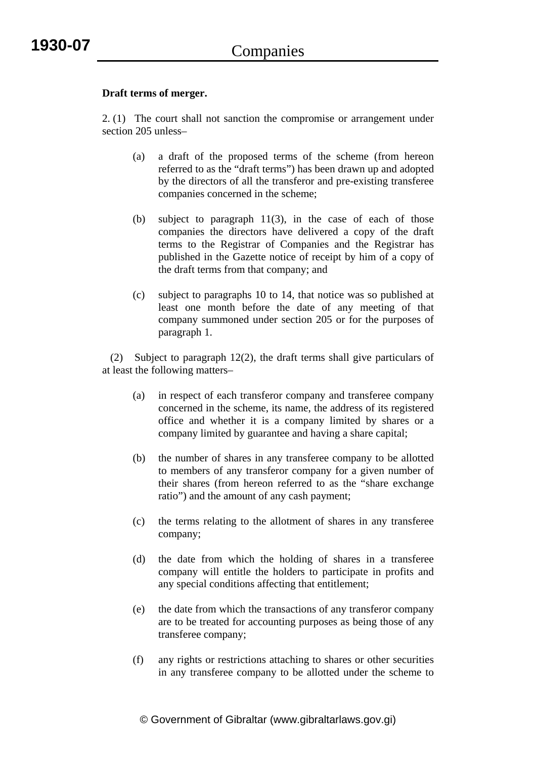**Draft terms of merger.**

2. (1) The court shall not sanction the compromise or arrangement under section 205 unless–

(a) a draft of the proposed terms of the scheme (from hereon referred to as the "draft terms") has been drawn up and adopted by the directors of all the transferor and pre-existing transferee companies concerned in the scheme;

(b) subject to paragraph 11(3), in the case of each of those companies the directors have delivered a copy of the draft terms to the Registrar of Companies and the Registrar has published in the Gazette notice of receipt by him of a copy of the draft terms from that company; and

(c) subject to paragraphs 10 to 14, that notice was so published at least one month before the date of any meeting of that company summoned under section 205 or for the purposes of paragraph 1.

(2) Subject to paragraph 12(2), the draft terms shall give particulars of at least the following matters–

(a) in respect of each transferor company and transferee company concerned in the scheme, its name, the address of its registered office and whether it is a company limited by shares or a company limited by guarantee and having a share capital;

(b) the number of shares in any transferee company to be allotted to members of any transferor company for a given number of their shares (from hereon referred to as the "share exchange ratio") and the amount of any cash payment;

(c) the terms relating to the allotment of shares in any transferee company;

(d) the date from which the holding of shares in a transferee company will entitle the holders to participate in profits and any special conditions affecting that entitlement;

(e) the date from which the transactions of any transferor company are to be treated for accounting purposes as being those of any transferee company;

(f) any rights or restrictions attaching to shares or other securities in any transferee company to be allotted under the scheme to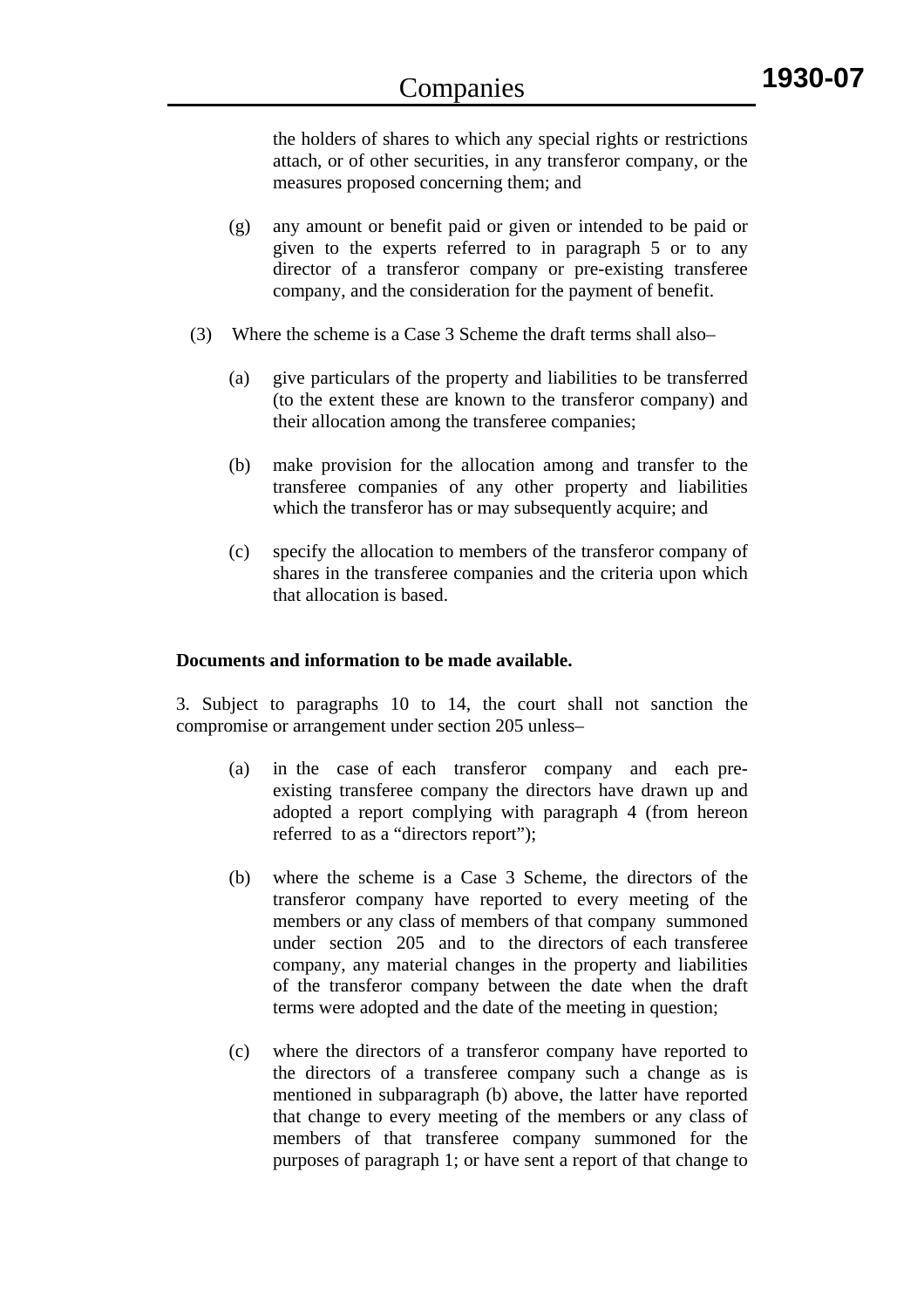the holders of shares to which any special rights or restrictions attach, or of other securities, in any transferor company, or the measures proposed concerning them; and

(g) any amount or benefit paid or given or intended to be paid or given to the experts referred to in paragraph 5 or to any director of a transferor company or pre-existing transferee company, and the consideration for the payment of benefit.

(3) Where the scheme is a Case 3 Scheme the draft terms shall also–

(a) give particulars of the property and liabilities to be transferred (to the extent these are known to the transferor company) and their allocation among the transferee companies;

(b) make provision for the allocation among and transfer to the transferee companies of any other property and liabilities which the transferor has or may subsequently acquire; and

(c) specify the allocation to members of the transferor company of shares in the transferee companies and the criteria upon which that allocation is based.

**Documents and information to be made available.**

3. Subject to paragraphs 10 to 14, the court shall not sanction the compromise or arrangement under section 205 unless–

(a) in the case of each transferor company and each pre-existing transferee company the directors have drawn up and adopted a report complying with paragraph 4 (from hereon referred to as a "directors report");

(b) where the scheme is a Case 3 Scheme, the directors of the transferor company have reported to every meeting of the members or any class of members of that company summoned under section 205 and to the directors of each transferee company, any material changes in the property and liabilities of the transferor company between the date when the draft terms were adopted and the date of the meeting in question;

(c) where the directors of a transferor company have reported to the directors of a transferee company such a change as is mentioned in subparagraph (b) above, the latter have reported that change to every meeting of the members or any class of members of that transferee company summoned for the purposes of paragraph 1; or have sent a report of that change to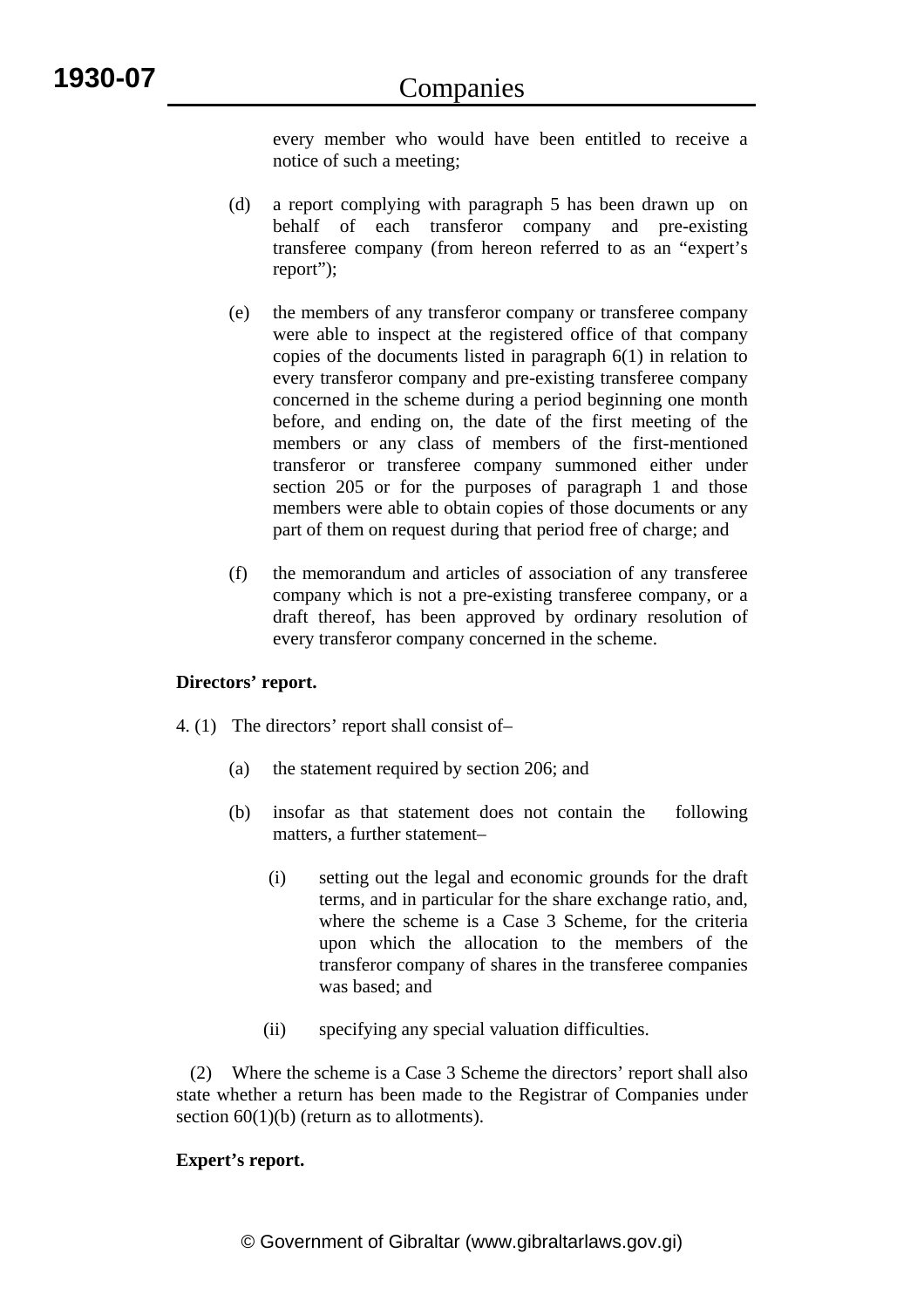every member who would have been entitled to receive a notice of such a meeting;

(d) a report complying with paragraph 5 has been drawn up on behalf of each transferor company and pre-existing transferee company (from hereon referred to as an "expert's report");

(e) the members of any transferor company or transferee company were able to inspect at the registered office of that company copies of the documents listed in paragraph 6(1) in relation to every transferor company and pre-existing transferee company concerned in the scheme during a period beginning one month before, and ending on, the date of the first meeting of the members or any class of members of the first-mentioned transferor or transferee company summoned either under section 205 or for the purposes of paragraph 1 and those members were able to obtain copies of those documents or any part of them on request during that period free of charge; and

(f) the memorandum and articles of association of any transferee company which is not a pre-existing transferee company, or a draft thereof, has been approved by ordinary resolution of every transferor company concerned in the scheme.

**Directors' report.**

4. (1) The directors' report shall consist of–

(a) the statement required by section 206; and

(b) insofar as that statement does not contain the following matters, a further statement–

(i) setting out the legal and economic grounds for the draft terms, and in particular for the share exchange ratio, and, where the scheme is a Case 3 Scheme, for the criteria upon which the allocation to the members of the transferor company of shares in the transferee companies was based; and

(ii) specifying any special valuation difficulties.

(2) Where the scheme is a Case 3 Scheme the directors' report shall also state whether a return has been made to the Registrar of Companies under section 60(1)(b) (return as to allotments).

**Expert's report.**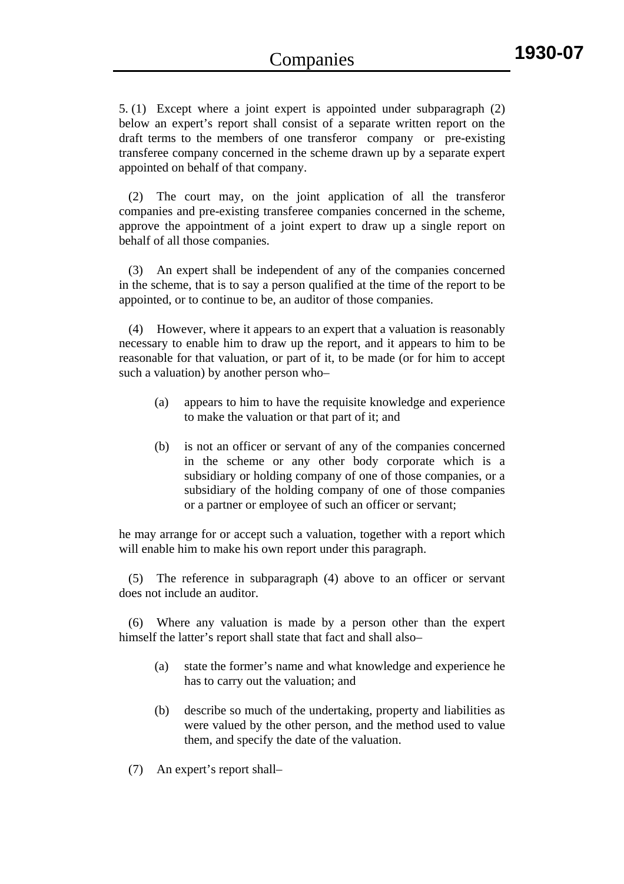5. (1) Except where a joint expert is appointed under subparagraph (2) below an expert's report shall consist of a separate written report on the draft terms to the members of one transferor company or pre-existing transferee company concerned in the scheme drawn up by a separate expert appointed on behalf of that company.

(2) The court may, on the joint application of all the transferor companies and pre-existing transferee companies concerned in the scheme, approve the appointment of a joint expert to draw up a single report on behalf of all those companies.

(3) An expert shall be independent of any of the companies concerned in the scheme, that is to say a person qualified at the time of the report to be appointed, or to continue to be, an auditor of those companies.

(4) However, where it appears to an expert that a valuation is reasonably necessary to enable him to draw up the report, and it appears to him to be reasonable for that valuation, or part of it, to be made (or for him to accept such a valuation) by another person who–

(a) appears to him to have the requisite knowledge and experience to make the valuation or that part of it; and

(b) is not an officer or servant of any of the companies concerned in the scheme or any other body corporate which is a subsidiary or holding company of one of those companies, or a subsidiary of the holding company of one of those companies or a partner or employee of such an officer or servant;

he may arrange for or accept such a valuation, together with a report which will enable him to make his own report under this paragraph.

(5) The reference in subparagraph (4) above to an officer or servant does not include an auditor.

(6) Where any valuation is made by a person other than the expert himself the latter's report shall state that fact and shall also–

(a) state the former's name and what knowledge and experience he has to carry out the valuation; and

(b) describe so much of the undertaking, property and liabilities as were valued by the other person, and the method used to value them, and specify the date of the valuation.

(7) An expert's report shall–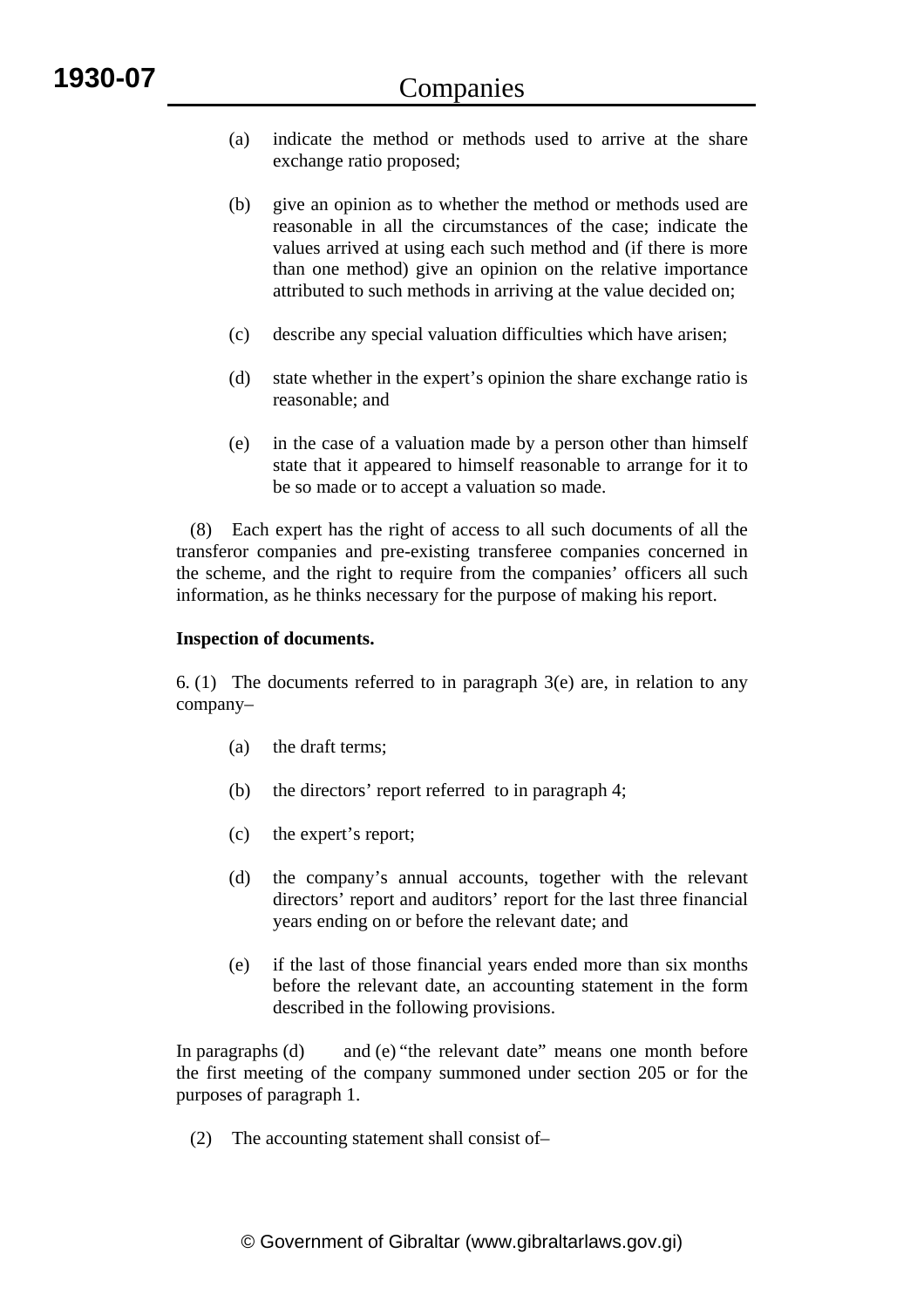(a) indicate the method or methods used to arrive at the share exchange ratio proposed;

(b) give an opinion as to whether the method or methods used are reasonable in all the circumstances of the case; indicate the values arrived at using each such method and (if there is more than one method) give an opinion on the relative importance attributed to such methods in arriving at the value decided on;

(c) describe any special valuation difficulties which have arisen;

(d) state whether in the expert's opinion the share exchange ratio is reasonable; and

(e) in the case of a valuation made by a person other than himself state that it appeared to himself reasonable to arrange for it to be so made or to accept a valuation so made.

(8) Each expert has the right of access to all such documents of all the transferor companies and pre-existing transferee companies concerned in the scheme, and the right to require from the companies' officers all such information, as he thinks necessary for the purpose of making his report.

**Inspection of documents.**

6. (1) The documents referred to in paragraph 3(e) are, in relation to any company–

(a) the draft terms;

(b) the directors' report referred to in paragraph 4;

(c) the expert's report;

(d) the company's annual accounts, together with the relevant directors' report and auditors' report for the last three financial years ending on or before the relevant date; and

(e) if the last of those financial years ended more than six months before the relevant date, an accounting statement in the form described in the following provisions.

In paragraphs (d) and (e) "the relevant date" means one month before the first meeting of the company summoned under section 205 or for the purposes of paragraph 1.

(2) The accounting statement shall consist of–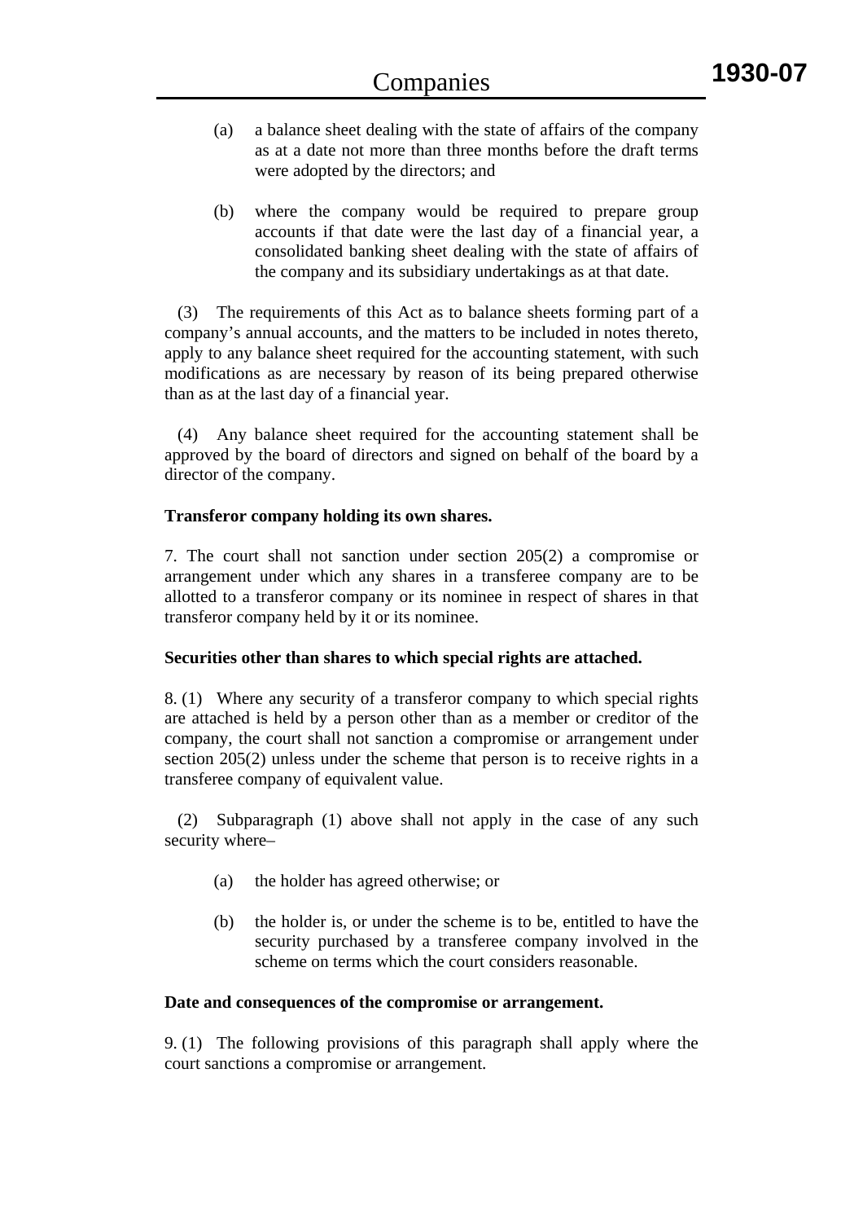(a) a balance sheet dealing with the state of affairs of the company as at a date not more than three months before the draft terms were adopted by the directors; and

(b) where the company would be required to prepare group accounts if that date were the last day of a financial year, a consolidated banking sheet dealing with the state of affairs of the company and its subsidiary undertakings as at that date.

(3) The requirements of this Act as to balance sheets forming part of a company's annual accounts, and the matters to be included in notes thereto, apply to any balance sheet required for the accounting statement, with such modifications as are necessary by reason of its being prepared otherwise than as at the last day of a financial year.

(4) Any balance sheet required for the accounting statement shall be approved by the board of directors and signed on behalf of the board by a director of the company.

**Transferor company holding its own shares.**

7. The court shall not sanction under section 205(2) a compromise or arrangement under which any shares in a transferee company are to be allotted to a transferor company or its nominee in respect of shares in that transferor company held by it or its nominee.

**Securities other than shares to which special rights are attached.**

8. (1) Where any security of a transferor company to which special rights are attached is held by a person other than as a member or creditor of the company, the court shall not sanction a compromise or arrangement under section 205(2) unless under the scheme that person is to receive rights in a transferee company of equivalent value.

(2) Subparagraph (1) above shall not apply in the case of any such security where–

(a) the holder has agreed otherwise; or

(b) the holder is, or under the scheme is to be, entitled to have the security purchased by a transferee company involved in the scheme on terms which the court considers reasonable.

**Date and consequences of the compromise or arrangement.**

9. (1) The following provisions of this paragraph shall apply where the court sanctions a compromise or arrangement.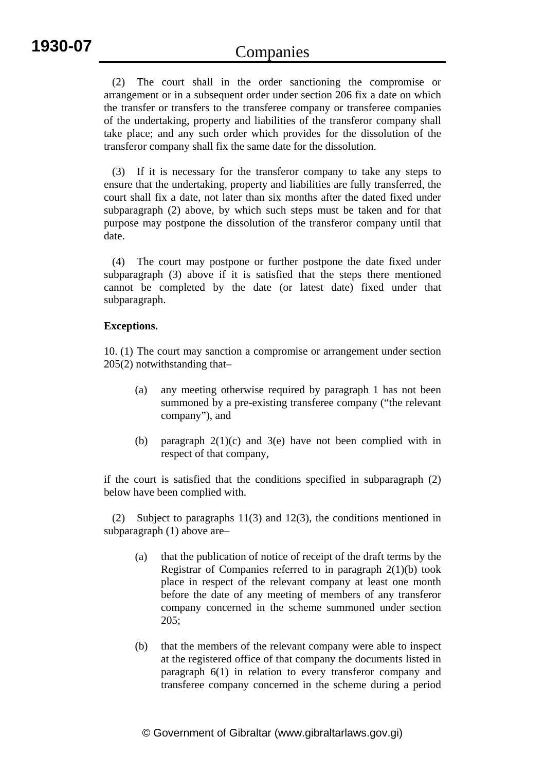(2) The court shall in the order sanctioning the compromise or arrangement or in a subsequent order under section 206 fix a date on which the transfer or transfers to the transferee company or transferee companies of the undertaking, property and liabilities of the transferor company shall take place; and any such order which provides for the dissolution of the transferor company shall fix the same date for the dissolution.

(3) If it is necessary for the transferor company to take any steps to ensure that the undertaking, property and liabilities are fully transferred, the court shall fix a date, not later than six months after the dated fixed under subparagraph (2) above, by which such steps must be taken and for that purpose may postpone the dissolution of the transferor company until that date.

(4) The court may postpone or further postpone the date fixed under subparagraph (3) above if it is satisfied that the steps there mentioned cannot be completed by the date (or latest date) fixed under that subparagraph.

**Exceptions.**

10. (1) The court may sanction a compromise or arrangement under section 205(2) notwithstanding that–

(a) any meeting otherwise required by paragraph 1 has not been summoned by a pre-existing transferee company ("the relevant company"), and

(b) paragraph 2(1)(c) and 3(e) have not been complied with in respect of that company,

if the court is satisfied that the conditions specified in subparagraph (2) below have been complied with.

(2) Subject to paragraphs 11(3) and 12(3), the conditions mentioned in subparagraph (1) above are–

(a) that the publication of notice of receipt of the draft terms by the Registrar of Companies referred to in paragraph 2(1)(b) took place in respect of the relevant company at least one month before the date of any meeting of members of any transferor company concerned in the scheme summoned under section 205;

(b) that the members of the relevant company were able to inspect at the registered office of that company the documents listed in paragraph 6(1) in relation to every transferor company and transferee company concerned in the scheme during a period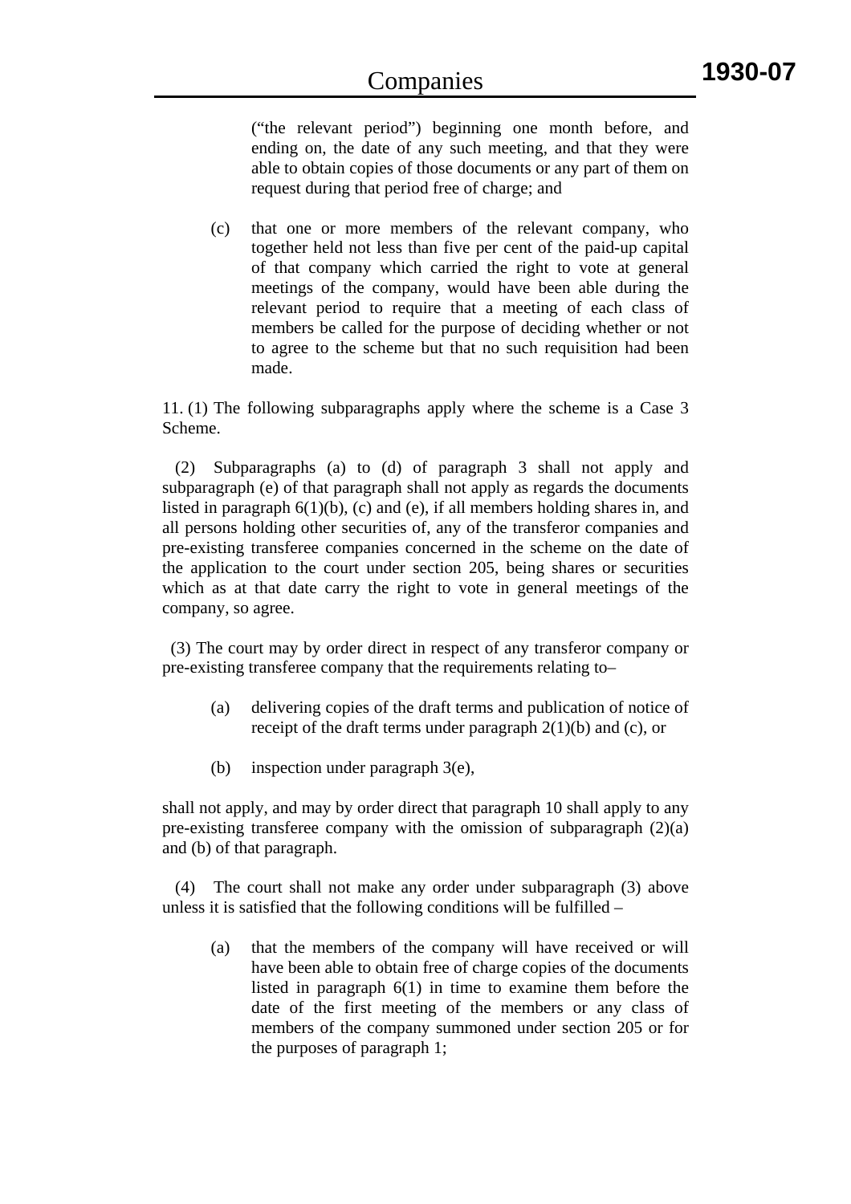("the relevant period") beginning one month before, and ending on, the date of any such meeting, and that they were able to obtain copies of those documents or any part of them on request during that period free of charge; and

(c) that one or more members of the relevant company, who together held not less than five per cent of the paid-up capital of that company which carried the right to vote at general meetings of the company, would have been able during the relevant period to require that a meeting of each class of members be called for the purpose of deciding whether or not to agree to the scheme but that no such requisition had been made.

11. (1) The following subparagraphs apply where the scheme is a Case 3 Scheme.

(2) Subparagraphs (a) to (d) of paragraph 3 shall not apply and subparagraph (e) of that paragraph shall not apply as regards the documents listed in paragraph 6(1)(b), (c) and (e), if all members holding shares in, and all persons holding other securities of, any of the transferor companies and pre-existing transferee companies concerned in the scheme on the date of the application to the court under section 205, being shares or securities which as at that date carry the right to vote in general meetings of the company, so agree.

(3) The court may by order direct in respect of any transferor company or pre-existing transferee company that the requirements relating to–

(a) delivering copies of the draft terms and publication of notice of receipt of the draft terms under paragraph 2(1)(b) and (c), or

(b) inspection under paragraph 3(e),

shall not apply, and may by order direct that paragraph 10 shall apply to any pre-existing transferee company with the omission of subparagraph (2)(a) and (b) of that paragraph.

(4) The court shall not make any order under subparagraph (3) above unless it is satisfied that the following conditions will be fulfilled –

(a) that the members of the company will have received or will have been able to obtain free of charge copies of the documents listed in paragraph 6(1) in time to examine them before the date of the first meeting of the members or any class of members of the company summoned under section 205 or for the purposes of paragraph 1;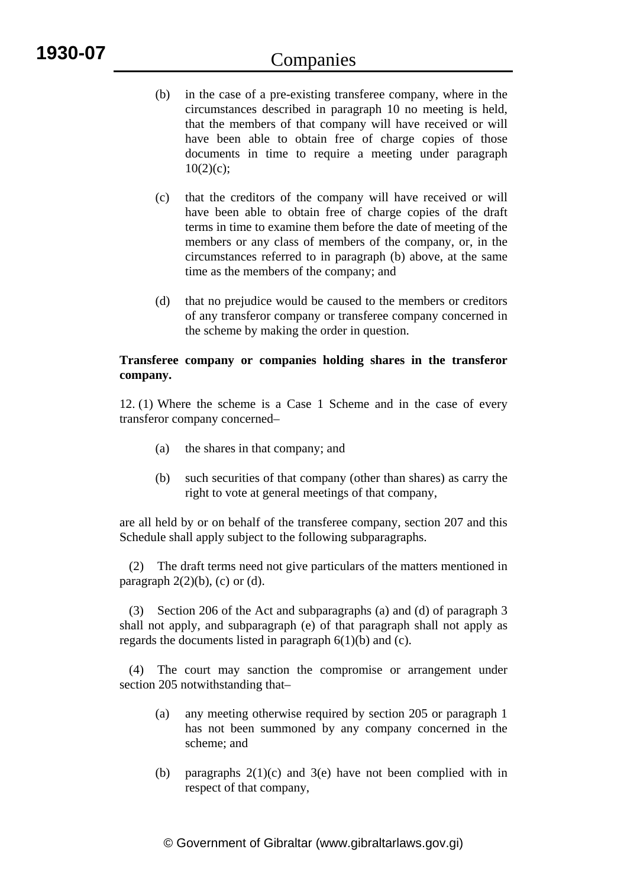(b) in the case of a pre-existing transferee company, where in the circumstances described in paragraph 10 no meeting is held, that the members of that company will have received or will have been able to obtain free of charge copies of those documents in time to require a meeting under paragraph 10(2)(c);

(c) that the creditors of the company will have received or will have been able to obtain free of charge copies of the draft terms in time to examine them before the date of meeting of the members or any class of members of the company, or, in the circumstances referred to in paragraph (b) above, at the same time as the members of the company; and

(d) that no prejudice would be caused to the members or creditors of any transferor company or transferee company concerned in the scheme by making the order in question.

**Transferee company or companies holding shares in the transferor company.**

12. (1) Where the scheme is a Case 1 Scheme and in the case of every transferor company concerned–

(a) the shares in that company; and

(b) such securities of that company (other than shares) as carry the right to vote at general meetings of that company,

are all held by or on behalf of the transferee company, section 207 and this Schedule shall apply subject to the following subparagraphs.

(2) The draft terms need not give particulars of the matters mentioned in paragraph 2(2)(b), (c) or (d).

(3) Section 206 of the Act and subparagraphs (a) and (d) of paragraph 3 shall not apply, and subparagraph (e) of that paragraph shall not apply as regards the documents listed in paragraph 6(1)(b) and (c).

(4) The court may sanction the compromise or arrangement under section 205 notwithstanding that–

(a) any meeting otherwise required by section 205 or paragraph 1 has not been summoned by any company concerned in the scheme; and

(b) paragraphs 2(1)(c) and 3(e) have not been complied with in respect of that company,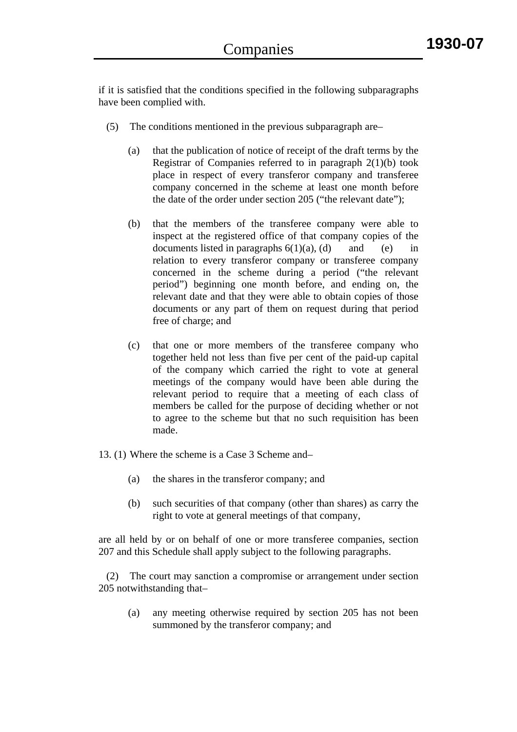if it is satisfied that the conditions specified in the following subparagraphs have been complied with.

(5) The conditions mentioned in the previous subparagraph are–

(a) that the publication of notice of receipt of the draft terms by the Registrar of Companies referred to in paragraph 2(1)(b) took place in respect of every transferor company and transferee company concerned in the scheme at least one month before the date of the order under section 205 ("the relevant date");

(b) that the members of the transferee company were able to inspect at the registered office of that company copies of the documents listed in paragraphs 6(1)(a), (d) and (e) in relation to every transferor company or transferee company concerned in the scheme during a period ("the relevant period") beginning one month before, and ending on, the relevant date and that they were able to obtain copies of those documents or any part of them on request during that period free of charge; and

(c) that one or more members of the transferee company who together held not less than five per cent of the paid-up capital of the company which carried the right to vote at general meetings of the company would have been able during the relevant period to require that a meeting of each class of members be called for the purpose of deciding whether or not to agree to the scheme but that no such requisition has been made.

13. (1) Where the scheme is a Case 3 Scheme and–

(a) the shares in the transferor company; and

(b) such securities of that company (other than shares) as carry the right to vote at general meetings of that company,

are all held by or on behalf of one or more transferee companies, section 207 and this Schedule shall apply subject to the following paragraphs.

(2) The court may sanction a compromise or arrangement under section 205 notwithstanding that–

(a) any meeting otherwise required by section 205 has not been summoned by the transferor company; and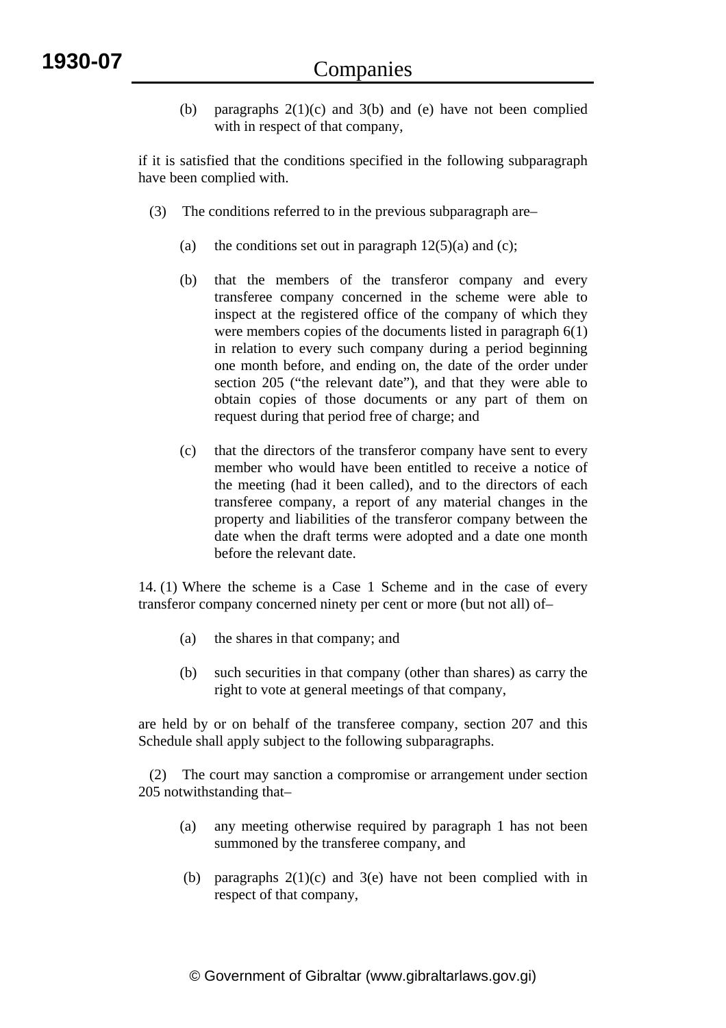(b) paragraphs 2(1)(c) and 3(b) and (e) have not been complied with in respect of that company,

if it is satisfied that the conditions specified in the following subparagraph have been complied with.

(3) The conditions referred to in the previous subparagraph are–

(a) the conditions set out in paragraph 12(5)(a) and (c);

(b) that the members of the transferor company and every transferee company concerned in the scheme were able to inspect at the registered office of the company of which they were members copies of the documents listed in paragraph 6(1) in relation to every such company during a period beginning one month before, and ending on, the date of the order under section 205 ("the relevant date"), and that they were able to obtain copies of those documents or any part of them on request during that period free of charge; and

(c) that the directors of the transferor company have sent to every member who would have been entitled to receive a notice of the meeting (had it been called), and to the directors of each transferee company, a report of any material changes in the property and liabilities of the transferor company between the date when the draft terms were adopted and a date one month before the relevant date.

14. (1) Where the scheme is a Case 1 Scheme and in the case of every transferor company concerned ninety per cent or more (but not all) of–

(a) the shares in that company; and

(b) such securities in that company (other than shares) as carry the right to vote at general meetings of that company,

are held by or on behalf of the transferee company, section 207 and this Schedule shall apply subject to the following subparagraphs.

(2) The court may sanction a compromise or arrangement under section 205 notwithstanding that–

(a) any meeting otherwise required by paragraph 1 has not been summoned by the transferee company, and

(b) paragraphs 2(1)(c) and 3(e) have not been complied with in respect of that company,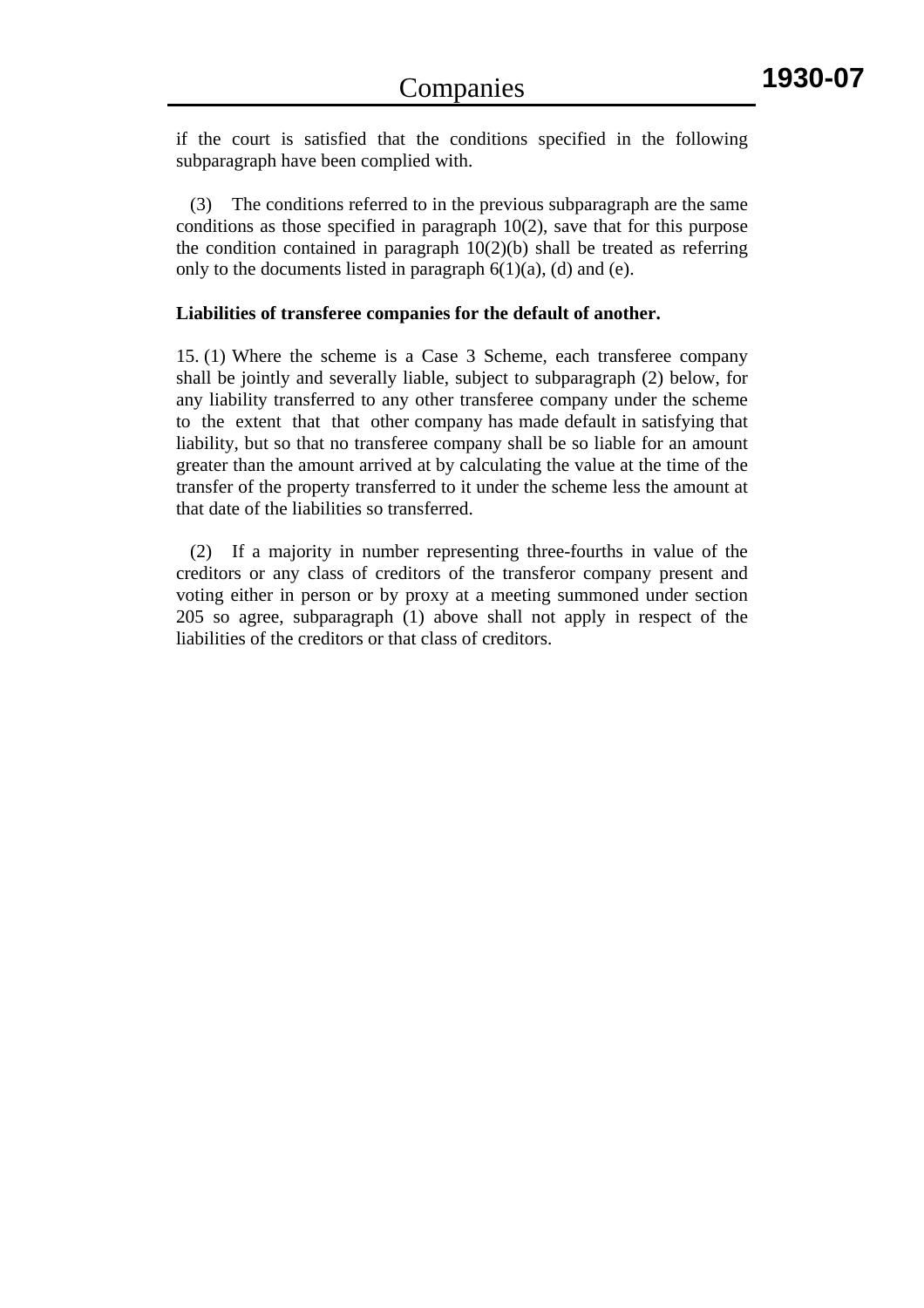if the court is satisfied that the conditions specified in the following subparagraph have been complied with.

(3) The conditions referred to in the previous subparagraph are the same conditions as those specified in paragraph 10(2), save that for this purpose the condition contained in paragraph 10(2)(b) shall be treated as referring only to the documents listed in paragraph 6(1)(a), (d) and (e).

**Liabilities of transferee companies for the default of another.**

15. (1) Where the scheme is a Case 3 Scheme, each transferee company shall be jointly and severally liable, subject to subparagraph (2) below, for any liability transferred to any other transferee company under the scheme to the extent that that other company has made default in satisfying that liability, but so that no transferee company shall be so liable for an amount greater than the amount arrived at by calculating the value at the time of the transfer of the property transferred to it under the scheme less the amount at that date of the liabilities so transferred.

(2) If a majority in number representing three-fourths in value of the creditors or any class of creditors of the transferor company present and voting either in person or by proxy at a meeting summoned under section 205 so agree, subparagraph (1) above shall not apply in respect of the liabilities of the creditors or that class of creditors.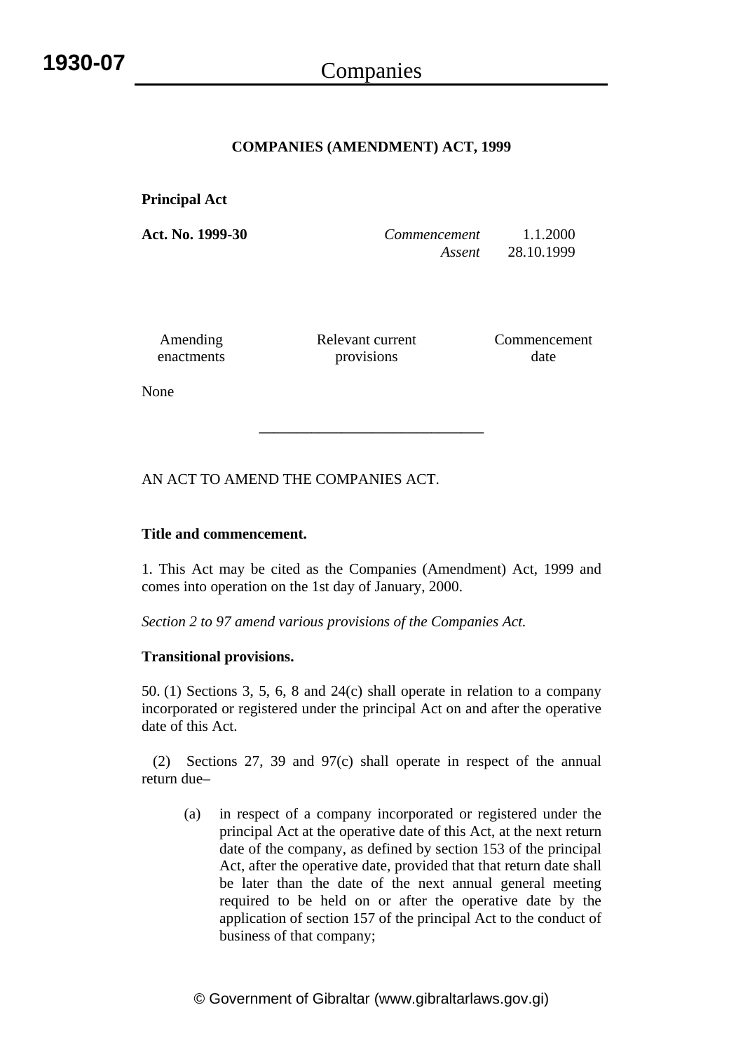**COMPANIES (AMENDMENT) ACT, 1999**

**Principal Act**

**Act. No. 1999-30** *Commencement* 1.1.2000
*Assent* 28.10.1999

| Amending enactments | Relevant current provisions | Commencement date |
| --- | --- | --- |
| None | | |

---

AN ACT TO AMEND THE COMPANIES ACT.

**Title and commencement.**

1. This Act may be cited as the Companies (Amendment) Act, 1999 and comes into operation on the 1st day of January, 2000.

*Section 2 to 97 amend various provisions of the Companies Act.*

**Transitional provisions.**

50. (1) Sections 3, 5, 6, 8 and 24(c) shall operate in relation to a company incorporated or registered under the principal Act on and after the operative date of this Act.

(2) Sections 27, 39 and 97(c) shall operate in respect of the annual return due–

(a) in respect of a company incorporated or registered under the principal Act at the operative date of this Act, at the next return date of the company, as defined by section 153 of the principal Act, after the operative date, provided that that return date shall be later than the date of the next annual general meeting required to be held on or after the operative date by the application of section 157 of the principal Act to the conduct of business of that company;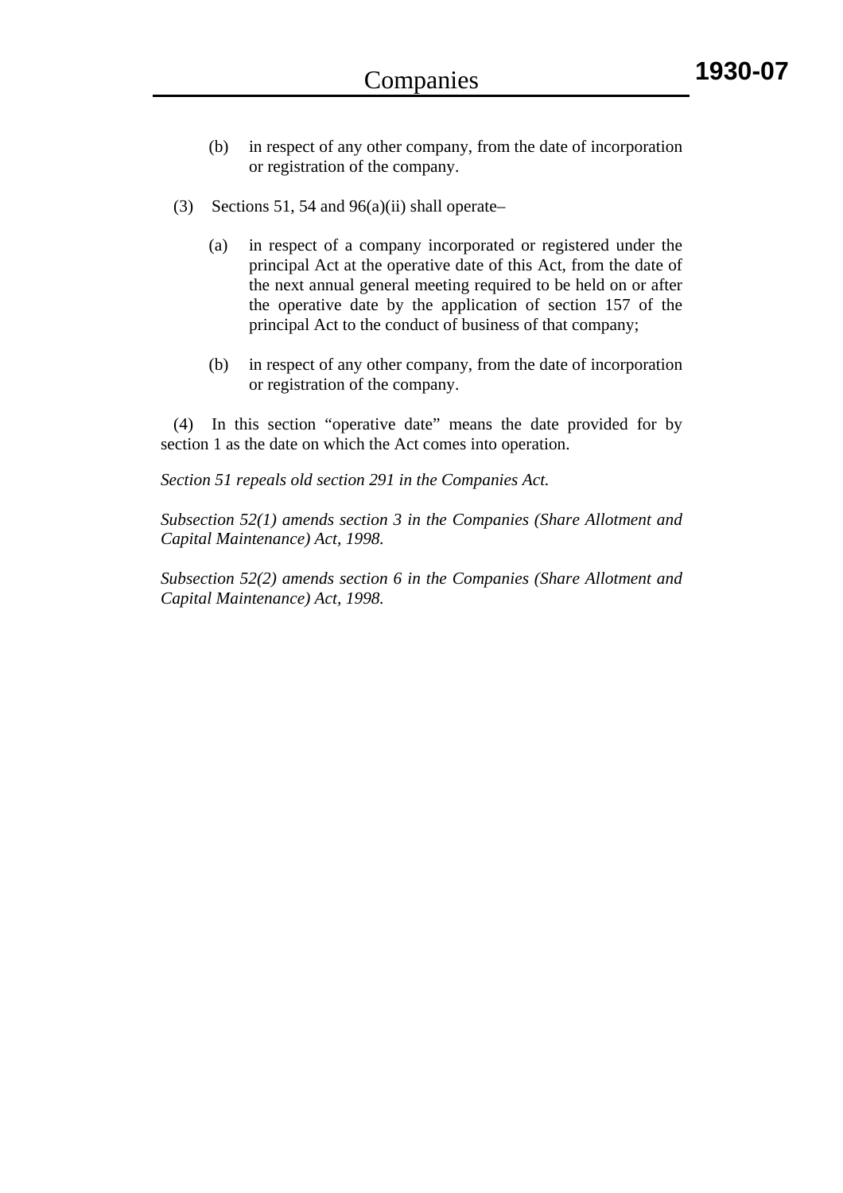(b) in respect of any other company, from the date of incorporation or registration of the company.

(3) Sections 51, 54 and 96(a)(ii) shall operate–

(a) in respect of a company incorporated or registered under the principal Act at the operative date of this Act, from the date of the next annual general meeting required to be held on or after the operative date by the application of section 157 of the principal Act to the conduct of business of that company;

(b) in respect of any other company, from the date of incorporation or registration of the company.

(4) In this section "operative date" means the date provided for by section 1 as the date on which the Act comes into operation.

*Section 51 repeals old section 291 in the Companies Act.*

*Subsection 52(1) amends section 3 in the Companies (Share Allotment and Capital Maintenance) Act, 1998.*

*Subsection 52(2) amends section 6 in the Companies (Share Allotment and Capital Maintenance) Act, 1998.*